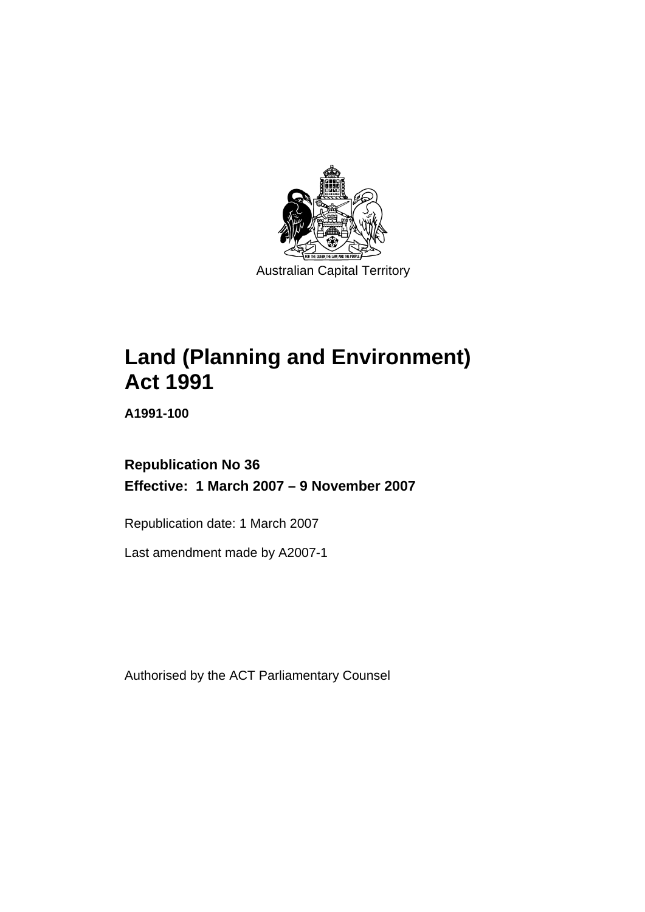Australian Capital Territory

# Land (Planning and Environment) Act 1991

**A1991-100**

**Republication No 36**

**Effective: 1 March 2007 – 9 November 2007**

Republication date: 1 March 2007

Last amendment made by A2007-1

Authorised by the ACT Parliamentary Counsel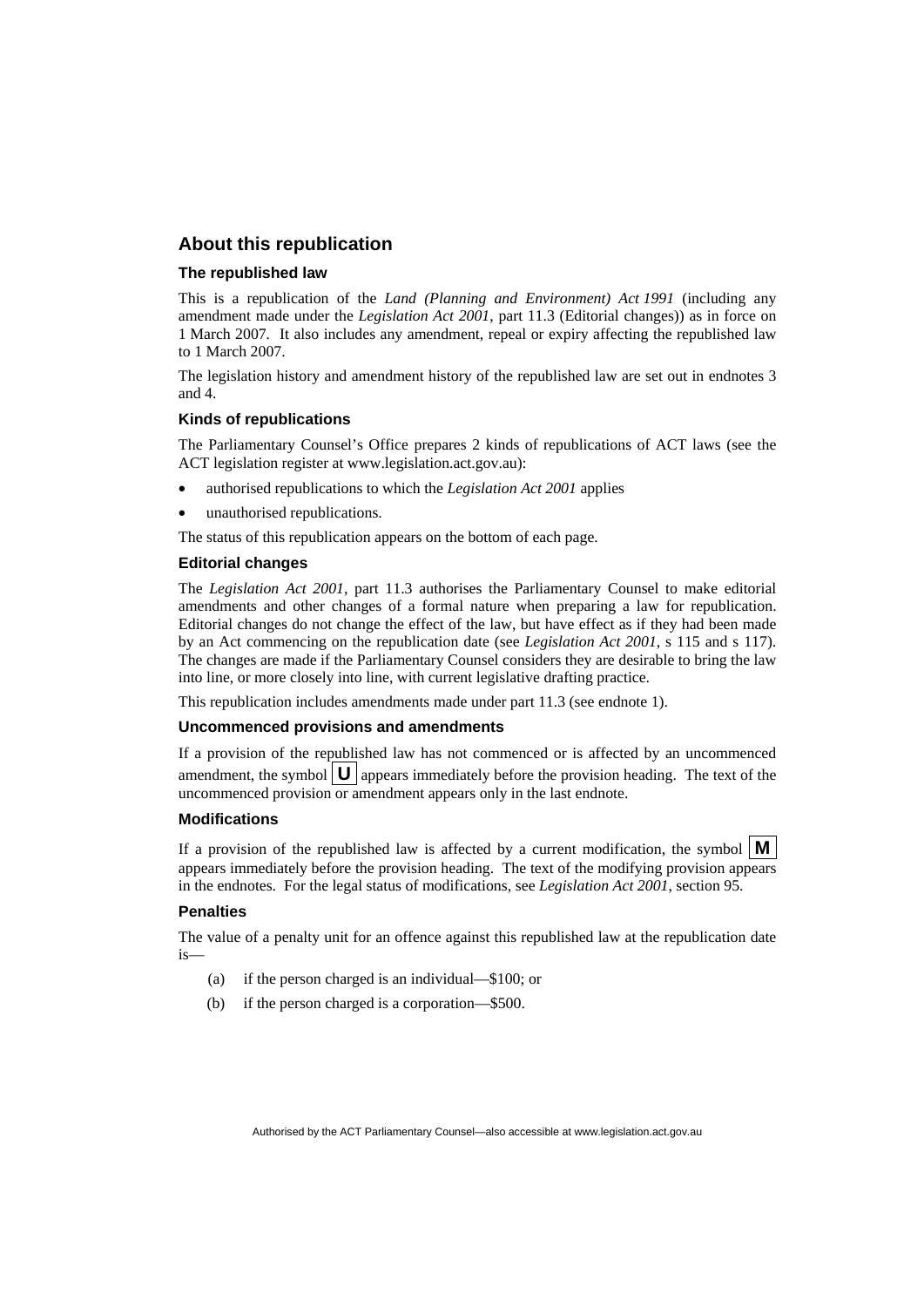## About this republication

### The republished law

This is a republication of the *Land (Planning and Environment) Act 1991* (including any amendment made under the *Legislation Act 2001*, part 11.3 (Editorial changes)) as in force on 1 March 2007. It also includes any amendment, repeal or expiry affecting the republished law to 1 March 2007.

The legislation history and amendment history of the republished law are set out in endnotes 3 and 4.

### Kinds of republications

The Parliamentary Counsel's Office prepares 2 kinds of republications of ACT laws (see the ACT legislation register at www.legislation.act.gov.au):

- authorised republications to which the *Legislation Act 2001* applies
- unauthorised republications.

The status of this republication appears on the bottom of each page.

### Editorial changes

The *Legislation Act 2001*, part 11.3 authorises the Parliamentary Counsel to make editorial amendments and other changes of a formal nature when preparing a law for republication. Editorial changes do not change the effect of the law, but have effect as if they had been made by an Act commencing on the republication date (see *Legislation Act 2001*, s 115 and s 117). The changes are made if the Parliamentary Counsel considers they are desirable to bring the law into line, or more closely into line, with current legislative drafting practice.

This republication includes amendments made under part 11.3 (see endnote 1).

### Uncommenced provisions and amendments

If a provision of the republished law has not commenced or is affected by an uncommenced amendment, the symbol **U** appears immediately before the provision heading. The text of the uncommenced provision or amendment appears only in the last endnote.

### Modifications

If a provision of the republished law is affected by a current modification, the symbol **M** appears immediately before the provision heading. The text of the modifying provision appears in the endnotes. For the legal status of modifications, see *Legislation Act 2001*, section 95.

### Penalties

The value of a penalty unit for an offence against this republished law at the republication date is—

(a) if the person charged is an individual—$100; or

(b) if the person charged is a corporation—$500.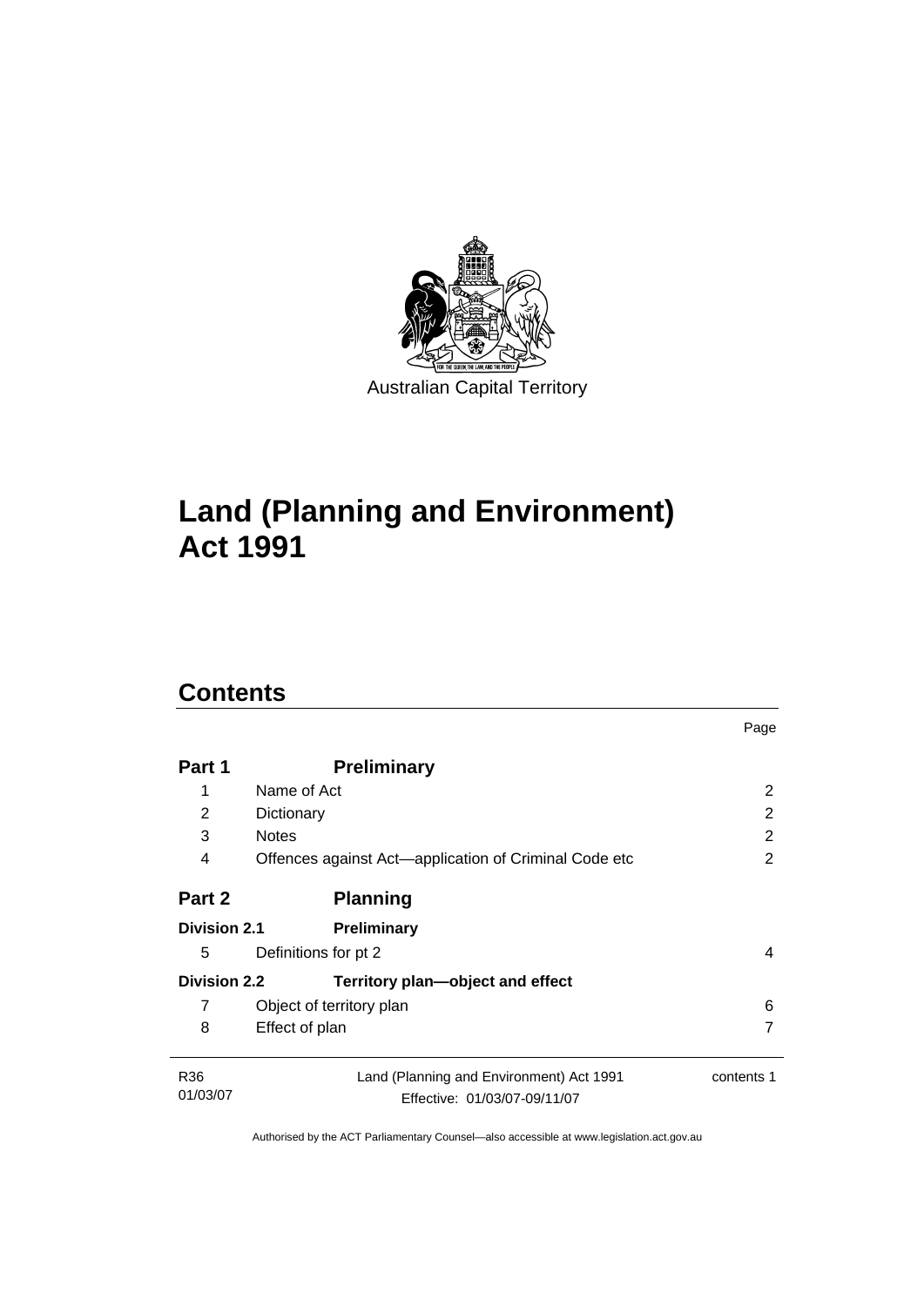Australian Capital Territory

# Land (Planning and Environment) Act 1991

## Contents

| | | Page |
|---|---|---|
| **Part 1** | **Preliminary** | |
| 1 | Name of Act | 2 |
| 2 | Dictionary | 2 |
| 3 | Notes | 2 |
| 4 | Offences against Act—application of Criminal Code etc | 2 |
| **Part 2** | **Planning** | |
| **Division 2.1** | **Preliminary** | |
| 5 | Definitions for pt 2 | 4 |
| **Division 2.2** | **Territory plan—object and effect** | |
| 7 | Object of territory plan | 6 |
| 8 | Effect of plan | 7 |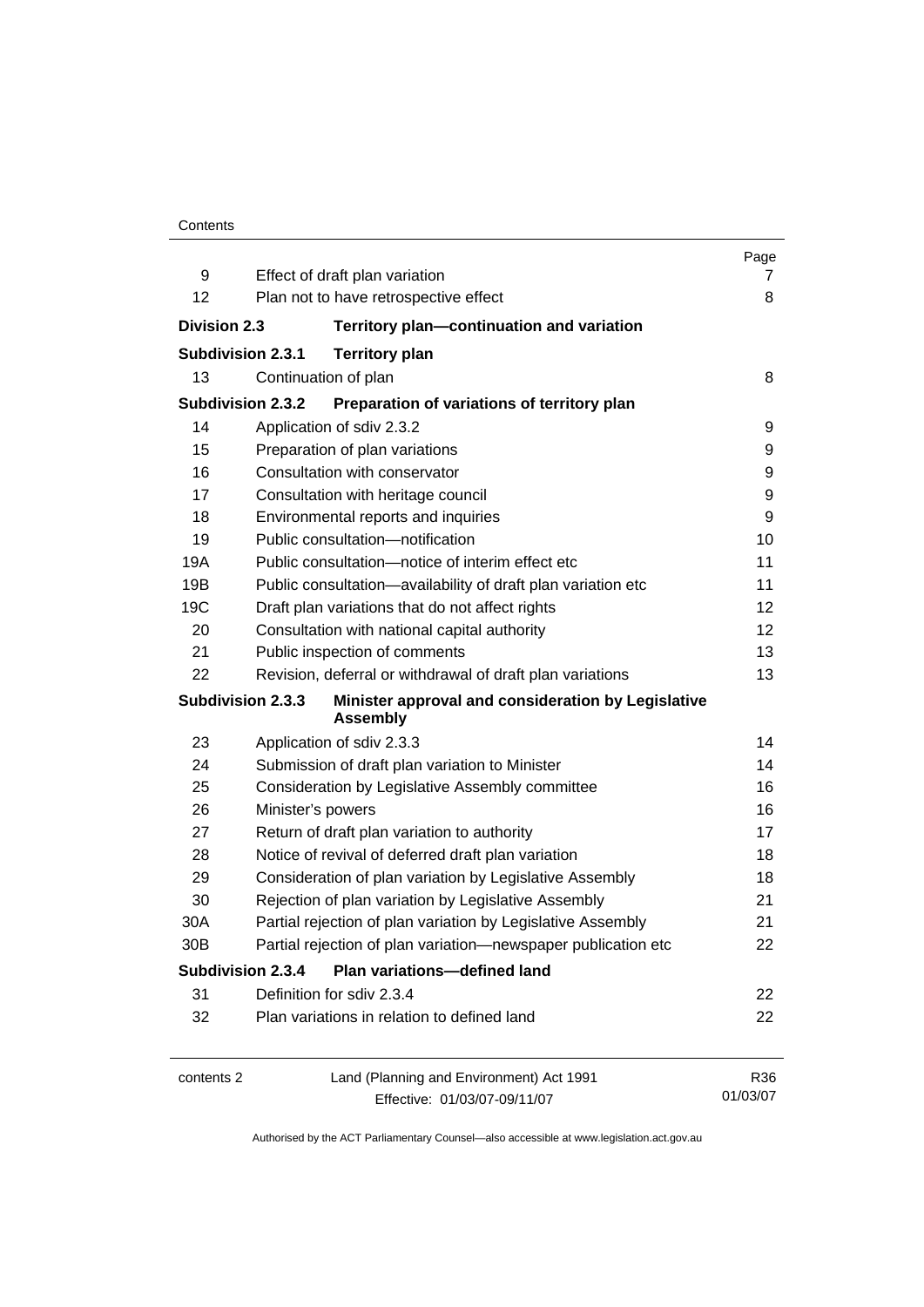| | | Page |
|---|---|---|
| 9 | Effect of draft plan variation | 7 |
| 12 | Plan not to have retrospective effect | 8 |
| **Division 2.3** | **Territory plan—continuation and variation** | |
| **Subdivision 2.3.1** | **Territory plan** | |
| 13 | Continuation of plan | 8 |
| **Subdivision 2.3.2** | **Preparation of variations of territory plan** | |
| 14 | Application of sdiv 2.3.2 | 9 |
| 15 | Preparation of plan variations | 9 |
| 16 | Consultation with conservator | 9 |
| 17 | Consultation with heritage council | 9 |
| 18 | Environmental reports and inquiries | 9 |
| 19 | Public consultation—notification | 10 |
| 19A | Public consultation—notice of interim effect etc | 11 |
| 19B | Public consultation—availability of draft plan variation etc | 11 |
| 19C | Draft plan variations that do not affect rights | 12 |
| 20 | Consultation with national capital authority | 12 |
| 21 | Public inspection of comments | 13 |
| 22 | Revision, deferral or withdrawal of draft plan variations | 13 |
| **Subdivision 2.3.3** | **Minister approval and consideration by Legislative Assembly** | |
| 23 | Application of sdiv 2.3.3 | 14 |
| 24 | Submission of draft plan variation to Minister | 14 |
| 25 | Consideration by Legislative Assembly committee | 16 |
| 26 | Minister's powers | 16 |
| 27 | Return of draft plan variation to authority | 17 |
| 28 | Notice of revival of deferred draft plan variation | 18 |
| 29 | Consideration of plan variation by Legislative Assembly | 18 |
| 30 | Rejection of plan variation by Legislative Assembly | 21 |
| 30A | Partial rejection of plan variation by Legislative Assembly | 21 |
| 30B | Partial rejection of plan variation—newspaper publication etc | 22 |
| **Subdivision 2.3.4** | **Plan variations—defined land** | |
| 31 | Definition for sdiv 2.3.4 | 22 |
| 32 | Plan variations in relation to defined land | 22 |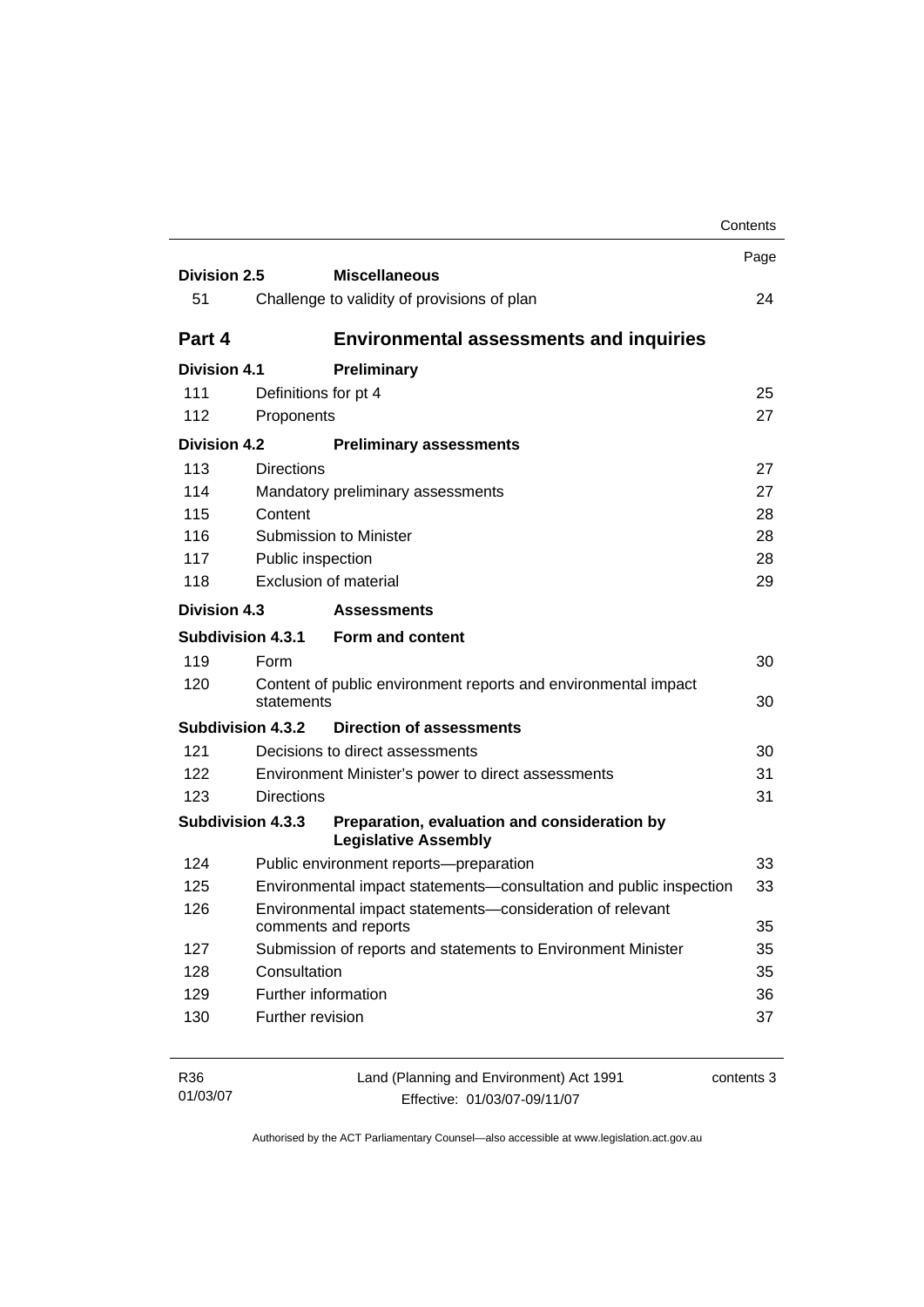| | | Page |
|---|---|---|
| **Division 2.5** | **Miscellaneous** | |
| 51 | Challenge to validity of provisions of plan | 24 |
| **Part 4** | **Environmental assessments and inquiries** | |
| **Division 4.1** | **Preliminary** | |
| 111 | Definitions for pt 4 | 25 |
| 112 | Proponents | 27 |
| **Division 4.2** | **Preliminary assessments** | |
| 113 | Directions | 27 |
| 114 | Mandatory preliminary assessments | 27 |
| 115 | Content | 28 |
| 116 | Submission to Minister | 28 |
| 117 | Public inspection | 28 |
| 118 | Exclusion of material | 29 |
| **Division 4.3** | **Assessments** | |
| **Subdivision 4.3.1** | **Form and content** | |
| 119 | Form | 30 |
| 120 | Content of public environment reports and environmental impact statements | 30 |
| **Subdivision 4.3.2** | **Direction of assessments** | |
| 121 | Decisions to direct assessments | 30 |
| 122 | Environment Minister's power to direct assessments | 31 |
| 123 | Directions | 31 |
| **Subdivision 4.3.3** | **Preparation, evaluation and consideration by Legislative Assembly** | |
| 124 | Public environment reports—preparation | 33 |
| 125 | Environmental impact statements—consultation and public inspection | 33 |
| 126 | Environmental impact statements—consideration of relevant comments and reports | 35 |
| 127 | Submission of reports and statements to Environment Minister | 35 |
| 128 | Consultation | 35 |
| 129 | Further information | 36 |
| 130 | Further revision | 37 |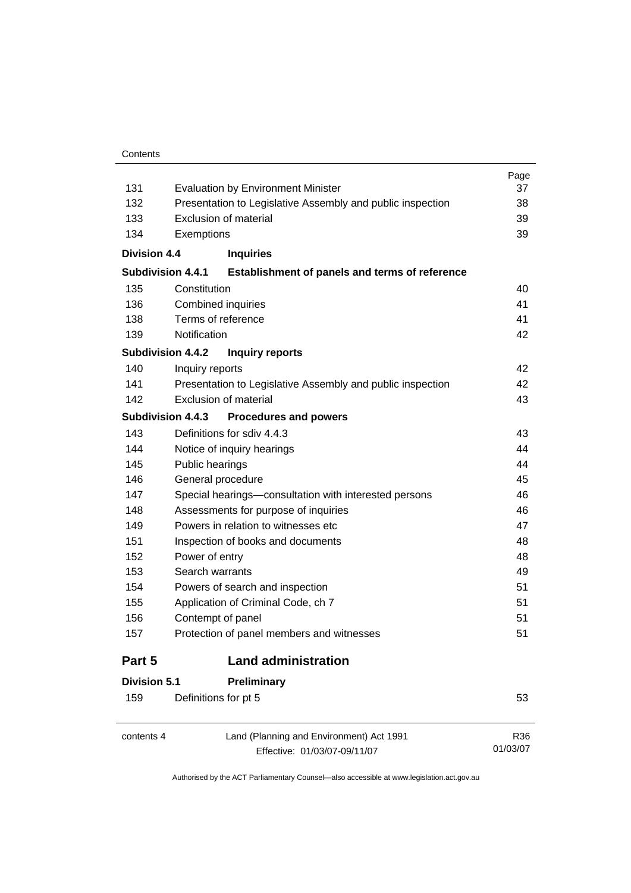| | | Page |
|---|---|---|
| 131 | Evaluation by Environment Minister | 37 |
| 132 | Presentation to Legislative Assembly and public inspection | 38 |
| 133 | Exclusion of material | 39 |
| 134 | Exemptions | 39 |
| **Division 4.4** | **Inquiries** | |
| **Subdivision 4.4.1** | **Establishment of panels and terms of reference** | |
| 135 | Constitution | 40 |
| 136 | Combined inquiries | 41 |
| 138 | Terms of reference | 41 |
| 139 | Notification | 42 |
| **Subdivision 4.4.2** | **Inquiry reports** | |
| 140 | Inquiry reports | 42 |
| 141 | Presentation to Legislative Assembly and public inspection | 42 |
| 142 | Exclusion of material | 43 |
| **Subdivision 4.4.3** | **Procedures and powers** | |
| 143 | Definitions for sdiv 4.4.3 | 43 |
| 144 | Notice of inquiry hearings | 44 |
| 145 | Public hearings | 44 |
| 146 | General procedure | 45 |
| 147 | Special hearings—consultation with interested persons | 46 |
| 148 | Assessments for purpose of inquiries | 46 |
| 149 | Powers in relation to witnesses etc | 47 |
| 151 | Inspection of books and documents | 48 |
| 152 | Power of entry | 48 |
| 153 | Search warrants | 49 |
| 154 | Powers of search and inspection | 51 |
| 155 | Application of Criminal Code, ch 7 | 51 |
| 156 | Contempt of panel | 51 |
| 157 | Protection of panel members and witnesses | 51 |

## Part 5 Land administration

| | | |
|---|---|---|
| **Division 5.1** | **Preliminary** | |
| 159 | Definitions for pt 5 | 53 |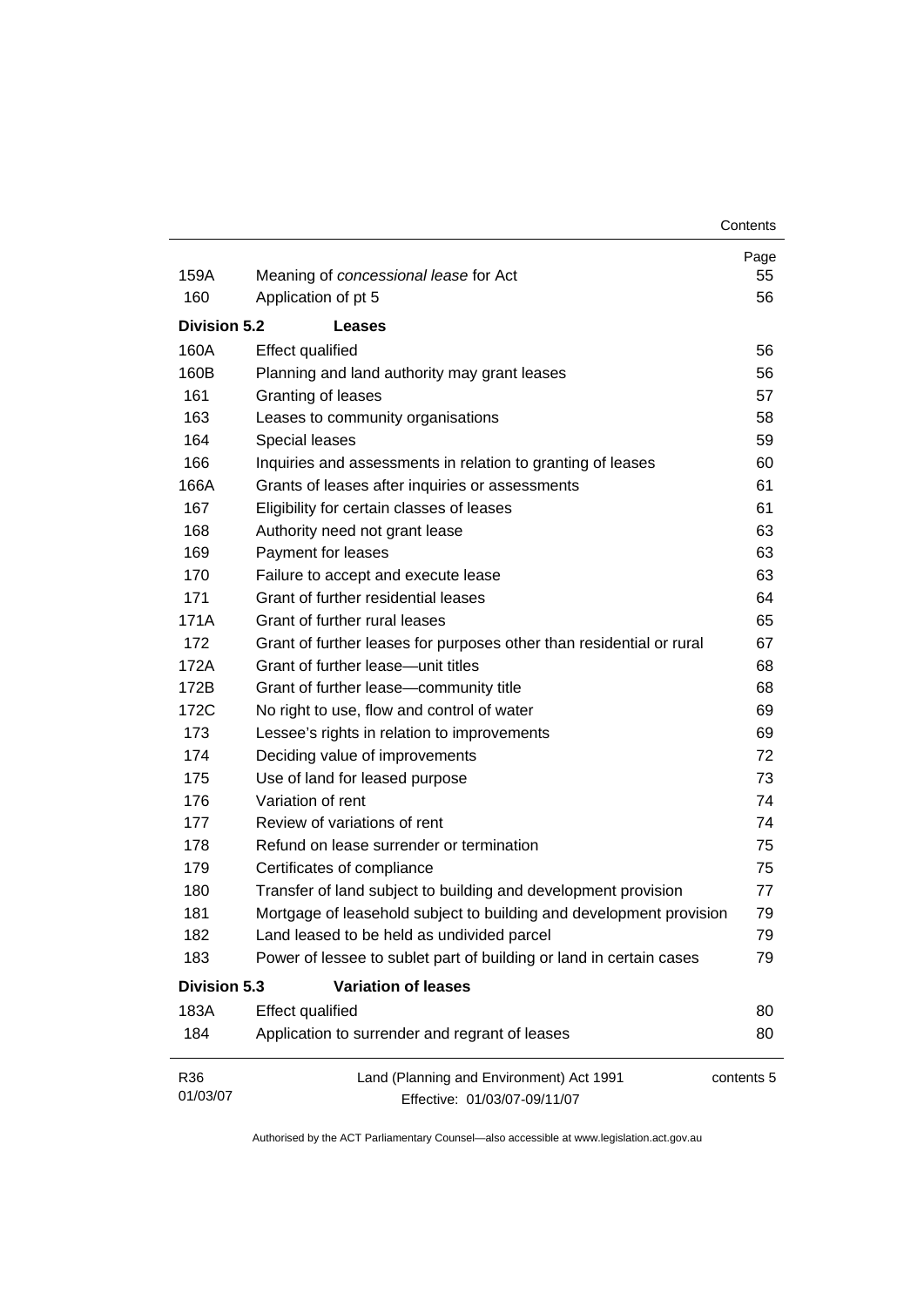| | | Page |
|---|---|---|
| 159A | Meaning of *concessional lease* for Act | 55 |
| 160 | Application of pt 5 | 56 |
| **Division 5.2** | **Leases** | |
| 160A | Effect qualified | 56 |
| 160B | Planning and land authority may grant leases | 56 |
| 161 | Granting of leases | 57 |
| 163 | Leases to community organisations | 58 |
| 164 | Special leases | 59 |
| 166 | Inquiries and assessments in relation to granting of leases | 60 |
| 166A | Grants of leases after inquiries or assessments | 61 |
| 167 | Eligibility for certain classes of leases | 61 |
| 168 | Authority need not grant lease | 63 |
| 169 | Payment for leases | 63 |
| 170 | Failure to accept and execute lease | 63 |
| 171 | Grant of further residential leases | 64 |
| 171A | Grant of further rural leases | 65 |
| 172 | Grant of further leases for purposes other than residential or rural | 67 |
| 172A | Grant of further lease—unit titles | 68 |
| 172B | Grant of further lease—community title | 68 |
| 172C | No right to use, flow and control of water | 69 |
| 173 | Lessee's rights in relation to improvements | 69 |
| 174 | Deciding value of improvements | 72 |
| 175 | Use of land for leased purpose | 73 |
| 176 | Variation of rent | 74 |
| 177 | Review of variations of rent | 74 |
| 178 | Refund on lease surrender or termination | 75 |
| 179 | Certificates of compliance | 75 |
| 180 | Transfer of land subject to building and development provision | 77 |
| 181 | Mortgage of leasehold subject to building and development provision | 79 |
| 182 | Land leased to be held as undivided parcel | 79 |
| 183 | Power of lessee to sublet part of building or land in certain cases | 79 |
| **Division 5.3** | **Variation of leases** | |
| 183A | Effect qualified | 80 |
| 184 | Application to surrender and regrant of leases | 80 |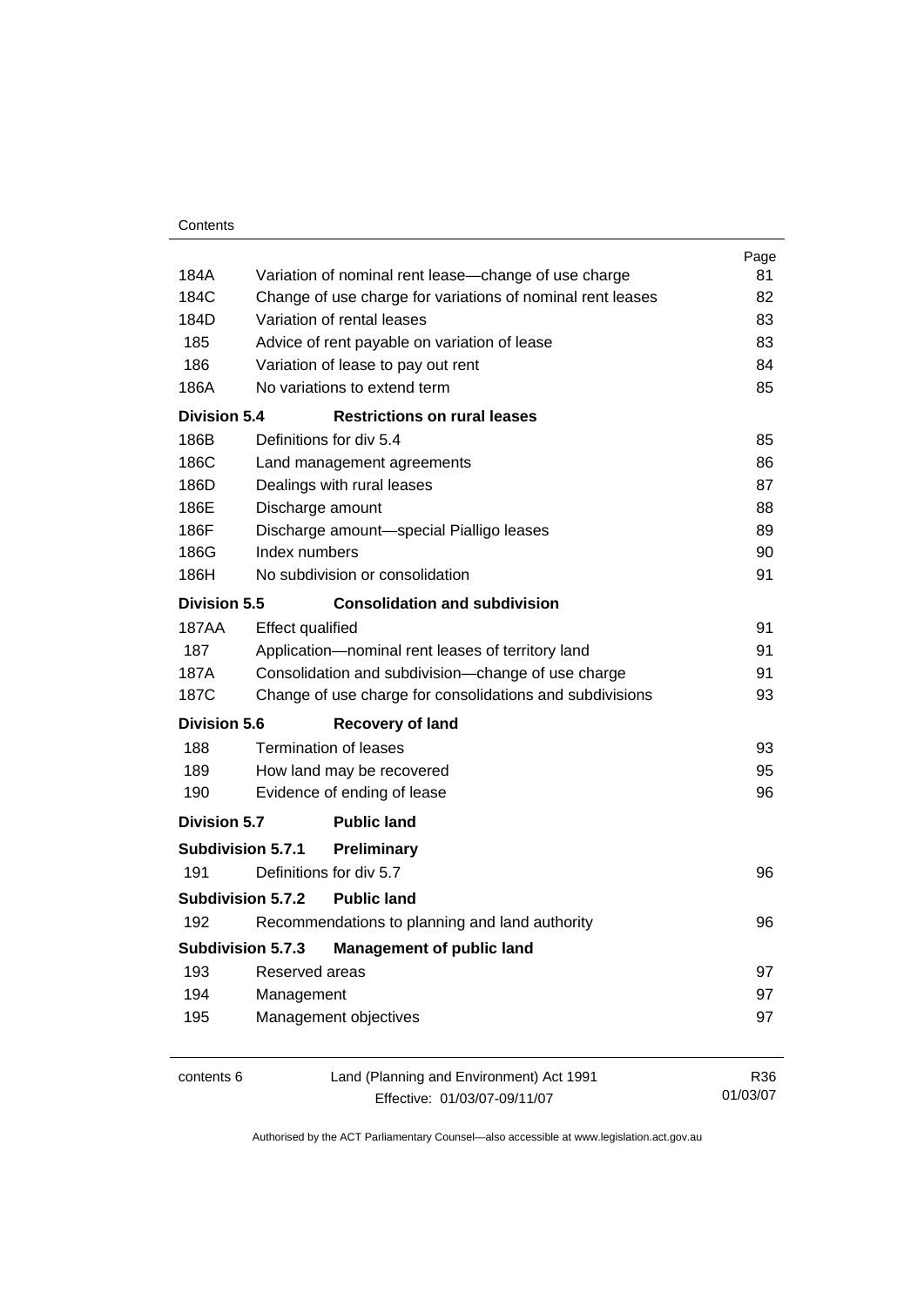| | | Page |
|---|---|---|
| 184A | Variation of nominal rent lease—change of use charge | 81 |
| 184C | Change of use charge for variations of nominal rent leases | 82 |
| 184D | Variation of rental leases | 83 |
| 185 | Advice of rent payable on variation of lease | 83 |
| 186 | Variation of lease to pay out rent | 84 |
| 186A | No variations to extend term | 85 |
| **Division 5.4** | **Restrictions on rural leases** | |
| 186B | Definitions for div 5.4 | 85 |
| 186C | Land management agreements | 86 |
| 186D | Dealings with rural leases | 87 |
| 186E | Discharge amount | 88 |
| 186F | Discharge amount—special Pialligo leases | 89 |
| 186G | Index numbers | 90 |
| 186H | No subdivision or consolidation | 91 |
| **Division 5.5** | **Consolidation and subdivision** | |
| 187AA | Effect qualified | 91 |
| 187 | Application—nominal rent leases of territory land | 91 |
| 187A | Consolidation and subdivision—change of use charge | 91 |
| 187C | Change of use charge for consolidations and subdivisions | 93 |
| **Division 5.6** | **Recovery of land** | |
| 188 | Termination of leases | 93 |
| 189 | How land may be recovered | 95 |
| 190 | Evidence of ending of lease | 96 |
| **Division 5.7** | **Public land** | |
| **Subdivision 5.7.1** | **Preliminary** | |
| 191 | Definitions for div 5.7 | 96 |
| **Subdivision 5.7.2** | **Public land** | |
| 192 | Recommendations to planning and land authority | 96 |
| **Subdivision 5.7.3** | **Management of public land** | |
| 193 | Reserved areas | 97 |
| 194 | Management | 97 |
| 195 | Management objectives | 97 |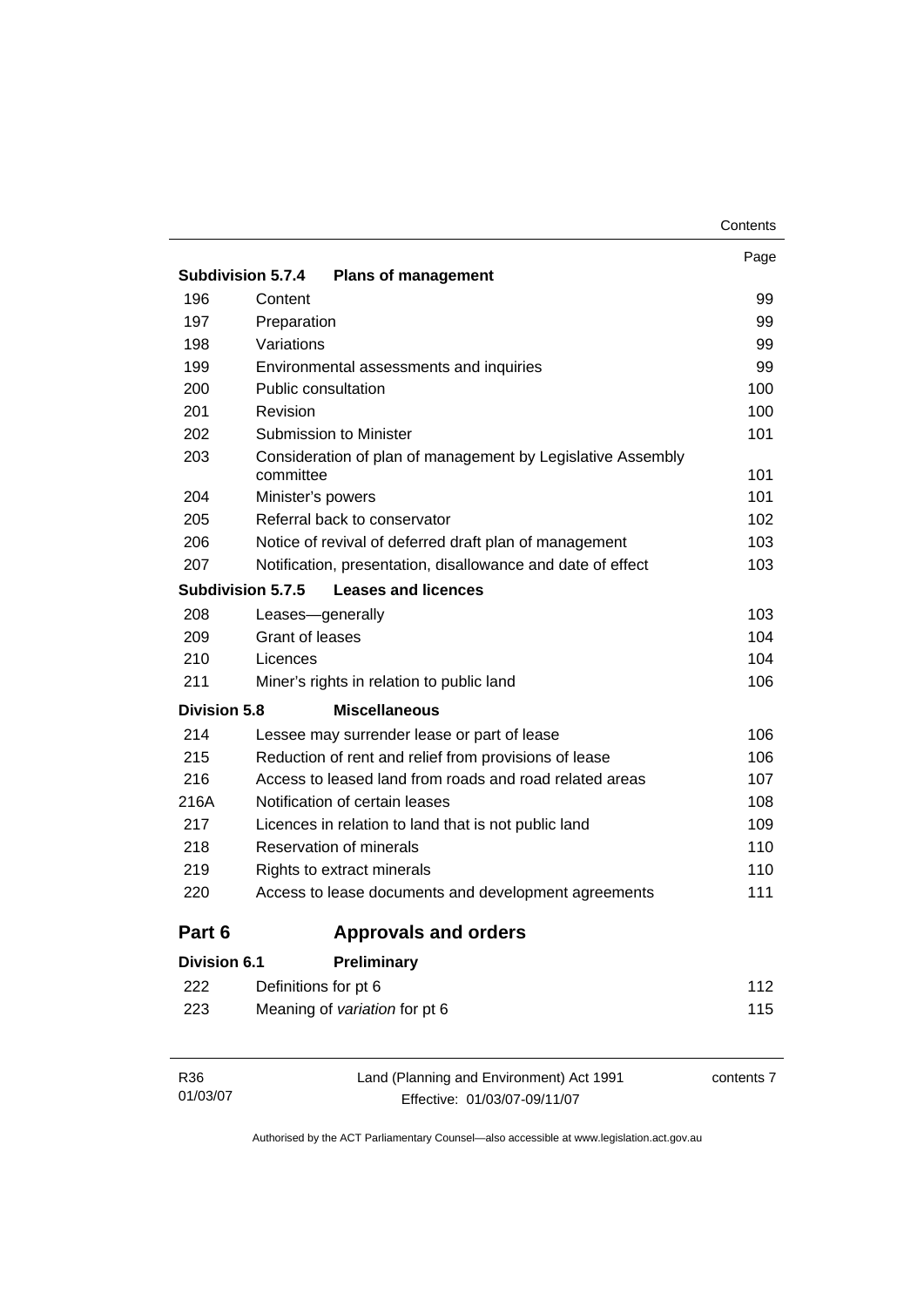| | | Page |
|---|---|---|
| **Subdivision 5.7.4** | **Plans of management** | |
| 196 | Content | 99 |
| 197 | Preparation | 99 |
| 198 | Variations | 99 |
| 199 | Environmental assessments and inquiries | 99 |
| 200 | Public consultation | 100 |
| 201 | Revision | 100 |
| 202 | Submission to Minister | 101 |
| 203 | Consideration of plan of management by Legislative Assembly committee | 101 |
| 204 | Minister's powers | 101 |
| 205 | Referral back to conservator | 102 |
| 206 | Notice of revival of deferred draft plan of management | 103 |
| 207 | Notification, presentation, disallowance and date of effect | 103 |
| **Subdivision 5.7.5** | **Leases and licences** | |
| 208 | Leases—generally | 103 |
| 209 | Grant of leases | 104 |
| 210 | Licences | 104 |
| 211 | Miner's rights in relation to public land | 106 |
| **Division 5.8** | **Miscellaneous** | |
| 214 | Lessee may surrender lease or part of lease | 106 |
| 215 | Reduction of rent and relief from provisions of lease | 106 |
| 216 | Access to leased land from roads and road related areas | 107 |
| 216A | Notification of certain leases | 108 |
| 217 | Licences in relation to land that is not public land | 109 |
| 218 | Reservation of minerals | 110 |
| 219 | Rights to extract minerals | 110 |
| 220 | Access to lease documents and development agreements | 111 |

## Part 6 Approvals and orders

| | | |
|---|---|---|
| **Division 6.1** | **Preliminary** | |
| 222 | Definitions for pt 6 | 112 |
| 223 | Meaning of *variation* for pt 6 | 115 |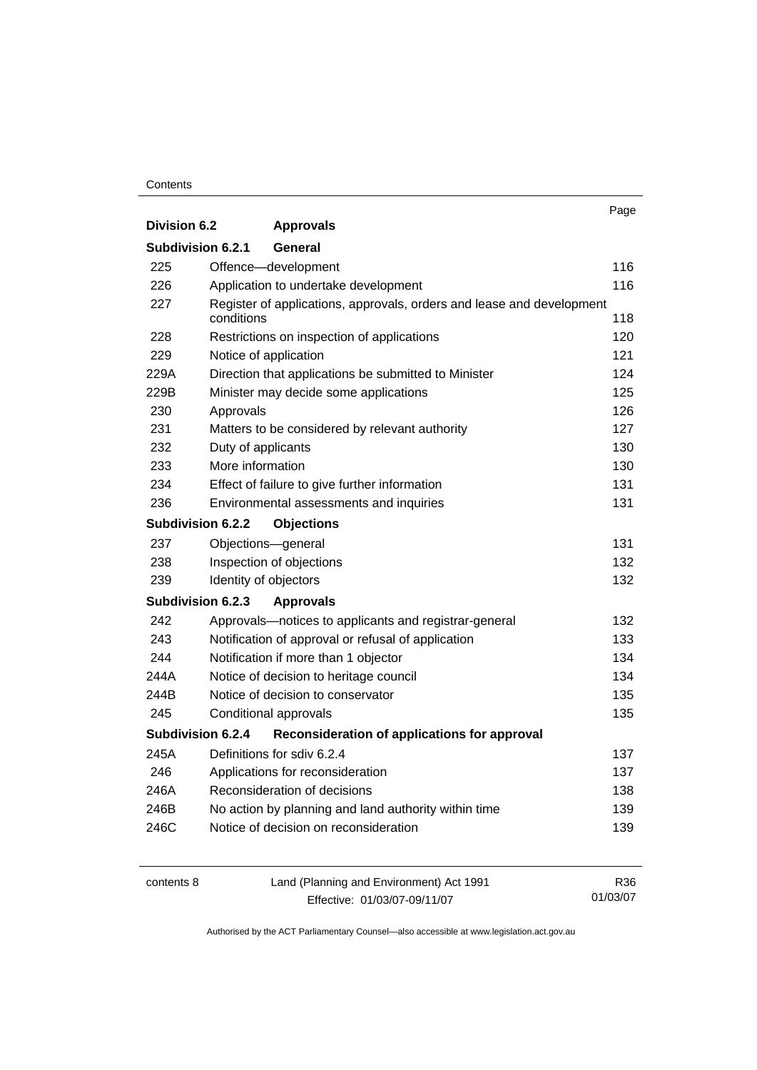| | | Page |
|---|---|---|
| **Division 6.2** | **Approvals** | |
| **Subdivision 6.2.1** | **General** | |
| 225 | Offence—development | 116 |
| 226 | Application to undertake development | 116 |
| 227 | Register of applications, approvals, orders and lease and development conditions | 118 |
| 228 | Restrictions on inspection of applications | 120 |
| 229 | Notice of application | 121 |
| 229A | Direction that applications be submitted to Minister | 124 |
| 229B | Minister may decide some applications | 125 |
| 230 | Approvals | 126 |
| 231 | Matters to be considered by relevant authority | 127 |
| 232 | Duty of applicants | 130 |
| 233 | More information | 130 |
| 234 | Effect of failure to give further information | 131 |
| 236 | Environmental assessments and inquiries | 131 |
| **Subdivision 6.2.2** | **Objections** | |
| 237 | Objections—general | 131 |
| 238 | Inspection of objections | 132 |
| 239 | Identity of objectors | 132 |
| **Subdivision 6.2.3** | **Approvals** | |
| 242 | Approvals—notices to applicants and registrar-general | 132 |
| 243 | Notification of approval or refusal of application | 133 |
| 244 | Notification if more than 1 objector | 134 |
| 244A | Notice of decision to heritage council | 134 |
| 244B | Notice of decision to conservator | 135 |
| 245 | Conditional approvals | 135 |
| **Subdivision 6.2.4** | **Reconsideration of applications for approval** | |
| 245A | Definitions for sdiv 6.2.4 | 137 |
| 246 | Applications for reconsideration | 137 |
| 246A | Reconsideration of decisions | 138 |
| 246B | No action by planning and land authority within time | 139 |
| 246C | Notice of decision on reconsideration | 139 |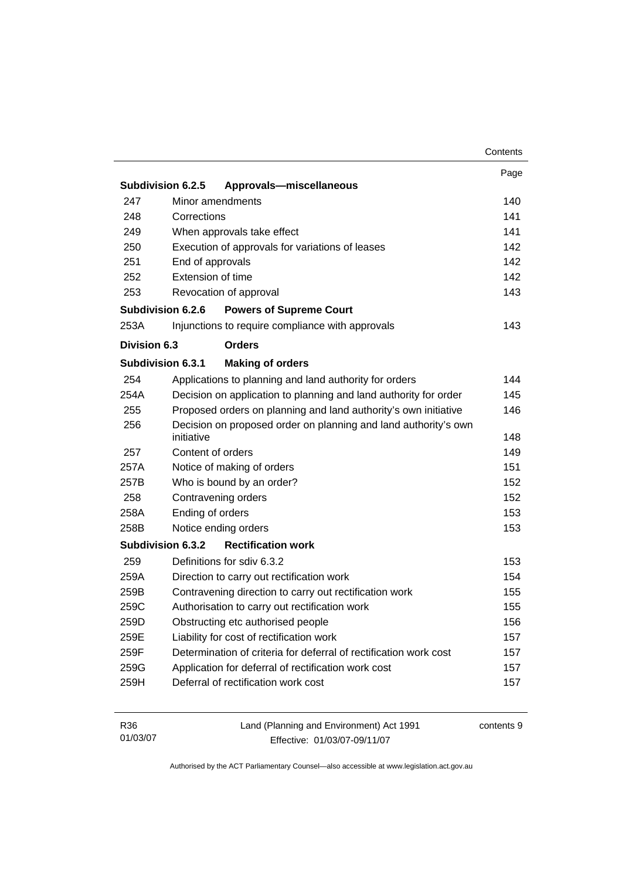| | | Page |
|---|---|---|
| **Subdivision 6.2.5** | **Approvals—miscellaneous** | |
| 247 | Minor amendments | 140 |
| 248 | Corrections | 141 |
| 249 | When approvals take effect | 141 |
| 250 | Execution of approvals for variations of leases | 142 |
| 251 | End of approvals | 142 |
| 252 | Extension of time | 142 |
| 253 | Revocation of approval | 143 |
| **Subdivision 6.2.6** | **Powers of Supreme Court** | |
| 253A | Injunctions to require compliance with approvals | 143 |
| **Division 6.3** | **Orders** | |
| **Subdivision 6.3.1** | **Making of orders** | |
| 254 | Applications to planning and land authority for orders | 144 |
| 254A | Decision on application to planning and land authority for order | 145 |
| 255 | Proposed orders on planning and land authority's own initiative | 146 |
| 256 | Decision on proposed order on planning and land authority's own initiative | 148 |
| 257 | Content of orders | 149 |
| 257A | Notice of making of orders | 151 |
| 257B | Who is bound by an order? | 152 |
| 258 | Contravening orders | 152 |
| 258A | Ending of orders | 153 |
| 258B | Notice ending orders | 153 |
| **Subdivision 6.3.2** | **Rectification work** | |
| 259 | Definitions for sdiv 6.3.2 | 153 |
| 259A | Direction to carry out rectification work | 154 |
| 259B | Contravening direction to carry out rectification work | 155 |
| 259C | Authorisation to carry out rectification work | 155 |
| 259D | Obstructing etc authorised people | 156 |
| 259E | Liability for cost of rectification work | 157 |
| 259F | Determination of criteria for deferral of rectification work cost | 157 |
| 259G | Application for deferral of rectification work cost | 157 |
| 259H | Deferral of rectification work cost | 157 |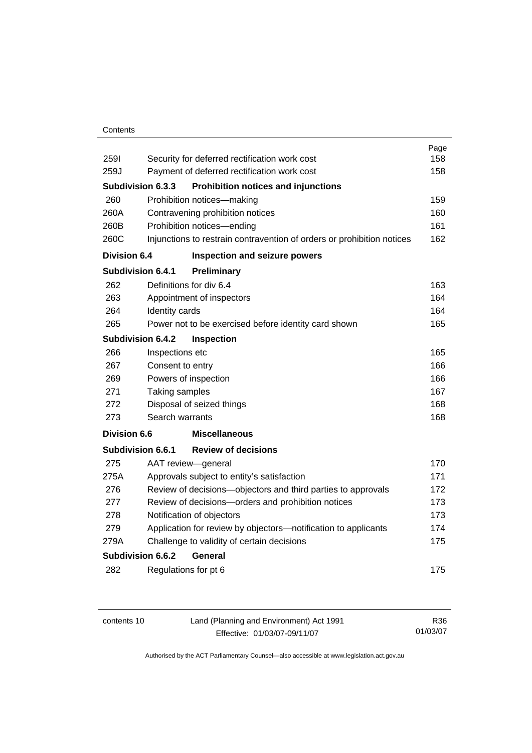| | | Page |
|---|---|---|
| 259I | Security for deferred rectification work cost | 158 |
| 259J | Payment of deferred rectification work cost | 158 |
| **Subdivision 6.3.3** | **Prohibition notices and injunctions** | |
| 260 | Prohibition notices—making | 159 |
| 260A | Contravening prohibition notices | 160 |
| 260B | Prohibition notices—ending | 161 |
| 260C | Injunctions to restrain contravention of orders or prohibition notices | 162 |
| **Division 6.4** | **Inspection and seizure powers** | |
| **Subdivision 6.4.1** | **Preliminary** | |
| 262 | Definitions for div 6.4 | 163 |
| 263 | Appointment of inspectors | 164 |
| 264 | Identity cards | 164 |
| 265 | Power not to be exercised before identity card shown | 165 |
| **Subdivision 6.4.2** | **Inspection** | |
| 266 | Inspections etc | 165 |
| 267 | Consent to entry | 166 |
| 269 | Powers of inspection | 166 |
| 271 | Taking samples | 167 |
| 272 | Disposal of seized things | 168 |
| 273 | Search warrants | 168 |
| **Division 6.6** | **Miscellaneous** | |
| **Subdivision 6.6.1** | **Review of decisions** | |
| 275 | AAT review—general | 170 |
| 275A | Approvals subject to entity's satisfaction | 171 |
| 276 | Review of decisions—objectors and third parties to approvals | 172 |
| 277 | Review of decisions—orders and prohibition notices | 173 |
| 278 | Notification of objectors | 173 |
| 279 | Application for review by objectors—notification to applicants | 174 |
| 279A | Challenge to validity of certain decisions | 175 |
| **Subdivision 6.6.2** | **General** | |
| 282 | Regulations for pt 6 | 175 |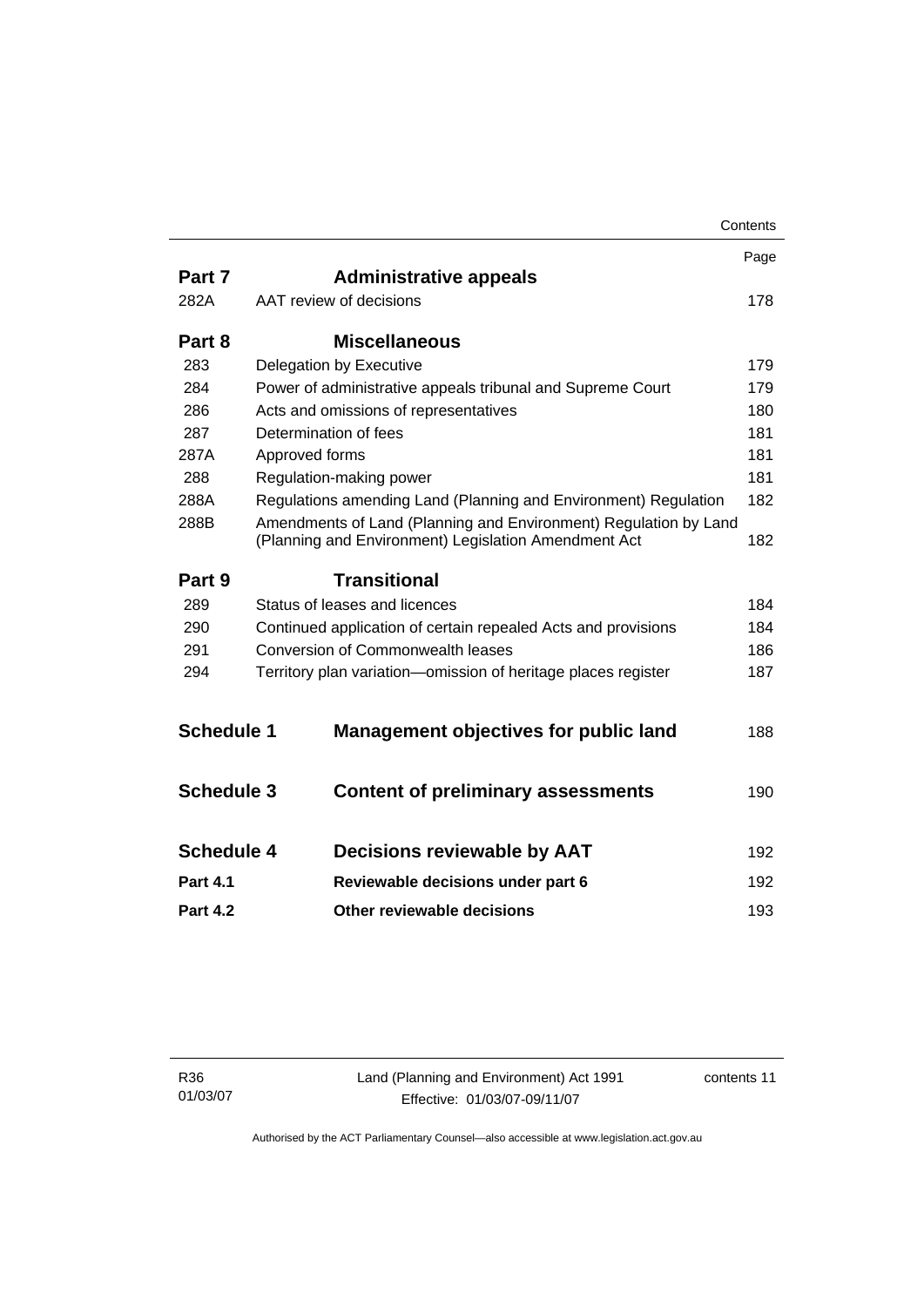| | | Page |
|---|---|---|
| **Part 7** | **Administrative appeals** | |
| 282A | AAT review of decisions | 178 |
| **Part 8** | **Miscellaneous** | |
| 283 | Delegation by Executive | 179 |
| 284 | Power of administrative appeals tribunal and Supreme Court | 179 |
| 286 | Acts and omissions of representatives | 180 |
| 287 | Determination of fees | 181 |
| 287A | Approved forms | 181 |
| 288 | Regulation-making power | 181 |
| 288A | Regulations amending Land (Planning and Environment) Regulation | 182 |
| 288B | Amendments of Land (Planning and Environment) Regulation by Land (Planning and Environment) Legislation Amendment Act | 182 |
| **Part 9** | **Transitional** | |
| 289 | Status of leases and licences | 184 |
| 290 | Continued application of certain repealed Acts and provisions | 184 |
| 291 | Conversion of Commonwealth leases | 186 |
| 294 | Territory plan variation—omission of heritage places register | 187 |
| **Schedule 1** | **Management objectives for public land** | 188 |
| **Schedule 3** | **Content of preliminary assessments** | 190 |
| **Schedule 4** | **Decisions reviewable by AAT** | 192 |
| **Part 4.1** | **Reviewable decisions under part 6** | 192 |
| **Part 4.2** | **Other reviewable decisions** | 193 |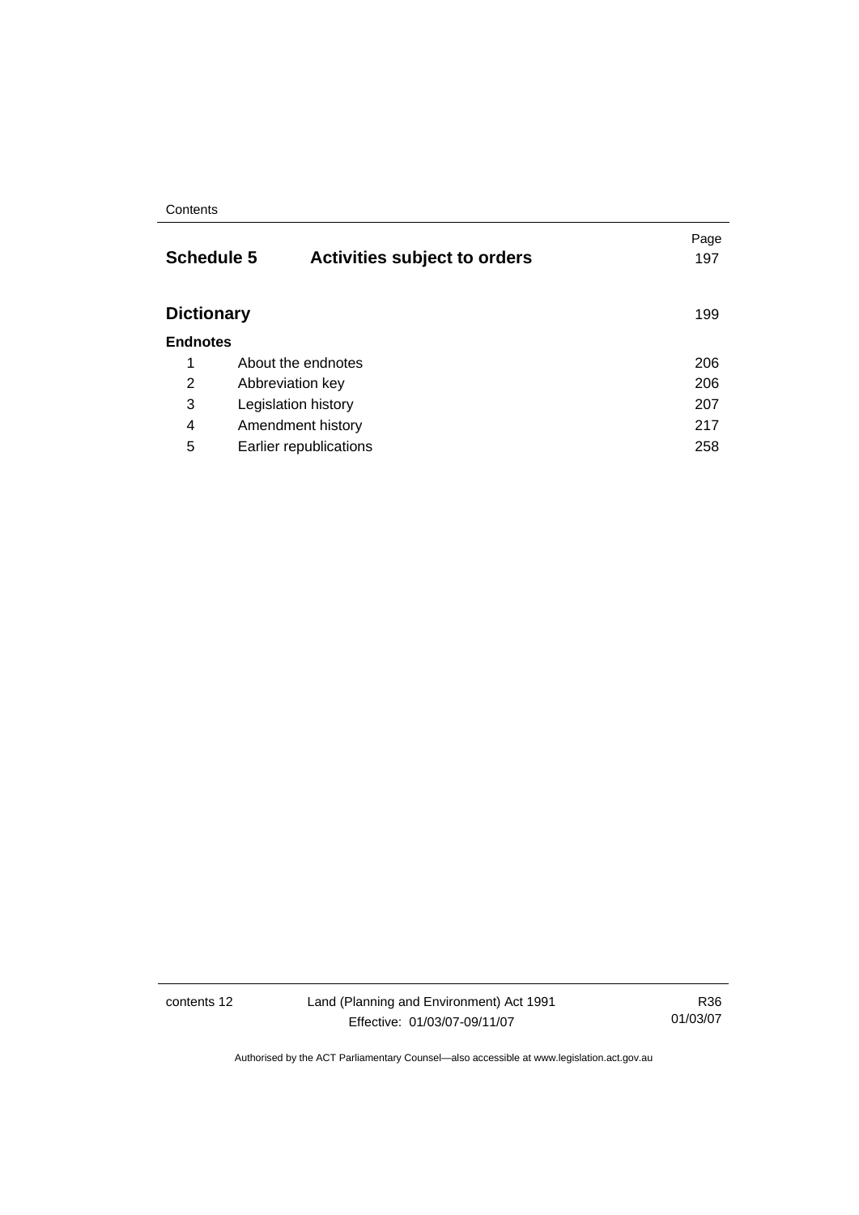| | | Page |
|---|---|---|
| **Schedule 5** | **Activities subject to orders** | 197 |
| **Dictionary** | | 199 |
| **Endnotes** | | |
| 1 | About the endnotes | 206 |
| 2 | Abbreviation key | 206 |
| 3 | Legislation history | 207 |
| 4 | Amendment history | 217 |
| 5 | Earlier republications | 258 |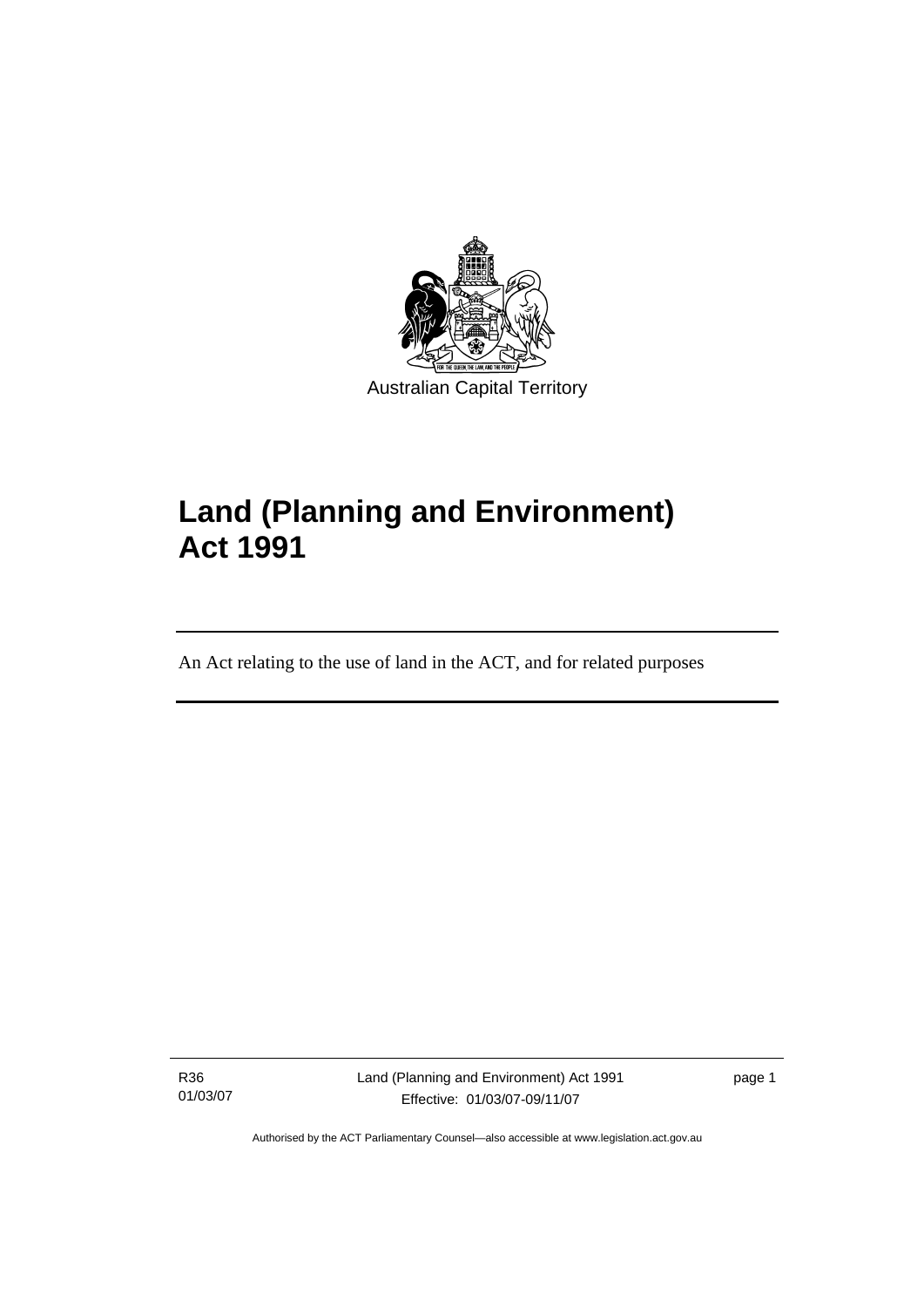Australian Capital Territory

# Land (Planning and Environment) Act 1991

An Act relating to the use of land in the ACT, and for related purposes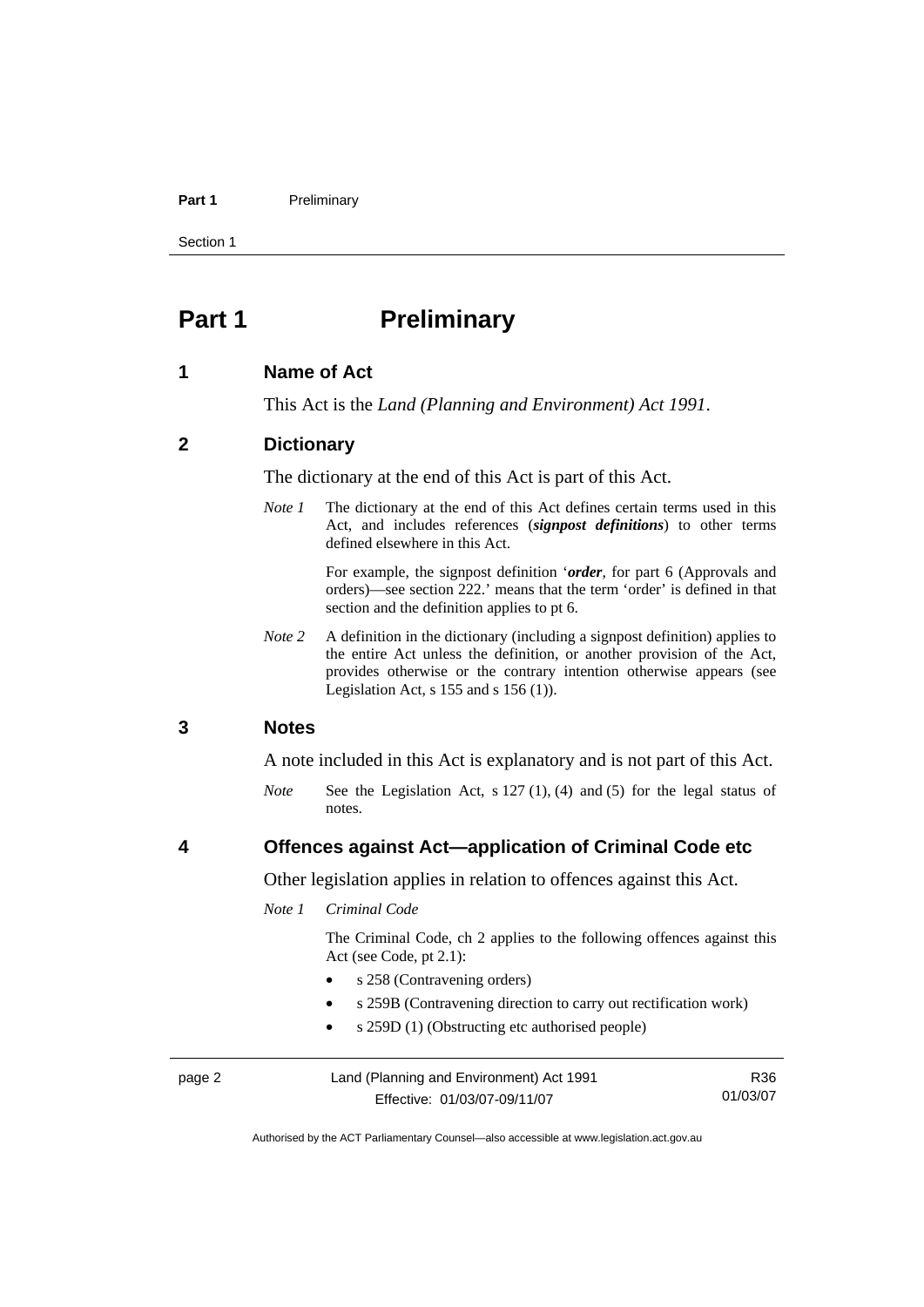# Part 1 Preliminary

## 1 Name of Act

This Act is the *Land (Planning and Environment) Act 1991*.

## 2 Dictionary

The dictionary at the end of this Act is part of this Act.

*Note 1* The dictionary at the end of this Act defines certain terms used in this Act, and includes references (***signpost definitions***) to other terms defined elsewhere in this Act.

For example, the signpost definition '***order***, for part 6 (Approvals and orders)—see section 222.' means that the term 'order' is defined in that section and the definition applies to pt 6.

*Note 2* A definition in the dictionary (including a signpost definition) applies to the entire Act unless the definition, or another provision of the Act, provides otherwise or the contrary intention otherwise appears (see Legislation Act, s 155 and s 156 (1)).

## 3 Notes

A note included in this Act is explanatory and is not part of this Act.

*Note* See the Legislation Act, s 127 (1), (4) and (5) for the legal status of notes.

## 4 Offences against Act—application of Criminal Code etc

Other legislation applies in relation to offences against this Act.

*Note 1* *Criminal Code*

The Criminal Code, ch 2 applies to the following offences against this Act (see Code, pt 2.1):

- s 258 (Contravening orders)
- s 259B (Contravening direction to carry out rectification work)
- s 259D (1) (Obstructing etc authorised people)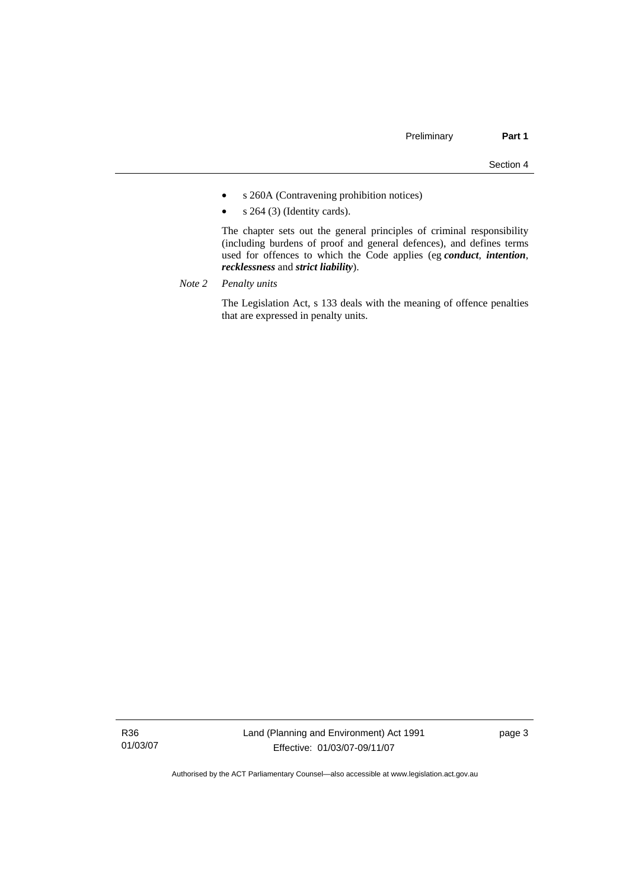- s 260A (Contravening prohibition notices)
- s 264 (3) (Identity cards).

The chapter sets out the general principles of criminal responsibility (including burdens of proof and general defences), and defines terms used for offences to which the Code applies (eg ***conduct***, ***intention***, ***recklessness*** and ***strict liability***).

*Note 2 Penalty units*

The Legislation Act, s 133 deals with the meaning of offence penalties that are expressed in penalty units.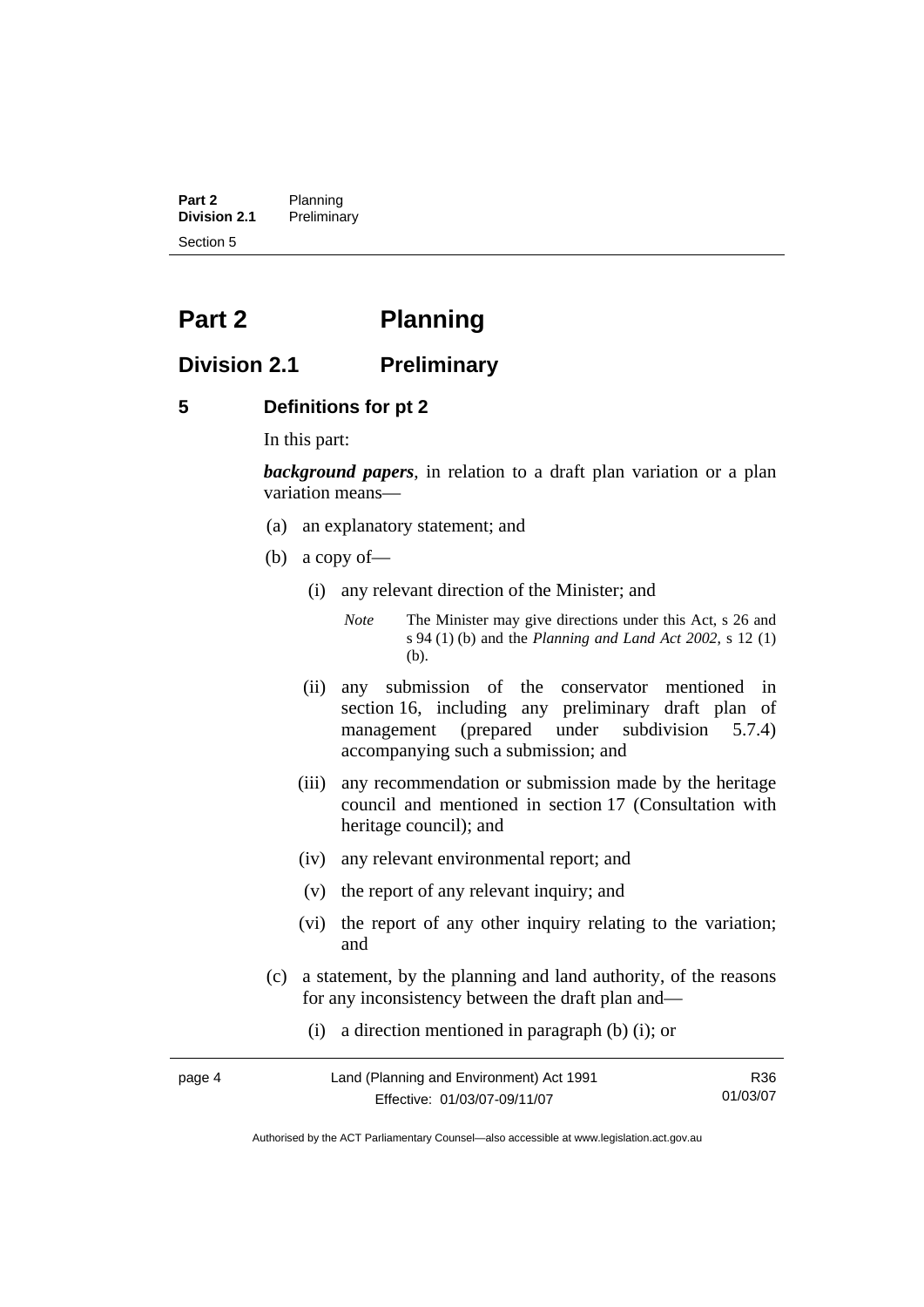# Part 2 Planning

## Division 2.1 Preliminary

### 5 Definitions for pt 2

In this part:

***background papers***, in relation to a draft plan variation or a plan variation means—

(a) an explanatory statement; and

(b) a copy of—

(i) any relevant direction of the Minister; and

*Note* The Minister may give directions under this Act, s 26 and s 94 (1) (b) and the *Planning and Land Act 2002*, s 12 (1) (b).

(ii) any submission of the conservator mentioned in section 16, including any preliminary draft plan of management (prepared under subdivision 5.7.4) accompanying such a submission; and

(iii) any recommendation or submission made by the heritage council and mentioned in section 17 (Consultation with heritage council); and

(iv) any relevant environmental report; and

(v) the report of any relevant inquiry; and

(vi) the report of any other inquiry relating to the variation; and

(c) a statement, by the planning and land authority, of the reasons for any inconsistency between the draft plan and—

(i) a direction mentioned in paragraph (b) (i); or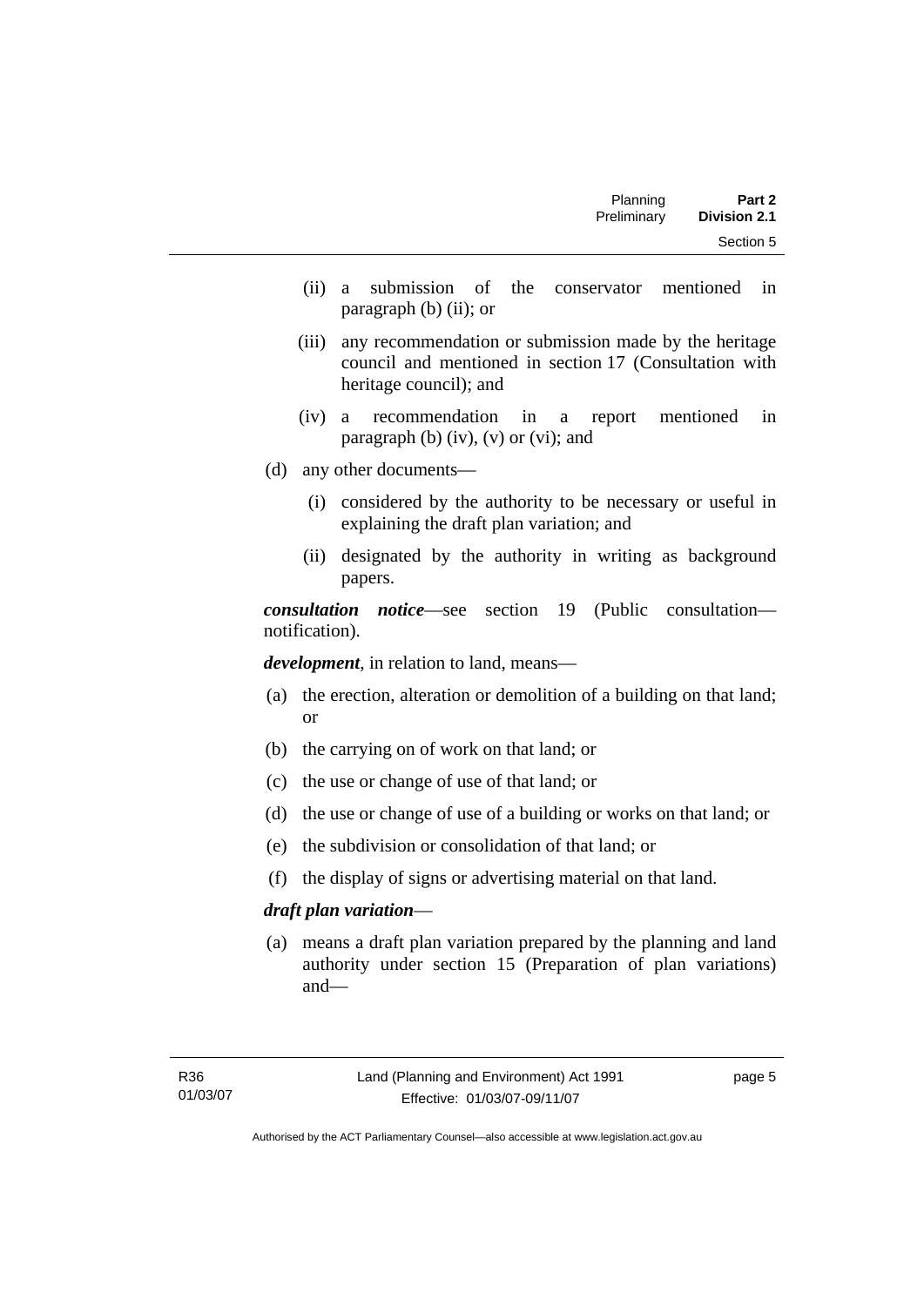(ii) a submission of the conservator mentioned in paragraph (b) (ii); or

(iii) any recommendation or submission made by the heritage council and mentioned in section 17 (Consultation with heritage council); and

(iv) a recommendation in a report mentioned in paragraph (b) (iv), (v) or (vi); and

(d) any other documents—

(i) considered by the authority to be necessary or useful in explaining the draft plan variation; and

(ii) designated by the authority in writing as background papers.

***consultation notice***—see section 19 (Public consultation—notification).

***development***, in relation to land, means—

(a) the erection, alteration or demolition of a building on that land; or

(b) the carrying on of work on that land; or

(c) the use or change of use of that land; or

(d) the use or change of use of a building or works on that land; or

(e) the subdivision or consolidation of that land; or

(f) the display of signs or advertising material on that land.

***draft plan variation***—

(a) means a draft plan variation prepared by the planning and land authority under section 15 (Preparation of plan variations) and—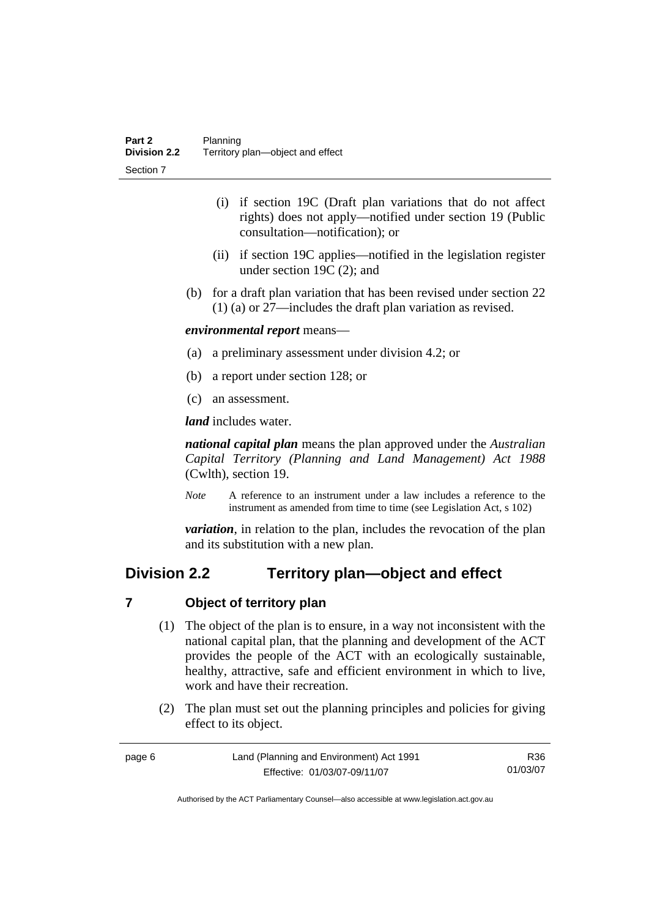(i) if section 19C (Draft plan variations that do not affect rights) does not apply—notified under section 19 (Public consultation—notification); or

(ii) if section 19C applies—notified in the legislation register under section 19C (2); and

(b) for a draft plan variation that has been revised under section 22 (1) (a) or 27—includes the draft plan variation as revised.

***environmental report*** means—

(a) a preliminary assessment under division 4.2; or

(b) a report under section 128; or

(c) an assessment.

***land*** includes water.

***national capital plan*** means the plan approved under the *Australian Capital Territory (Planning and Land Management) Act 1988* (Cwlth), section 19.

*Note* A reference to an instrument under a law includes a reference to the instrument as amended from time to time (see Legislation Act, s 102)

***variation***, in relation to the plan, includes the revocation of the plan and its substitution with a new plan.

## Division 2.2 Territory plan—object and effect

### 7 Object of territory plan

(1) The object of the plan is to ensure, in a way not inconsistent with the national capital plan, that the planning and development of the ACT provides the people of the ACT with an ecologically sustainable, healthy, attractive, safe and efficient environment in which to live, work and have their recreation.

(2) The plan must set out the planning principles and policies for giving effect to its object.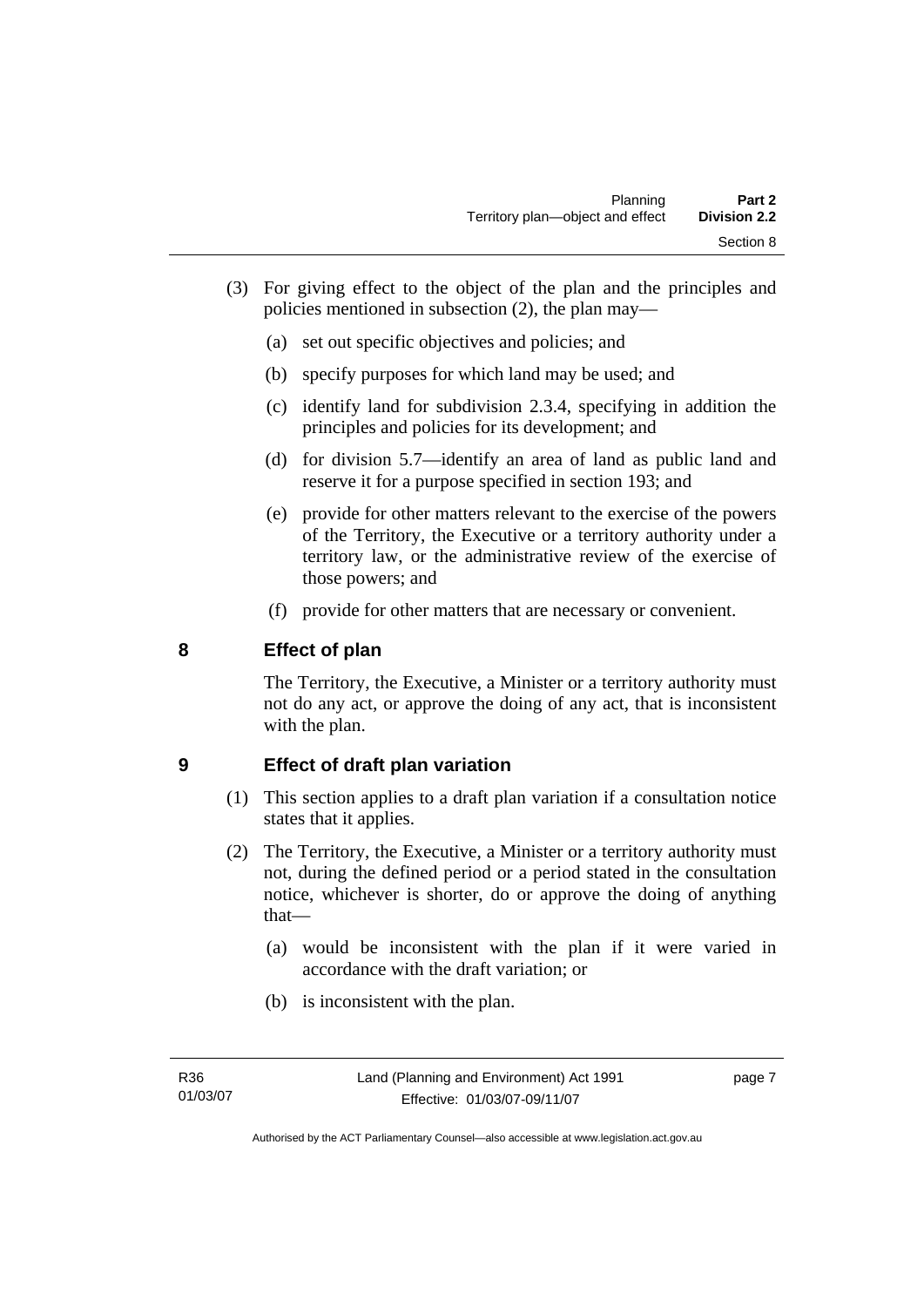(3) For giving effect to the object of the plan and the principles and policies mentioned in subsection (2), the plan may—

(a) set out specific objectives and policies; and

(b) specify purposes for which land may be used; and

(c) identify land for subdivision 2.3.4, specifying in addition the principles and policies for its development; and

(d) for division 5.7—identify an area of land as public land and reserve it for a purpose specified in section 193; and

(e) provide for other matters relevant to the exercise of the powers of the Territory, the Executive or a territory authority under a territory law, or the administrative review of the exercise of those powers; and

(f) provide for other matters that are necessary or convenient.

## 8 Effect of plan

The Territory, the Executive, a Minister or a territory authority must not do any act, or approve the doing of any act, that is inconsistent with the plan.

## 9 Effect of draft plan variation

(1) This section applies to a draft plan variation if a consultation notice states that it applies.

(2) The Territory, the Executive, a Minister or a territory authority must not, during the defined period or a period stated in the consultation notice, whichever is shorter, do or approve the doing of anything that—

(a) would be inconsistent with the plan if it were varied in accordance with the draft variation; or

(b) is inconsistent with the plan.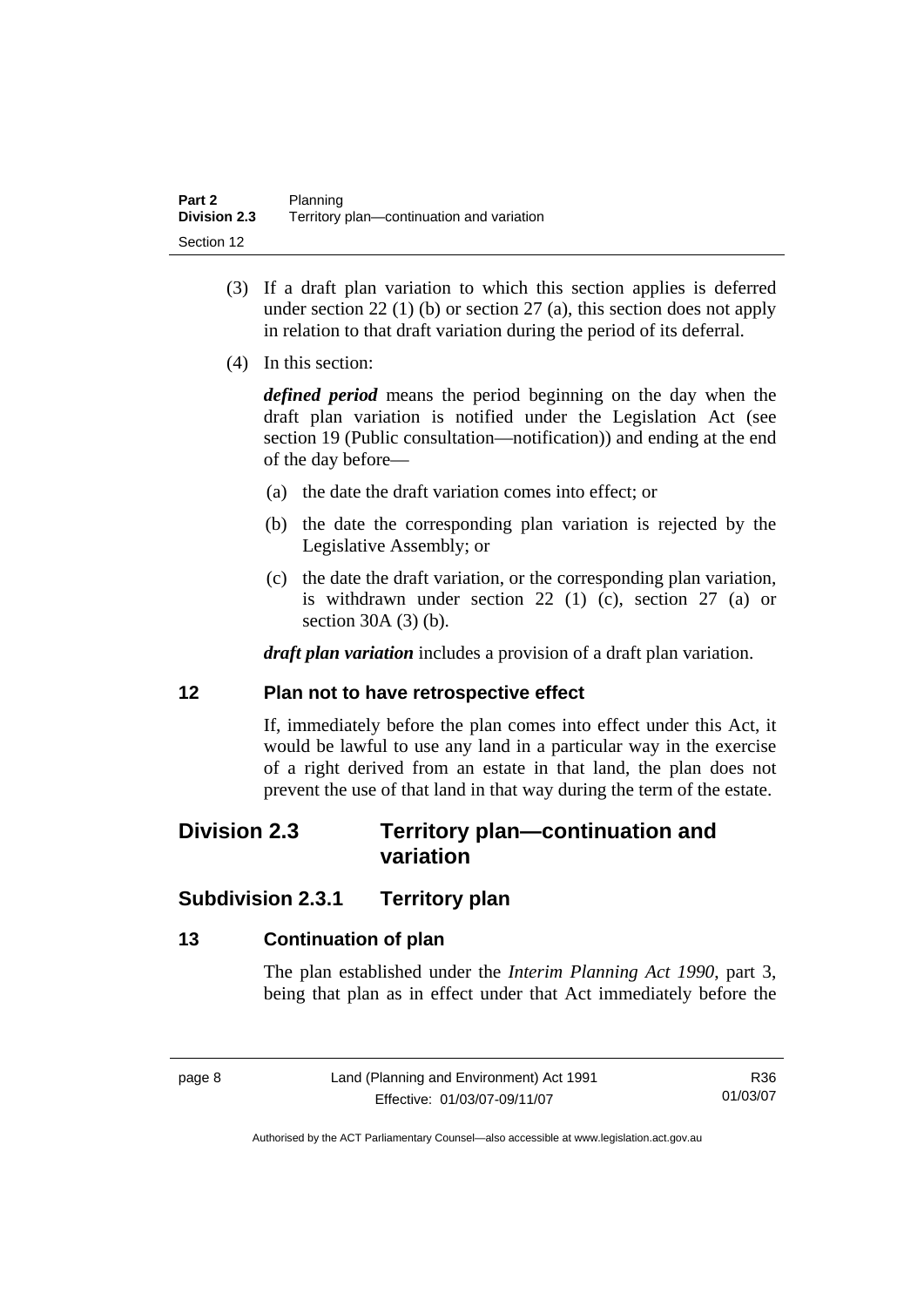(3) If a draft plan variation to which this section applies is deferred under section 22 (1) (b) or section 27 (a), this section does not apply in relation to that draft variation during the period of its deferral.

(4) In this section:

***defined period*** means the period beginning on the day when the draft plan variation is notified under the Legislation Act (see section 19 (Public consultation—notification)) and ending at the end of the day before—

(a) the date the draft variation comes into effect; or

(b) the date the corresponding plan variation is rejected by the Legislative Assembly; or

(c) the date the draft variation, or the corresponding plan variation, is withdrawn under section 22 (1) (c), section 27 (a) or section 30A (3) (b).

***draft plan variation*** includes a provision of a draft plan variation.

### 12 Plan not to have retrospective effect

If, immediately before the plan comes into effect under this Act, it would be lawful to use any land in a particular way in the exercise of a right derived from an estate in that land, the plan does not prevent the use of that land in that way during the term of the estate.

## Division 2.3 Territory plan—continuation and variation

## Subdivision 2.3.1 Territory plan

### 13 Continuation of plan

The plan established under the *Interim Planning Act 1990*, part 3, being that plan as in effect under that Act immediately before the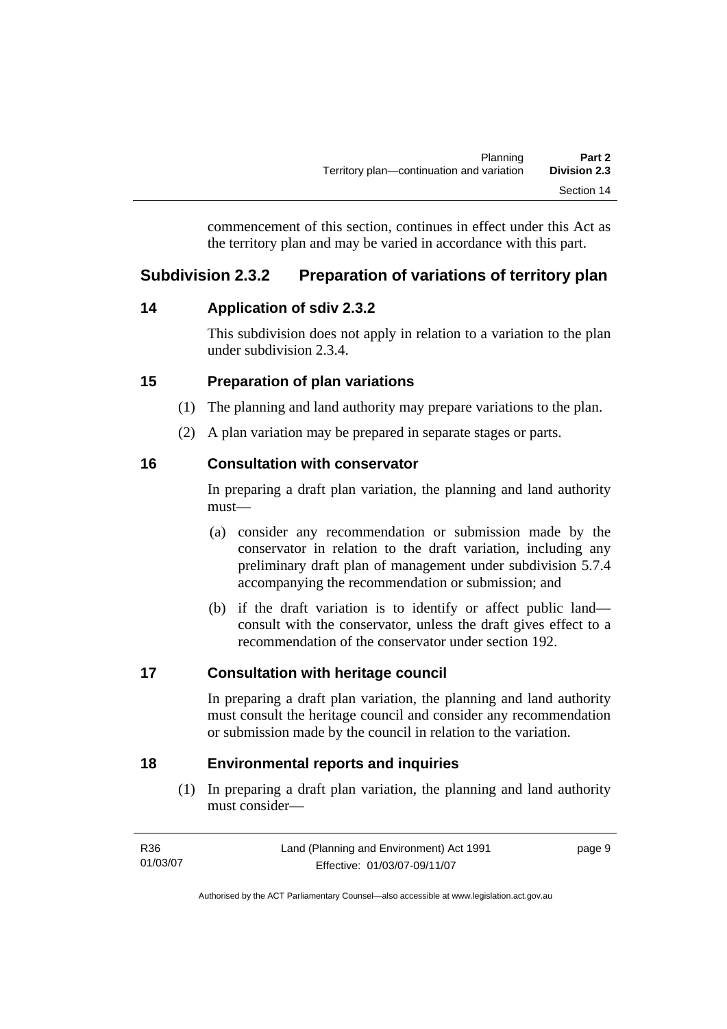commencement of this section, continues in effect under this Act as the territory plan and may be varied in accordance with this part.

## Subdivision 2.3.2 Preparation of variations of territory plan

### 14 Application of sdiv 2.3.2

This subdivision does not apply in relation to a variation to the plan under subdivision 2.3.4.

### 15 Preparation of plan variations

(1) The planning and land authority may prepare variations to the plan.

(2) A plan variation may be prepared in separate stages or parts.

### 16 Consultation with conservator

In preparing a draft plan variation, the planning and land authority must—

(a) consider any recommendation or submission made by the conservator in relation to the draft variation, including any preliminary draft plan of management under subdivision 5.7.4 accompanying the recommendation or submission; and

(b) if the draft variation is to identify or affect public land—consult with the conservator, unless the draft gives effect to a recommendation of the conservator under section 192.

### 17 Consultation with heritage council

In preparing a draft plan variation, the planning and land authority must consult the heritage council and consider any recommendation or submission made by the council in relation to the variation.

### 18 Environmental reports and inquiries

(1) In preparing a draft plan variation, the planning and land authority must consider—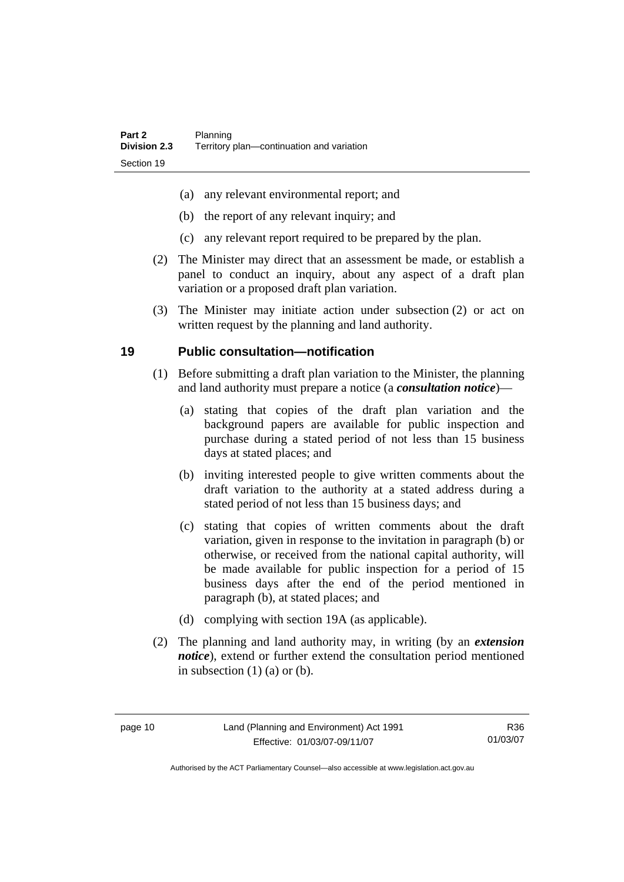(a) any relevant environmental report; and

(b) the report of any relevant inquiry; and

(c) any relevant report required to be prepared by the plan.

(2) The Minister may direct that an assessment be made, or establish a panel to conduct an inquiry, about any aspect of a draft plan variation or a proposed draft plan variation.

(3) The Minister may initiate action under subsection (2) or act on written request by the planning and land authority.

## 19 Public consultation—notification

(1) Before submitting a draft plan variation to the Minister, the planning and land authority must prepare a notice (a ***consultation notice***)—

(a) stating that copies of the draft plan variation and the background papers are available for public inspection and purchase during a stated period of not less than 15 business days at stated places; and

(b) inviting interested people to give written comments about the draft variation to the authority at a stated address during a stated period of not less than 15 business days; and

(c) stating that copies of written comments about the draft variation, given in response to the invitation in paragraph (b) or otherwise, or received from the national capital authority, will be made available for public inspection for a period of 15 business days after the end of the period mentioned in paragraph (b), at stated places; and

(d) complying with section 19A (as applicable).

(2) The planning and land authority may, in writing (by an ***extension notice***), extend or further extend the consultation period mentioned in subsection (1) (a) or (b).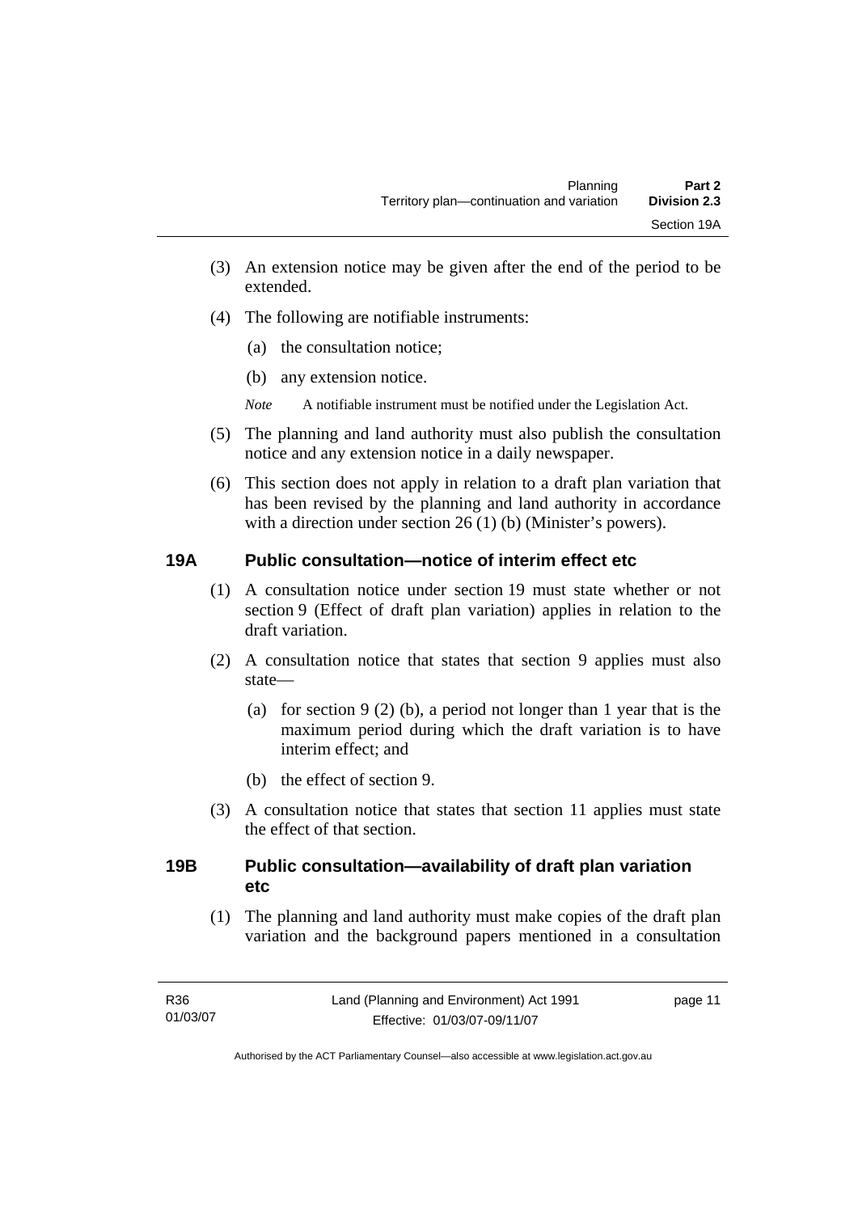(3) An extension notice may be given after the end of the period to be extended.

(4) The following are notifiable instruments:

(a) the consultation notice;

(b) any extension notice.

*Note* A notifiable instrument must be notified under the Legislation Act.

(5) The planning and land authority must also publish the consultation notice and any extension notice in a daily newspaper.

(6) This section does not apply in relation to a draft plan variation that has been revised by the planning and land authority in accordance with a direction under section 26 (1) (b) (Minister's powers).

### 19A Public consultation—notice of interim effect etc

(1) A consultation notice under section 19 must state whether or not section 9 (Effect of draft plan variation) applies in relation to the draft variation.

(2) A consultation notice that states that section 9 applies must also state—

(a) for section 9 (2) (b), a period not longer than 1 year that is the maximum period during which the draft variation is to have interim effect; and

(b) the effect of section 9.

(3) A consultation notice that states that section 11 applies must state the effect of that section.

### 19B Public consultation—availability of draft plan variation etc

(1) The planning and land authority must make copies of the draft plan variation and the background papers mentioned in a consultation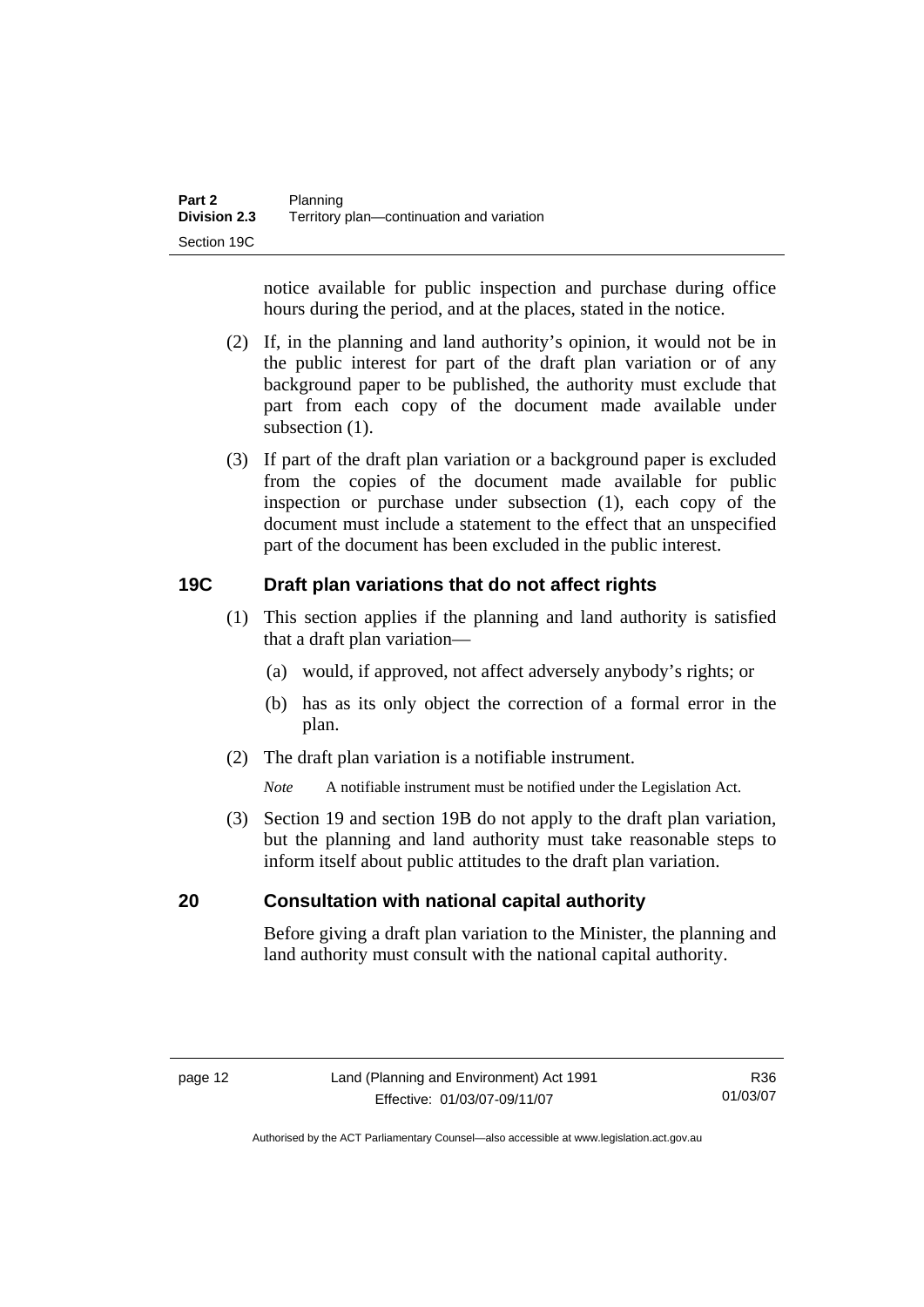notice available for public inspection and purchase during office hours during the period, and at the places, stated in the notice.

(2) If, in the planning and land authority's opinion, it would not be in the public interest for part of the draft plan variation or of any background paper to be published, the authority must exclude that part from each copy of the document made available under subsection (1).

(3) If part of the draft plan variation or a background paper is excluded from the copies of the document made available for public inspection or purchase under subsection (1), each copy of the document must include a statement to the effect that an unspecified part of the document has been excluded in the public interest.

## 19C Draft plan variations that do not affect rights

(1) This section applies if the planning and land authority is satisfied that a draft plan variation—

(a) would, if approved, not affect adversely anybody's rights; or

(b) has as its only object the correction of a formal error in the plan.

(2) The draft plan variation is a notifiable instrument.

*Note* A notifiable instrument must be notified under the Legislation Act.

(3) Section 19 and section 19B do not apply to the draft plan variation, but the planning and land authority must take reasonable steps to inform itself about public attitudes to the draft plan variation.

## 20 Consultation with national capital authority

Before giving a draft plan variation to the Minister, the planning and land authority must consult with the national capital authority.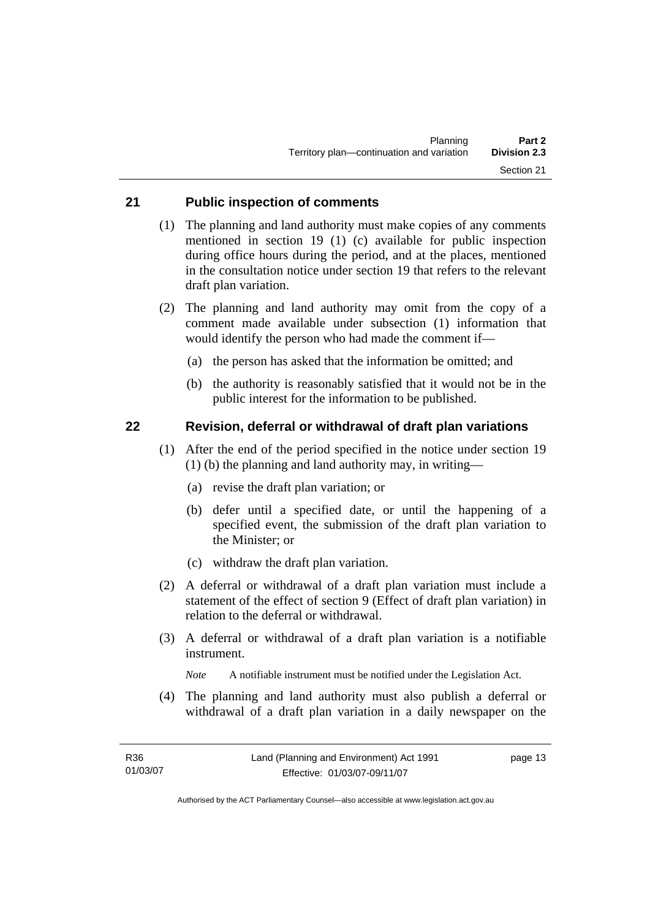## 21 Public inspection of comments

(1) The planning and land authority must make copies of any comments mentioned in section 19 (1) (c) available for public inspection during office hours during the period, and at the places, mentioned in the consultation notice under section 19 that refers to the relevant draft plan variation.

(2) The planning and land authority may omit from the copy of a comment made available under subsection (1) information that would identify the person who had made the comment if—

(a) the person has asked that the information be omitted; and

(b) the authority is reasonably satisfied that it would not be in the public interest for the information to be published.

## 22 Revision, deferral or withdrawal of draft plan variations

(1) After the end of the period specified in the notice under section 19 (1) (b) the planning and land authority may, in writing—

(a) revise the draft plan variation; or

(b) defer until a specified date, or until the happening of a specified event, the submission of the draft plan variation to the Minister; or

(c) withdraw the draft plan variation.

(2) A deferral or withdrawal of a draft plan variation must include a statement of the effect of section 9 (Effect of draft plan variation) in relation to the deferral or withdrawal.

(3) A deferral or withdrawal of a draft plan variation is a notifiable instrument.

*Note* A notifiable instrument must be notified under the Legislation Act.

(4) The planning and land authority must also publish a deferral or withdrawal of a draft plan variation in a daily newspaper on the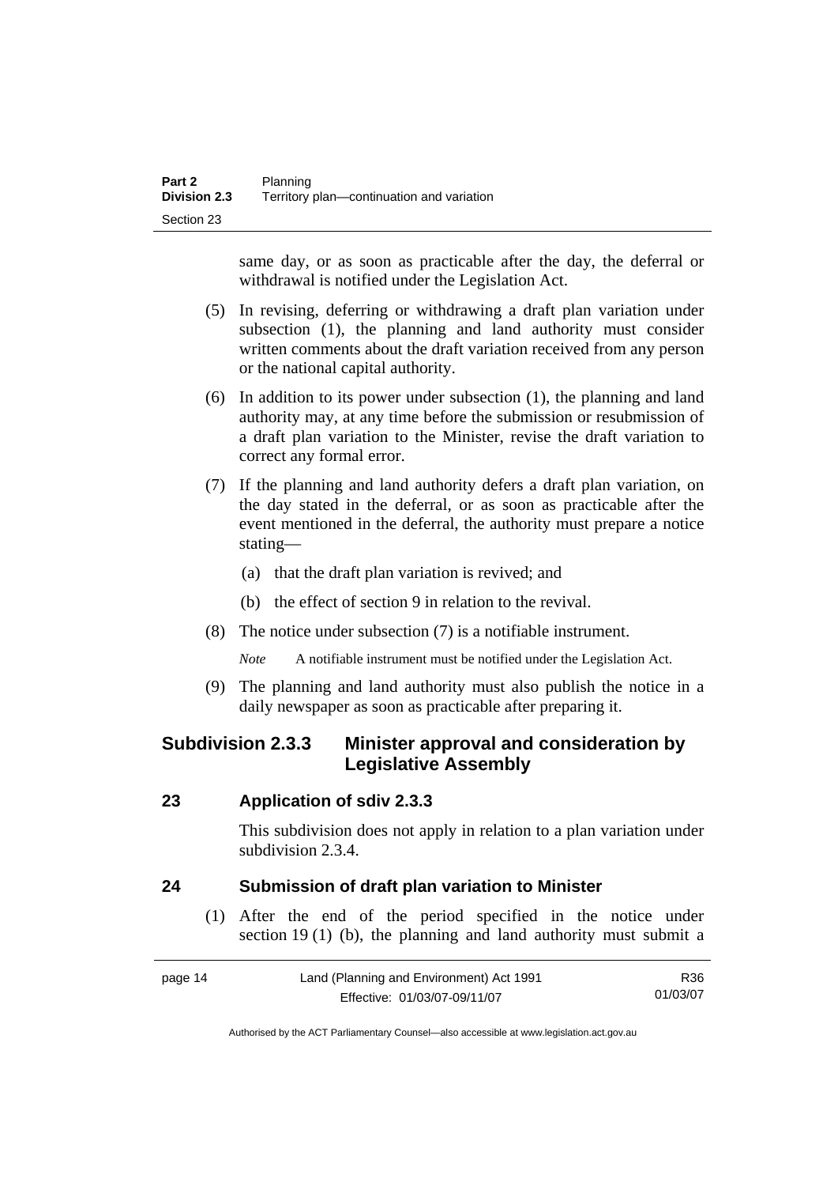same day, or as soon as practicable after the day, the deferral or withdrawal is notified under the Legislation Act.

(5) In revising, deferring or withdrawing a draft plan variation under subsection (1), the planning and land authority must consider written comments about the draft variation received from any person or the national capital authority.

(6) In addition to its power under subsection (1), the planning and land authority may, at any time before the submission or resubmission of a draft plan variation to the Minister, revise the draft variation to correct any formal error.

(7) If the planning and land authority defers a draft plan variation, on the day stated in the deferral, or as soon as practicable after the event mentioned in the deferral, the authority must prepare a notice stating—

(a) that the draft plan variation is revived; and

(b) the effect of section 9 in relation to the revival.

(8) The notice under subsection (7) is a notifiable instrument.

*Note* A notifiable instrument must be notified under the Legislation Act.

(9) The planning and land authority must also publish the notice in a daily newspaper as soon as practicable after preparing it.

### Subdivision 2.3.3 Minister approval and consideration by Legislative Assembly

#### 23 Application of sdiv 2.3.3

This subdivision does not apply in relation to a plan variation under subdivision 2.3.4.

#### 24 Submission of draft plan variation to Minister

(1) After the end of the period specified in the notice under section 19 (1) (b), the planning and land authority must submit a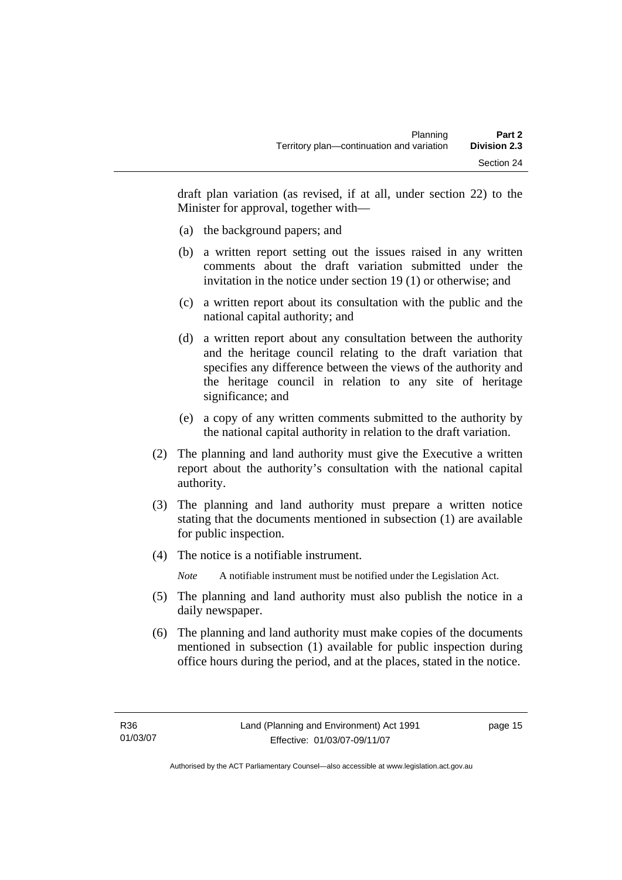draft plan variation (as revised, if at all, under section 22) to the Minister for approval, together with—

(a) the background papers; and

(b) a written report setting out the issues raised in any written comments about the draft variation submitted under the invitation in the notice under section 19 (1) or otherwise; and

(c) a written report about its consultation with the public and the national capital authority; and

(d) a written report about any consultation between the authority and the heritage council relating to the draft variation that specifies any difference between the views of the authority and the heritage council in relation to any site of heritage significance; and

(e) a copy of any written comments submitted to the authority by the national capital authority in relation to the draft variation.

(2) The planning and land authority must give the Executive a written report about the authority's consultation with the national capital authority.

(3) The planning and land authority must prepare a written notice stating that the documents mentioned in subsection (1) are available for public inspection.

(4) The notice is a notifiable instrument.

*Note* A notifiable instrument must be notified under the Legislation Act.

(5) The planning and land authority must also publish the notice in a daily newspaper.

(6) The planning and land authority must make copies of the documents mentioned in subsection (1) available for public inspection during office hours during the period, and at the places, stated in the notice.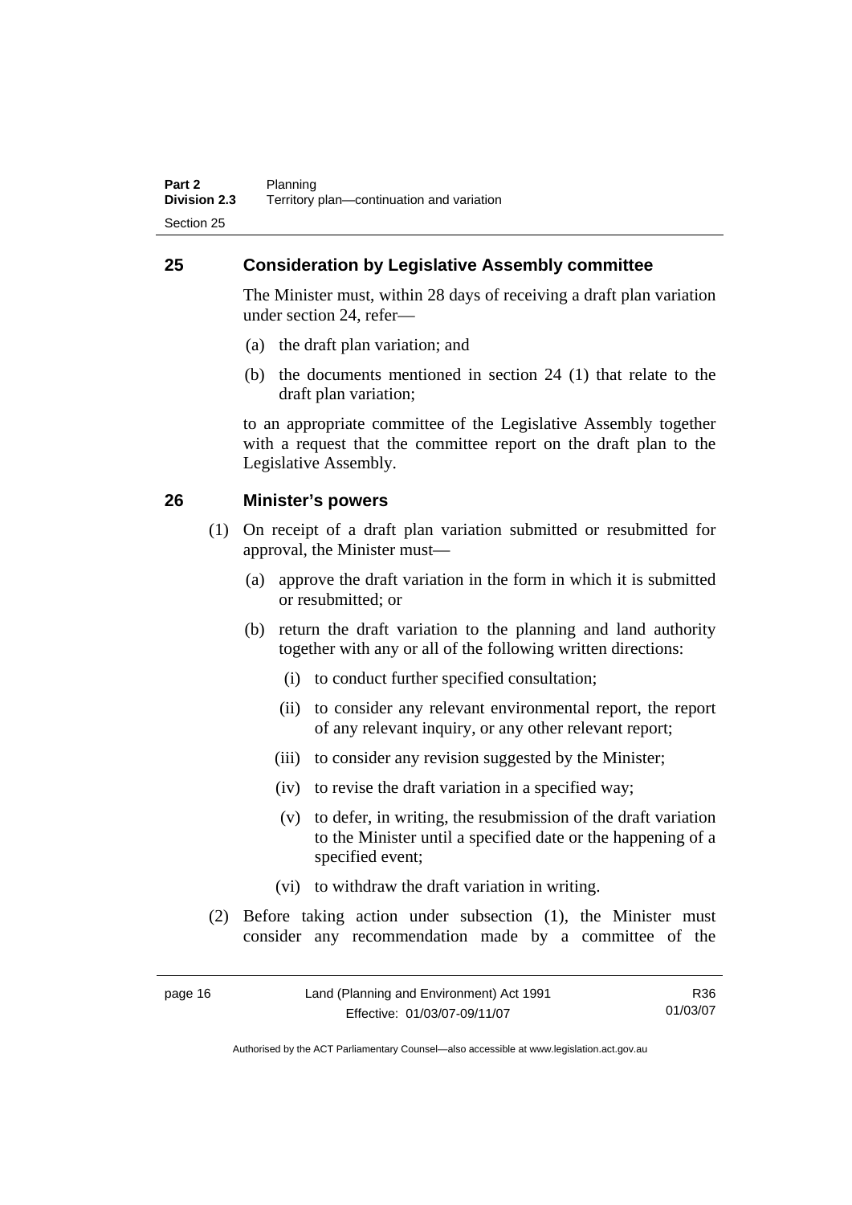## 25 Consideration by Legislative Assembly committee

The Minister must, within 28 days of receiving a draft plan variation under section 24, refer—

(a) the draft plan variation; and

(b) the documents mentioned in section 24 (1) that relate to the draft plan variation;

to an appropriate committee of the Legislative Assembly together with a request that the committee report on the draft plan to the Legislative Assembly.

## 26 Minister's powers

(1) On receipt of a draft plan variation submitted or resubmitted for approval, the Minister must—

(a) approve the draft variation in the form in which it is submitted or resubmitted; or

(b) return the draft variation to the planning and land authority together with any or all of the following written directions:

(i) to conduct further specified consultation;

(ii) to consider any relevant environmental report, the report of any relevant inquiry, or any other relevant report;

(iii) to consider any revision suggested by the Minister;

(iv) to revise the draft variation in a specified way;

(v) to defer, in writing, the resubmission of the draft variation to the Minister until a specified date or the happening of a specified event;

(vi) to withdraw the draft variation in writing.

(2) Before taking action under subsection (1), the Minister must consider any recommendation made by a committee of the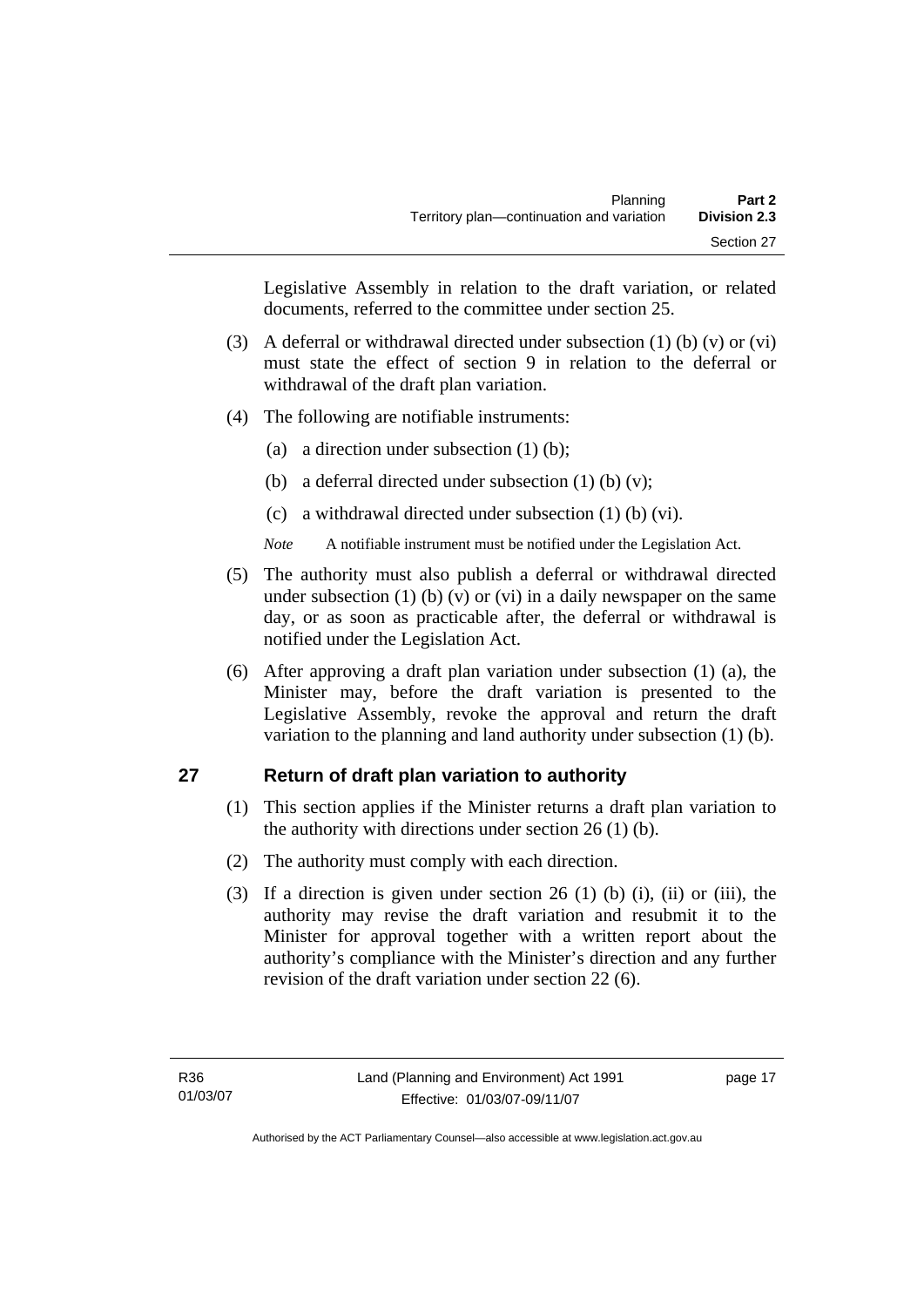Legislative Assembly in relation to the draft variation, or related documents, referred to the committee under section 25.

(3) A deferral or withdrawal directed under subsection (1) (b) (v) or (vi) must state the effect of section 9 in relation to the deferral or withdrawal of the draft plan variation.

(4) The following are notifiable instruments:

(a) a direction under subsection (1) (b);

(b) a deferral directed under subsection (1) (b) (v);

(c) a withdrawal directed under subsection (1) (b) (vi).

*Note* A notifiable instrument must be notified under the Legislation Act.

(5) The authority must also publish a deferral or withdrawal directed under subsection (1) (b) (v) or (vi) in a daily newspaper on the same day, or as soon as practicable after, the deferral or withdrawal is notified under the Legislation Act.

(6) After approving a draft plan variation under subsection (1) (a), the Minister may, before the draft variation is presented to the Legislative Assembly, revoke the approval and return the draft variation to the planning and land authority under subsection (1) (b).

## 27 Return of draft plan variation to authority

(1) This section applies if the Minister returns a draft plan variation to the authority with directions under section 26 (1) (b).

(2) The authority must comply with each direction.

(3) If a direction is given under section 26 (1) (b) (i), (ii) or (iii), the authority may revise the draft variation and resubmit it to the Minister for approval together with a written report about the authority's compliance with the Minister's direction and any further revision of the draft variation under section 22 (6).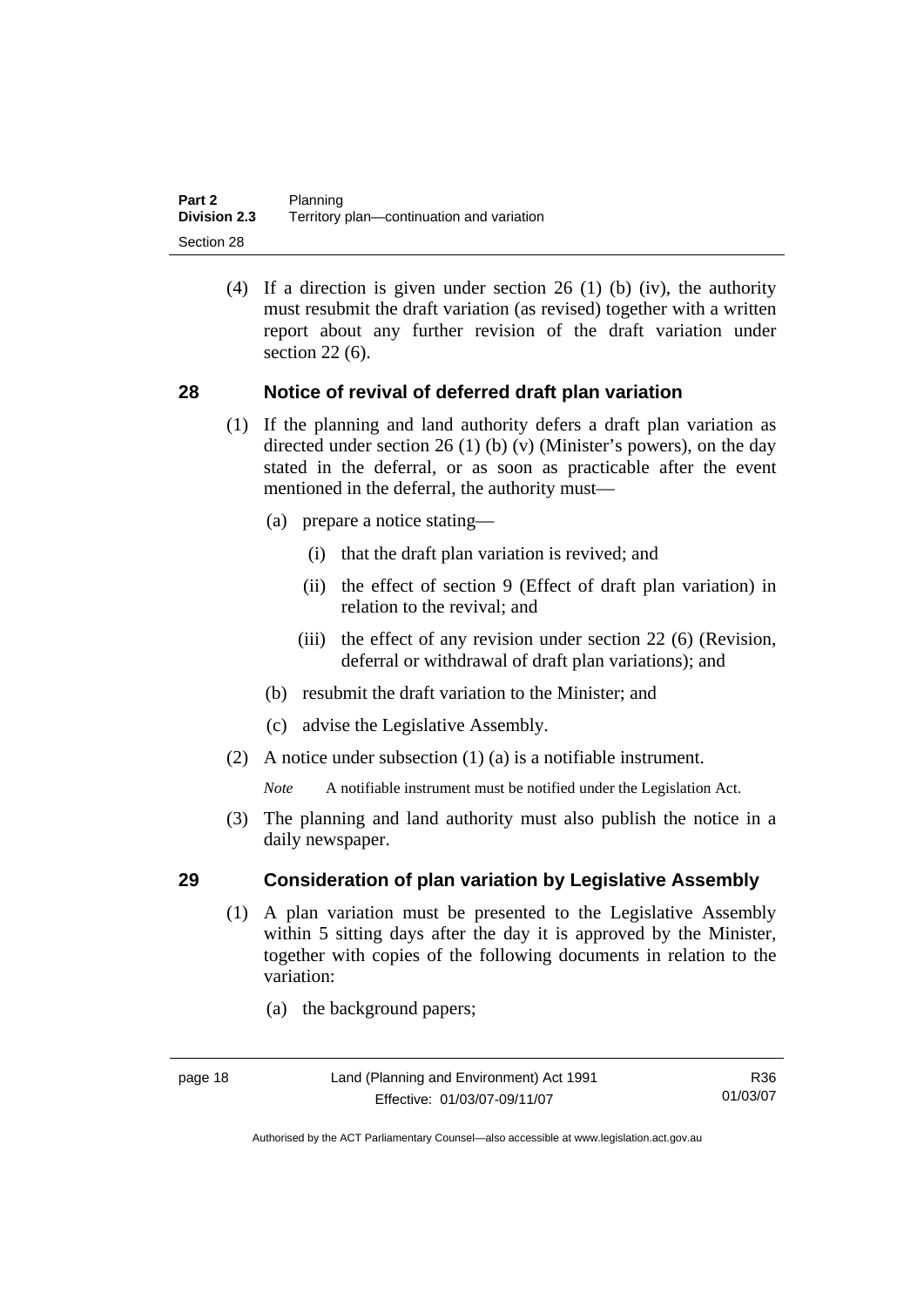(4) If a direction is given under section 26 (1) (b) (iv), the authority must resubmit the draft variation (as revised) together with a written report about any further revision of the draft variation under section 22 (6).

## 28 Notice of revival of deferred draft plan variation

(1) If the planning and land authority defers a draft plan variation as directed under section 26 (1) (b) (v) (Minister's powers), on the day stated in the deferral, or as soon as practicable after the event mentioned in the deferral, the authority must—

(a) prepare a notice stating—

(i) that the draft plan variation is revived; and

(ii) the effect of section 9 (Effect of draft plan variation) in relation to the revival; and

(iii) the effect of any revision under section 22 (6) (Revision, deferral or withdrawal of draft plan variations); and

(b) resubmit the draft variation to the Minister; and

(c) advise the Legislative Assembly.

(2) A notice under subsection (1) (a) is a notifiable instrument.

*Note* A notifiable instrument must be notified under the Legislation Act.

(3) The planning and land authority must also publish the notice in a daily newspaper.

## 29 Consideration of plan variation by Legislative Assembly

(1) A plan variation must be presented to the Legislative Assembly within 5 sitting days after the day it is approved by the Minister, together with copies of the following documents in relation to the variation:

(a) the background papers;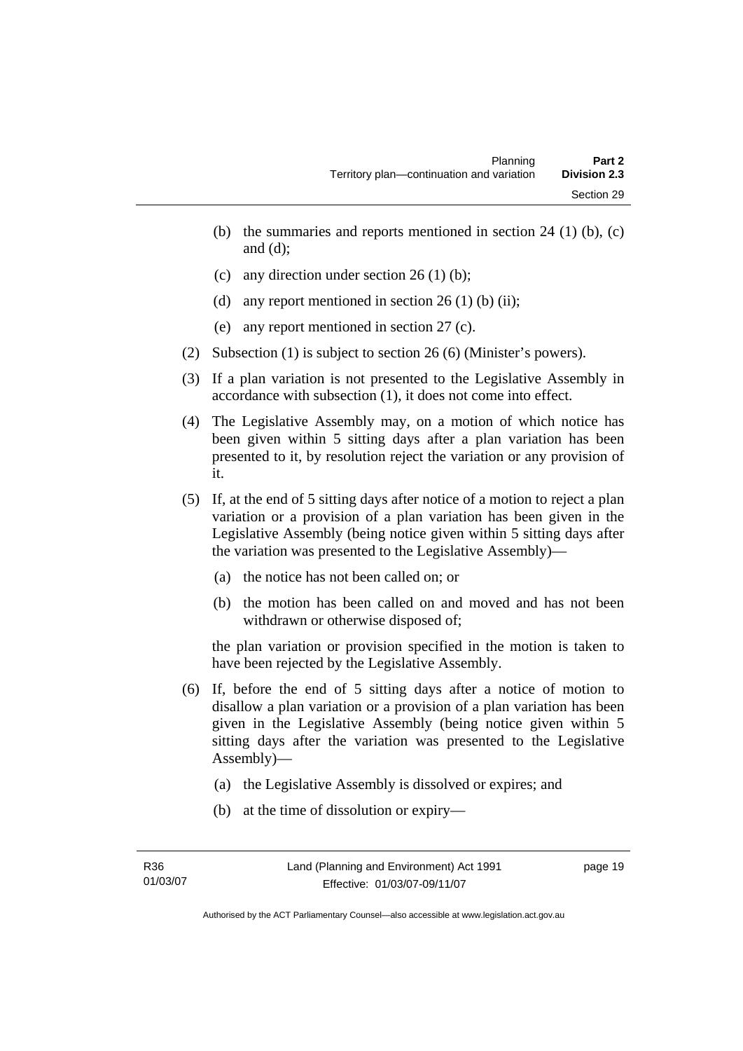(b) the summaries and reports mentioned in section 24 (1) (b), (c) and (d);

(c) any direction under section 26 (1) (b);

(d) any report mentioned in section 26 (1) (b) (ii);

(e) any report mentioned in section 27 (c).

(2) Subsection (1) is subject to section 26 (6) (Minister's powers).

(3) If a plan variation is not presented to the Legislative Assembly in accordance with subsection (1), it does not come into effect.

(4) The Legislative Assembly may, on a motion of which notice has been given within 5 sitting days after a plan variation has been presented to it, by resolution reject the variation or any provision of it.

(5) If, at the end of 5 sitting days after notice of a motion to reject a plan variation or a provision of a plan variation has been given in the Legislative Assembly (being notice given within 5 sitting days after the variation was presented to the Legislative Assembly)—

(a) the notice has not been called on; or

(b) the motion has been called on and moved and has not been withdrawn or otherwise disposed of;

the plan variation or provision specified in the motion is taken to have been rejected by the Legislative Assembly.

(6) If, before the end of 5 sitting days after a notice of motion to disallow a plan variation or a provision of a plan variation has been given in the Legislative Assembly (being notice given within 5 sitting days after the variation was presented to the Legislative Assembly)—

(a) the Legislative Assembly is dissolved or expires; and

(b) at the time of dissolution or expiry—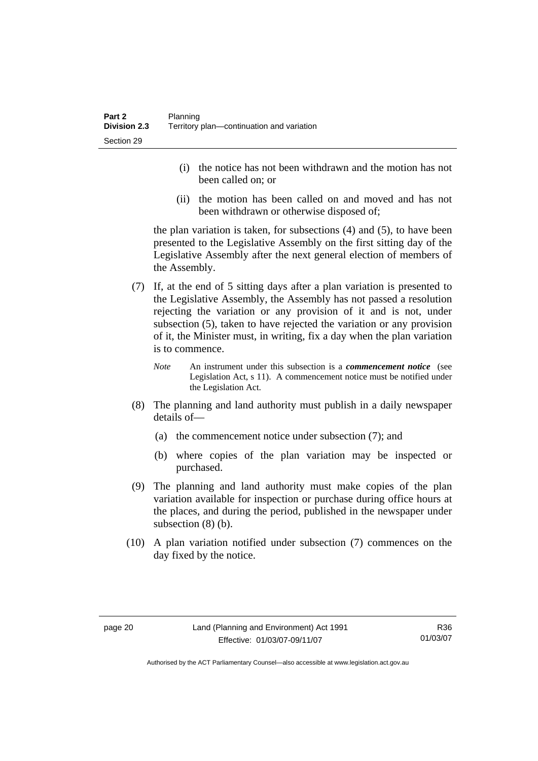(i) the notice has not been withdrawn and the motion has not been called on; or

(ii) the motion has been called on and moved and has not been withdrawn or otherwise disposed of;

the plan variation is taken, for subsections (4) and (5), to have been presented to the Legislative Assembly on the first sitting day of the Legislative Assembly after the next general election of members of the Assembly.

(7) If, at the end of 5 sitting days after a plan variation is presented to the Legislative Assembly, the Assembly has not passed a resolution rejecting the variation or any provision of it and is not, under subsection (5), taken to have rejected the variation or any provision of it, the Minister must, in writing, fix a day when the plan variation is to commence.

*Note* An instrument under this subsection is a ***commencement notice*** (see Legislation Act, s 11). A commencement notice must be notified under the Legislation Act.

(8) The planning and land authority must publish in a daily newspaper details of—

(a) the commencement notice under subsection (7); and

(b) where copies of the plan variation may be inspected or purchased.

(9) The planning and land authority must make copies of the plan variation available for inspection or purchase during office hours at the places, and during the period, published in the newspaper under subsection (8) (b).

(10) A plan variation notified under subsection (7) commences on the day fixed by the notice.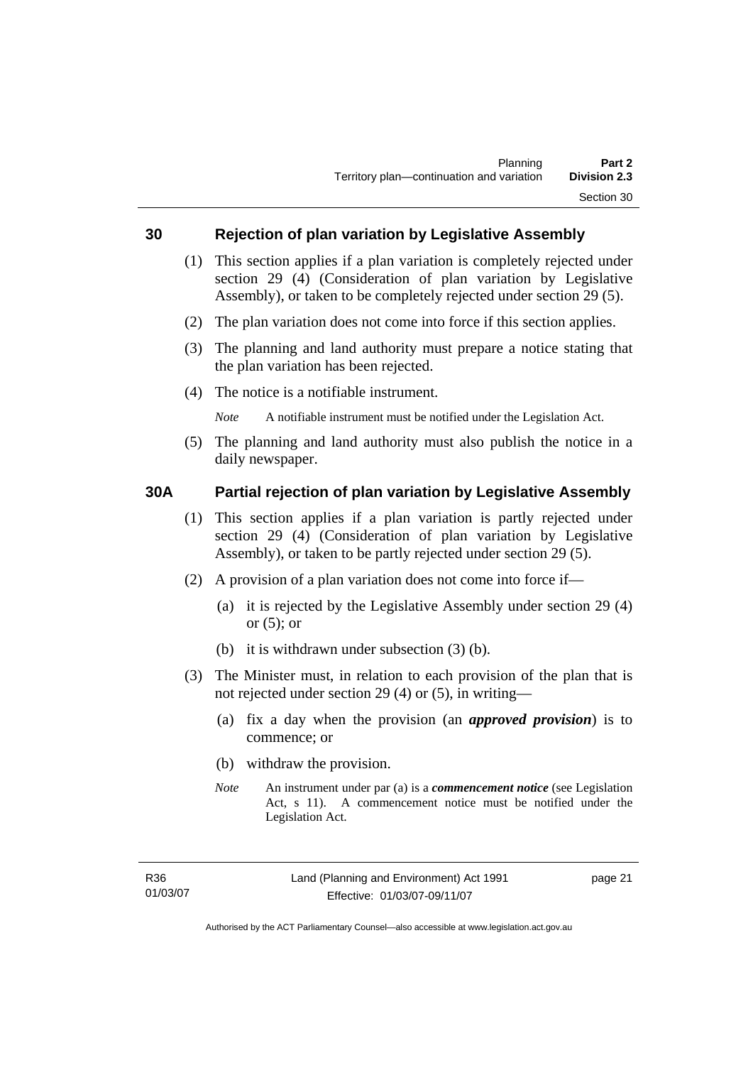## 30 Rejection of plan variation by Legislative Assembly

(1) This section applies if a plan variation is completely rejected under section 29 (4) (Consideration of plan variation by Legislative Assembly), or taken to be completely rejected under section 29 (5).

(2) The plan variation does not come into force if this section applies.

(3) The planning and land authority must prepare a notice stating that the plan variation has been rejected.

(4) The notice is a notifiable instrument.

*Note* A notifiable instrument must be notified under the Legislation Act.

(5) The planning and land authority must also publish the notice in a daily newspaper.

## 30A Partial rejection of plan variation by Legislative Assembly

(1) This section applies if a plan variation is partly rejected under section 29 (4) (Consideration of plan variation by Legislative Assembly), or taken to be partly rejected under section 29 (5).

(2) A provision of a plan variation does not come into force if—

(a) it is rejected by the Legislative Assembly under section 29 (4) or (5); or

(b) it is withdrawn under subsection (3) (b).

(3) The Minister must, in relation to each provision of the plan that is not rejected under section 29 (4) or (5), in writing—

(a) fix a day when the provision (an ***approved provision***) is to commence; or

(b) withdraw the provision.

*Note* An instrument under par (a) is a ***commencement notice*** (see Legislation Act, s 11). A commencement notice must be notified under the Legislation Act.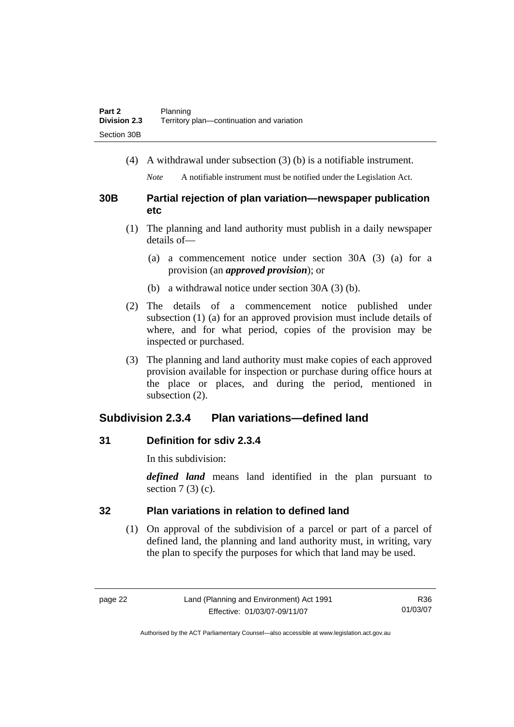(4) A withdrawal under subsection (3) (b) is a notifiable instrument.

*Note* A notifiable instrument must be notified under the Legislation Act.

### 30B Partial rejection of plan variation—newspaper publication etc

(1) The planning and land authority must publish in a daily newspaper details of—

(a) a commencement notice under section 30A (3) (a) for a provision (an ***approved provision***); or

(b) a withdrawal notice under section 30A (3) (b).

(2) The details of a commencement notice published under subsection (1) (a) for an approved provision must include details of where, and for what period, copies of the provision may be inspected or purchased.

(3) The planning and land authority must make copies of each approved provision available for inspection or purchase during office hours at the place or places, and during the period, mentioned in subsection (2).

## Subdivision 2.3.4 Plan variations—defined land

### 31 Definition for sdiv 2.3.4

In this subdivision:

***defined land*** means land identified in the plan pursuant to section 7 (3) (c).

### 32 Plan variations in relation to defined land

(1) On approval of the subdivision of a parcel or part of a parcel of defined land, the planning and land authority must, in writing, vary the plan to specify the purposes for which that land may be used.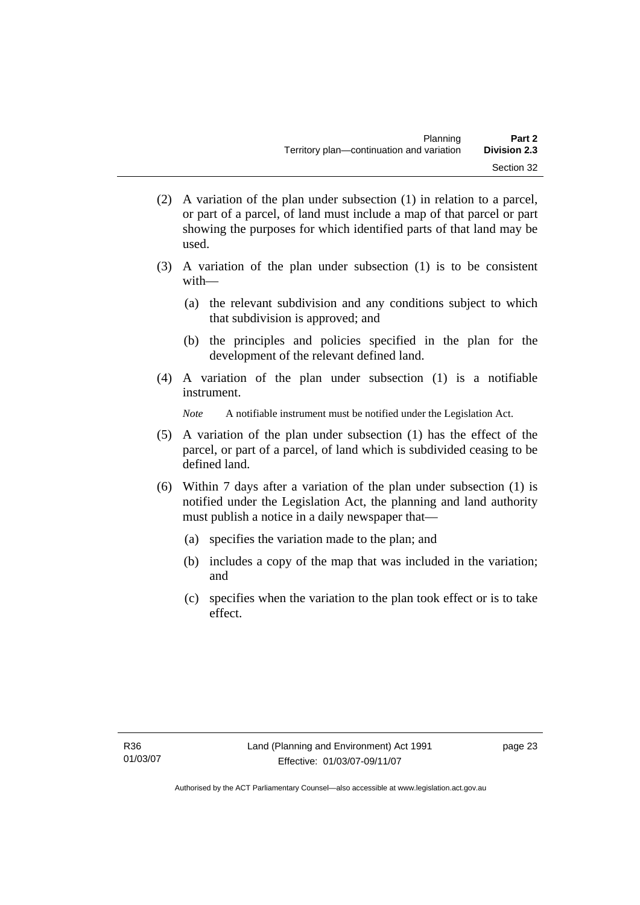(2) A variation of the plan under subsection (1) in relation to a parcel, or part of a parcel, of land must include a map of that parcel or part showing the purposes for which identified parts of that land may be used.

(3) A variation of the plan under subsection (1) is to be consistent with—

(a) the relevant subdivision and any conditions subject to which that subdivision is approved; and

(b) the principles and policies specified in the plan for the development of the relevant defined land.

(4) A variation of the plan under subsection (1) is a notifiable instrument.

*Note* A notifiable instrument must be notified under the Legislation Act.

(5) A variation of the plan under subsection (1) has the effect of the parcel, or part of a parcel, of land which is subdivided ceasing to be defined land.

(6) Within 7 days after a variation of the plan under subsection (1) is notified under the Legislation Act, the planning and land authority must publish a notice in a daily newspaper that—

(a) specifies the variation made to the plan; and

(b) includes a copy of the map that was included in the variation; and

(c) specifies when the variation to the plan took effect or is to take effect.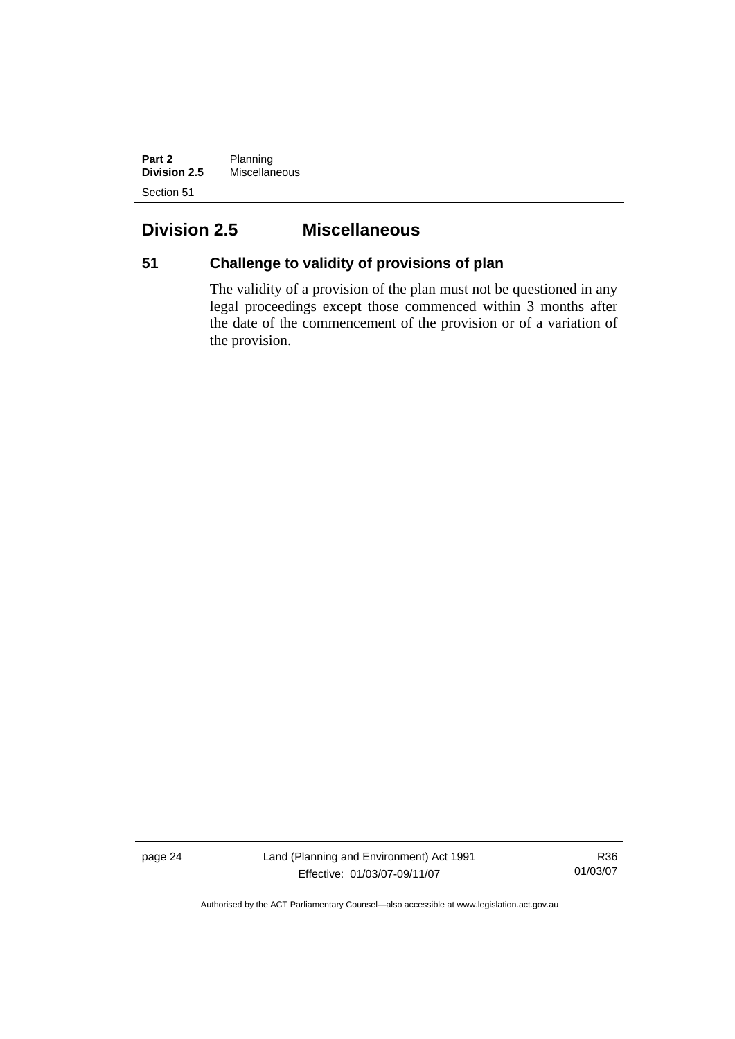## Division 2.5 Miscellaneous

### 51 Challenge to validity of provisions of plan

The validity of a provision of the plan must not be questioned in any legal proceedings except those commenced within 3 months after the date of the commencement of the provision or of a variation of the provision.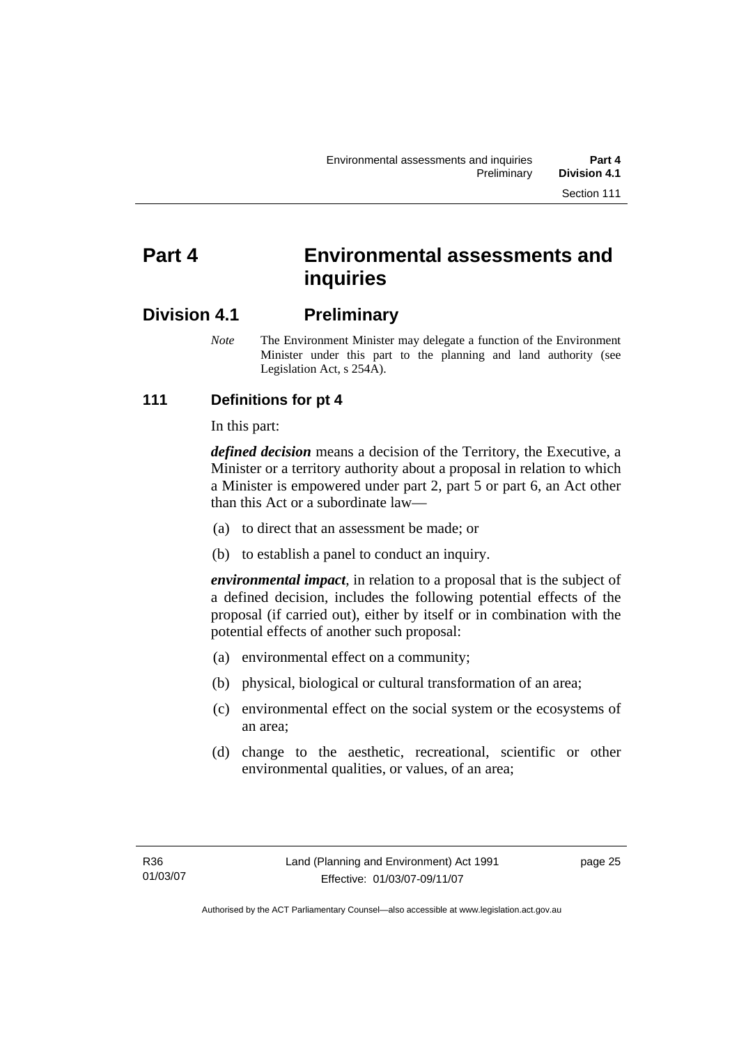# Part 4 Environmental assessments and inquiries

## Division 4.1 Preliminary

*Note* The Environment Minister may delegate a function of the Environment Minister under this part to the planning and land authority (see Legislation Act, s 254A).

### 111 Definitions for pt 4

In this part:

***defined decision*** means a decision of the Territory, the Executive, a Minister or a territory authority about a proposal in relation to which a Minister is empowered under part 2, part 5 or part 6, an Act other than this Act or a subordinate law—

(a) to direct that an assessment be made; or

(b) to establish a panel to conduct an inquiry.

***environmental impact***, in relation to a proposal that is the subject of a defined decision, includes the following potential effects of the proposal (if carried out), either by itself or in combination with the potential effects of another such proposal:

(a) environmental effect on a community;

(b) physical, biological or cultural transformation of an area;

(c) environmental effect on the social system or the ecosystems of an area;

(d) change to the aesthetic, recreational, scientific or other environmental qualities, or values, of an area;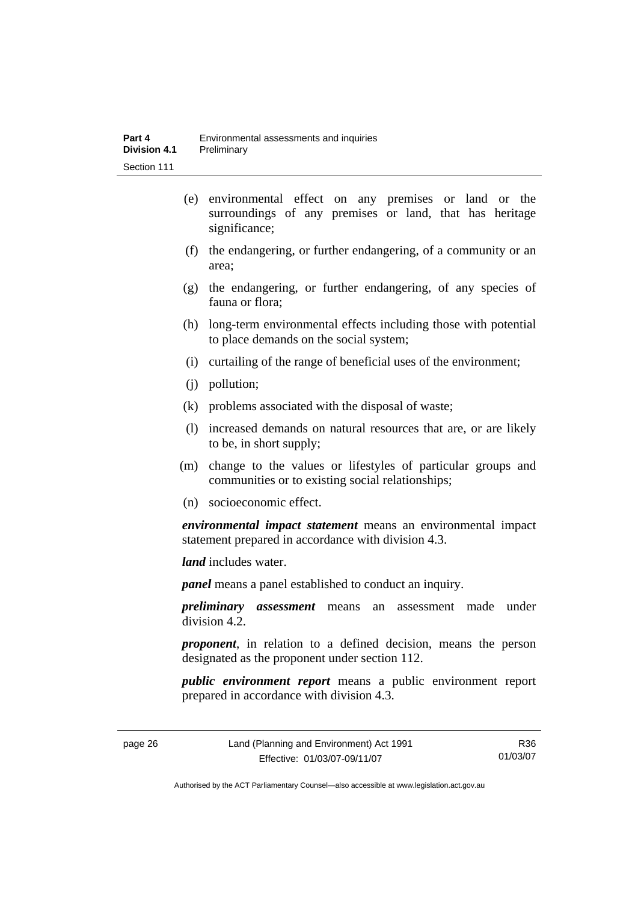(e) environmental effect on any premises or land or the surroundings of any premises or land, that has heritage significance;

(f) the endangering, or further endangering, of a community or an area;

(g) the endangering, or further endangering, of any species of fauna or flora;

(h) long-term environmental effects including those with potential to place demands on the social system;

(i) curtailing of the range of beneficial uses of the environment;

(j) pollution;

(k) problems associated with the disposal of waste;

(l) increased demands on natural resources that are, or are likely to be, in short supply;

(m) change to the values or lifestyles of particular groups and communities or to existing social relationships;

(n) socioeconomic effect.

***environmental impact statement*** means an environmental impact statement prepared in accordance with division 4.3.

***land*** includes water.

***panel*** means a panel established to conduct an inquiry.

***preliminary assessment*** means an assessment made under division 4.2.

***proponent***, in relation to a defined decision, means the person designated as the proponent under section 112.

***public environment report*** means a public environment report prepared in accordance with division 4.3.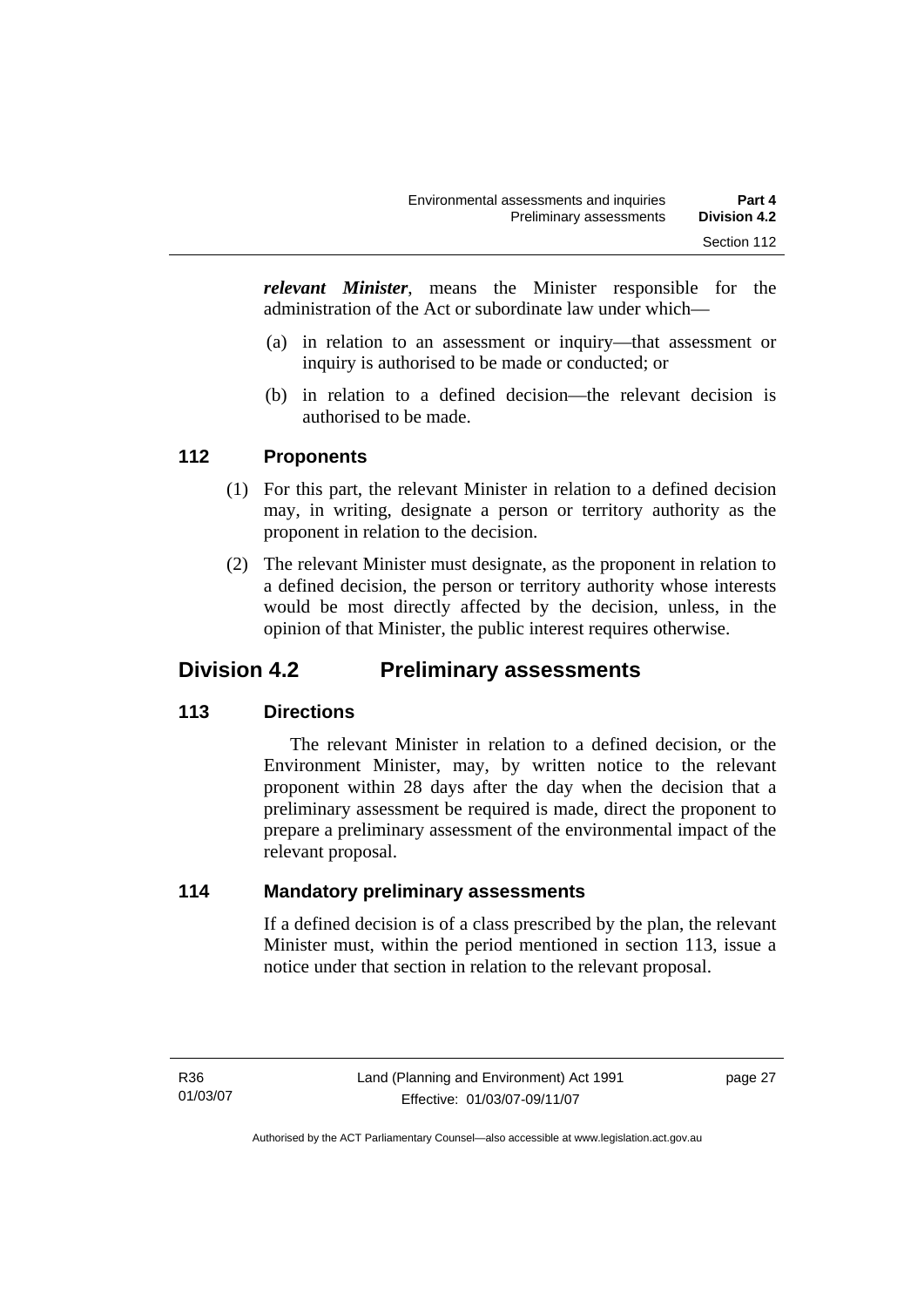***relevant Minister***, means the Minister responsible for the administration of the Act or subordinate law under which—

(a) in relation to an assessment or inquiry—that assessment or inquiry is authorised to be made or conducted; or

(b) in relation to a defined decision—the relevant decision is authorised to be made.

### 112 Proponents

(1) For this part, the relevant Minister in relation to a defined decision may, in writing, designate a person or territory authority as the proponent in relation to the decision.

(2) The relevant Minister must designate, as the proponent in relation to a defined decision, the person or territory authority whose interests would be most directly affected by the decision, unless, in the opinion of that Minister, the public interest requires otherwise.

## Division 4.2 Preliminary assessments

### 113 Directions

The relevant Minister in relation to a defined decision, or the Environment Minister, may, by written notice to the relevant proponent within 28 days after the day when the decision that a preliminary assessment be required is made, direct the proponent to prepare a preliminary assessment of the environmental impact of the relevant proposal.

### 114 Mandatory preliminary assessments

If a defined decision is of a class prescribed by the plan, the relevant Minister must, within the period mentioned in section 113, issue a notice under that section in relation to the relevant proposal.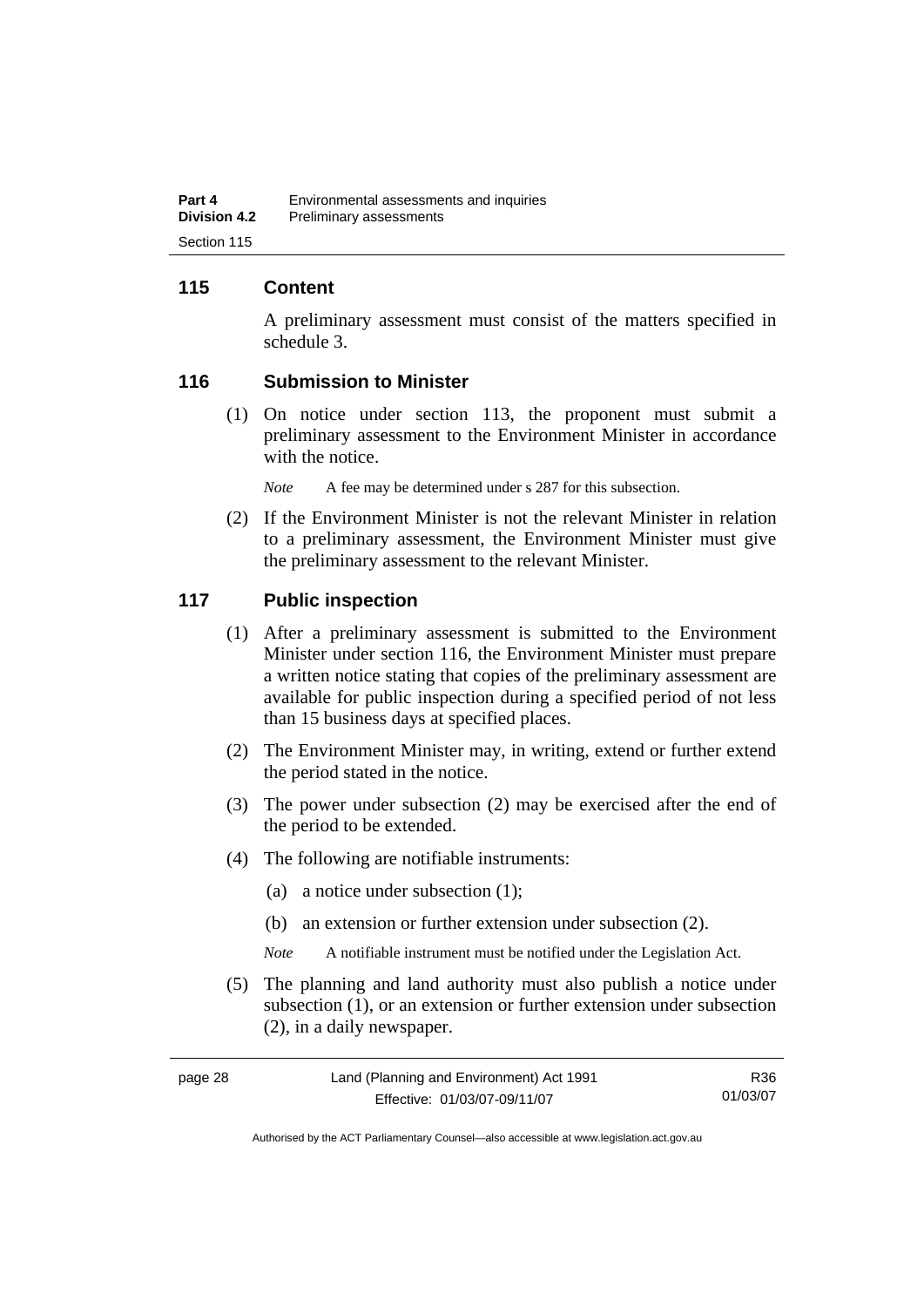## 115 Content

A preliminary assessment must consist of the matters specified in schedule 3.

## 116 Submission to Minister

(1) On notice under section 113, the proponent must submit a preliminary assessment to the Environment Minister in accordance with the notice.

*Note* A fee may be determined under s 287 for this subsection.

(2) If the Environment Minister is not the relevant Minister in relation to a preliminary assessment, the Environment Minister must give the preliminary assessment to the relevant Minister.

## 117 Public inspection

(1) After a preliminary assessment is submitted to the Environment Minister under section 116, the Environment Minister must prepare a written notice stating that copies of the preliminary assessment are available for public inspection during a specified period of not less than 15 business days at specified places.

(2) The Environment Minister may, in writing, extend or further extend the period stated in the notice.

(3) The power under subsection (2) may be exercised after the end of the period to be extended.

(4) The following are notifiable instruments:

(a) a notice under subsection (1);

(b) an extension or further extension under subsection (2).

*Note* A notifiable instrument must be notified under the Legislation Act.

(5) The planning and land authority must also publish a notice under subsection (1), or an extension or further extension under subsection (2), in a daily newspaper.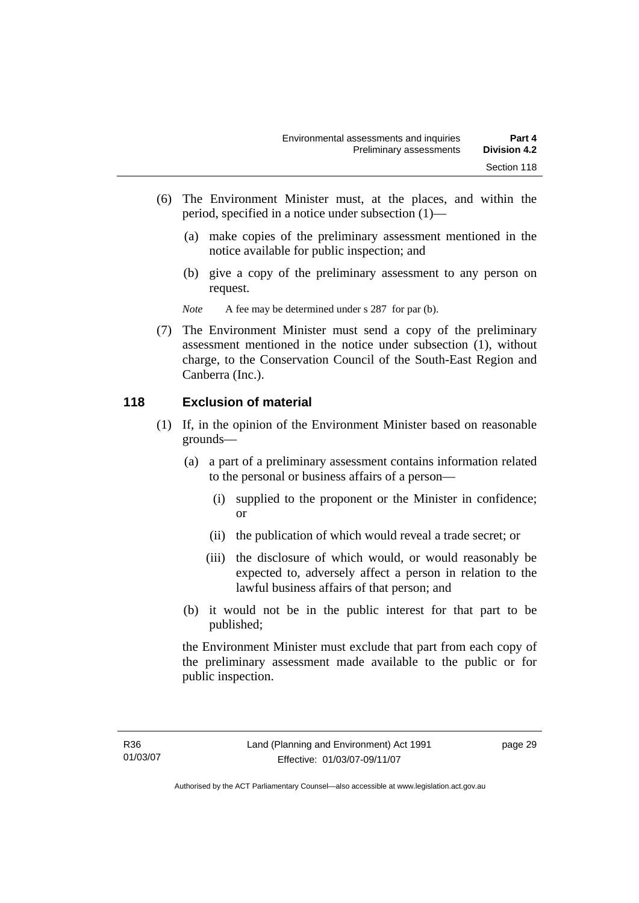(6) The Environment Minister must, at the places, and within the period, specified in a notice under subsection (1)—

(a) make copies of the preliminary assessment mentioned in the notice available for public inspection; and

(b) give a copy of the preliminary assessment to any person on request.

*Note* A fee may be determined under s 287 for par (b).

(7) The Environment Minister must send a copy of the preliminary assessment mentioned in the notice under subsection (1), without charge, to the Conservation Council of the South-East Region and Canberra (Inc.).

## 118 Exclusion of material

(1) If, in the opinion of the Environment Minister based on reasonable grounds—

(a) a part of a preliminary assessment contains information related to the personal or business affairs of a person—

(i) supplied to the proponent or the Minister in confidence; or

(ii) the publication of which would reveal a trade secret; or

(iii) the disclosure of which would, or would reasonably be expected to, adversely affect a person in relation to the lawful business affairs of that person; and

(b) it would not be in the public interest for that part to be published;

the Environment Minister must exclude that part from each copy of the preliminary assessment made available to the public or for public inspection.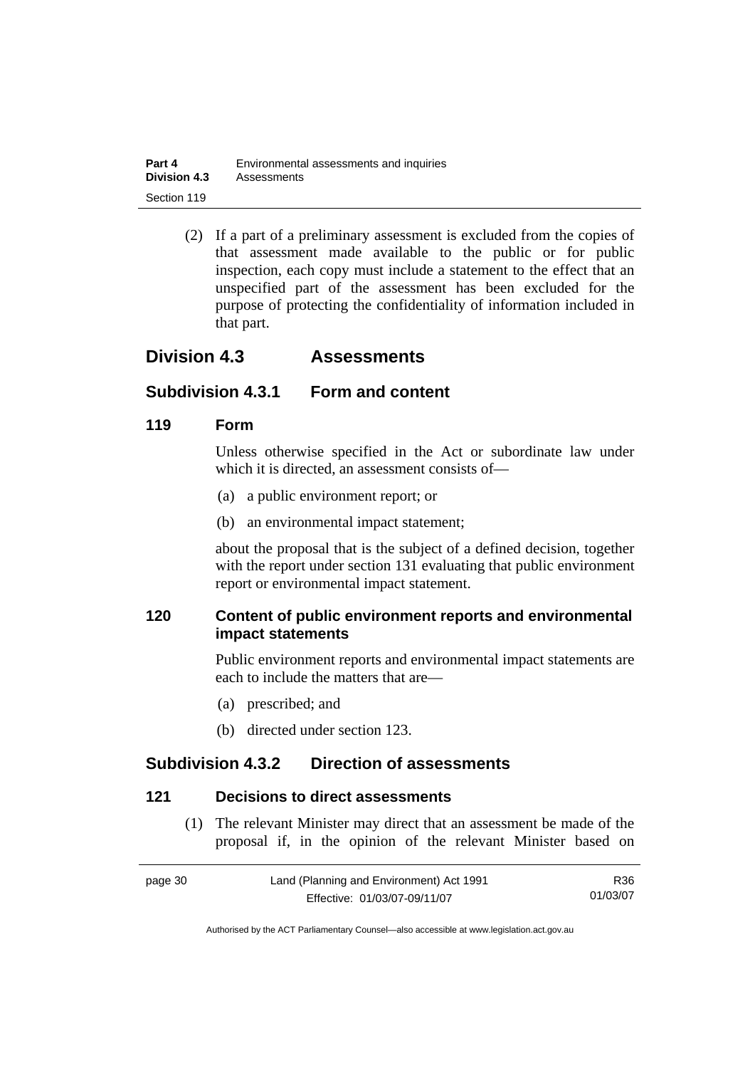(2) If a part of a preliminary assessment is excluded from the copies of that assessment made available to the public or for public inspection, each copy must include a statement to the effect that an unspecified part of the assessment has been excluded for the purpose of protecting the confidentiality of information included in that part.

## Division 4.3 Assessments

### Subdivision 4.3.1 Form and content

#### 119 Form

Unless otherwise specified in the Act or subordinate law under which it is directed, an assessment consists of—

(a) a public environment report; or

(b) an environmental impact statement;

about the proposal that is the subject of a defined decision, together with the report under section 131 evaluating that public environment report or environmental impact statement.

#### 120 Content of public environment reports and environmental impact statements

Public environment reports and environmental impact statements are each to include the matters that are—

(a) prescribed; and

(b) directed under section 123.

### Subdivision 4.3.2 Direction of assessments

#### 121 Decisions to direct assessments

(1) The relevant Minister may direct that an assessment be made of the proposal if, in the opinion of the relevant Minister based on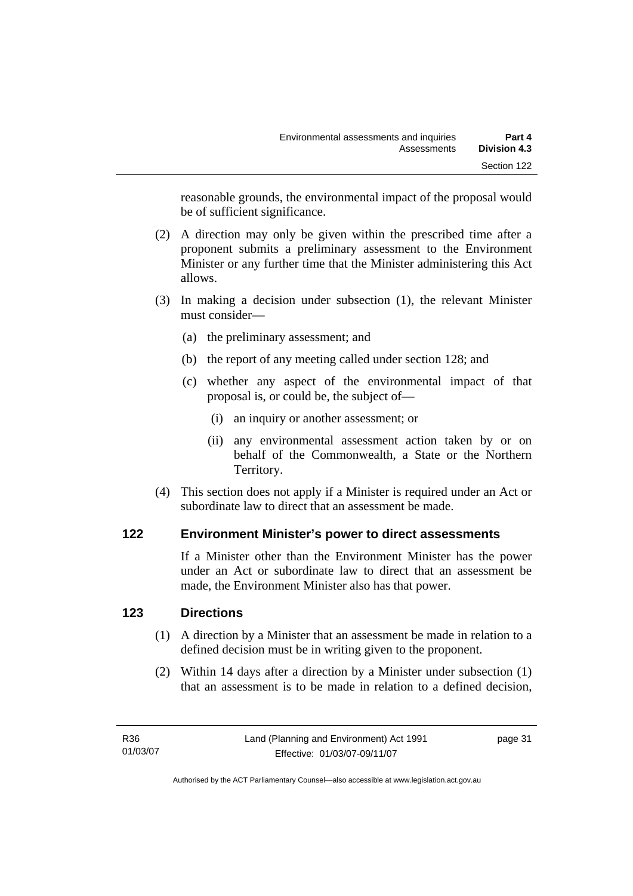reasonable grounds, the environmental impact of the proposal would be of sufficient significance.

(2) A direction may only be given within the prescribed time after a proponent submits a preliminary assessment to the Environment Minister or any further time that the Minister administering this Act allows.

(3) In making a decision under subsection (1), the relevant Minister must consider—

(a) the preliminary assessment; and

(b) the report of any meeting called under section 128; and

(c) whether any aspect of the environmental impact of that proposal is, or could be, the subject of—

(i) an inquiry or another assessment; or

(ii) any environmental assessment action taken by or on behalf of the Commonwealth, a State or the Northern Territory.

(4) This section does not apply if a Minister is required under an Act or subordinate law to direct that an assessment be made.

## 122 Environment Minister's power to direct assessments

If a Minister other than the Environment Minister has the power under an Act or subordinate law to direct that an assessment be made, the Environment Minister also has that power.

## 123 Directions

(1) A direction by a Minister that an assessment be made in relation to a defined decision must be in writing given to the proponent.

(2) Within 14 days after a direction by a Minister under subsection (1) that an assessment is to be made in relation to a defined decision,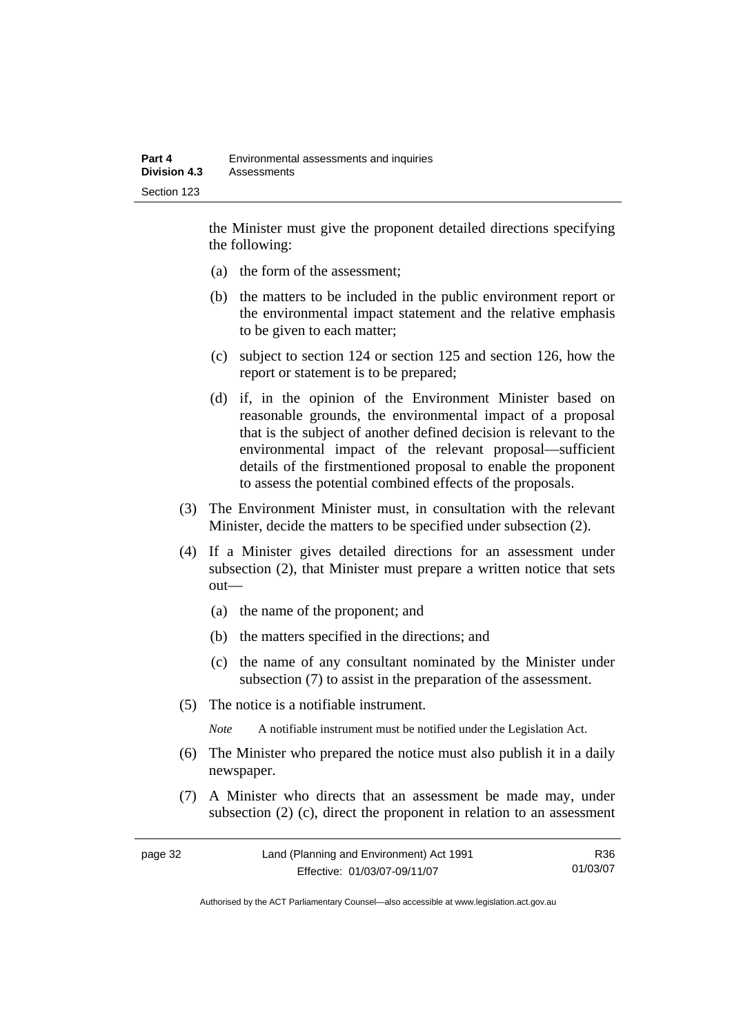the Minister must give the proponent detailed directions specifying the following:

(a) the form of the assessment;

(b) the matters to be included in the public environment report or the environmental impact statement and the relative emphasis to be given to each matter;

(c) subject to section 124 or section 125 and section 126, how the report or statement is to be prepared;

(d) if, in the opinion of the Environment Minister based on reasonable grounds, the environmental impact of a proposal that is the subject of another defined decision is relevant to the environmental impact of the relevant proposal—sufficient details of the firstmentioned proposal to enable the proponent to assess the potential combined effects of the proposals.

(3) The Environment Minister must, in consultation with the relevant Minister, decide the matters to be specified under subsection (2).

(4) If a Minister gives detailed directions for an assessment under subsection (2), that Minister must prepare a written notice that sets out—

(a) the name of the proponent; and

(b) the matters specified in the directions; and

(c) the name of any consultant nominated by the Minister under subsection (7) to assist in the preparation of the assessment.

(5) The notice is a notifiable instrument.

*Note* A notifiable instrument must be notified under the Legislation Act.

(6) The Minister who prepared the notice must also publish it in a daily newspaper.

(7) A Minister who directs that an assessment be made may, under subsection (2) (c), direct the proponent in relation to an assessment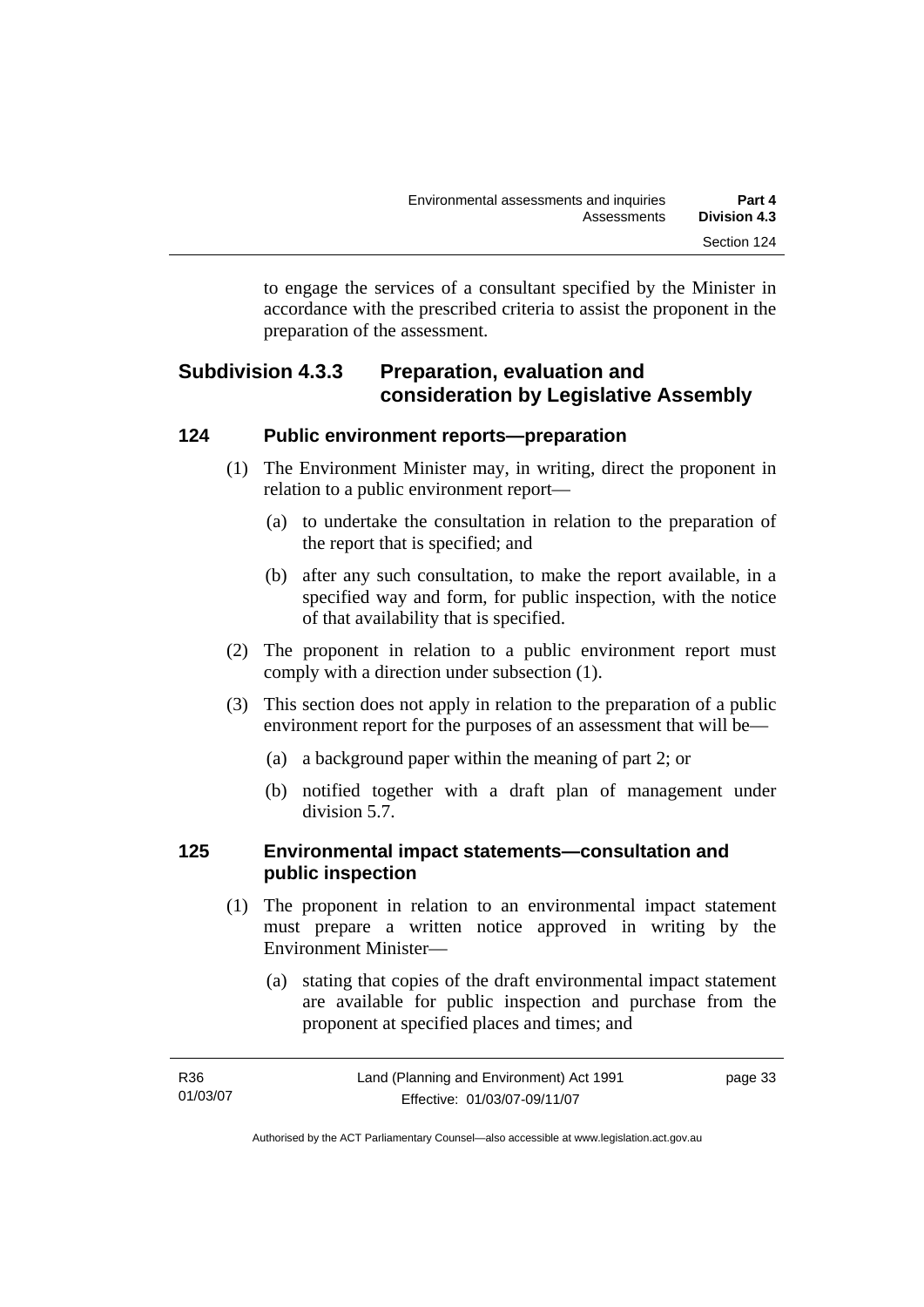to engage the services of a consultant specified by the Minister in accordance with the prescribed criteria to assist the proponent in the preparation of the assessment.

### Subdivision 4.3.3 Preparation, evaluation and consideration by Legislative Assembly

#### 124 Public environment reports—preparation

(1) The Environment Minister may, in writing, direct the proponent in relation to a public environment report—

(a) to undertake the consultation in relation to the preparation of the report that is specified; and

(b) after any such consultation, to make the report available, in a specified way and form, for public inspection, with the notice of that availability that is specified.

(2) The proponent in relation to a public environment report must comply with a direction under subsection (1).

(3) This section does not apply in relation to the preparation of a public environment report for the purposes of an assessment that will be—

(a) a background paper within the meaning of part 2; or

(b) notified together with a draft plan of management under division 5.7.

#### 125 Environmental impact statements—consultation and public inspection

(1) The proponent in relation to an environmental impact statement must prepare a written notice approved in writing by the Environment Minister—

(a) stating that copies of the draft environmental impact statement are available for public inspection and purchase from the proponent at specified places and times; and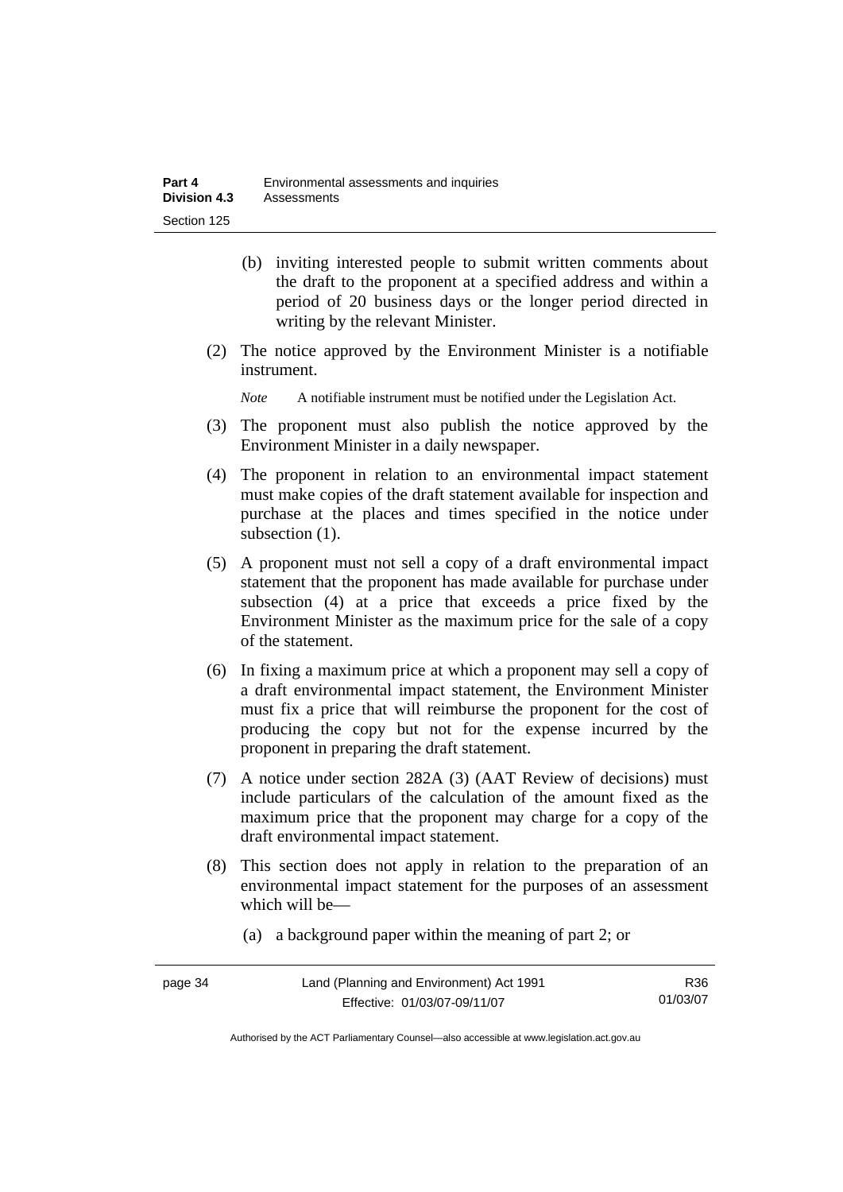(b) inviting interested people to submit written comments about the draft to the proponent at a specified address and within a period of 20 business days or the longer period directed in writing by the relevant Minister.

(2) The notice approved by the Environment Minister is a notifiable instrument.

*Note* A notifiable instrument must be notified under the Legislation Act.

(3) The proponent must also publish the notice approved by the Environment Minister in a daily newspaper.

(4) The proponent in relation to an environmental impact statement must make copies of the draft statement available for inspection and purchase at the places and times specified in the notice under subsection (1).

(5) A proponent must not sell a copy of a draft environmental impact statement that the proponent has made available for purchase under subsection (4) at a price that exceeds a price fixed by the Environment Minister as the maximum price for the sale of a copy of the statement.

(6) In fixing a maximum price at which a proponent may sell a copy of a draft environmental impact statement, the Environment Minister must fix a price that will reimburse the proponent for the cost of producing the copy but not for the expense incurred by the proponent in preparing the draft statement.

(7) A notice under section 282A (3) (AAT Review of decisions) must include particulars of the calculation of the amount fixed as the maximum price that the proponent may charge for a copy of the draft environmental impact statement.

(8) This section does not apply in relation to the preparation of an environmental impact statement for the purposes of an assessment which will be—

(a) a background paper within the meaning of part 2; or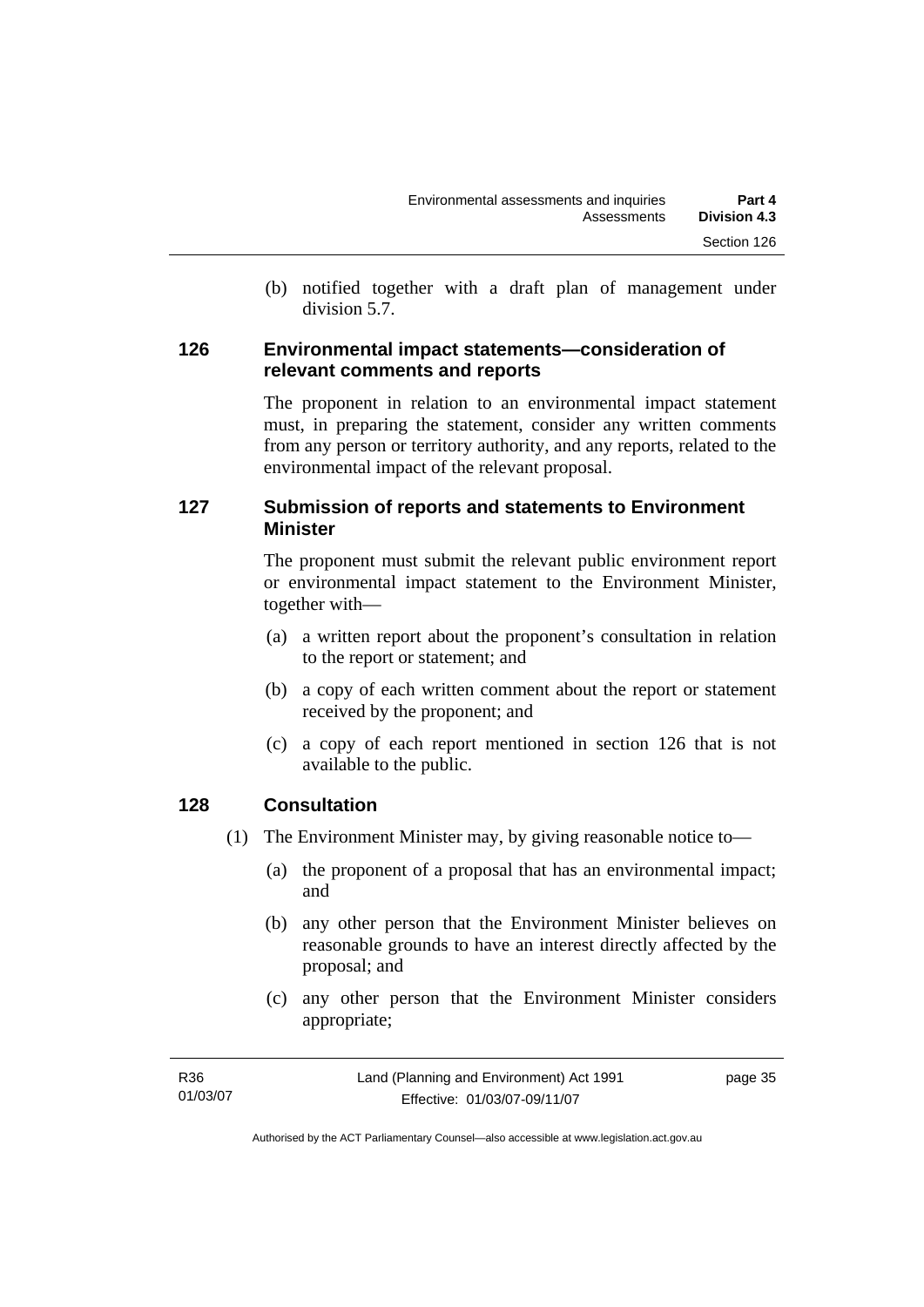(b) notified together with a draft plan of management under division 5.7.

### 126 Environmental impact statements—consideration of relevant comments and reports

The proponent in relation to an environmental impact statement must, in preparing the statement, consider any written comments from any person or territory authority, and any reports, related to the environmental impact of the relevant proposal.

### 127 Submission of reports and statements to Environment Minister

The proponent must submit the relevant public environment report or environmental impact statement to the Environment Minister, together with—

(a) a written report about the proponent's consultation in relation to the report or statement; and

(b) a copy of each written comment about the report or statement received by the proponent; and

(c) a copy of each report mentioned in section 126 that is not available to the public.

### 128 Consultation

(1) The Environment Minister may, by giving reasonable notice to—

(a) the proponent of a proposal that has an environmental impact; and

(b) any other person that the Environment Minister believes on reasonable grounds to have an interest directly affected by the proposal; and

(c) any other person that the Environment Minister considers appropriate;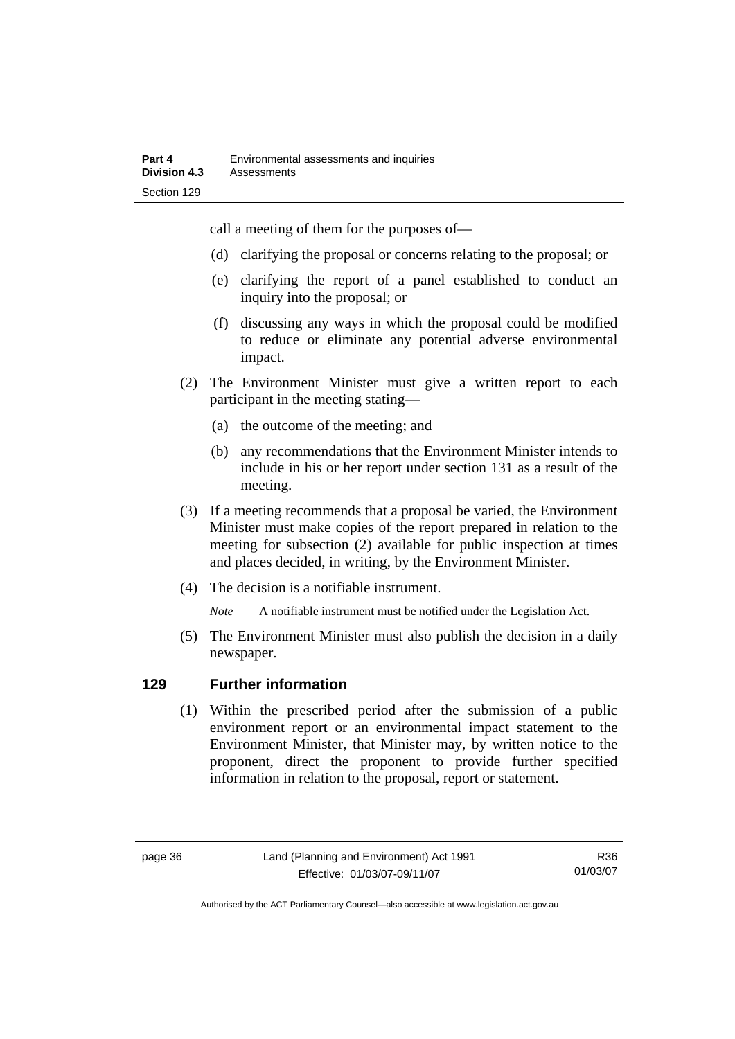call a meeting of them for the purposes of—

(d) clarifying the proposal or concerns relating to the proposal; or

(e) clarifying the report of a panel established to conduct an inquiry into the proposal; or

(f) discussing any ways in which the proposal could be modified to reduce or eliminate any potential adverse environmental impact.

(2) The Environment Minister must give a written report to each participant in the meeting stating—

(a) the outcome of the meeting; and

(b) any recommendations that the Environment Minister intends to include in his or her report under section 131 as a result of the meeting.

(3) If a meeting recommends that a proposal be varied, the Environment Minister must make copies of the report prepared in relation to the meeting for subsection (2) available for public inspection at times and places decided, in writing, by the Environment Minister.

(4) The decision is a notifiable instrument.

*Note* A notifiable instrument must be notified under the Legislation Act.

(5) The Environment Minister must also publish the decision in a daily newspaper.

## 129 Further information

(1) Within the prescribed period after the submission of a public environment report or an environmental impact statement to the Environment Minister, that Minister may, by written notice to the proponent, direct the proponent to provide further specified information in relation to the proposal, report or statement.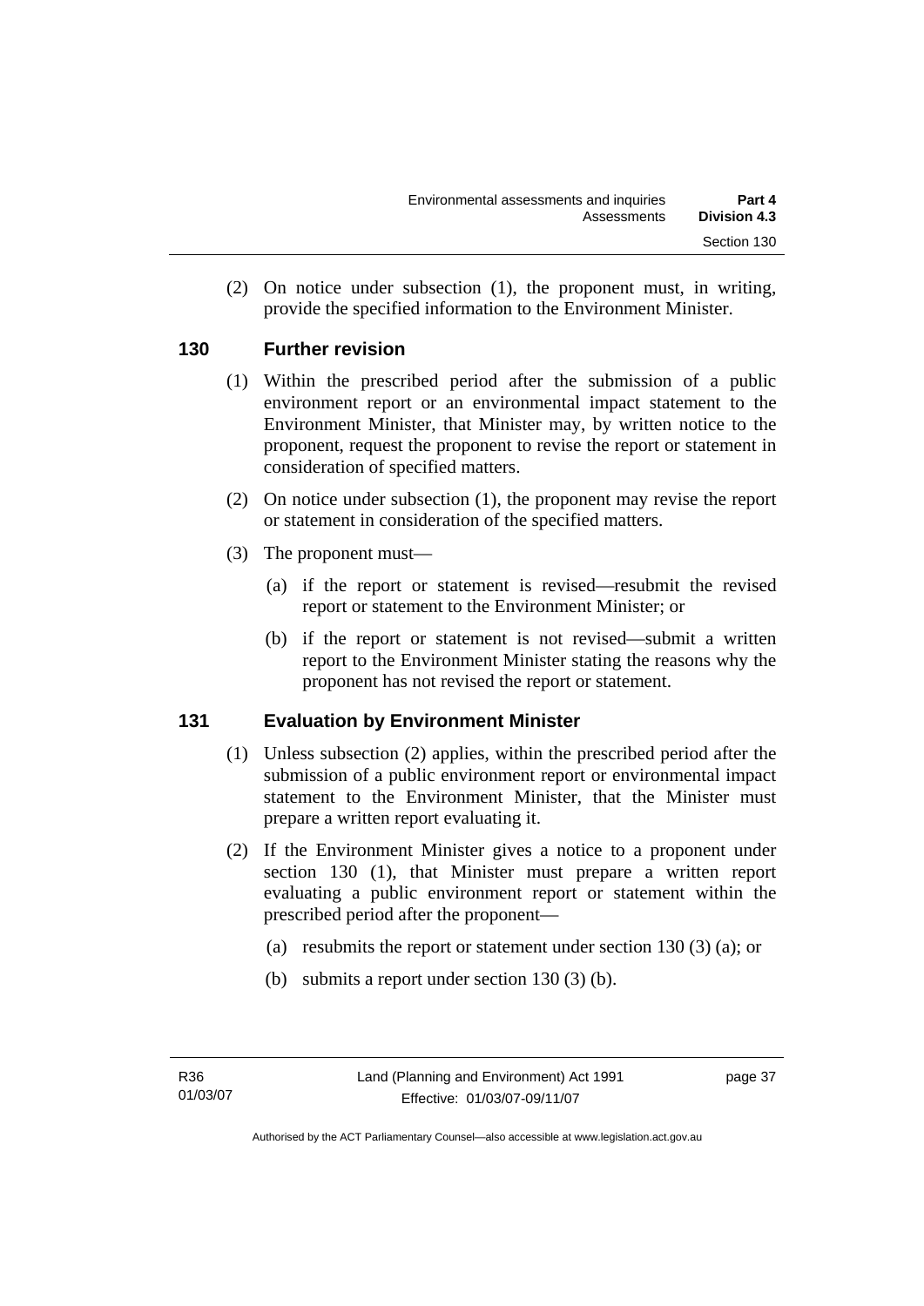(2) On notice under subsection (1), the proponent must, in writing, provide the specified information to the Environment Minister.

## 130 Further revision

(1) Within the prescribed period after the submission of a public environment report or an environmental impact statement to the Environment Minister, that Minister may, by written notice to the proponent, request the proponent to revise the report or statement in consideration of specified matters.

(2) On notice under subsection (1), the proponent may revise the report or statement in consideration of the specified matters.

(3) The proponent must—

(a) if the report or statement is revised—resubmit the revised report or statement to the Environment Minister; or

(b) if the report or statement is not revised—submit a written report to the Environment Minister stating the reasons why the proponent has not revised the report or statement.

## 131 Evaluation by Environment Minister

(1) Unless subsection (2) applies, within the prescribed period after the submission of a public environment report or environmental impact statement to the Environment Minister, that the Minister must prepare a written report evaluating it.

(2) If the Environment Minister gives a notice to a proponent under section 130 (1), that Minister must prepare a written report evaluating a public environment report or statement within the prescribed period after the proponent—

(a) resubmits the report or statement under section 130 (3) (a); or

(b) submits a report under section 130 (3) (b).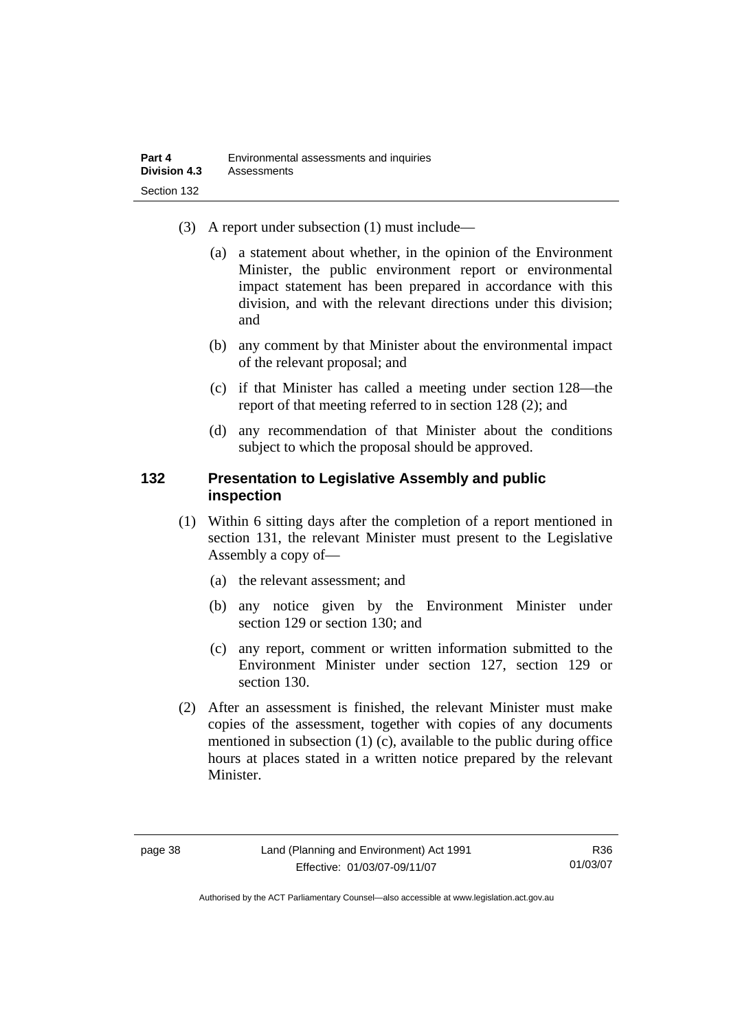(3) A report under subsection (1) must include—

(a) a statement about whether, in the opinion of the Environment Minister, the public environment report or environmental impact statement has been prepared in accordance with this division, and with the relevant directions under this division; and

(b) any comment by that Minister about the environmental impact of the relevant proposal; and

(c) if that Minister has called a meeting under section 128—the report of that meeting referred to in section 128 (2); and

(d) any recommendation of that Minister about the conditions subject to which the proposal should be approved.

### 132 Presentation to Legislative Assembly and public inspection

(1) Within 6 sitting days after the completion of a report mentioned in section 131, the relevant Minister must present to the Legislative Assembly a copy of—

(a) the relevant assessment; and

(b) any notice given by the Environment Minister under section 129 or section 130; and

(c) any report, comment or written information submitted to the Environment Minister under section 127, section 129 or section 130.

(2) After an assessment is finished, the relevant Minister must make copies of the assessment, together with copies of any documents mentioned in subsection (1) (c), available to the public during office hours at places stated in a written notice prepared by the relevant Minister.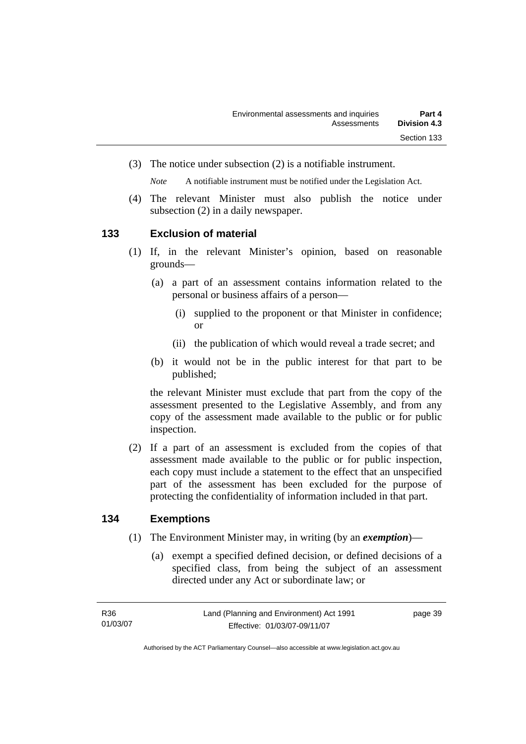(3) The notice under subsection (2) is a notifiable instrument.

*Note* A notifiable instrument must be notified under the Legislation Act.

(4) The relevant Minister must also publish the notice under subsection (2) in a daily newspaper.

## 133 Exclusion of material

(1) If, in the relevant Minister's opinion, based on reasonable grounds—

(a) a part of an assessment contains information related to the personal or business affairs of a person—

(i) supplied to the proponent or that Minister in confidence; or

(ii) the publication of which would reveal a trade secret; and

(b) it would not be in the public interest for that part to be published;

the relevant Minister must exclude that part from the copy of the assessment presented to the Legislative Assembly, and from any copy of the assessment made available to the public or for public inspection.

(2) If a part of an assessment is excluded from the copies of that assessment made available to the public or for public inspection, each copy must include a statement to the effect that an unspecified part of the assessment has been excluded for the purpose of protecting the confidentiality of information included in that part.

## 134 Exemptions

(1) The Environment Minister may, in writing (by an ***exemption***)—

(a) exempt a specified defined decision, or defined decisions of a specified class, from being the subject of an assessment directed under any Act or subordinate law; or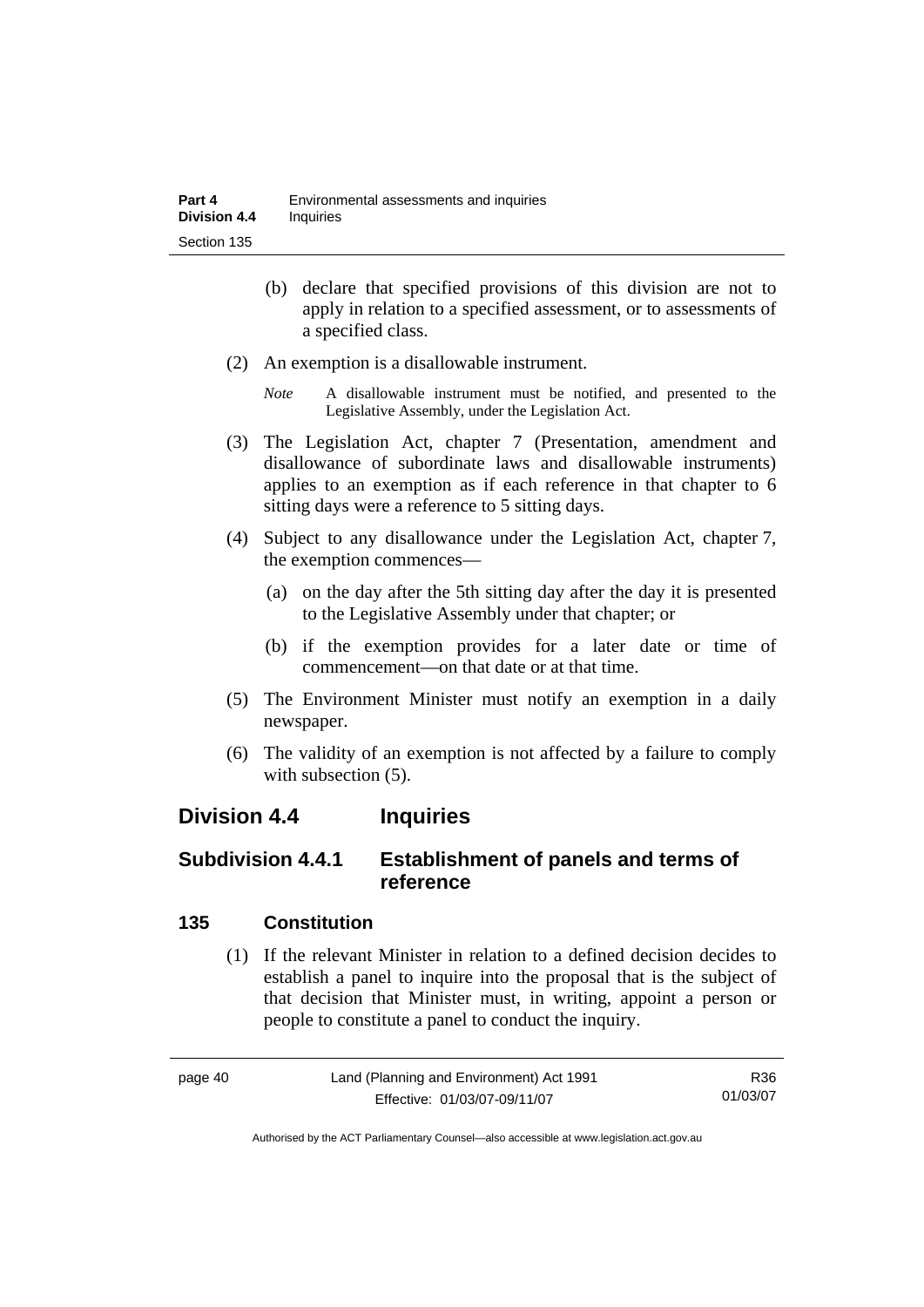(b) declare that specified provisions of this division are not to apply in relation to a specified assessment, or to assessments of a specified class.

(2) An exemption is a disallowable instrument.

*Note* A disallowable instrument must be notified, and presented to the Legislative Assembly, under the Legislation Act.

(3) The Legislation Act, chapter 7 (Presentation, amendment and disallowance of subordinate laws and disallowable instruments) applies to an exemption as if each reference in that chapter to 6 sitting days were a reference to 5 sitting days.

(4) Subject to any disallowance under the Legislation Act, chapter 7, the exemption commences—

(a) on the day after the 5th sitting day after the day it is presented to the Legislative Assembly under that chapter; or

(b) if the exemption provides for a later date or time of commencement—on that date or at that time.

(5) The Environment Minister must notify an exemption in a daily newspaper.

(6) The validity of an exemption is not affected by a failure to comply with subsection (5).

## Division 4.4 Inquiries

### Subdivision 4.4.1 Establishment of panels and terms of reference

#### 135 Constitution

(1) If the relevant Minister in relation to a defined decision decides to establish a panel to inquire into the proposal that is the subject of that decision that Minister must, in writing, appoint a person or people to constitute a panel to conduct the inquiry.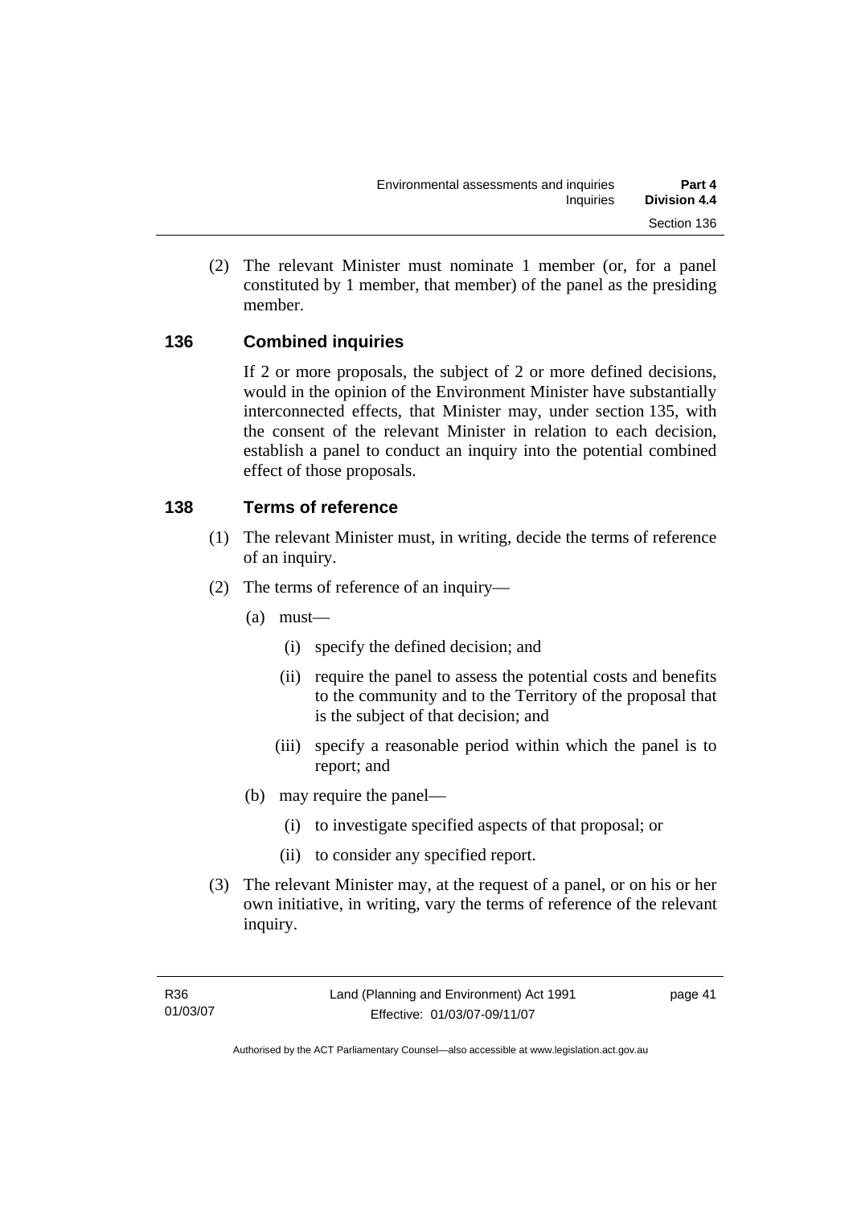(2) The relevant Minister must nominate 1 member (or, for a panel constituted by 1 member, that member) of the panel as the presiding member.

## 136 Combined inquiries

If 2 or more proposals, the subject of 2 or more defined decisions, would in the opinion of the Environment Minister have substantially interconnected effects, that Minister may, under section 135, with the consent of the relevant Minister in relation to each decision, establish a panel to conduct an inquiry into the potential combined effect of those proposals.

## 138 Terms of reference

(1) The relevant Minister must, in writing, decide the terms of reference of an inquiry.

(2) The terms of reference of an inquiry—

(a) must—

(i) specify the defined decision; and

(ii) require the panel to assess the potential costs and benefits to the community and to the Territory of the proposal that is the subject of that decision; and

(iii) specify a reasonable period within which the panel is to report; and

(b) may require the panel—

(i) to investigate specified aspects of that proposal; or

(ii) to consider any specified report.

(3) The relevant Minister may, at the request of a panel, or on his or her own initiative, in writing, vary the terms of reference of the relevant inquiry.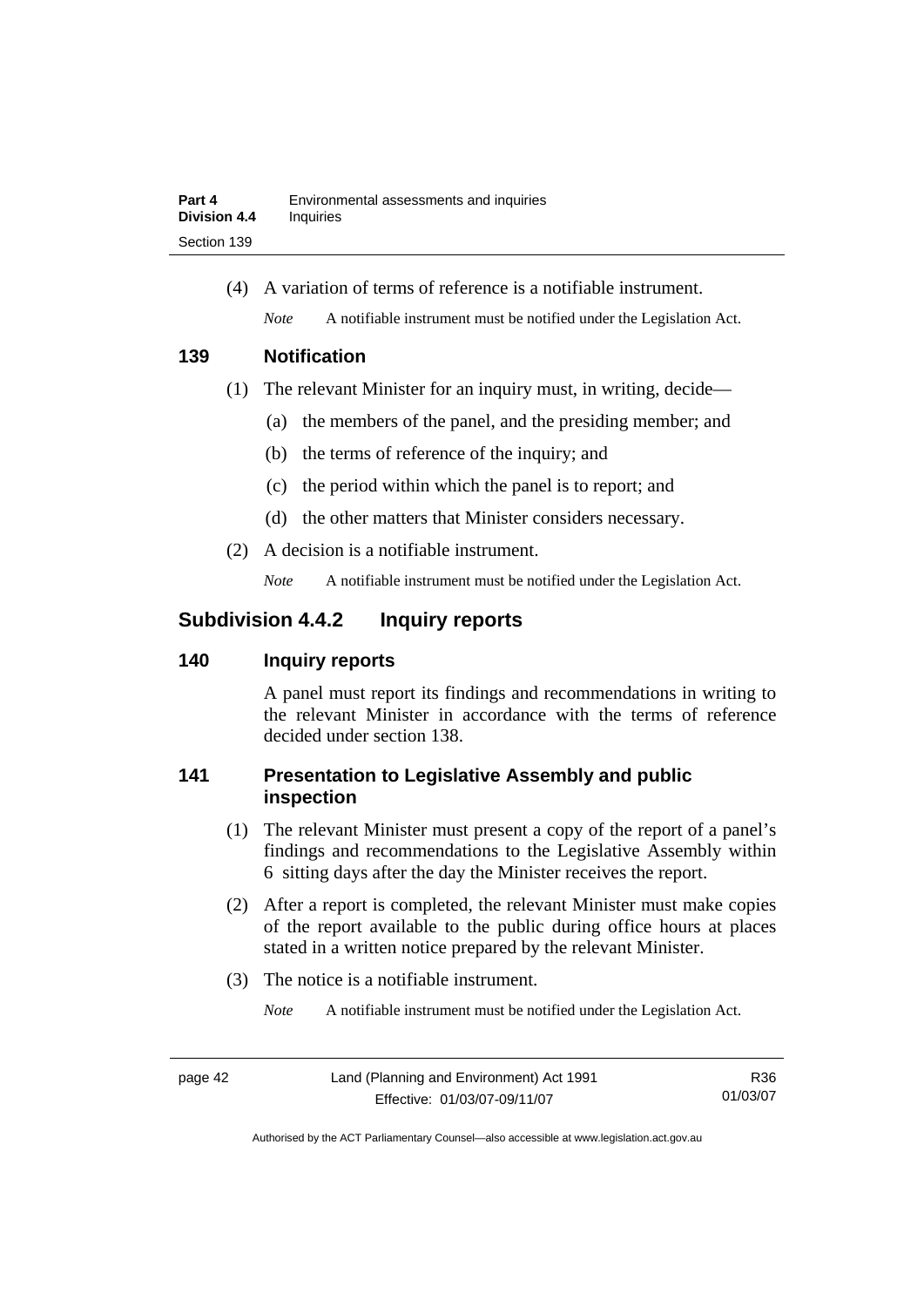(4) A variation of terms of reference is a notifiable instrument.

*Note* A notifiable instrument must be notified under the Legislation Act.

### 139 Notification

(1) The relevant Minister for an inquiry must, in writing, decide—

(a) the members of the panel, and the presiding member; and

(b) the terms of reference of the inquiry; and

(c) the period within which the panel is to report; and

(d) the other matters that Minister considers necessary.

(2) A decision is a notifiable instrument.

*Note* A notifiable instrument must be notified under the Legislation Act.

## Subdivision 4.4.2 Inquiry reports

### 140 Inquiry reports

A panel must report its findings and recommendations in writing to the relevant Minister in accordance with the terms of reference decided under section 138.

### 141 Presentation to Legislative Assembly and public inspection

(1) The relevant Minister must present a copy of the report of a panel's findings and recommendations to the Legislative Assembly within 6 sitting days after the day the Minister receives the report.

(2) After a report is completed, the relevant Minister must make copies of the report available to the public during office hours at places stated in a written notice prepared by the relevant Minister.

(3) The notice is a notifiable instrument.

*Note* A notifiable instrument must be notified under the Legislation Act.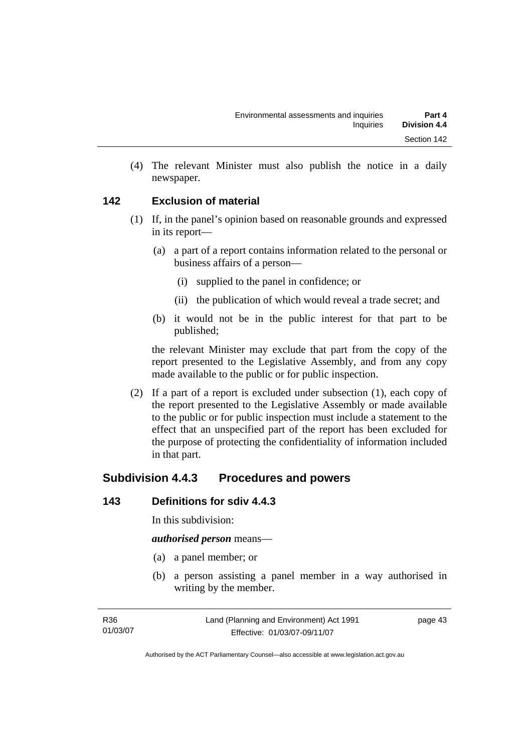(4) The relevant Minister must also publish the notice in a daily newspaper.

## 142 Exclusion of material

(1) If, in the panel's opinion based on reasonable grounds and expressed in its report—

(a) a part of a report contains information related to the personal or business affairs of a person—

(i) supplied to the panel in confidence; or

(ii) the publication of which would reveal a trade secret; and

(b) it would not be in the public interest for that part to be published;

the relevant Minister may exclude that part from the copy of the report presented to the Legislative Assembly, and from any copy made available to the public or for public inspection.

(2) If a part of a report is excluded under subsection (1), each copy of the report presented to the Legislative Assembly or made available to the public or for public inspection must include a statement to the effect that an unspecified part of the report has been excluded for the purpose of protecting the confidentiality of information included in that part.

# Subdivision 4.4.3 Procedures and powers

## 143 Definitions for sdiv 4.4.3

In this subdivision:

***authorised person*** means—

(a) a panel member; or

(b) a person assisting a panel member in a way authorised in writing by the member.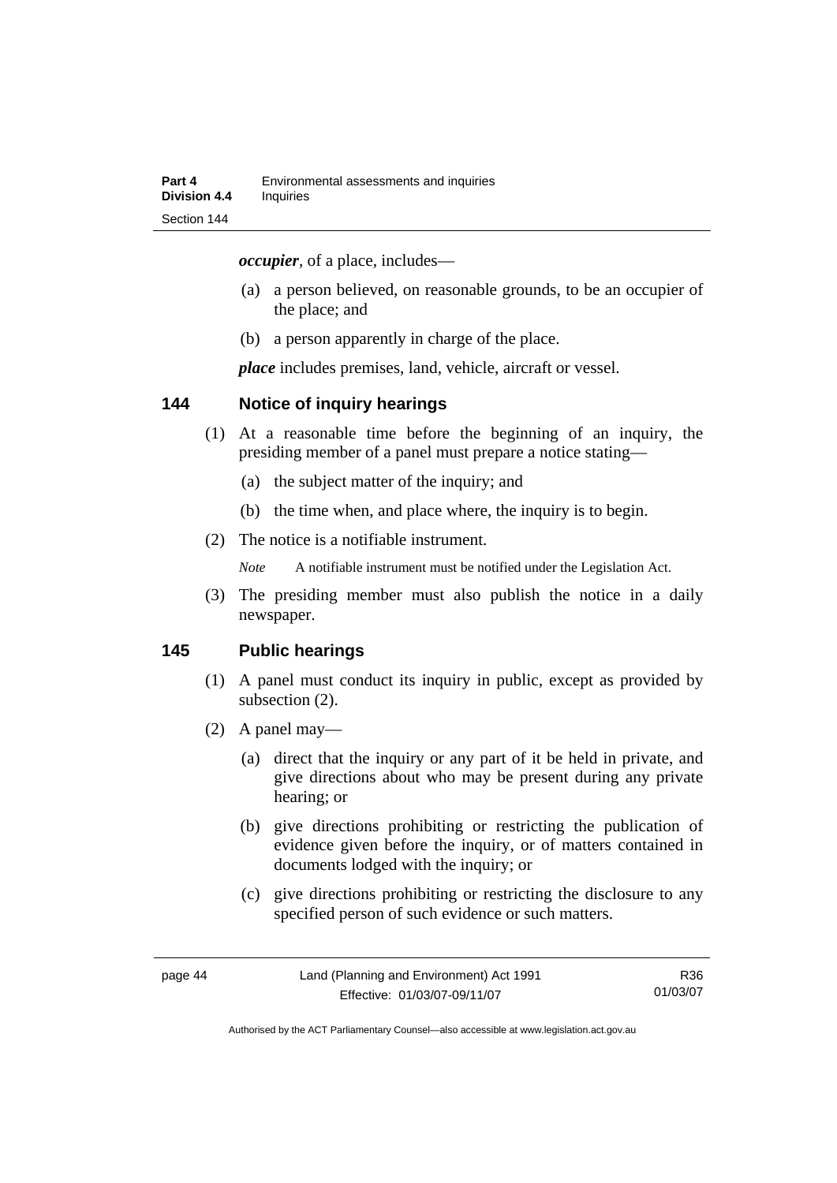***occupier***, of a place, includes—

(a) a person believed, on reasonable grounds, to be an occupier of the place; and

(b) a person apparently in charge of the place.

***place*** includes premises, land, vehicle, aircraft or vessel.

## 144 Notice of inquiry hearings

(1) At a reasonable time before the beginning of an inquiry, the presiding member of a panel must prepare a notice stating—

(a) the subject matter of the inquiry; and

(b) the time when, and place where, the inquiry is to begin.

(2) The notice is a notifiable instrument.

*Note* A notifiable instrument must be notified under the Legislation Act.

(3) The presiding member must also publish the notice in a daily newspaper.

## 145 Public hearings

(1) A panel must conduct its inquiry in public, except as provided by subsection (2).

(2) A panel may—

(a) direct that the inquiry or any part of it be held in private, and give directions about who may be present during any private hearing; or

(b) give directions prohibiting or restricting the publication of evidence given before the inquiry, or of matters contained in documents lodged with the inquiry; or

(c) give directions prohibiting or restricting the disclosure to any specified person of such evidence or such matters.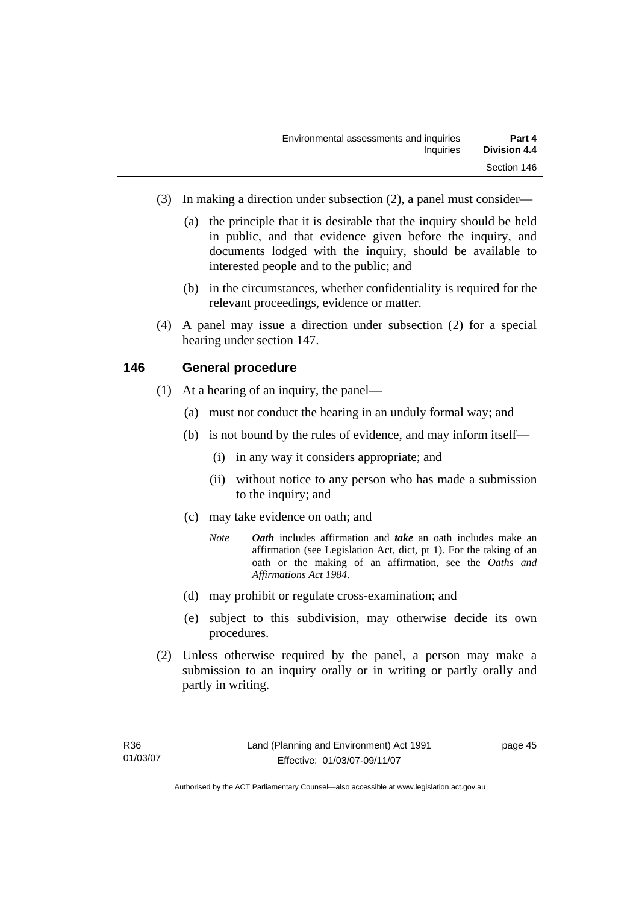(3) In making a direction under subsection (2), a panel must consider—

(a) the principle that it is desirable that the inquiry should be held in public, and that evidence given before the inquiry, and documents lodged with the inquiry, should be available to interested people and to the public; and

(b) in the circumstances, whether confidentiality is required for the relevant proceedings, evidence or matter.

(4) A panel may issue a direction under subsection (2) for a special hearing under section 147.

### 146 General procedure

(1) At a hearing of an inquiry, the panel—

(a) must not conduct the hearing in an unduly formal way; and

(b) is not bound by the rules of evidence, and may inform itself—

(i) in any way it considers appropriate; and

(ii) without notice to any person who has made a submission to the inquiry; and

(c) may take evidence on oath; and

*Note* ***Oath*** includes affirmation and ***take*** an oath includes make an affirmation (see Legislation Act, dict, pt 1). For the taking of an oath or the making of an affirmation, see the *Oaths and Affirmations Act 1984.*

(d) may prohibit or regulate cross-examination; and

(e) subject to this subdivision, may otherwise decide its own procedures.

(2) Unless otherwise required by the panel, a person may make a submission to an inquiry orally or in writing or partly orally and partly in writing.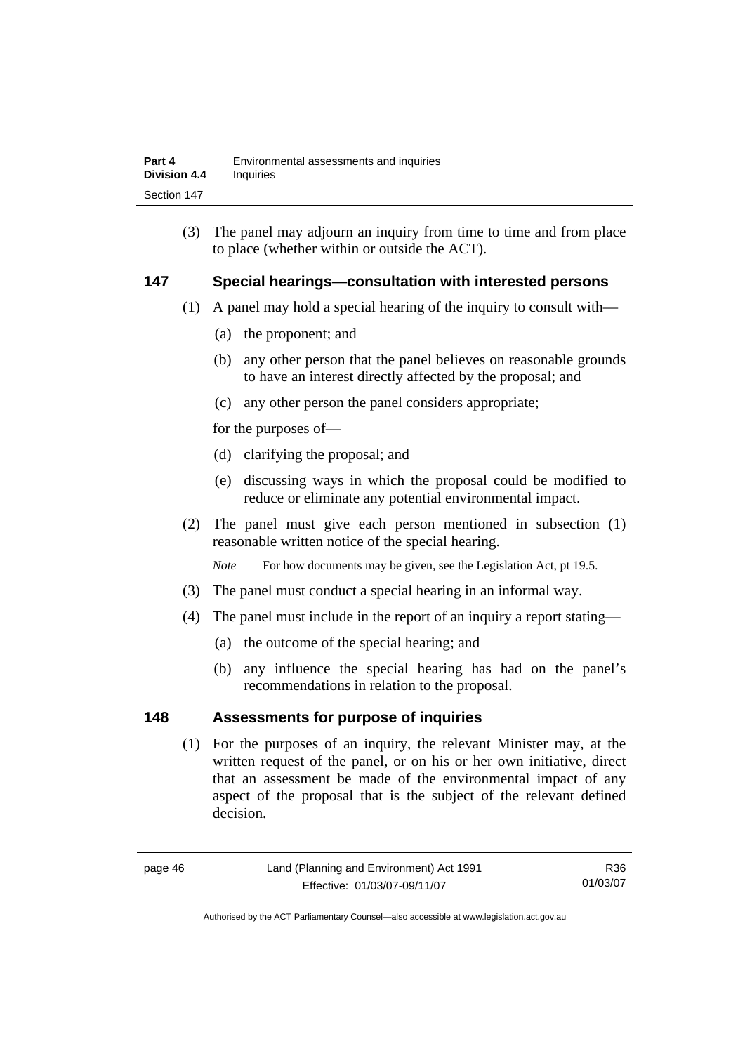(3) The panel may adjourn an inquiry from time to time and from place to place (whether within or outside the ACT).

## 147 Special hearings—consultation with interested persons

(1) A panel may hold a special hearing of the inquiry to consult with—

(a) the proponent; and

(b) any other person that the panel believes on reasonable grounds to have an interest directly affected by the proposal; and

(c) any other person the panel considers appropriate;

for the purposes of—

(d) clarifying the proposal; and

(e) discussing ways in which the proposal could be modified to reduce or eliminate any potential environmental impact.

(2) The panel must give each person mentioned in subsection (1) reasonable written notice of the special hearing.

*Note* For how documents may be given, see the Legislation Act, pt 19.5.

(3) The panel must conduct a special hearing in an informal way.

(4) The panel must include in the report of an inquiry a report stating—

(a) the outcome of the special hearing; and

(b) any influence the special hearing has had on the panel's recommendations in relation to the proposal.

## 148 Assessments for purpose of inquiries

(1) For the purposes of an inquiry, the relevant Minister may, at the written request of the panel, or on his or her own initiative, direct that an assessment be made of the environmental impact of any aspect of the proposal that is the subject of the relevant defined decision.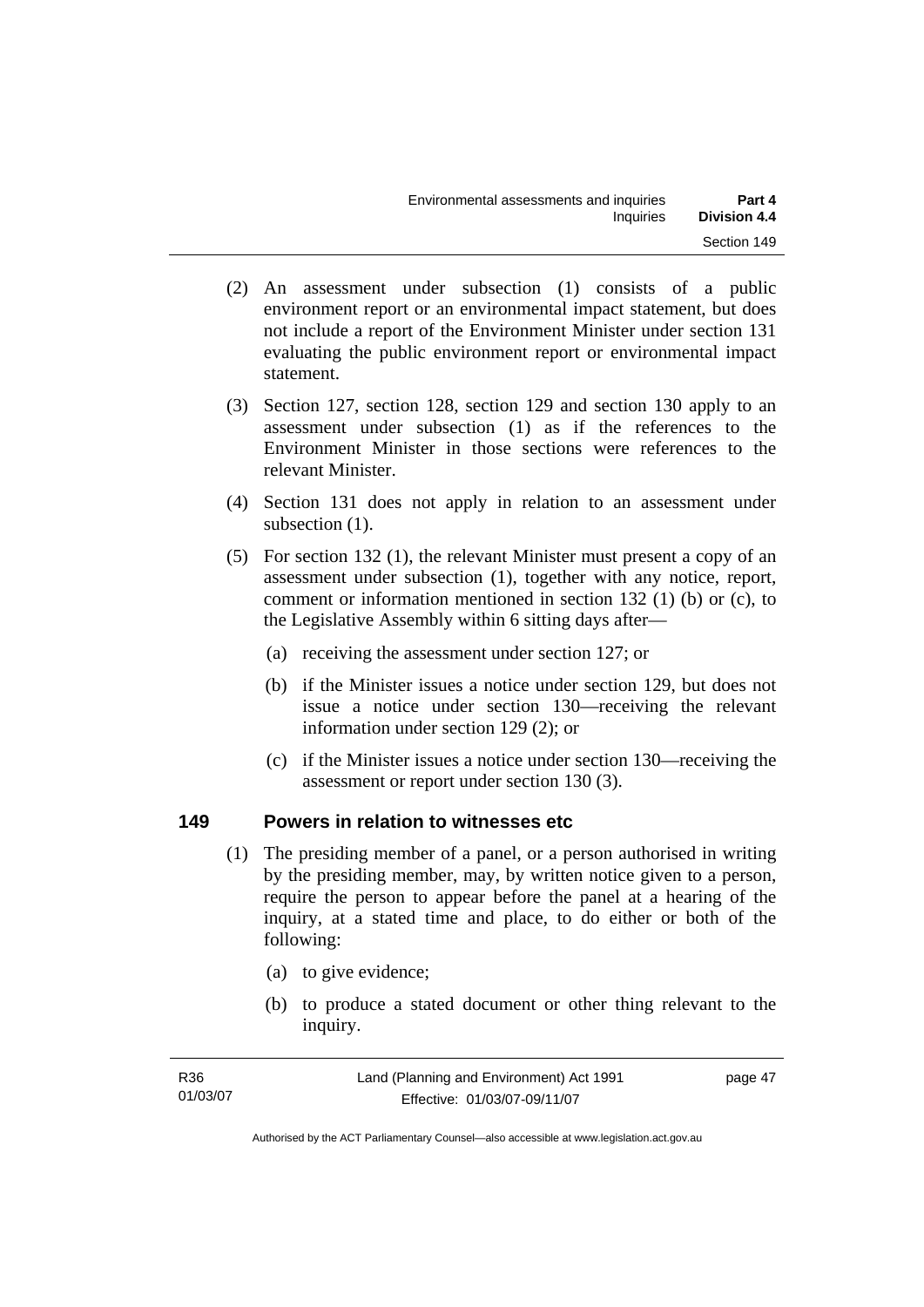(2) An assessment under subsection (1) consists of a public environment report or an environmental impact statement, but does not include a report of the Environment Minister under section 131 evaluating the public environment report or environmental impact statement.

(3) Section 127, section 128, section 129 and section 130 apply to an assessment under subsection (1) as if the references to the Environment Minister in those sections were references to the relevant Minister.

(4) Section 131 does not apply in relation to an assessment under subsection (1).

(5) For section 132 (1), the relevant Minister must present a copy of an assessment under subsection (1), together with any notice, report, comment or information mentioned in section 132 (1) (b) or (c), to the Legislative Assembly within 6 sitting days after—

  (a) receiving the assessment under section 127; or

  (b) if the Minister issues a notice under section 129, but does not issue a notice under section 130—receiving the relevant information under section 129 (2); or

  (c) if the Minister issues a notice under section 130—receiving the assessment or report under section 130 (3).

### 149 Powers in relation to witnesses etc

(1) The presiding member of a panel, or a person authorised in writing by the presiding member, may, by written notice given to a person, require the person to appear before the panel at a hearing of the inquiry, at a stated time and place, to do either or both of the following:

  (a) to give evidence;

  (b) to produce a stated document or other thing relevant to the inquiry.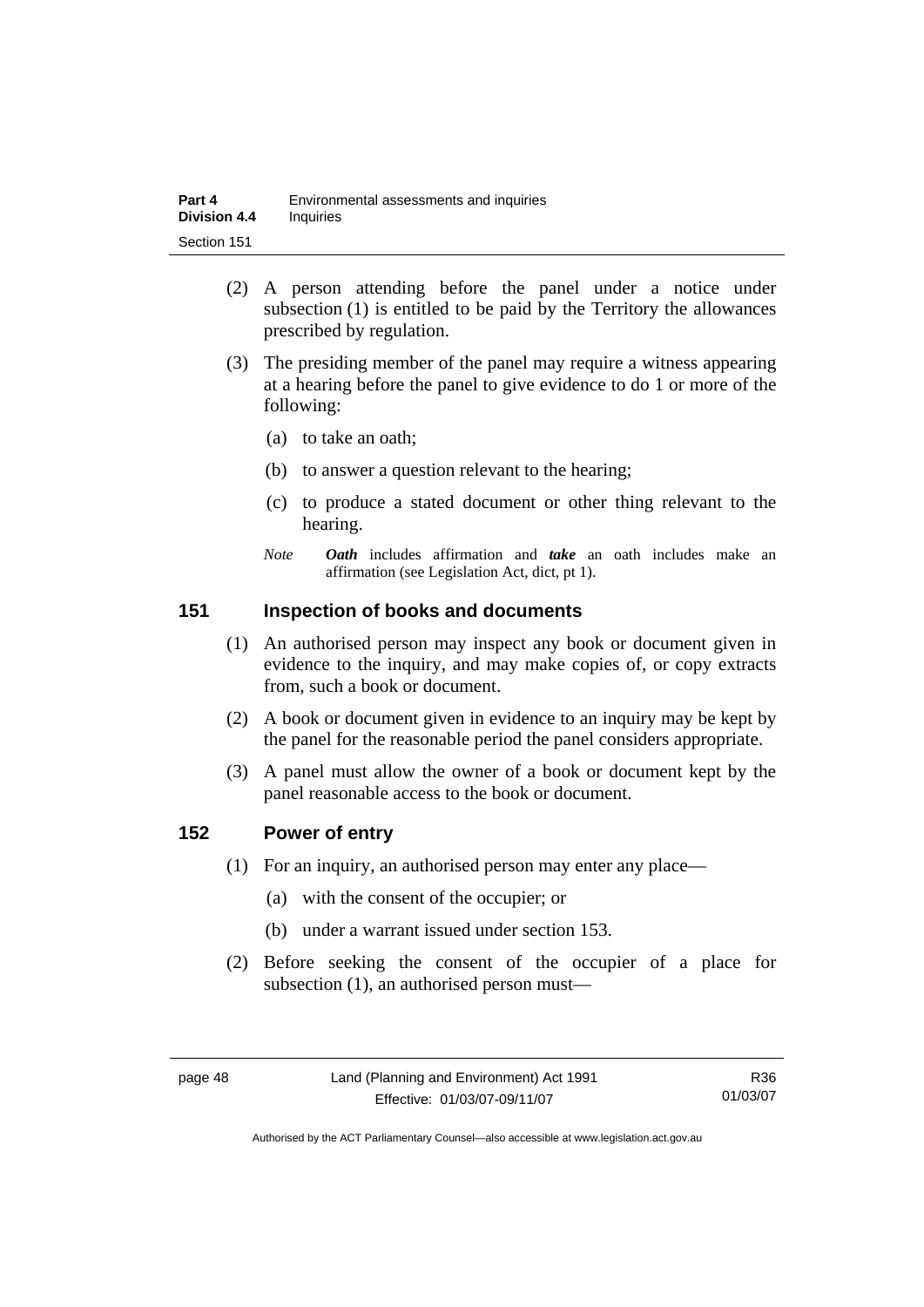(2) A person attending before the panel under a notice under subsection (1) is entitled to be paid by the Territory the allowances prescribed by regulation.

(3) The presiding member of the panel may require a witness appearing at a hearing before the panel to give evidence to do 1 or more of the following:

(a) to take an oath;

(b) to answer a question relevant to the hearing;

(c) to produce a stated document or other thing relevant to the hearing.

*Note* ***Oath*** includes affirmation and ***take*** an oath includes make an affirmation (see Legislation Act, dict, pt 1).

## 151 Inspection of books and documents

(1) An authorised person may inspect any book or document given in evidence to the inquiry, and may make copies of, or copy extracts from, such a book or document.

(2) A book or document given in evidence to an inquiry may be kept by the panel for the reasonable period the panel considers appropriate.

(3) A panel must allow the owner of a book or document kept by the panel reasonable access to the book or document.

## 152 Power of entry

(1) For an inquiry, an authorised person may enter any place—

(a) with the consent of the occupier; or

(b) under a warrant issued under section 153.

(2) Before seeking the consent of the occupier of a place for subsection (1), an authorised person must—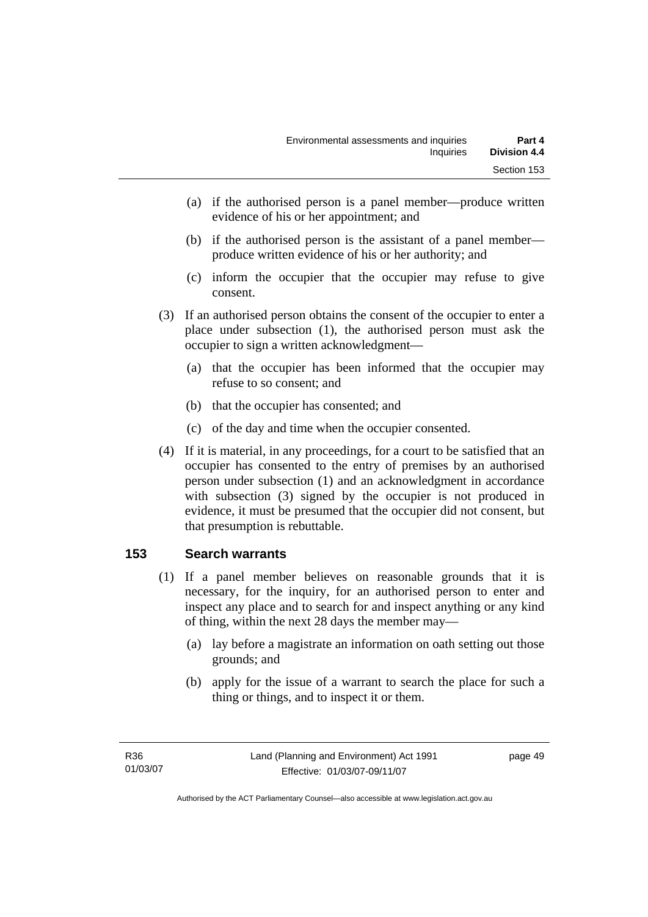(a) if the authorised person is a panel member—produce written evidence of his or her appointment; and

(b) if the authorised person is the assistant of a panel member—produce written evidence of his or her authority; and

(c) inform the occupier that the occupier may refuse to give consent.

(3) If an authorised person obtains the consent of the occupier to enter a place under subsection (1), the authorised person must ask the occupier to sign a written acknowledgment—

(a) that the occupier has been informed that the occupier may refuse to so consent; and

(b) that the occupier has consented; and

(c) of the day and time when the occupier consented.

(4) If it is material, in any proceedings, for a court to be satisfied that an occupier has consented to the entry of premises by an authorised person under subsection (1) and an acknowledgment in accordance with subsection (3) signed by the occupier is not produced in evidence, it must be presumed that the occupier did not consent, but that presumption is rebuttable.

## 153 Search warrants

(1) If a panel member believes on reasonable grounds that it is necessary, for the inquiry, for an authorised person to enter and inspect any place and to search for and inspect anything or any kind of thing, within the next 28 days the member may—

(a) lay before a magistrate an information on oath setting out those grounds; and

(b) apply for the issue of a warrant to search the place for such a thing or things, and to inspect it or them.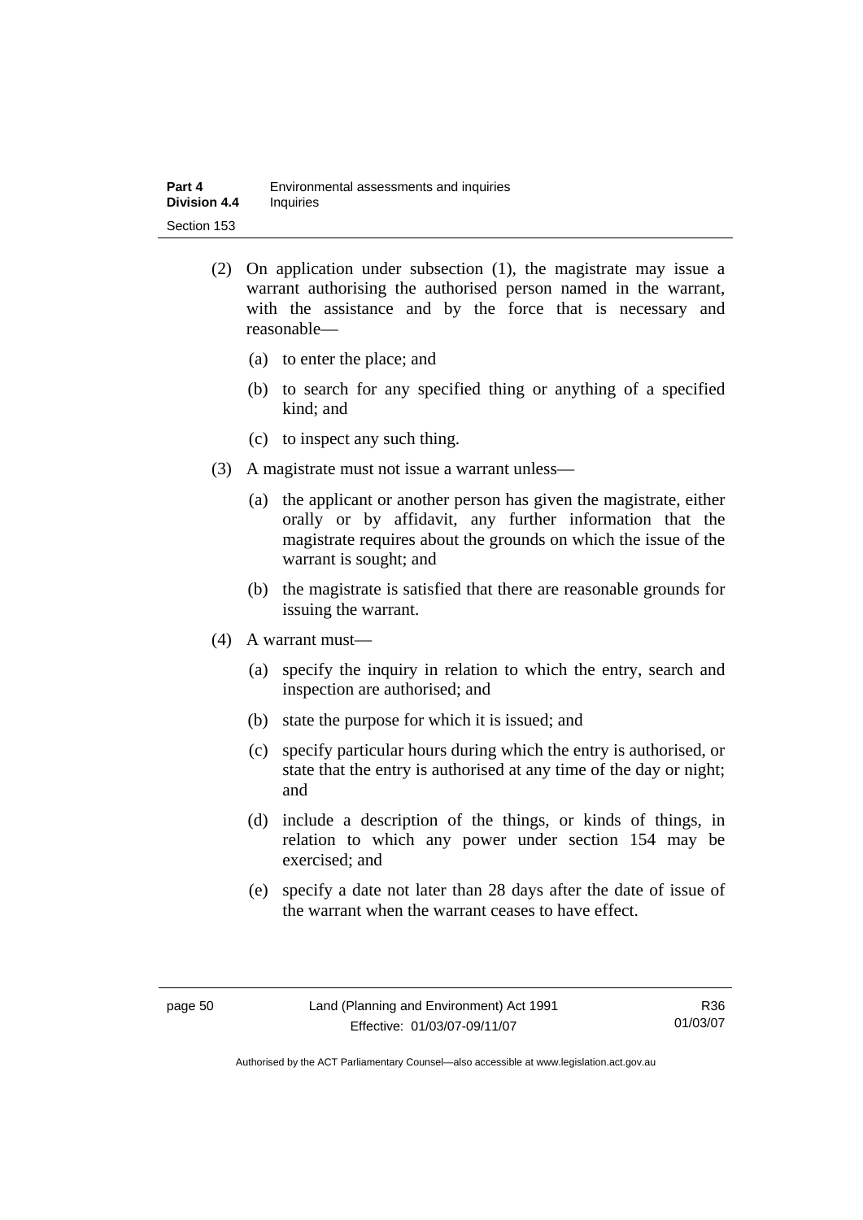(2) On application under subsection (1), the magistrate may issue a warrant authorising the authorised person named in the warrant, with the assistance and by the force that is necessary and reasonable—

(a) to enter the place; and

(b) to search for any specified thing or anything of a specified kind; and

(c) to inspect any such thing.

(3) A magistrate must not issue a warrant unless—

(a) the applicant or another person has given the magistrate, either orally or by affidavit, any further information that the magistrate requires about the grounds on which the issue of the warrant is sought; and

(b) the magistrate is satisfied that there are reasonable grounds for issuing the warrant.

(4) A warrant must—

(a) specify the inquiry in relation to which the entry, search and inspection are authorised; and

(b) state the purpose for which it is issued; and

(c) specify particular hours during which the entry is authorised, or state that the entry is authorised at any time of the day or night; and

(d) include a description of the things, or kinds of things, in relation to which any power under section 154 may be exercised; and

(e) specify a date not later than 28 days after the date of issue of the warrant when the warrant ceases to have effect.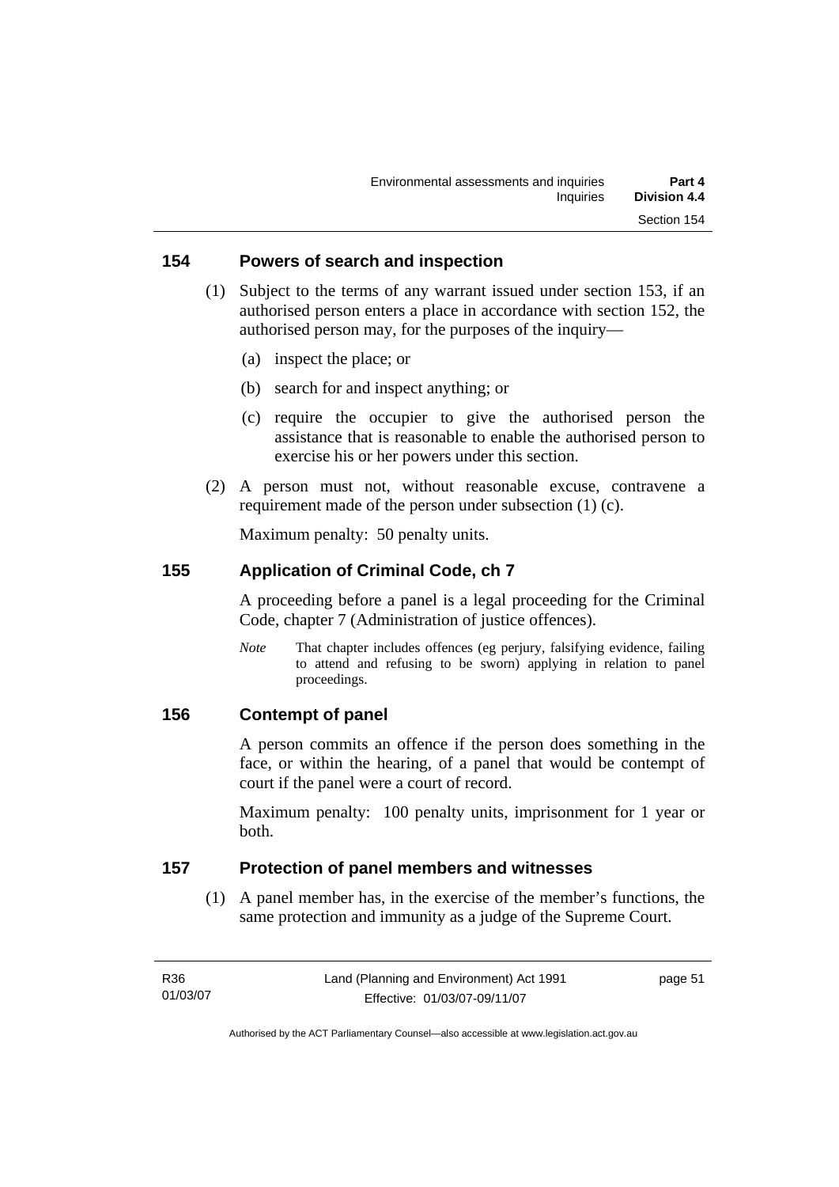## 154 Powers of search and inspection

(1) Subject to the terms of any warrant issued under section 153, if an authorised person enters a place in accordance with section 152, the authorised person may, for the purposes of the inquiry—

(a) inspect the place; or

(b) search for and inspect anything; or

(c) require the occupier to give the authorised person the assistance that is reasonable to enable the authorised person to exercise his or her powers under this section.

(2) A person must not, without reasonable excuse, contravene a requirement made of the person under subsection (1) (c).

Maximum penalty: 50 penalty units.

## 155 Application of Criminal Code, ch 7

A proceeding before a panel is a legal proceeding for the Criminal Code, chapter 7 (Administration of justice offences).

*Note* That chapter includes offences (eg perjury, falsifying evidence, failing to attend and refusing to be sworn) applying in relation to panel proceedings.

## 156 Contempt of panel

A person commits an offence if the person does something in the face, or within the hearing, of a panel that would be contempt of court if the panel were a court of record.

Maximum penalty: 100 penalty units, imprisonment for 1 year or both.

## 157 Protection of panel members and witnesses

(1) A panel member has, in the exercise of the member's functions, the same protection and immunity as a judge of the Supreme Court.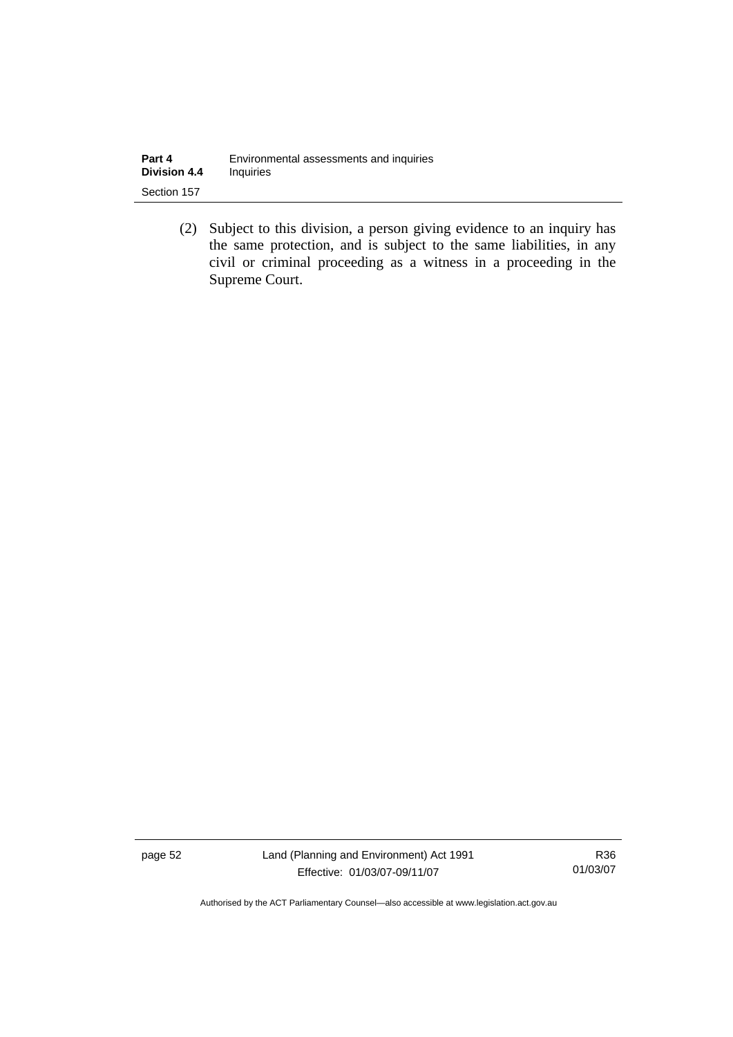(2) Subject to this division, a person giving evidence to an inquiry has the same protection, and is subject to the same liabilities, in any civil or criminal proceeding as a witness in a proceeding in the Supreme Court.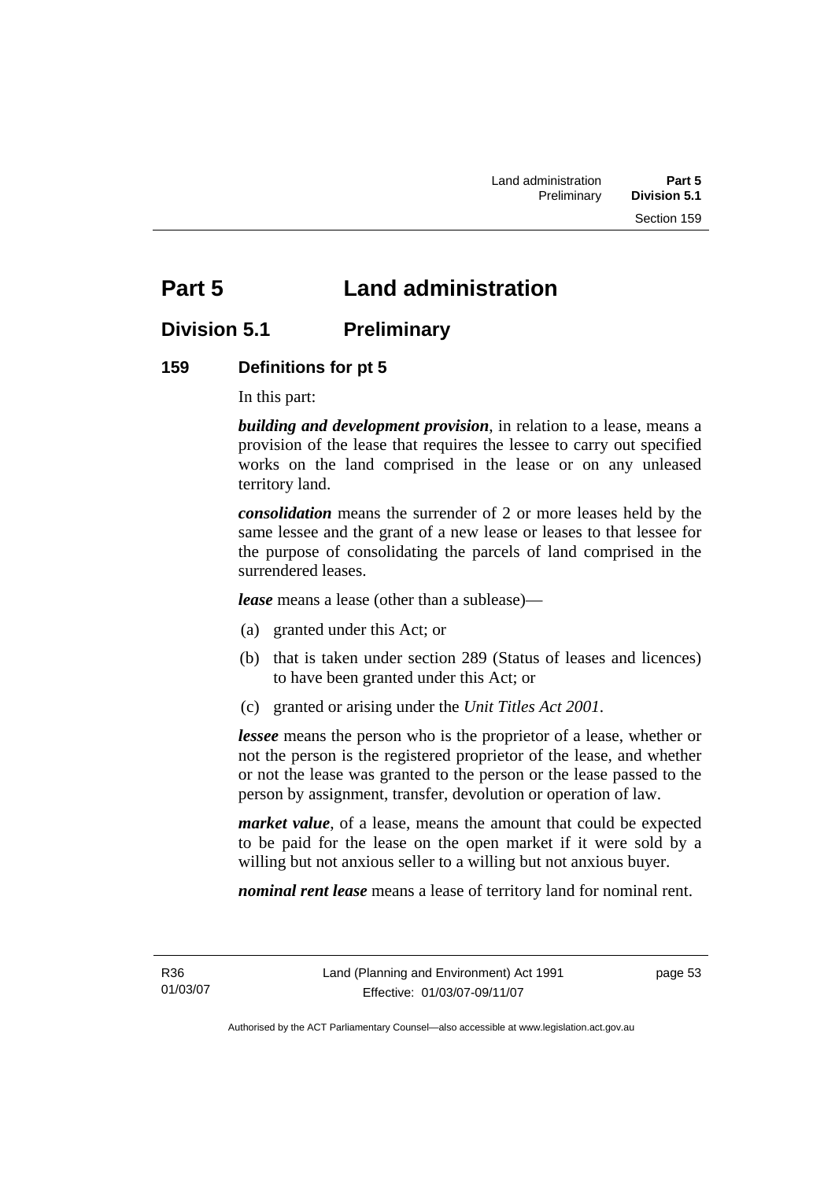# Part 5 Land administration

## Division 5.1 Preliminary

### 159 Definitions for pt 5

In this part:

***building and development provision***, in relation to a lease, means a provision of the lease that requires the lessee to carry out specified works on the land comprised in the lease or on any unleased territory land.

***consolidation*** means the surrender of 2 or more leases held by the same lessee and the grant of a new lease or leases to that lessee for the purpose of consolidating the parcels of land comprised in the surrendered leases.

***lease*** means a lease (other than a sublease)—

(a) granted under this Act; or

(b) that is taken under section 289 (Status of leases and licences) to have been granted under this Act; or

(c) granted or arising under the *Unit Titles Act 2001*.

***lessee*** means the person who is the proprietor of a lease, whether or not the person is the registered proprietor of the lease, and whether or not the lease was granted to the person or the lease passed to the person by assignment, transfer, devolution or operation of law.

***market value***, of a lease, means the amount that could be expected to be paid for the lease on the open market if it were sold by a willing but not anxious seller to a willing but not anxious buyer.

***nominal rent lease*** means a lease of territory land for nominal rent.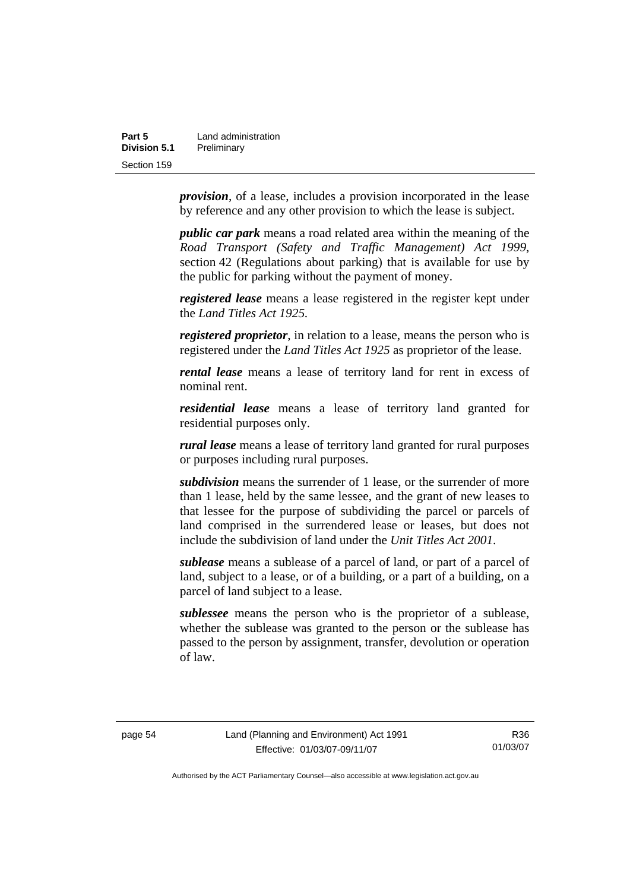***provision***, of a lease, includes a provision incorporated in the lease by reference and any other provision to which the lease is subject.

***public car park*** means a road related area within the meaning of the *Road Transport (Safety and Traffic Management) Act 1999*, section 42 (Regulations about parking) that is available for use by the public for parking without the payment of money.

***registered lease*** means a lease registered in the register kept under the *Land Titles Act 1925*.

***registered proprietor***, in relation to a lease, means the person who is registered under the *Land Titles Act 1925* as proprietor of the lease.

***rental lease*** means a lease of territory land for rent in excess of nominal rent.

***residential lease*** means a lease of territory land granted for residential purposes only.

***rural lease*** means a lease of territory land granted for rural purposes or purposes including rural purposes.

***subdivision*** means the surrender of 1 lease, or the surrender of more than 1 lease, held by the same lessee, and the grant of new leases to that lessee for the purpose of subdividing the parcel or parcels of land comprised in the surrendered lease or leases, but does not include the subdivision of land under the *Unit Titles Act 2001*.

***sublease*** means a sublease of a parcel of land, or part of a parcel of land, subject to a lease, or of a building, or a part of a building, on a parcel of land subject to a lease.

***sublessee*** means the person who is the proprietor of a sublease, whether the sublease was granted to the person or the sublease has passed to the person by assignment, transfer, devolution or operation of law.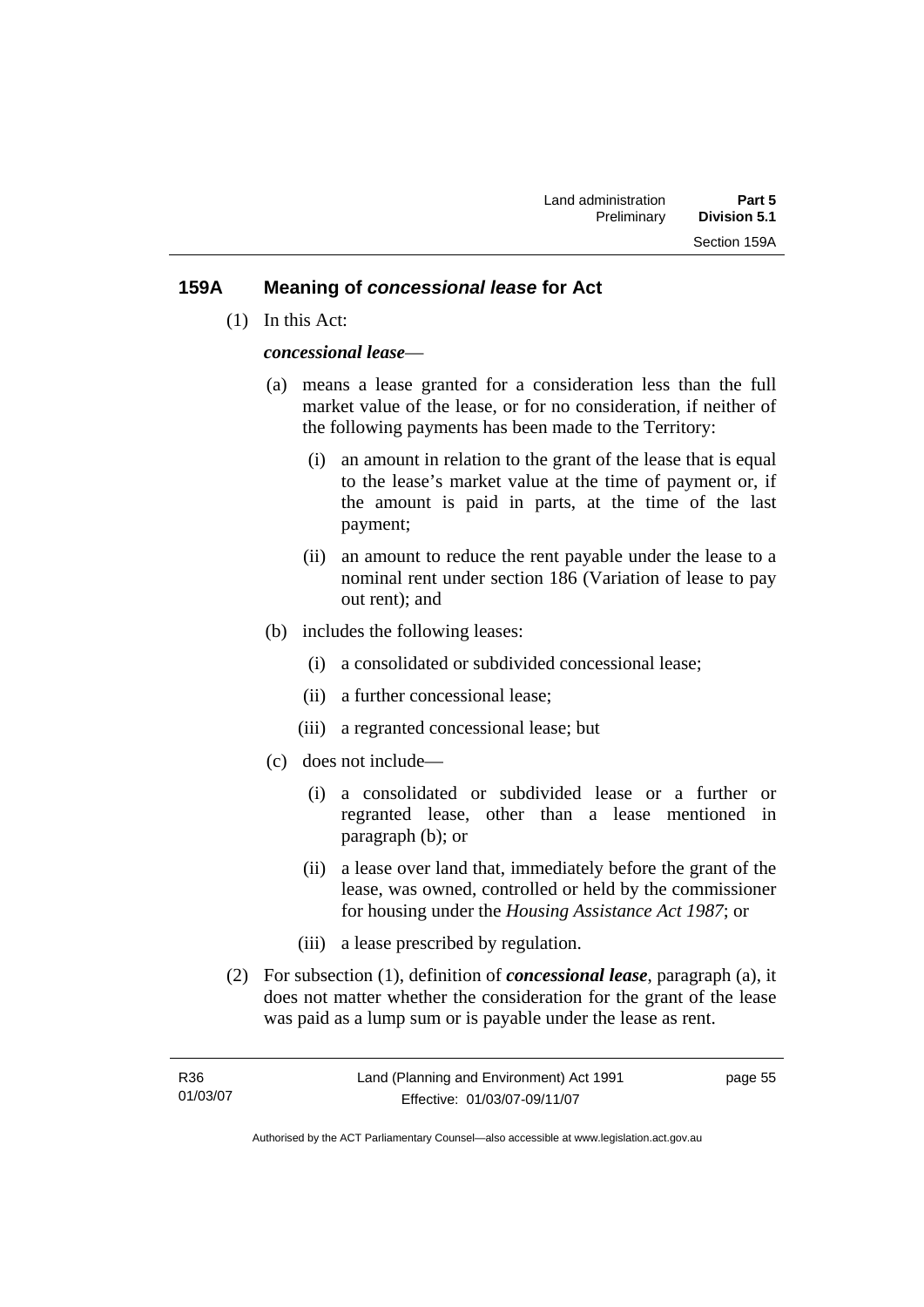## 159A Meaning of *concessional lease* for Act

(1) In this Act:

***concessional lease***—

(a) means a lease granted for a consideration less than the full market value of the lease, or for no consideration, if neither of the following payments has been made to the Territory:

(i) an amount in relation to the grant of the lease that is equal to the lease's market value at the time of payment or, if the amount is paid in parts, at the time of the last payment;

(ii) an amount to reduce the rent payable under the lease to a nominal rent under section 186 (Variation of lease to pay out rent); and

(b) includes the following leases:

(i) a consolidated or subdivided concessional lease;

(ii) a further concessional lease;

(iii) a regranted concessional lease; but

(c) does not include—

(i) a consolidated or subdivided lease or a further or regranted lease, other than a lease mentioned in paragraph (b); or

(ii) a lease over land that, immediately before the grant of the lease, was owned, controlled or held by the commissioner for housing under the *Housing Assistance Act 1987*; or

(iii) a lease prescribed by regulation.

(2) For subsection (1), definition of ***concessional lease***, paragraph (a), it does not matter whether the consideration for the grant of the lease was paid as a lump sum or is payable under the lease as rent.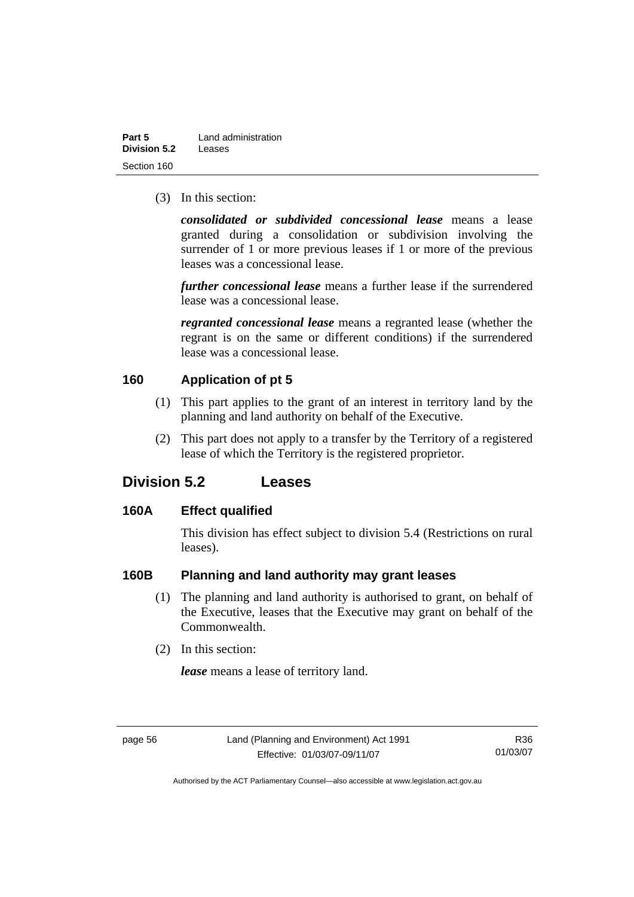(3) In this section:

***consolidated or subdivided concessional lease*** means a lease granted during a consolidation or subdivision involving the surrender of 1 or more previous leases if 1 or more of the previous leases was a concessional lease.

***further concessional lease*** means a further lease if the surrendered lease was a concessional lease.

***regranted concessional lease*** means a regranted lease (whether the regrant is on the same or different conditions) if the surrendered lease was a concessional lease.

### 160 Application of pt 5

(1) This part applies to the grant of an interest in territory land by the planning and land authority on behalf of the Executive.

(2) This part does not apply to a transfer by the Territory of a registered lease of which the Territory is the registered proprietor.

## Division 5.2 Leases

### 160A Effect qualified

This division has effect subject to division 5.4 (Restrictions on rural leases).

### 160B Planning and land authority may grant leases

(1) The planning and land authority is authorised to grant, on behalf of the Executive, leases that the Executive may grant on behalf of the Commonwealth.

(2) In this section:

***lease*** means a lease of territory land.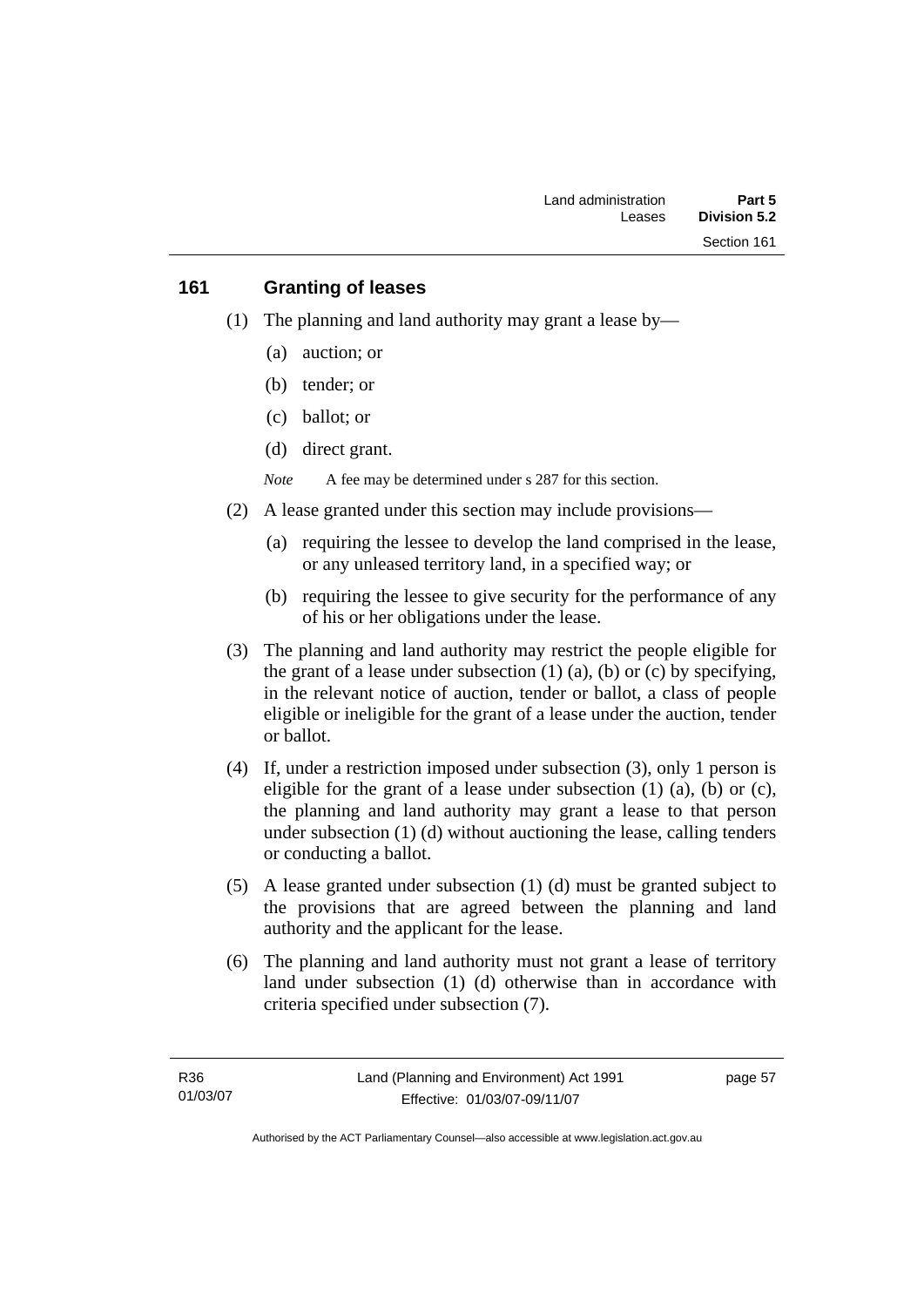## 161 Granting of leases

(1) The planning and land authority may grant a lease by—

  (a) auction; or

  (b) tender; or

  (c) ballot; or

  (d) direct grant.

*Note* A fee may be determined under s 287 for this section.

(2) A lease granted under this section may include provisions—

  (a) requiring the lessee to develop the land comprised in the lease, or any unleased territory land, in a specified way; or

  (b) requiring the lessee to give security for the performance of any of his or her obligations under the lease.

(3) The planning and land authority may restrict the people eligible for the grant of a lease under subsection (1) (a), (b) or (c) by specifying, in the relevant notice of auction, tender or ballot, a class of people eligible or ineligible for the grant of a lease under the auction, tender or ballot.

(4) If, under a restriction imposed under subsection (3), only 1 person is eligible for the grant of a lease under subsection (1) (a), (b) or (c), the planning and land authority may grant a lease to that person under subsection (1) (d) without auctioning the lease, calling tenders or conducting a ballot.

(5) A lease granted under subsection (1) (d) must be granted subject to the provisions that are agreed between the planning and land authority and the applicant for the lease.

(6) The planning and land authority must not grant a lease of territory land under subsection (1) (d) otherwise than in accordance with criteria specified under subsection (7).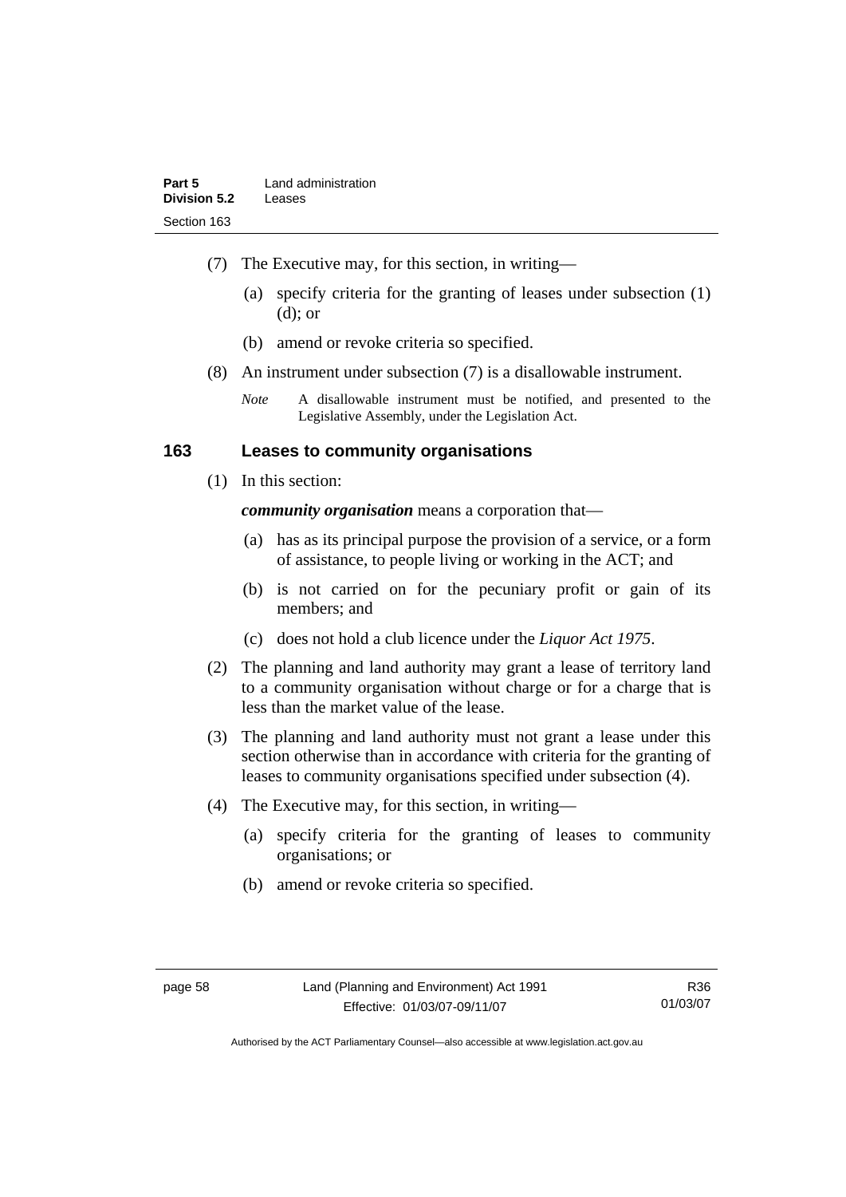(7) The Executive may, for this section, in writing—

(a) specify criteria for the granting of leases under subsection (1) (d); or

(b) amend or revoke criteria so specified.

(8) An instrument under subsection (7) is a disallowable instrument.

*Note* A disallowable instrument must be notified, and presented to the Legislative Assembly, under the Legislation Act.

## 163 Leases to community organisations

(1) In this section:

***community organisation*** means a corporation that—

(a) has as its principal purpose the provision of a service, or a form of assistance, to people living or working in the ACT; and

(b) is not carried on for the pecuniary profit or gain of its members; and

(c) does not hold a club licence under the *Liquor Act 1975*.

(2) The planning and land authority may grant a lease of territory land to a community organisation without charge or for a charge that is less than the market value of the lease.

(3) The planning and land authority must not grant a lease under this section otherwise than in accordance with criteria for the granting of leases to community organisations specified under subsection (4).

(4) The Executive may, for this section, in writing—

(a) specify criteria for the granting of leases to community organisations; or

(b) amend or revoke criteria so specified.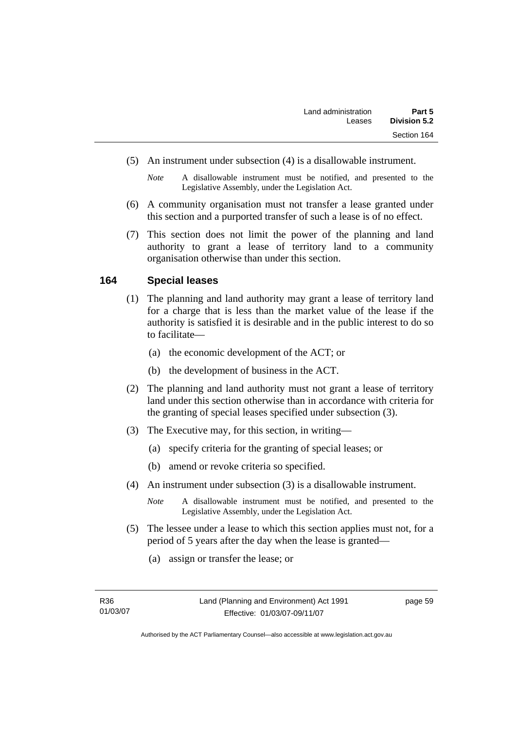(5) An instrument under subsection (4) is a disallowable instrument.

*Note* A disallowable instrument must be notified, and presented to the Legislative Assembly, under the Legislation Act.

(6) A community organisation must not transfer a lease granted under this section and a purported transfer of such a lease is of no effect.

(7) This section does not limit the power of the planning and land authority to grant a lease of territory land to a community organisation otherwise than under this section.

## 164 Special leases

(1) The planning and land authority may grant a lease of territory land for a charge that is less than the market value of the lease if the authority is satisfied it is desirable and in the public interest to do so to facilitate—

(a) the economic development of the ACT; or

(b) the development of business in the ACT.

(2) The planning and land authority must not grant a lease of territory land under this section otherwise than in accordance with criteria for the granting of special leases specified under subsection (3).

(3) The Executive may, for this section, in writing—

(a) specify criteria for the granting of special leases; or

(b) amend or revoke criteria so specified.

(4) An instrument under subsection (3) is a disallowable instrument.

*Note* A disallowable instrument must be notified, and presented to the Legislative Assembly, under the Legislation Act.

(5) The lessee under a lease to which this section applies must not, for a period of 5 years after the day when the lease is granted—

(a) assign or transfer the lease; or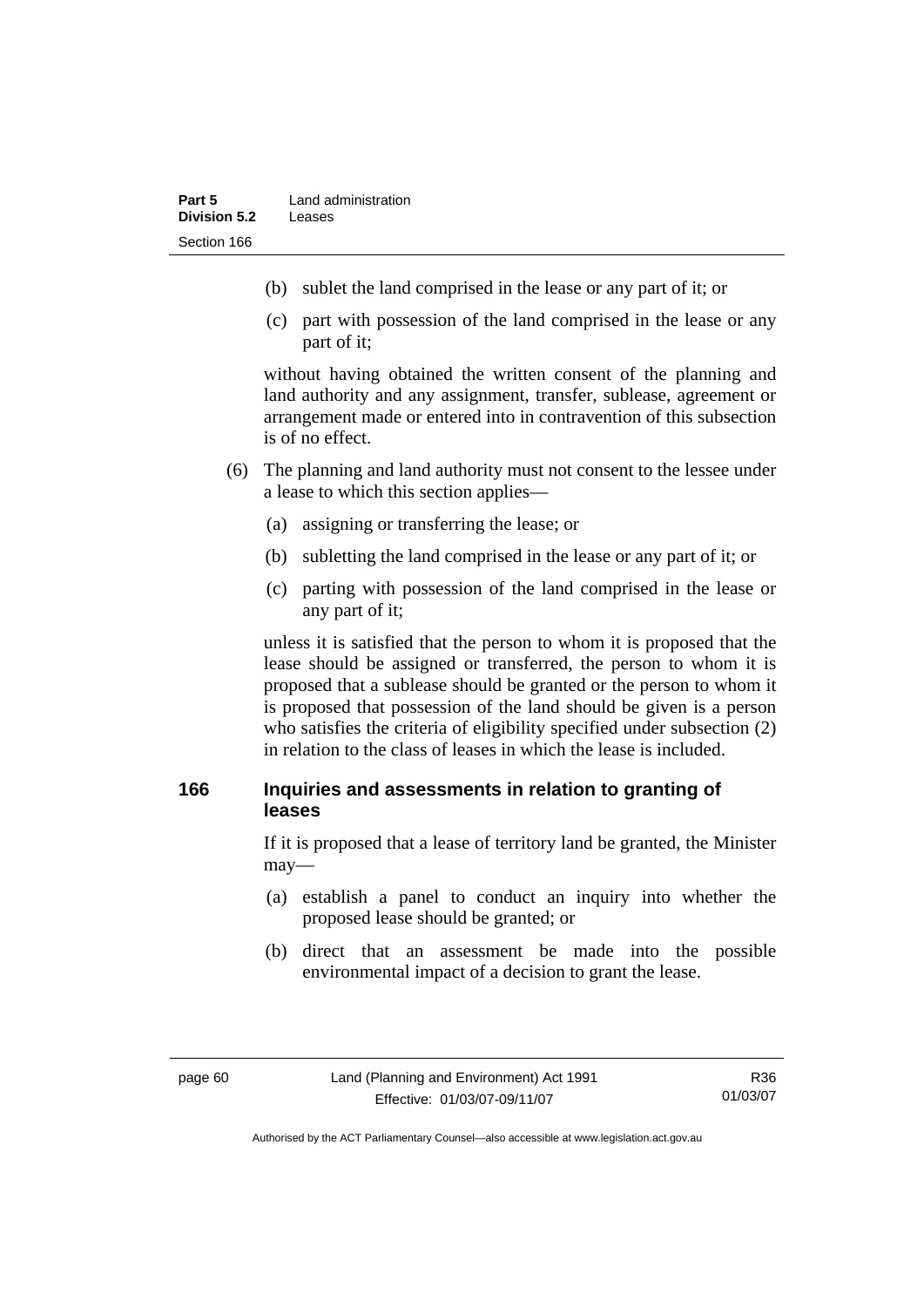(b) sublet the land comprised in the lease or any part of it; or

(c) part with possession of the land comprised in the lease or any part of it;

without having obtained the written consent of the planning and land authority and any assignment, transfer, sublease, agreement or arrangement made or entered into in contravention of this subsection is of no effect.

(6) The planning and land authority must not consent to the lessee under a lease to which this section applies—

(a) assigning or transferring the lease; or

(b) subletting the land comprised in the lease or any part of it; or

(c) parting with possession of the land comprised in the lease or any part of it;

unless it is satisfied that the person to whom it is proposed that the lease should be assigned or transferred, the person to whom it is proposed that a sublease should be granted or the person to whom it is proposed that possession of the land should be given is a person who satisfies the criteria of eligibility specified under subsection (2) in relation to the class of leases in which the lease is included.

## 166 Inquiries and assessments in relation to granting of leases

If it is proposed that a lease of territory land be granted, the Minister may—

(a) establish a panel to conduct an inquiry into whether the proposed lease should be granted; or

(b) direct that an assessment be made into the possible environmental impact of a decision to grant the lease.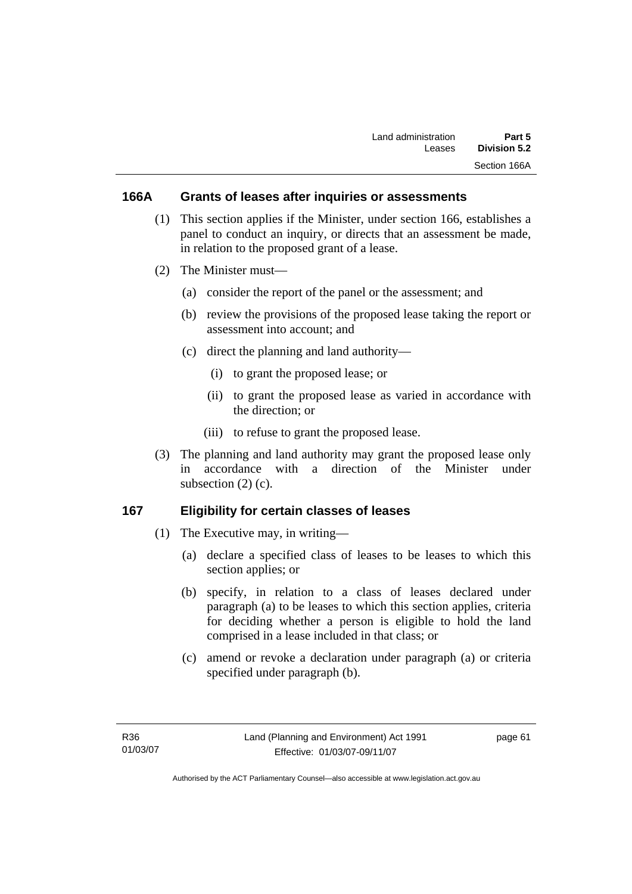## 166A Grants of leases after inquiries or assessments

(1) This section applies if the Minister, under section 166, establishes a panel to conduct an inquiry, or directs that an assessment be made, in relation to the proposed grant of a lease.

(2) The Minister must—

(a) consider the report of the panel or the assessment; and

(b) review the provisions of the proposed lease taking the report or assessment into account; and

(c) direct the planning and land authority—

(i) to grant the proposed lease; or

(ii) to grant the proposed lease as varied in accordance with the direction; or

(iii) to refuse to grant the proposed lease.

(3) The planning and land authority may grant the proposed lease only in accordance with a direction of the Minister under subsection (2) (c).

## 167 Eligibility for certain classes of leases

(1) The Executive may, in writing—

(a) declare a specified class of leases to be leases to which this section applies; or

(b) specify, in relation to a class of leases declared under paragraph (a) to be leases to which this section applies, criteria for deciding whether a person is eligible to hold the land comprised in a lease included in that class; or

(c) amend or revoke a declaration under paragraph (a) or criteria specified under paragraph (b).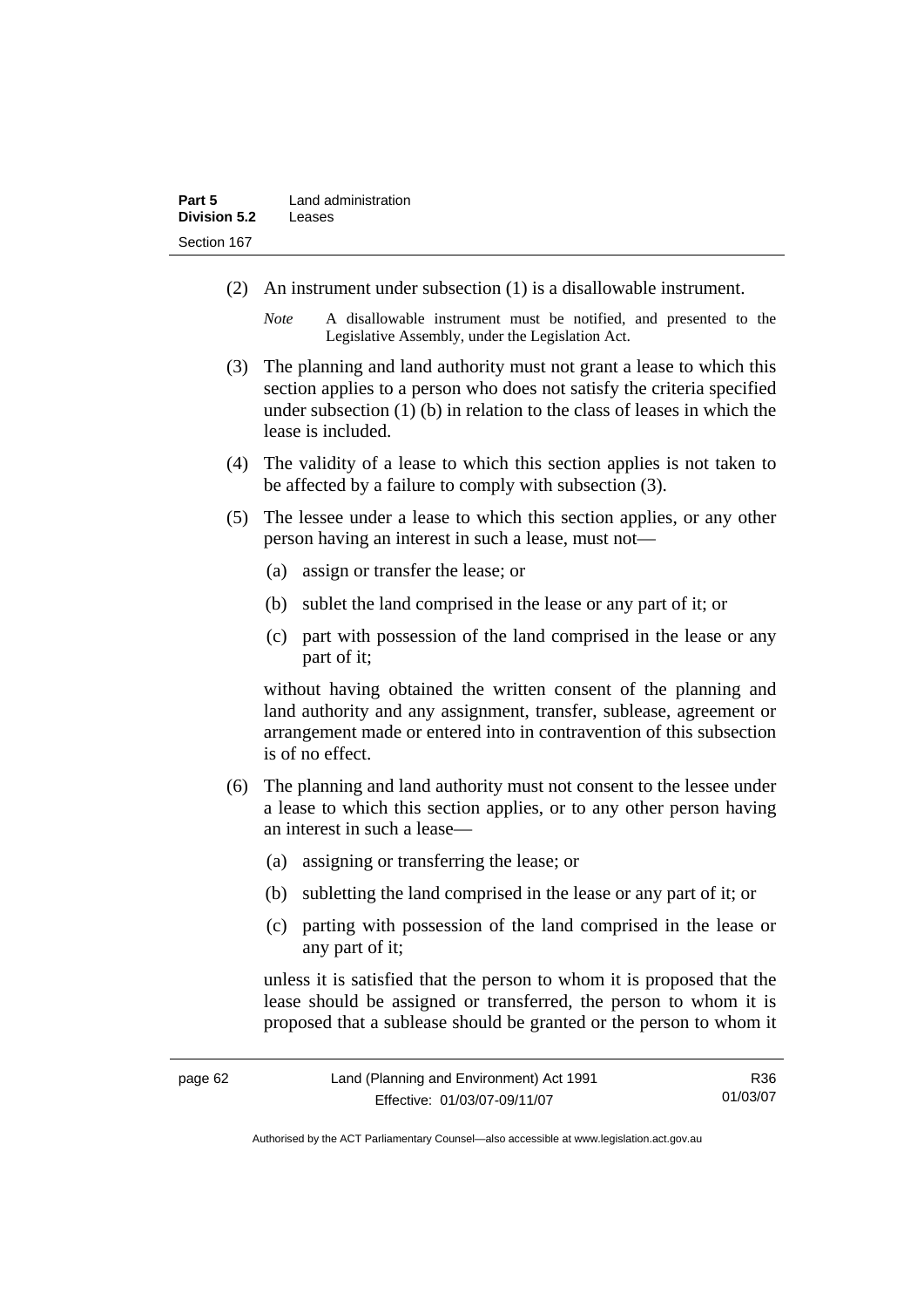(2) An instrument under subsection (1) is a disallowable instrument.

*Note* A disallowable instrument must be notified, and presented to the Legislative Assembly, under the Legislation Act.

(3) The planning and land authority must not grant a lease to which this section applies to a person who does not satisfy the criteria specified under subsection (1) (b) in relation to the class of leases in which the lease is included.

(4) The validity of a lease to which this section applies is not taken to be affected by a failure to comply with subsection (3).

(5) The lessee under a lease to which this section applies, or any other person having an interest in such a lease, must not—

(a) assign or transfer the lease; or

(b) sublet the land comprised in the lease or any part of it; or

(c) part with possession of the land comprised in the lease or any part of it;

without having obtained the written consent of the planning and land authority and any assignment, transfer, sublease, agreement or arrangement made or entered into in contravention of this subsection is of no effect.

(6) The planning and land authority must not consent to the lessee under a lease to which this section applies, or to any other person having an interest in such a lease—

(a) assigning or transferring the lease; or

(b) subletting the land comprised in the lease or any part of it; or

(c) parting with possession of the land comprised in the lease or any part of it;

unless it is satisfied that the person to whom it is proposed that the lease should be assigned or transferred, the person to whom it is proposed that a sublease should be granted or the person to whom it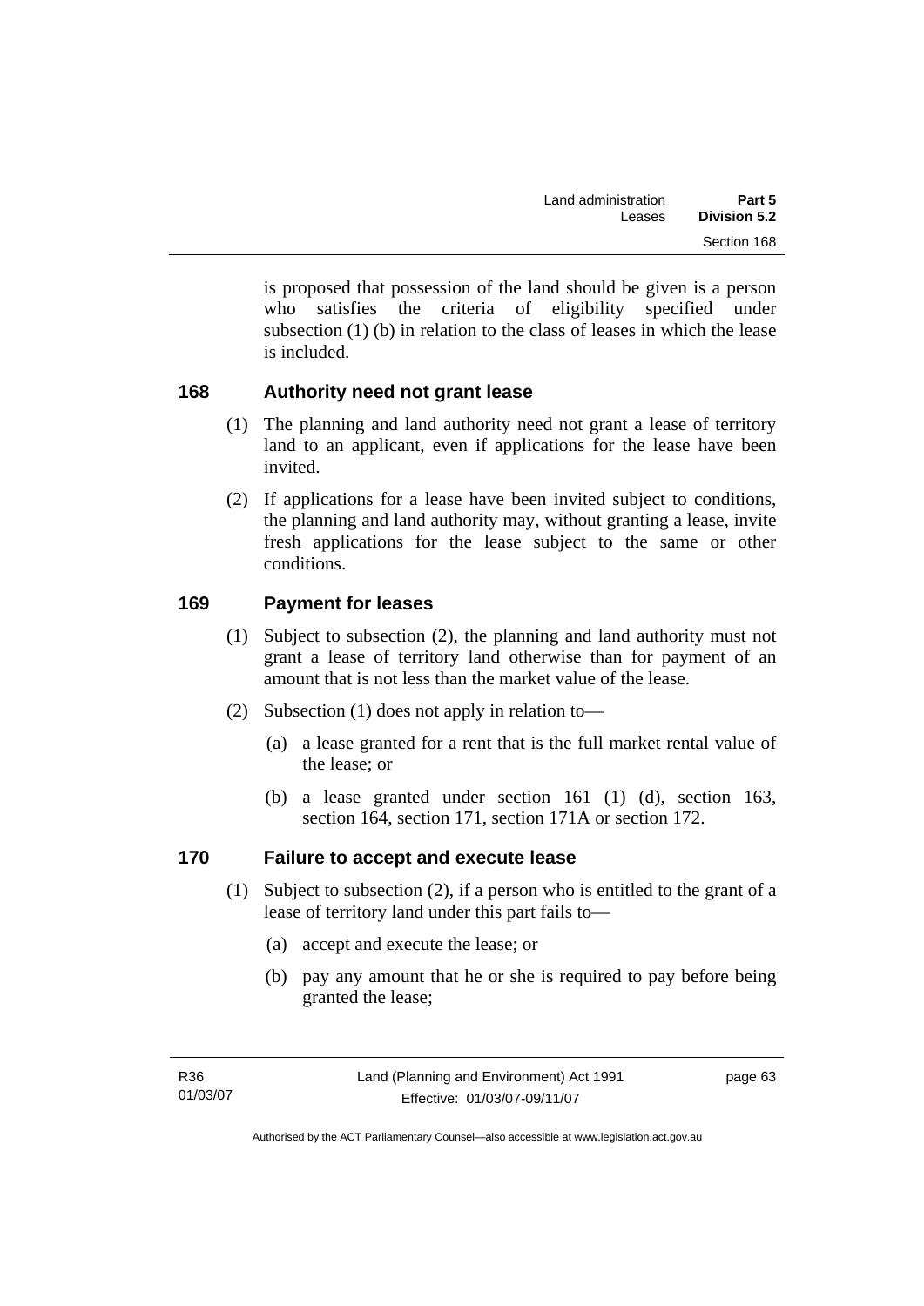is proposed that possession of the land should be given is a person who satisfies the criteria of eligibility specified under subsection (1) (b) in relation to the class of leases in which the lease is included.

## 168 Authority need not grant lease

(1) The planning and land authority need not grant a lease of territory land to an applicant, even if applications for the lease have been invited.

(2) If applications for a lease have been invited subject to conditions, the planning and land authority may, without granting a lease, invite fresh applications for the lease subject to the same or other conditions.

## 169 Payment for leases

(1) Subject to subsection (2), the planning and land authority must not grant a lease of territory land otherwise than for payment of an amount that is not less than the market value of the lease.

(2) Subsection (1) does not apply in relation to—

(a) a lease granted for a rent that is the full market rental value of the lease; or

(b) a lease granted under section 161 (1) (d), section 163, section 164, section 171, section 171A or section 172.

## 170 Failure to accept and execute lease

(1) Subject to subsection (2), if a person who is entitled to the grant of a lease of territory land under this part fails to—

(a) accept and execute the lease; or

(b) pay any amount that he or she is required to pay before being granted the lease;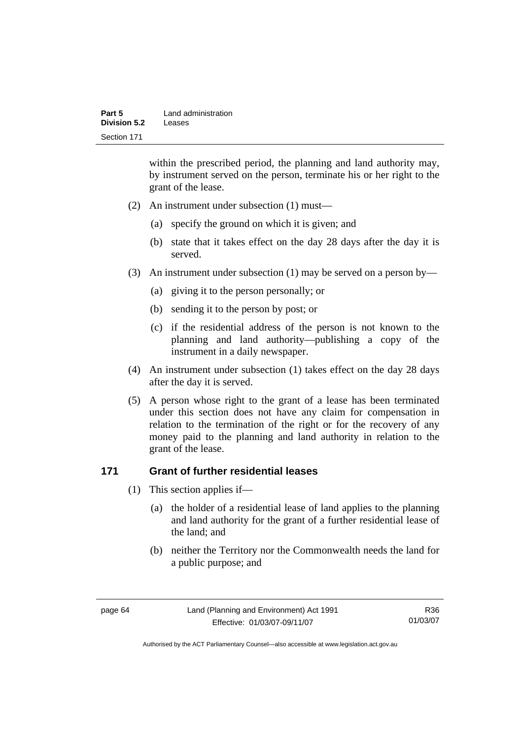within the prescribed period, the planning and land authority may, by instrument served on the person, terminate his or her right to the grant of the lease.

(2) An instrument under subsection (1) must—

(a) specify the ground on which it is given; and

(b) state that it takes effect on the day 28 days after the day it is served.

(3) An instrument under subsection (1) may be served on a person by—

(a) giving it to the person personally; or

(b) sending it to the person by post; or

(c) if the residential address of the person is not known to the planning and land authority—publishing a copy of the instrument in a daily newspaper.

(4) An instrument under subsection (1) takes effect on the day 28 days after the day it is served.

(5) A person whose right to the grant of a lease has been terminated under this section does not have any claim for compensation in relation to the termination of the right or for the recovery of any money paid to the planning and land authority in relation to the grant of the lease.

## 171 Grant of further residential leases

(1) This section applies if—

(a) the holder of a residential lease of land applies to the planning and land authority for the grant of a further residential lease of the land; and

(b) neither the Territory nor the Commonwealth needs the land for a public purpose; and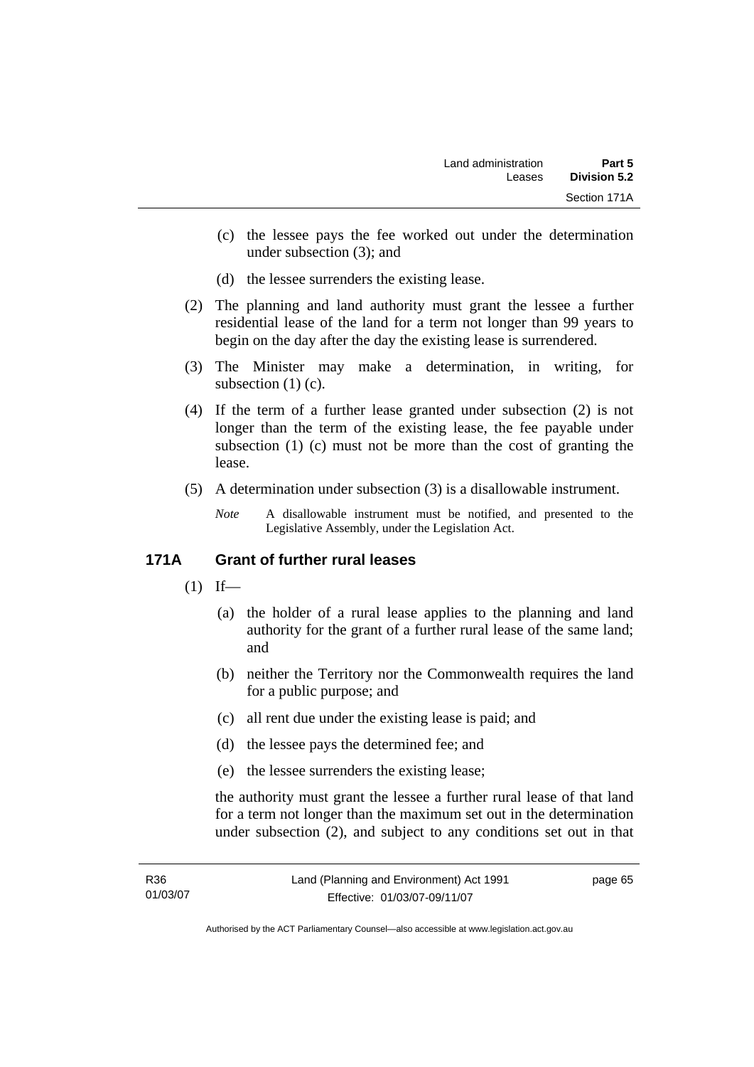(c) the lessee pays the fee worked out under the determination under subsection (3); and

(d) the lessee surrenders the existing lease.

(2) The planning and land authority must grant the lessee a further residential lease of the land for a term not longer than 99 years to begin on the day after the day the existing lease is surrendered.

(3) The Minister may make a determination, in writing, for subsection (1) (c).

(4) If the term of a further lease granted under subsection (2) is not longer than the term of the existing lease, the fee payable under subsection (1) (c) must not be more than the cost of granting the lease.

(5) A determination under subsection (3) is a disallowable instrument.

*Note* A disallowable instrument must be notified, and presented to the Legislative Assembly, under the Legislation Act.

## 171A Grant of further rural leases

(1) If—

(a) the holder of a rural lease applies to the planning and land authority for the grant of a further rural lease of the same land; and

(b) neither the Territory nor the Commonwealth requires the land for a public purpose; and

(c) all rent due under the existing lease is paid; and

(d) the lessee pays the determined fee; and

(e) the lessee surrenders the existing lease;

the authority must grant the lessee a further rural lease of that land for a term not longer than the maximum set out in the determination under subsection (2), and subject to any conditions set out in that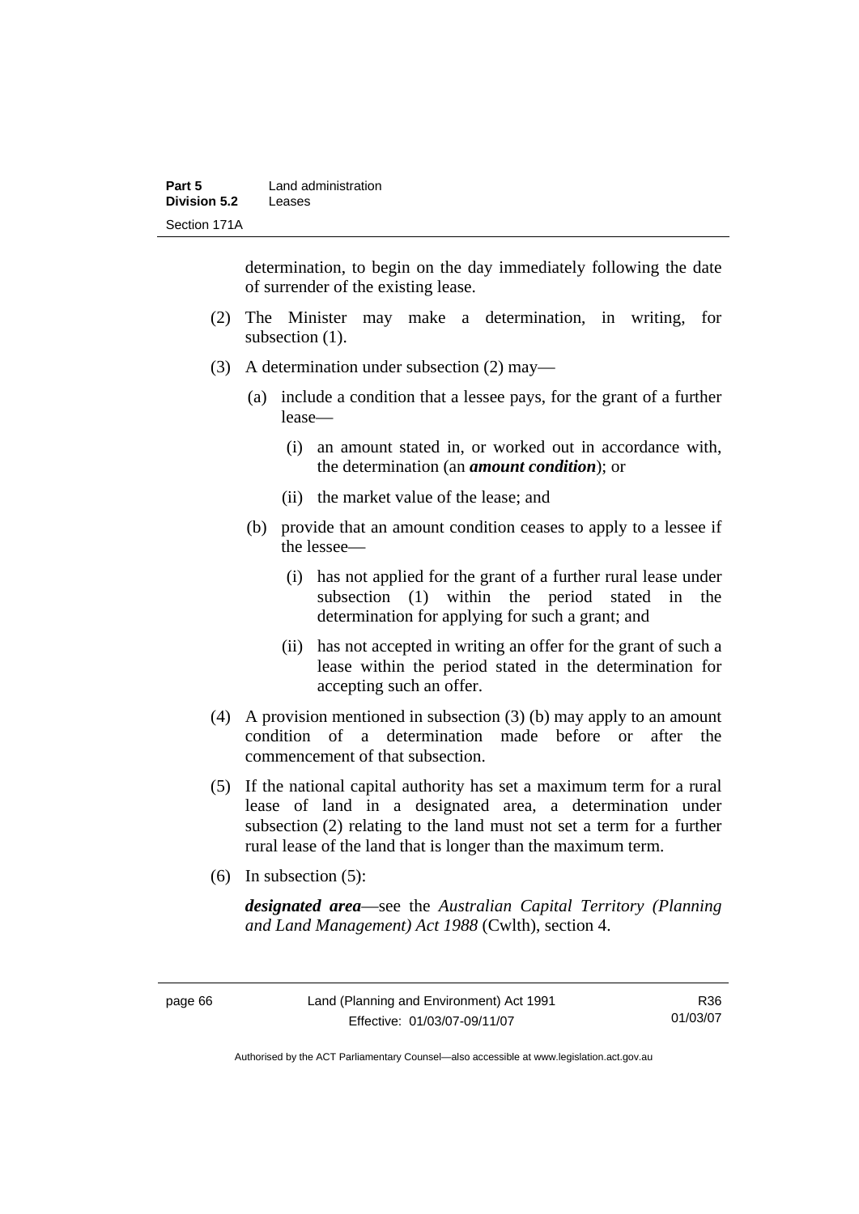determination, to begin on the day immediately following the date of surrender of the existing lease.

(2) The Minister may make a determination, in writing, for subsection (1).

(3) A determination under subsection (2) may—

(a) include a condition that a lessee pays, for the grant of a further lease—

(i) an amount stated in, or worked out in accordance with, the determination (an ***amount condition***); or

(ii) the market value of the lease; and

(b) provide that an amount condition ceases to apply to a lessee if the lessee—

(i) has not applied for the grant of a further rural lease under subsection (1) within the period stated in the determination for applying for such a grant; and

(ii) has not accepted in writing an offer for the grant of such a lease within the period stated in the determination for accepting such an offer.

(4) A provision mentioned in subsection (3) (b) may apply to an amount condition of a determination made before or after the commencement of that subsection.

(5) If the national capital authority has set a maximum term for a rural lease of land in a designated area, a determination under subsection (2) relating to the land must not set a term for a further rural lease of the land that is longer than the maximum term.

(6) In subsection (5):

***designated area***—see the *Australian Capital Territory (Planning and Land Management) Act 1988* (Cwlth), section 4.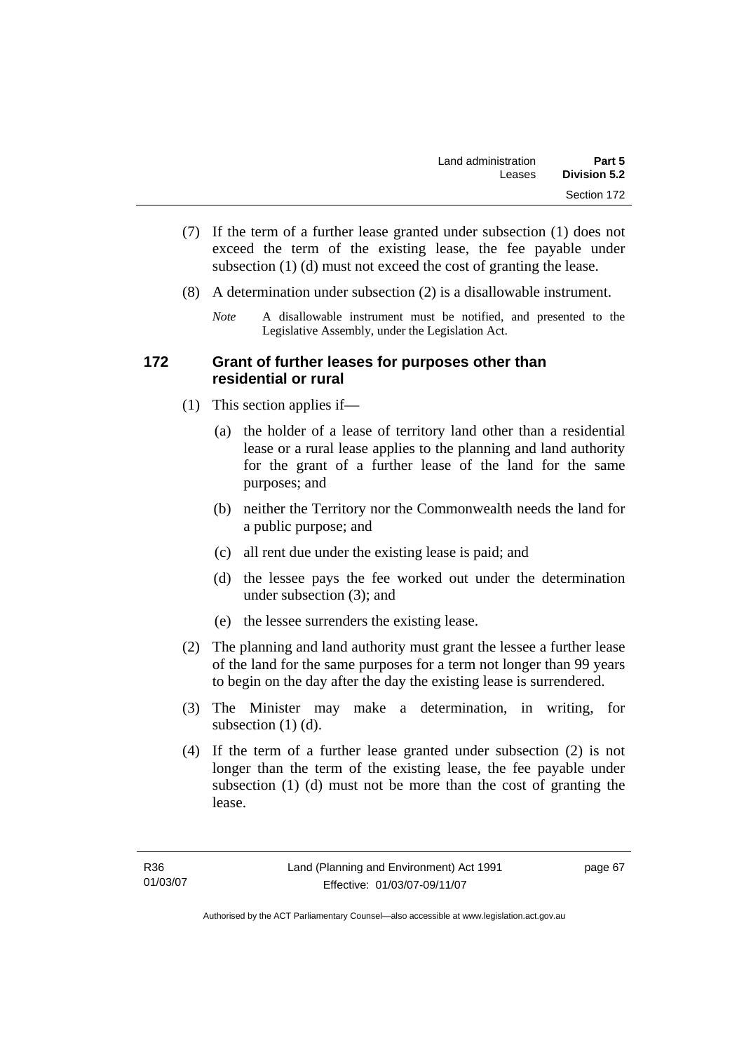(7) If the term of a further lease granted under subsection (1) does not exceed the term of the existing lease, the fee payable under subsection (1) (d) must not exceed the cost of granting the lease.

(8) A determination under subsection (2) is a disallowable instrument.

*Note* A disallowable instrument must be notified, and presented to the Legislative Assembly, under the Legislation Act.

## 172 Grant of further leases for purposes other than residential or rural

(1) This section applies if—

(a) the holder of a lease of territory land other than a residential lease or a rural lease applies to the planning and land authority for the grant of a further lease of the land for the same purposes; and

(b) neither the Territory nor the Commonwealth needs the land for a public purpose; and

(c) all rent due under the existing lease is paid; and

(d) the lessee pays the fee worked out under the determination under subsection (3); and

(e) the lessee surrenders the existing lease.

(2) The planning and land authority must grant the lessee a further lease of the land for the same purposes for a term not longer than 99 years to begin on the day after the day the existing lease is surrendered.

(3) The Minister may make a determination, in writing, for subsection (1) (d).

(4) If the term of a further lease granted under subsection (2) is not longer than the term of the existing lease, the fee payable under subsection (1) (d) must not be more than the cost of granting the lease.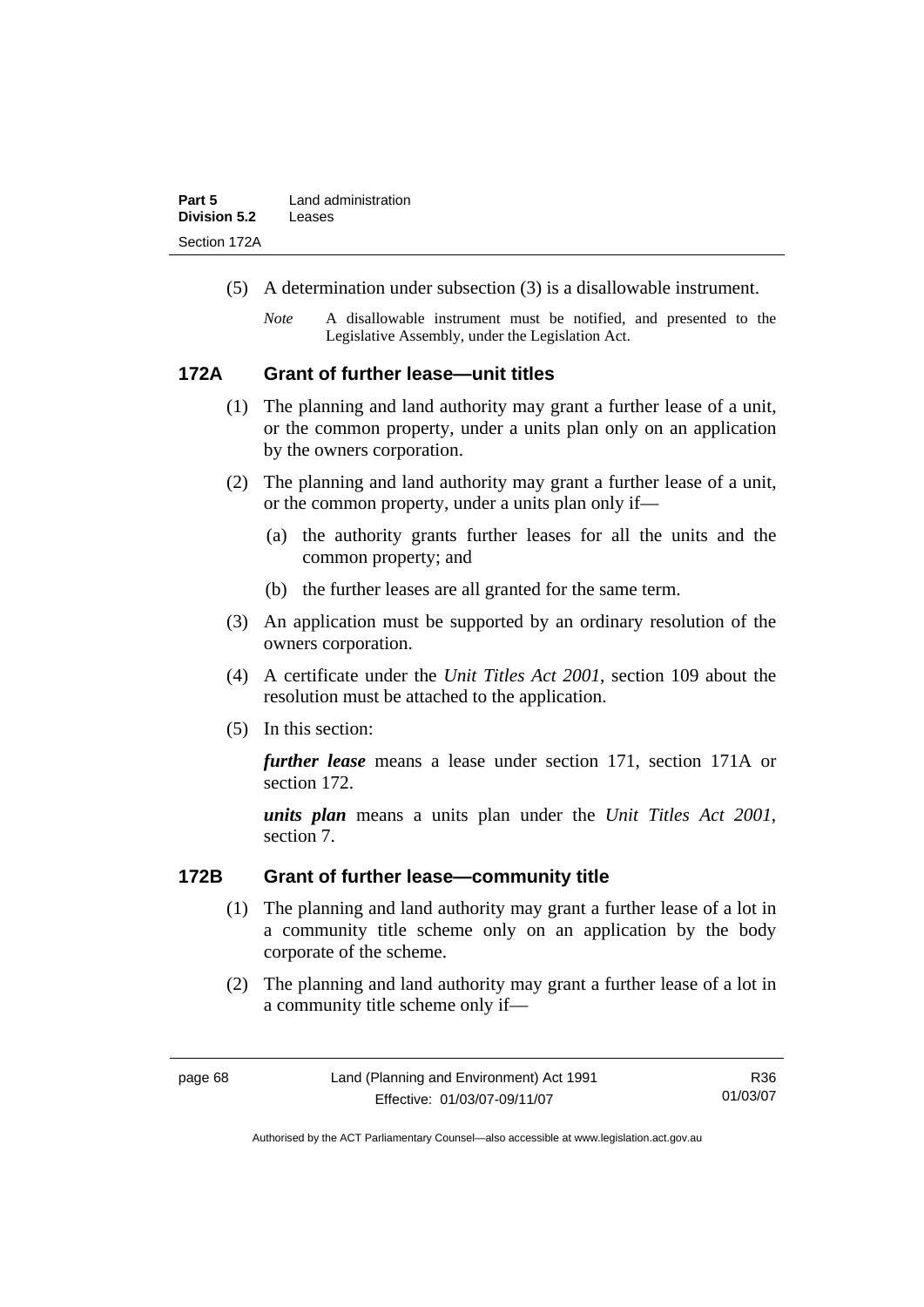(5) A determination under subsection (3) is a disallowable instrument.

*Note* A disallowable instrument must be notified, and presented to the Legislative Assembly, under the Legislation Act.

### 172A Grant of further lease—unit titles

(1) The planning and land authority may grant a further lease of a unit, or the common property, under a units plan only on an application by the owners corporation.

(2) The planning and land authority may grant a further lease of a unit, or the common property, under a units plan only if—

(a) the authority grants further leases for all the units and the common property; and

(b) the further leases are all granted for the same term.

(3) An application must be supported by an ordinary resolution of the owners corporation.

(4) A certificate under the *Unit Titles Act 2001*, section 109 about the resolution must be attached to the application.

(5) In this section:

***further lease*** means a lease under section 171, section 171A or section 172.

***units plan*** means a units plan under the *Unit Titles Act 2001*, section 7.

### 172B Grant of further lease—community title

(1) The planning and land authority may grant a further lease of a lot in a community title scheme only on an application by the body corporate of the scheme.

(2) The planning and land authority may grant a further lease of a lot in a community title scheme only if—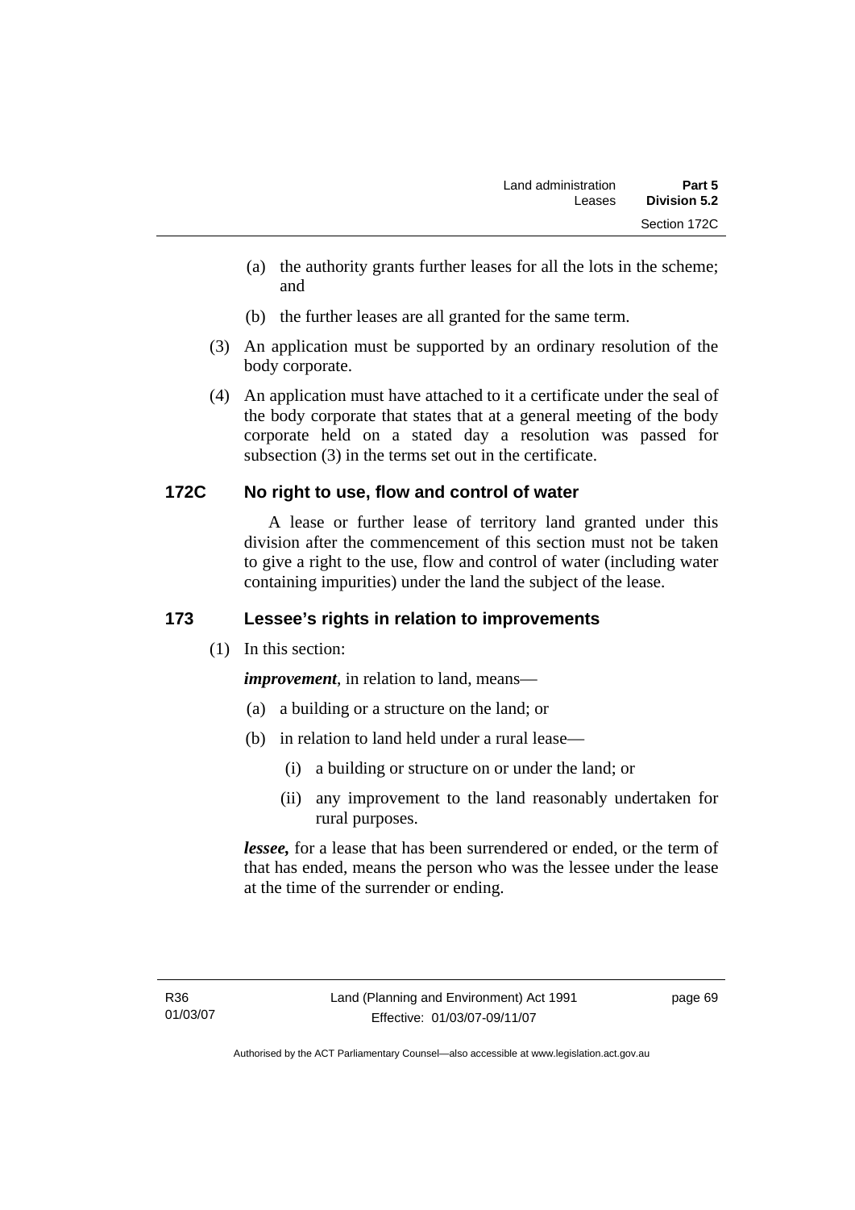(a) the authority grants further leases for all the lots in the scheme; and

(b) the further leases are all granted for the same term.

(3) An application must be supported by an ordinary resolution of the body corporate.

(4) An application must have attached to it a certificate under the seal of the body corporate that states that at a general meeting of the body corporate held on a stated day a resolution was passed for subsection (3) in the terms set out in the certificate.

## 172C No right to use, flow and control of water

A lease or further lease of territory land granted under this division after the commencement of this section must not be taken to give a right to the use, flow and control of water (including water containing impurities) under the land the subject of the lease.

## 173 Lessee's rights in relation to improvements

(1) In this section:

***improvement***, in relation to land, means—

(a) a building or a structure on the land; or

(b) in relation to land held under a rural lease—

(i) a building or structure on or under the land; or

(ii) any improvement to the land reasonably undertaken for rural purposes.

***lessee,*** for a lease that has been surrendered or ended, or the term of that has ended, means the person who was the lessee under the lease at the time of the surrender or ending.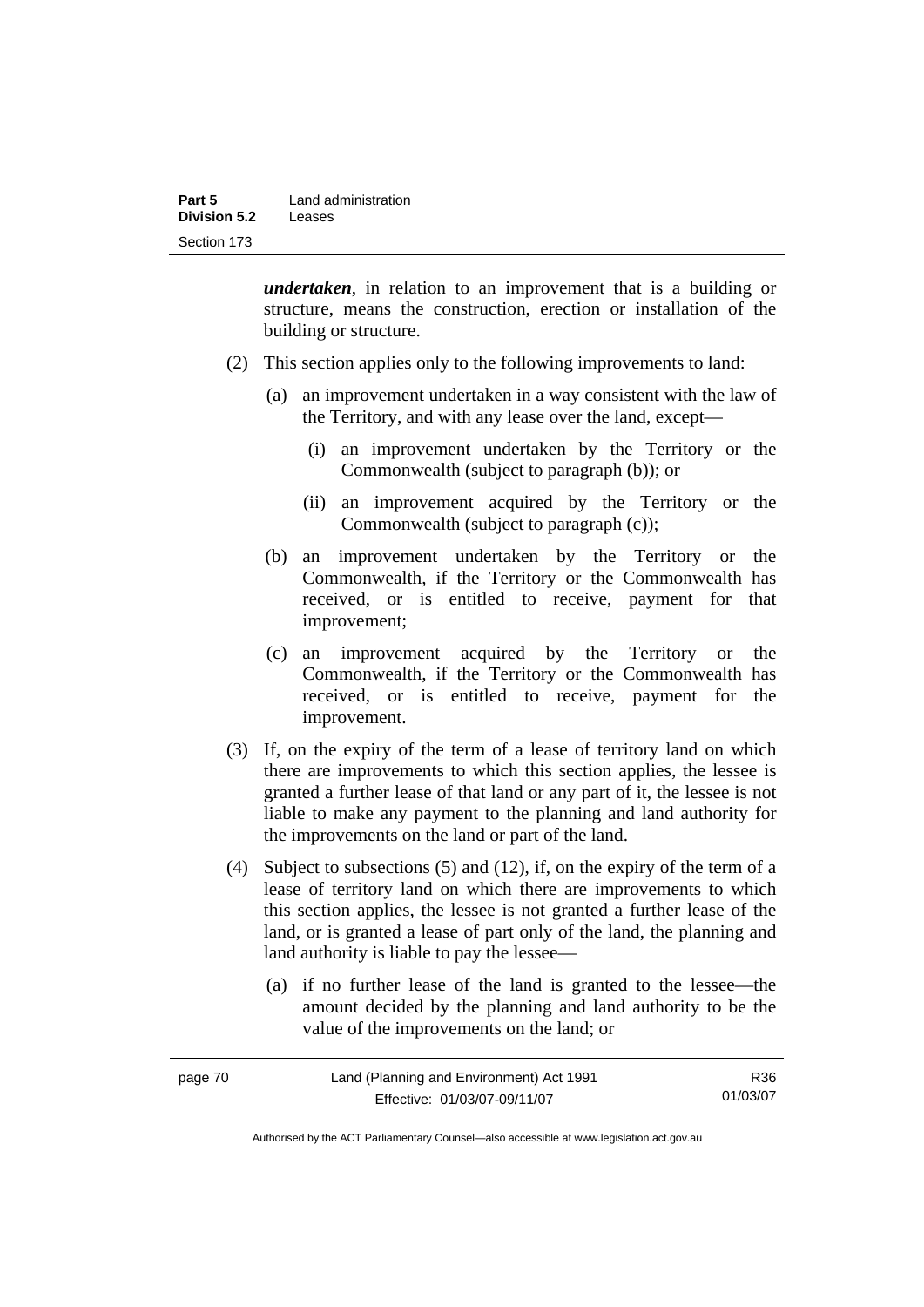***undertaken***, in relation to an improvement that is a building or structure, means the construction, erection or installation of the building or structure.

(2) This section applies only to the following improvements to land:

(a) an improvement undertaken in a way consistent with the law of the Territory, and with any lease over the land, except—

(i) an improvement undertaken by the Territory or the Commonwealth (subject to paragraph (b)); or

(ii) an improvement acquired by the Territory or the Commonwealth (subject to paragraph (c));

(b) an improvement undertaken by the Territory or the Commonwealth, if the Territory or the Commonwealth has received, or is entitled to receive, payment for that improvement;

(c) an improvement acquired by the Territory or the Commonwealth, if the Territory or the Commonwealth has received, or is entitled to receive, payment for the improvement.

(3) If, on the expiry of the term of a lease of territory land on which there are improvements to which this section applies, the lessee is granted a further lease of that land or any part of it, the lessee is not liable to make any payment to the planning and land authority for the improvements on the land or part of the land.

(4) Subject to subsections (5) and (12), if, on the expiry of the term of a lease of territory land on which there are improvements to which this section applies, the lessee is not granted a further lease of the land, or is granted a lease of part only of the land, the planning and land authority is liable to pay the lessee—

(a) if no further lease of the land is granted to the lessee—the amount decided by the planning and land authority to be the value of the improvements on the land; or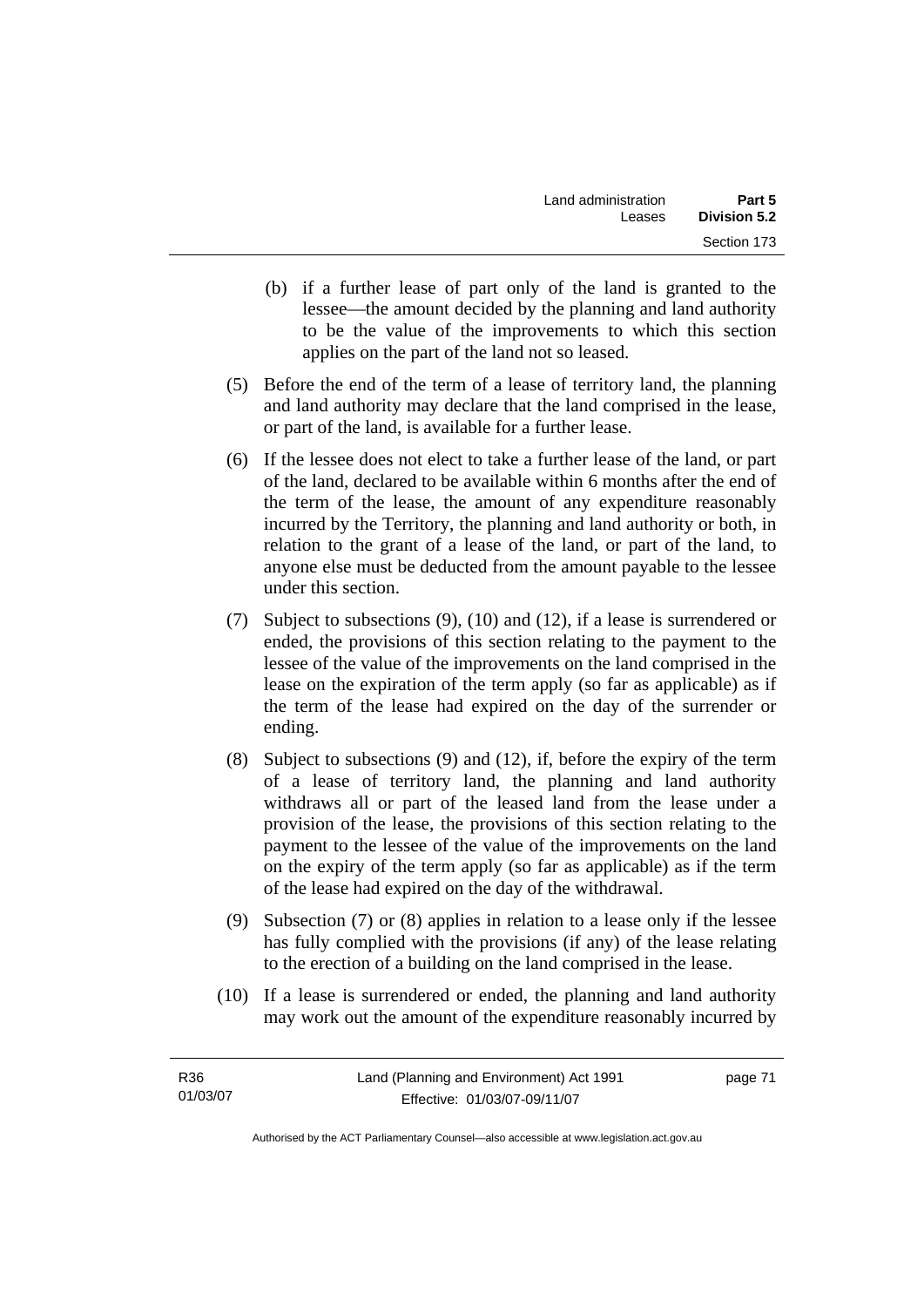(b) if a further lease of part only of the land is granted to the lessee—the amount decided by the planning and land authority to be the value of the improvements to which this section applies on the part of the land not so leased.

(5) Before the end of the term of a lease of territory land, the planning and land authority may declare that the land comprised in the lease, or part of the land, is available for a further lease.

(6) If the lessee does not elect to take a further lease of the land, or part of the land, declared to be available within 6 months after the end of the term of the lease, the amount of any expenditure reasonably incurred by the Territory, the planning and land authority or both, in relation to the grant of a lease of the land, or part of the land, to anyone else must be deducted from the amount payable to the lessee under this section.

(7) Subject to subsections (9), (10) and (12), if a lease is surrendered or ended, the provisions of this section relating to the payment to the lessee of the value of the improvements on the land comprised in the lease on the expiration of the term apply (so far as applicable) as if the term of the lease had expired on the day of the surrender or ending.

(8) Subject to subsections (9) and (12), if, before the expiry of the term of a lease of territory land, the planning and land authority withdraws all or part of the leased land from the lease under a provision of the lease, the provisions of this section relating to the payment to the lessee of the value of the improvements on the land on the expiry of the term apply (so far as applicable) as if the term of the lease had expired on the day of the withdrawal.

(9) Subsection (7) or (8) applies in relation to a lease only if the lessee has fully complied with the provisions (if any) of the lease relating to the erection of a building on the land comprised in the lease.

(10) If a lease is surrendered or ended, the planning and land authority may work out the amount of the expenditure reasonably incurred by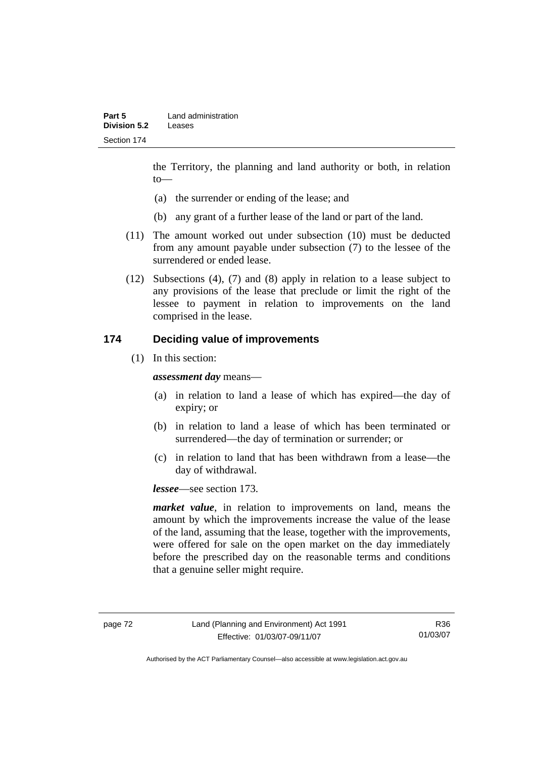the Territory, the planning and land authority or both, in relation to—

(a) the surrender or ending of the lease; and

(b) any grant of a further lease of the land or part of the land.

(11) The amount worked out under subsection (10) must be deducted from any amount payable under subsection (7) to the lessee of the surrendered or ended lease.

(12) Subsections (4), (7) and (8) apply in relation to a lease subject to any provisions of the lease that preclude or limit the right of the lessee to payment in relation to improvements on the land comprised in the lease.

## 174 Deciding value of improvements

(1) In this section:

***assessment day*** means—

(a) in relation to land a lease of which has expired—the day of expiry; or

(b) in relation to land a lease of which has been terminated or surrendered—the day of termination or surrender; or

(c) in relation to land that has been withdrawn from a lease—the day of withdrawal.

***lessee***—see section 173.

***market value***, in relation to improvements on land, means the amount by which the improvements increase the value of the lease of the land, assuming that the lease, together with the improvements, were offered for sale on the open market on the day immediately before the prescribed day on the reasonable terms and conditions that a genuine seller might require.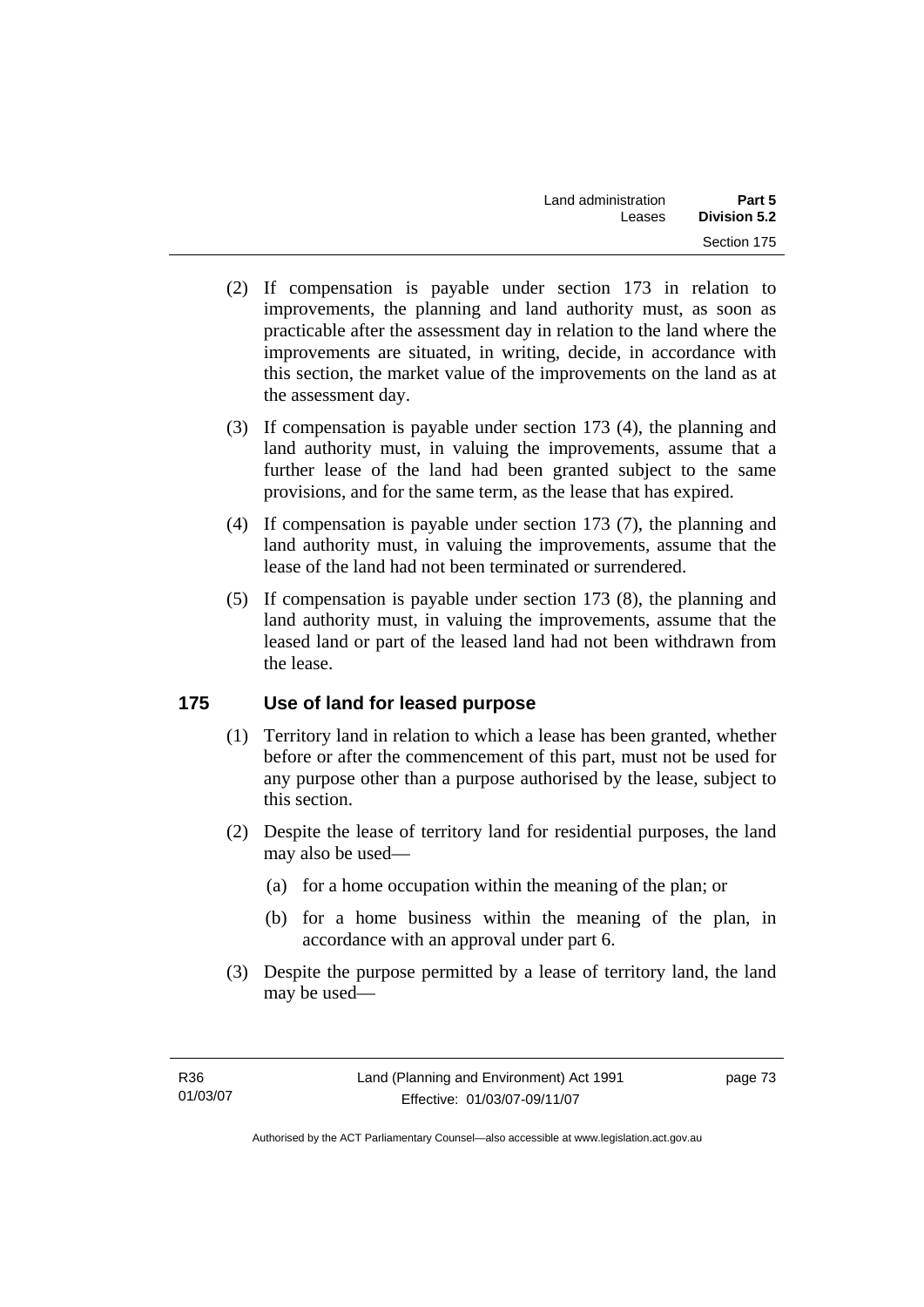(2) If compensation is payable under section 173 in relation to improvements, the planning and land authority must, as soon as practicable after the assessment day in relation to the land where the improvements are situated, in writing, decide, in accordance with this section, the market value of the improvements on the land as at the assessment day.

(3) If compensation is payable under section 173 (4), the planning and land authority must, in valuing the improvements, assume that a further lease of the land had been granted subject to the same provisions, and for the same term, as the lease that has expired.

(4) If compensation is payable under section 173 (7), the planning and land authority must, in valuing the improvements, assume that the lease of the land had not been terminated or surrendered.

(5) If compensation is payable under section 173 (8), the planning and land authority must, in valuing the improvements, assume that the leased land or part of the leased land had not been withdrawn from the lease.

## 175 Use of land for leased purpose

(1) Territory land in relation to which a lease has been granted, whether before or after the commencement of this part, must not be used for any purpose other than a purpose authorised by the lease, subject to this section.

(2) Despite the lease of territory land for residential purposes, the land may also be used—

(a) for a home occupation within the meaning of the plan; or

(b) for a home business within the meaning of the plan, in accordance with an approval under part 6.

(3) Despite the purpose permitted by a lease of territory land, the land may be used—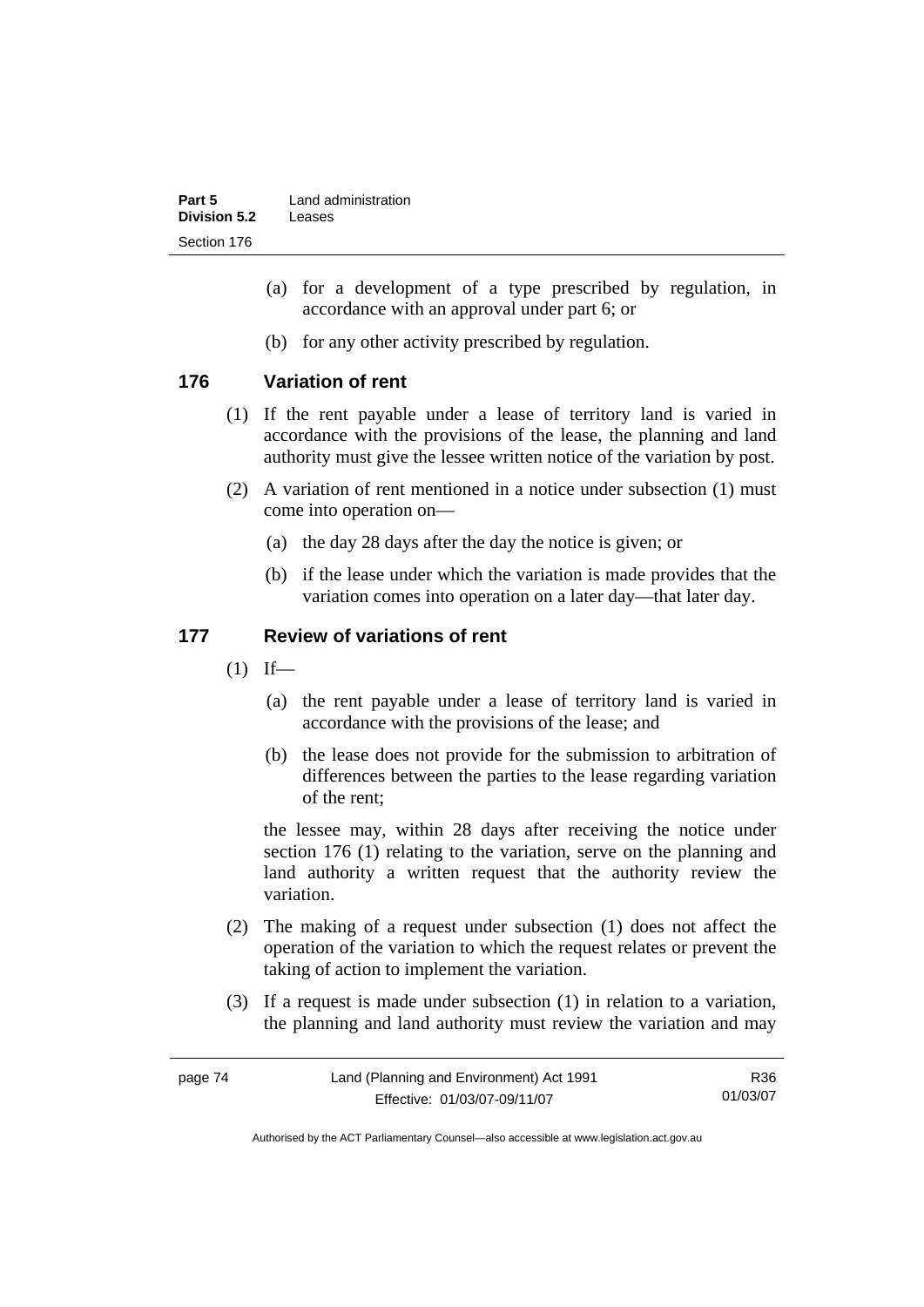(a) for a development of a type prescribed by regulation, in accordance with an approval under part 6; or

(b) for any other activity prescribed by regulation.

## 176 Variation of rent

(1) If the rent payable under a lease of territory land is varied in accordance with the provisions of the lease, the planning and land authority must give the lessee written notice of the variation by post.

(2) A variation of rent mentioned in a notice under subsection (1) must come into operation on—

(a) the day 28 days after the day the notice is given; or

(b) if the lease under which the variation is made provides that the variation comes into operation on a later day—that later day.

## 177 Review of variations of rent

(1) If—

(a) the rent payable under a lease of territory land is varied in accordance with the provisions of the lease; and

(b) the lease does not provide for the submission to arbitration of differences between the parties to the lease regarding variation of the rent;

the lessee may, within 28 days after receiving the notice under section 176 (1) relating to the variation, serve on the planning and land authority a written request that the authority review the variation.

(2) The making of a request under subsection (1) does not affect the operation of the variation to which the request relates or prevent the taking of action to implement the variation.

(3) If a request is made under subsection (1) in relation to a variation, the planning and land authority must review the variation and may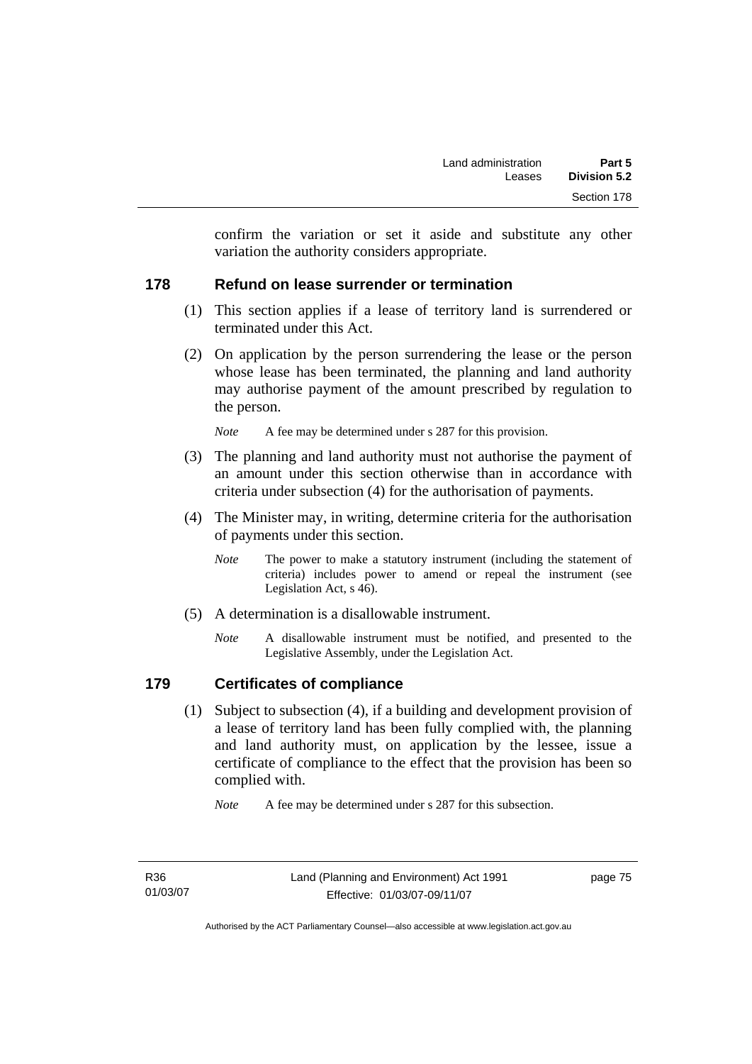confirm the variation or set it aside and substitute any other variation the authority considers appropriate.

## 178 Refund on lease surrender or termination

(1) This section applies if a lease of territory land is surrendered or terminated under this Act.

(2) On application by the person surrendering the lease or the person whose lease has been terminated, the planning and land authority may authorise payment of the amount prescribed by regulation to the person.

*Note* A fee may be determined under s 287 for this provision.

(3) The planning and land authority must not authorise the payment of an amount under this section otherwise than in accordance with criteria under subsection (4) for the authorisation of payments.

(4) The Minister may, in writing, determine criteria for the authorisation of payments under this section.

*Note* The power to make a statutory instrument (including the statement of criteria) includes power to amend or repeal the instrument (see Legislation Act, s 46).

(5) A determination is a disallowable instrument.

*Note* A disallowable instrument must be notified, and presented to the Legislative Assembly, under the Legislation Act.

## 179 Certificates of compliance

(1) Subject to subsection (4), if a building and development provision of a lease of territory land has been fully complied with, the planning and land authority must, on application by the lessee, issue a certificate of compliance to the effect that the provision has been so complied with.

*Note* A fee may be determined under s 287 for this subsection.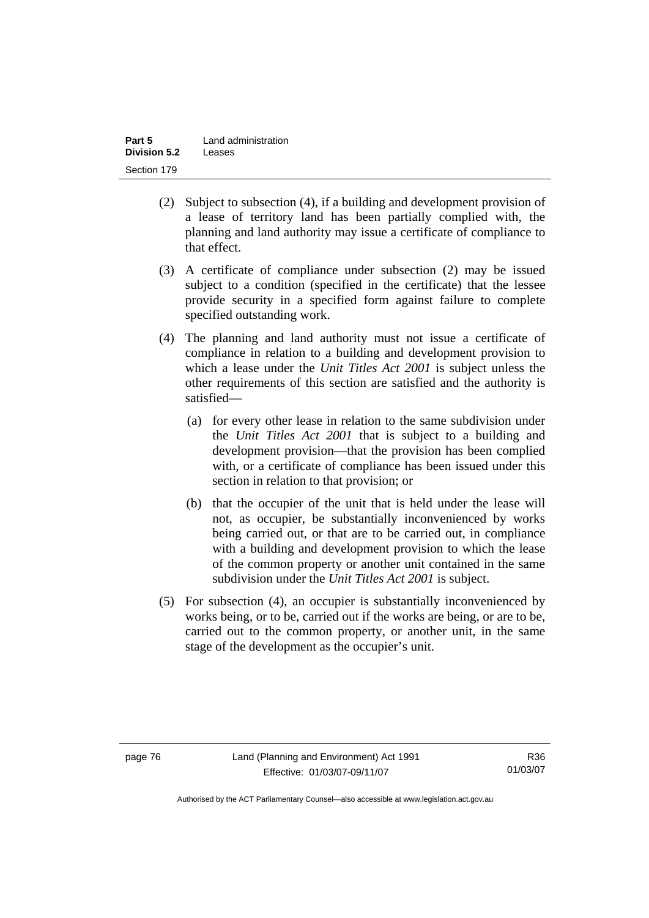(2) Subject to subsection (4), if a building and development provision of a lease of territory land has been partially complied with, the planning and land authority may issue a certificate of compliance to that effect.

(3) A certificate of compliance under subsection (2) may be issued subject to a condition (specified in the certificate) that the lessee provide security in a specified form against failure to complete specified outstanding work.

(4) The planning and land authority must not issue a certificate of compliance in relation to a building and development provision to which a lease under the *Unit Titles Act 2001* is subject unless the other requirements of this section are satisfied and the authority is satisfied—

  (a) for every other lease in relation to the same subdivision under the *Unit Titles Act 2001* that is subject to a building and development provision—that the provision has been complied with, or a certificate of compliance has been issued under this section in relation to that provision; or

  (b) that the occupier of the unit that is held under the lease will not, as occupier, be substantially inconvenienced by works being carried out, or that are to be carried out, in compliance with a building and development provision to which the lease of the common property or another unit contained in the same subdivision under the *Unit Titles Act 2001* is subject.

(5) For subsection (4), an occupier is substantially inconvenienced by works being, or to be, carried out if the works are being, or are to be, carried out to the common property, or another unit, in the same stage of the development as the occupier's unit.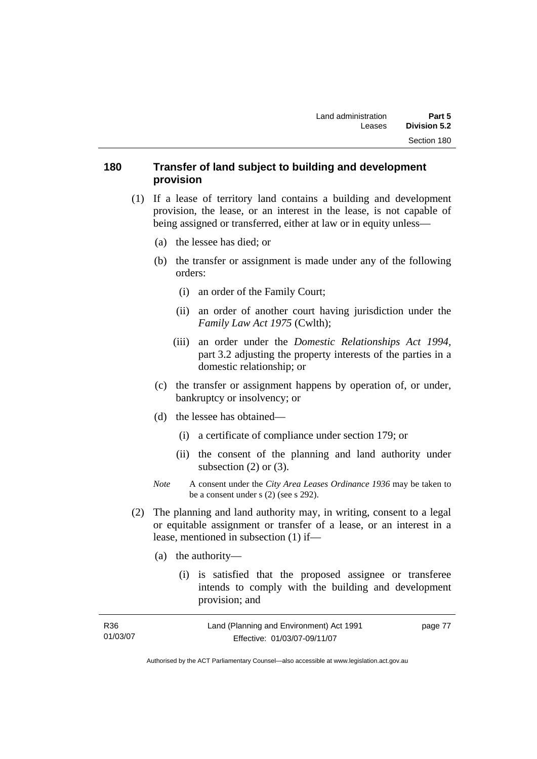## 180 Transfer of land subject to building and development provision

(1) If a lease of territory land contains a building and development provision, the lease, or an interest in the lease, is not capable of being assigned or transferred, either at law or in equity unless—

(a) the lessee has died; or

(b) the transfer or assignment is made under any of the following orders:

(i) an order of the Family Court;

(ii) an order of another court having jurisdiction under the *Family Law Act 1975* (Cwlth);

(iii) an order under the *Domestic Relationships Act 1994*, part 3.2 adjusting the property interests of the parties in a domestic relationship; or

(c) the transfer or assignment happens by operation of, or under, bankruptcy or insolvency; or

(d) the lessee has obtained—

(i) a certificate of compliance under section 179; or

(ii) the consent of the planning and land authority under subsection (2) or (3).

*Note* A consent under the *City Area Leases Ordinance 1936* may be taken to be a consent under s (2) (see s 292).

(2) The planning and land authority may, in writing, consent to a legal or equitable assignment or transfer of a lease, or an interest in a lease, mentioned in subsection (1) if—

(a) the authority—

(i) is satisfied that the proposed assignee or transferee intends to comply with the building and development provision; and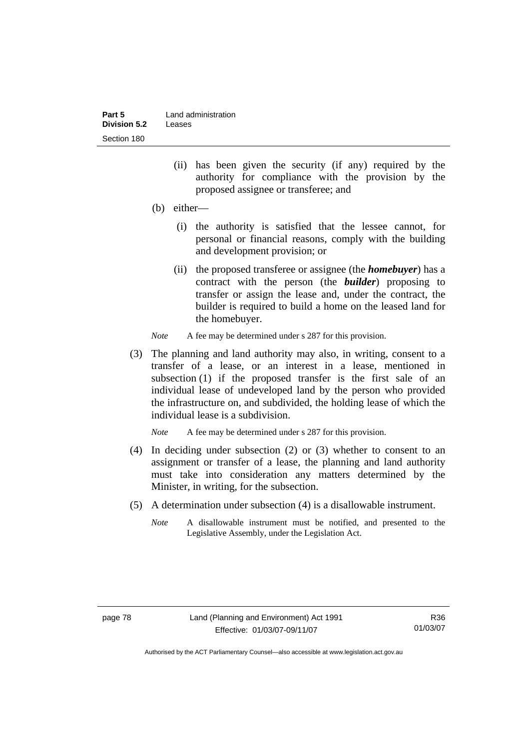(ii) has been given the security (if any) required by the authority for compliance with the provision by the proposed assignee or transferee; and

(b) either—

(i) the authority is satisfied that the lessee cannot, for personal or financial reasons, comply with the building and development provision; or

(ii) the proposed transferee or assignee (the ***homebuyer***) has a contract with the person (the ***builder***) proposing to transfer or assign the lease and, under the contract, the builder is required to build a home on the leased land for the homebuyer.

*Note* A fee may be determined under s 287 for this provision.

(3) The planning and land authority may also, in writing, consent to a transfer of a lease, or an interest in a lease, mentioned in subsection (1) if the proposed transfer is the first sale of an individual lease of undeveloped land by the person who provided the infrastructure on, and subdivided, the holding lease of which the individual lease is a subdivision.

*Note* A fee may be determined under s 287 for this provision.

(4) In deciding under subsection (2) or (3) whether to consent to an assignment or transfer of a lease, the planning and land authority must take into consideration any matters determined by the Minister, in writing, for the subsection.

(5) A determination under subsection (4) is a disallowable instrument.

*Note* A disallowable instrument must be notified, and presented to the Legislative Assembly, under the Legislation Act.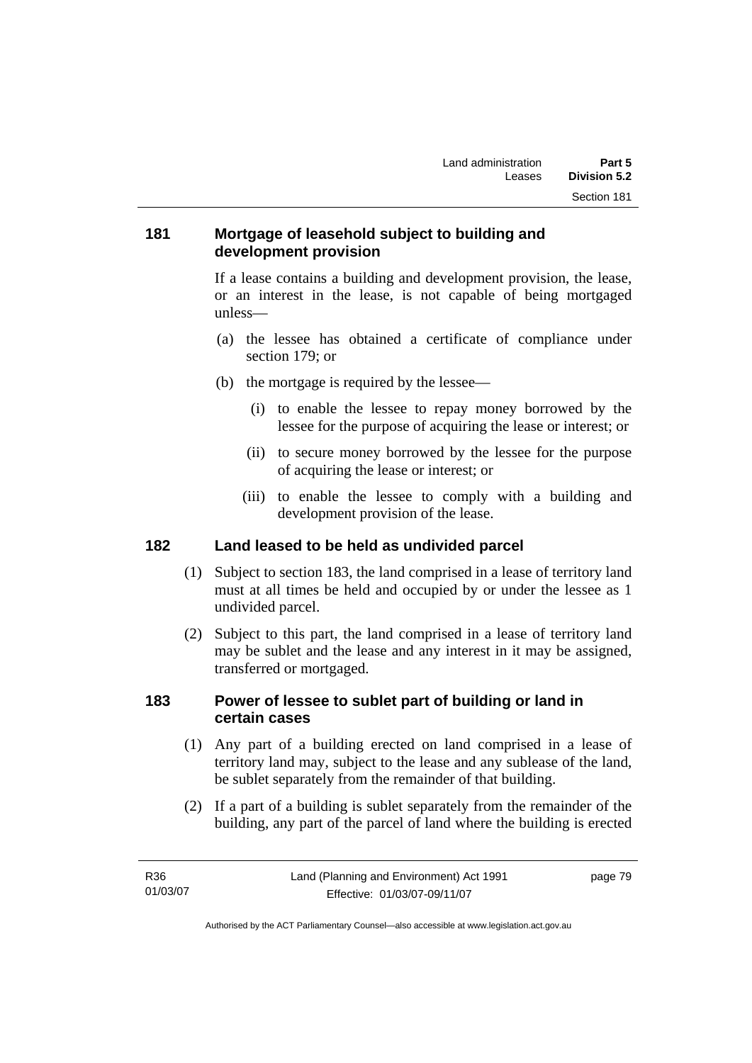## 181 Mortgage of leasehold subject to building and development provision

If a lease contains a building and development provision, the lease, or an interest in the lease, is not capable of being mortgaged unless—

(a) the lessee has obtained a certificate of compliance under section 179; or

(b) the mortgage is required by the lessee—

(i) to enable the lessee to repay money borrowed by the lessee for the purpose of acquiring the lease or interest; or

(ii) to secure money borrowed by the lessee for the purpose of acquiring the lease or interest; or

(iii) to enable the lessee to comply with a building and development provision of the lease.

## 182 Land leased to be held as undivided parcel

(1) Subject to section 183, the land comprised in a lease of territory land must at all times be held and occupied by or under the lessee as 1 undivided parcel.

(2) Subject to this part, the land comprised in a lease of territory land may be sublet and the lease and any interest in it may be assigned, transferred or mortgaged.

## 183 Power of lessee to sublet part of building or land in certain cases

(1) Any part of a building erected on land comprised in a lease of territory land may, subject to the lease and any sublease of the land, be sublet separately from the remainder of that building.

(2) If a part of a building is sublet separately from the remainder of the building, any part of the parcel of land where the building is erected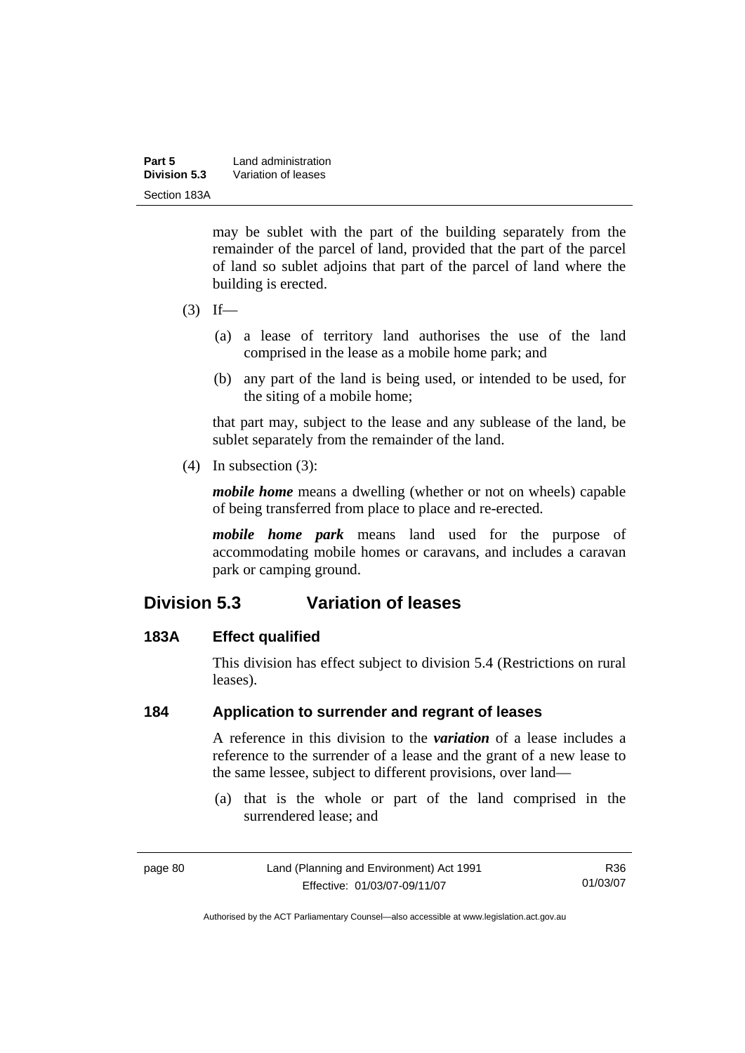may be sublet with the part of the building separately from the remainder of the parcel of land, provided that the part of the parcel of land so sublet adjoins that part of the parcel of land where the building is erected.

(3) If—

(a) a lease of territory land authorises the use of the land comprised in the lease as a mobile home park; and

(b) any part of the land is being used, or intended to be used, for the siting of a mobile home;

that part may, subject to the lease and any sublease of the land, be sublet separately from the remainder of the land.

(4) In subsection (3):

***mobile home*** means a dwelling (whether or not on wheels) capable of being transferred from place to place and re-erected.

***mobile home park*** means land used for the purpose of accommodating mobile homes or caravans, and includes a caravan park or camping ground.

## Division 5.3 Variation of leases

### 183A Effect qualified

This division has effect subject to division 5.4 (Restrictions on rural leases).

### 184 Application to surrender and regrant of leases

A reference in this division to the ***variation*** of a lease includes a reference to the surrender of a lease and the grant of a new lease to the same lessee, subject to different provisions, over land—

(a) that is the whole or part of the land comprised in the surrendered lease; and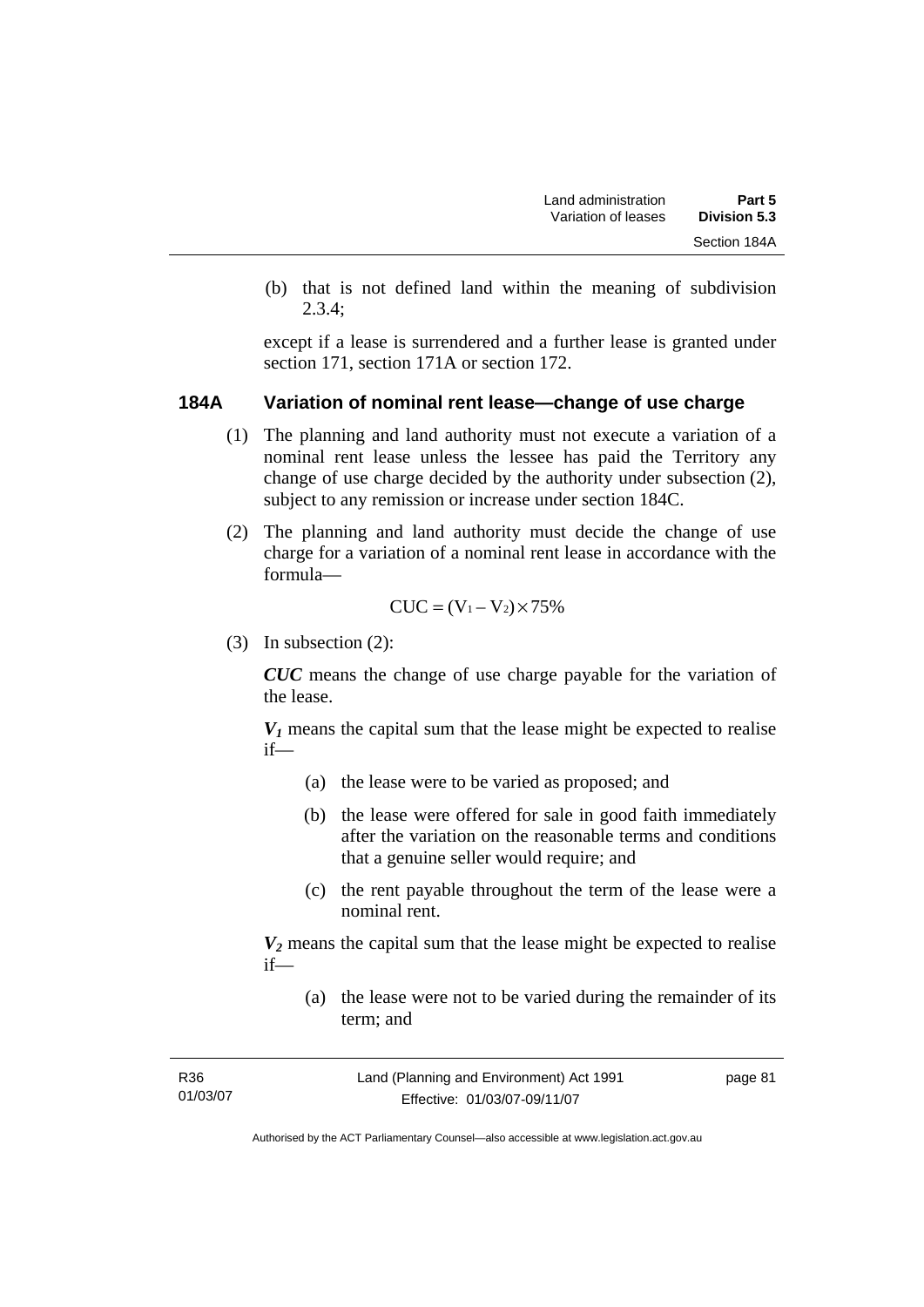(b) that is not defined land within the meaning of subdivision 2.3.4;

except if a lease is surrendered and a further lease is granted under section 171, section 171A or section 172.

## 184A Variation of nominal rent lease—change of use charge

(1) The planning and land authority must not execute a variation of a nominal rent lease unless the lessee has paid the Territory any change of use charge decided by the authority under subsection (2), subject to any remission or increase under section 184C.

(2) The planning and land authority must decide the change of use charge for a variation of a nominal rent lease in accordance with the formula—

$$CUC = (V_1 - V_2) \times 75\%$$

(3) In subsection (2):

***CUC*** means the change of use charge payable for the variation of the lease.

***$V_1$*** means the capital sum that the lease might be expected to realise if—

(a) the lease were to be varied as proposed; and

(b) the lease were offered for sale in good faith immediately after the variation on the reasonable terms and conditions that a genuine seller would require; and

(c) the rent payable throughout the term of the lease were a nominal rent.

***$V_2$*** means the capital sum that the lease might be expected to realise if—

(a) the lease were not to be varied during the remainder of its term; and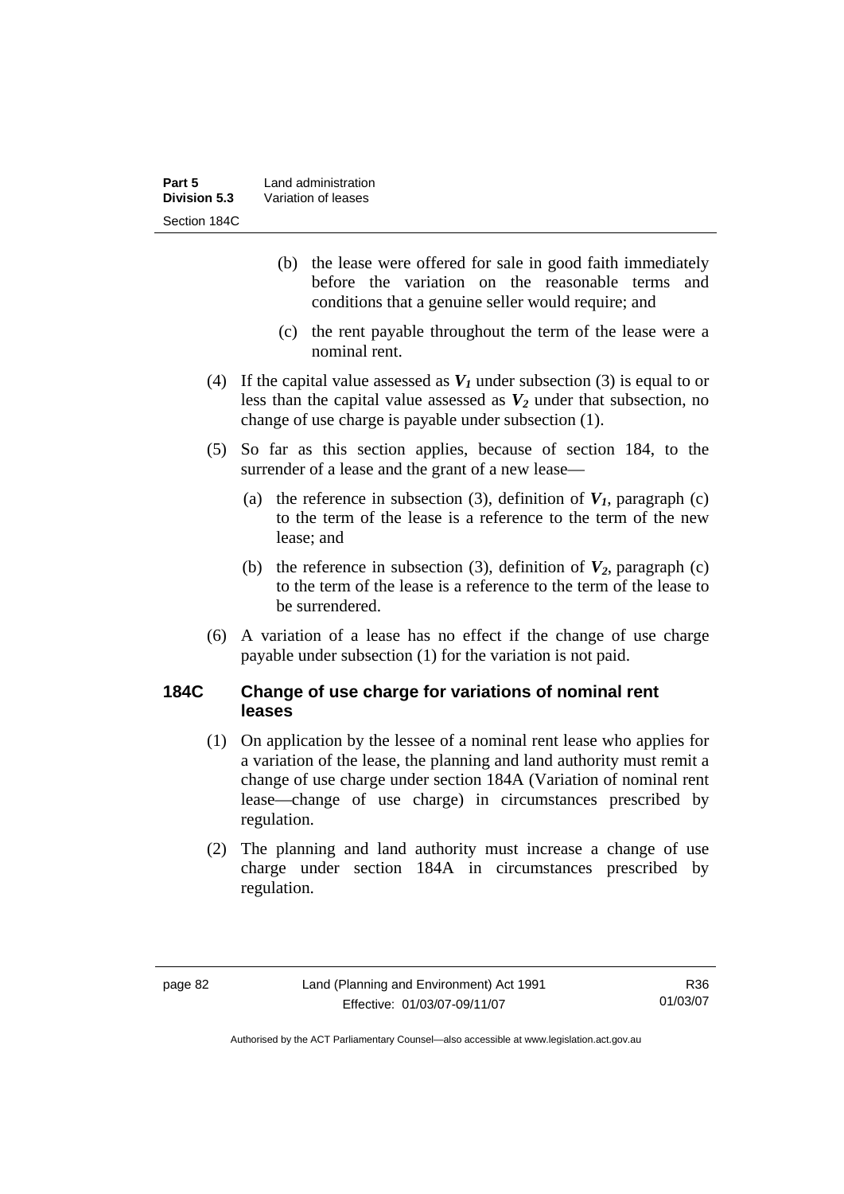(b) the lease were offered for sale in good faith immediately before the variation on the reasonable terms and conditions that a genuine seller would require; and

(c) the rent payable throughout the term of the lease were a nominal rent.

(4) If the capital value assessed as $V_1$ under subsection (3) is equal to or less than the capital value assessed as $V_2$ under that subsection, no change of use charge is payable under subsection (1).

(5) So far as this section applies, because of section 184, to the surrender of a lease and the grant of a new lease—

(a) the reference in subsection (3), definition of $V_1$, paragraph (c) to the term of the lease is a reference to the term of the new lease; and

(b) the reference in subsection (3), definition of $V_2$, paragraph (c) to the term of the lease is a reference to the term of the lease to be surrendered.

(6) A variation of a lease has no effect if the change of use charge payable under subsection (1) for the variation is not paid.

### 184C Change of use charge for variations of nominal rent leases

(1) On application by the lessee of a nominal rent lease who applies for a variation of the lease, the planning and land authority must remit a change of use charge under section 184A (Variation of nominal rent lease—change of use charge) in circumstances prescribed by regulation.

(2) The planning and land authority must increase a change of use charge under section 184A in circumstances prescribed by regulation.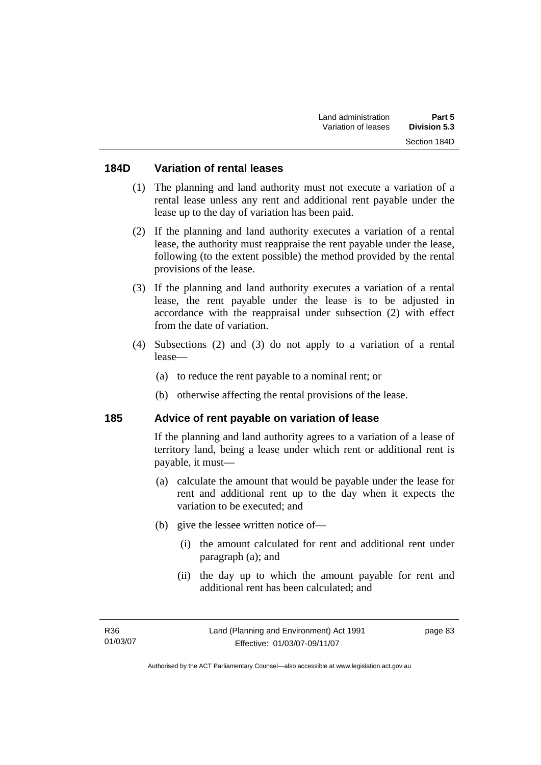### 184D Variation of rental leases

(1) The planning and land authority must not execute a variation of a rental lease unless any rent and additional rent payable under the lease up to the day of variation has been paid.

(2) If the planning and land authority executes a variation of a rental lease, the authority must reappraise the rent payable under the lease, following (to the extent possible) the method provided by the rental provisions of the lease.

(3) If the planning and land authority executes a variation of a rental lease, the rent payable under the lease is to be adjusted in accordance with the reappraisal under subsection (2) with effect from the date of variation.

(4) Subsections (2) and (3) do not apply to a variation of a rental lease—

(a) to reduce the rent payable to a nominal rent; or

(b) otherwise affecting the rental provisions of the lease.

### 185 Advice of rent payable on variation of lease

If the planning and land authority agrees to a variation of a lease of territory land, being a lease under which rent or additional rent is payable, it must—

(a) calculate the amount that would be payable under the lease for rent and additional rent up to the day when it expects the variation to be executed; and

(b) give the lessee written notice of—

(i) the amount calculated for rent and additional rent under paragraph (a); and

(ii) the day up to which the amount payable for rent and additional rent has been calculated; and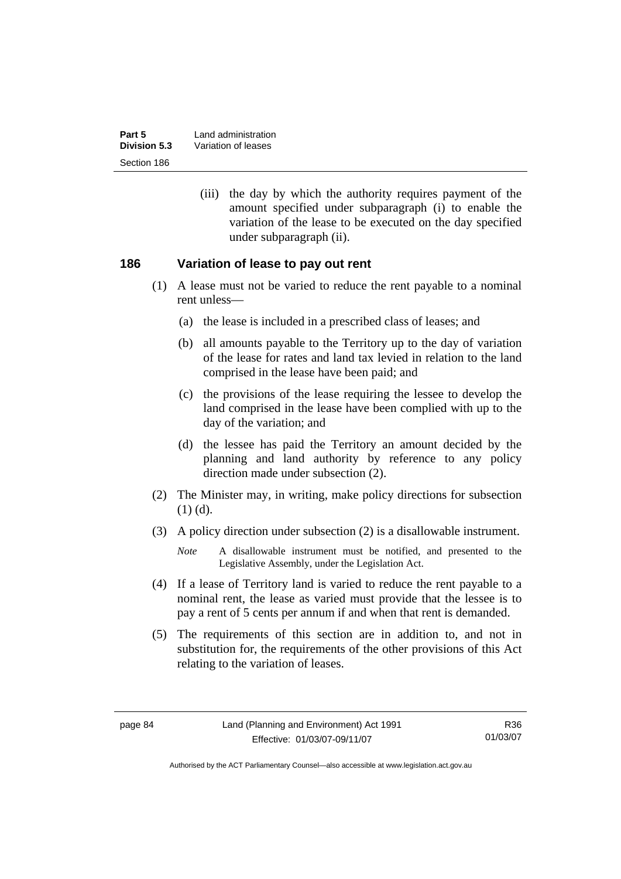(iii) the day by which the authority requires payment of the amount specified under subparagraph (i) to enable the variation of the lease to be executed on the day specified under subparagraph (ii).

## 186 Variation of lease to pay out rent

(1) A lease must not be varied to reduce the rent payable to a nominal rent unless—

(a) the lease is included in a prescribed class of leases; and

(b) all amounts payable to the Territory up to the day of variation of the lease for rates and land tax levied in relation to the land comprised in the lease have been paid; and

(c) the provisions of the lease requiring the lessee to develop the land comprised in the lease have been complied with up to the day of the variation; and

(d) the lessee has paid the Territory an amount decided by the planning and land authority by reference to any policy direction made under subsection (2).

(2) The Minister may, in writing, make policy directions for subsection (1) (d).

(3) A policy direction under subsection (2) is a disallowable instrument.

*Note* A disallowable instrument must be notified, and presented to the Legislative Assembly, under the Legislation Act.

(4) If a lease of Territory land is varied to reduce the rent payable to a nominal rent, the lease as varied must provide that the lessee is to pay a rent of 5 cents per annum if and when that rent is demanded.

(5) The requirements of this section are in addition to, and not in substitution for, the requirements of the other provisions of this Act relating to the variation of leases.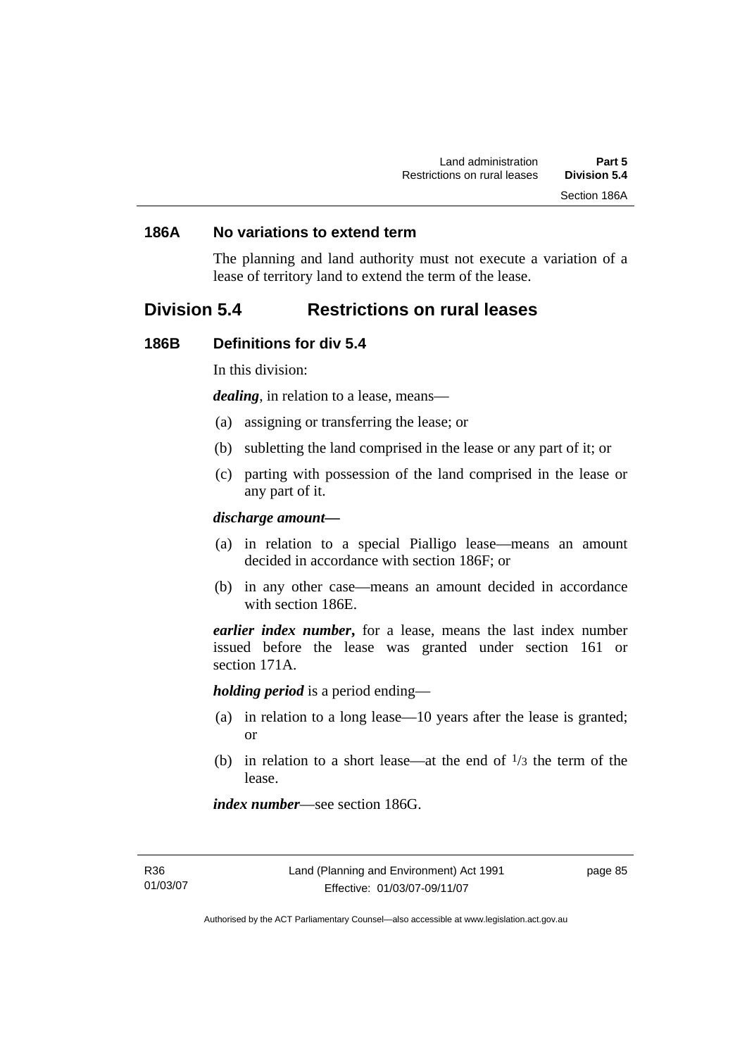### 186A No variations to extend term

The planning and land authority must not execute a variation of a lease of territory land to extend the term of the lease.

## Division 5.4 Restrictions on rural leases

### 186B Definitions for div 5.4

In this division:

***dealing***, in relation to a lease, means—

(a) assigning or transferring the lease; or

(b) subletting the land comprised in the lease or any part of it; or

(c) parting with possession of the land comprised in the lease or any part of it.

***discharge amount—***

(a) in relation to a special Pialligo lease—means an amount decided in accordance with section 186F; or

(b) in any other case—means an amount decided in accordance with section 186E.

***earlier index number*****,** for a lease, means the last index number issued before the lease was granted under section 161 or section 171A.

***holding period*** is a period ending—

(a) in relation to a long lease—10 years after the lease is granted; or

(b) in relation to a short lease—at the end of $^1/_3$ the term of the lease.

***index number***—see section 186G.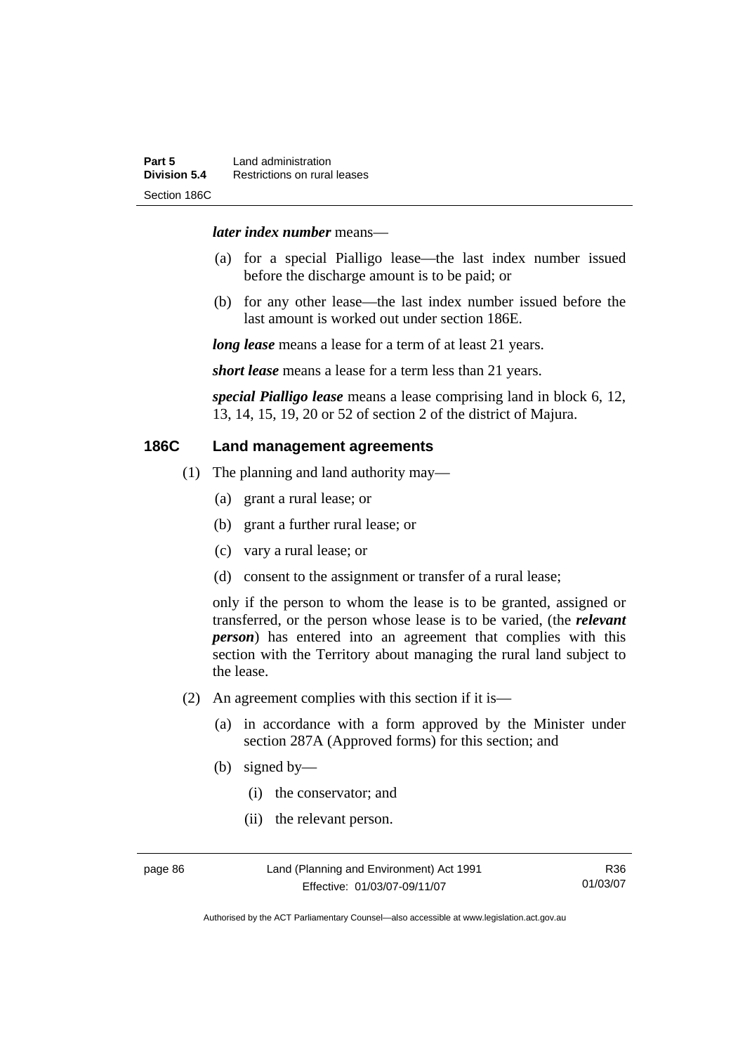***later index number*** means—

(a) for a special Pialligo lease—the last index number issued before the discharge amount is to be paid; or

(b) for any other lease—the last index number issued before the last amount is worked out under section 186E.

***long lease*** means a lease for a term of at least 21 years.

***short lease*** means a lease for a term less than 21 years.

***special Pialligo lease*** means a lease comprising land in block 6, 12, 13, 14, 15, 19, 20 or 52 of section 2 of the district of Majura.

## 186C Land management agreements

(1) The planning and land authority may—

(a) grant a rural lease; or

(b) grant a further rural lease; or

(c) vary a rural lease; or

(d) consent to the assignment or transfer of a rural lease;

only if the person to whom the lease is to be granted, assigned or transferred, or the person whose lease is to be varied, (the ***relevant person***) has entered into an agreement that complies with this section with the Territory about managing the rural land subject to the lease.

(2) An agreement complies with this section if it is—

(a) in accordance with a form approved by the Minister under section 287A (Approved forms) for this section; and

(b) signed by—

(i) the conservator; and

(ii) the relevant person.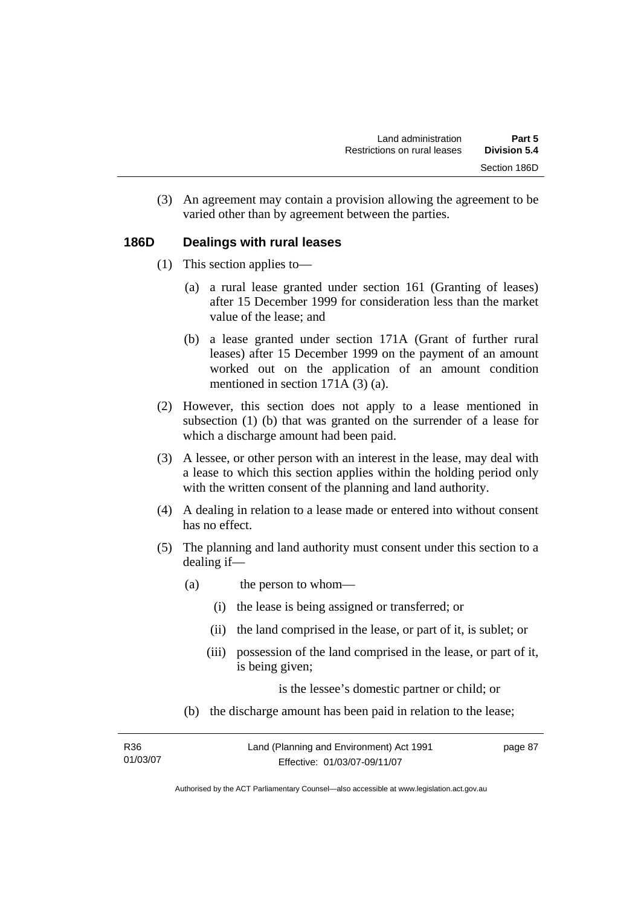(3) An agreement may contain a provision allowing the agreement to be varied other than by agreement between the parties.

### 186D Dealings with rural leases

(1) This section applies to—

(a) a rural lease granted under section 161 (Granting of leases) after 15 December 1999 for consideration less than the market value of the lease; and

(b) a lease granted under section 171A (Grant of further rural leases) after 15 December 1999 on the payment of an amount worked out on the application of an amount condition mentioned in section 171A (3) (a).

(2) However, this section does not apply to a lease mentioned in subsection (1) (b) that was granted on the surrender of a lease for which a discharge amount had been paid.

(3) A lessee, or other person with an interest in the lease, may deal with a lease to which this section applies within the holding period only with the written consent of the planning and land authority.

(4) A dealing in relation to a lease made or entered into without consent has no effect.

(5) The planning and land authority must consent under this section to a dealing if—

(a) the person to whom—

(i) the lease is being assigned or transferred; or

(ii) the land comprised in the lease, or part of it, is sublet; or

(iii) possession of the land comprised in the lease, or part of it, is being given;

is the lessee's domestic partner or child; or

(b) the discharge amount has been paid in relation to the lease;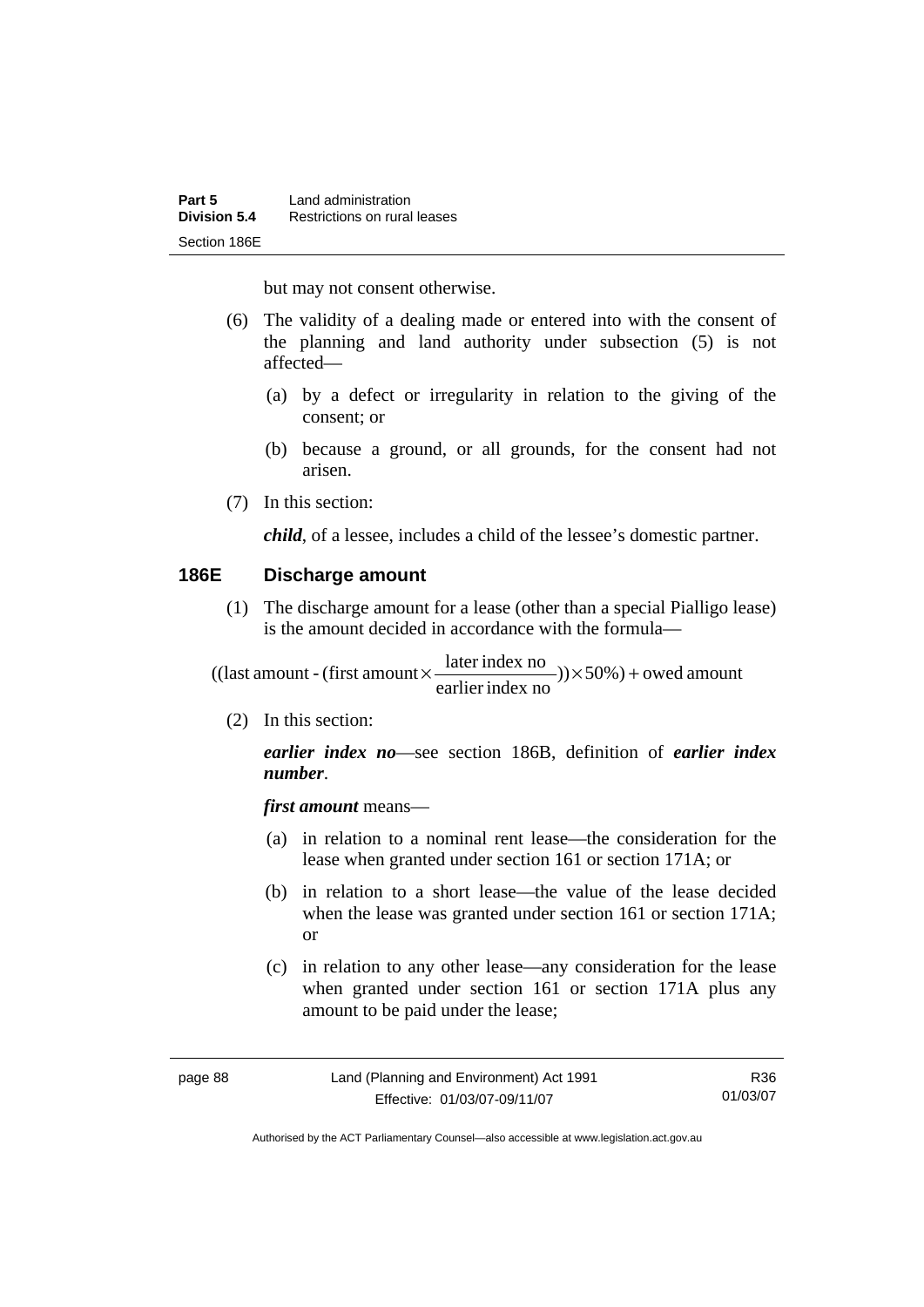but may not consent otherwise.

(6) The validity of a dealing made or entered into with the consent of the planning and land authority under subsection (5) is not affected—

(a) by a defect or irregularity in relation to the giving of the consent; or

(b) because a ground, or all grounds, for the consent had not arisen.

(7) In this section:

***child***, of a lessee, includes a child of the lessee's domestic partner.

### 186E Discharge amount

(1) The discharge amount for a lease (other than a special Pialligo lease) is the amount decided in accordance with the formula—

$$((\text{last amount} - (\text{first amount} \times \frac{\text{later index no}}{\text{earlier index no}})) \times 50\%) + \text{owed amount}$$

(2) In this section:

***earlier index no***—see section 186B, definition of ***earlier index number***.

***first amount*** means—

(a) in relation to a nominal rent lease—the consideration for the lease when granted under section 161 or section 171A; or

(b) in relation to a short lease—the value of the lease decided when the lease was granted under section 161 or section 171A; or

(c) in relation to any other lease—any consideration for the lease when granted under section 161 or section 171A plus any amount to be paid under the lease;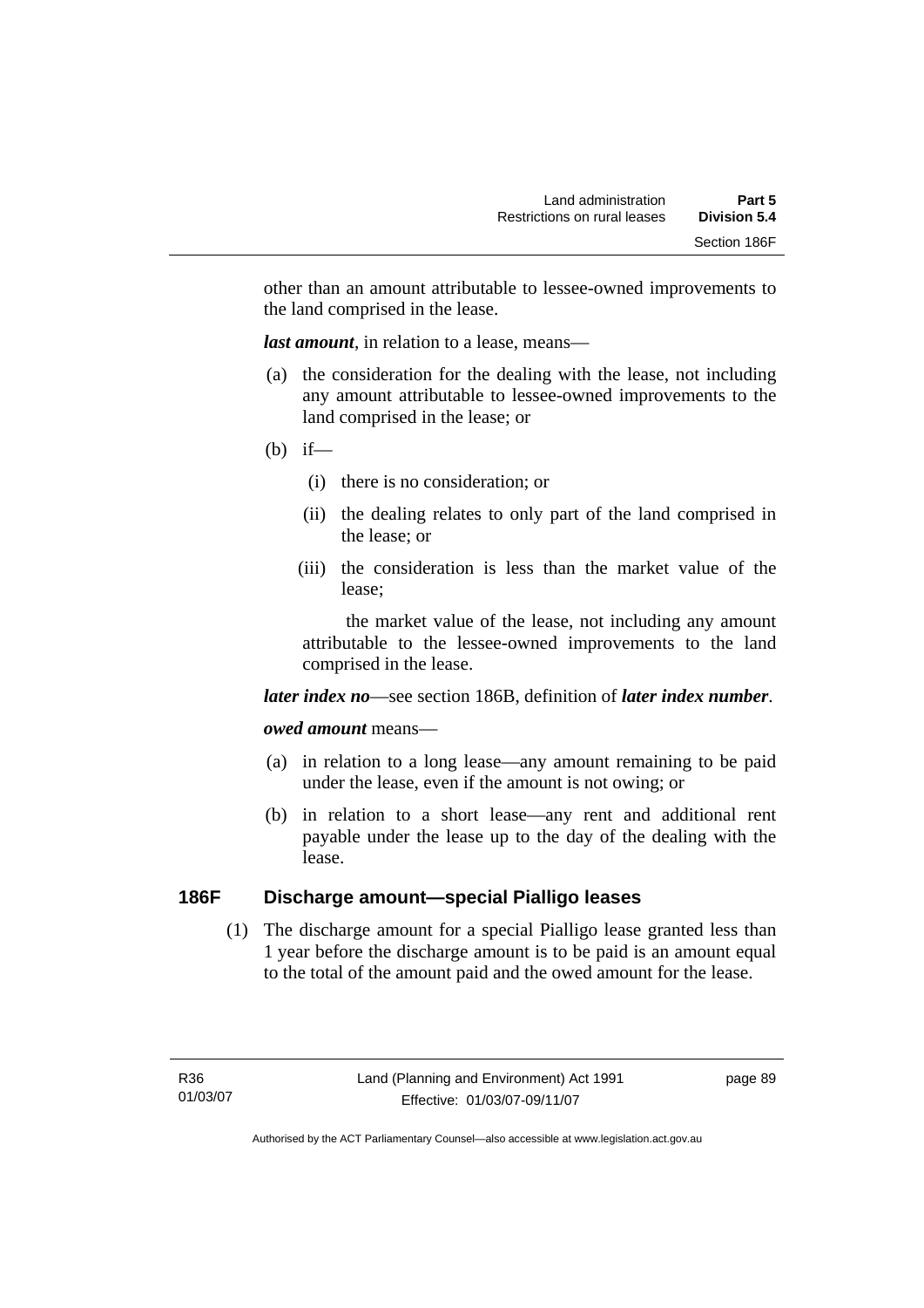other than an amount attributable to lessee-owned improvements to the land comprised in the lease.

***last amount***, in relation to a lease, means—

(a) the consideration for the dealing with the lease, not including any amount attributable to lessee-owned improvements to the land comprised in the lease; or

(b) if—

  (i) there is no consideration; or

  (ii) the dealing relates to only part of the land comprised in the lease; or

  (iii) the consideration is less than the market value of the lease;

  the market value of the lease, not including any amount attributable to the lessee-owned improvements to the land comprised in the lease.

***later index no***—see section 186B, definition of ***later index number***.

***owed amount*** means—

(a) in relation to a long lease—any amount remaining to be paid under the lease, even if the amount is not owing; or

(b) in relation to a short lease—any rent and additional rent payable under the lease up to the day of the dealing with the lease.

## 186F Discharge amount—special Pialligo leases

(1) The discharge amount for a special Pialligo lease granted less than 1 year before the discharge amount is to be paid is an amount equal to the total of the amount paid and the owed amount for the lease.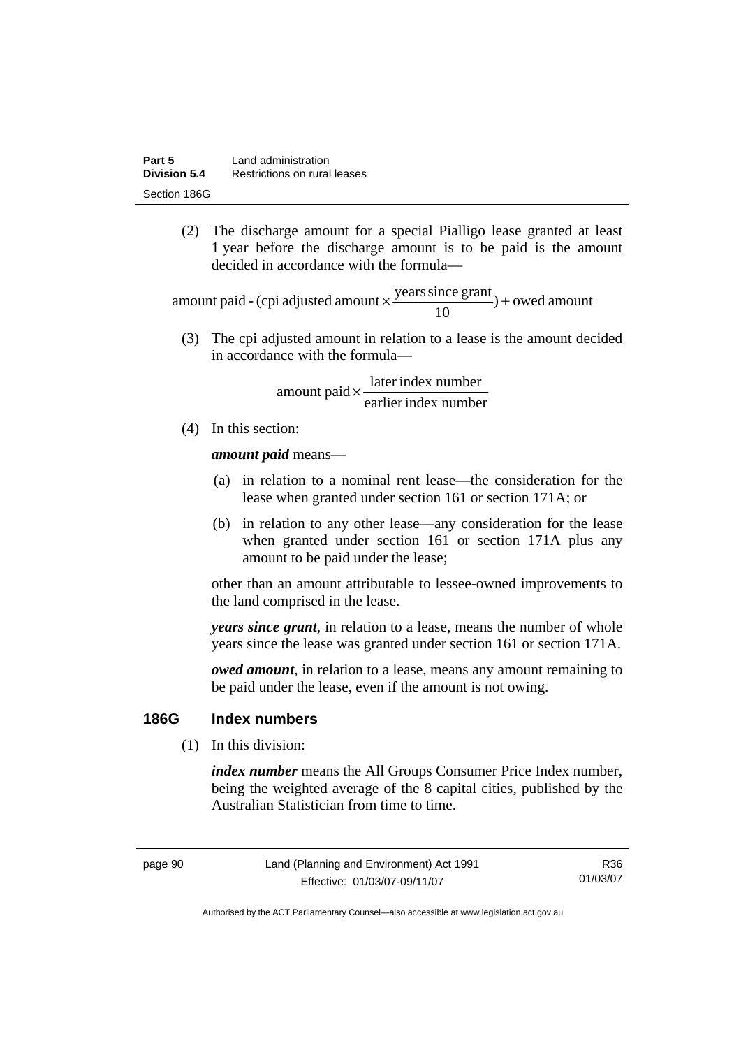(2) The discharge amount for a special Pialligo lease granted at least 1 year before the discharge amount is to be paid is the amount decided in accordance with the formula—

$$\text{amount paid - (cpi adjusted amount} \times \frac{\text{years since grant}}{10}) + \text{owed amount}$$

(3) The cpi adjusted amount in relation to a lease is the amount decided in accordance with the formula—

$$\text{amount paid} \times \frac{\text{later index number}}{\text{earlier index number}}$$

(4) In this section:

***amount paid*** means—

(a) in relation to a nominal rent lease—the consideration for the lease when granted under section 161 or section 171A; or

(b) in relation to any other lease—any consideration for the lease when granted under section 161 or section 171A plus any amount to be paid under the lease;

other than an amount attributable to lessee-owned improvements to the land comprised in the lease.

***years since grant***, in relation to a lease, means the number of whole years since the lease was granted under section 161 or section 171A.

***owed amount***, in relation to a lease, means any amount remaining to be paid under the lease, even if the amount is not owing.

### 186G Index numbers

(1) In this division:

***index number*** means the All Groups Consumer Price Index number, being the weighted average of the 8 capital cities, published by the Australian Statistician from time to time.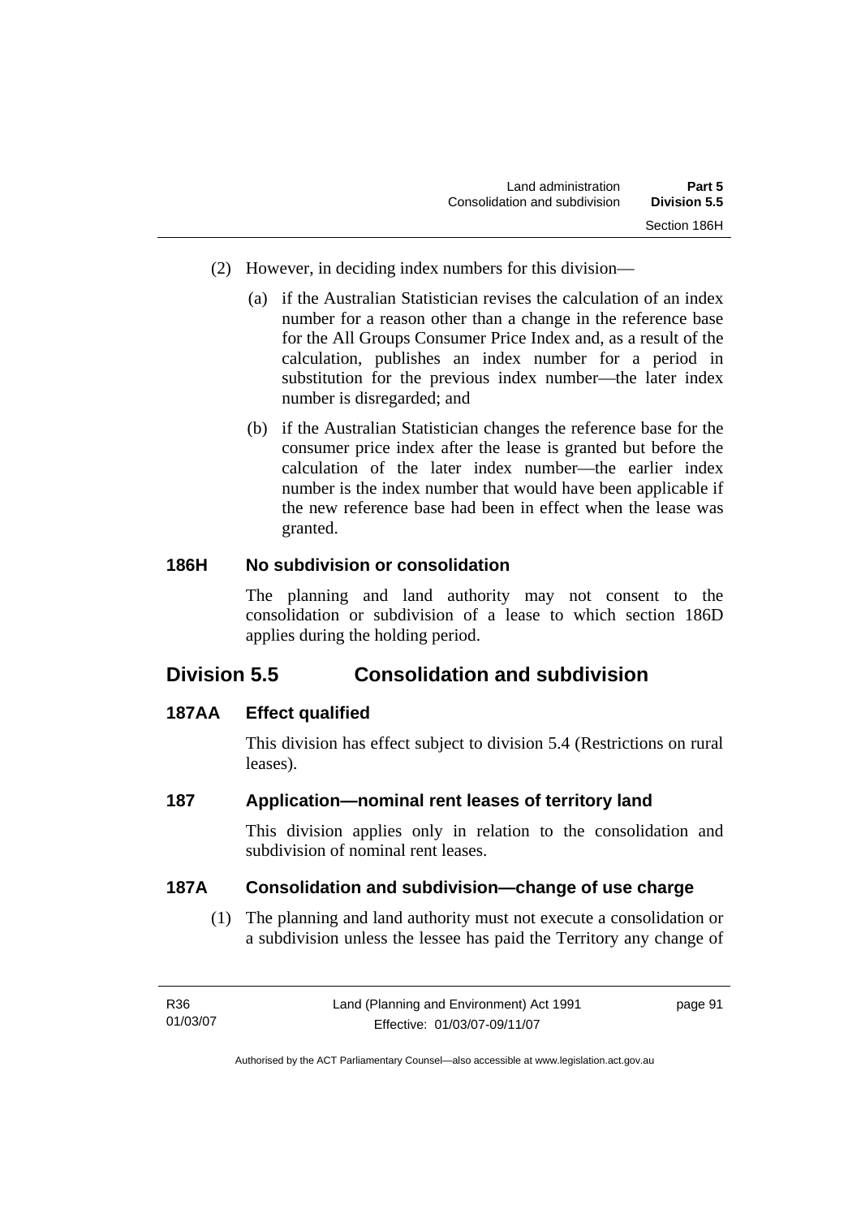(2) However, in deciding index numbers for this division—

(a) if the Australian Statistician revises the calculation of an index number for a reason other than a change in the reference base for the All Groups Consumer Price Index and, as a result of the calculation, publishes an index number for a period in substitution for the previous index number—the later index number is disregarded; and

(b) if the Australian Statistician changes the reference base for the consumer price index after the lease is granted but before the calculation of the later index number—the earlier index number is the index number that would have been applicable if the new reference base had been in effect when the lease was granted.

### 186H No subdivision or consolidation

The planning and land authority may not consent to the consolidation or subdivision of a lease to which section 186D applies during the holding period.

## Division 5.5 Consolidation and subdivision

### 187AA Effect qualified

This division has effect subject to division 5.4 (Restrictions on rural leases).

### 187 Application—nominal rent leases of territory land

This division applies only in relation to the consolidation and subdivision of nominal rent leases.

### 187A Consolidation and subdivision—change of use charge

(1) The planning and land authority must not execute a consolidation or a subdivision unless the lessee has paid the Territory any change of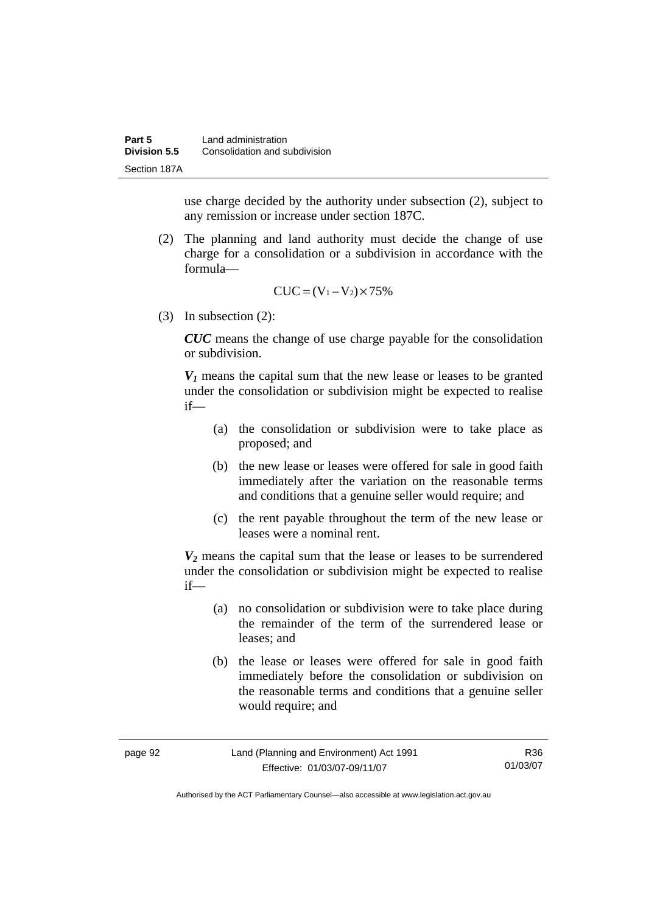use charge decided by the authority under subsection (2), subject to any remission or increase under section 187C.

(2) The planning and land authority must decide the change of use charge for a consolidation or a subdivision in accordance with the formula—

$$CUC = (V_1 - V_2) \times 75\%$$

(3) In subsection (2):

***CUC*** means the change of use charge payable for the consolidation or subdivision.

***$V_1$*** means the capital sum that the new lease or leases to be granted under the consolidation or subdivision might be expected to realise if—

- (a) the consolidation or subdivision were to take place as proposed; and
- (b) the new lease or leases were offered for sale in good faith immediately after the variation on the reasonable terms and conditions that a genuine seller would require; and
- (c) the rent payable throughout the term of the new lease or leases were a nominal rent.

***$V_2$*** means the capital sum that the lease or leases to be surrendered under the consolidation or subdivision might be expected to realise if—

- (a) no consolidation or subdivision were to take place during the remainder of the term of the surrendered lease or leases; and
- (b) the lease or leases were offered for sale in good faith immediately before the consolidation or subdivision on the reasonable terms and conditions that a genuine seller would require; and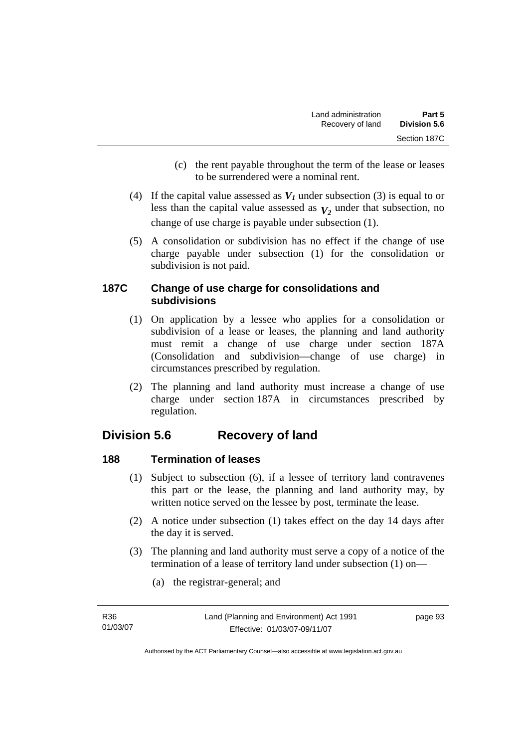(c) the rent payable throughout the term of the lease or leases to be surrendered were a nominal rent.

(4) If the capital value assessed as $V_1$ under subsection (3) is equal to or less than the capital value assessed as $V_2$ under that subsection, no change of use charge is payable under subsection (1).

(5) A consolidation or subdivision has no effect if the change of use charge payable under subsection (1) for the consolidation or subdivision is not paid.

### 187C Change of use charge for consolidations and subdivisions

(1) On application by a lessee who applies for a consolidation or subdivision of a lease or leases, the planning and land authority must remit a change of use charge under section 187A (Consolidation and subdivision—change of use charge) in circumstances prescribed by regulation.

(2) The planning and land authority must increase a change of use charge under section 187A in circumstances prescribed by regulation.

## Division 5.6 Recovery of land

### 188 Termination of leases

(1) Subject to subsection (6), if a lessee of territory land contravenes this part or the lease, the planning and land authority may, by written notice served on the lessee by post, terminate the lease.

(2) A notice under subsection (1) takes effect on the day 14 days after the day it is served.

(3) The planning and land authority must serve a copy of a notice of the termination of a lease of territory land under subsection (1) on—

(a) the registrar-general; and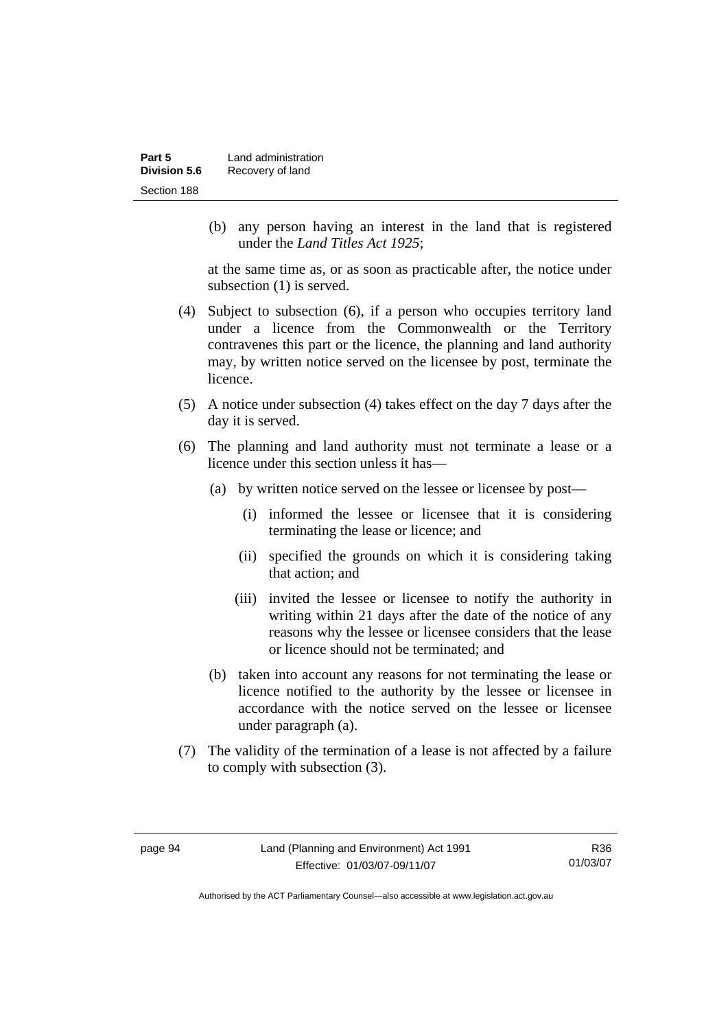(b) any person having an interest in the land that is registered under the *Land Titles Act 1925*;

at the same time as, or as soon as practicable after, the notice under subsection (1) is served.

(4) Subject to subsection (6), if a person who occupies territory land under a licence from the Commonwealth or the Territory contravenes this part or the licence, the planning and land authority may, by written notice served on the licensee by post, terminate the licence.

(5) A notice under subsection (4) takes effect on the day 7 days after the day it is served.

(6) The planning and land authority must not terminate a lease or a licence under this section unless it has—

(a) by written notice served on the lessee or licensee by post—

(i) informed the lessee or licensee that it is considering terminating the lease or licence; and

(ii) specified the grounds on which it is considering taking that action; and

(iii) invited the lessee or licensee to notify the authority in writing within 21 days after the date of the notice of any reasons why the lessee or licensee considers that the lease or licence should not be terminated; and

(b) taken into account any reasons for not terminating the lease or licence notified to the authority by the lessee or licensee in accordance with the notice served on the lessee or licensee under paragraph (a).

(7) The validity of the termination of a lease is not affected by a failure to comply with subsection (3).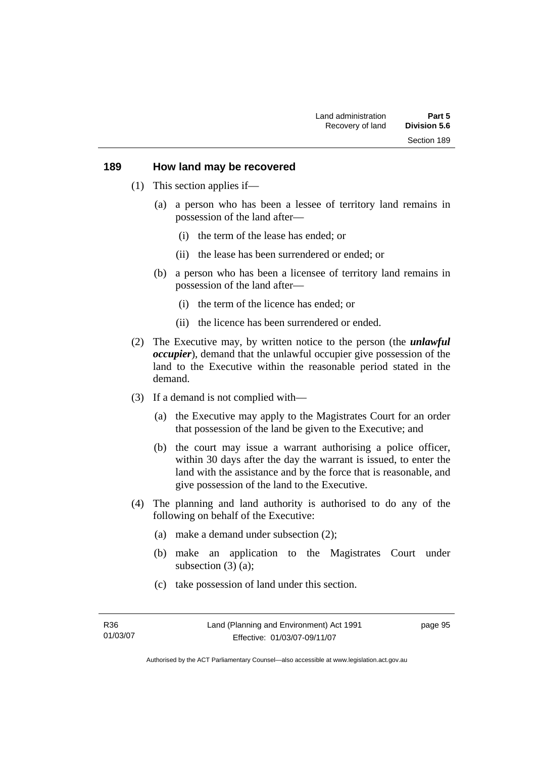## 189 How land may be recovered

(1) This section applies if—

(a) a person who has been a lessee of territory land remains in possession of the land after—

(i) the term of the lease has ended; or

(ii) the lease has been surrendered or ended; or

(b) a person who has been a licensee of territory land remains in possession of the land after—

(i) the term of the licence has ended; or

(ii) the licence has been surrendered or ended.

(2) The Executive may, by written notice to the person (the ***unlawful occupier***), demand that the unlawful occupier give possession of the land to the Executive within the reasonable period stated in the demand.

(3) If a demand is not complied with—

(a) the Executive may apply to the Magistrates Court for an order that possession of the land be given to the Executive; and

(b) the court may issue a warrant authorising a police officer, within 30 days after the day the warrant is issued, to enter the land with the assistance and by the force that is reasonable, and give possession of the land to the Executive.

(4) The planning and land authority is authorised to do any of the following on behalf of the Executive:

(a) make a demand under subsection (2);

(b) make an application to the Magistrates Court under subsection (3) (a);

(c) take possession of land under this section.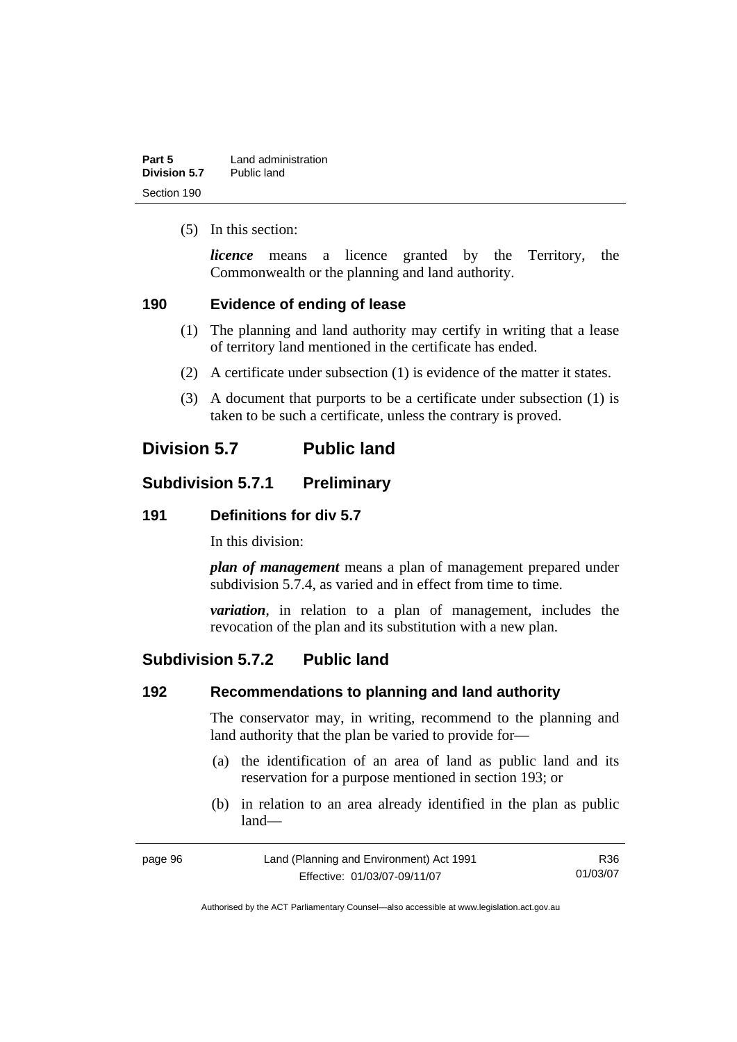(5) In this section:

***licence*** means a licence granted by the Territory, the Commonwealth or the planning and land authority.

### 190 Evidence of ending of lease

(1) The planning and land authority may certify in writing that a lease of territory land mentioned in the certificate has ended.

(2) A certificate under subsection (1) is evidence of the matter it states.

(3) A document that purports to be a certificate under subsection (1) is taken to be such a certificate, unless the contrary is proved.

## Division 5.7 Public land

## Subdivision 5.7.1 Preliminary

### 191 Definitions for div 5.7

In this division:

***plan of management*** means a plan of management prepared under subdivision 5.7.4, as varied and in effect from time to time.

***variation***, in relation to a plan of management, includes the revocation of the plan and its substitution with a new plan.

## Subdivision 5.7.2 Public land

### 192 Recommendations to planning and land authority

The conservator may, in writing, recommend to the planning and land authority that the plan be varied to provide for—

(a) the identification of an area of land as public land and its reservation for a purpose mentioned in section 193; or

(b) in relation to an area already identified in the plan as public land—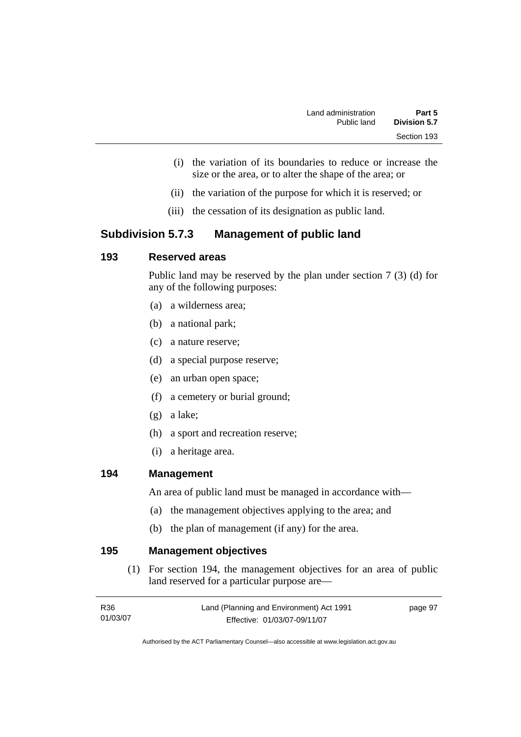(i) the variation of its boundaries to reduce or increase the size or the area, or to alter the shape of the area; or

(ii) the variation of the purpose for which it is reserved; or

(iii) the cessation of its designation as public land.

## Subdivision 5.7.3 Management of public land

### 193 Reserved areas

Public land may be reserved by the plan under section 7 (3) (d) for any of the following purposes:

(a) a wilderness area;

(b) a national park;

(c) a nature reserve;

(d) a special purpose reserve;

(e) an urban open space;

(f) a cemetery or burial ground;

(g) a lake;

(h) a sport and recreation reserve;

(i) a heritage area.

### 194 Management

An area of public land must be managed in accordance with—

(a) the management objectives applying to the area; and

(b) the plan of management (if any) for the area.

### 195 Management objectives

(1) For section 194, the management objectives for an area of public land reserved for a particular purpose are—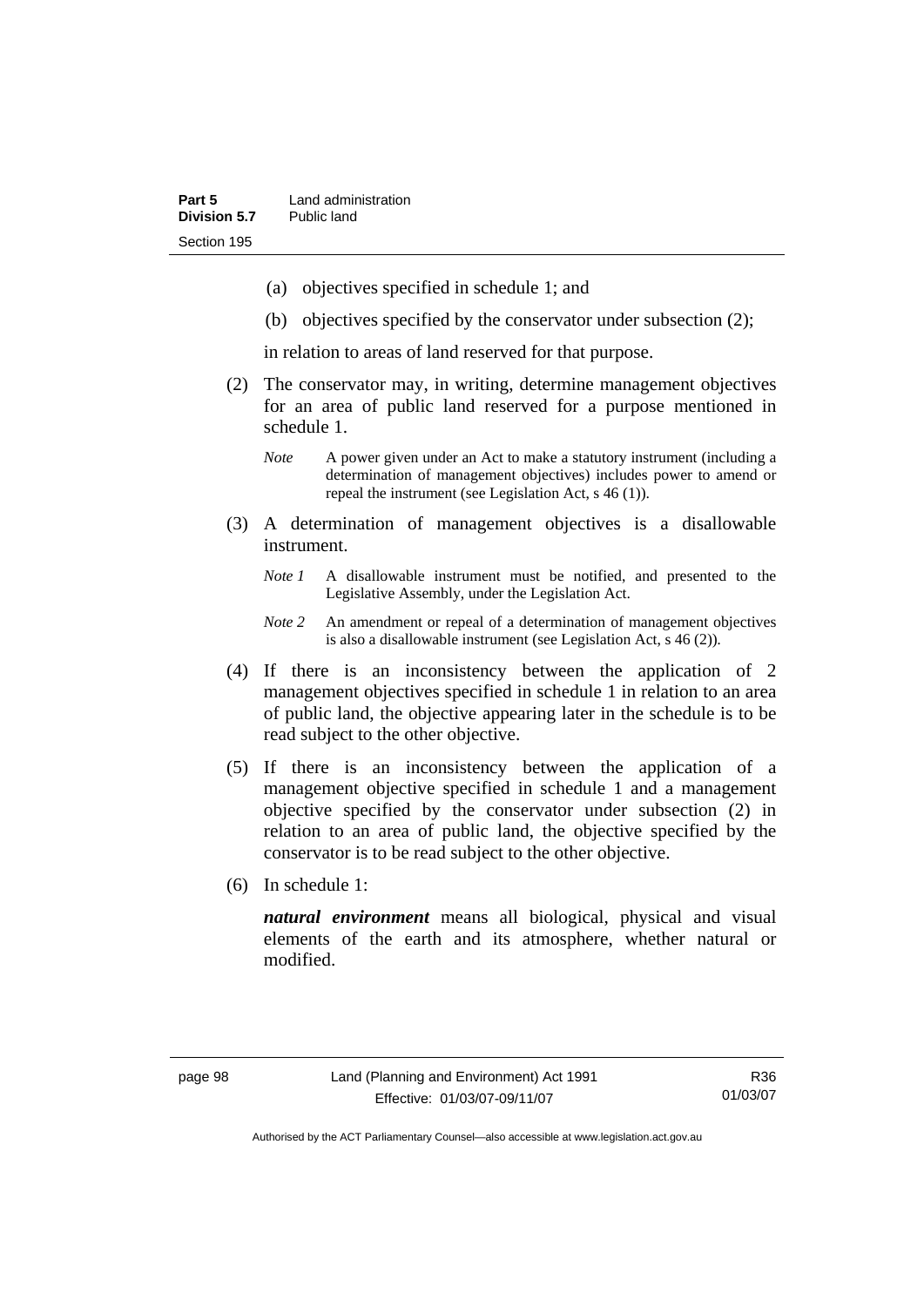(a) objectives specified in schedule 1; and

(b) objectives specified by the conservator under subsection (2);

in relation to areas of land reserved for that purpose.

(2) The conservator may, in writing, determine management objectives for an area of public land reserved for a purpose mentioned in schedule 1.

*Note* A power given under an Act to make a statutory instrument (including a determination of management objectives) includes power to amend or repeal the instrument (see Legislation Act, s 46 (1)).

(3) A determination of management objectives is a disallowable instrument.

*Note 1* A disallowable instrument must be notified, and presented to the Legislative Assembly, under the Legislation Act.

*Note 2* An amendment or repeal of a determination of management objectives is also a disallowable instrument (see Legislation Act, s 46 (2)).

(4) If there is an inconsistency between the application of 2 management objectives specified in schedule 1 in relation to an area of public land, the objective appearing later in the schedule is to be read subject to the other objective.

(5) If there is an inconsistency between the application of a management objective specified in schedule 1 and a management objective specified by the conservator under subsection (2) in relation to an area of public land, the objective specified by the conservator is to be read subject to the other objective.

(6) In schedule 1:

***natural environment*** means all biological, physical and visual elements of the earth and its atmosphere, whether natural or modified.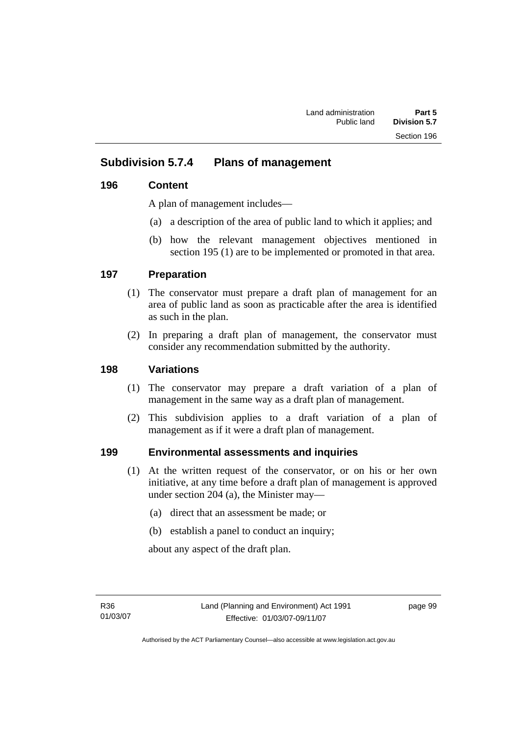## Subdivision 5.7.4 Plans of management

### 196 Content

A plan of management includes—

(a) a description of the area of public land to which it applies; and

(b) how the relevant management objectives mentioned in section 195 (1) are to be implemented or promoted in that area.

### 197 Preparation

(1) The conservator must prepare a draft plan of management for an area of public land as soon as practicable after the area is identified as such in the plan.

(2) In preparing a draft plan of management, the conservator must consider any recommendation submitted by the authority.

### 198 Variations

(1) The conservator may prepare a draft variation of a plan of management in the same way as a draft plan of management.

(2) This subdivision applies to a draft variation of a plan of management as if it were a draft plan of management.

### 199 Environmental assessments and inquiries

(1) At the written request of the conservator, or on his or her own initiative, at any time before a draft plan of management is approved under section 204 (a), the Minister may—

(a) direct that an assessment be made; or

(b) establish a panel to conduct an inquiry;

about any aspect of the draft plan.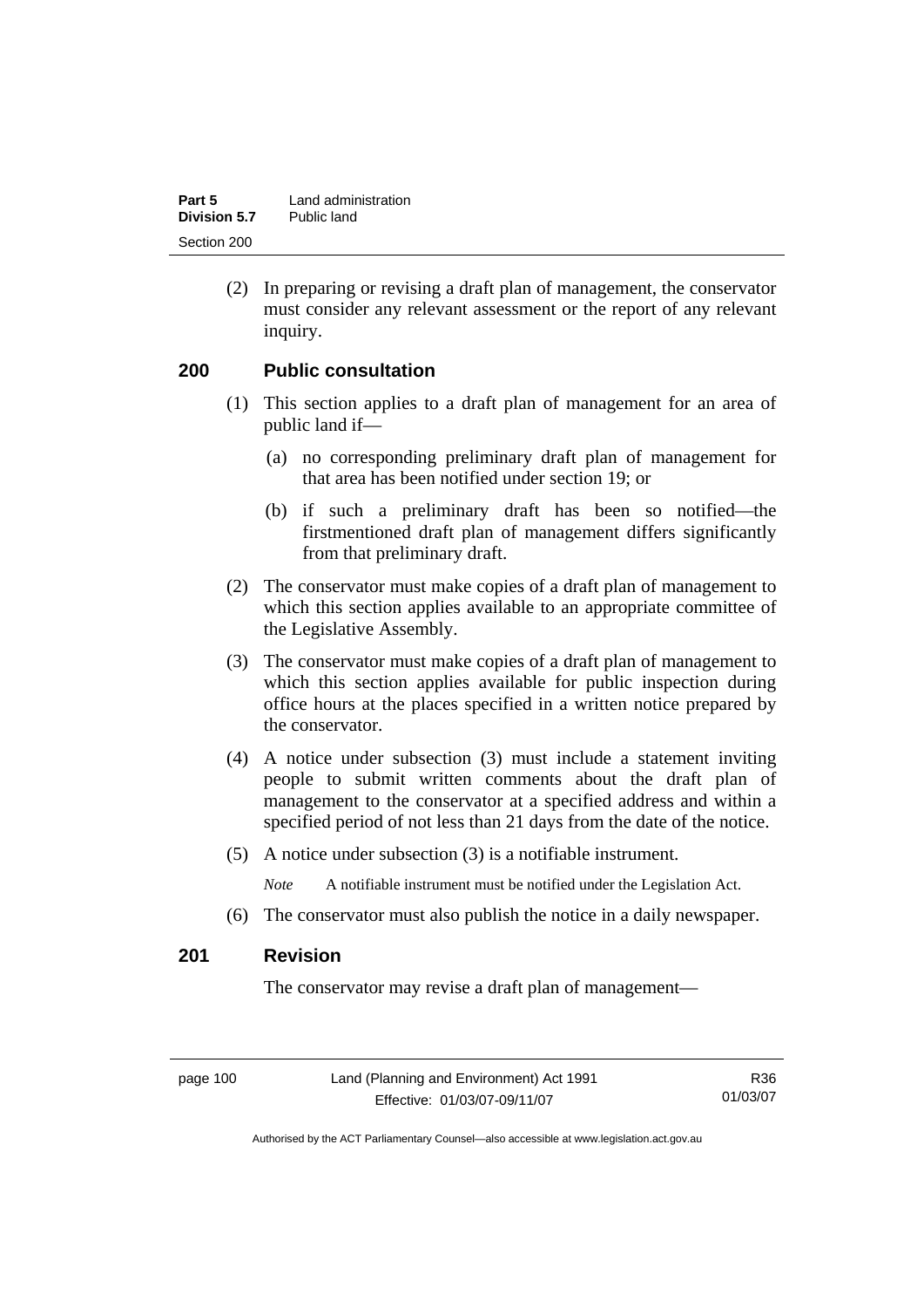(2) In preparing or revising a draft plan of management, the conservator must consider any relevant assessment or the report of any relevant inquiry.

## 200 Public consultation

(1) This section applies to a draft plan of management for an area of public land if—

(a) no corresponding preliminary draft plan of management for that area has been notified under section 19; or

(b) if such a preliminary draft has been so notified—the firstmentioned draft plan of management differs significantly from that preliminary draft.

(2) The conservator must make copies of a draft plan of management to which this section applies available to an appropriate committee of the Legislative Assembly.

(3) The conservator must make copies of a draft plan of management to which this section applies available for public inspection during office hours at the places specified in a written notice prepared by the conservator.

(4) A notice under subsection (3) must include a statement inviting people to submit written comments about the draft plan of management to the conservator at a specified address and within a specified period of not less than 21 days from the date of the notice.

(5) A notice under subsection (3) is a notifiable instrument.

*Note* A notifiable instrument must be notified under the Legislation Act.

(6) The conservator must also publish the notice in a daily newspaper.

## 201 Revision

The conservator may revise a draft plan of management—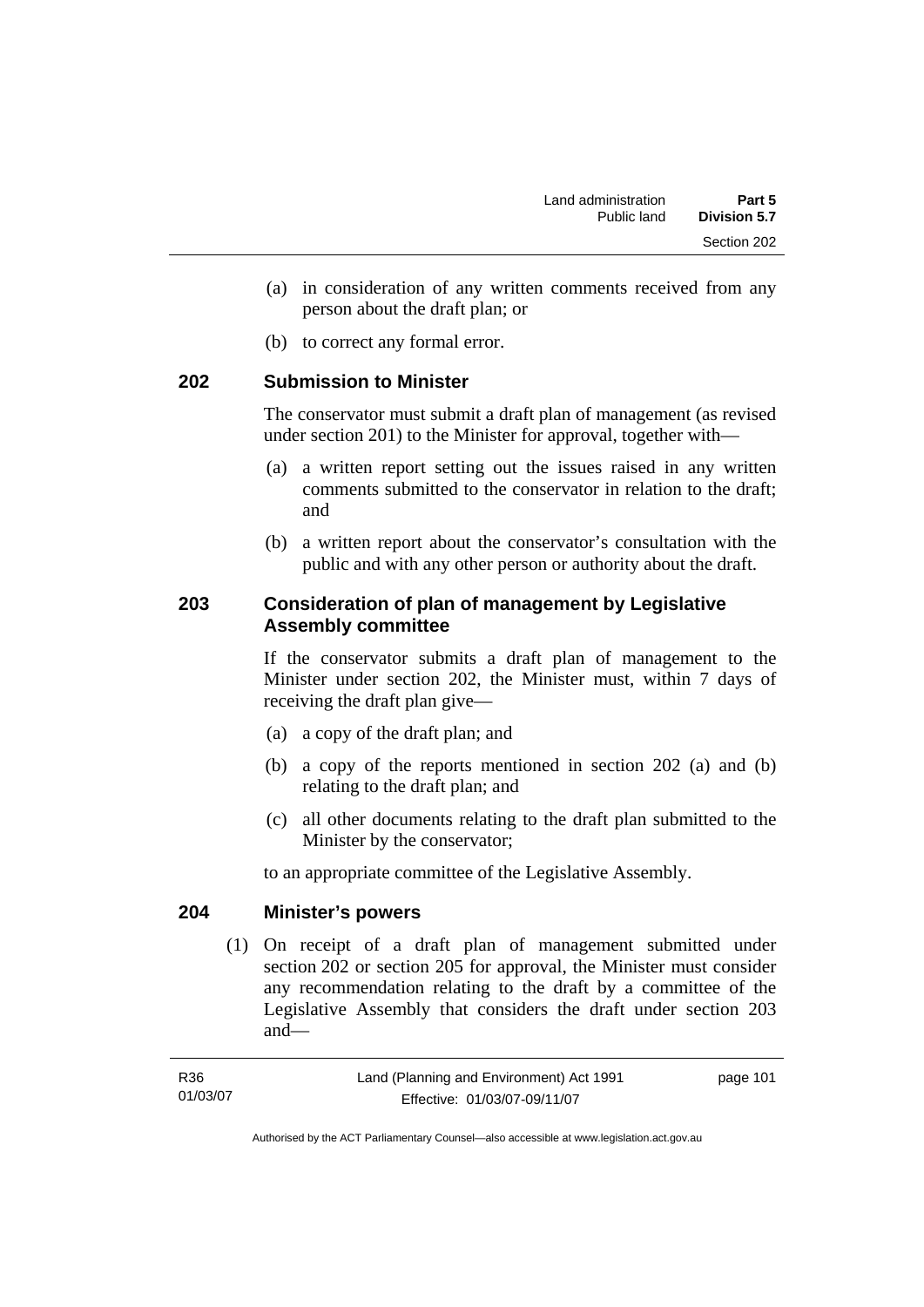(a) in consideration of any written comments received from any person about the draft plan; or

(b) to correct any formal error.

## 202 Submission to Minister

The conservator must submit a draft plan of management (as revised under section 201) to the Minister for approval, together with—

(a) a written report setting out the issues raised in any written comments submitted to the conservator in relation to the draft; and

(b) a written report about the conservator's consultation with the public and with any other person or authority about the draft.

## 203 Consideration of plan of management by Legislative Assembly committee

If the conservator submits a draft plan of management to the Minister under section 202, the Minister must, within 7 days of receiving the draft plan give—

(a) a copy of the draft plan; and

(b) a copy of the reports mentioned in section 202 (a) and (b) relating to the draft plan; and

(c) all other documents relating to the draft plan submitted to the Minister by the conservator;

to an appropriate committee of the Legislative Assembly.

## 204 Minister's powers

(1) On receipt of a draft plan of management submitted under section 202 or section 205 for approval, the Minister must consider any recommendation relating to the draft by a committee of the Legislative Assembly that considers the draft under section 203 and—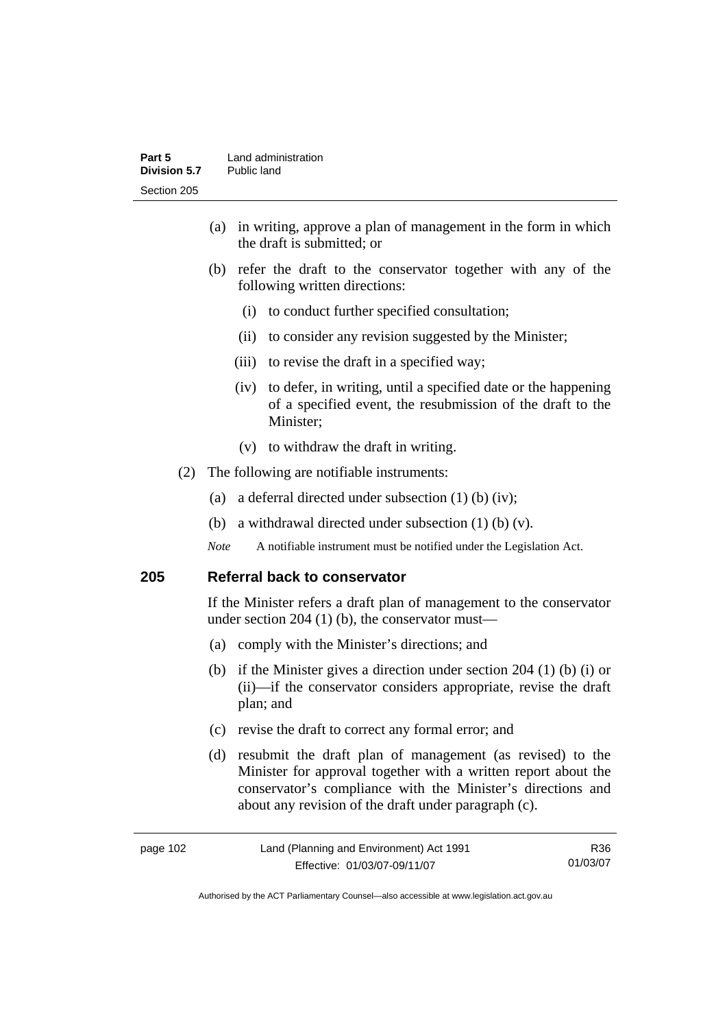(a) in writing, approve a plan of management in the form in which the draft is submitted; or

(b) refer the draft to the conservator together with any of the following written directions:

(i) to conduct further specified consultation;

(ii) to consider any revision suggested by the Minister;

(iii) to revise the draft in a specified way;

(iv) to defer, in writing, until a specified date or the happening of a specified event, the resubmission of the draft to the Minister;

(v) to withdraw the draft in writing.

(2) The following are notifiable instruments:

(a) a deferral directed under subsection (1) (b) (iv);

(b) a withdrawal directed under subsection (1) (b) (v).

*Note* A notifiable instrument must be notified under the Legislation Act.

## 205 Referral back to conservator

If the Minister refers a draft plan of management to the conservator under section 204 (1) (b), the conservator must—

(a) comply with the Minister's directions; and

(b) if the Minister gives a direction under section 204 (1) (b) (i) or (ii)—if the conservator considers appropriate, revise the draft plan; and

(c) revise the draft to correct any formal error; and

(d) resubmit the draft plan of management (as revised) to the Minister for approval together with a written report about the conservator's compliance with the Minister's directions and about any revision of the draft under paragraph (c).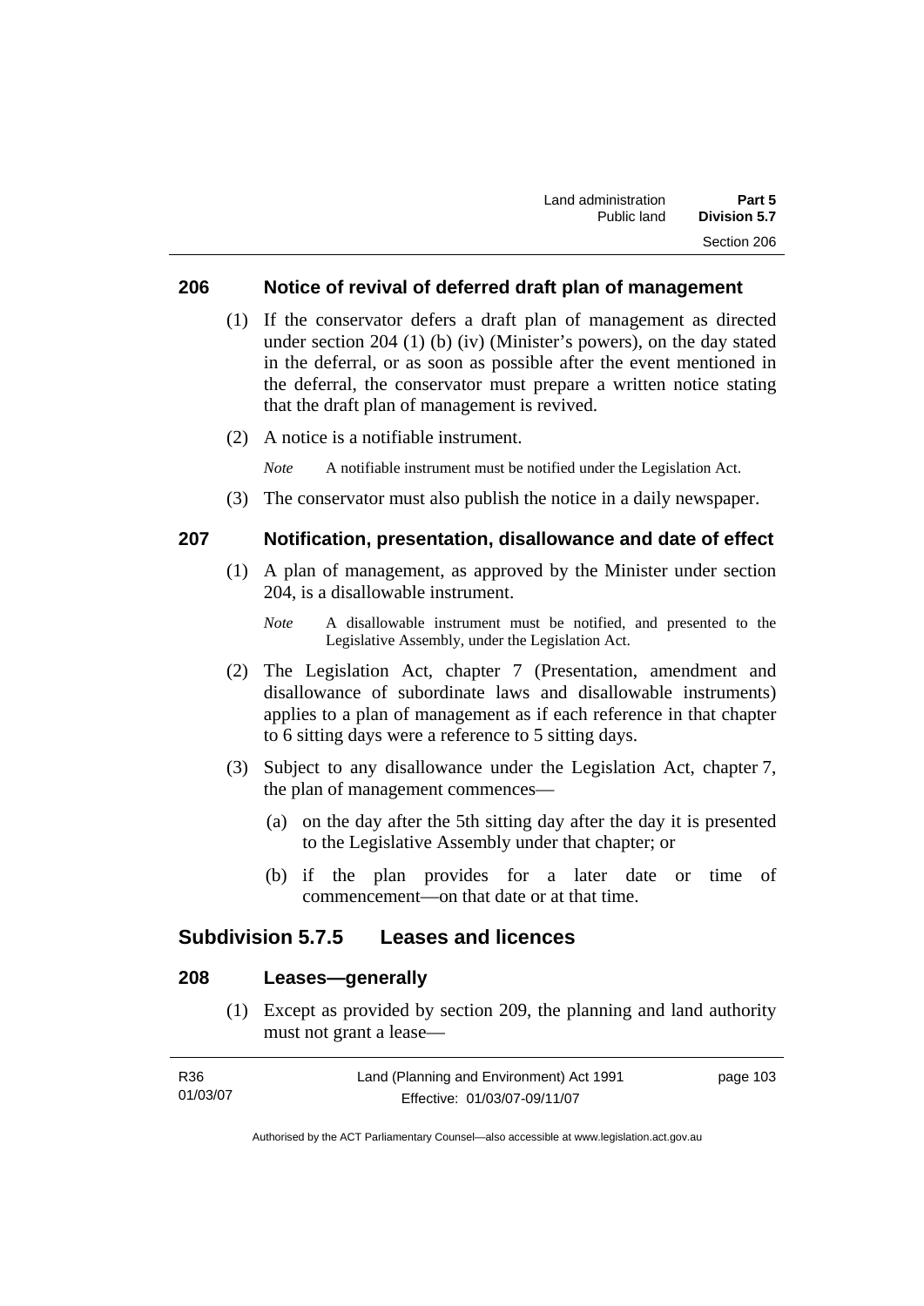## 206 Notice of revival of deferred draft plan of management

(1) If the conservator defers a draft plan of management as directed under section 204 (1) (b) (iv) (Minister's powers), on the day stated in the deferral, or as soon as possible after the event mentioned in the deferral, the conservator must prepare a written notice stating that the draft plan of management is revived.

(2) A notice is a notifiable instrument.

*Note* A notifiable instrument must be notified under the Legislation Act.

(3) The conservator must also publish the notice in a daily newspaper.

## 207 Notification, presentation, disallowance and date of effect

(1) A plan of management, as approved by the Minister under section 204, is a disallowable instrument.

*Note* A disallowable instrument must be notified, and presented to the Legislative Assembly, under the Legislation Act.

(2) The Legislation Act, chapter 7 (Presentation, amendment and disallowance of subordinate laws and disallowable instruments) applies to a plan of management as if each reference in that chapter to 6 sitting days were a reference to 5 sitting days.

(3) Subject to any disallowance under the Legislation Act, chapter 7, the plan of management commences—

(a) on the day after the 5th sitting day after the day it is presented to the Legislative Assembly under that chapter; or

(b) if the plan provides for a later date or time of commencement—on that date or at that time.

# Subdivision 5.7.5 Leases and licences

## 208 Leases—generally

(1) Except as provided by section 209, the planning and land authority must not grant a lease—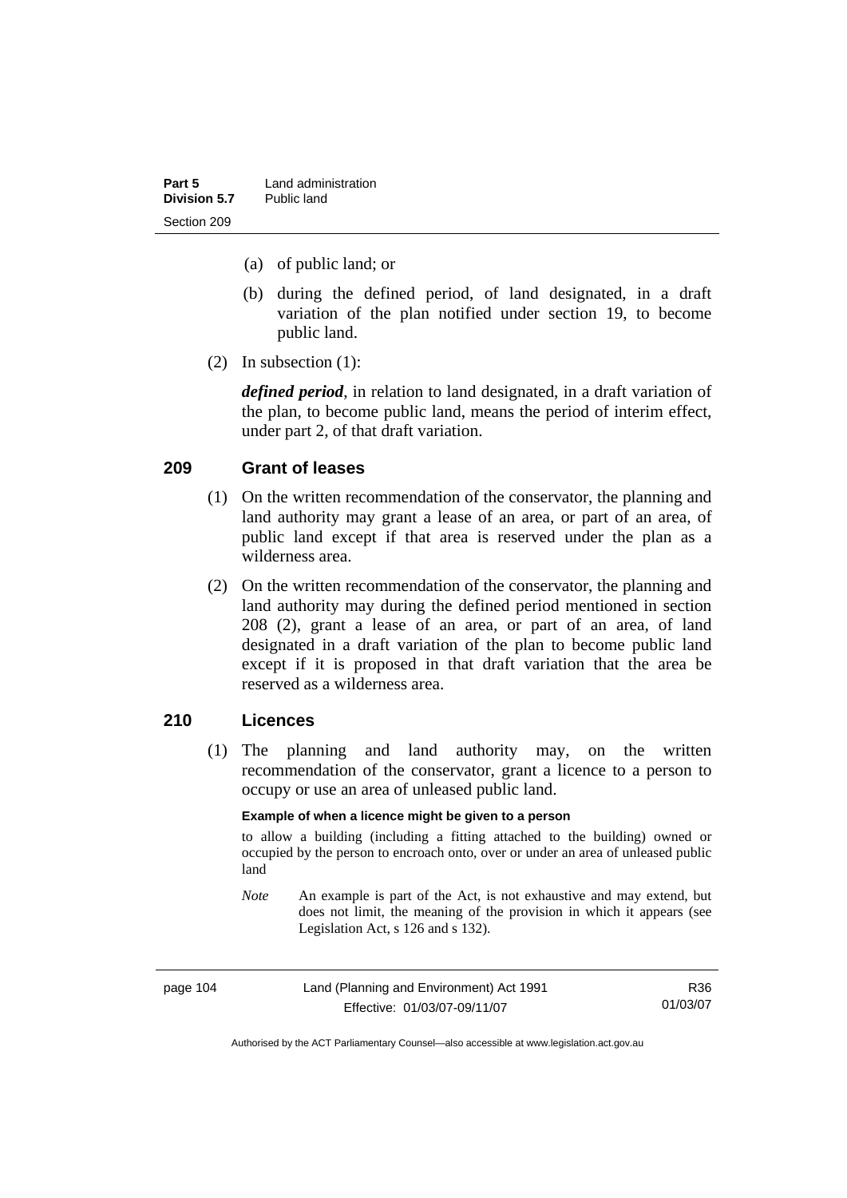(a) of public land; or

(b) during the defined period, of land designated, in a draft variation of the plan notified under section 19, to become public land.

(2) In subsection (1):

***defined period***, in relation to land designated, in a draft variation of the plan, to become public land, means the period of interim effect, under part 2, of that draft variation.

## 209 Grant of leases

(1) On the written recommendation of the conservator, the planning and land authority may grant a lease of an area, or part of an area, of public land except if that area is reserved under the plan as a wilderness area.

(2) On the written recommendation of the conservator, the planning and land authority may during the defined period mentioned in section 208 (2), grant a lease of an area, or part of an area, of land designated in a draft variation of the plan to become public land except if it is proposed in that draft variation that the area be reserved as a wilderness area.

## 210 Licences

(1) The planning and land authority may, on the written recommendation of the conservator, grant a licence to a person to occupy or use an area of unleased public land.

**Example of when a licence might be given to a person**

to allow a building (including a fitting attached to the building) owned or occupied by the person to encroach onto, over or under an area of unleased public land

*Note* An example is part of the Act, is not exhaustive and may extend, but does not limit, the meaning of the provision in which it appears (see Legislation Act, s 126 and s 132).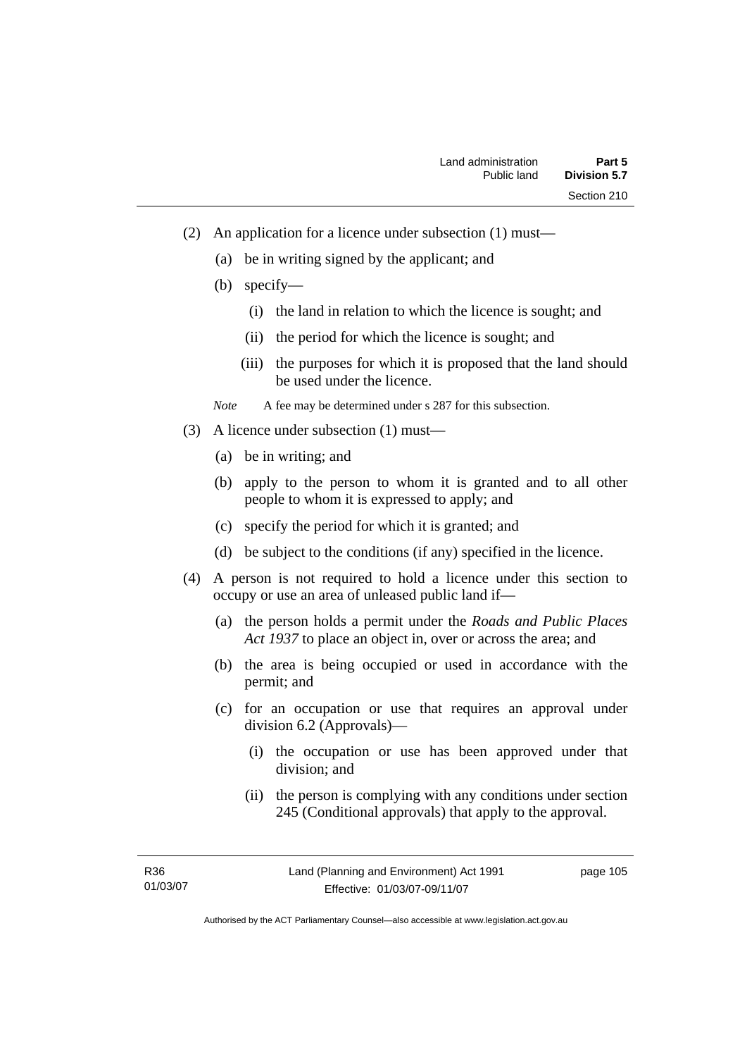(2) An application for a licence under subsection (1) must—

(a) be in writing signed by the applicant; and

(b) specify—

(i) the land in relation to which the licence is sought; and

(ii) the period for which the licence is sought; and

(iii) the purposes for which it is proposed that the land should be used under the licence.

*Note* A fee may be determined under s 287 for this subsection.

(3) A licence under subsection (1) must—

(a) be in writing; and

(b) apply to the person to whom it is granted and to all other people to whom it is expressed to apply; and

(c) specify the period for which it is granted; and

(d) be subject to the conditions (if any) specified in the licence.

(4) A person is not required to hold a licence under this section to occupy or use an area of unleased public land if—

(a) the person holds a permit under the *Roads and Public Places Act 1937* to place an object in, over or across the area; and

(b) the area is being occupied or used in accordance with the permit; and

(c) for an occupation or use that requires an approval under division 6.2 (Approvals)—

(i) the occupation or use has been approved under that division; and

(ii) the person is complying with any conditions under section 245 (Conditional approvals) that apply to the approval.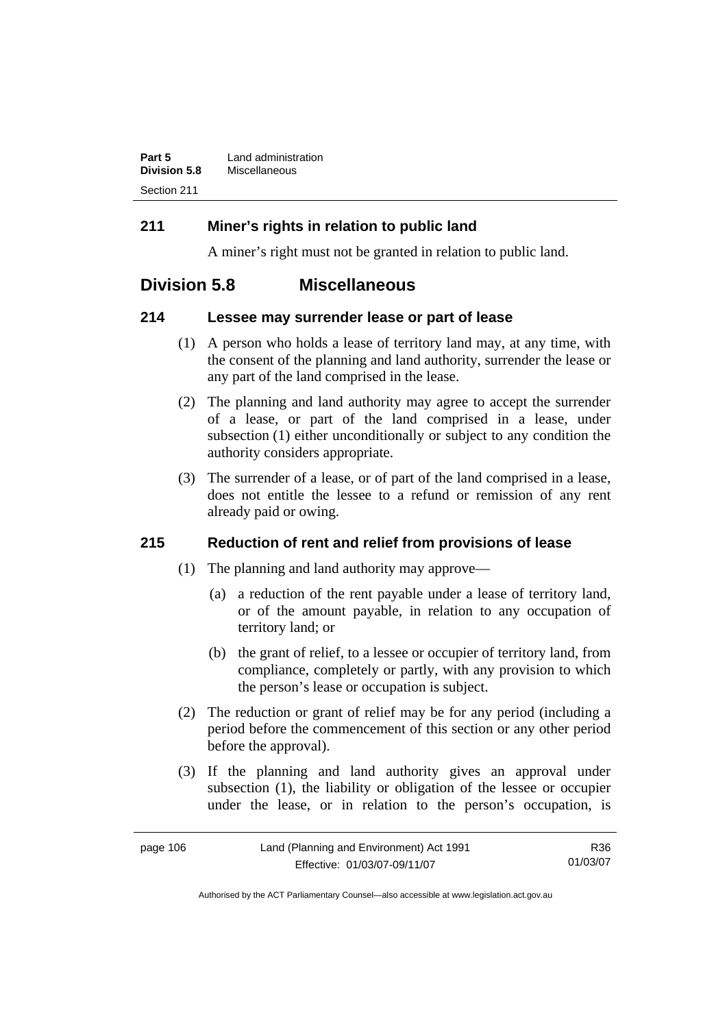### 211 Miner's rights in relation to public land

A miner's right must not be granted in relation to public land.

## Division 5.8 Miscellaneous

### 214 Lessee may surrender lease or part of lease

(1) A person who holds a lease of territory land may, at any time, with the consent of the planning and land authority, surrender the lease or any part of the land comprised in the lease.

(2) The planning and land authority may agree to accept the surrender of a lease, or part of the land comprised in a lease, under subsection (1) either unconditionally or subject to any condition the authority considers appropriate.

(3) The surrender of a lease, or of part of the land comprised in a lease, does not entitle the lessee to a refund or remission of any rent already paid or owing.

### 215 Reduction of rent and relief from provisions of lease

(1) The planning and land authority may approve—

(a) a reduction of the rent payable under a lease of territory land, or of the amount payable, in relation to any occupation of territory land; or

(b) the grant of relief, to a lessee or occupier of territory land, from compliance, completely or partly, with any provision to which the person's lease or occupation is subject.

(2) The reduction or grant of relief may be for any period (including a period before the commencement of this section or any other period before the approval).

(3) If the planning and land authority gives an approval under subsection (1), the liability or obligation of the lessee or occupier under the lease, or in relation to the person's occupation, is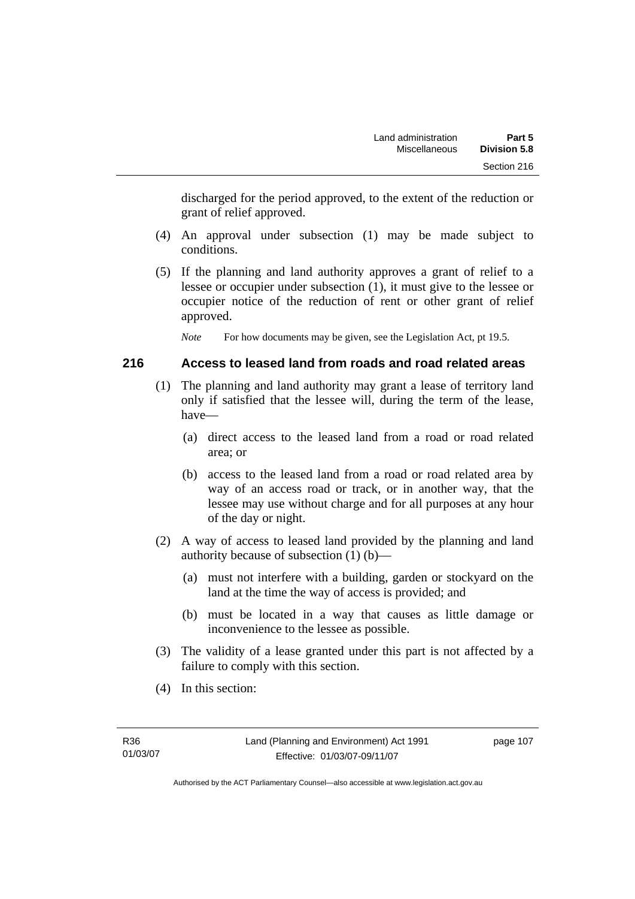discharged for the period approved, to the extent of the reduction or grant of relief approved.

(4) An approval under subsection (1) may be made subject to conditions.

(5) If the planning and land authority approves a grant of relief to a lessee or occupier under subsection (1), it must give to the lessee or occupier notice of the reduction of rent or other grant of relief approved.

*Note* For how documents may be given, see the Legislation Act, pt 19.5.

## 216 Access to leased land from roads and road related areas

(1) The planning and land authority may grant a lease of territory land only if satisfied that the lessee will, during the term of the lease, have—

(a) direct access to the leased land from a road or road related area; or

(b) access to the leased land from a road or road related area by way of an access road or track, or in another way, that the lessee may use without charge and for all purposes at any hour of the day or night.

(2) A way of access to leased land provided by the planning and land authority because of subsection (1) (b)—

(a) must not interfere with a building, garden or stockyard on the land at the time the way of access is provided; and

(b) must be located in a way that causes as little damage or inconvenience to the lessee as possible.

(3) The validity of a lease granted under this part is not affected by a failure to comply with this section.

(4) In this section: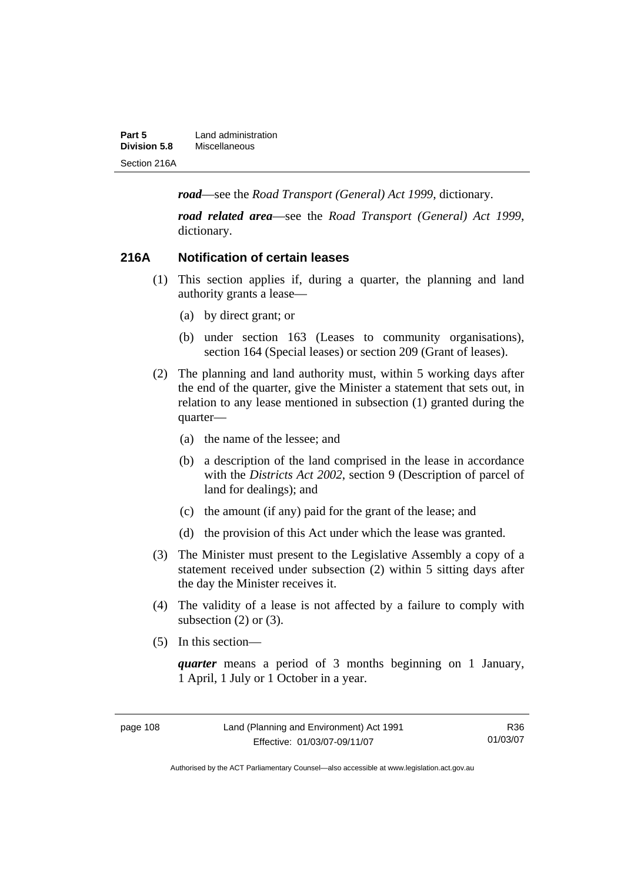***road***—see the *Road Transport (General) Act 1999*, dictionary.

***road related area***—see the *Road Transport (General) Act 1999*, dictionary.

### 216A Notification of certain leases

(1) This section applies if, during a quarter, the planning and land authority grants a lease—

  (a) by direct grant; or

  (b) under section 163 (Leases to community organisations), section 164 (Special leases) or section 209 (Grant of leases).

(2) The planning and land authority must, within 5 working days after the end of the quarter, give the Minister a statement that sets out, in relation to any lease mentioned in subsection (1) granted during the quarter—

  (a) the name of the lessee; and

  (b) a description of the land comprised in the lease in accordance with the *Districts Act 2002*, section 9 (Description of parcel of land for dealings); and

  (c) the amount (if any) paid for the grant of the lease; and

  (d) the provision of this Act under which the lease was granted.

(3) The Minister must present to the Legislative Assembly a copy of a statement received under subsection (2) within 5 sitting days after the day the Minister receives it.

(4) The validity of a lease is not affected by a failure to comply with subsection (2) or (3).

(5) In this section—

***quarter*** means a period of 3 months beginning on 1 January, 1 April, 1 July or 1 October in a year.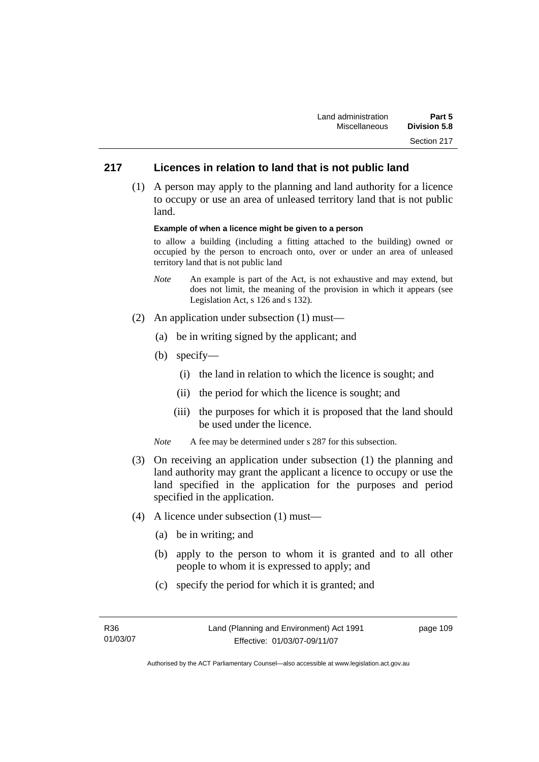## 217 Licences in relation to land that is not public land

(1) A person may apply to the planning and land authority for a licence to occupy or use an area of unleased territory land that is not public land.

**Example of when a licence might be given to a person**

to allow a building (including a fitting attached to the building) owned or occupied by the person to encroach onto, over or under an area of unleased territory land that is not public land

*Note* An example is part of the Act, is not exhaustive and may extend, but does not limit, the meaning of the provision in which it appears (see Legislation Act, s 126 and s 132).

(2) An application under subsection (1) must—

(a) be in writing signed by the applicant; and

(b) specify—

(i) the land in relation to which the licence is sought; and

(ii) the period for which the licence is sought; and

(iii) the purposes for which it is proposed that the land should be used under the licence.

*Note* A fee may be determined under s 287 for this subsection.

(3) On receiving an application under subsection (1) the planning and land authority may grant the applicant a licence to occupy or use the land specified in the application for the purposes and period specified in the application.

(4) A licence under subsection (1) must—

(a) be in writing; and

(b) apply to the person to whom it is granted and to all other people to whom it is expressed to apply; and

(c) specify the period for which it is granted; and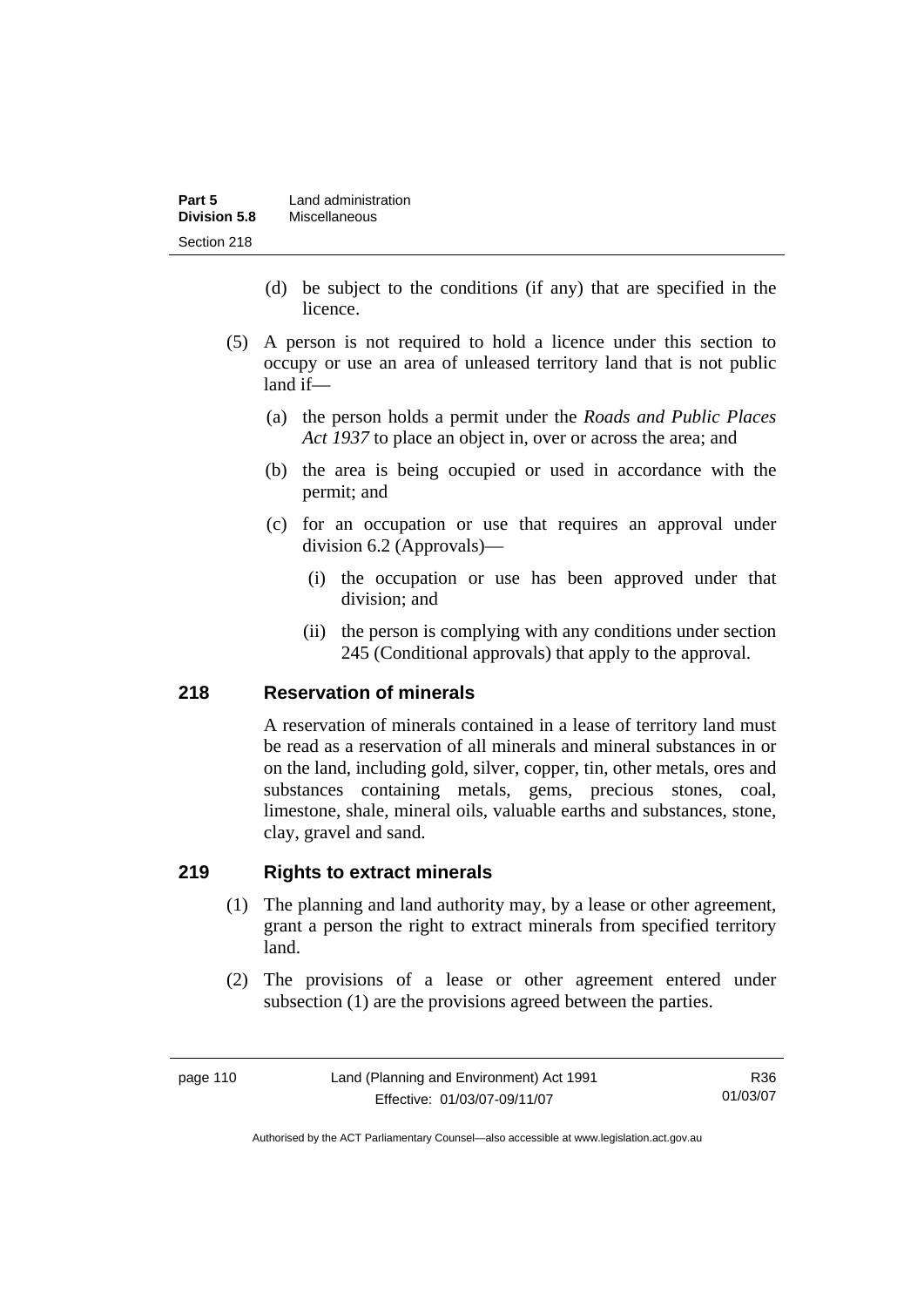(d) be subject to the conditions (if any) that are specified in the licence.

(5) A person is not required to hold a licence under this section to occupy or use an area of unleased territory land that is not public land if—

(a) the person holds a permit under the *Roads and Public Places Act 1937* to place an object in, over or across the area; and

(b) the area is being occupied or used in accordance with the permit; and

(c) for an occupation or use that requires an approval under division 6.2 (Approvals)—

(i) the occupation or use has been approved under that division; and

(ii) the person is complying with any conditions under section 245 (Conditional approvals) that apply to the approval.

## 218 Reservation of minerals

A reservation of minerals contained in a lease of territory land must be read as a reservation of all minerals and mineral substances in or on the land, including gold, silver, copper, tin, other metals, ores and substances containing metals, gems, precious stones, coal, limestone, shale, mineral oils, valuable earths and substances, stone, clay, gravel and sand.

## 219 Rights to extract minerals

(1) The planning and land authority may, by a lease or other agreement, grant a person the right to extract minerals from specified territory land.

(2) The provisions of a lease or other agreement entered under subsection (1) are the provisions agreed between the parties.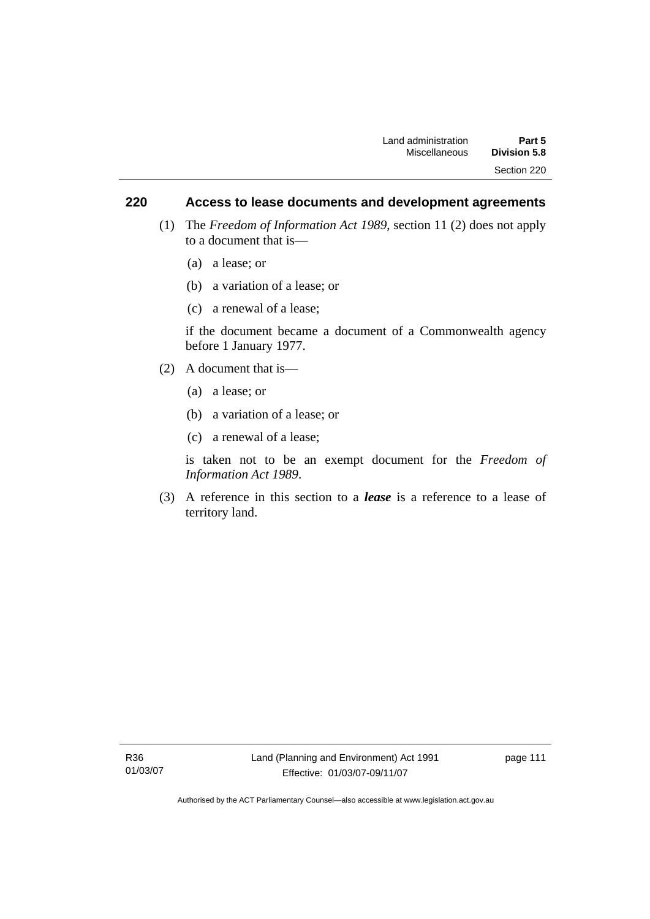## 220 Access to lease documents and development agreements

(1) The *Freedom of Information Act 1989*, section 11 (2) does not apply to a document that is—

(a) a lease; or

(b) a variation of a lease; or

(c) a renewal of a lease;

if the document became a document of a Commonwealth agency before 1 January 1977.

(2) A document that is—

(a) a lease; or

(b) a variation of a lease; or

(c) a renewal of a lease;

is taken not to be an exempt document for the *Freedom of Information Act 1989*.

(3) A reference in this section to a ***lease*** is a reference to a lease of territory land.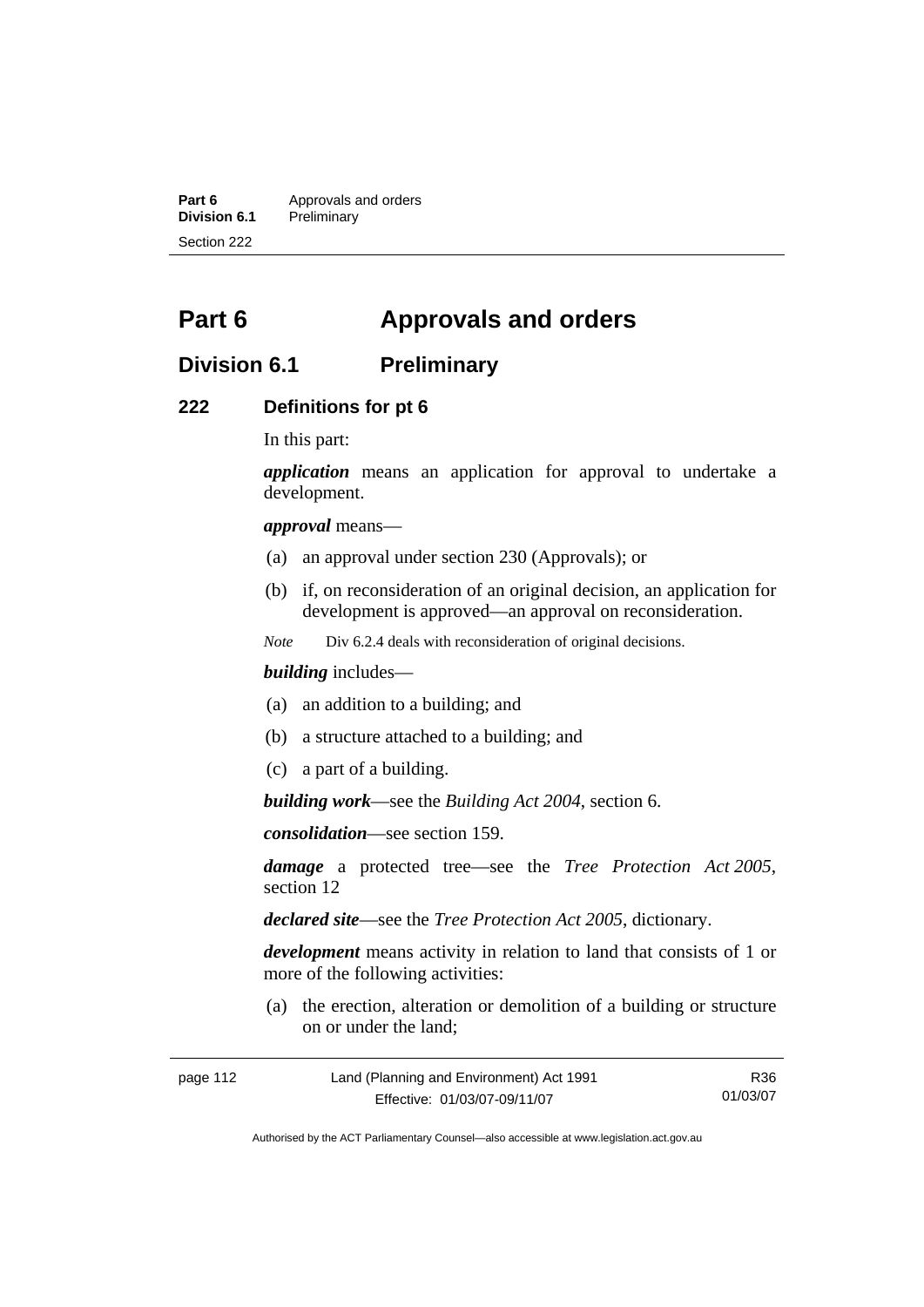# Part 6 Approvals and orders

## Division 6.1 Preliminary

### 222 Definitions for pt 6

In this part:

***application*** means an application for approval to undertake a development.

***approval*** means—

(a) an approval under section 230 (Approvals); or

(b) if, on reconsideration of an original decision, an application for development is approved—an approval on reconsideration.

*Note* Div 6.2.4 deals with reconsideration of original decisions.

***building*** includes—

(a) an addition to a building; and

(b) a structure attached to a building; and

(c) a part of a building.

***building work***—see the *Building Act 2004*, section 6.

***consolidation***—see section 159.

***damage*** a protected tree—see the *Tree Protection Act 2005*, section 12

***declared site***—see the *Tree Protection Act 2005*, dictionary.

***development*** means activity in relation to land that consists of 1 or more of the following activities:

(a) the erection, alteration or demolition of a building or structure on or under the land;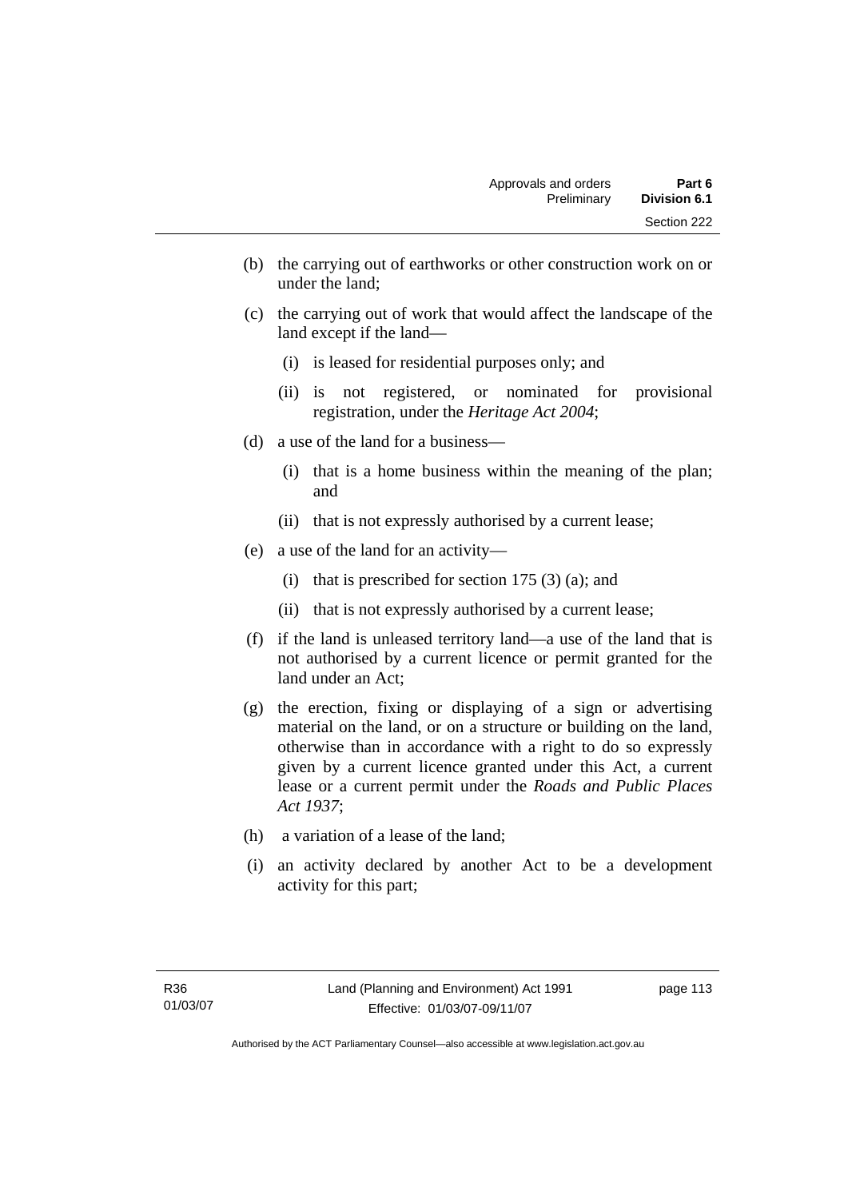(b) the carrying out of earthworks or other construction work on or under the land;

(c) the carrying out of work that would affect the landscape of the land except if the land—

   (i) is leased for residential purposes only; and

   (ii) is not registered, or nominated for provisional registration, under the *Heritage Act 2004*;

(d) a use of the land for a business—

   (i) that is a home business within the meaning of the plan; and

   (ii) that is not expressly authorised by a current lease;

(e) a use of the land for an activity—

   (i) that is prescribed for section 175 (3) (a); and

   (ii) that is not expressly authorised by a current lease;

(f) if the land is unleased territory land—a use of the land that is not authorised by a current licence or permit granted for the land under an Act;

(g) the erection, fixing or displaying of a sign or advertising material on the land, or on a structure or building on the land, otherwise than in accordance with a right to do so expressly given by a current licence granted under this Act, a current lease or a current permit under the *Roads and Public Places Act 1937*;

(h) a variation of a lease of the land;

(i) an activity declared by another Act to be a development activity for this part;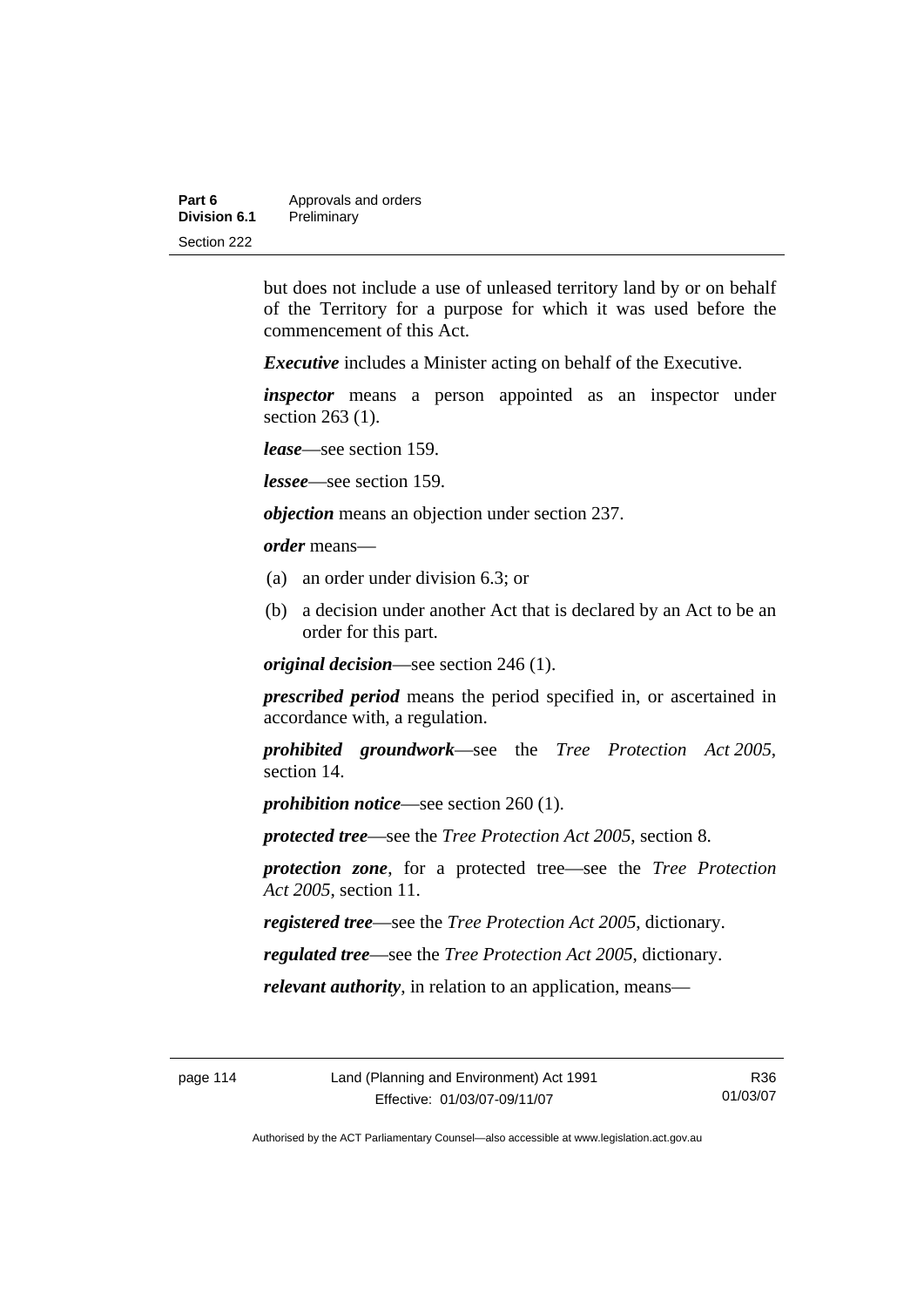but does not include a use of unleased territory land by or on behalf of the Territory for a purpose for which it was used before the commencement of this Act.

***Executive*** includes a Minister acting on behalf of the Executive.

***inspector*** means a person appointed as an inspector under section 263 (1).

***lease***—see section 159.

***lessee***—see section 159.

***objection*** means an objection under section 237.

***order*** means—

(a) an order under division 6.3; or

(b) a decision under another Act that is declared by an Act to be an order for this part.

***original decision***—see section 246 (1).

***prescribed period*** means the period specified in, or ascertained in accordance with, a regulation.

***prohibited groundwork***—see the *Tree Protection Act 2005*, section 14.

***prohibition notice***—see section 260 (1).

***protected tree***—see the *Tree Protection Act 2005*, section 8.

***protection zone***, for a protected tree—see the *Tree Protection Act 2005*, section 11.

***registered tree***—see the *Tree Protection Act 2005*, dictionary.

***regulated tree***—see the *Tree Protection Act 2005*, dictionary.

***relevant authority***, in relation to an application, means—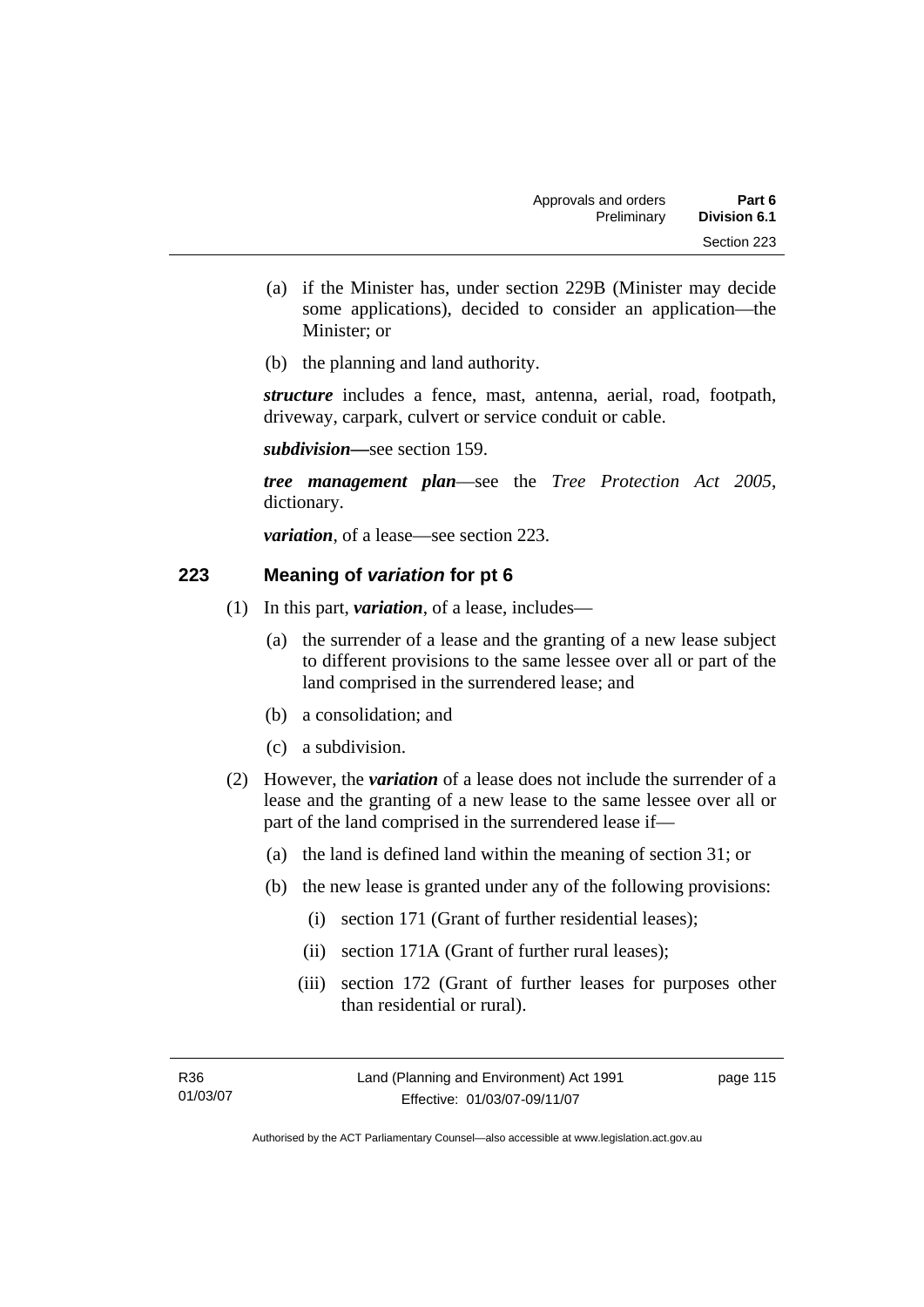(a) if the Minister has, under section 229B (Minister may decide some applications), decided to consider an application—the Minister; or

(b) the planning and land authority.

***structure*** includes a fence, mast, antenna, aerial, road, footpath, driveway, carpark, culvert or service conduit or cable.

***subdivision—***see section 159.

***tree management plan***—see the *Tree Protection Act 2005*, dictionary.

***variation***, of a lease—see section 223.

## 223 Meaning of *variation* for pt 6

(1) In this part, ***variation***, of a lease, includes—

(a) the surrender of a lease and the granting of a new lease subject to different provisions to the same lessee over all or part of the land comprised in the surrendered lease; and

(b) a consolidation; and

(c) a subdivision.

(2) However, the ***variation*** of a lease does not include the surrender of a lease and the granting of a new lease to the same lessee over all or part of the land comprised in the surrendered lease if—

(a) the land is defined land within the meaning of section 31; or

(b) the new lease is granted under any of the following provisions:

(i) section 171 (Grant of further residential leases);

(ii) section 171A (Grant of further rural leases);

(iii) section 172 (Grant of further leases for purposes other than residential or rural).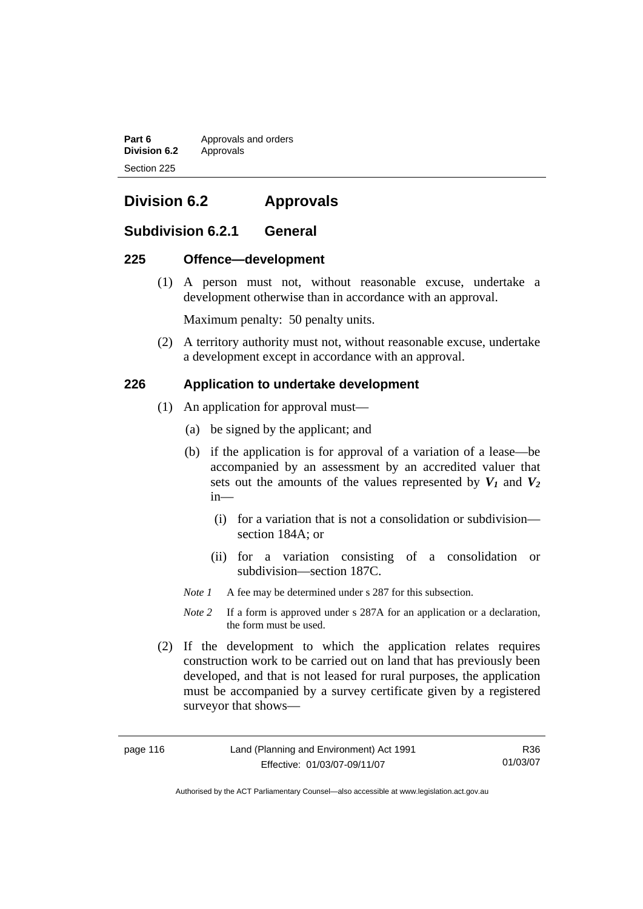## Division 6.2 Approvals

### Subdivision 6.2.1 General

### 225 Offence—development

(1) A person must not, without reasonable excuse, undertake a development otherwise than in accordance with an approval.

Maximum penalty: 50 penalty units.

(2) A territory authority must not, without reasonable excuse, undertake a development except in accordance with an approval.

### 226 Application to undertake development

(1) An application for approval must—

(a) be signed by the applicant; and

(b) if the application is for approval of a variation of a lease—be accompanied by an assessment by an accredited valuer that sets out the amounts of the values represented by $V_1$ and $V_2$ in—

(i) for a variation that is not a consolidation or subdivision—section 184A; or

(ii) for a variation consisting of a consolidation or subdivision—section 187C.

*Note 1* A fee may be determined under s 287 for this subsection.

*Note 2* If a form is approved under s 287A for an application or a declaration, the form must be used.

(2) If the development to which the application relates requires construction work to be carried out on land that has previously been developed, and that is not leased for rural purposes, the application must be accompanied by a survey certificate given by a registered surveyor that shows—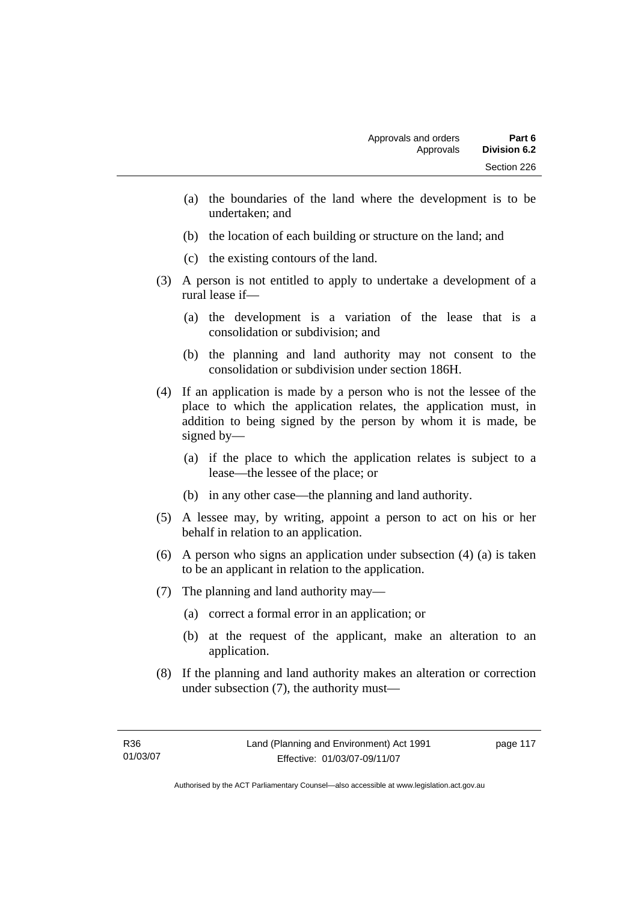(a) the boundaries of the land where the development is to be undertaken; and

(b) the location of each building or structure on the land; and

(c) the existing contours of the land.

(3) A person is not entitled to apply to undertake a development of a rural lease if—

(a) the development is a variation of the lease that is a consolidation or subdivision; and

(b) the planning and land authority may not consent to the consolidation or subdivision under section 186H.

(4) If an application is made by a person who is not the lessee of the place to which the application relates, the application must, in addition to being signed by the person by whom it is made, be signed by—

(a) if the place to which the application relates is subject to a lease—the lessee of the place; or

(b) in any other case—the planning and land authority.

(5) A lessee may, by writing, appoint a person to act on his or her behalf in relation to an application.

(6) A person who signs an application under subsection (4) (a) is taken to be an applicant in relation to the application.

(7) The planning and land authority may—

(a) correct a formal error in an application; or

(b) at the request of the applicant, make an alteration to an application.

(8) If the planning and land authority makes an alteration or correction under subsection (7), the authority must—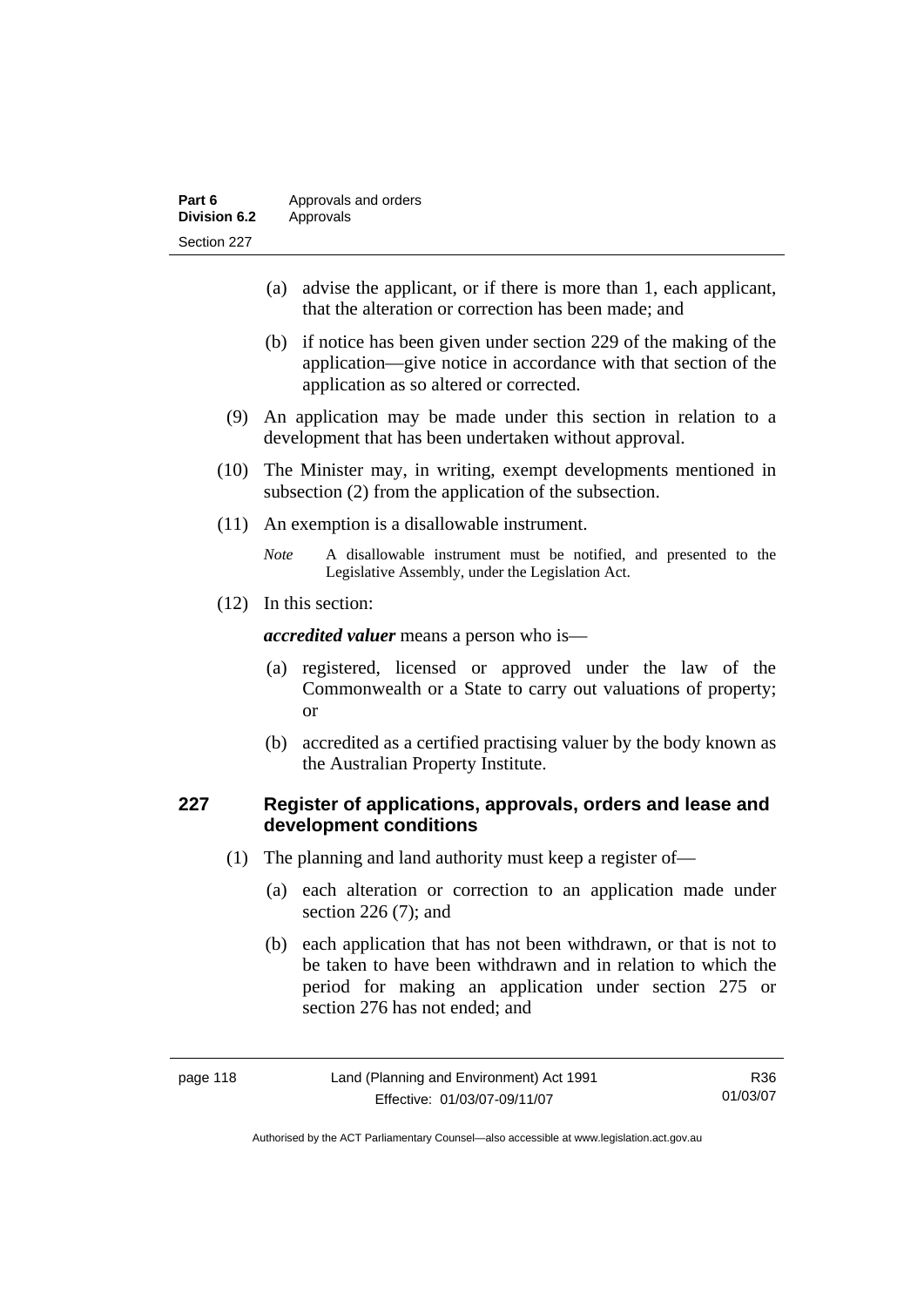(a) advise the applicant, or if there is more than 1, each applicant, that the alteration or correction has been made; and

(b) if notice has been given under section 229 of the making of the application—give notice in accordance with that section of the application as so altered or corrected.

(9) An application may be made under this section in relation to a development that has been undertaken without approval.

(10) The Minister may, in writing, exempt developments mentioned in subsection (2) from the application of the subsection.

(11) An exemption is a disallowable instrument.

*Note* A disallowable instrument must be notified, and presented to the Legislative Assembly, under the Legislation Act.

(12) In this section:

***accredited valuer*** means a person who is—

(a) registered, licensed or approved under the law of the Commonwealth or a State to carry out valuations of property; or

(b) accredited as a certified practising valuer by the body known as the Australian Property Institute.

## 227 Register of applications, approvals, orders and lease and development conditions

(1) The planning and land authority must keep a register of—

(a) each alteration or correction to an application made under section 226 (7); and

(b) each application that has not been withdrawn, or that is not to be taken to have been withdrawn and in relation to which the period for making an application under section 275 or section 276 has not ended; and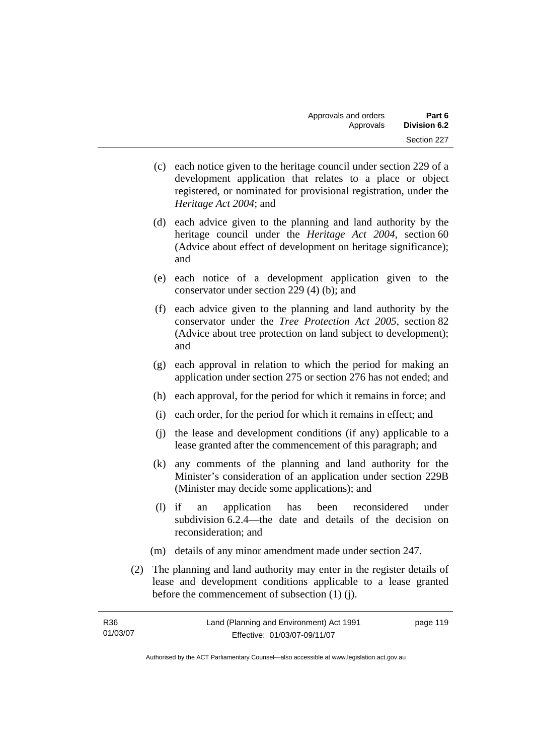(c) each notice given to the heritage council under section 229 of a development application that relates to a place or object registered, or nominated for provisional registration, under the *Heritage Act 2004*; and

(d) each advice given to the planning and land authority by the heritage council under the *Heritage Act 2004*, section 60 (Advice about effect of development on heritage significance); and

(e) each notice of a development application given to the conservator under section 229 (4) (b); and

(f) each advice given to the planning and land authority by the conservator under the *Tree Protection Act 2005*, section 82 (Advice about tree protection on land subject to development); and

(g) each approval in relation to which the period for making an application under section 275 or section 276 has not ended; and

(h) each approval, for the period for which it remains in force; and

(i) each order, for the period for which it remains in effect; and

(j) the lease and development conditions (if any) applicable to a lease granted after the commencement of this paragraph; and

(k) any comments of the planning and land authority for the Minister's consideration of an application under section 229B (Minister may decide some applications); and

(l) if an application has been reconsidered under subdivision 6.2.4—the date and details of the decision on reconsideration; and

(m) details of any minor amendment made under section 247.

(2) The planning and land authority may enter in the register details of lease and development conditions applicable to a lease granted before the commencement of subsection (1) (j).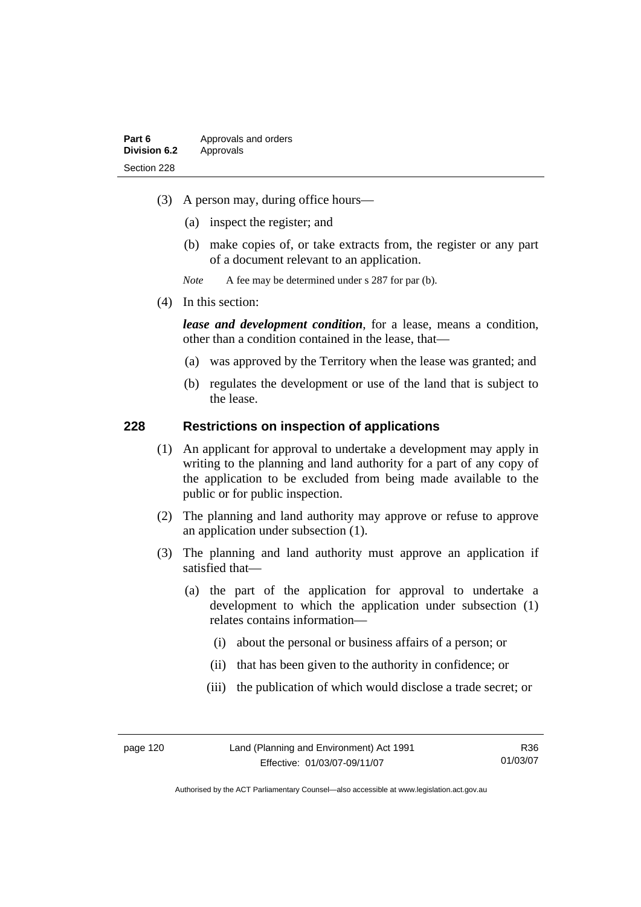(3) A person may, during office hours—

(a) inspect the register; and

(b) make copies of, or take extracts from, the register or any part of a document relevant to an application.

*Note* A fee may be determined under s 287 for par (b).

(4) In this section:

***lease and development condition***, for a lease, means a condition, other than a condition contained in the lease, that—

(a) was approved by the Territory when the lease was granted; and

(b) regulates the development or use of the land that is subject to the lease.

## 228 Restrictions on inspection of applications

(1) An applicant for approval to undertake a development may apply in writing to the planning and land authority for a part of any copy of the application to be excluded from being made available to the public or for public inspection.

(2) The planning and land authority may approve or refuse to approve an application under subsection (1).

(3) The planning and land authority must approve an application if satisfied that—

(a) the part of the application for approval to undertake a development to which the application under subsection (1) relates contains information—

(i) about the personal or business affairs of a person; or

(ii) that has been given to the authority in confidence; or

(iii) the publication of which would disclose a trade secret; or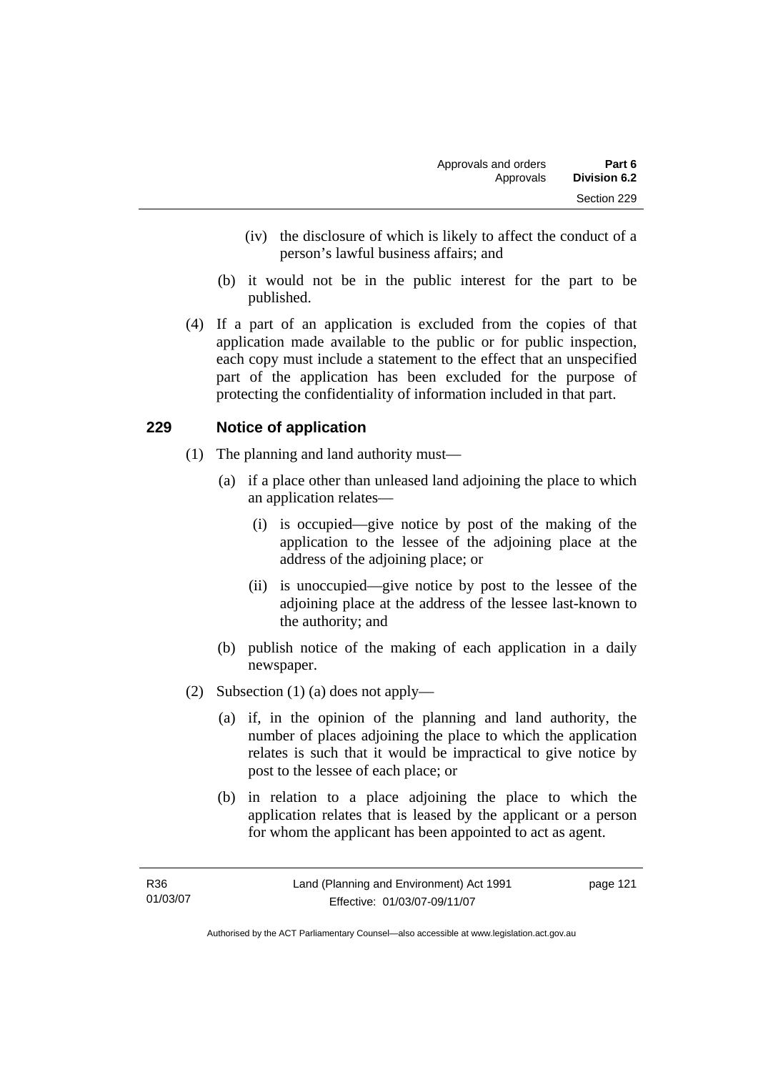(iv) the disclosure of which is likely to affect the conduct of a person's lawful business affairs; and

(b) it would not be in the public interest for the part to be published.

(4) If a part of an application is excluded from the copies of that application made available to the public or for public inspection, each copy must include a statement to the effect that an unspecified part of the application has been excluded for the purpose of protecting the confidentiality of information included in that part.

## 229 Notice of application

(1) The planning and land authority must—

(a) if a place other than unleased land adjoining the place to which an application relates—

(i) is occupied—give notice by post of the making of the application to the lessee of the adjoining place at the address of the adjoining place; or

(ii) is unoccupied—give notice by post to the lessee of the adjoining place at the address of the lessee last-known to the authority; and

(b) publish notice of the making of each application in a daily newspaper.

(2) Subsection (1) (a) does not apply—

(a) if, in the opinion of the planning and land authority, the number of places adjoining the place to which the application relates is such that it would be impractical to give notice by post to the lessee of each place; or

(b) in relation to a place adjoining the place to which the application relates that is leased by the applicant or a person for whom the applicant has been appointed to act as agent.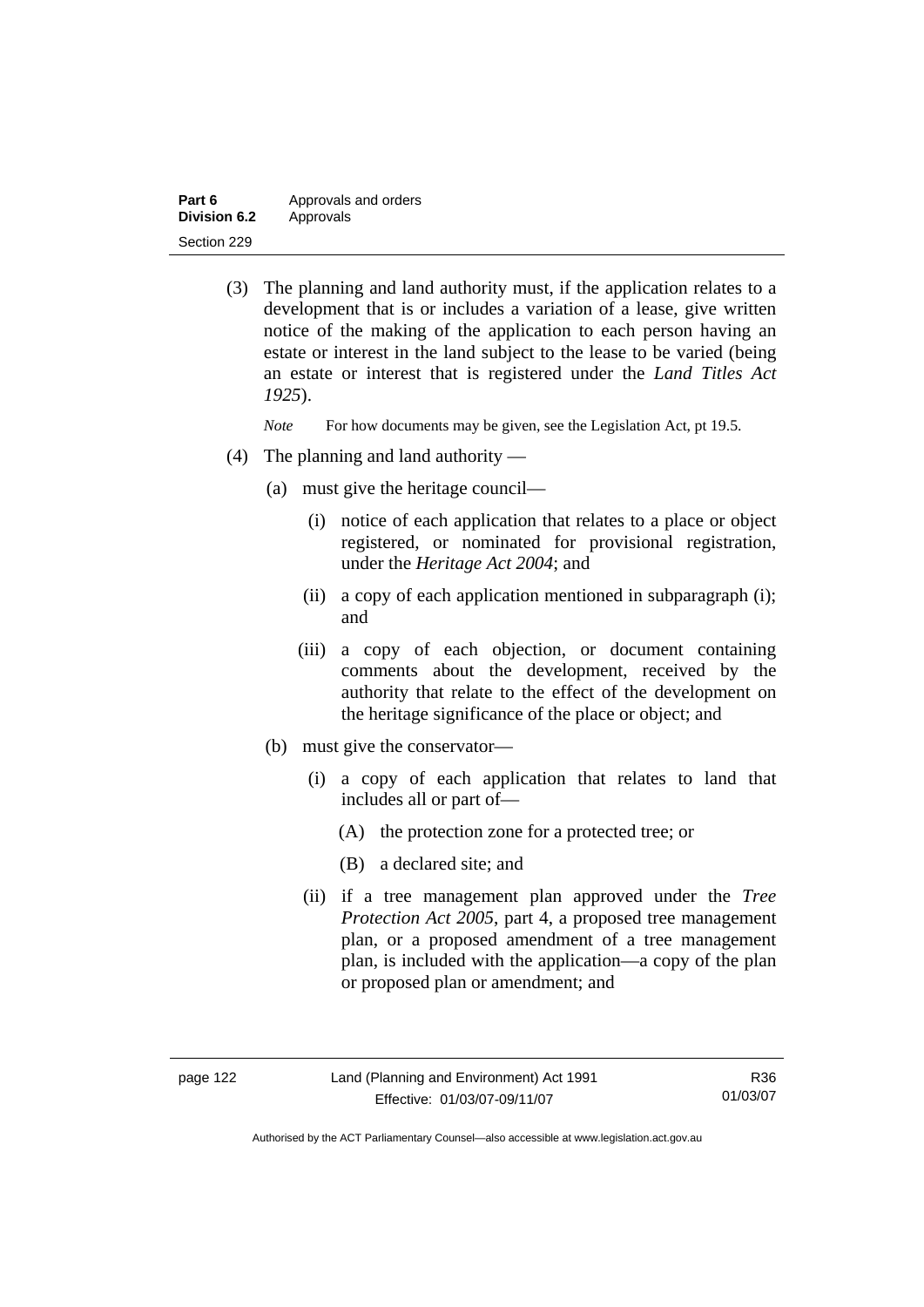(3) The planning and land authority must, if the application relates to a development that is or includes a variation of a lease, give written notice of the making of the application to each person having an estate or interest in the land subject to the lease to be varied (being an estate or interest that is registered under the *Land Titles Act 1925*).

*Note* For how documents may be given, see the Legislation Act, pt 19.5.

(4) The planning and land authority —

(a) must give the heritage council—

(i) notice of each application that relates to a place or object registered, or nominated for provisional registration, under the *Heritage Act 2004*; and

(ii) a copy of each application mentioned in subparagraph (i); and

(iii) a copy of each objection, or document containing comments about the development, received by the authority that relate to the effect of the development on the heritage significance of the place or object; and

(b) must give the conservator—

(i) a copy of each application that relates to land that includes all or part of—

(A) the protection zone for a protected tree; or

(B) a declared site; and

(ii) if a tree management plan approved under the *Tree Protection Act 2005*, part 4, a proposed tree management plan, or a proposed amendment of a tree management plan, is included with the application—a copy of the plan or proposed plan or amendment; and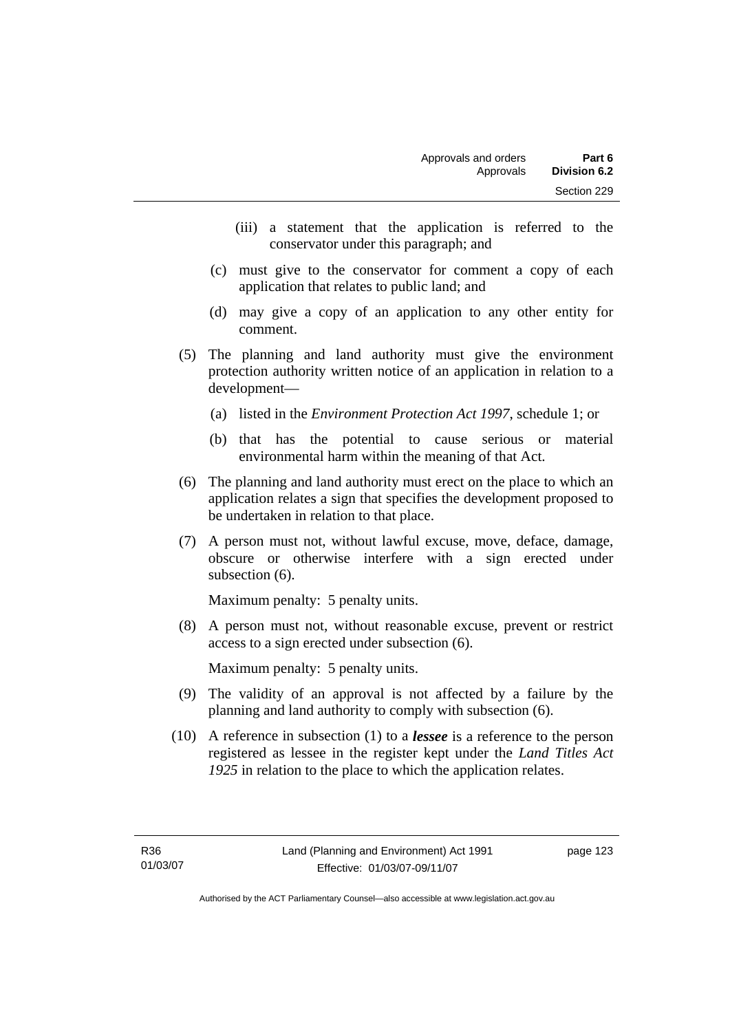(iii) a statement that the application is referred to the conservator under this paragraph; and

(c) must give to the conservator for comment a copy of each application that relates to public land; and

(d) may give a copy of an application to any other entity for comment.

(5) The planning and land authority must give the environment protection authority written notice of an application in relation to a development—

(a) listed in the *Environment Protection Act 1997*, schedule 1; or

(b) that has the potential to cause serious or material environmental harm within the meaning of that Act.

(6) The planning and land authority must erect on the place to which an application relates a sign that specifies the development proposed to be undertaken in relation to that place.

(7) A person must not, without lawful excuse, move, deface, damage, obscure or otherwise interfere with a sign erected under subsection (6).

Maximum penalty: 5 penalty units.

(8) A person must not, without reasonable excuse, prevent or restrict access to a sign erected under subsection (6).

Maximum penalty: 5 penalty units.

(9) The validity of an approval is not affected by a failure by the planning and land authority to comply with subsection (6).

(10) A reference in subsection (1) to a ***lessee*** is a reference to the person registered as lessee in the register kept under the *Land Titles Act 1925* in relation to the place to which the application relates.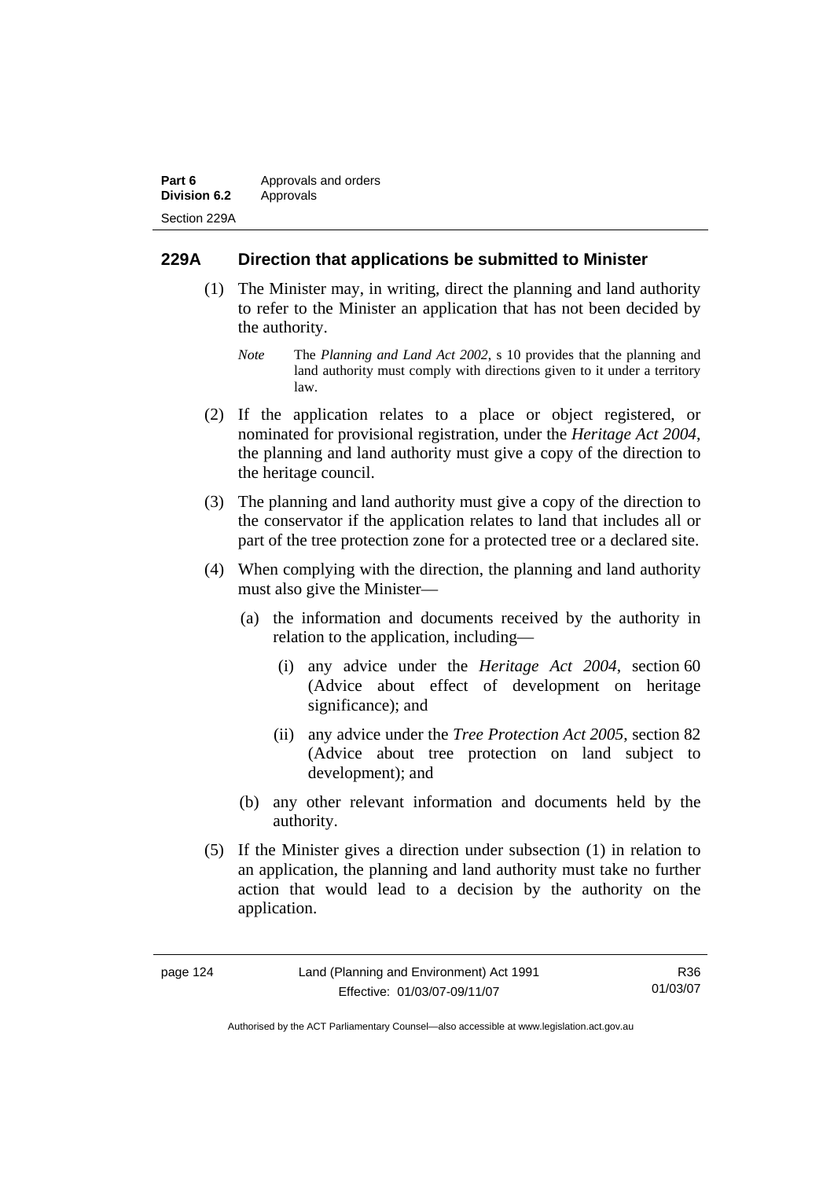## 229A Direction that applications be submitted to Minister

(1) The Minister may, in writing, direct the planning and land authority to refer to the Minister an application that has not been decided by the authority.

*Note* The *Planning and Land Act 2002*, s 10 provides that the planning and land authority must comply with directions given to it under a territory law.

(2) If the application relates to a place or object registered, or nominated for provisional registration, under the *Heritage Act 2004*, the planning and land authority must give a copy of the direction to the heritage council.

(3) The planning and land authority must give a copy of the direction to the conservator if the application relates to land that includes all or part of the tree protection zone for a protected tree or a declared site.

(4) When complying with the direction, the planning and land authority must also give the Minister—

(a) the information and documents received by the authority in relation to the application, including—

(i) any advice under the *Heritage Act 2004*, section 60 (Advice about effect of development on heritage significance); and

(ii) any advice under the *Tree Protection Act 2005*, section 82 (Advice about tree protection on land subject to development); and

(b) any other relevant information and documents held by the authority.

(5) If the Minister gives a direction under subsection (1) in relation to an application, the planning and land authority must take no further action that would lead to a decision by the authority on the application.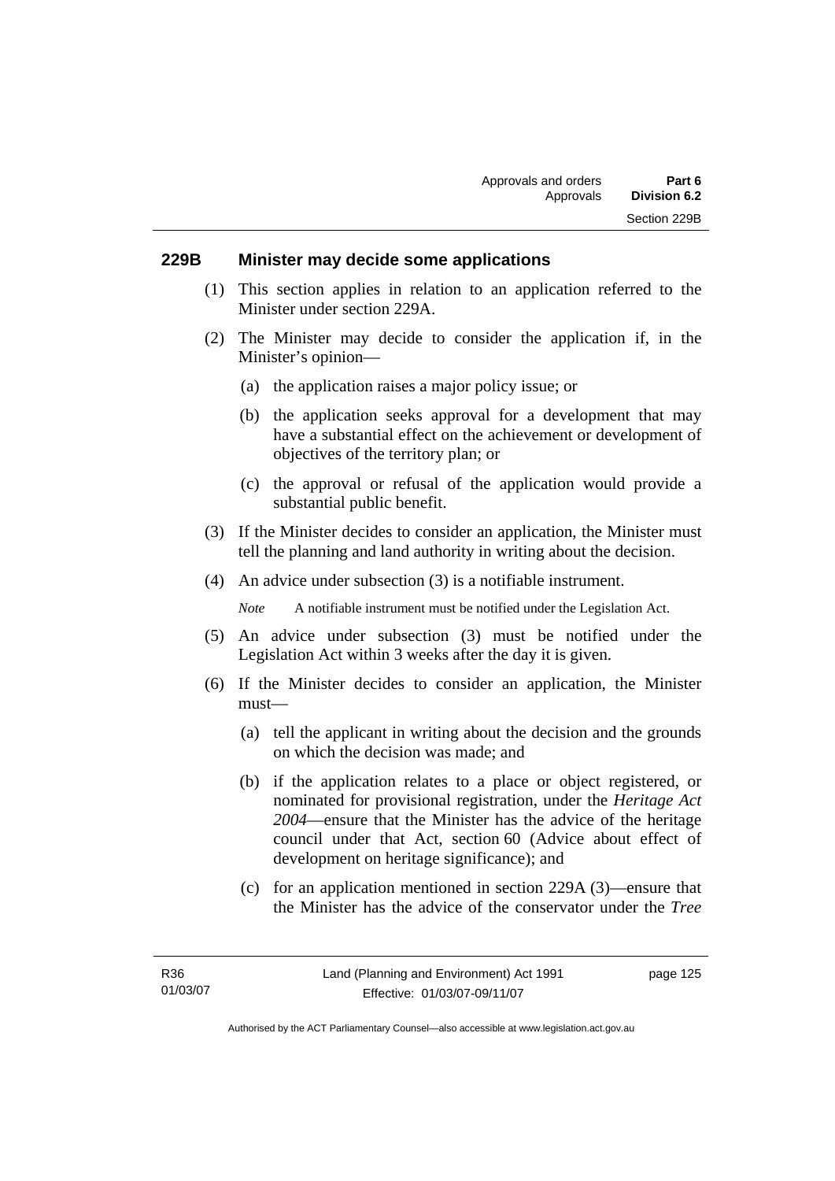### 229B Minister may decide some applications

(1) This section applies in relation to an application referred to the Minister under section 229A.

(2) The Minister may decide to consider the application if, in the Minister's opinion—

(a) the application raises a major policy issue; or

(b) the application seeks approval for a development that may have a substantial effect on the achievement or development of objectives of the territory plan; or

(c) the approval or refusal of the application would provide a substantial public benefit.

(3) If the Minister decides to consider an application, the Minister must tell the planning and land authority in writing about the decision.

(4) An advice under subsection (3) is a notifiable instrument.

*Note* A notifiable instrument must be notified under the Legislation Act.

(5) An advice under subsection (3) must be notified under the Legislation Act within 3 weeks after the day it is given.

(6) If the Minister decides to consider an application, the Minister must—

(a) tell the applicant in writing about the decision and the grounds on which the decision was made; and

(b) if the application relates to a place or object registered, or nominated for provisional registration, under the *Heritage Act 2004*—ensure that the Minister has the advice of the heritage council under that Act, section 60 (Advice about effect of development on heritage significance); and

(c) for an application mentioned in section 229A (3)—ensure that the Minister has the advice of the conservator under the *Tree*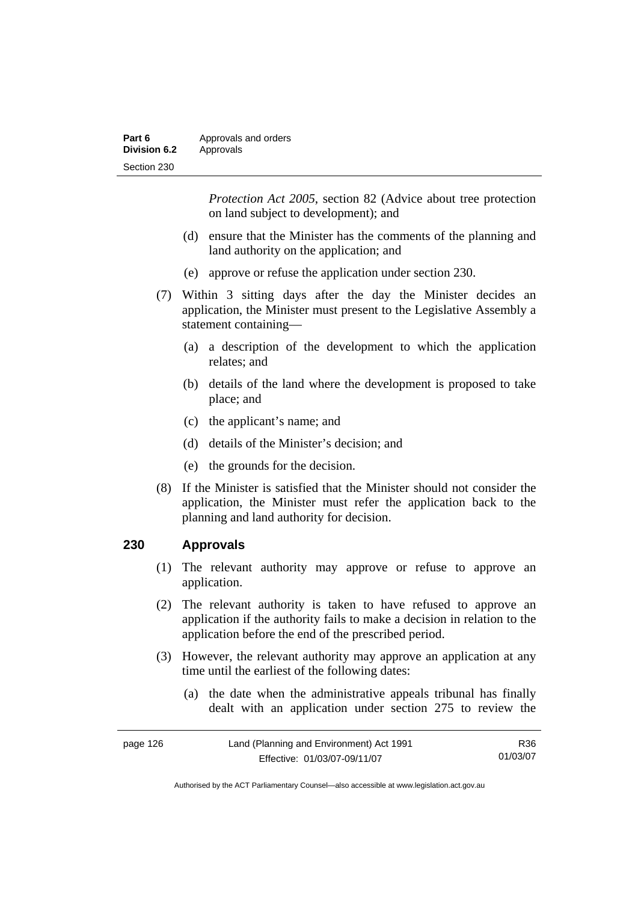*Protection Act 2005*, section 82 (Advice about tree protection on land subject to development); and

(d) ensure that the Minister has the comments of the planning and land authority on the application; and

(e) approve or refuse the application under section 230.

(7) Within 3 sitting days after the day the Minister decides an application, the Minister must present to the Legislative Assembly a statement containing—

(a) a description of the development to which the application relates; and

(b) details of the land where the development is proposed to take place; and

(c) the applicant's name; and

(d) details of the Minister's decision; and

(e) the grounds for the decision.

(8) If the Minister is satisfied that the Minister should not consider the application, the Minister must refer the application back to the planning and land authority for decision.

## 230 Approvals

(1) The relevant authority may approve or refuse to approve an application.

(2) The relevant authority is taken to have refused to approve an application if the authority fails to make a decision in relation to the application before the end of the prescribed period.

(3) However, the relevant authority may approve an application at any time until the earliest of the following dates:

(a) the date when the administrative appeals tribunal has finally dealt with an application under section 275 to review the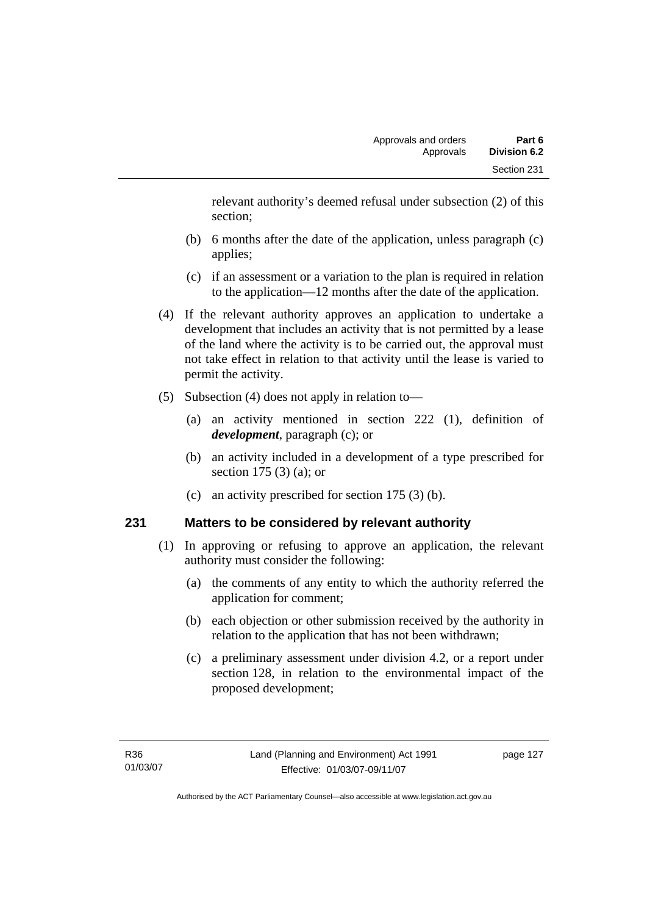relevant authority's deemed refusal under subsection (2) of this section;

(b) 6 months after the date of the application, unless paragraph (c) applies;

(c) if an assessment or a variation to the plan is required in relation to the application—12 months after the date of the application.

(4) If the relevant authority approves an application to undertake a development that includes an activity that is not permitted by a lease of the land where the activity is to be carried out, the approval must not take effect in relation to that activity until the lease is varied to permit the activity.

(5) Subsection (4) does not apply in relation to—

(a) an activity mentioned in section 222 (1), definition of ***development***, paragraph (c); or

(b) an activity included in a development of a type prescribed for section 175 (3) (a); or

(c) an activity prescribed for section 175 (3) (b).

## 231 Matters to be considered by relevant authority

(1) In approving or refusing to approve an application, the relevant authority must consider the following:

(a) the comments of any entity to which the authority referred the application for comment;

(b) each objection or other submission received by the authority in relation to the application that has not been withdrawn;

(c) a preliminary assessment under division 4.2, or a report under section 128, in relation to the environmental impact of the proposed development;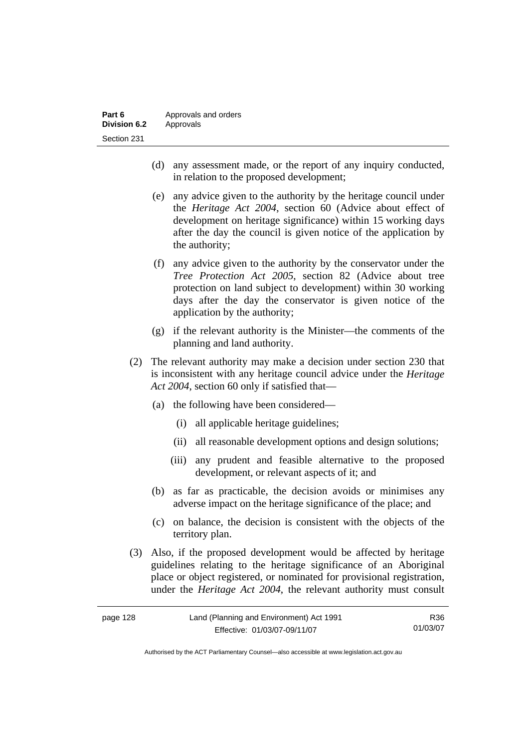(d) any assessment made, or the report of any inquiry conducted, in relation to the proposed development;

(e) any advice given to the authority by the heritage council under the *Heritage Act 2004*, section 60 (Advice about effect of development on heritage significance) within 15 working days after the day the council is given notice of the application by the authority;

(f) any advice given to the authority by the conservator under the *Tree Protection Act 2005*, section 82 (Advice about tree protection on land subject to development) within 30 working days after the day the conservator is given notice of the application by the authority;

(g) if the relevant authority is the Minister—the comments of the planning and land authority.

(2) The relevant authority may make a decision under section 230 that is inconsistent with any heritage council advice under the *Heritage Act 2004*, section 60 only if satisfied that—

(a) the following have been considered—

(i) all applicable heritage guidelines;

(ii) all reasonable development options and design solutions;

(iii) any prudent and feasible alternative to the proposed development, or relevant aspects of it; and

(b) as far as practicable, the decision avoids or minimises any adverse impact on the heritage significance of the place; and

(c) on balance, the decision is consistent with the objects of the territory plan.

(3) Also, if the proposed development would be affected by heritage guidelines relating to the heritage significance of an Aboriginal place or object registered, or nominated for provisional registration, under the *Heritage Act 2004*, the relevant authority must consult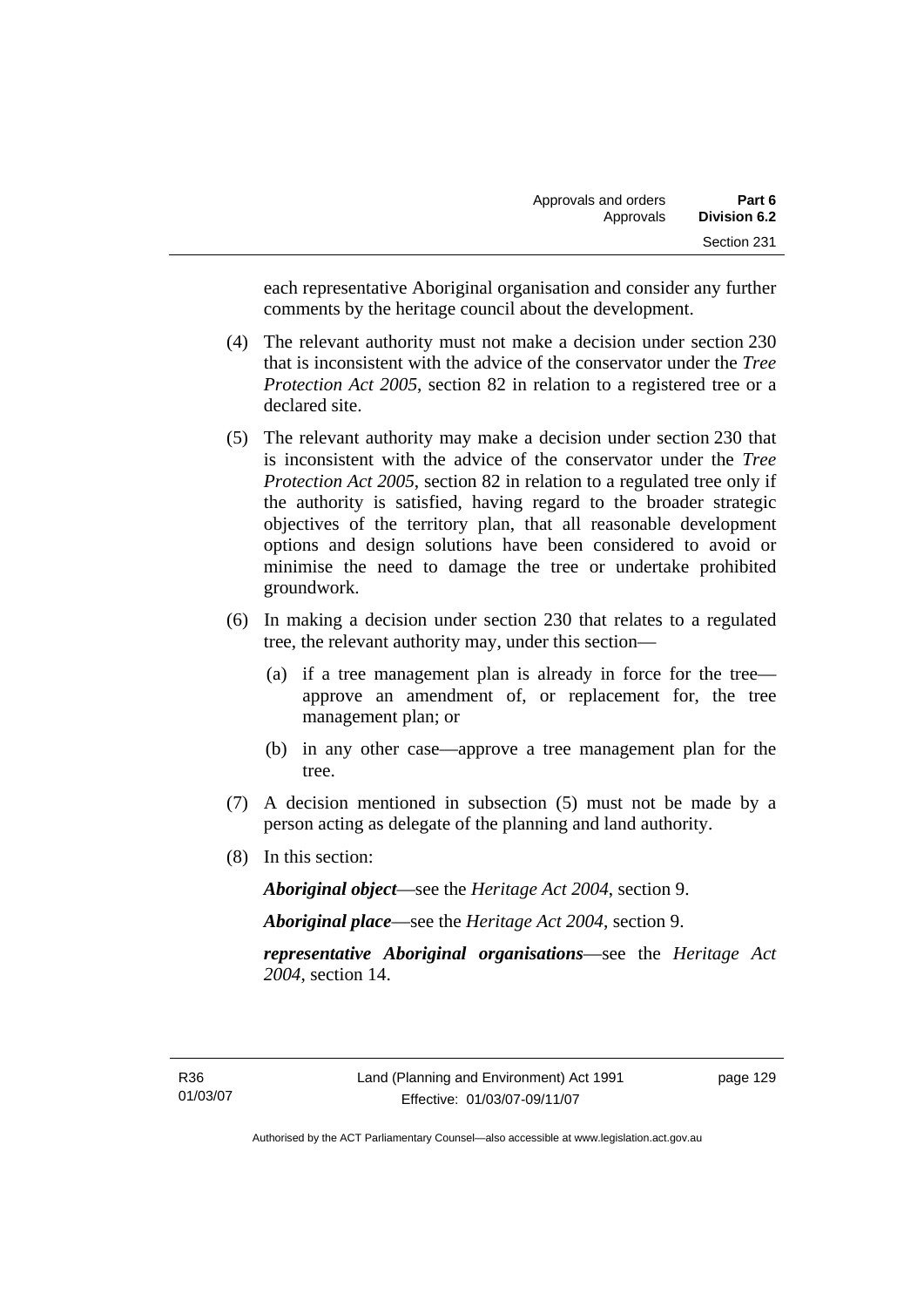each representative Aboriginal organisation and consider any further comments by the heritage council about the development.

(4) The relevant authority must not make a decision under section 230 that is inconsistent with the advice of the conservator under the *Tree Protection Act 2005*, section 82 in relation to a registered tree or a declared site.

(5) The relevant authority may make a decision under section 230 that is inconsistent with the advice of the conservator under the *Tree Protection Act 2005*, section 82 in relation to a regulated tree only if the authority is satisfied, having regard to the broader strategic objectives of the territory plan, that all reasonable development options and design solutions have been considered to avoid or minimise the need to damage the tree or undertake prohibited groundwork.

(6) In making a decision under section 230 that relates to a regulated tree, the relevant authority may, under this section—

(a) if a tree management plan is already in force for the tree—approve an amendment of, or replacement for, the tree management plan; or

(b) in any other case—approve a tree management plan for the tree.

(7) A decision mentioned in subsection (5) must not be made by a person acting as delegate of the planning and land authority.

(8) In this section:

***Aboriginal object***—see the *Heritage Act 2004*, section 9.

***Aboriginal place***—see the *Heritage Act 2004*, section 9.

***representative Aboriginal organisations***—see the *Heritage Act 2004*, section 14.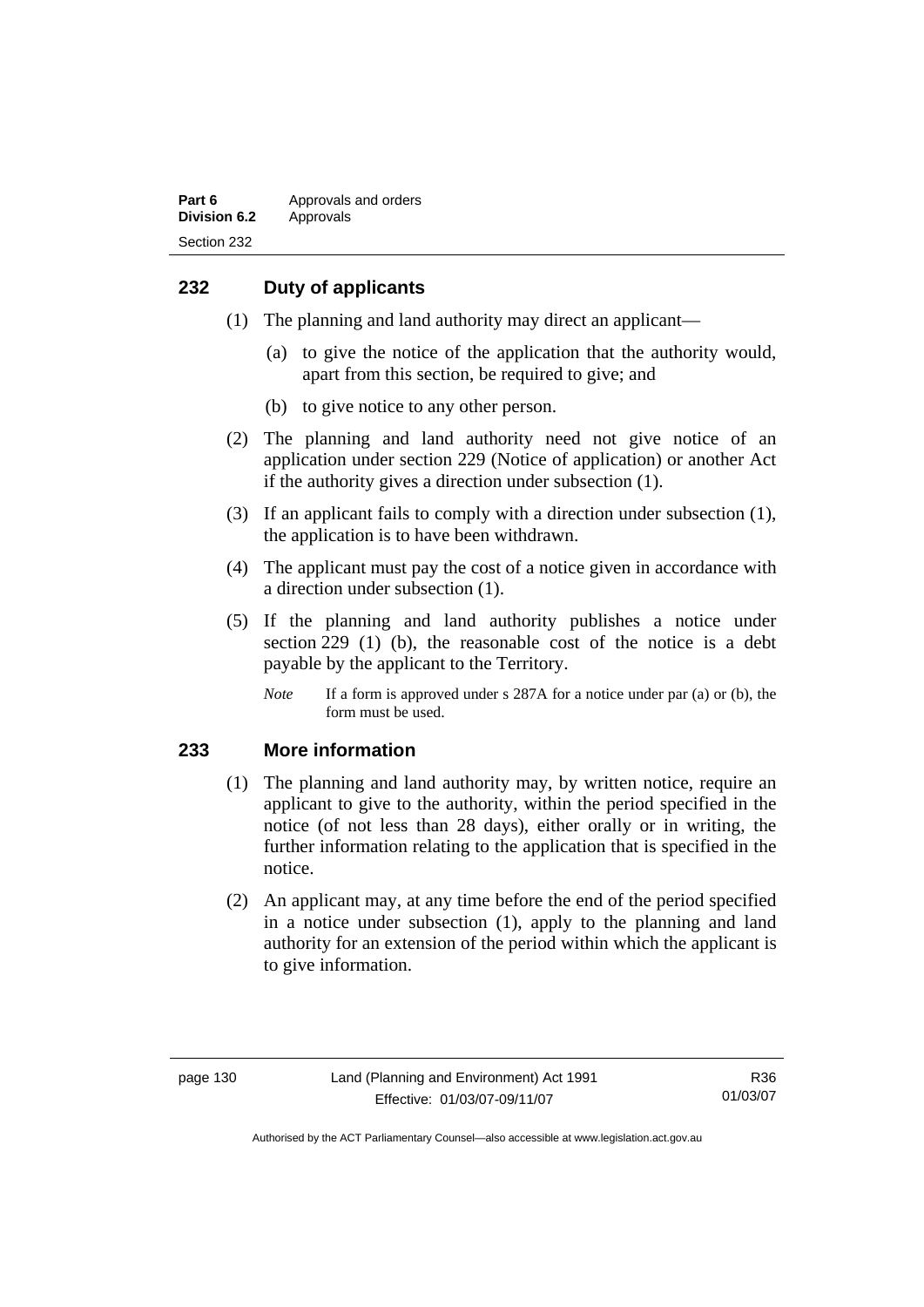## 232 Duty of applicants

(1) The planning and land authority may direct an applicant—

(a) to give the notice of the application that the authority would, apart from this section, be required to give; and

(b) to give notice to any other person.

(2) The planning and land authority need not give notice of an application under section 229 (Notice of application) or another Act if the authority gives a direction under subsection (1).

(3) If an applicant fails to comply with a direction under subsection (1), the application is to have been withdrawn.

(4) The applicant must pay the cost of a notice given in accordance with a direction under subsection (1).

(5) If the planning and land authority publishes a notice under section 229 (1) (b), the reasonable cost of the notice is a debt payable by the applicant to the Territory.

*Note* If a form is approved under s 287A for a notice under par (a) or (b), the form must be used.

## 233 More information

(1) The planning and land authority may, by written notice, require an applicant to give to the authority, within the period specified in the notice (of not less than 28 days), either orally or in writing, the further information relating to the application that is specified in the notice.

(2) An applicant may, at any time before the end of the period specified in a notice under subsection (1), apply to the planning and land authority for an extension of the period within which the applicant is to give information.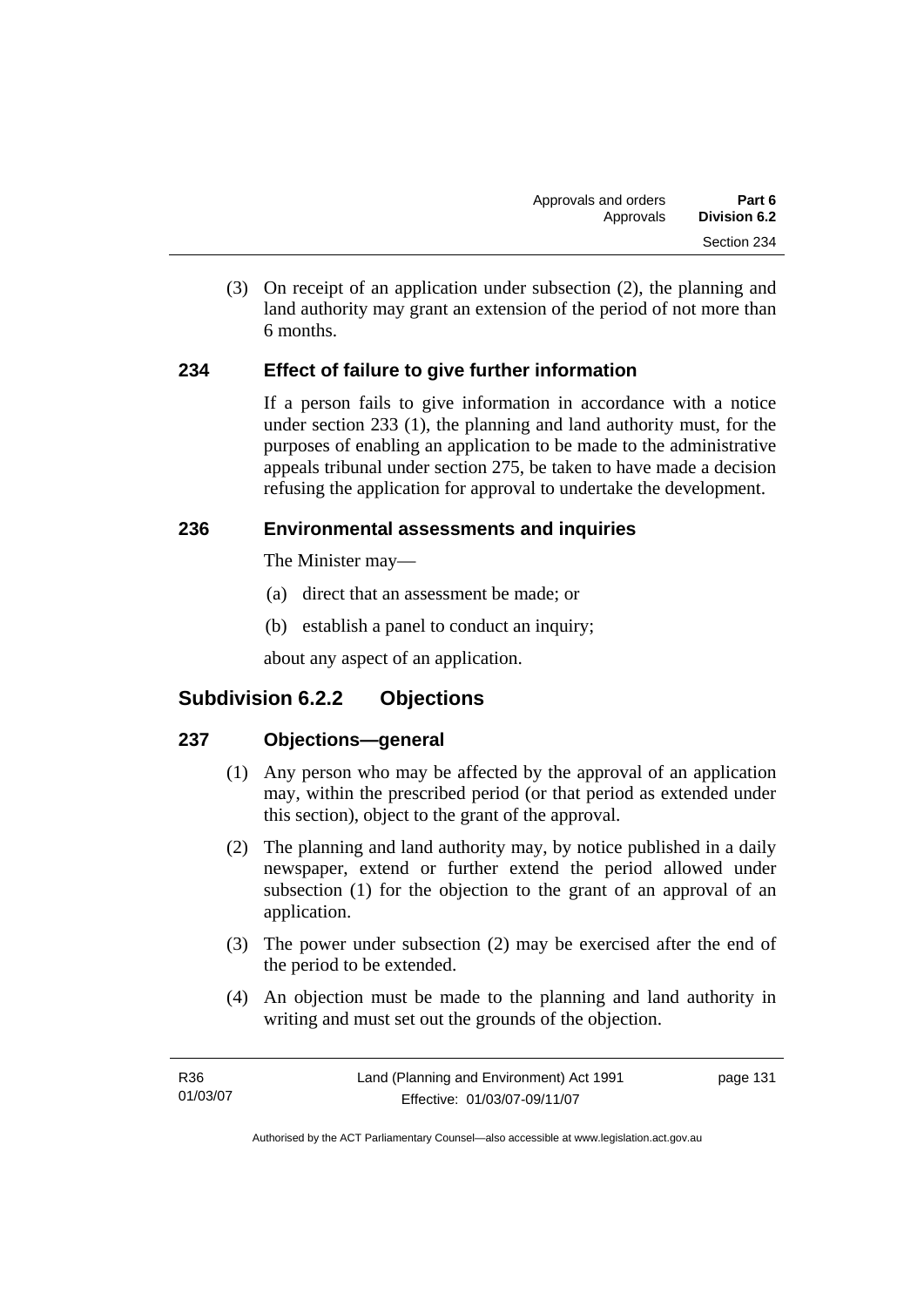(3) On receipt of an application under subsection (2), the planning and land authority may grant an extension of the period of not more than 6 months.

### 234 Effect of failure to give further information

If a person fails to give information in accordance with a notice under section 233 (1), the planning and land authority must, for the purposes of enabling an application to be made to the administrative appeals tribunal under section 275, be taken to have made a decision refusing the application for approval to undertake the development.

### 236 Environmental assessments and inquiries

The Minister may—

(a) direct that an assessment be made; or

(b) establish a panel to conduct an inquiry;

about any aspect of an application.

## Subdivision 6.2.2 Objections

### 237 Objections—general

(1) Any person who may be affected by the approval of an application may, within the prescribed period (or that period as extended under this section), object to the grant of the approval.

(2) The planning and land authority may, by notice published in a daily newspaper, extend or further extend the period allowed under subsection (1) for the objection to the grant of an approval of an application.

(3) The power under subsection (2) may be exercised after the end of the period to be extended.

(4) An objection must be made to the planning and land authority in writing and must set out the grounds of the objection.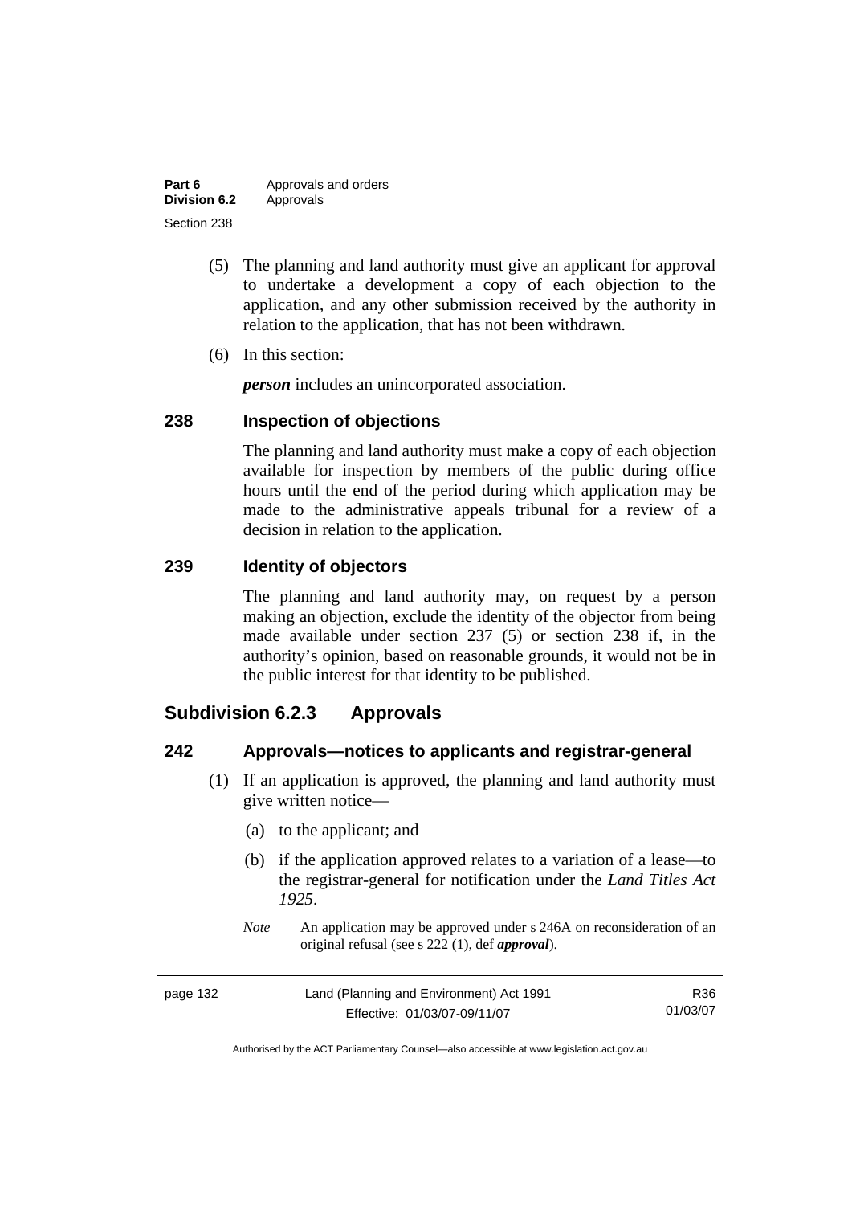(5) The planning and land authority must give an applicant for approval to undertake a development a copy of each objection to the application, and any other submission received by the authority in relation to the application, that has not been withdrawn.

(6) In this section:

***person*** includes an unincorporated association.

### 238 Inspection of objections

The planning and land authority must make a copy of each objection available for inspection by members of the public during office hours until the end of the period during which application may be made to the administrative appeals tribunal for a review of a decision in relation to the application.

### 239 Identity of objectors

The planning and land authority may, on request by a person making an objection, exclude the identity of the objector from being made available under section 237 (5) or section 238 if, in the authority's opinion, based on reasonable grounds, it would not be in the public interest for that identity to be published.

## Subdivision 6.2.3 Approvals

### 242 Approvals—notices to applicants and registrar-general

(1) If an application is approved, the planning and land authority must give written notice—

(a) to the applicant; and

(b) if the application approved relates to a variation of a lease—to the registrar-general for notification under the *Land Titles Act 1925*.

*Note* An application may be approved under s 246A on reconsideration of an original refusal (see s 222 (1), def ***approval***).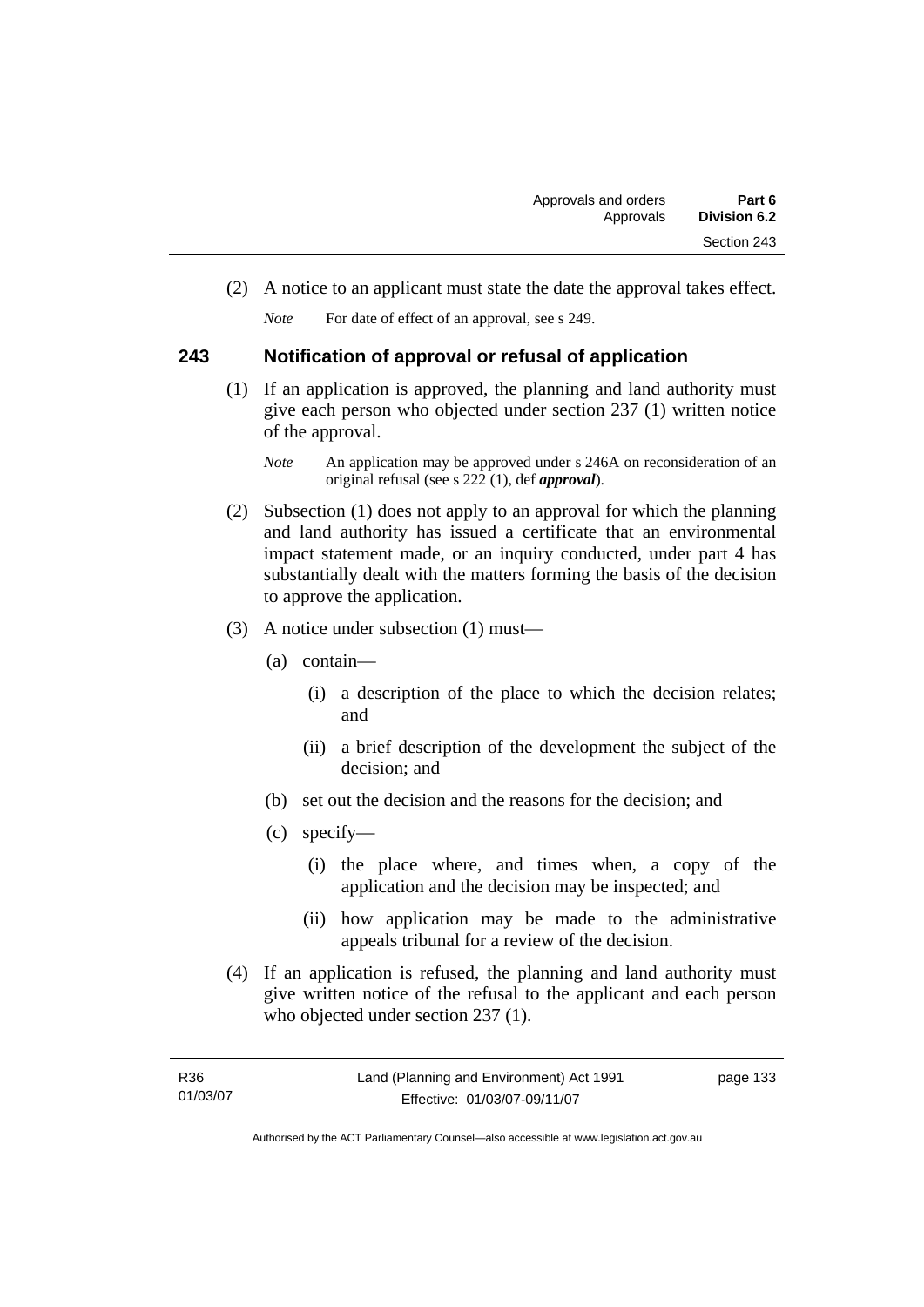(2) A notice to an applicant must state the date the approval takes effect.

*Note* For date of effect of an approval, see s 249.

## 243 Notification of approval or refusal of application

(1) If an application is approved, the planning and land authority must give each person who objected under section 237 (1) written notice of the approval.

*Note* An application may be approved under s 246A on reconsideration of an original refusal (see s 222 (1), def ***approval***).

(2) Subsection (1) does not apply to an approval for which the planning and land authority has issued a certificate that an environmental impact statement made, or an inquiry conducted, under part 4 has substantially dealt with the matters forming the basis of the decision to approve the application.

(3) A notice under subsection (1) must—

(a) contain—

(i) a description of the place to which the decision relates; and

(ii) a brief description of the development the subject of the decision; and

(b) set out the decision and the reasons for the decision; and

(c) specify—

(i) the place where, and times when, a copy of the application and the decision may be inspected; and

(ii) how application may be made to the administrative appeals tribunal for a review of the decision.

(4) If an application is refused, the planning and land authority must give written notice of the refusal to the applicant and each person who objected under section 237 (1).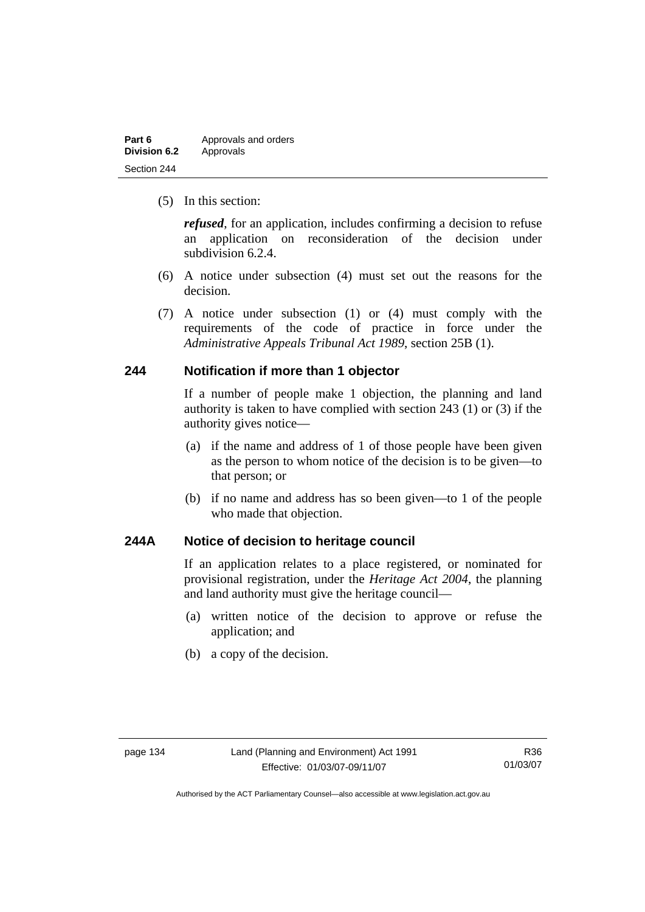(5) In this section:

***refused***, for an application, includes confirming a decision to refuse an application on reconsideration of the decision under subdivision 6.2.4.

(6) A notice under subsection (4) must set out the reasons for the decision.

(7) A notice under subsection (1) or (4) must comply with the requirements of the code of practice in force under the *Administrative Appeals Tribunal Act 1989*, section 25B (1).

## 244 Notification if more than 1 objector

If a number of people make 1 objection, the planning and land authority is taken to have complied with section 243 (1) or (3) if the authority gives notice—

(a) if the name and address of 1 of those people have been given as the person to whom notice of the decision is to be given—to that person; or

(b) if no name and address has so been given—to 1 of the people who made that objection.

## 244A Notice of decision to heritage council

If an application relates to a place registered, or nominated for provisional registration, under the *Heritage Act 2004*, the planning and land authority must give the heritage council—

(a) written notice of the decision to approve or refuse the application; and

(b) a copy of the decision.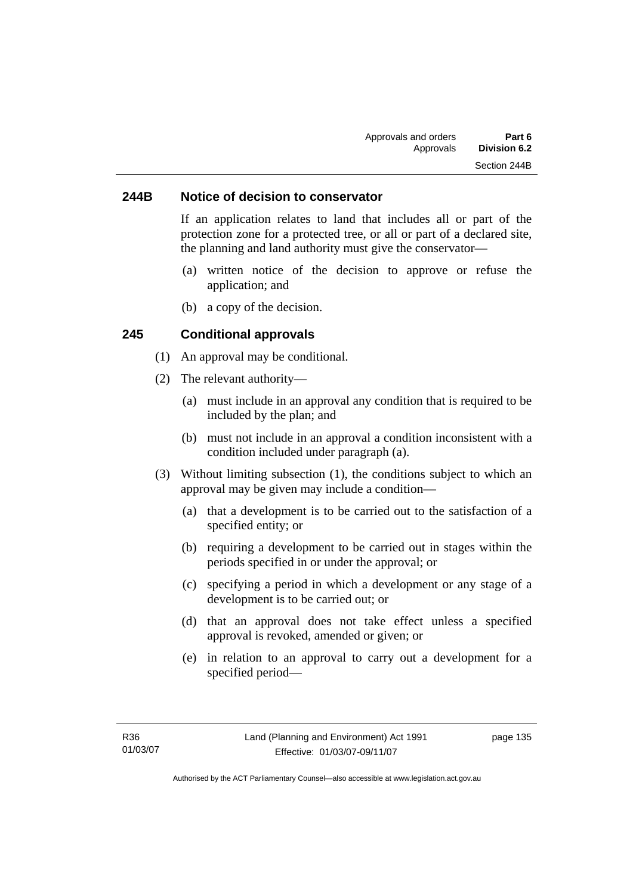### 244B Notice of decision to conservator

If an application relates to land that includes all or part of the protection zone for a protected tree, or all or part of a declared site, the planning and land authority must give the conservator—

(a) written notice of the decision to approve or refuse the application; and

(b) a copy of the decision.

### 245 Conditional approvals

(1) An approval may be conditional.

(2) The relevant authority—

(a) must include in an approval any condition that is required to be included by the plan; and

(b) must not include in an approval a condition inconsistent with a condition included under paragraph (a).

(3) Without limiting subsection (1), the conditions subject to which an approval may be given may include a condition—

(a) that a development is to be carried out to the satisfaction of a specified entity; or

(b) requiring a development to be carried out in stages within the periods specified in or under the approval; or

(c) specifying a period in which a development or any stage of a development is to be carried out; or

(d) that an approval does not take effect unless a specified approval is revoked, amended or given; or

(e) in relation to an approval to carry out a development for a specified period—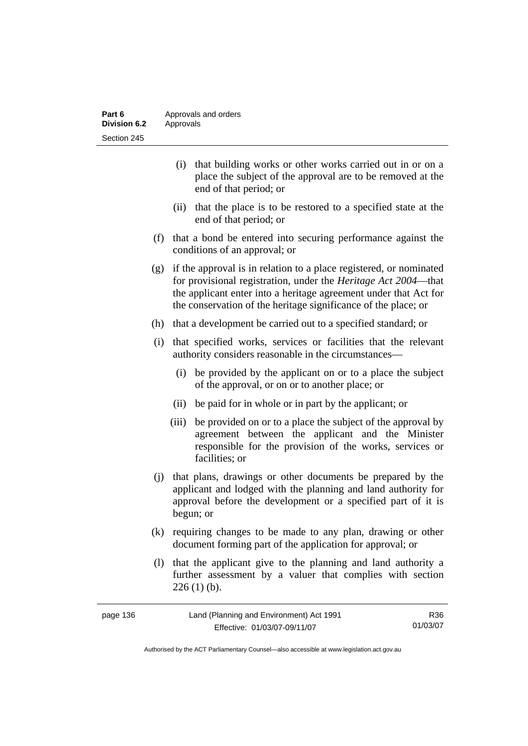(i) that building works or other works carried out in or on a place the subject of the approval are to be removed at the end of that period; or

(ii) that the place is to be restored to a specified state at the end of that period; or

(f) that a bond be entered into securing performance against the conditions of an approval; or

(g) if the approval is in relation to a place registered, or nominated for provisional registration, under the *Heritage Act 2004*—that the applicant enter into a heritage agreement under that Act for the conservation of the heritage significance of the place; or

(h) that a development be carried out to a specified standard; or

(i) that specified works, services or facilities that the relevant authority considers reasonable in the circumstances—

(i) be provided by the applicant on or to a place the subject of the approval, or on or to another place; or

(ii) be paid for in whole or in part by the applicant; or

(iii) be provided on or to a place the subject of the approval by agreement between the applicant and the Minister responsible for the provision of the works, services or facilities; or

(j) that plans, drawings or other documents be prepared by the applicant and lodged with the planning and land authority for approval before the development or a specified part of it is begun; or

(k) requiring changes to be made to any plan, drawing or other document forming part of the application for approval; or

(l) that the applicant give to the planning and land authority a further assessment by a valuer that complies with section 226 (1) (b).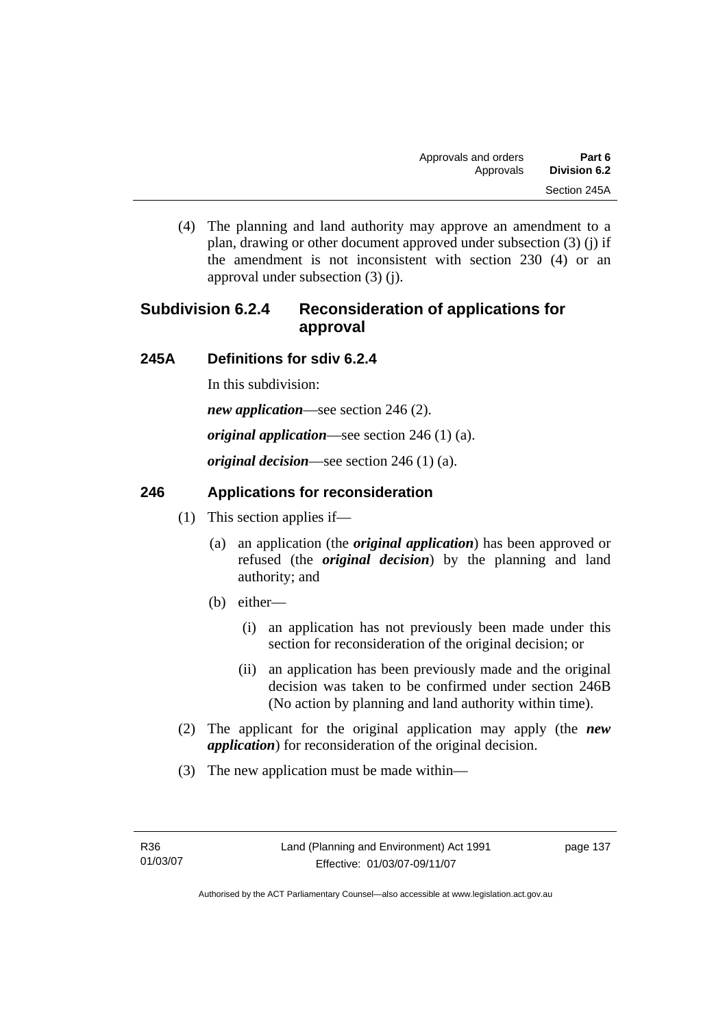(4) The planning and land authority may approve an amendment to a plan, drawing or other document approved under subsection (3) (j) if the amendment is not inconsistent with section 230 (4) or an approval under subsection (3) (j).

## Subdivision 6.2.4 Reconsideration of applications for approval

### 245A Definitions for sdiv 6.2.4

In this subdivision:

***new application***—see section 246 (2).

***original application***—see section 246 (1) (a).

***original decision***—see section 246 (1) (a).

### 246 Applications for reconsideration

(1) This section applies if—

(a) an application (the ***original application***) has been approved or refused (the ***original decision***) by the planning and land authority; and

(b) either—

(i) an application has not previously been made under this section for reconsideration of the original decision; or

(ii) an application has been previously made and the original decision was taken to be confirmed under section 246B (No action by planning and land authority within time).

(2) The applicant for the original application may apply (the ***new application***) for reconsideration of the original decision.

(3) The new application must be made within—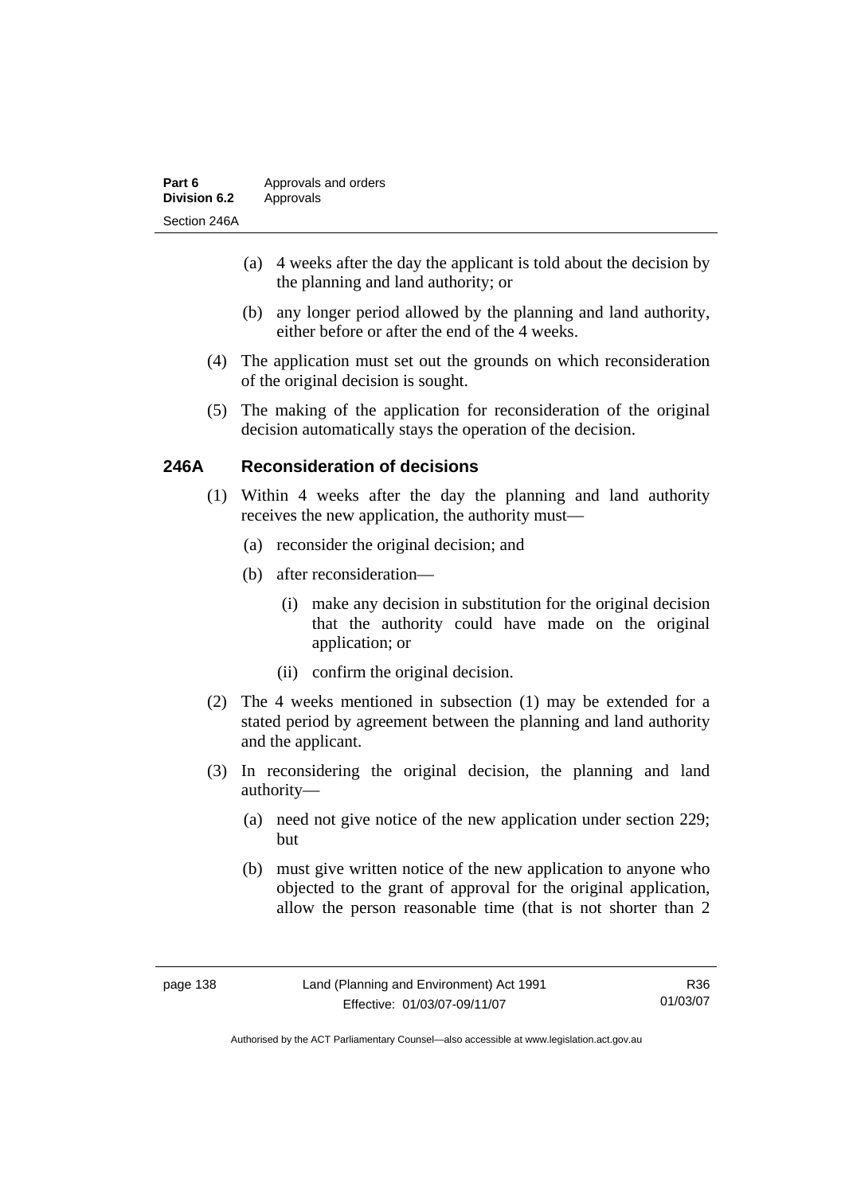(a) 4 weeks after the day the applicant is told about the decision by the planning and land authority; or

(b) any longer period allowed by the planning and land authority, either before or after the end of the 4 weeks.

(4) The application must set out the grounds on which reconsideration of the original decision is sought.

(5) The making of the application for reconsideration of the original decision automatically stays the operation of the decision.

## 246A Reconsideration of decisions

(1) Within 4 weeks after the day the planning and land authority receives the new application, the authority must—

(a) reconsider the original decision; and

(b) after reconsideration—

(i) make any decision in substitution for the original decision that the authority could have made on the original application; or

(ii) confirm the original decision.

(2) The 4 weeks mentioned in subsection (1) may be extended for a stated period by agreement between the planning and land authority and the applicant.

(3) In reconsidering the original decision, the planning and land authority—

(a) need not give notice of the new application under section 229; but

(b) must give written notice of the new application to anyone who objected to the grant of approval for the original application, allow the person reasonable time (that is not shorter than 2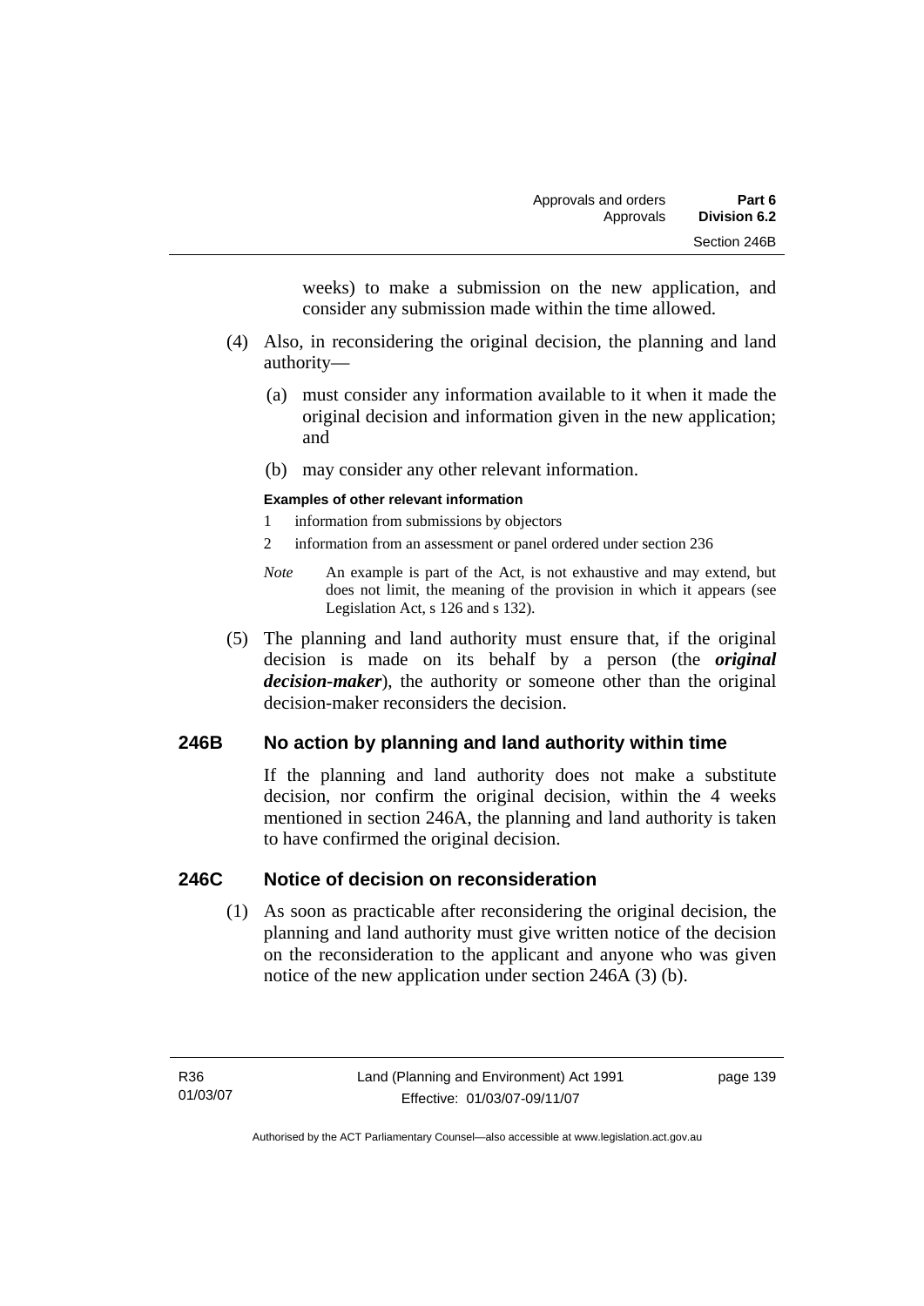weeks) to make a submission on the new application, and consider any submission made within the time allowed.

(4) Also, in reconsidering the original decision, the planning and land authority—

(a) must consider any information available to it when it made the original decision and information given in the new application; and

(b) may consider any other relevant information.

**Examples of other relevant information**

1 information from submissions by objectors

2 information from an assessment or panel ordered under section 236

*Note* An example is part of the Act, is not exhaustive and may extend, but does not limit, the meaning of the provision in which it appears (see Legislation Act, s 126 and s 132).

(5) The planning and land authority must ensure that, if the original decision is made on its behalf by a person (the ***original decision-maker***), the authority or someone other than the original decision-maker reconsiders the decision.

## 246B No action by planning and land authority within time

If the planning and land authority does not make a substitute decision, nor confirm the original decision, within the 4 weeks mentioned in section 246A, the planning and land authority is taken to have confirmed the original decision.

## 246C Notice of decision on reconsideration

(1) As soon as practicable after reconsidering the original decision, the planning and land authority must give written notice of the decision on the reconsideration to the applicant and anyone who was given notice of the new application under section 246A (3) (b).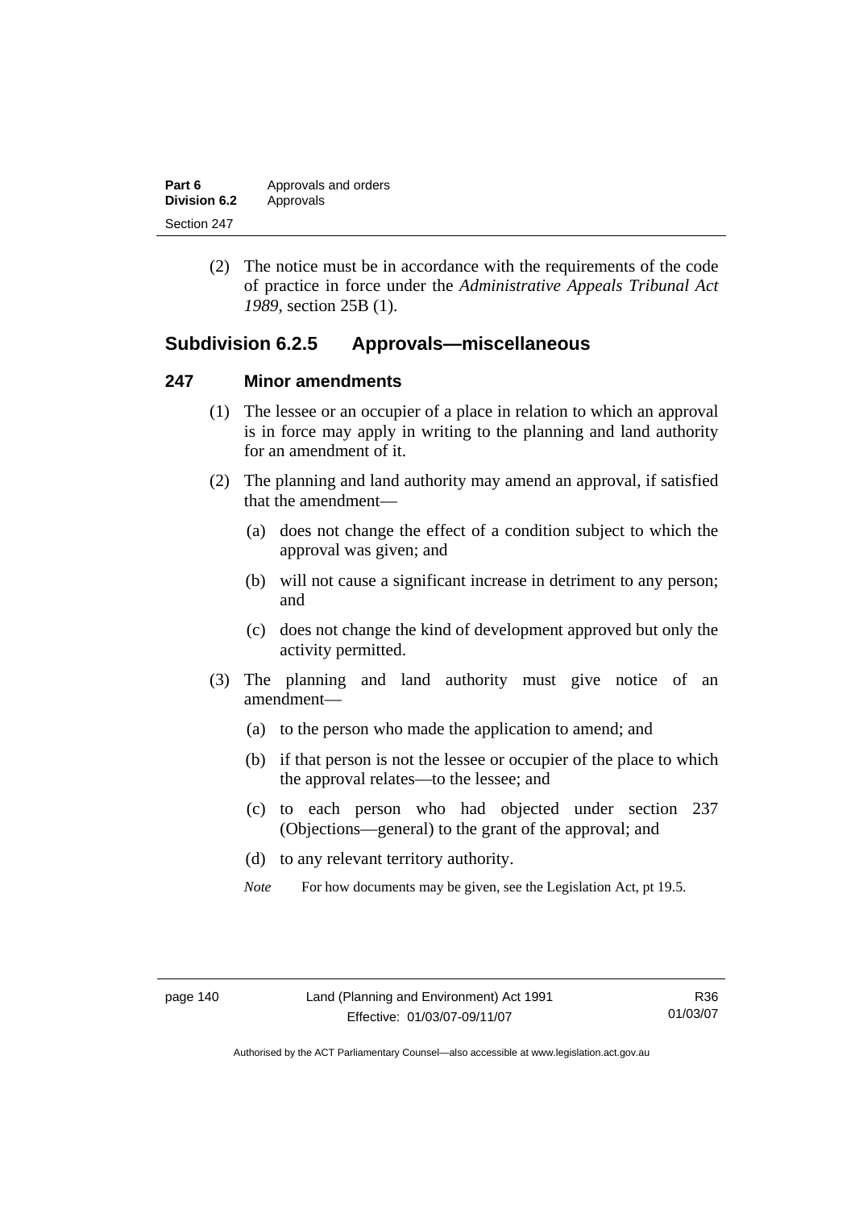(2) The notice must be in accordance with the requirements of the code of practice in force under the *Administrative Appeals Tribunal Act 1989*, section 25B (1).

## Subdivision 6.2.5 Approvals—miscellaneous

### 247 Minor amendments

(1) The lessee or an occupier of a place in relation to which an approval is in force may apply in writing to the planning and land authority for an amendment of it.

(2) The planning and land authority may amend an approval, if satisfied that the amendment—

(a) does not change the effect of a condition subject to which the approval was given; and

(b) will not cause a significant increase in detriment to any person; and

(c) does not change the kind of development approved but only the activity permitted.

(3) The planning and land authority must give notice of an amendment—

(a) to the person who made the application to amend; and

(b) if that person is not the lessee or occupier of the place to which the approval relates—to the lessee; and

(c) to each person who had objected under section 237 (Objections—general) to the grant of the approval; and

(d) to any relevant territory authority.

*Note* For how documents may be given, see the Legislation Act, pt 19.5.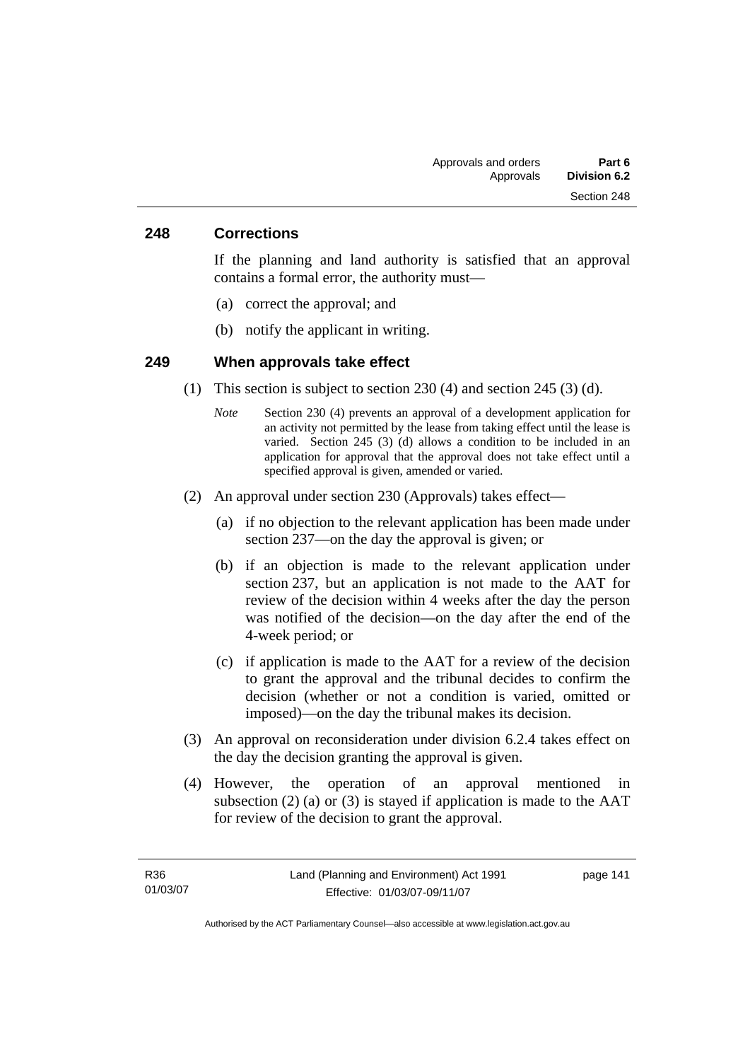## 248 Corrections

If the planning and land authority is satisfied that an approval contains a formal error, the authority must—

(a) correct the approval; and

(b) notify the applicant in writing.

## 249 When approvals take effect

(1) This section is subject to section 230 (4) and section 245 (3) (d).

*Note* Section 230 (4) prevents an approval of a development application for an activity not permitted by the lease from taking effect until the lease is varied. Section 245 (3) (d) allows a condition to be included in an application for approval that the approval does not take effect until a specified approval is given, amended or varied.

(2) An approval under section 230 (Approvals) takes effect—

(a) if no objection to the relevant application has been made under section 237—on the day the approval is given; or

(b) if an objection is made to the relevant application under section 237, but an application is not made to the AAT for review of the decision within 4 weeks after the day the person was notified of the decision—on the day after the end of the 4-week period; or

(c) if application is made to the AAT for a review of the decision to grant the approval and the tribunal decides to confirm the decision (whether or not a condition is varied, omitted or imposed)—on the day the tribunal makes its decision.

(3) An approval on reconsideration under division 6.2.4 takes effect on the day the decision granting the approval is given.

(4) However, the operation of an approval mentioned in subsection (2) (a) or (3) is stayed if application is made to the AAT for review of the decision to grant the approval.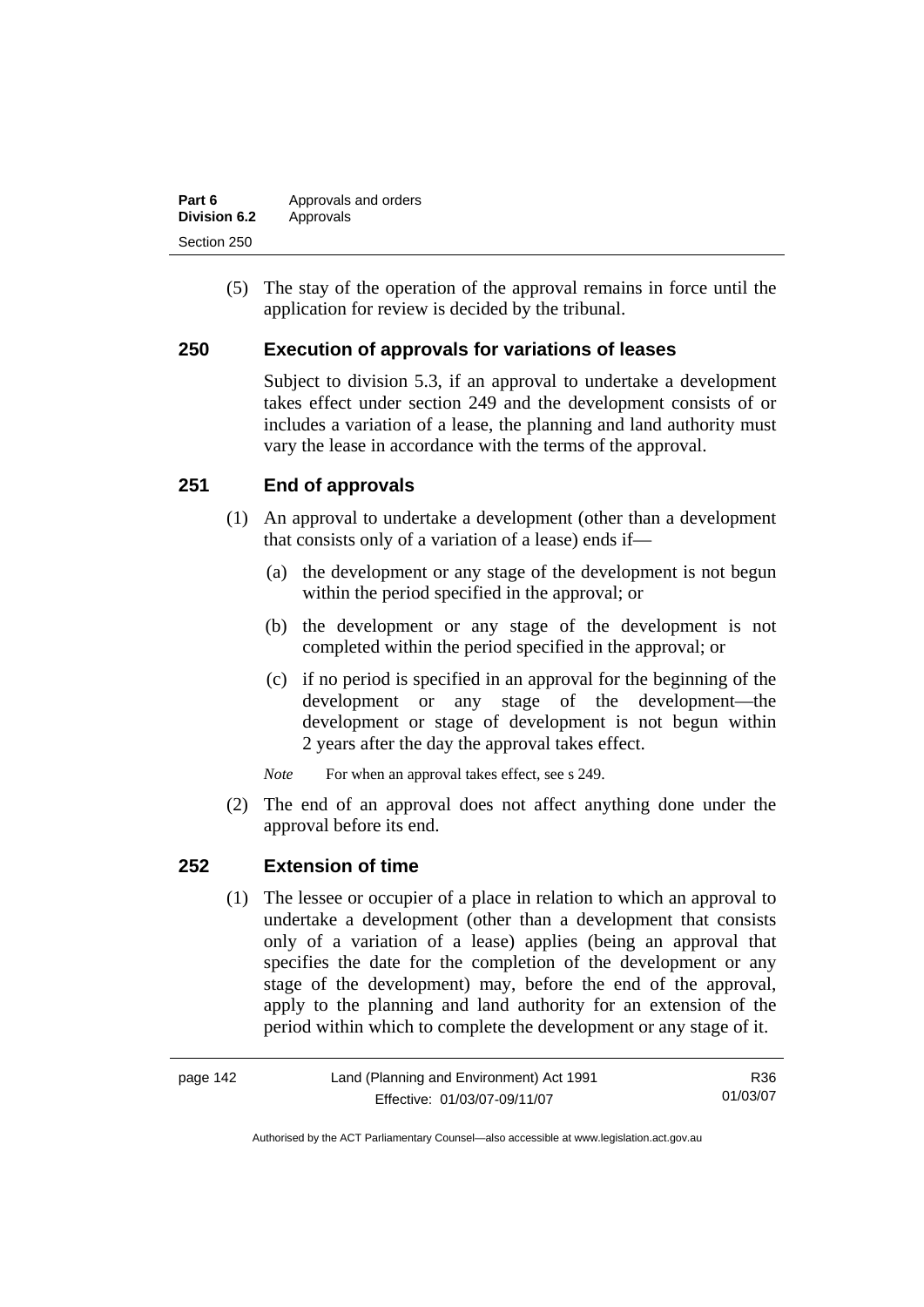(5) The stay of the operation of the approval remains in force until the application for review is decided by the tribunal.

## 250 Execution of approvals for variations of leases

Subject to division 5.3, if an approval to undertake a development takes effect under section 249 and the development consists of or includes a variation of a lease, the planning and land authority must vary the lease in accordance with the terms of the approval.

## 251 End of approvals

(1) An approval to undertake a development (other than a development that consists only of a variation of a lease) ends if—

(a) the development or any stage of the development is not begun within the period specified in the approval; or

(b) the development or any stage of the development is not completed within the period specified in the approval; or

(c) if no period is specified in an approval for the beginning of the development or any stage of the development—the development or stage of development is not begun within 2 years after the day the approval takes effect.

*Note* For when an approval takes effect, see s 249.

(2) The end of an approval does not affect anything done under the approval before its end.

## 252 Extension of time

(1) The lessee or occupier of a place in relation to which an approval to undertake a development (other than a development that consists only of a variation of a lease) applies (being an approval that specifies the date for the completion of the development or any stage of the development) may, before the end of the approval, apply to the planning and land authority for an extension of the period within which to complete the development or any stage of it.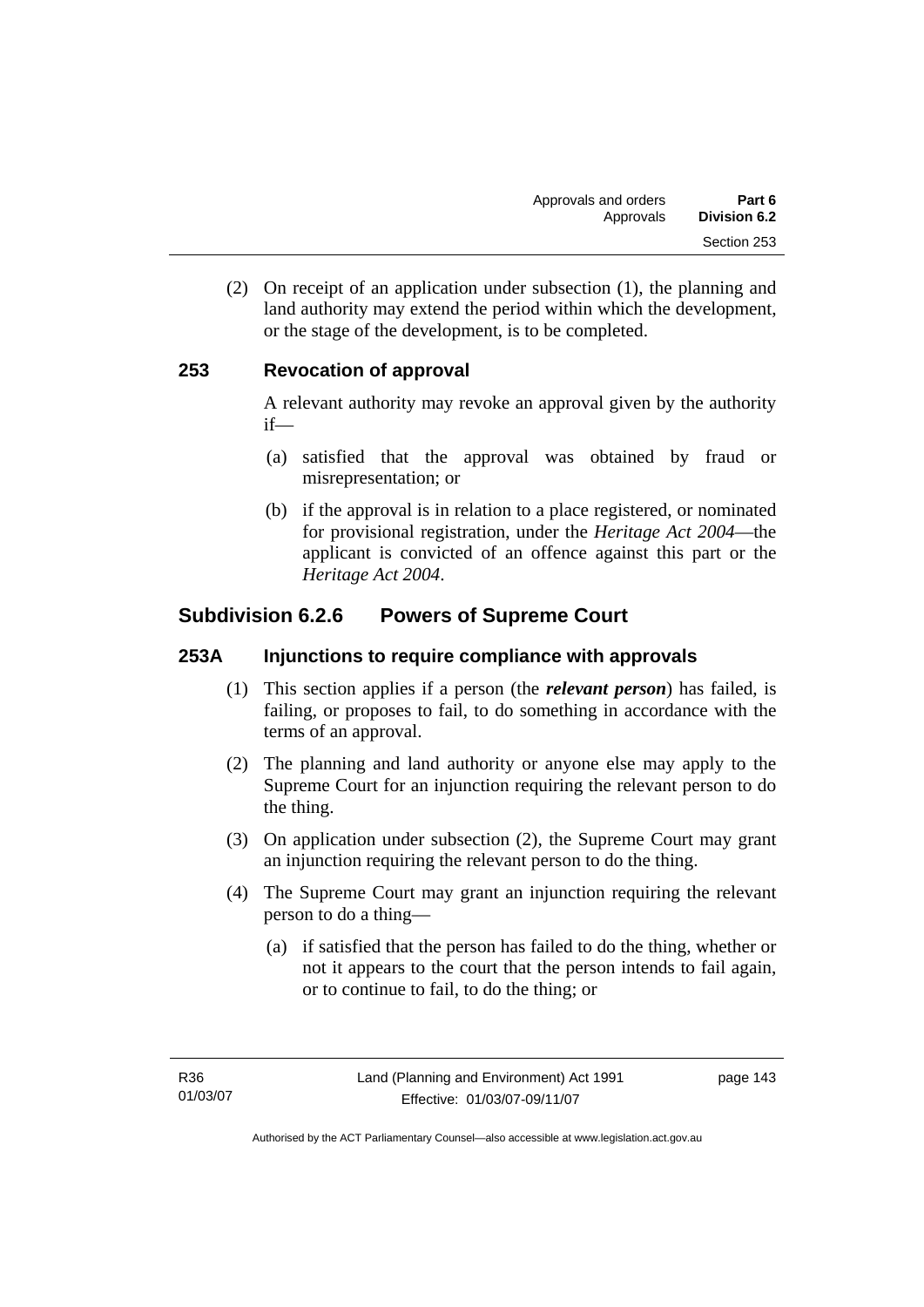(2) On receipt of an application under subsection (1), the planning and land authority may extend the period within which the development, or the stage of the development, is to be completed.

### 253 Revocation of approval

A relevant authority may revoke an approval given by the authority if—

(a) satisfied that the approval was obtained by fraud or misrepresentation; or

(b) if the approval is in relation to a place registered, or nominated for provisional registration, under the *Heritage Act 2004*—the applicant is convicted of an offence against this part or the *Heritage Act 2004*.

## Subdivision 6.2.6 Powers of Supreme Court

### 253A Injunctions to require compliance with approvals

(1) This section applies if a person (the ***relevant person***) has failed, is failing, or proposes to fail, to do something in accordance with the terms of an approval.

(2) The planning and land authority or anyone else may apply to the Supreme Court for an injunction requiring the relevant person to do the thing.

(3) On application under subsection (2), the Supreme Court may grant an injunction requiring the relevant person to do the thing.

(4) The Supreme Court may grant an injunction requiring the relevant person to do a thing—

(a) if satisfied that the person has failed to do the thing, whether or not it appears to the court that the person intends to fail again, or to continue to fail, to do the thing; or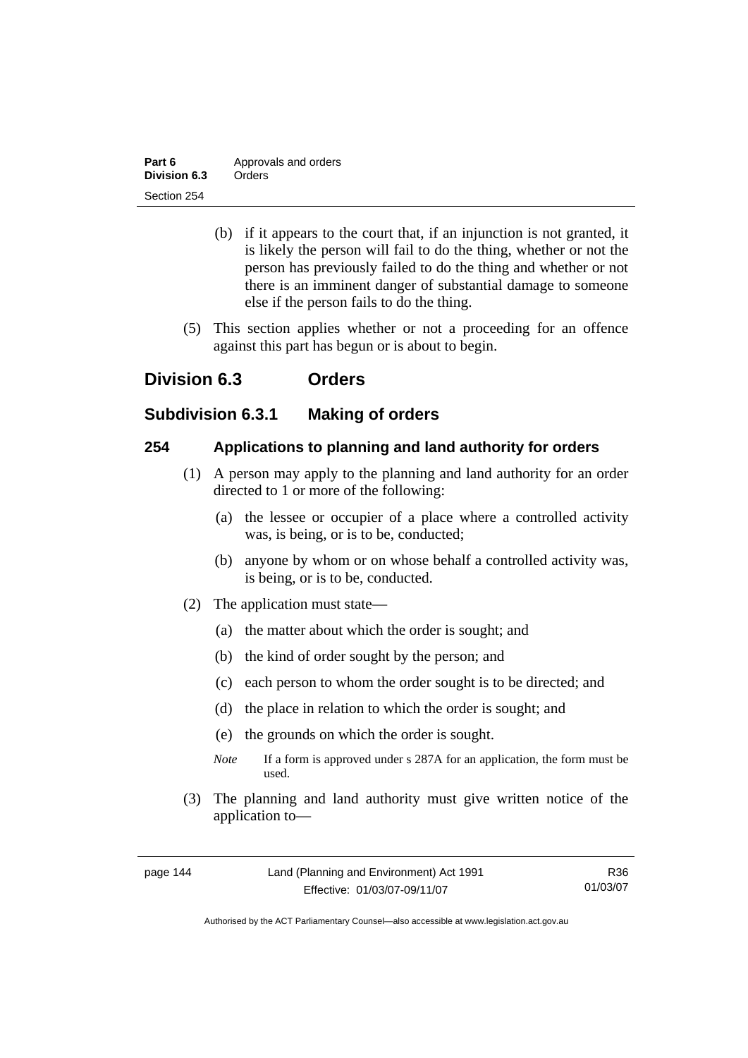(b) if it appears to the court that, if an injunction is not granted, it is likely the person will fail to do the thing, whether or not the person has previously failed to do the thing and whether or not there is an imminent danger of substantial damage to someone else if the person fails to do the thing.

(5) This section applies whether or not a proceeding for an offence against this part has begun or is about to begin.

## Division 6.3 Orders

### Subdivision 6.3.1 Making of orders

#### 254 Applications to planning and land authority for orders

(1) A person may apply to the planning and land authority for an order directed to 1 or more of the following:

(a) the lessee or occupier of a place where a controlled activity was, is being, or is to be, conducted;

(b) anyone by whom or on whose behalf a controlled activity was, is being, or is to be, conducted.

(2) The application must state—

(a) the matter about which the order is sought; and

(b) the kind of order sought by the person; and

(c) each person to whom the order sought is to be directed; and

(d) the place in relation to which the order is sought; and

(e) the grounds on which the order is sought.

*Note* If a form is approved under s 287A for an application, the form must be used.

(3) The planning and land authority must give written notice of the application to—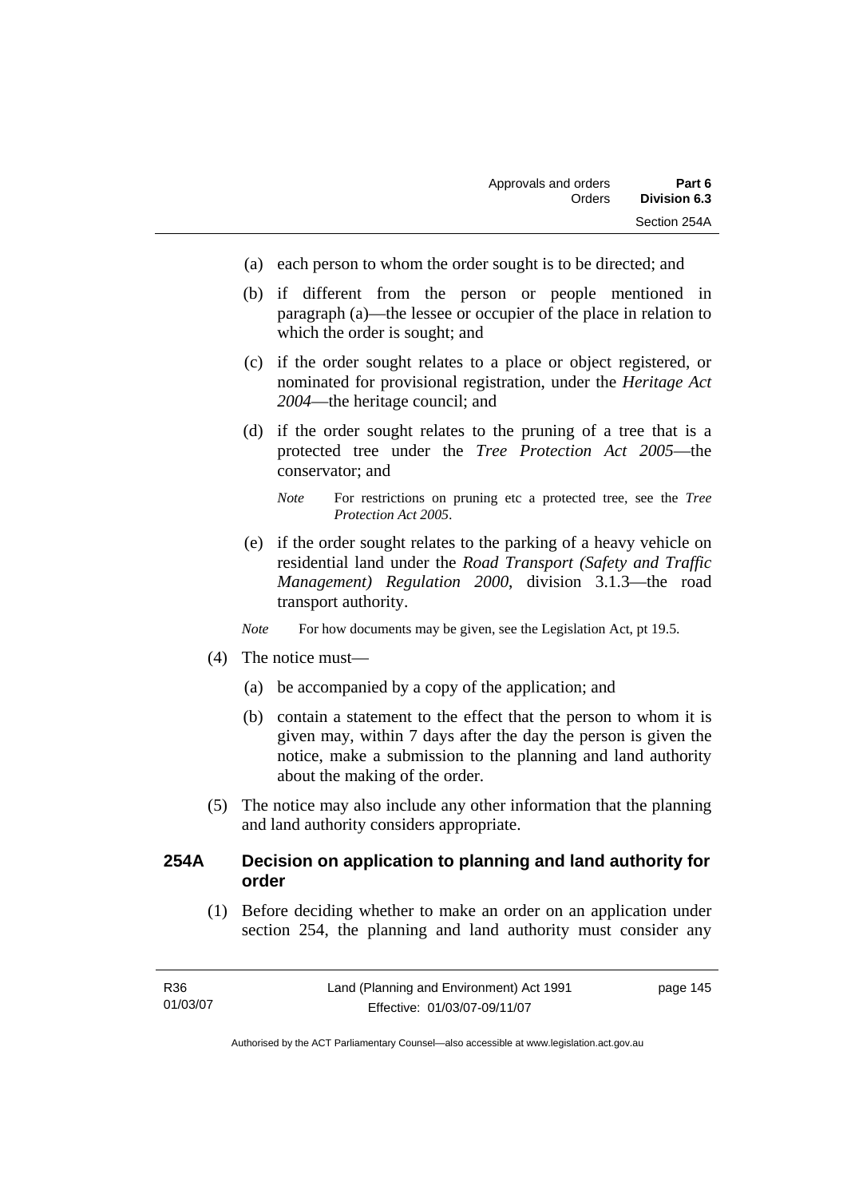(a) each person to whom the order sought is to be directed; and

(b) if different from the person or people mentioned in paragraph (a)—the lessee or occupier of the place in relation to which the order is sought; and

(c) if the order sought relates to a place or object registered, or nominated for provisional registration, under the *Heritage Act 2004*—the heritage council; and

(d) if the order sought relates to the pruning of a tree that is a protected tree under the *Tree Protection Act 2005*—the conservator; and

*Note* For restrictions on pruning etc a protected tree, see the *Tree Protection Act 2005*.

(e) if the order sought relates to the parking of a heavy vehicle on residential land under the *Road Transport (Safety and Traffic Management) Regulation 2000*, division 3.1.3—the road transport authority.

*Note* For how documents may be given, see the Legislation Act, pt 19.5.

(4) The notice must—

(a) be accompanied by a copy of the application; and

(b) contain a statement to the effect that the person to whom it is given may, within 7 days after the day the person is given the notice, make a submission to the planning and land authority about the making of the order.

(5) The notice may also include any other information that the planning and land authority considers appropriate.

### 254A Decision on application to planning and land authority for order

(1) Before deciding whether to make an order on an application under section 254, the planning and land authority must consider any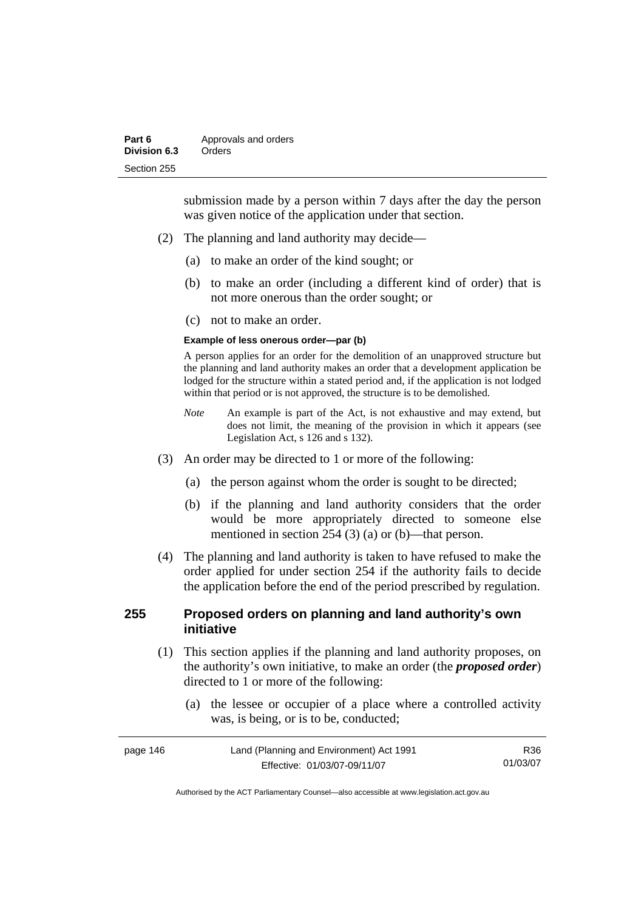submission made by a person within 7 days after the day the person was given notice of the application under that section.

(2) The planning and land authority may decide—

(a) to make an order of the kind sought; or

(b) to make an order (including a different kind of order) that is not more onerous than the order sought; or

(c) not to make an order.

**Example of less onerous order—par (b)**

A person applies for an order for the demolition of an unapproved structure but the planning and land authority makes an order that a development application be lodged for the structure within a stated period and, if the application is not lodged within that period or is not approved, the structure is to be demolished.

*Note* An example is part of the Act, is not exhaustive and may extend, but does not limit, the meaning of the provision in which it appears (see Legislation Act, s 126 and s 132).

(3) An order may be directed to 1 or more of the following:

(a) the person against whom the order is sought to be directed;

(b) if the planning and land authority considers that the order would be more appropriately directed to someone else mentioned in section 254 (3) (a) or (b)—that person.

(4) The planning and land authority is taken to have refused to make the order applied for under section 254 if the authority fails to decide the application before the end of the period prescribed by regulation.

## 255 Proposed orders on planning and land authority's own initiative

(1) This section applies if the planning and land authority proposes, on the authority's own initiative, to make an order (the ***proposed order***) directed to 1 or more of the following:

(a) the lessee or occupier of a place where a controlled activity was, is being, or is to be, conducted;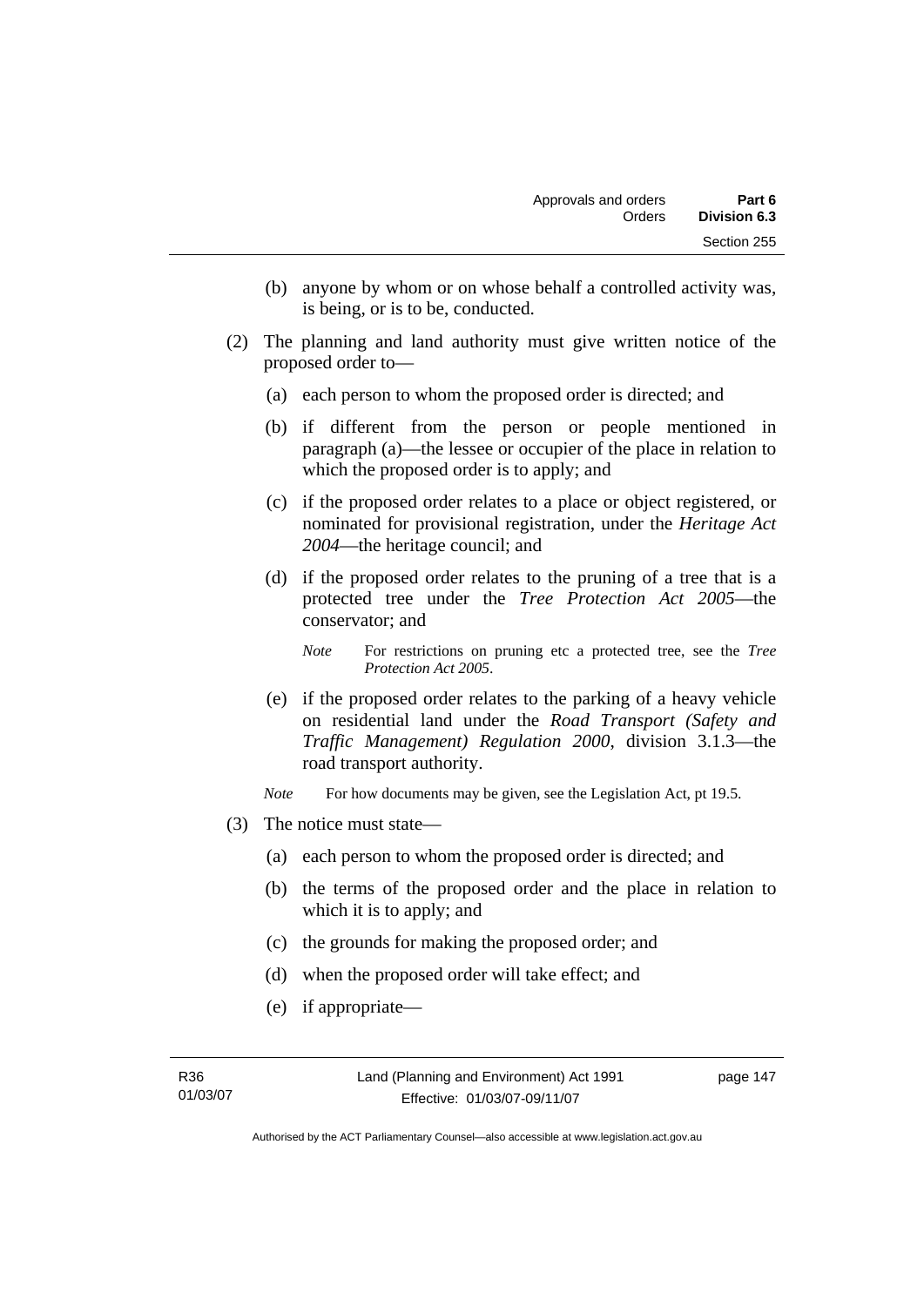(b) anyone by whom or on whose behalf a controlled activity was, is being, or is to be, conducted.

(2) The planning and land authority must give written notice of the proposed order to—

(a) each person to whom the proposed order is directed; and

(b) if different from the person or people mentioned in paragraph (a)—the lessee or occupier of the place in relation to which the proposed order is to apply; and

(c) if the proposed order relates to a place or object registered, or nominated for provisional registration, under the *Heritage Act 2004*—the heritage council; and

(d) if the proposed order relates to the pruning of a tree that is a protected tree under the *Tree Protection Act 2005*—the conservator; and

*Note* For restrictions on pruning etc a protected tree, see the *Tree Protection Act 2005*.

(e) if the proposed order relates to the parking of a heavy vehicle on residential land under the *Road Transport (Safety and Traffic Management) Regulation 2000*, division 3.1.3—the road transport authority.

*Note* For how documents may be given, see the Legislation Act, pt 19.5.

(3) The notice must state—

(a) each person to whom the proposed order is directed; and

(b) the terms of the proposed order and the place in relation to which it is to apply; and

(c) the grounds for making the proposed order; and

(d) when the proposed order will take effect; and

(e) if appropriate—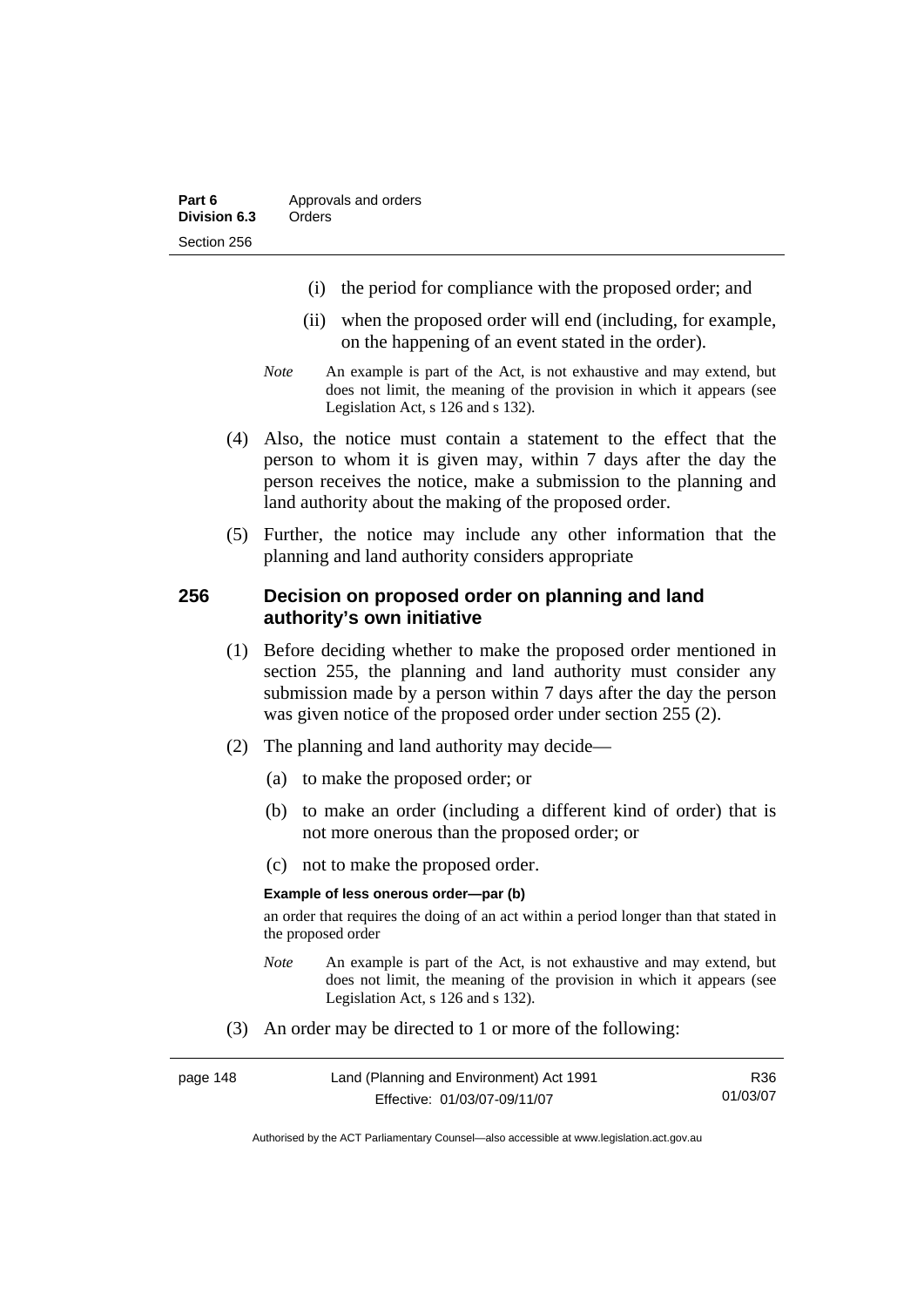(i) the period for compliance with the proposed order; and

(ii) when the proposed order will end (including, for example, on the happening of an event stated in the order).

*Note* An example is part of the Act, is not exhaustive and may extend, but does not limit, the meaning of the provision in which it appears (see Legislation Act, s 126 and s 132).

(4) Also, the notice must contain a statement to the effect that the person to whom it is given may, within 7 days after the day the person receives the notice, make a submission to the planning and land authority about the making of the proposed order.

(5) Further, the notice may include any other information that the planning and land authority considers appropriate

## 256 Decision on proposed order on planning and land authority's own initiative

(1) Before deciding whether to make the proposed order mentioned in section 255, the planning and land authority must consider any submission made by a person within 7 days after the day the person was given notice of the proposed order under section 255 (2).

(2) The planning and land authority may decide—

(a) to make the proposed order; or

(b) to make an order (including a different kind of order) that is not more onerous than the proposed order; or

(c) not to make the proposed order.

**Example of less onerous order—par (b)**

an order that requires the doing of an act within a period longer than that stated in the proposed order

*Note* An example is part of the Act, is not exhaustive and may extend, but does not limit, the meaning of the provision in which it appears (see Legislation Act, s 126 and s 132).

(3) An order may be directed to 1 or more of the following: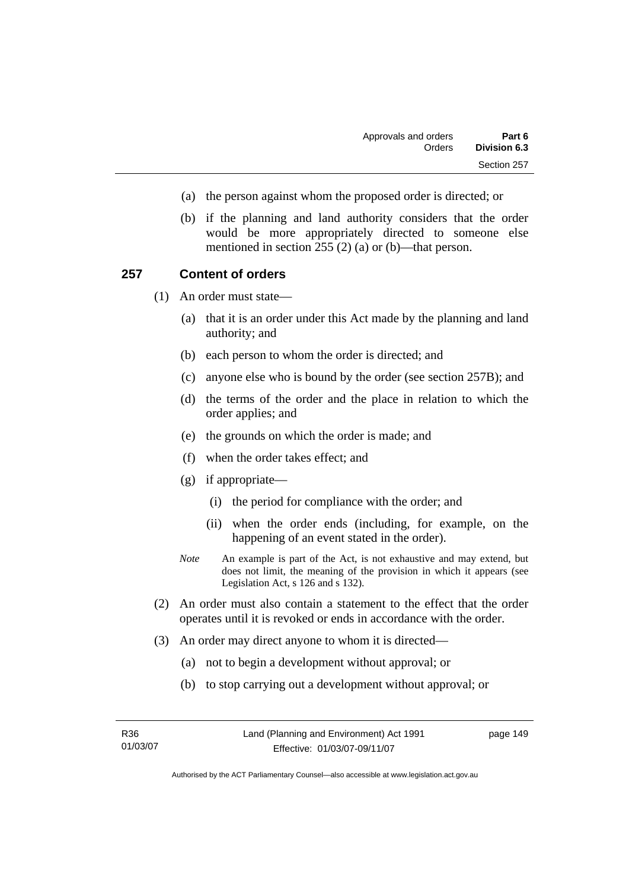(a) the person against whom the proposed order is directed; or

(b) if the planning and land authority considers that the order would be more appropriately directed to someone else mentioned in section 255 (2) (a) or (b)—that person.

## 257 Content of orders

(1) An order must state—

(a) that it is an order under this Act made by the planning and land authority; and

(b) each person to whom the order is directed; and

(c) anyone else who is bound by the order (see section 257B); and

(d) the terms of the order and the place in relation to which the order applies; and

(e) the grounds on which the order is made; and

(f) when the order takes effect; and

(g) if appropriate—

(i) the period for compliance with the order; and

(ii) when the order ends (including, for example, on the happening of an event stated in the order).

*Note* An example is part of the Act, is not exhaustive and may extend, but does not limit, the meaning of the provision in which it appears (see Legislation Act, s 126 and s 132).

(2) An order must also contain a statement to the effect that the order operates until it is revoked or ends in accordance with the order.

(3) An order may direct anyone to whom it is directed—

(a) not to begin a development without approval; or

(b) to stop carrying out a development without approval; or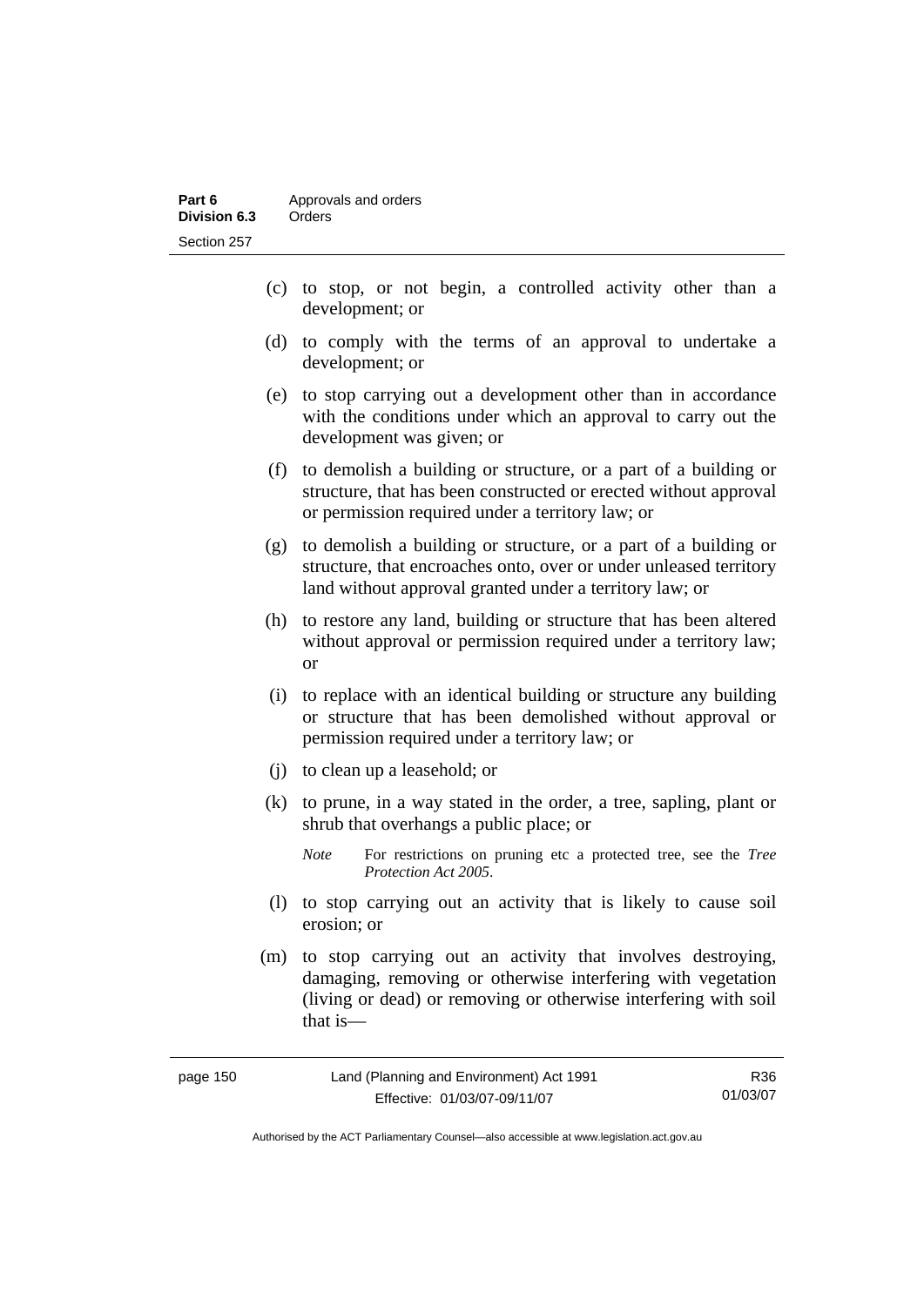(c) to stop, or not begin, a controlled activity other than a development; or

(d) to comply with the terms of an approval to undertake a development; or

(e) to stop carrying out a development other than in accordance with the conditions under which an approval to carry out the development was given; or

(f) to demolish a building or structure, or a part of a building or structure, that has been constructed or erected without approval or permission required under a territory law; or

(g) to demolish a building or structure, or a part of a building or structure, that encroaches onto, over or under unleased territory land without approval granted under a territory law; or

(h) to restore any land, building or structure that has been altered without approval or permission required under a territory law; or

(i) to replace with an identical building or structure any building or structure that has been demolished without approval or permission required under a territory law; or

(j) to clean up a leasehold; or

(k) to prune, in a way stated in the order, a tree, sapling, plant or shrub that overhangs a public place; or

*Note* For restrictions on pruning etc a protected tree, see the *Tree Protection Act 2005*.

(l) to stop carrying out an activity that is likely to cause soil erosion; or

(m) to stop carrying out an activity that involves destroying, damaging, removing or otherwise interfering with vegetation (living or dead) or removing or otherwise interfering with soil that is—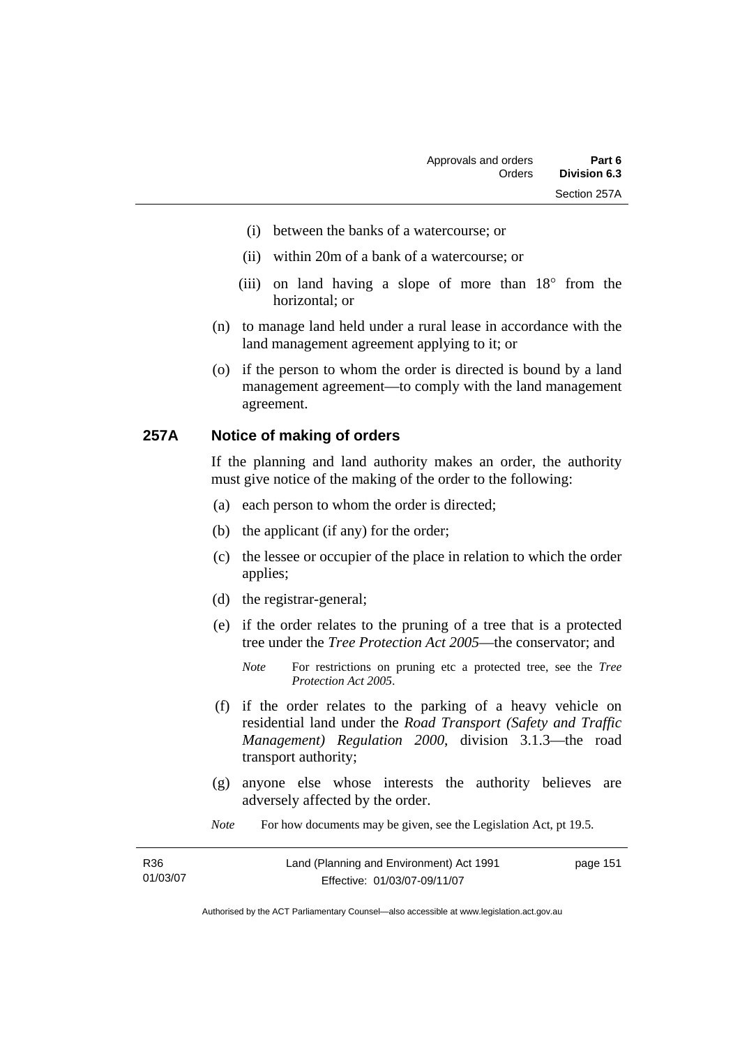(i) between the banks of a watercourse; or

(ii) within 20m of a bank of a watercourse; or

(iii) on land having a slope of more than 18° from the horizontal; or

(n) to manage land held under a rural lease in accordance with the land management agreement applying to it; or

(o) if the person to whom the order is directed is bound by a land management agreement—to comply with the land management agreement.

### 257A Notice of making of orders

If the planning and land authority makes an order, the authority must give notice of the making of the order to the following:

(a) each person to whom the order is directed;

(b) the applicant (if any) for the order;

(c) the lessee or occupier of the place in relation to which the order applies;

(d) the registrar-general;

(e) if the order relates to the pruning of a tree that is a protected tree under the *Tree Protection Act 2005*—the conservator; and

*Note* For restrictions on pruning etc a protected tree, see the *Tree Protection Act 2005*.

(f) if the order relates to the parking of a heavy vehicle on residential land under the *Road Transport (Safety and Traffic Management) Regulation 2000*, division 3.1.3—the road transport authority;

(g) anyone else whose interests the authority believes are adversely affected by the order.

*Note* For how documents may be given, see the Legislation Act, pt 19.5.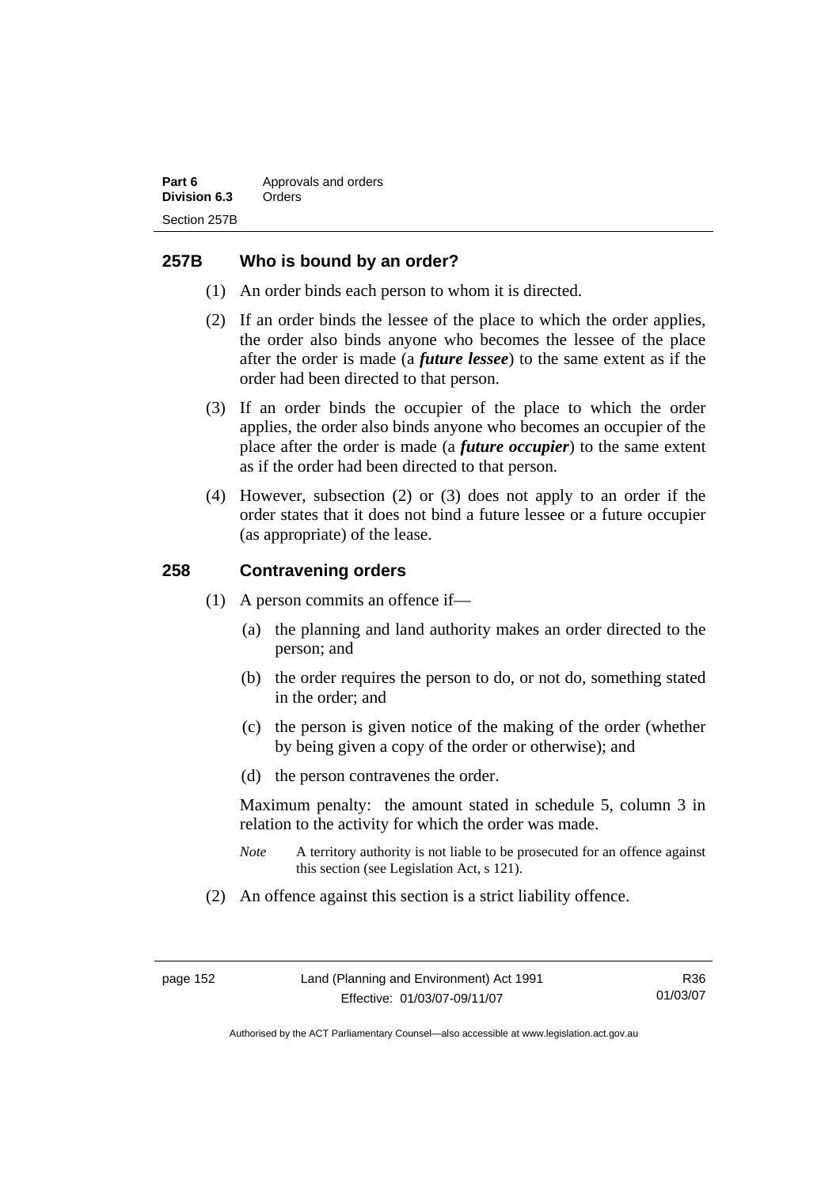## 257B Who is bound by an order?

(1) An order binds each person to whom it is directed.

(2) If an order binds the lessee of the place to which the order applies, the order also binds anyone who becomes the lessee of the place after the order is made (a ***future lessee***) to the same extent as if the order had been directed to that person.

(3) If an order binds the occupier of the place to which the order applies, the order also binds anyone who becomes an occupier of the place after the order is made (a ***future occupier***) to the same extent as if the order had been directed to that person.

(4) However, subsection (2) or (3) does not apply to an order if the order states that it does not bind a future lessee or a future occupier (as appropriate) of the lease.

## 258 Contravening orders

(1) A person commits an offence if—

(a) the planning and land authority makes an order directed to the person; and

(b) the order requires the person to do, or not do, something stated in the order; and

(c) the person is given notice of the making of the order (whether by being given a copy of the order or otherwise); and

(d) the person contravenes the order.

Maximum penalty: the amount stated in schedule 5, column 3 in relation to the activity for which the order was made.

*Note* A territory authority is not liable to be prosecuted for an offence against this section (see Legislation Act, s 121).

(2) An offence against this section is a strict liability offence.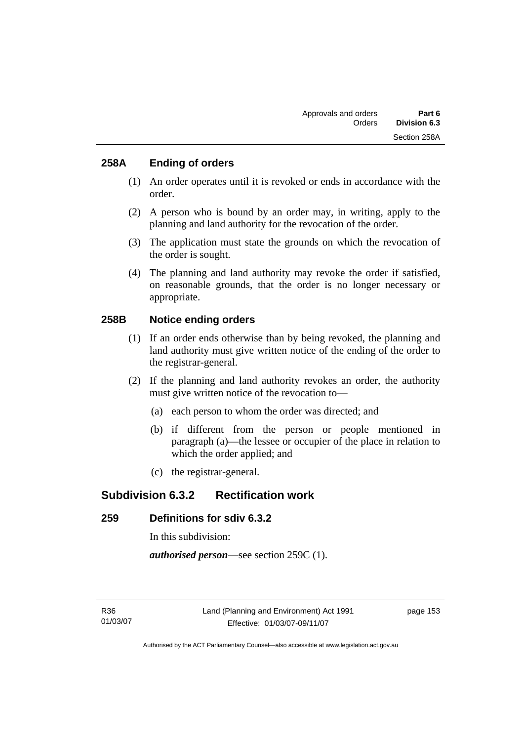## 258A Ending of orders

(1) An order operates until it is revoked or ends in accordance with the order.

(2) A person who is bound by an order may, in writing, apply to the planning and land authority for the revocation of the order.

(3) The application must state the grounds on which the revocation of the order is sought.

(4) The planning and land authority may revoke the order if satisfied, on reasonable grounds, that the order is no longer necessary or appropriate.

## 258B Notice ending orders

(1) If an order ends otherwise than by being revoked, the planning and land authority must give written notice of the ending of the order to the registrar-general.

(2) If the planning and land authority revokes an order, the authority must give written notice of the revocation to—

(a) each person to whom the order was directed; and

(b) if different from the person or people mentioned in paragraph (a)—the lessee or occupier of the place in relation to which the order applied; and

(c) the registrar-general.

# Subdivision 6.3.2 Rectification work

## 259 Definitions for sdiv 6.3.2

In this subdivision:

***authorised person***—see section 259C (1).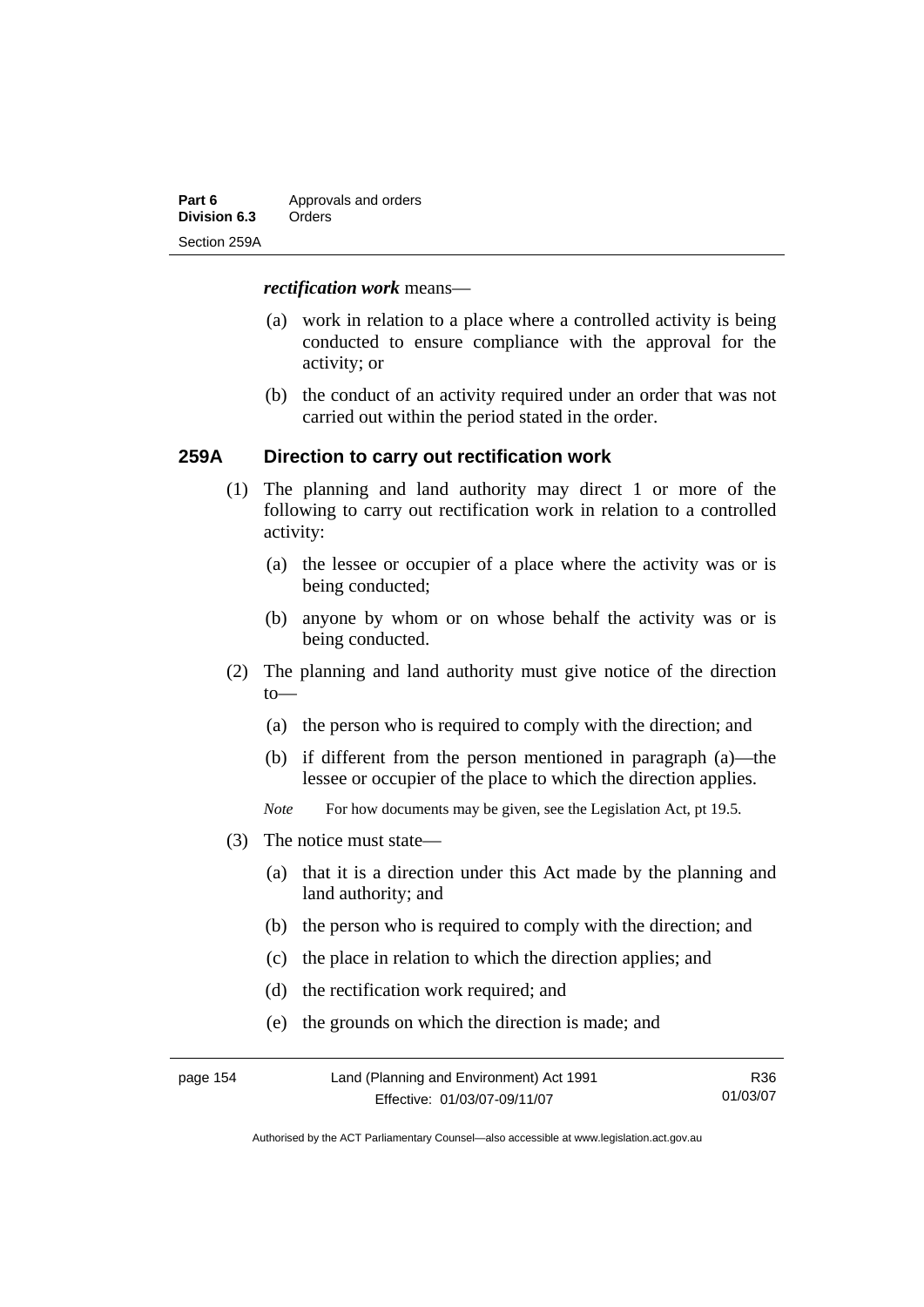***rectification work*** means—

(a) work in relation to a place where a controlled activity is being conducted to ensure compliance with the approval for the activity; or

(b) the conduct of an activity required under an order that was not carried out within the period stated in the order.

### 259A Direction to carry out rectification work

(1) The planning and land authority may direct 1 or more of the following to carry out rectification work in relation to a controlled activity:

(a) the lessee or occupier of a place where the activity was or is being conducted;

(b) anyone by whom or on whose behalf the activity was or is being conducted.

(2) The planning and land authority must give notice of the direction to—

(a) the person who is required to comply with the direction; and

(b) if different from the person mentioned in paragraph (a)—the lessee or occupier of the place to which the direction applies.

*Note* For how documents may be given, see the Legislation Act, pt 19.5.

(3) The notice must state—

(a) that it is a direction under this Act made by the planning and land authority; and

(b) the person who is required to comply with the direction; and

(c) the place in relation to which the direction applies; and

(d) the rectification work required; and

(e) the grounds on which the direction is made; and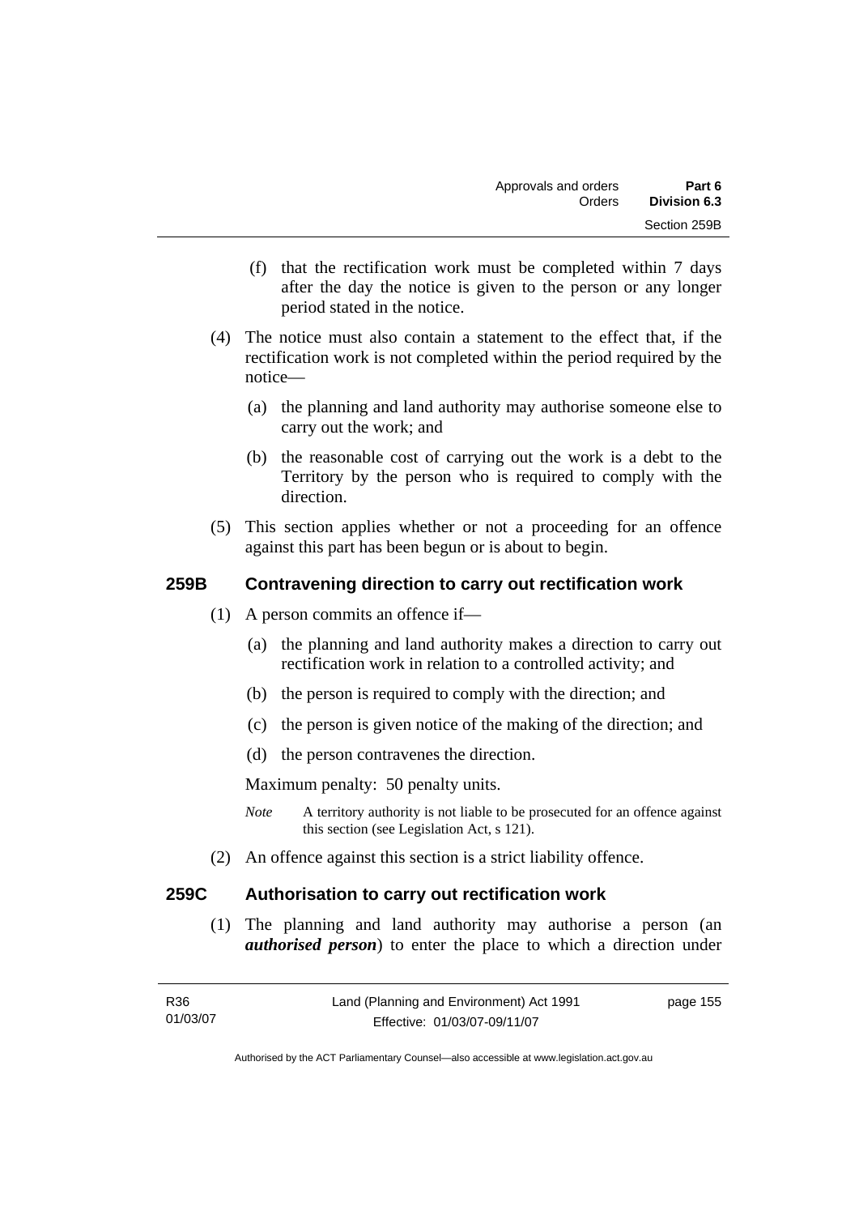(f) that the rectification work must be completed within 7 days after the day the notice is given to the person or any longer period stated in the notice.

(4) The notice must also contain a statement to the effect that, if the rectification work is not completed within the period required by the notice—

(a) the planning and land authority may authorise someone else to carry out the work; and

(b) the reasonable cost of carrying out the work is a debt to the Territory by the person who is required to comply with the direction.

(5) This section applies whether or not a proceeding for an offence against this part has been begun or is about to begin.

## 259B Contravening direction to carry out rectification work

(1) A person commits an offence if—

(a) the planning and land authority makes a direction to carry out rectification work in relation to a controlled activity; and

(b) the person is required to comply with the direction; and

(c) the person is given notice of the making of the direction; and

(d) the person contravenes the direction.

Maximum penalty: 50 penalty units.

*Note* A territory authority is not liable to be prosecuted for an offence against this section (see Legislation Act, s 121).

(2) An offence against this section is a strict liability offence.

## 259C Authorisation to carry out rectification work

(1) The planning and land authority may authorise a person (an ***authorised person***) to enter the place to which a direction under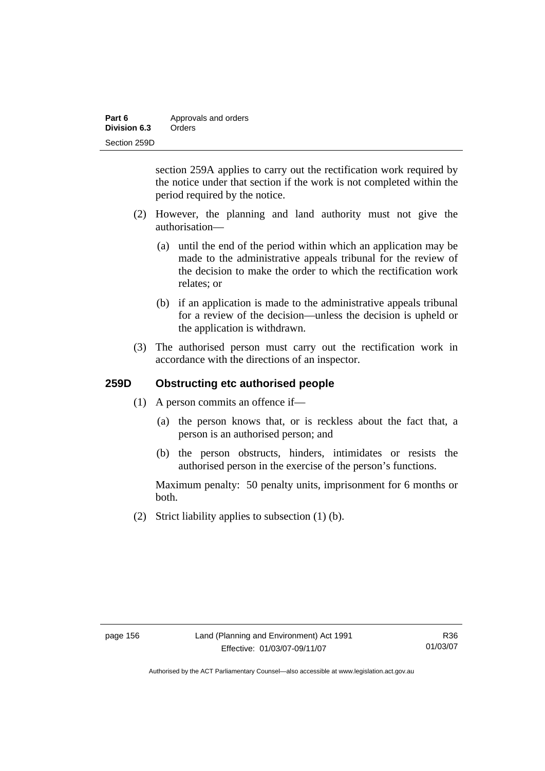section 259A applies to carry out the rectification work required by the notice under that section if the work is not completed within the period required by the notice.

(2) However, the planning and land authority must not give the authorisation—

(a) until the end of the period within which an application may be made to the administrative appeals tribunal for the review of the decision to make the order to which the rectification work relates; or

(b) if an application is made to the administrative appeals tribunal for a review of the decision—unless the decision is upheld or the application is withdrawn.

(3) The authorised person must carry out the rectification work in accordance with the directions of an inspector.

### 259D Obstructing etc authorised people

(1) A person commits an offence if—

(a) the person knows that, or is reckless about the fact that, a person is an authorised person; and

(b) the person obstructs, hinders, intimidates or resists the authorised person in the exercise of the person's functions.

Maximum penalty: 50 penalty units, imprisonment for 6 months or both.

(2) Strict liability applies to subsection (1) (b).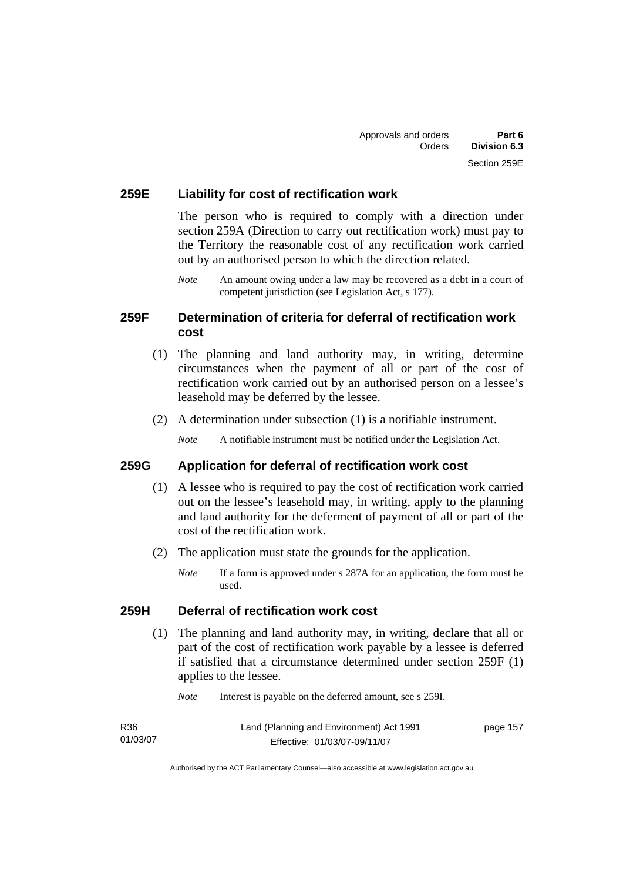## 259E Liability for cost of rectification work

The person who is required to comply with a direction under section 259A (Direction to carry out rectification work) must pay to the Territory the reasonable cost of any rectification work carried out by an authorised person to which the direction related.

*Note* An amount owing under a law may be recovered as a debt in a court of competent jurisdiction (see Legislation Act, s 177).

## 259F Determination of criteria for deferral of rectification work cost

(1) The planning and land authority may, in writing, determine circumstances when the payment of all or part of the cost of rectification work carried out by an authorised person on a lessee's leasehold may be deferred by the lessee.

(2) A determination under subsection (1) is a notifiable instrument.

*Note* A notifiable instrument must be notified under the Legislation Act.

## 259G Application for deferral of rectification work cost

(1) A lessee who is required to pay the cost of rectification work carried out on the lessee's leasehold may, in writing, apply to the planning and land authority for the deferment of payment of all or part of the cost of the rectification work.

(2) The application must state the grounds for the application.

*Note* If a form is approved under s 287A for an application, the form must be used.

## 259H Deferral of rectification work cost

(1) The planning and land authority may, in writing, declare that all or part of the cost of rectification work payable by a lessee is deferred if satisfied that a circumstance determined under section 259F (1) applies to the lessee.

*Note* Interest is payable on the deferred amount, see s 259I.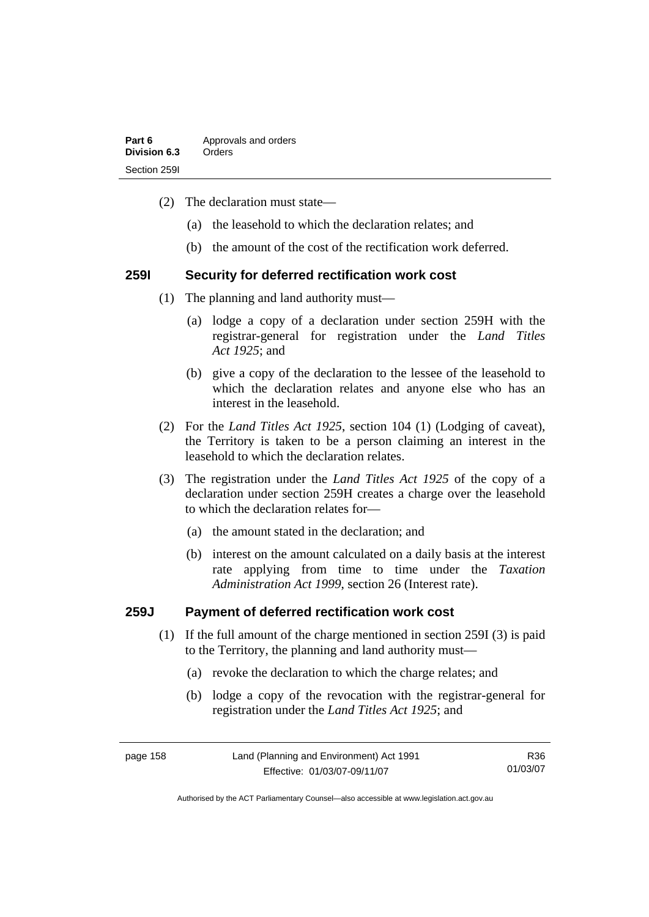(2) The declaration must state—

(a) the leasehold to which the declaration relates; and

(b) the amount of the cost of the rectification work deferred.

### 259I Security for deferred rectification work cost

(1) The planning and land authority must—

(a) lodge a copy of a declaration under section 259H with the registrar-general for registration under the *Land Titles Act 1925*; and

(b) give a copy of the declaration to the lessee of the leasehold to which the declaration relates and anyone else who has an interest in the leasehold.

(2) For the *Land Titles Act 1925*, section 104 (1) (Lodging of caveat), the Territory is taken to be a person claiming an interest in the leasehold to which the declaration relates.

(3) The registration under the *Land Titles Act 1925* of the copy of a declaration under section 259H creates a charge over the leasehold to which the declaration relates for—

(a) the amount stated in the declaration; and

(b) interest on the amount calculated on a daily basis at the interest rate applying from time to time under the *Taxation Administration Act 1999*, section 26 (Interest rate).

### 259J Payment of deferred rectification work cost

(1) If the full amount of the charge mentioned in section 259I (3) is paid to the Territory, the planning and land authority must—

(a) revoke the declaration to which the charge relates; and

(b) lodge a copy of the revocation with the registrar-general for registration under the *Land Titles Act 1925*; and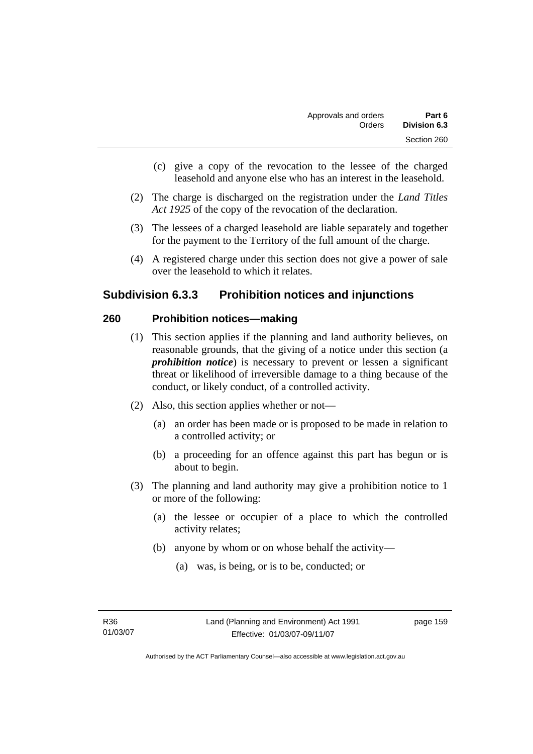(c) give a copy of the revocation to the lessee of the charged leasehold and anyone else who has an interest in the leasehold.

(2) The charge is discharged on the registration under the *Land Titles Act 1925* of the copy of the revocation of the declaration.

(3) The lessees of a charged leasehold are liable separately and together for the payment to the Territory of the full amount of the charge.

(4) A registered charge under this section does not give a power of sale over the leasehold to which it relates.

## Subdivision 6.3.3 Prohibition notices and injunctions

### 260 Prohibition notices—making

(1) This section applies if the planning and land authority believes, on reasonable grounds, that the giving of a notice under this section (a ***prohibition notice***) is necessary to prevent or lessen a significant threat or likelihood of irreversible damage to a thing because of the conduct, or likely conduct, of a controlled activity.

(2) Also, this section applies whether or not—

(a) an order has been made or is proposed to be made in relation to a controlled activity; or

(b) a proceeding for an offence against this part has begun or is about to begin.

(3) The planning and land authority may give a prohibition notice to 1 or more of the following:

(a) the lessee or occupier of a place to which the controlled activity relates;

(b) anyone by whom or on whose behalf the activity—

(a) was, is being, or is to be, conducted; or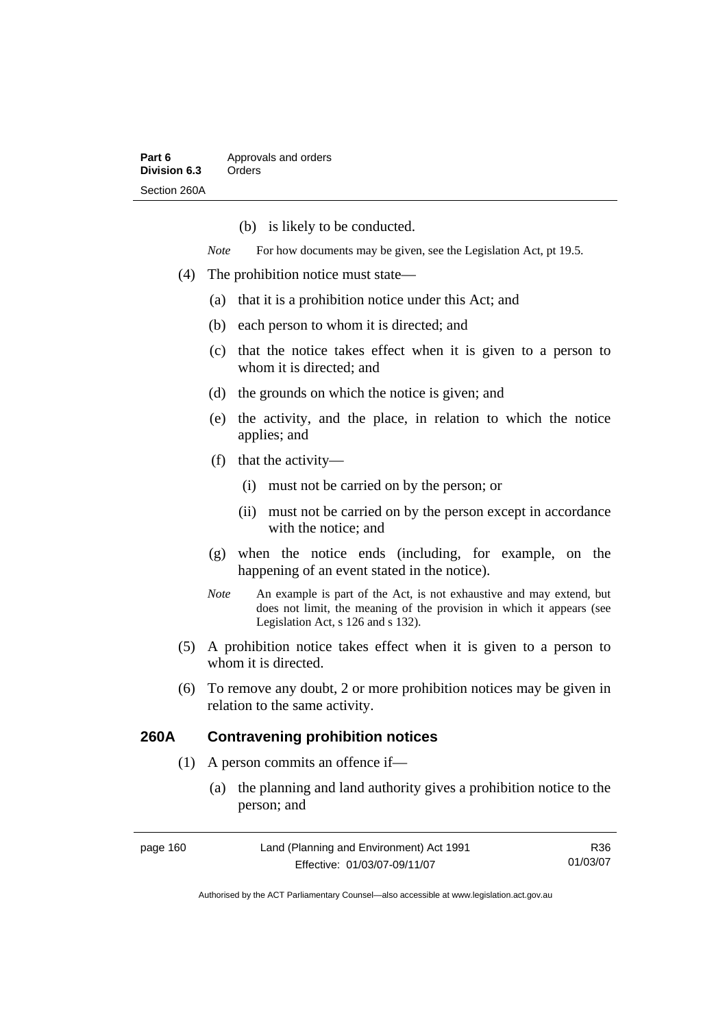(b) is likely to be conducted.

*Note* For how documents may be given, see the Legislation Act, pt 19.5.

(4) The prohibition notice must state—

(a) that it is a prohibition notice under this Act; and

(b) each person to whom it is directed; and

(c) that the notice takes effect when it is given to a person to whom it is directed; and

(d) the grounds on which the notice is given; and

(e) the activity, and the place, in relation to which the notice applies; and

(f) that the activity—

(i) must not be carried on by the person; or

(ii) must not be carried on by the person except in accordance with the notice; and

(g) when the notice ends (including, for example, on the happening of an event stated in the notice).

*Note* An example is part of the Act, is not exhaustive and may extend, but does not limit, the meaning of the provision in which it appears (see Legislation Act, s 126 and s 132).

(5) A prohibition notice takes effect when it is given to a person to whom it is directed.

(6) To remove any doubt, 2 or more prohibition notices may be given in relation to the same activity.

### 260A Contravening prohibition notices

(1) A person commits an offence if—

(a) the planning and land authority gives a prohibition notice to the person; and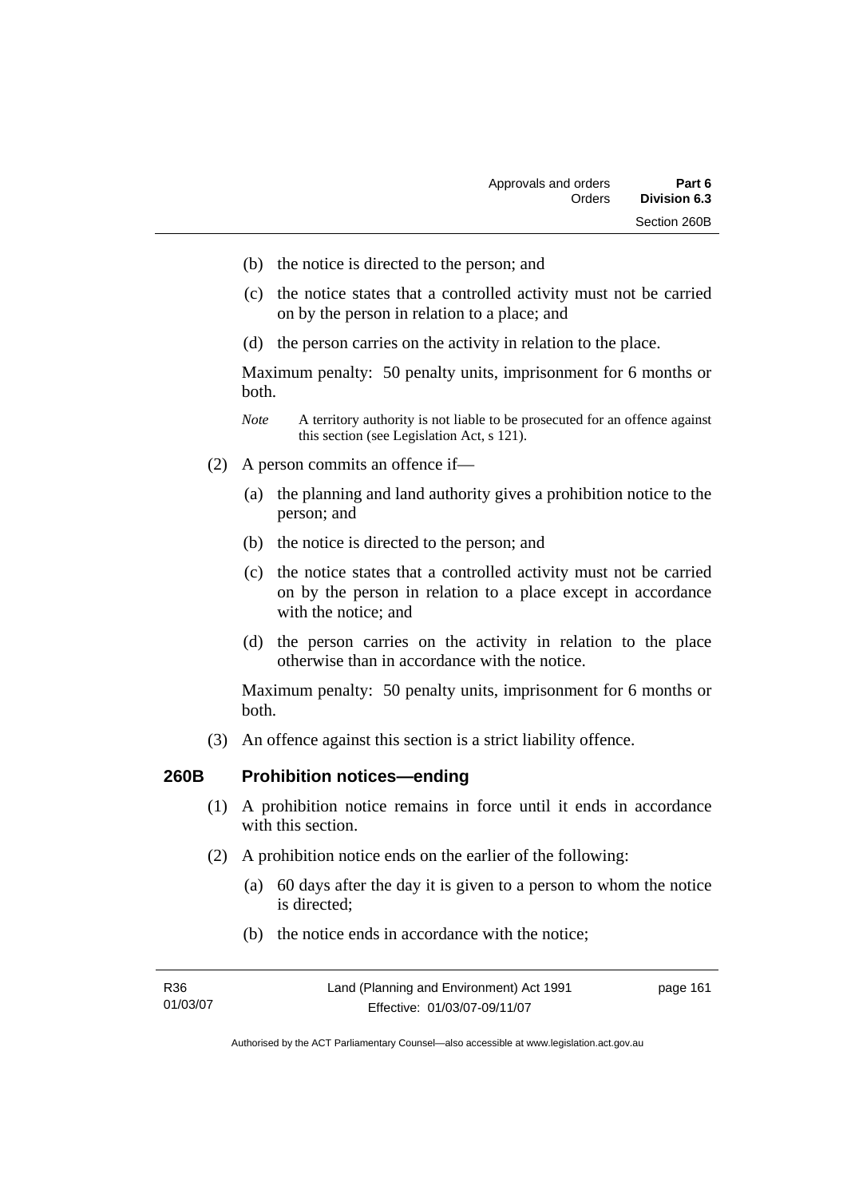(b) the notice is directed to the person; and

(c) the notice states that a controlled activity must not be carried on by the person in relation to a place; and

(d) the person carries on the activity in relation to the place.

Maximum penalty: 50 penalty units, imprisonment for 6 months or both.

*Note* A territory authority is not liable to be prosecuted for an offence against this section (see Legislation Act, s 121).

(2) A person commits an offence if—

(a) the planning and land authority gives a prohibition notice to the person; and

(b) the notice is directed to the person; and

(c) the notice states that a controlled activity must not be carried on by the person in relation to a place except in accordance with the notice; and

(d) the person carries on the activity in relation to the place otherwise than in accordance with the notice.

Maximum penalty: 50 penalty units, imprisonment for 6 months or both.

(3) An offence against this section is a strict liability offence.

## 260B Prohibition notices—ending

(1) A prohibition notice remains in force until it ends in accordance with this section.

(2) A prohibition notice ends on the earlier of the following:

(a) 60 days after the day it is given to a person to whom the notice is directed;

(b) the notice ends in accordance with the notice;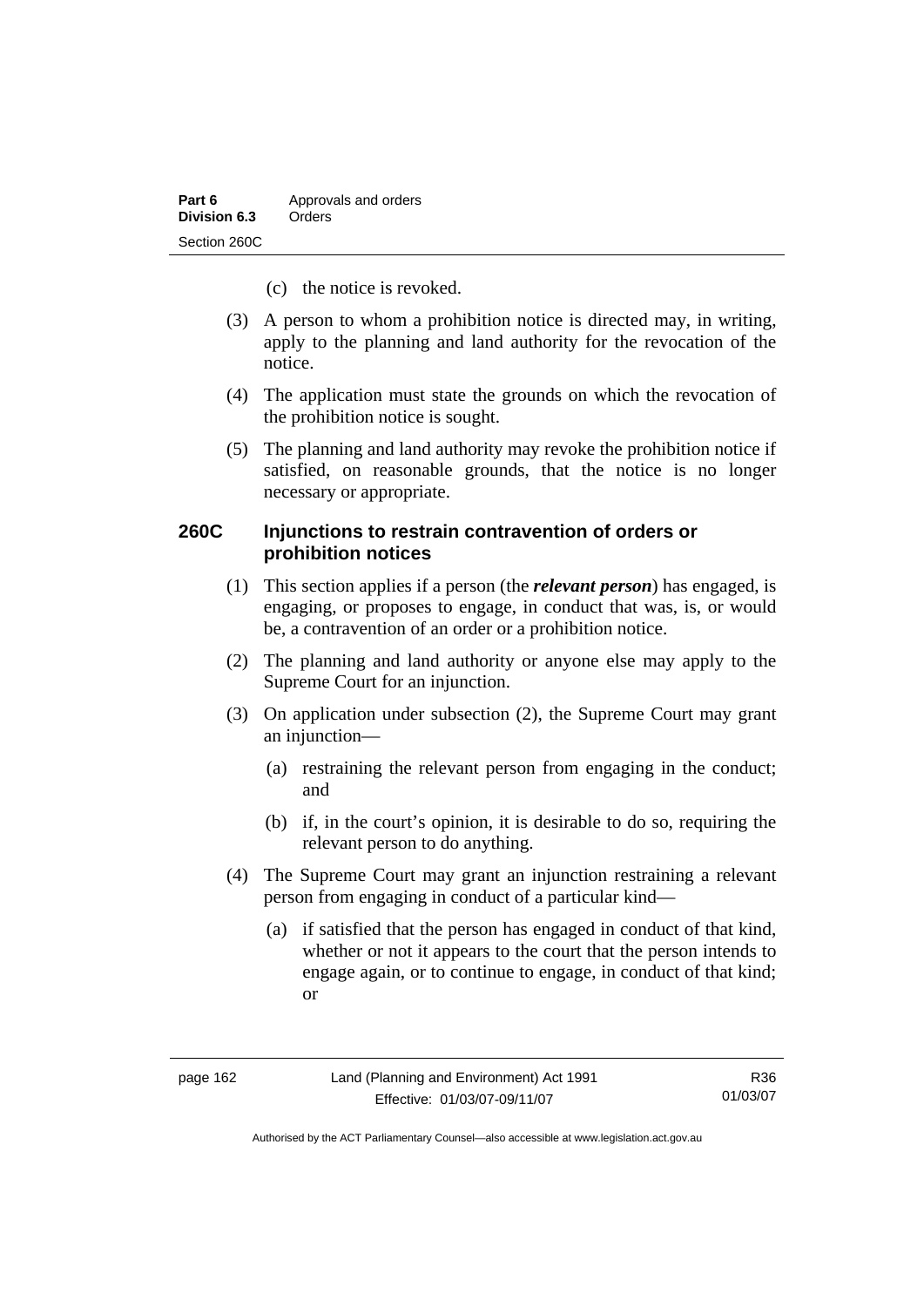(c) the notice is revoked.

(3) A person to whom a prohibition notice is directed may, in writing, apply to the planning and land authority for the revocation of the notice.

(4) The application must state the grounds on which the revocation of the prohibition notice is sought.

(5) The planning and land authority may revoke the prohibition notice if satisfied, on reasonable grounds, that the notice is no longer necessary or appropriate.

### 260C Injunctions to restrain contravention of orders or prohibition notices

(1) This section applies if a person (the ***relevant person***) has engaged, is engaging, or proposes to engage, in conduct that was, is, or would be, a contravention of an order or a prohibition notice.

(2) The planning and land authority or anyone else may apply to the Supreme Court for an injunction.

(3) On application under subsection (2), the Supreme Court may grant an injunction—

(a) restraining the relevant person from engaging in the conduct; and

(b) if, in the court's opinion, it is desirable to do so, requiring the relevant person to do anything.

(4) The Supreme Court may grant an injunction restraining a relevant person from engaging in conduct of a particular kind—

(a) if satisfied that the person has engaged in conduct of that kind, whether or not it appears to the court that the person intends to engage again, or to continue to engage, in conduct of that kind; or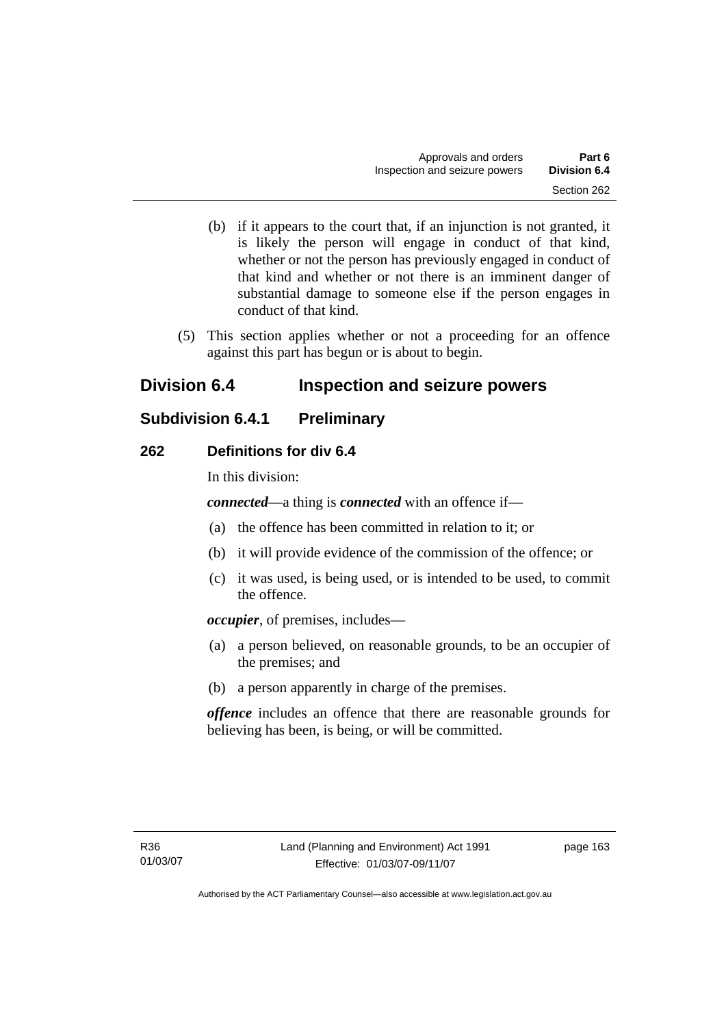(b) if it appears to the court that, if an injunction is not granted, it is likely the person will engage in conduct of that kind, whether or not the person has previously engaged in conduct of that kind and whether or not there is an imminent danger of substantial damage to someone else if the person engages in conduct of that kind.

(5) This section applies whether or not a proceeding for an offence against this part has begun or is about to begin.

## Division 6.4 Inspection and seizure powers

### Subdivision 6.4.1 Preliminary

#### 262 Definitions for div 6.4

In this division:

***connected***—a thing is ***connected*** with an offence if—

(a) the offence has been committed in relation to it; or

(b) it will provide evidence of the commission of the offence; or

(c) it was used, is being used, or is intended to be used, to commit the offence.

***occupier***, of premises, includes—

(a) a person believed, on reasonable grounds, to be an occupier of the premises; and

(b) a person apparently in charge of the premises.

***offence*** includes an offence that there are reasonable grounds for believing has been, is being, or will be committed.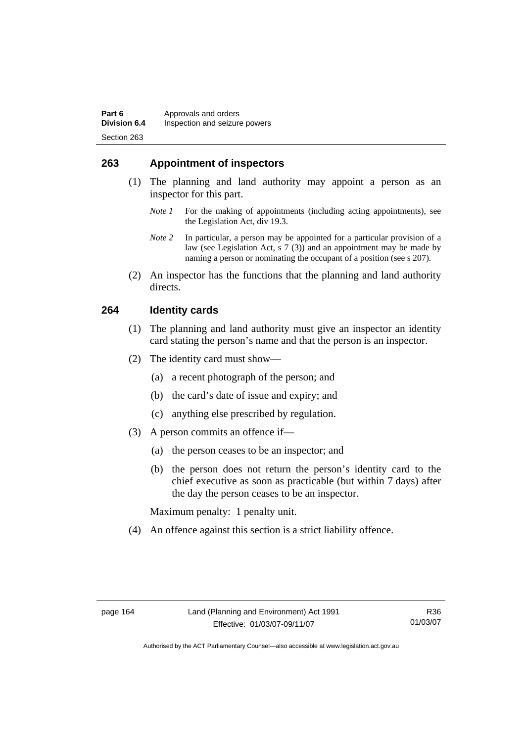## 263 Appointment of inspectors

(1) The planning and land authority may appoint a person as an inspector for this part.

*Note 1* For the making of appointments (including acting appointments), see the Legislation Act, div 19.3.

*Note 2* In particular, a person may be appointed for a particular provision of a law (see Legislation Act, s 7 (3)) and an appointment may be made by naming a person or nominating the occupant of a position (see s 207).

(2) An inspector has the functions that the planning and land authority directs.

## 264 Identity cards

(1) The planning and land authority must give an inspector an identity card stating the person's name and that the person is an inspector.

(2) The identity card must show—

(a) a recent photograph of the person; and

(b) the card's date of issue and expiry; and

(c) anything else prescribed by regulation.

(3) A person commits an offence if—

(a) the person ceases to be an inspector; and

(b) the person does not return the person's identity card to the chief executive as soon as practicable (but within 7 days) after the day the person ceases to be an inspector.

Maximum penalty: 1 penalty unit.

(4) An offence against this section is a strict liability offence.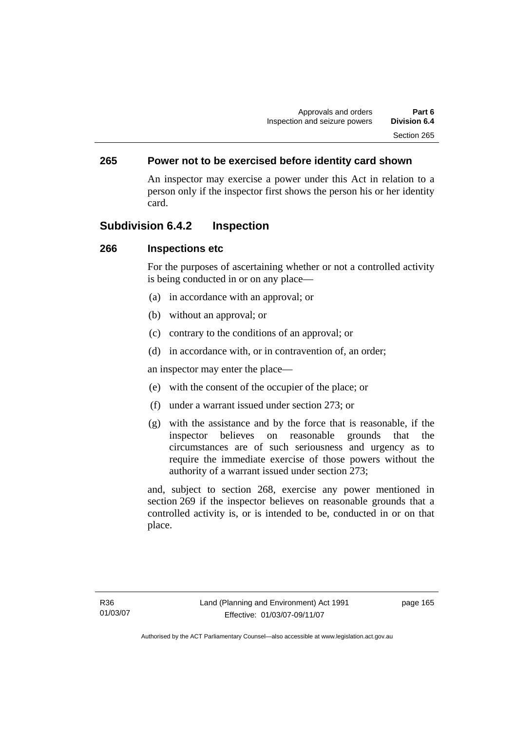### 265 Power not to be exercised before identity card shown

An inspector may exercise a power under this Act in relation to a person only if the inspector first shows the person his or her identity card.

## Subdivision 6.4.2 Inspection

### 266 Inspections etc

For the purposes of ascertaining whether or not a controlled activity is being conducted in or on any place—

(a) in accordance with an approval; or

(b) without an approval; or

(c) contrary to the conditions of an approval; or

(d) in accordance with, or in contravention of, an order;

an inspector may enter the place—

(e) with the consent of the occupier of the place; or

(f) under a warrant issued under section 273; or

(g) with the assistance and by the force that is reasonable, if the inspector believes on reasonable grounds that the circumstances are of such seriousness and urgency as to require the immediate exercise of those powers without the authority of a warrant issued under section 273;

and, subject to section 268, exercise any power mentioned in section 269 if the inspector believes on reasonable grounds that a controlled activity is, or is intended to be, conducted in or on that place.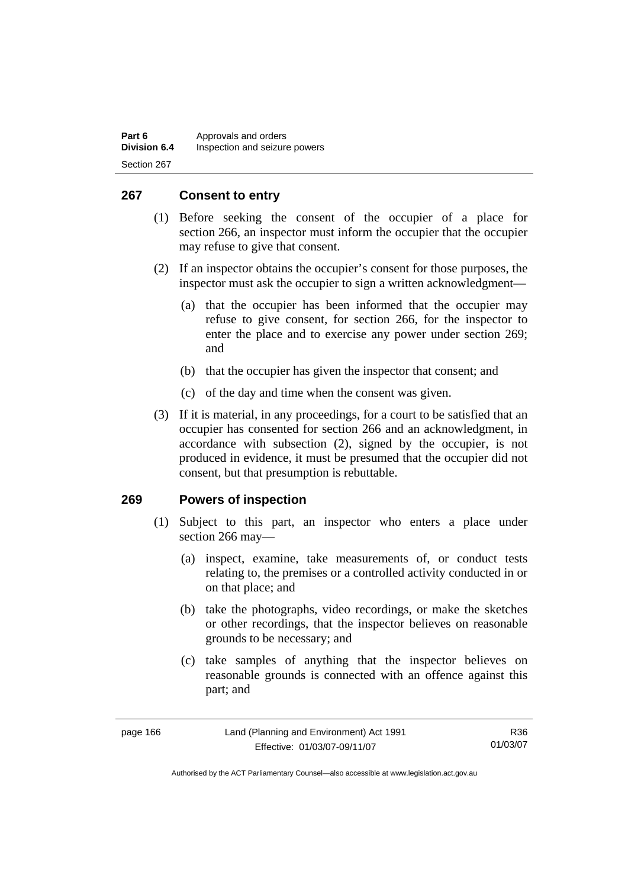## 267 Consent to entry

(1) Before seeking the consent of the occupier of a place for section 266, an inspector must inform the occupier that the occupier may refuse to give that consent.

(2) If an inspector obtains the occupier's consent for those purposes, the inspector must ask the occupier to sign a written acknowledgment—

(a) that the occupier has been informed that the occupier may refuse to give consent, for section 266, for the inspector to enter the place and to exercise any power under section 269; and

(b) that the occupier has given the inspector that consent; and

(c) of the day and time when the consent was given.

(3) If it is material, in any proceedings, for a court to be satisfied that an occupier has consented for section 266 and an acknowledgment, in accordance with subsection (2), signed by the occupier, is not produced in evidence, it must be presumed that the occupier did not consent, but that presumption is rebuttable.

## 269 Powers of inspection

(1) Subject to this part, an inspector who enters a place under section 266 may—

(a) inspect, examine, take measurements of, or conduct tests relating to, the premises or a controlled activity conducted in or on that place; and

(b) take the photographs, video recordings, or make the sketches or other recordings, that the inspector believes on reasonable grounds to be necessary; and

(c) take samples of anything that the inspector believes on reasonable grounds is connected with an offence against this part; and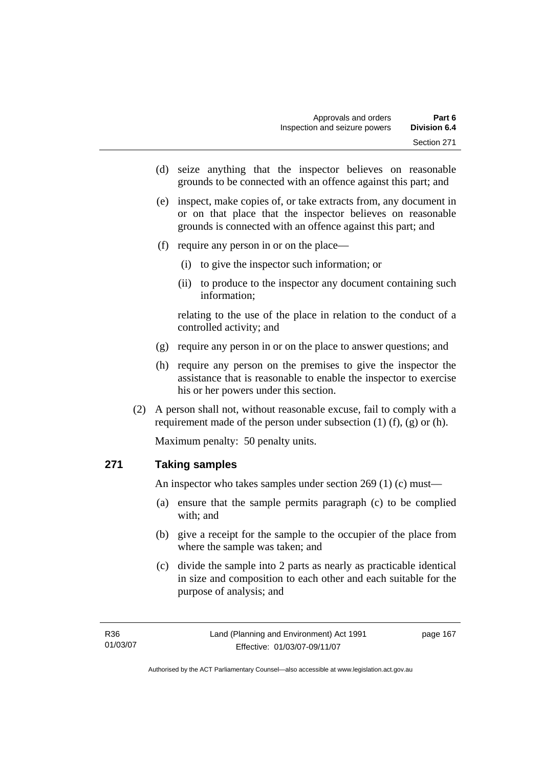(d) seize anything that the inspector believes on reasonable grounds to be connected with an offence against this part; and

(e) inspect, make copies of, or take extracts from, any document in or on that place that the inspector believes on reasonable grounds is connected with an offence against this part; and

(f) require any person in or on the place—

  (i) to give the inspector such information; or

  (ii) to produce to the inspector any document containing such information;

 relating to the use of the place in relation to the conduct of a controlled activity; and

(g) require any person in or on the place to answer questions; and

(h) require any person on the premises to give the inspector the assistance that is reasonable to enable the inspector to exercise his or her powers under this section.

(2) A person shall not, without reasonable excuse, fail to comply with a requirement made of the person under subsection (1) (f), (g) or (h).

Maximum penalty: 50 penalty units.

## 271 Taking samples

An inspector who takes samples under section 269 (1) (c) must—

(a) ensure that the sample permits paragraph (c) to be complied with; and

(b) give a receipt for the sample to the occupier of the place from where the sample was taken; and

(c) divide the sample into 2 parts as nearly as practicable identical in size and composition to each other and each suitable for the purpose of analysis; and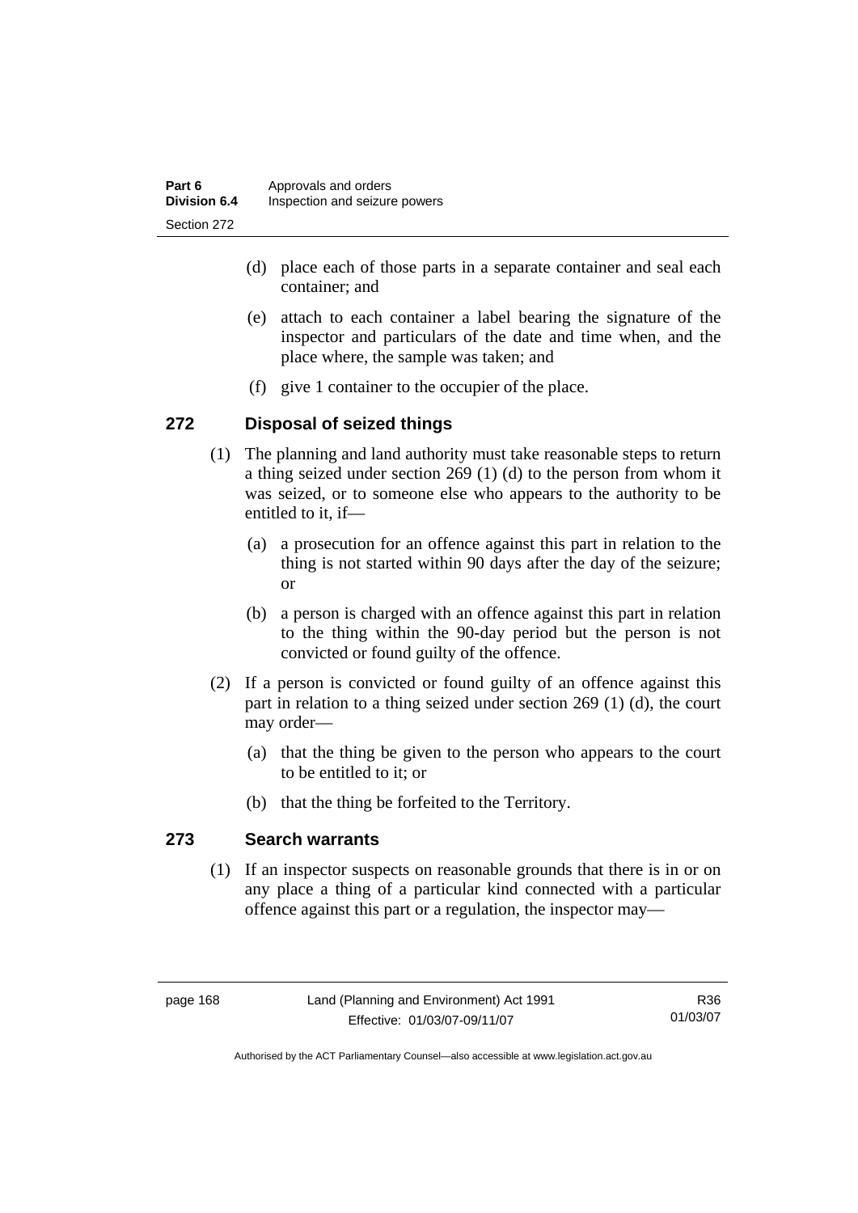(d) place each of those parts in a separate container and seal each container; and

(e) attach to each container a label bearing the signature of the inspector and particulars of the date and time when, and the place where, the sample was taken; and

(f) give 1 container to the occupier of the place.

### 272 Disposal of seized things

(1) The planning and land authority must take reasonable steps to return a thing seized under section 269 (1) (d) to the person from whom it was seized, or to someone else who appears to the authority to be entitled to it, if—

(a) a prosecution for an offence against this part in relation to the thing is not started within 90 days after the day of the seizure; or

(b) a person is charged with an offence against this part in relation to the thing within the 90-day period but the person is not convicted or found guilty of the offence.

(2) If a person is convicted or found guilty of an offence against this part in relation to a thing seized under section 269 (1) (d), the court may order—

(a) that the thing be given to the person who appears to the court to be entitled to it; or

(b) that the thing be forfeited to the Territory.

### 273 Search warrants

(1) If an inspector suspects on reasonable grounds that there is in or on any place a thing of a particular kind connected with a particular offence against this part or a regulation, the inspector may—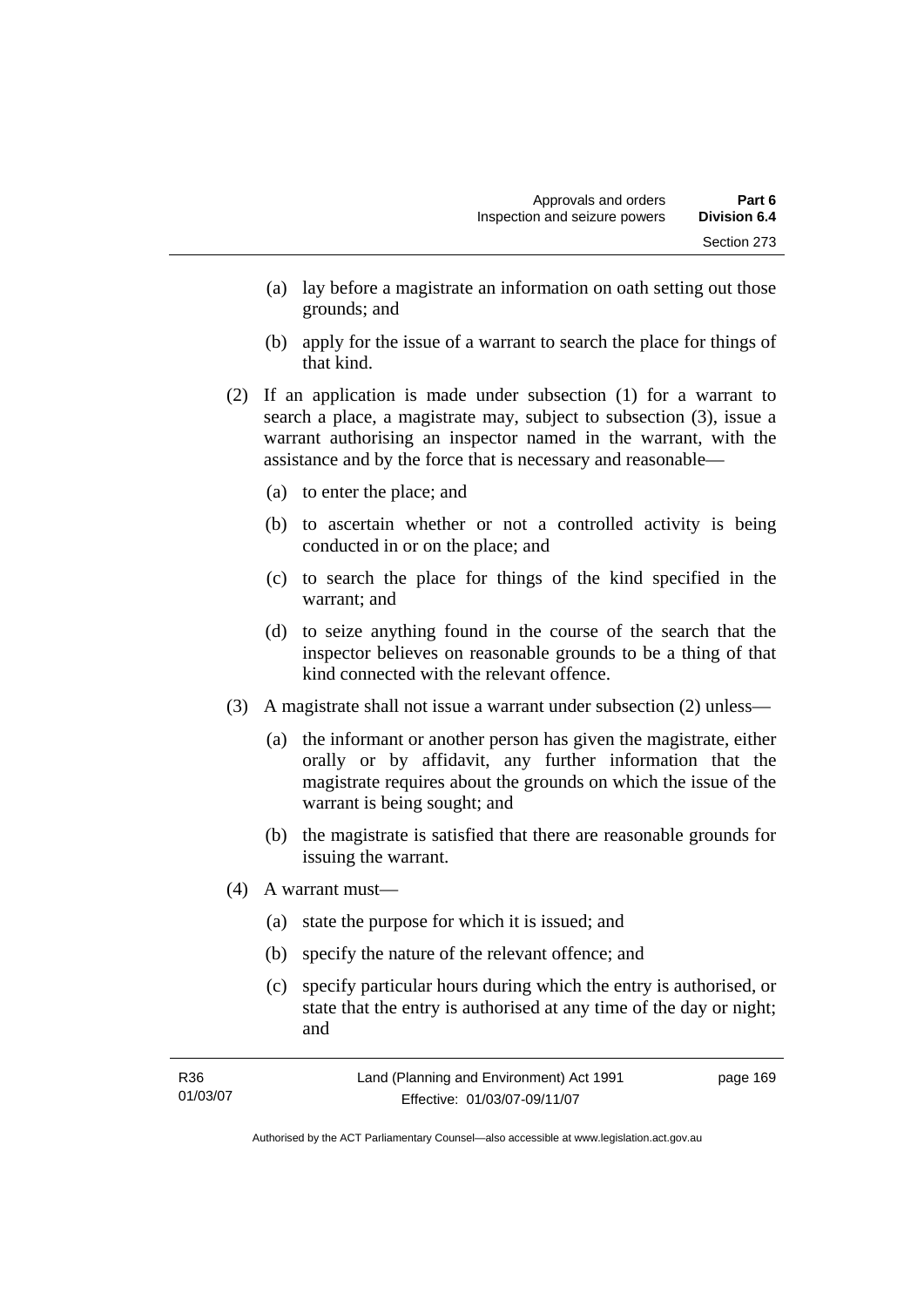(a) lay before a magistrate an information on oath setting out those grounds; and

(b) apply for the issue of a warrant to search the place for things of that kind.

(2) If an application is made under subsection (1) for a warrant to search a place, a magistrate may, subject to subsection (3), issue a warrant authorising an inspector named in the warrant, with the assistance and by the force that is necessary and reasonable—

(a) to enter the place; and

(b) to ascertain whether or not a controlled activity is being conducted in or on the place; and

(c) to search the place for things of the kind specified in the warrant; and

(d) to seize anything found in the course of the search that the inspector believes on reasonable grounds to be a thing of that kind connected with the relevant offence.

(3) A magistrate shall not issue a warrant under subsection (2) unless—

(a) the informant or another person has given the magistrate, either orally or by affidavit, any further information that the magistrate requires about the grounds on which the issue of the warrant is being sought; and

(b) the magistrate is satisfied that there are reasonable grounds for issuing the warrant.

(4) A warrant must—

(a) state the purpose for which it is issued; and

(b) specify the nature of the relevant offence; and

(c) specify particular hours during which the entry is authorised, or state that the entry is authorised at any time of the day or night; and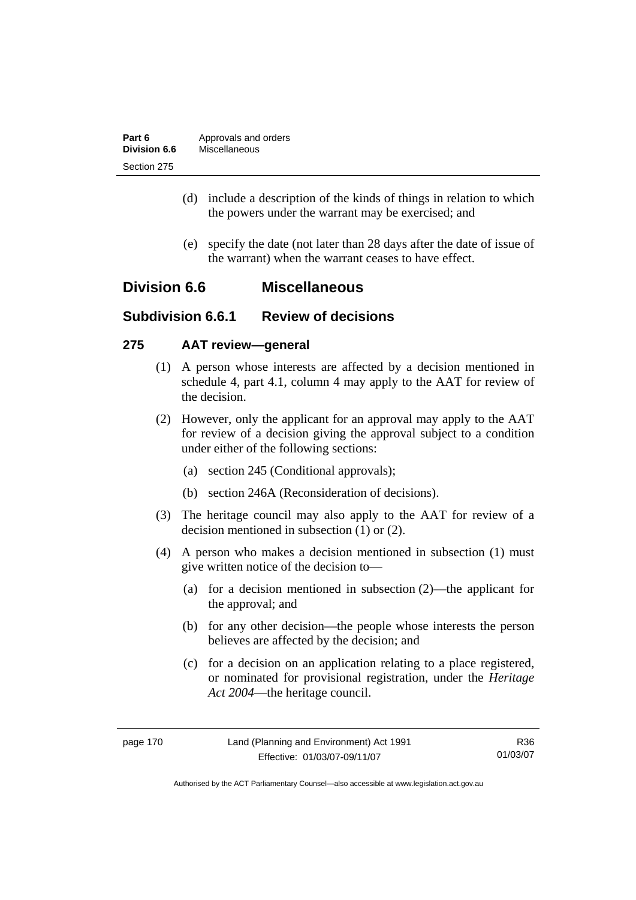(d) include a description of the kinds of things in relation to which the powers under the warrant may be exercised; and

(e) specify the date (not later than 28 days after the date of issue of the warrant) when the warrant ceases to have effect.

## Division 6.6 Miscellaneous

### Subdivision 6.6.1 Review of decisions

#### 275 AAT review—general

(1) A person whose interests are affected by a decision mentioned in schedule 4, part 4.1, column 4 may apply to the AAT for review of the decision.

(2) However, only the applicant for an approval may apply to the AAT for review of a decision giving the approval subject to a condition under either of the following sections:

(a) section 245 (Conditional approvals);

(b) section 246A (Reconsideration of decisions).

(3) The heritage council may also apply to the AAT for review of a decision mentioned in subsection (1) or (2).

(4) A person who makes a decision mentioned in subsection (1) must give written notice of the decision to—

(a) for a decision mentioned in subsection (2)—the applicant for the approval; and

(b) for any other decision—the people whose interests the person believes are affected by the decision; and

(c) for a decision on an application relating to a place registered, or nominated for provisional registration, under the *Heritage Act 2004*—the heritage council.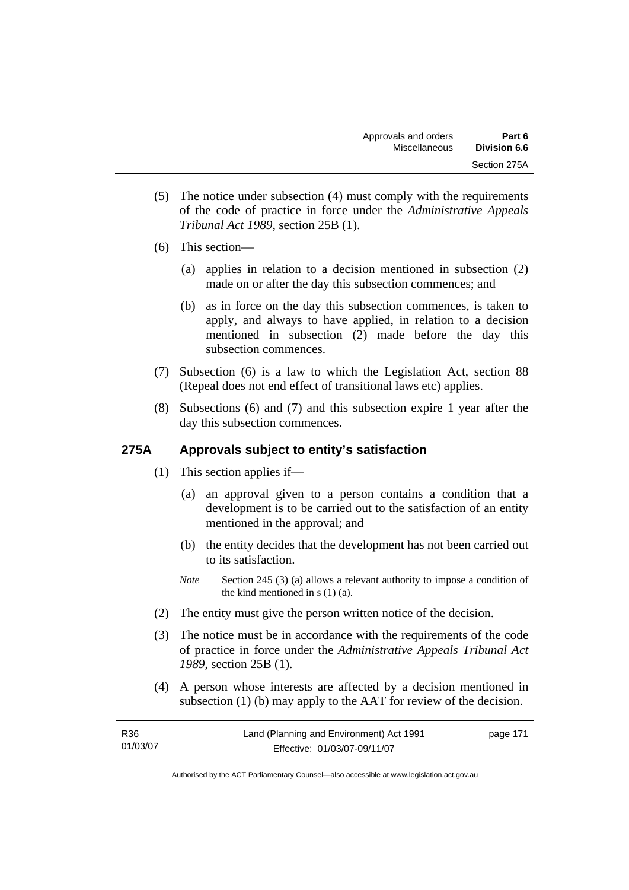(5) The notice under subsection (4) must comply with the requirements of the code of practice in force under the *Administrative Appeals Tribunal Act 1989*, section 25B (1).

(6) This section—

(a) applies in relation to a decision mentioned in subsection (2) made on or after the day this subsection commences; and

(b) as in force on the day this subsection commences, is taken to apply, and always to have applied, in relation to a decision mentioned in subsection (2) made before the day this subsection commences.

(7) Subsection (6) is a law to which the Legislation Act, section 88 (Repeal does not end effect of transitional laws etc) applies.

(8) Subsections (6) and (7) and this subsection expire 1 year after the day this subsection commences.

## 275A Approvals subject to entity's satisfaction

(1) This section applies if—

(a) an approval given to a person contains a condition that a development is to be carried out to the satisfaction of an entity mentioned in the approval; and

(b) the entity decides that the development has not been carried out to its satisfaction.

*Note* Section 245 (3) (a) allows a relevant authority to impose a condition of the kind mentioned in s (1) (a).

(2) The entity must give the person written notice of the decision.

(3) The notice must be in accordance with the requirements of the code of practice in force under the *Administrative Appeals Tribunal Act 1989*, section 25B (1).

(4) A person whose interests are affected by a decision mentioned in subsection (1) (b) may apply to the AAT for review of the decision.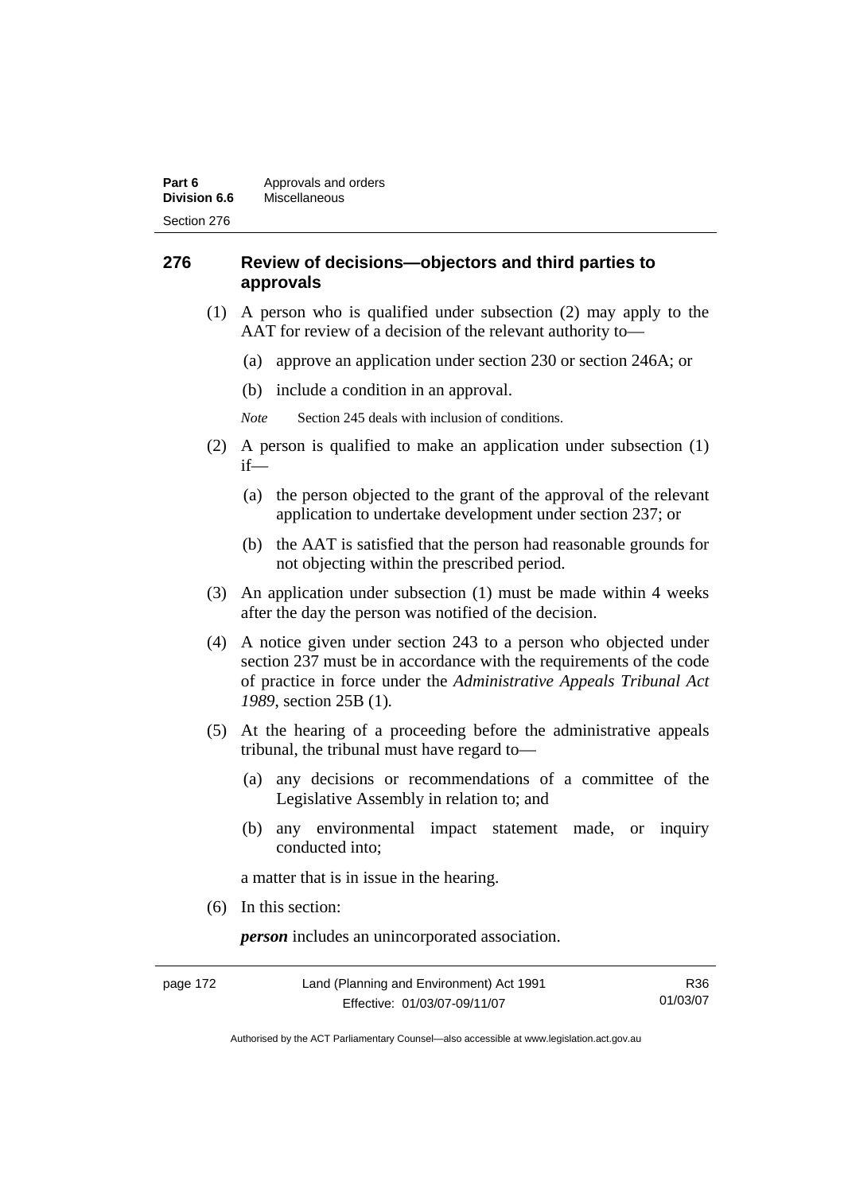## 276 Review of decisions—objectors and third parties to approvals

(1) A person who is qualified under subsection (2) may apply to the AAT for review of a decision of the relevant authority to—

(a) approve an application under section 230 or section 246A; or

(b) include a condition in an approval.

*Note* Section 245 deals with inclusion of conditions.

(2) A person is qualified to make an application under subsection (1) if—

(a) the person objected to the grant of the approval of the relevant application to undertake development under section 237; or

(b) the AAT is satisfied that the person had reasonable grounds for not objecting within the prescribed period.

(3) An application under subsection (1) must be made within 4 weeks after the day the person was notified of the decision.

(4) A notice given under section 243 to a person who objected under section 237 must be in accordance with the requirements of the code of practice in force under the *Administrative Appeals Tribunal Act 1989*, section 25B (1).

(5) At the hearing of a proceeding before the administrative appeals tribunal, the tribunal must have regard to—

(a) any decisions or recommendations of a committee of the Legislative Assembly in relation to; and

(b) any environmental impact statement made, or inquiry conducted into;

a matter that is in issue in the hearing.

(6) In this section:

***person*** includes an unincorporated association.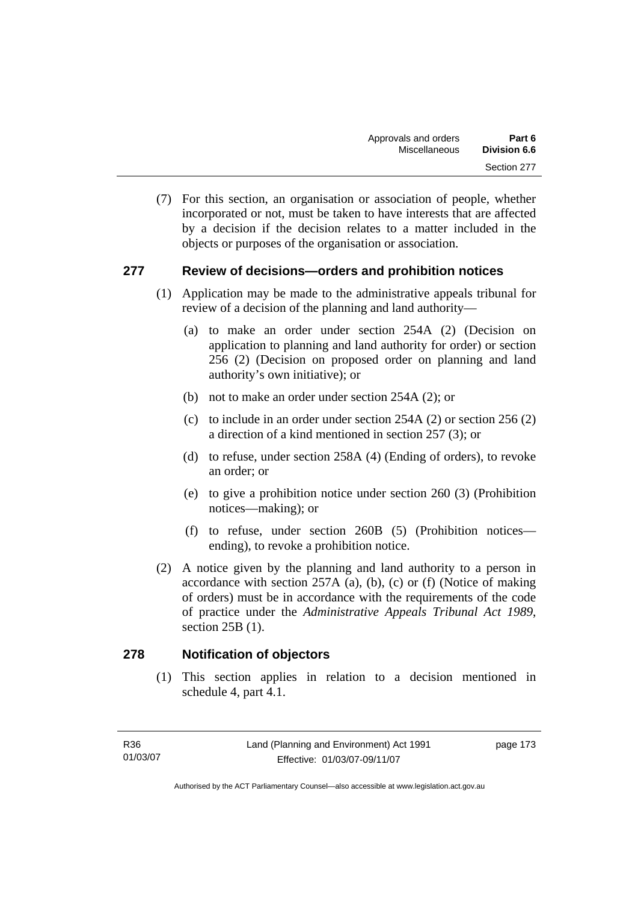(7) For this section, an organisation or association of people, whether incorporated or not, must be taken to have interests that are affected by a decision if the decision relates to a matter included in the objects or purposes of the organisation or association.

## 277 Review of decisions—orders and prohibition notices

(1) Application may be made to the administrative appeals tribunal for review of a decision of the planning and land authority—

(a) to make an order under section 254A (2) (Decision on application to planning and land authority for order) or section 256 (2) (Decision on proposed order on planning and land authority's own initiative); or

(b) not to make an order under section 254A (2); or

(c) to include in an order under section 254A (2) or section 256 (2) a direction of a kind mentioned in section 257 (3); or

(d) to refuse, under section 258A (4) (Ending of orders), to revoke an order; or

(e) to give a prohibition notice under section 260 (3) (Prohibition notices—making); or

(f) to refuse, under section 260B (5) (Prohibition notices—ending), to revoke a prohibition notice.

(2) A notice given by the planning and land authority to a person in accordance with section 257A (a), (b), (c) or (f) (Notice of making of orders) must be in accordance with the requirements of the code of practice under the *Administrative Appeals Tribunal Act 1989*, section 25B (1).

## 278 Notification of objectors

(1) This section applies in relation to a decision mentioned in schedule 4, part 4.1.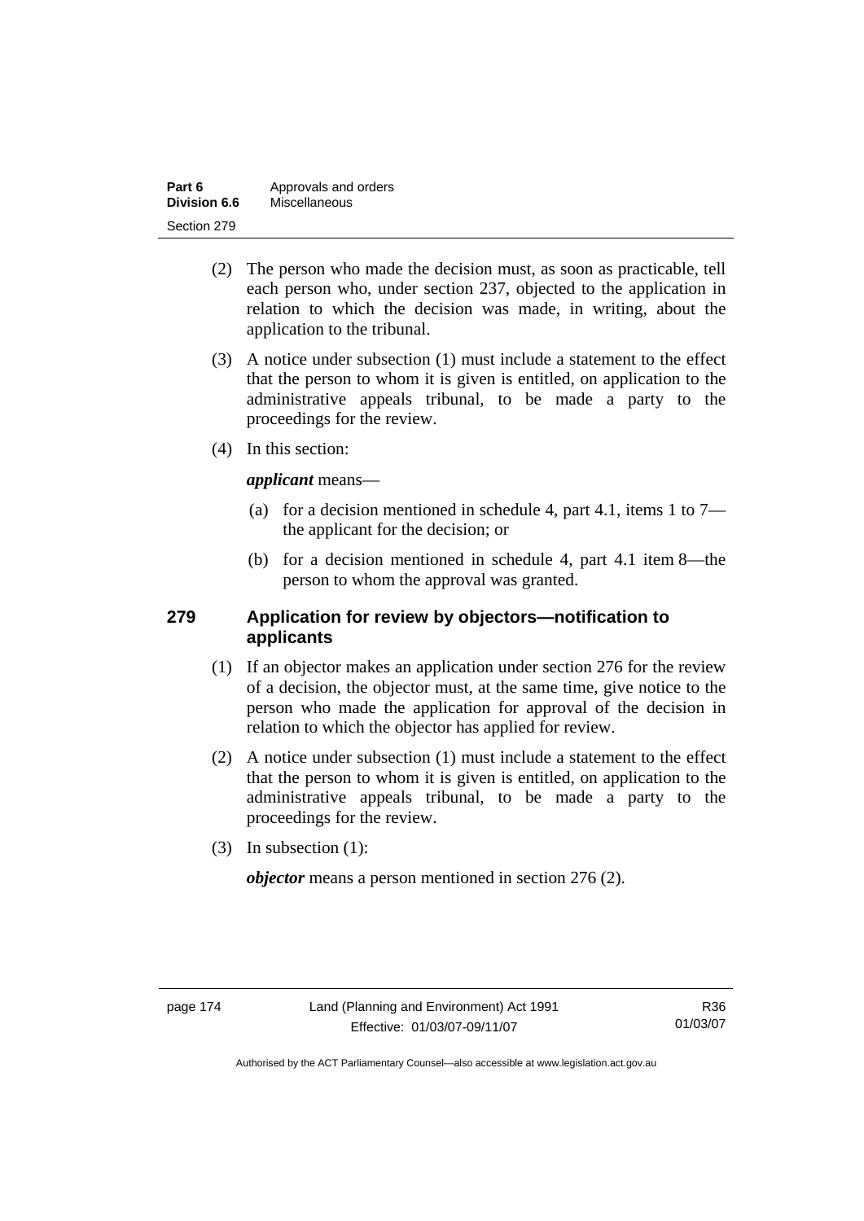(2) The person who made the decision must, as soon as practicable, tell each person who, under section 237, objected to the application in relation to which the decision was made, in writing, about the application to the tribunal.

(3) A notice under subsection (1) must include a statement to the effect that the person to whom it is given is entitled, on application to the administrative appeals tribunal, to be made a party to the proceedings for the review.

(4) In this section:

***applicant*** means—

(a) for a decision mentioned in schedule 4, part 4.1, items 1 to 7—the applicant for the decision; or

(b) for a decision mentioned in schedule 4, part 4.1 item 8—the person to whom the approval was granted.

## 279 Application for review by objectors—notification to applicants

(1) If an objector makes an application under section 276 for the review of a decision, the objector must, at the same time, give notice to the person who made the application for approval of the decision in relation to which the objector has applied for review.

(2) A notice under subsection (1) must include a statement to the effect that the person to whom it is given is entitled, on application to the administrative appeals tribunal, to be made a party to the proceedings for the review.

(3) In subsection (1):

***objector*** means a person mentioned in section 276 (2).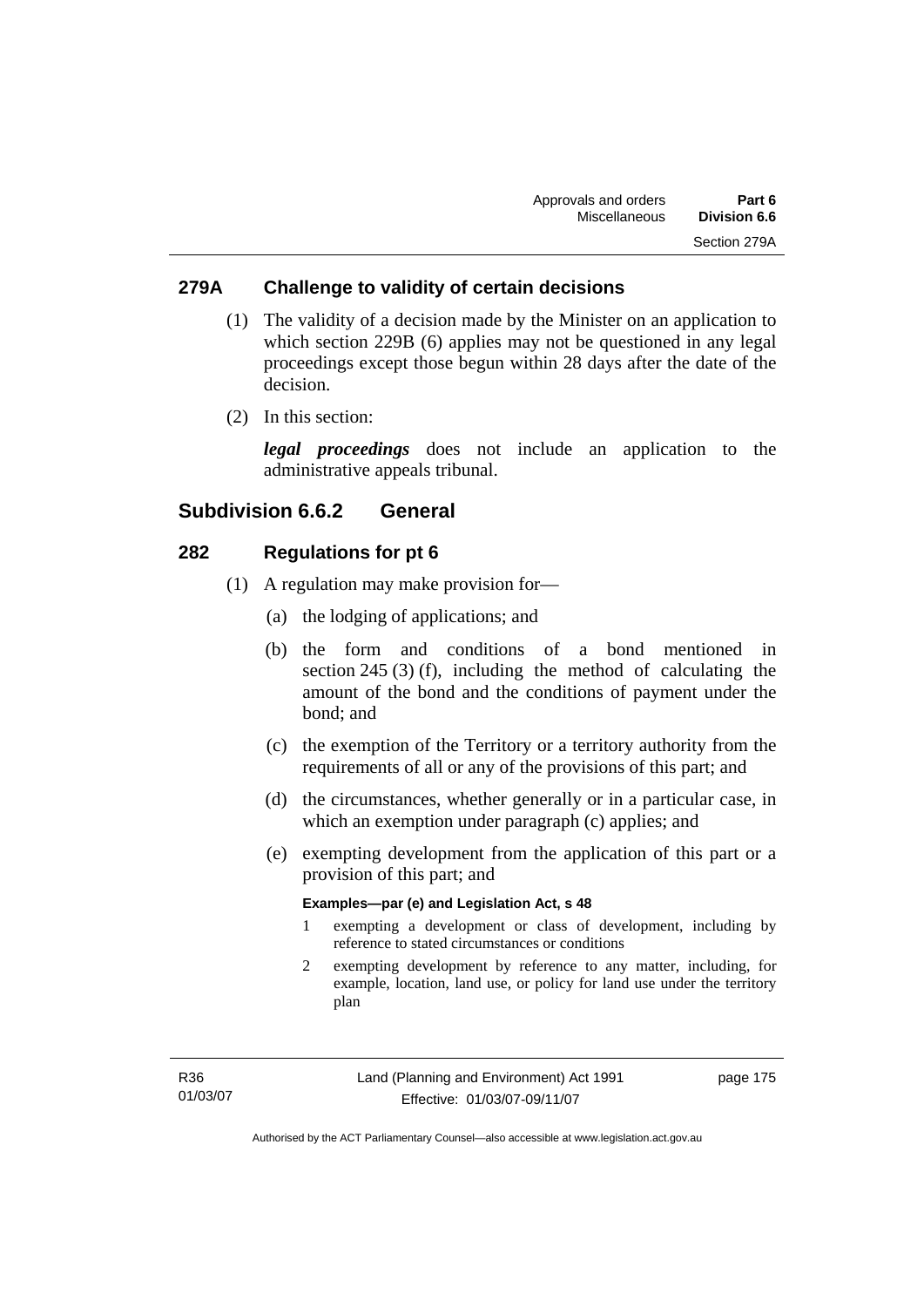## 279A Challenge to validity of certain decisions

(1) The validity of a decision made by the Minister on an application to which section 229B (6) applies may not be questioned in any legal proceedings except those begun within 28 days after the date of the decision.

(2) In this section:

***legal proceedings*** does not include an application to the administrative appeals tribunal.

# Subdivision 6.6.2 General

## 282 Regulations for pt 6

(1) A regulation may make provision for—

(a) the lodging of applications; and

(b) the form and conditions of a bond mentioned in section 245 (3) (f), including the method of calculating the amount of the bond and the conditions of payment under the bond; and

(c) the exemption of the Territory or a territory authority from the requirements of all or any of the provisions of this part; and

(d) the circumstances, whether generally or in a particular case, in which an exemption under paragraph (c) applies; and

(e) exempting development from the application of this part or a provision of this part; and

**Examples—par (e) and Legislation Act, s 48**

1 exempting a development or class of development, including by reference to stated circumstances or conditions

2 exempting development by reference to any matter, including, for example, location, land use, or policy for land use under the territory plan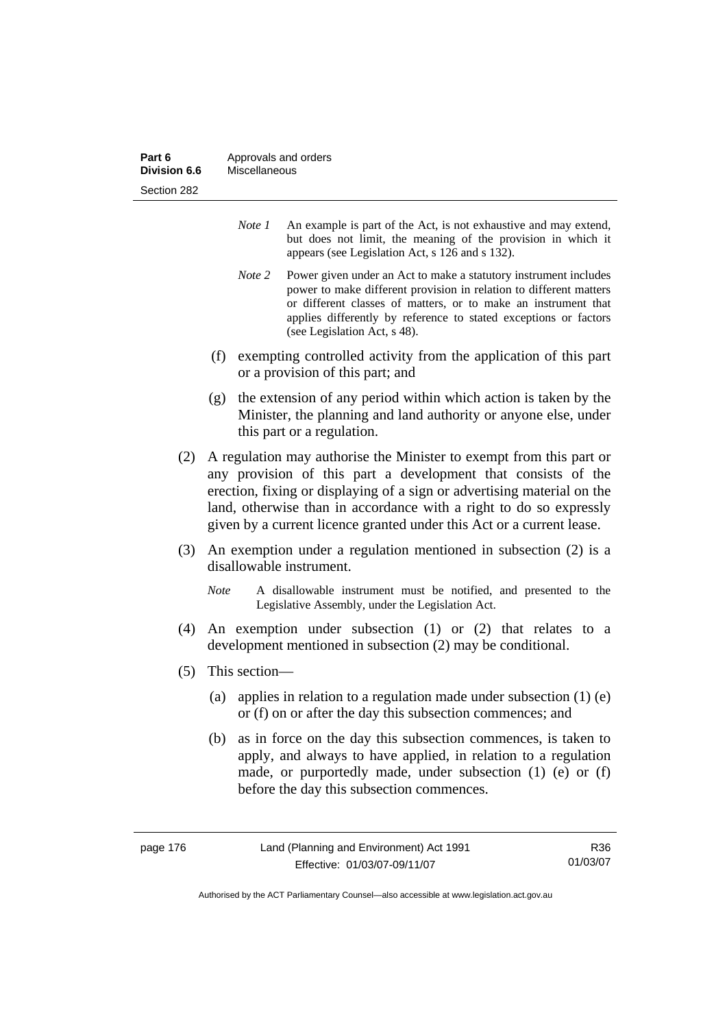*Note 1* An example is part of the Act, is not exhaustive and may extend, but does not limit, the meaning of the provision in which it appears (see Legislation Act, s 126 and s 132).

*Note 2* Power given under an Act to make a statutory instrument includes power to make different provision in relation to different matters or different classes of matters, or to make an instrument that applies differently by reference to stated exceptions or factors (see Legislation Act, s 48).

(f) exempting controlled activity from the application of this part or a provision of this part; and

(g) the extension of any period within which action is taken by the Minister, the planning and land authority or anyone else, under this part or a regulation.

(2) A regulation may authorise the Minister to exempt from this part or any provision of this part a development that consists of the erection, fixing or displaying of a sign or advertising material on the land, otherwise than in accordance with a right to do so expressly given by a current licence granted under this Act or a current lease.

(3) An exemption under a regulation mentioned in subsection (2) is a disallowable instrument.

*Note* A disallowable instrument must be notified, and presented to the Legislative Assembly, under the Legislation Act.

(4) An exemption under subsection (1) or (2) that relates to a development mentioned in subsection (2) may be conditional.

(5) This section—

(a) applies in relation to a regulation made under subsection (1) (e) or (f) on or after the day this subsection commences; and

(b) as in force on the day this subsection commences, is taken to apply, and always to have applied, in relation to a regulation made, or purportedly made, under subsection (1) (e) or (f) before the day this subsection commences.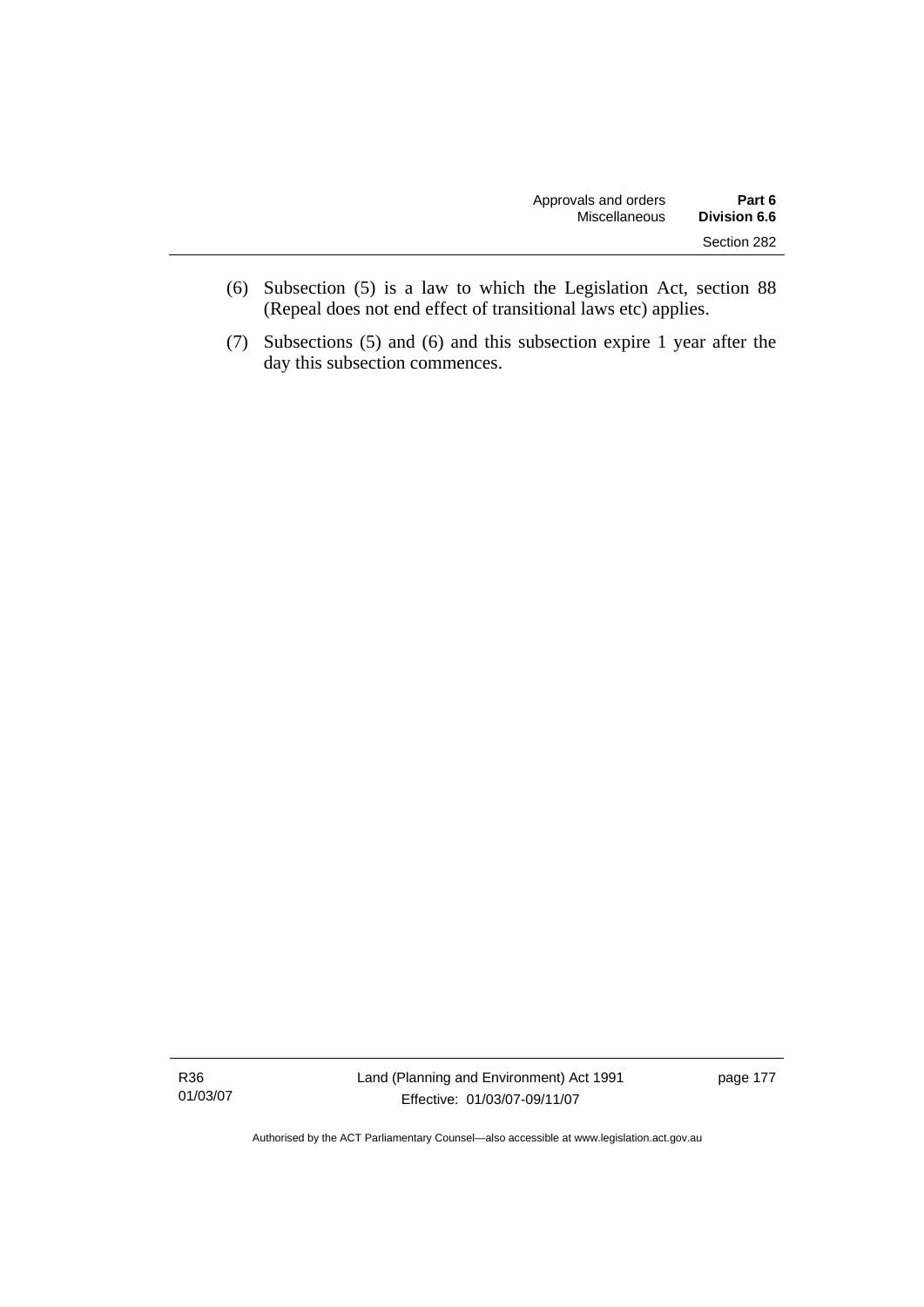(6) Subsection (5) is a law to which the Legislation Act, section 88 (Repeal does not end effect of transitional laws etc) applies.

(7) Subsections (5) and (6) and this subsection expire 1 year after the day this subsection commences.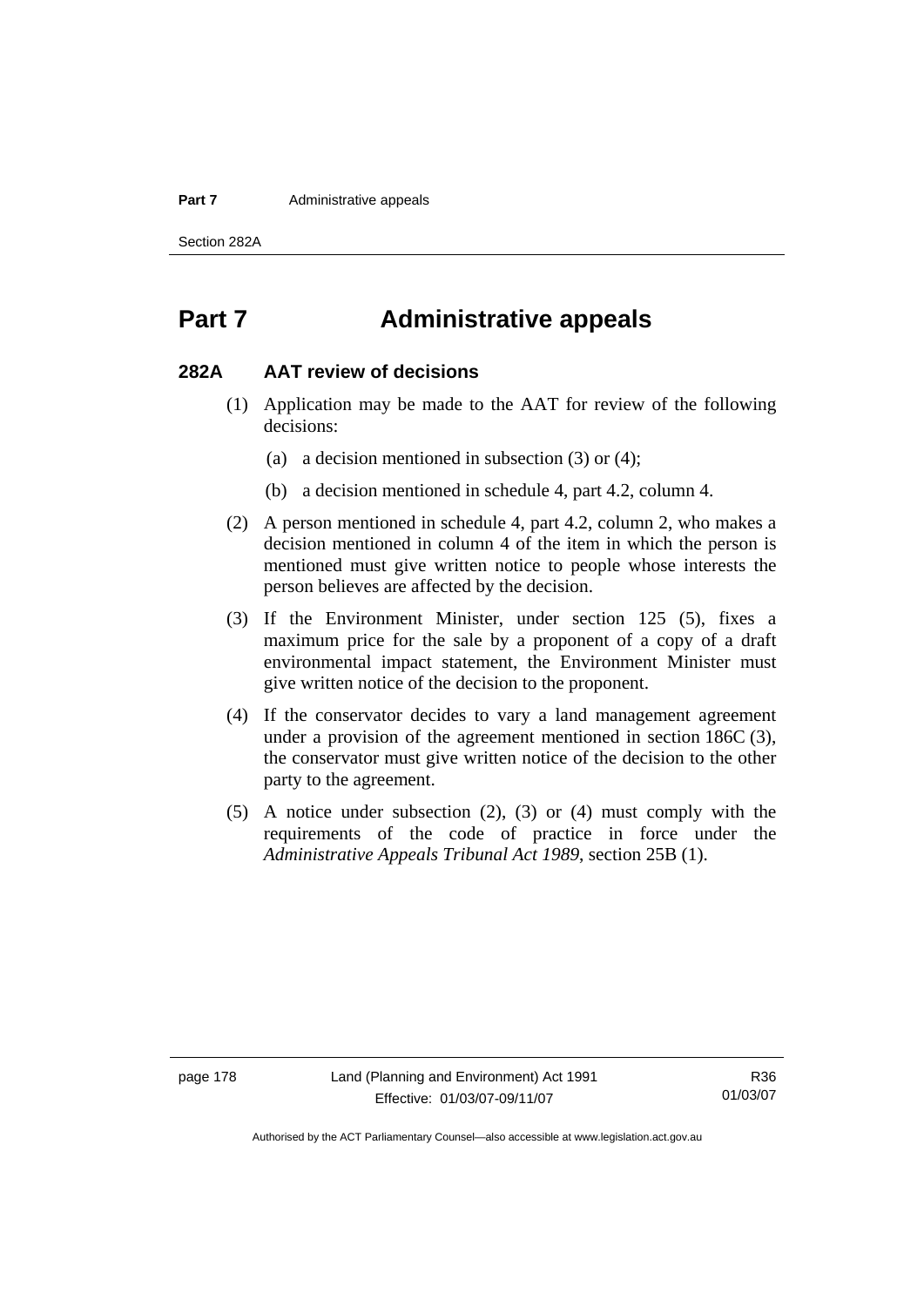# Part 7 Administrative appeals

## 282A AAT review of decisions

(1) Application may be made to the AAT for review of the following decisions:

(a) a decision mentioned in subsection (3) or (4);

(b) a decision mentioned in schedule 4, part 4.2, column 4.

(2) A person mentioned in schedule 4, part 4.2, column 2, who makes a decision mentioned in column 4 of the item in which the person is mentioned must give written notice to people whose interests the person believes are affected by the decision.

(3) If the Environment Minister, under section 125 (5), fixes a maximum price for the sale by a proponent of a copy of a draft environmental impact statement, the Environment Minister must give written notice of the decision to the proponent.

(4) If the conservator decides to vary a land management agreement under a provision of the agreement mentioned in section 186C (3), the conservator must give written notice of the decision to the other party to the agreement.

(5) A notice under subsection (2), (3) or (4) must comply with the requirements of the code of practice in force under the *Administrative Appeals Tribunal Act 1989*, section 25B (1).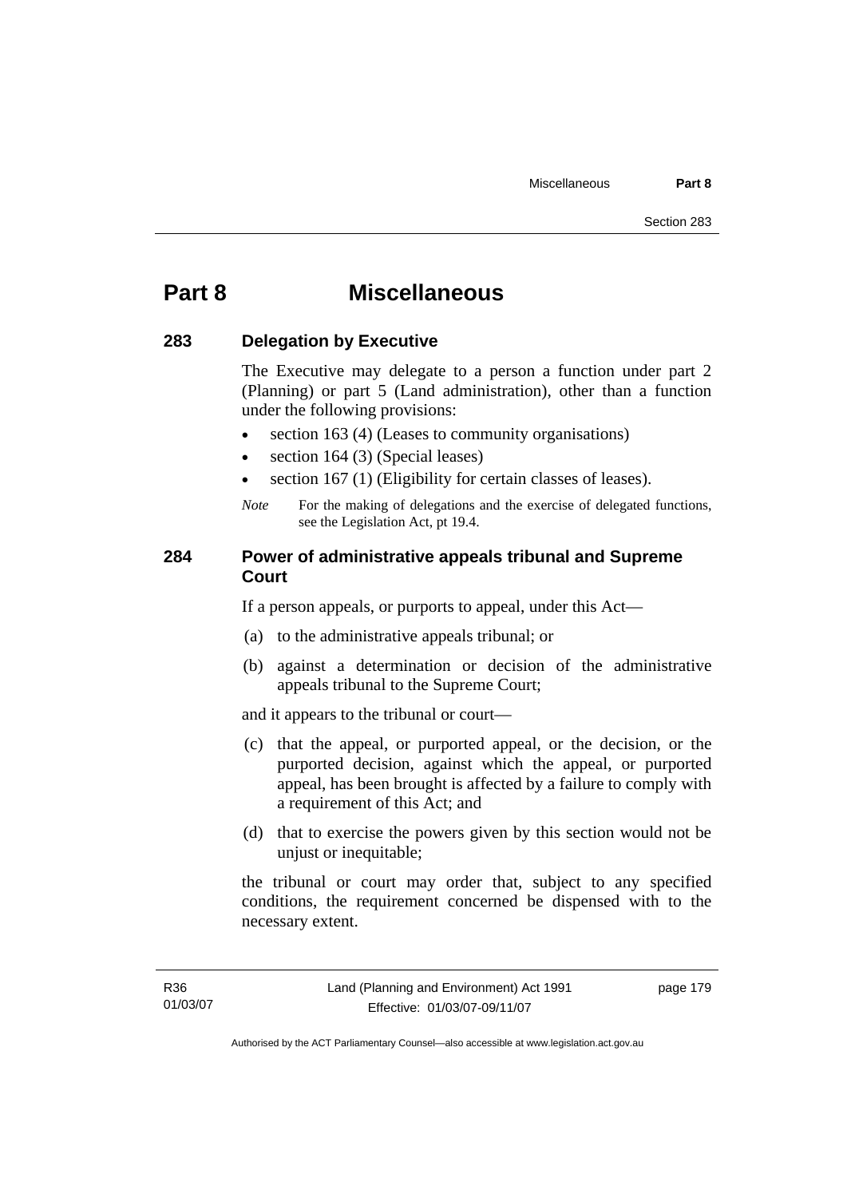# Part 8 Miscellaneous

## 283 Delegation by Executive

The Executive may delegate to a person a function under part 2 (Planning) or part 5 (Land administration), other than a function under the following provisions:

- section 163 (4) (Leases to community organisations)
- section 164 (3) (Special leases)
- section 167 (1) (Eligibility for certain classes of leases).

*Note* For the making of delegations and the exercise of delegated functions, see the Legislation Act, pt 19.4.

## 284 Power of administrative appeals tribunal and Supreme Court

If a person appeals, or purports to appeal, under this Act—

(a) to the administrative appeals tribunal; or

(b) against a determination or decision of the administrative appeals tribunal to the Supreme Court;

and it appears to the tribunal or court—

(c) that the appeal, or purported appeal, or the decision, or the purported decision, against which the appeal, or purported appeal, has been brought is affected by a failure to comply with a requirement of this Act; and

(d) that to exercise the powers given by this section would not be unjust or inequitable;

the tribunal or court may order that, subject to any specified conditions, the requirement concerned be dispensed with to the necessary extent.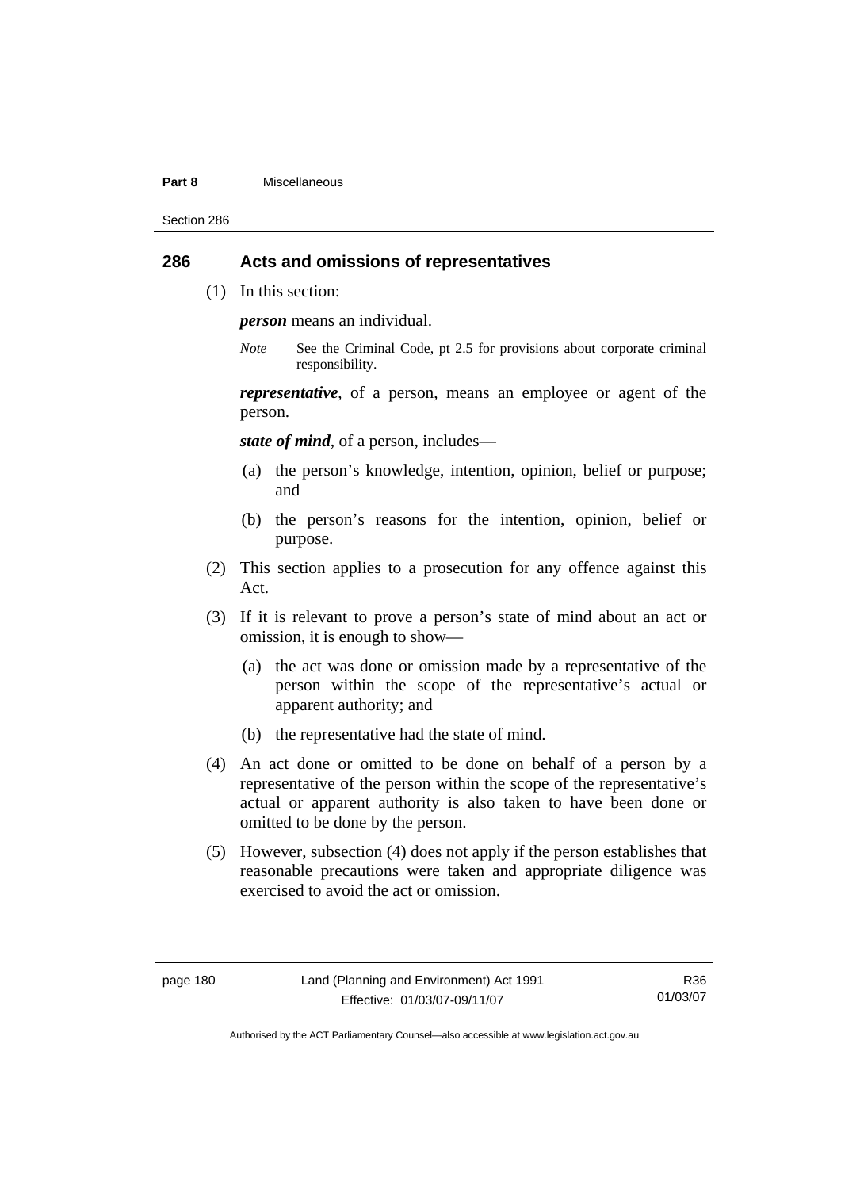## 286 Acts and omissions of representatives

(1) In this section:

***person*** means an individual.

*Note* See the Criminal Code, pt 2.5 for provisions about corporate criminal responsibility.

***representative***, of a person, means an employee or agent of the person.

***state of mind***, of a person, includes—

(a) the person's knowledge, intention, opinion, belief or purpose; and

(b) the person's reasons for the intention, opinion, belief or purpose.

(2) This section applies to a prosecution for any offence against this Act.

(3) If it is relevant to prove a person's state of mind about an act or omission, it is enough to show—

(a) the act was done or omission made by a representative of the person within the scope of the representative's actual or apparent authority; and

(b) the representative had the state of mind.

(4) An act done or omitted to be done on behalf of a person by a representative of the person within the scope of the representative's actual or apparent authority is also taken to have been done or omitted to be done by the person.

(5) However, subsection (4) does not apply if the person establishes that reasonable precautions were taken and appropriate diligence was exercised to avoid the act or omission.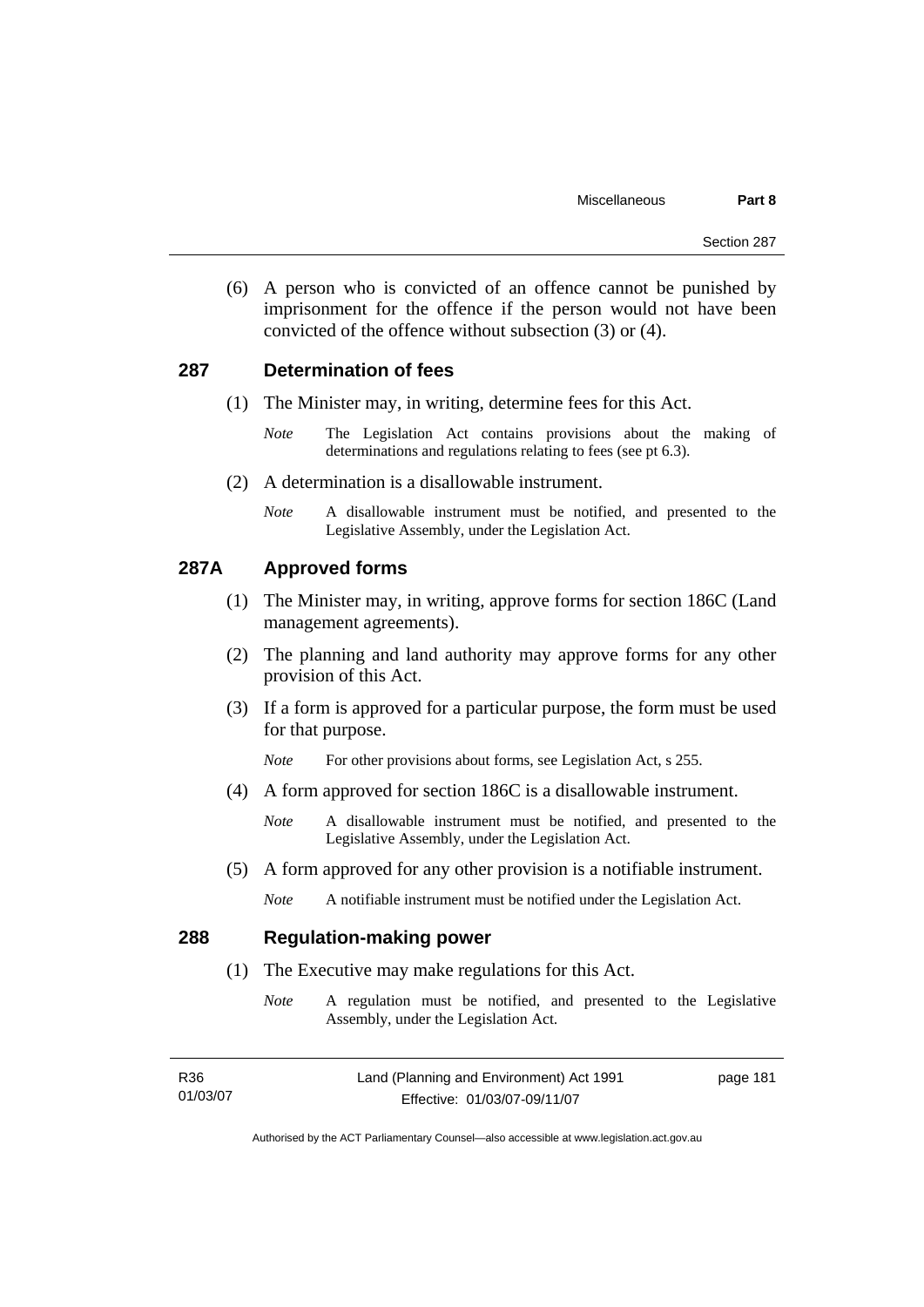(6) A person who is convicted of an offence cannot be punished by imprisonment for the offence if the person would not have been convicted of the offence without subsection (3) or (4).

## 287 Determination of fees

(1) The Minister may, in writing, determine fees for this Act.

*Note* The Legislation Act contains provisions about the making of determinations and regulations relating to fees (see pt 6.3).

(2) A determination is a disallowable instrument.

*Note* A disallowable instrument must be notified, and presented to the Legislative Assembly, under the Legislation Act.

## 287A Approved forms

(1) The Minister may, in writing, approve forms for section 186C (Land management agreements).

(2) The planning and land authority may approve forms for any other provision of this Act.

(3) If a form is approved for a particular purpose, the form must be used for that purpose.

*Note* For other provisions about forms, see Legislation Act, s 255.

(4) A form approved for section 186C is a disallowable instrument.

*Note* A disallowable instrument must be notified, and presented to the Legislative Assembly, under the Legislation Act.

(5) A form approved for any other provision is a notifiable instrument.

*Note* A notifiable instrument must be notified under the Legislation Act.

## 288 Regulation-making power

(1) The Executive may make regulations for this Act.

*Note* A regulation must be notified, and presented to the Legislative Assembly, under the Legislation Act.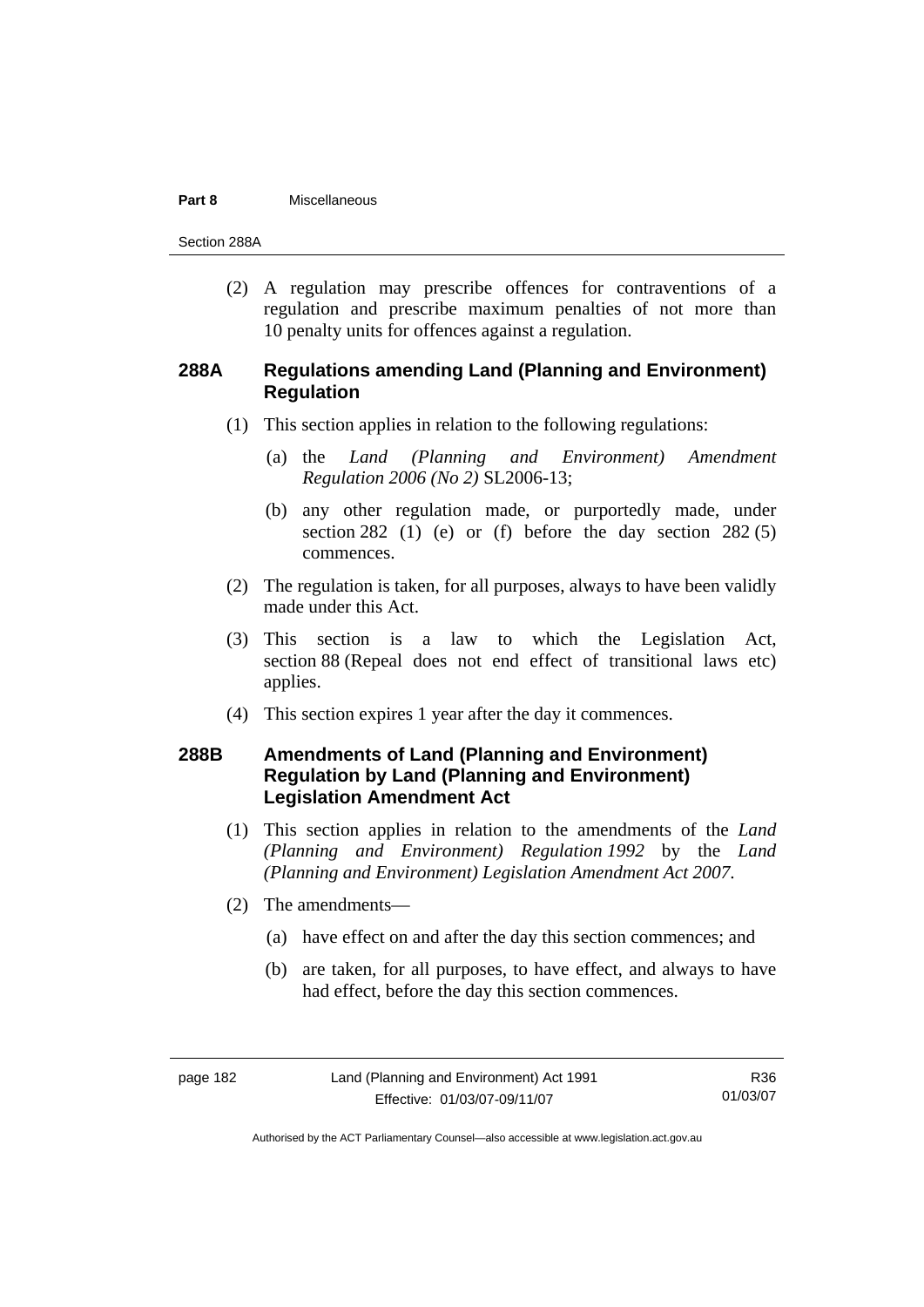(2) A regulation may prescribe offences for contraventions of a regulation and prescribe maximum penalties of not more than 10 penalty units for offences against a regulation.

### 288A Regulations amending Land (Planning and Environment) Regulation

(1) This section applies in relation to the following regulations:

(a) the *Land (Planning and Environment) Amendment Regulation 2006 (No 2)* SL2006-13;

(b) any other regulation made, or purportedly made, under section 282 (1) (e) or (f) before the day section 282 (5) commences.

(2) The regulation is taken, for all purposes, always to have been validly made under this Act.

(3) This section is a law to which the Legislation Act, section 88 (Repeal does not end effect of transitional laws etc) applies.

(4) This section expires 1 year after the day it commences.

### 288B Amendments of Land (Planning and Environment) Regulation by Land (Planning and Environment) Legislation Amendment Act

(1) This section applies in relation to the amendments of the *Land (Planning and Environment) Regulation 1992* by the *Land (Planning and Environment) Legislation Amendment Act 2007*.

(2) The amendments—

(a) have effect on and after the day this section commences; and

(b) are taken, for all purposes, to have effect, and always to have had effect, before the day this section commences.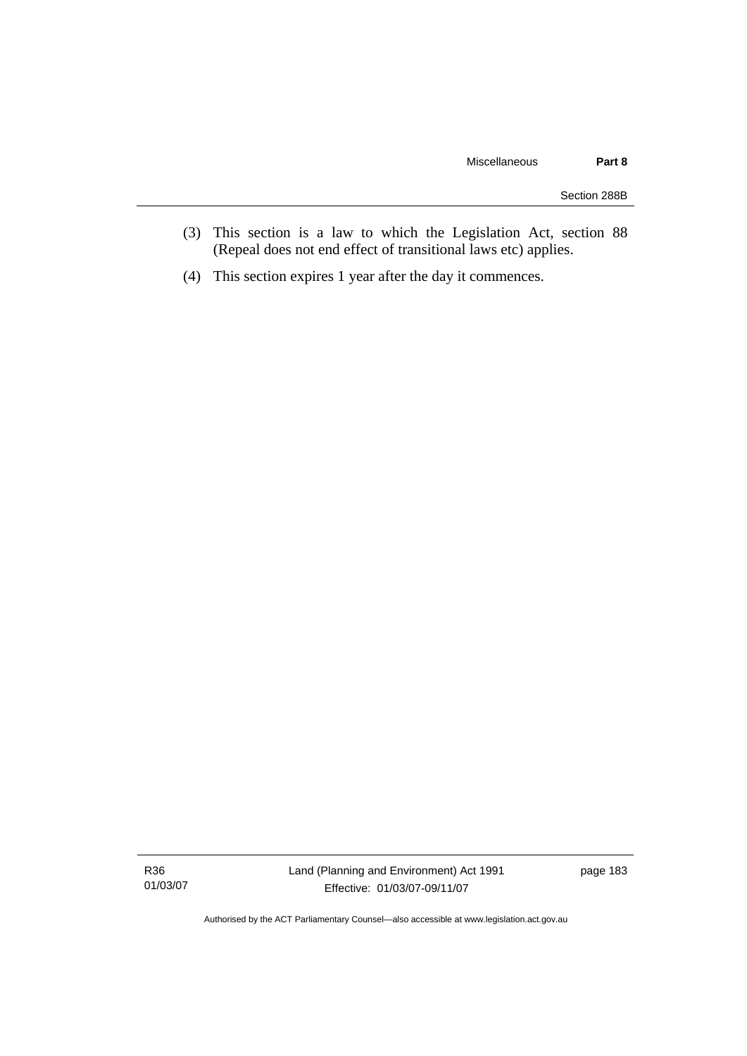(3) This section is a law to which the Legislation Act, section 88 (Repeal does not end effect of transitional laws etc) applies.

(4) This section expires 1 year after the day it commences.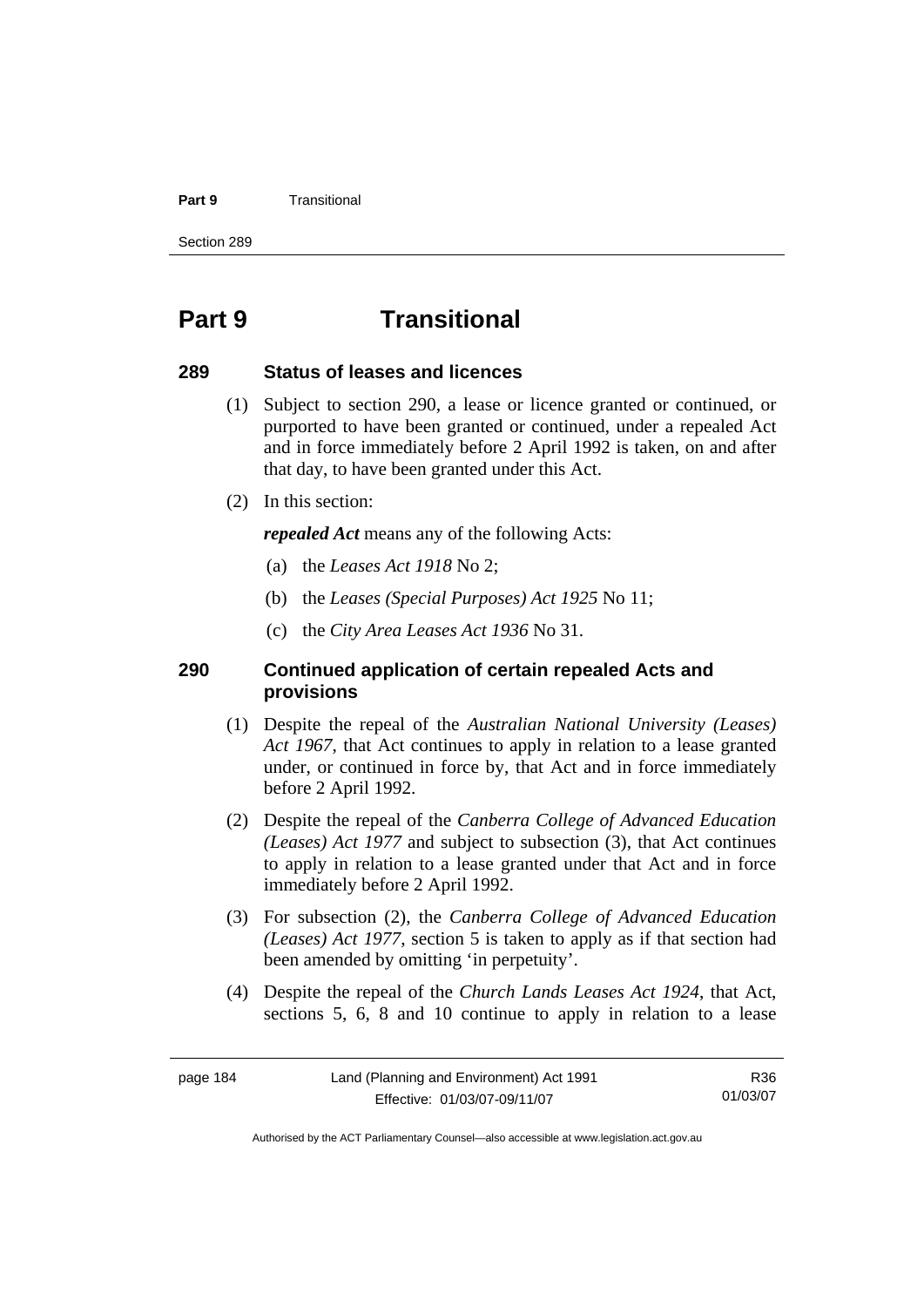# Part 9 Transitional

### 289 Status of leases and licences

(1) Subject to section 290, a lease or licence granted or continued, or purported to have been granted or continued, under a repealed Act and in force immediately before 2 April 1992 is taken, on and after that day, to have been granted under this Act.

(2) In this section:

***repealed Act*** means any of the following Acts:

(a) the *Leases Act 1918* No 2;

(b) the *Leases (Special Purposes) Act 1925* No 11;

(c) the *City Area Leases Act 1936* No 31.

### 290 Continued application of certain repealed Acts and provisions

(1) Despite the repeal of the *Australian National University (Leases) Act 1967*, that Act continues to apply in relation to a lease granted under, or continued in force by, that Act and in force immediately before 2 April 1992.

(2) Despite the repeal of the *Canberra College of Advanced Education (Leases) Act 1977* and subject to subsection (3), that Act continues to apply in relation to a lease granted under that Act and in force immediately before 2 April 1992.

(3) For subsection (2), the *Canberra College of Advanced Education (Leases) Act 1977*, section 5 is taken to apply as if that section had been amended by omitting 'in perpetuity'.

(4) Despite the repeal of the *Church Lands Leases Act 1924*, that Act, sections 5, 6, 8 and 10 continue to apply in relation to a lease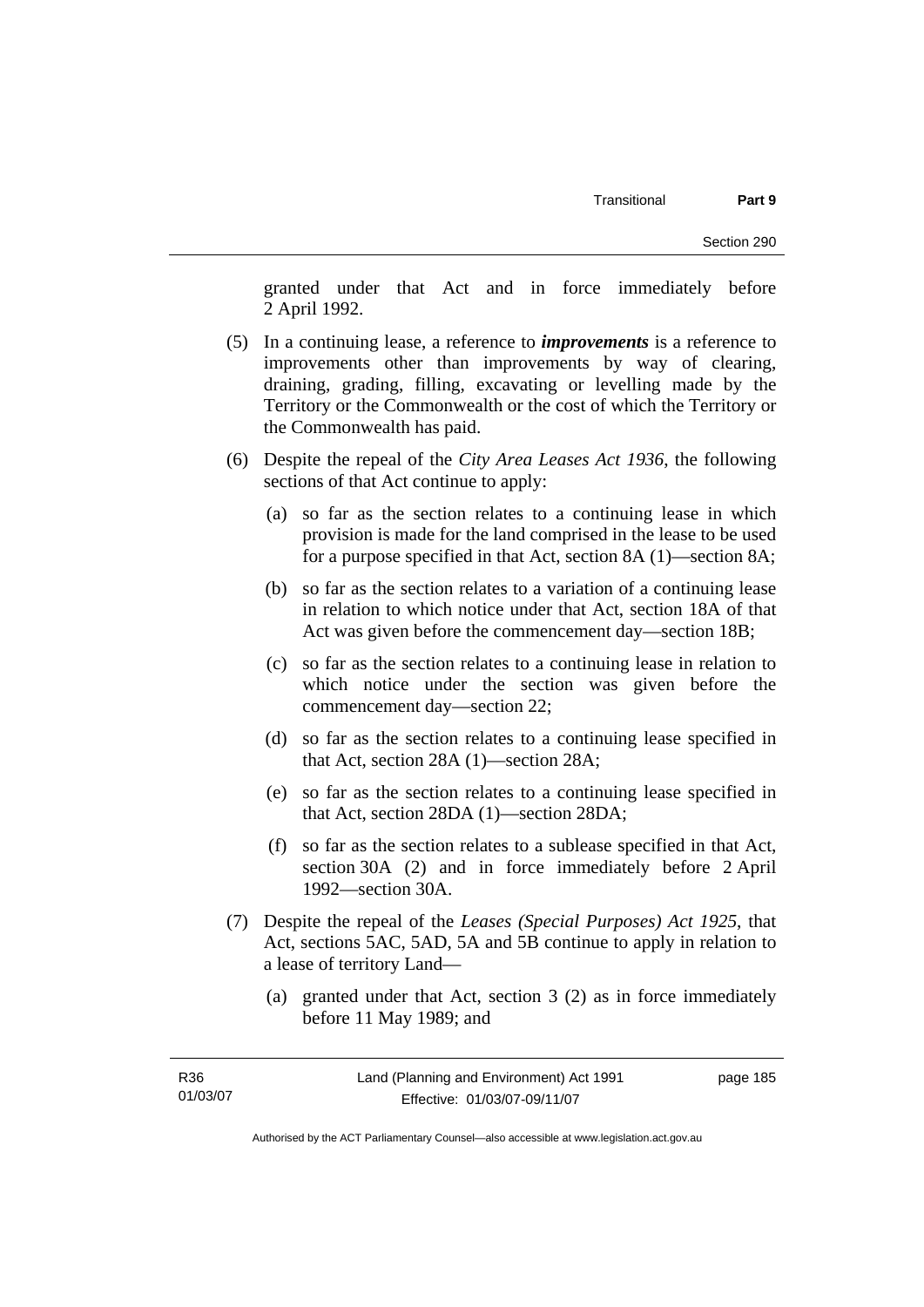granted under that Act and in force immediately before 2 April 1992.

(5) In a continuing lease, a reference to ***improvements*** is a reference to improvements other than improvements by way of clearing, draining, grading, filling, excavating or levelling made by the Territory or the Commonwealth or the cost of which the Territory or the Commonwealth has paid.

(6) Despite the repeal of the *City Area Leases Act 1936*, the following sections of that Act continue to apply:

(a) so far as the section relates to a continuing lease in which provision is made for the land comprised in the lease to be used for a purpose specified in that Act, section 8A (1)—section 8A;

(b) so far as the section relates to a variation of a continuing lease in relation to which notice under that Act, section 18A of that Act was given before the commencement day—section 18B;

(c) so far as the section relates to a continuing lease in relation to which notice under the section was given before the commencement day—section 22;

(d) so far as the section relates to a continuing lease specified in that Act, section 28A (1)—section 28A;

(e) so far as the section relates to a continuing lease specified in that Act, section 28DA (1)—section 28DA;

(f) so far as the section relates to a sublease specified in that Act, section 30A (2) and in force immediately before 2 April 1992—section 30A.

(7) Despite the repeal of the *Leases (Special Purposes) Act 1925*, that Act, sections 5AC, 5AD, 5A and 5B continue to apply in relation to a lease of territory Land—

(a) granted under that Act, section 3 (2) as in force immediately before 11 May 1989; and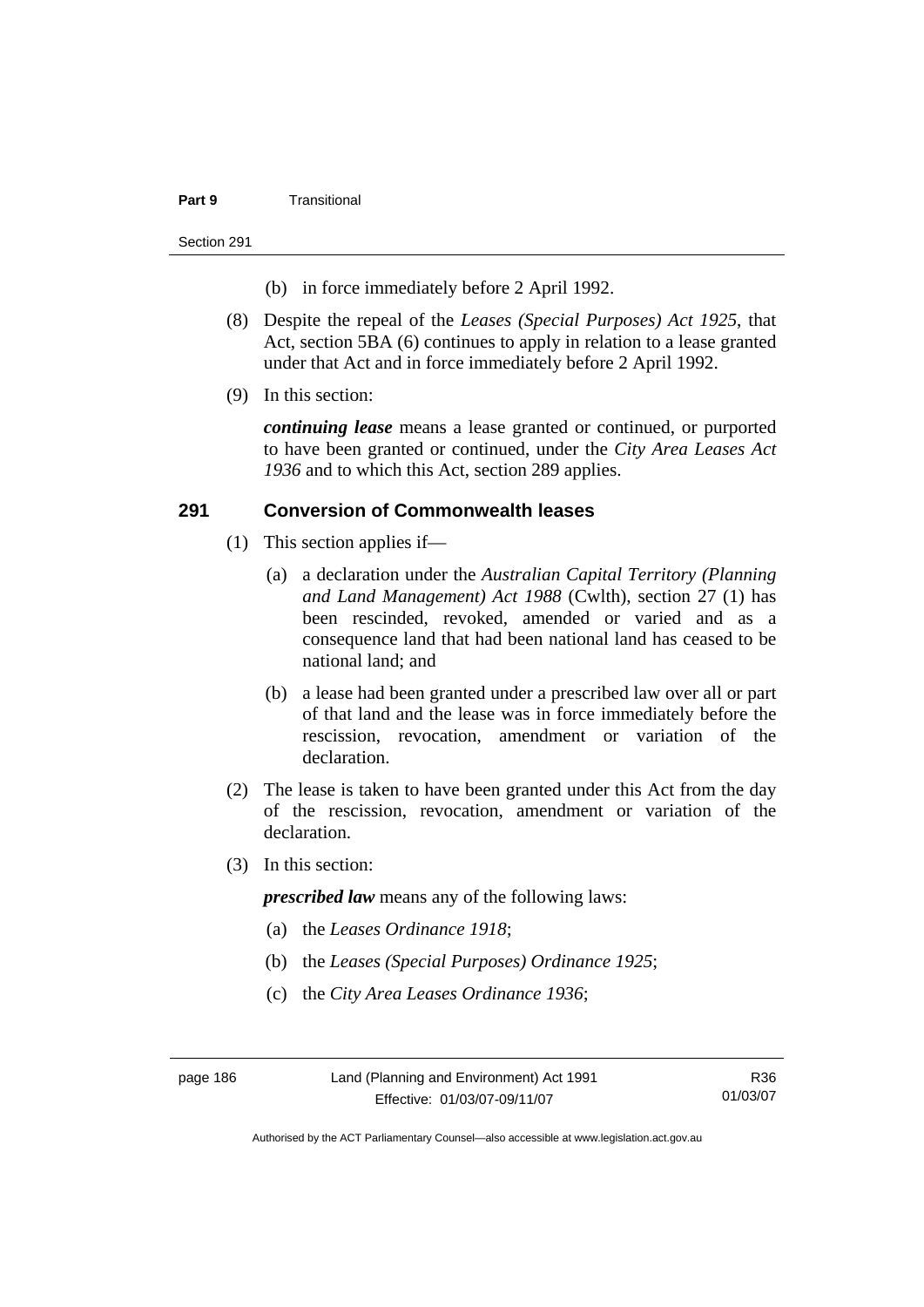(b) in force immediately before 2 April 1992.

(8) Despite the repeal of the *Leases (Special Purposes) Act 1925*, that Act, section 5BA (6) continues to apply in relation to a lease granted under that Act and in force immediately before 2 April 1992.

(9) In this section:

***continuing lease*** means a lease granted or continued, or purported to have been granted or continued, under the *City Area Leases Act 1936* and to which this Act, section 289 applies.

## 291 Conversion of Commonwealth leases

(1) This section applies if—

(a) a declaration under the *Australian Capital Territory (Planning and Land Management) Act 1988* (Cwlth), section 27 (1) has been rescinded, revoked, amended or varied and as a consequence land that had been national land has ceased to be national land; and

(b) a lease had been granted under a prescribed law over all or part of that land and the lease was in force immediately before the rescission, revocation, amendment or variation of the declaration.

(2) The lease is taken to have been granted under this Act from the day of the rescission, revocation, amendment or variation of the declaration.

(3) In this section:

***prescribed law*** means any of the following laws:

(a) the *Leases Ordinance 1918*;

(b) the *Leases (Special Purposes) Ordinance 1925*;

(c) the *City Area Leases Ordinance 1936*;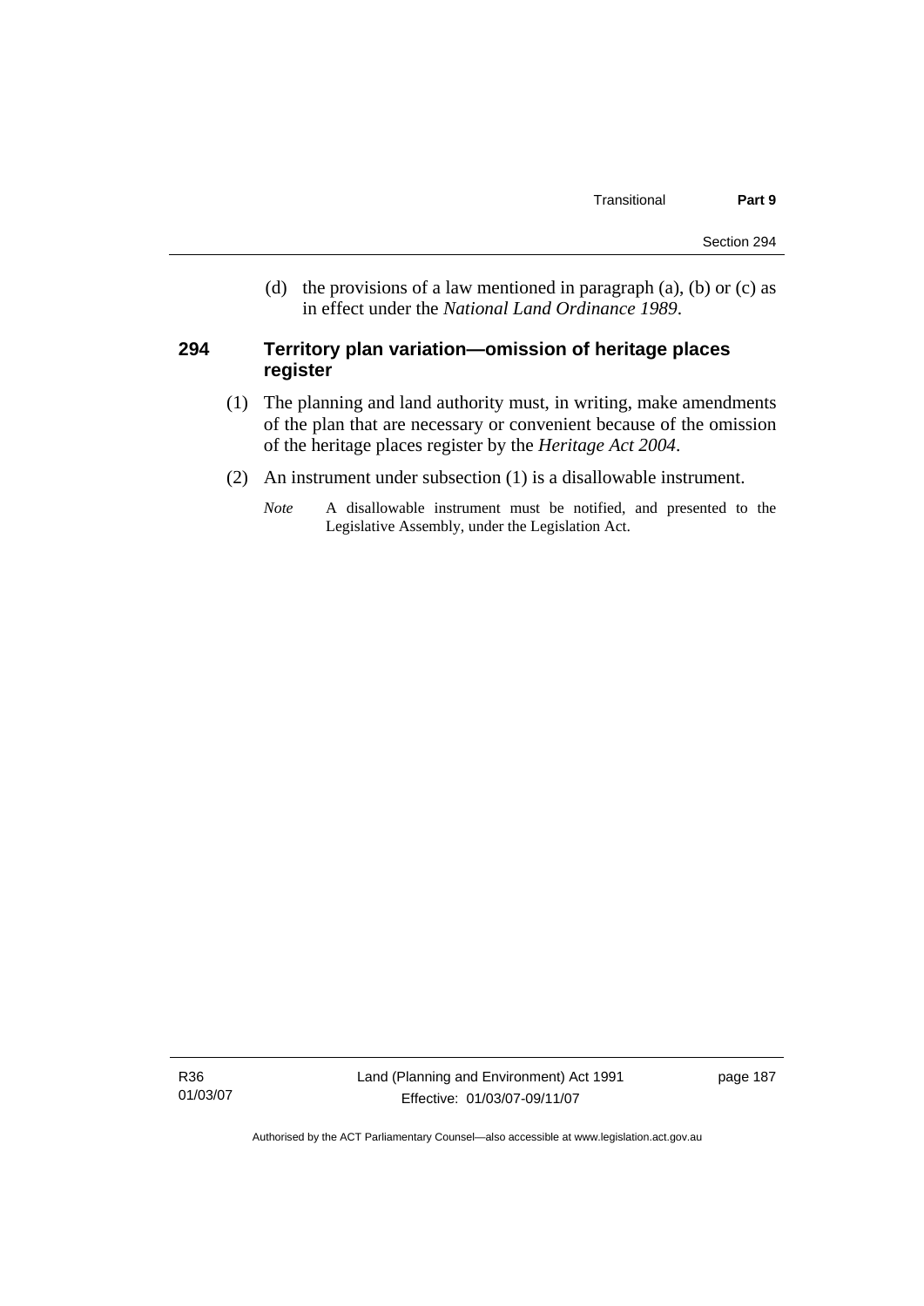(d) the provisions of a law mentioned in paragraph (a), (b) or (c) as in effect under the *National Land Ordinance 1989*.

### 294 Territory plan variation—omission of heritage places register

(1) The planning and land authority must, in writing, make amendments of the plan that are necessary or convenient because of the omission of the heritage places register by the *Heritage Act 2004*.

(2) An instrument under subsection (1) is a disallowable instrument.

*Note* A disallowable instrument must be notified, and presented to the Legislative Assembly, under the Legislation Act.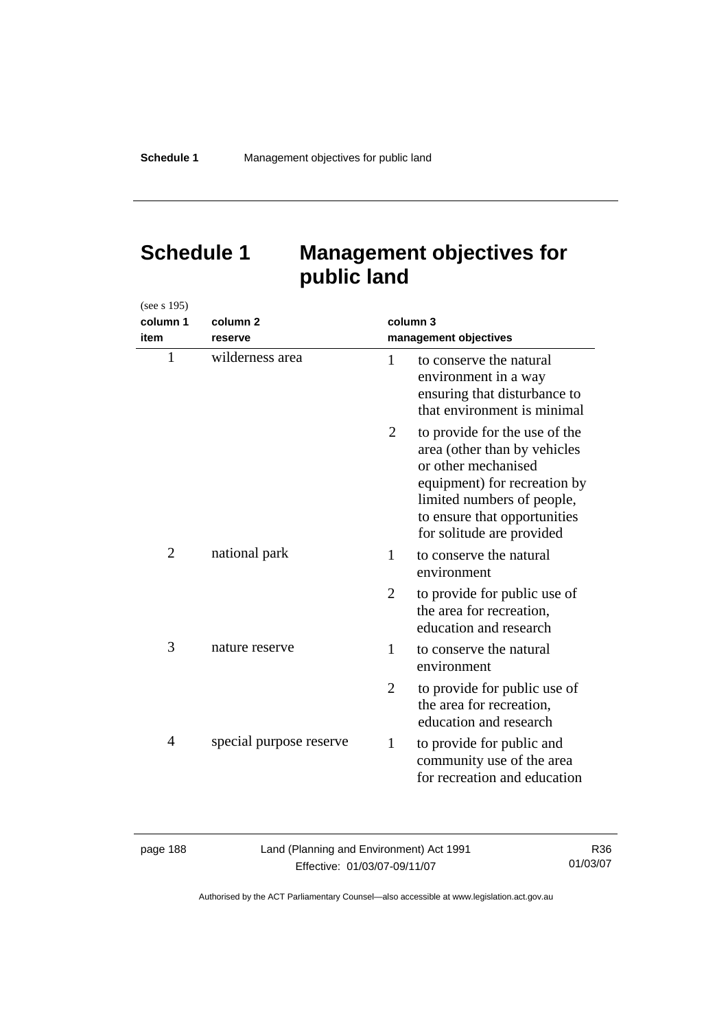# Schedule 1 Management objectives for public land

(see s 195)

| column 1 item | column 2 reserve | column 3 management objectives |
|---|---|---|
| 1 | wilderness area | 1 to conserve the natural environment in a way ensuring that disturbance to that environment is minimal |
| | | 2 to provide for the use of the area (other than by vehicles or other mechanised equipment) for recreation by limited numbers of people, to ensure that opportunities for solitude are provided |
| 2 | national park | 1 to conserve the natural environment |
| | | 2 to provide for public use of the area for recreation, education and research |
| 3 | nature reserve | 1 to conserve the natural environment |
| | | 2 to provide for public use of the area for recreation, education and research |
| 4 | special purpose reserve | 1 to provide for public and community use of the area for recreation and education |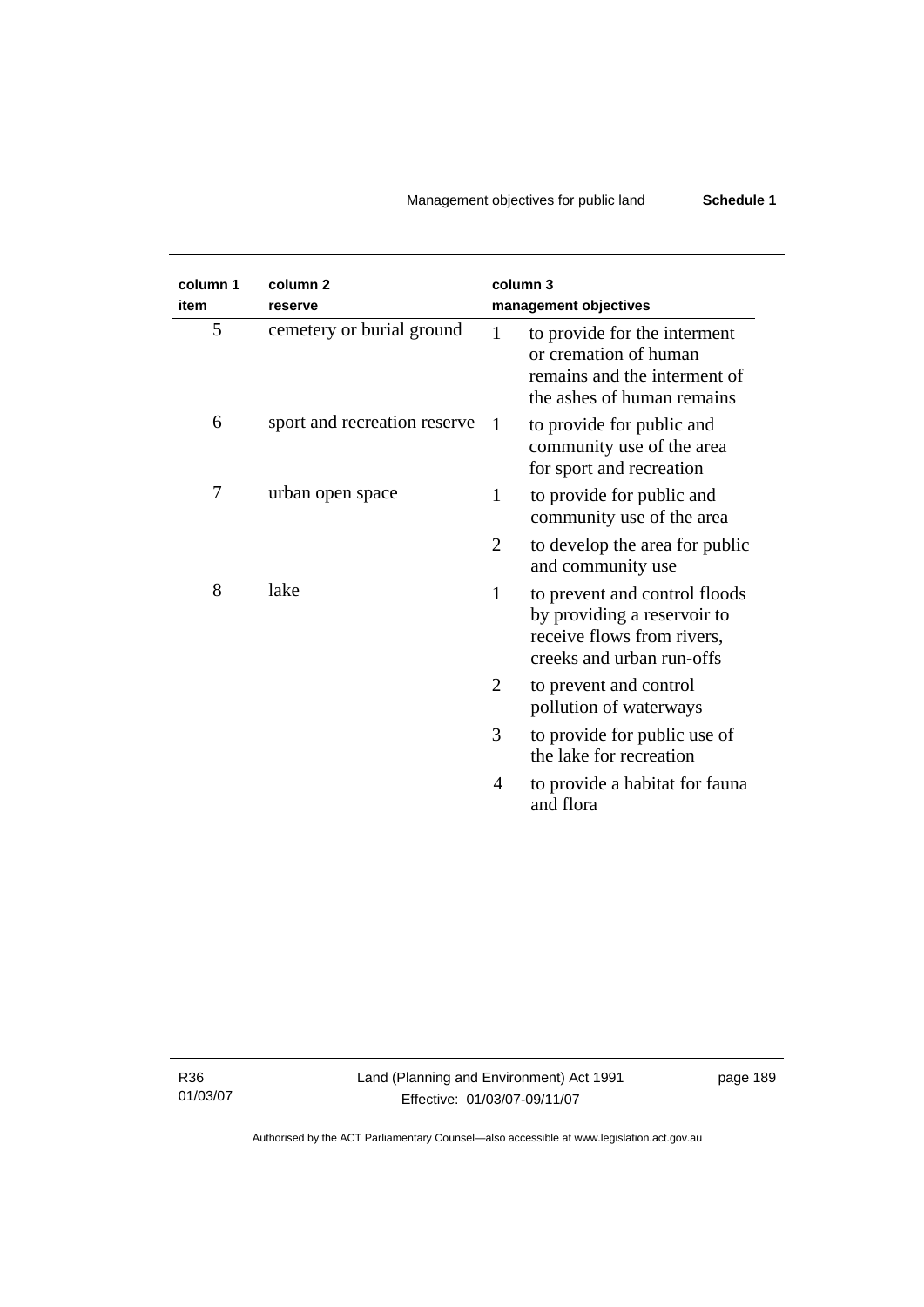| column 1 item | column 2 reserve | column 3 management objectives | |
|---|---|---|---|
| 5 | cemetery or burial ground | 1 | to provide for the interment or cremation of human remains and the interment of the ashes of human remains |
| 6 | sport and recreation reserve | 1 | to provide for public and community use of the area for sport and recreation |
| 7 | urban open space | 1 | to provide for public and community use of the area |
| | | 2 | to develop the area for public and community use |
| 8 | lake | 1 | to prevent and control floods by providing a reservoir to receive flows from rivers, creeks and urban run-offs |
| | | 2 | to prevent and control pollution of waterways |
| | | 3 | to provide for public use of the lake for recreation |
| | | 4 | to provide a habitat for fauna and flora |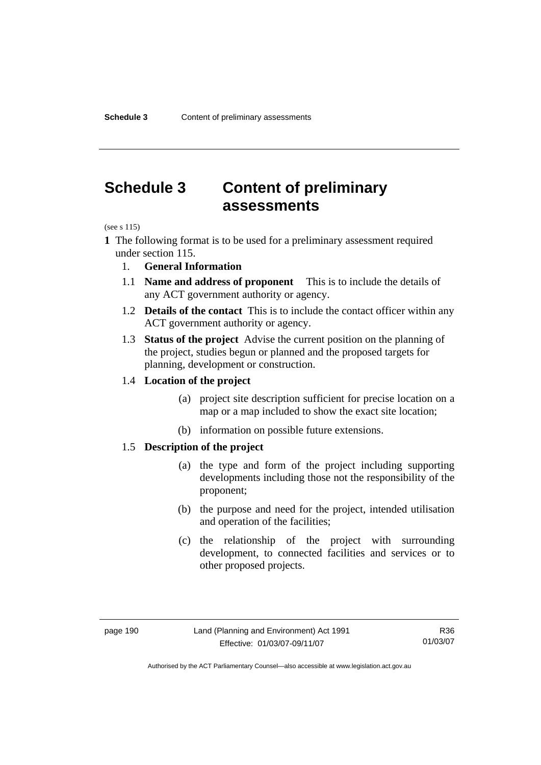# Schedule 3 Content of preliminary assessments

(see s 115)

**1** The following format is to be used for a preliminary assessment required under section 115.

1. **General Information**

1.1 **Name and address of proponent** This is to include the details of any ACT government authority or agency.

1.2 **Details of the contact** This is to include the contact officer within any ACT government authority or agency.

1.3 **Status of the project** Advise the current position on the planning of the project, studies begun or planned and the proposed targets for planning, development or construction.

1.4 **Location of the project**

(a) project site description sufficient for precise location on a map or a map included to show the exact site location;

(b) information on possible future extensions.

1.5 **Description of the project**

(a) the type and form of the project including supporting developments including those not the responsibility of the proponent;

(b) the purpose and need for the project, intended utilisation and operation of the facilities;

(c) the relationship of the project with surrounding development, to connected facilities and services or to other proposed projects.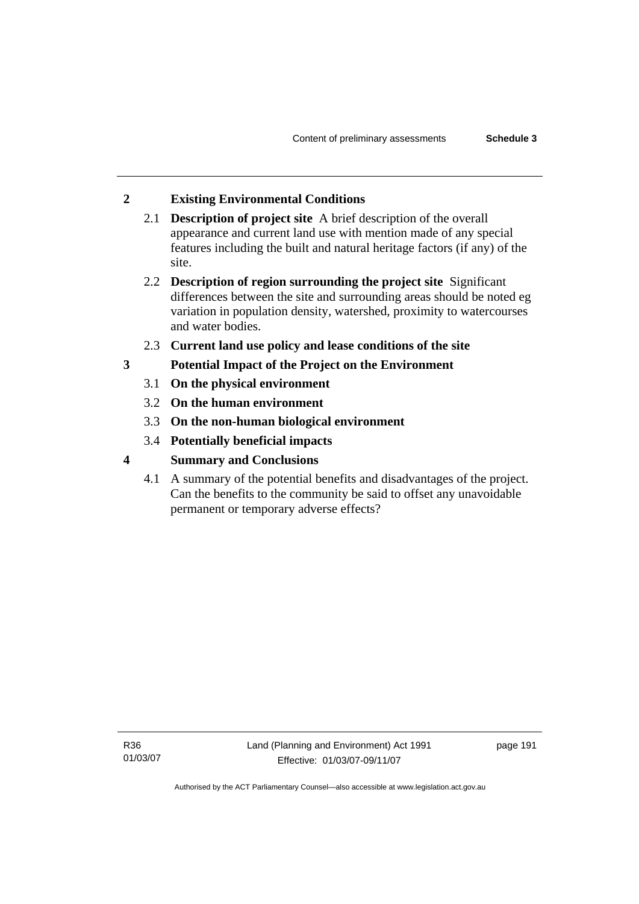## 2 Existing Environmental Conditions

2.1 **Description of project site** A brief description of the overall appearance and current land use with mention made of any special features including the built and natural heritage factors (if any) of the site.

2.2 **Description of region surrounding the project site** Significant differences between the site and surrounding areas should be noted eg variation in population density, watershed, proximity to watercourses and water bodies.

2.3 **Current land use policy and lease conditions of the site**

## 3 Potential Impact of the Project on the Environment

3.1 **On the physical environment**

3.2 **On the human environment**

3.3 **On the non-human biological environment**

3.4 **Potentially beneficial impacts**

## 4 Summary and Conclusions

4.1 A summary of the potential benefits and disadvantages of the project. Can the benefits to the community be said to offset any unavoidable permanent or temporary adverse effects?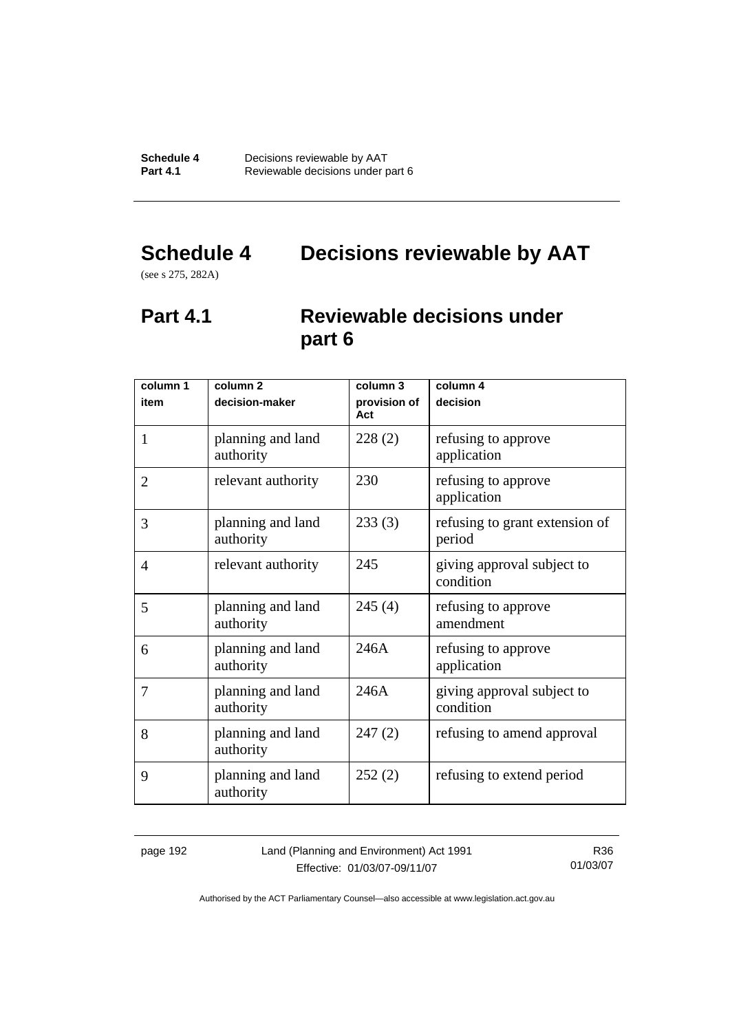# Schedule 4 Decisions reviewable by AAT

(see s 275, 282A)

## Part 4.1 Reviewable decisions under part 6

| column 1<br>item | column 2<br>decision-maker | column 3<br>provision of Act | column 4<br>decision |
|---|---|---|---|
| 1 | planning and land authority | 228 (2) | refusing to approve application |
| 2 | relevant authority | 230 | refusing to approve application |
| 3 | planning and land authority | 233 (3) | refusing to grant extension of period |
| 4 | relevant authority | 245 | giving approval subject to condition |
| 5 | planning and land authority | 245 (4) | refusing to approve amendment |
| 6 | planning and land authority | 246A | refusing to approve application |
| 7 | planning and land authority | 246A | giving approval subject to condition |
| 8 | planning and land authority | 247 (2) | refusing to amend approval |
| 9 | planning and land authority | 252 (2) | refusing to extend period |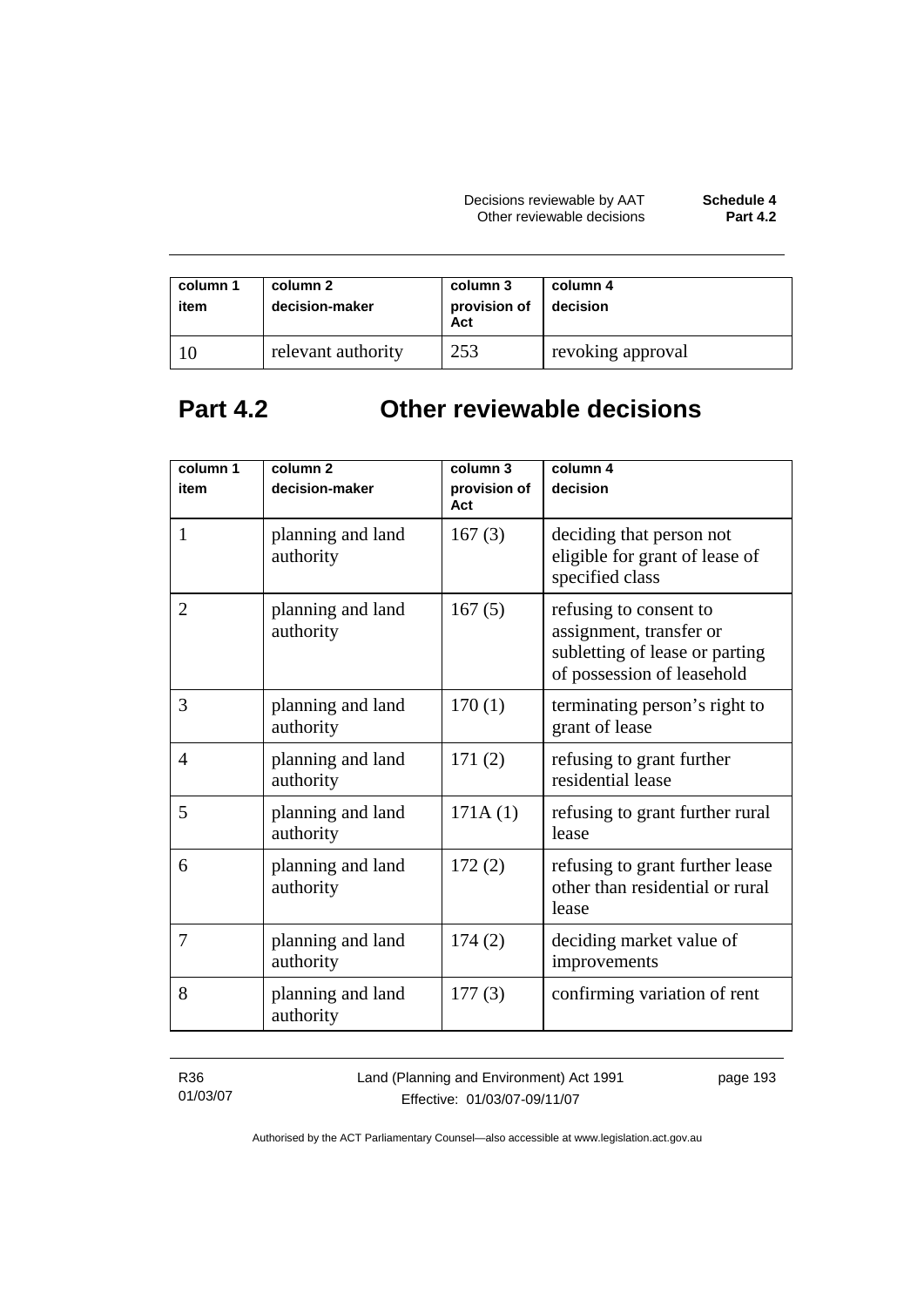| column 1<br>item | column 2<br>decision-maker | column 3<br>provision of Act | column 4<br>decision |
|---|---|---|---|
| 10 | relevant authority | 253 | revoking approval |

## Part 4.2 Other reviewable decisions

| column 1<br>item | column 2<br>decision-maker | column 3<br>provision of Act | column 4<br>decision |
|---|---|---|---|
| 1 | planning and land authority | 167 (3) | deciding that person not eligible for grant of lease of specified class |
| 2 | planning and land authority | 167 (5) | refusing to consent to assignment, transfer or subletting of lease or parting of possession of leasehold |
| 3 | planning and land authority | 170 (1) | terminating person's right to grant of lease |
| 4 | planning and land authority | 171 (2) | refusing to grant further residential lease |
| 5 | planning and land authority | 171A (1) | refusing to grant further rural lease |
| 6 | planning and land authority | 172 (2) | refusing to grant further lease other than residential or rural lease |
| 7 | planning and land authority | 174 (2) | deciding market value of improvements |
| 8 | planning and land authority | 177 (3) | confirming variation of rent |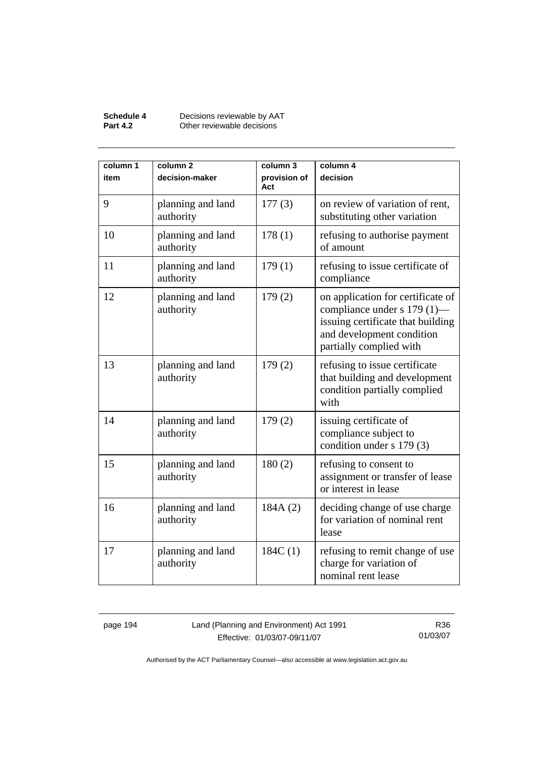| column 1<br>item | column 2<br>decision-maker | column 3<br>provision of Act | column 4<br>decision |
|---|---|---|---|
| 9 | planning and land authority | 177 (3) | on review of variation of rent, substituting other variation |
| 10 | planning and land authority | 178 (1) | refusing to authorise payment of amount |
| 11 | planning and land authority | 179 (1) | refusing to issue certificate of compliance |
| 12 | planning and land authority | 179 (2) | on application for certificate of compliance under s 179 (1)—issuing certificate that building and development condition partially complied with |
| 13 | planning and land authority | 179 (2) | refusing to issue certificate that building and development condition partially complied with |
| 14 | planning and land authority | 179 (2) | issuing certificate of compliance subject to condition under s 179 (3) |
| 15 | planning and land authority | 180 (2) | refusing to consent to assignment or transfer of lease or interest in lease |
| 16 | planning and land authority | 184A (2) | deciding change of use charge for variation of nominal rent lease |
| 17 | planning and land authority | 184C (1) | refusing to remit change of use charge for variation of nominal rent lease |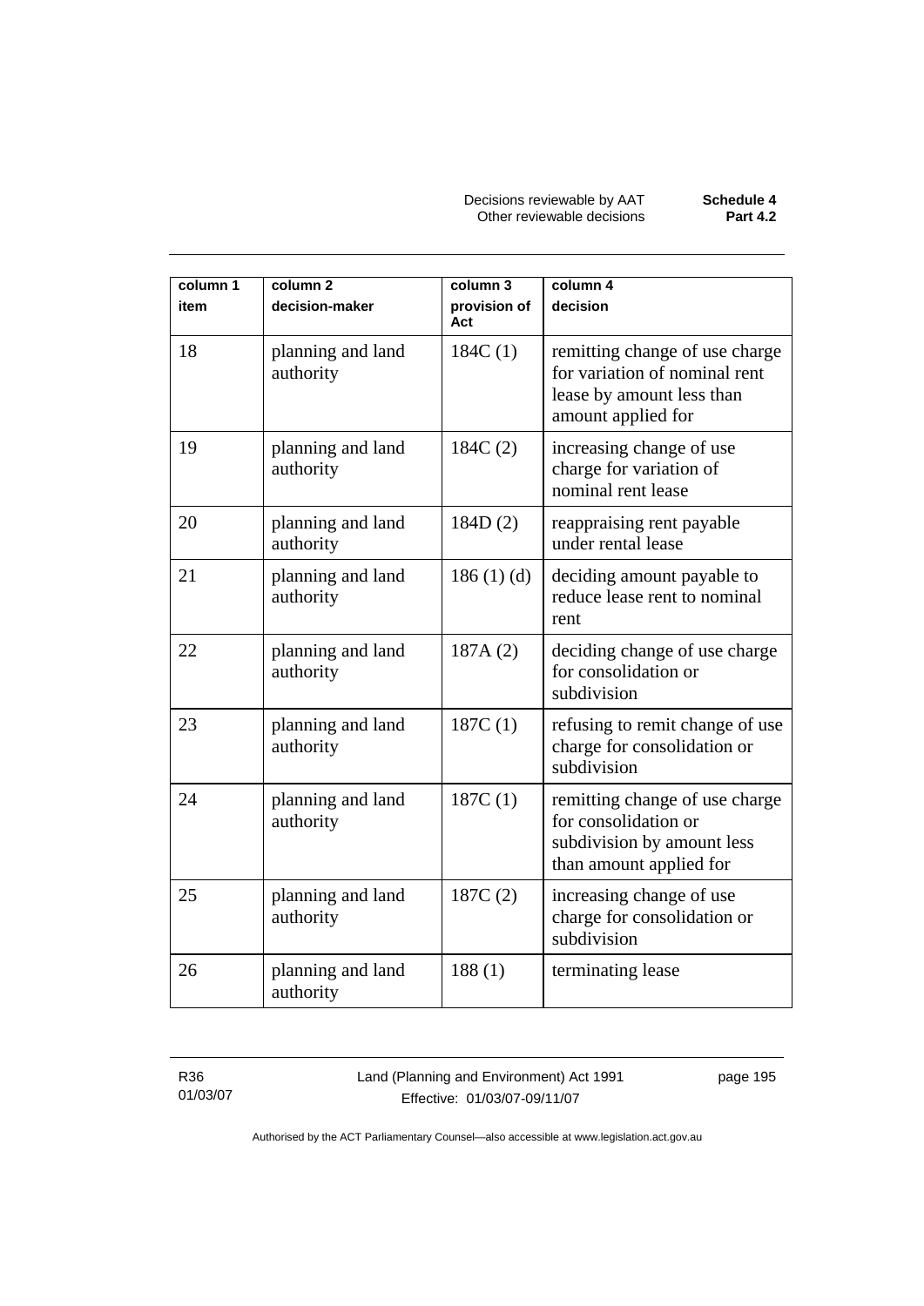| column 1 item | column 2 decision-maker | column 3 provision of Act | column 4 decision |
|---|---|---|---|
| 18 | planning and land authority | 184C (1) | remitting change of use charge for variation of nominal rent lease by amount less than amount applied for |
| 19 | planning and land authority | 184C (2) | increasing change of use charge for variation of nominal rent lease |
| 20 | planning and land authority | 184D (2) | reappraising rent payable under rental lease |
| 21 | planning and land authority | 186 (1) (d) | deciding amount payable to reduce lease rent to nominal rent |
| 22 | planning and land authority | 187A (2) | deciding change of use charge for consolidation or subdivision |
| 23 | planning and land authority | 187C (1) | refusing to remit change of use charge for consolidation or subdivision |
| 24 | planning and land authority | 187C (1) | remitting change of use charge for consolidation or subdivision by amount less than amount applied for |
| 25 | planning and land authority | 187C (2) | increasing change of use charge for consolidation or subdivision |
| 26 | planning and land authority | 188 (1) | terminating lease |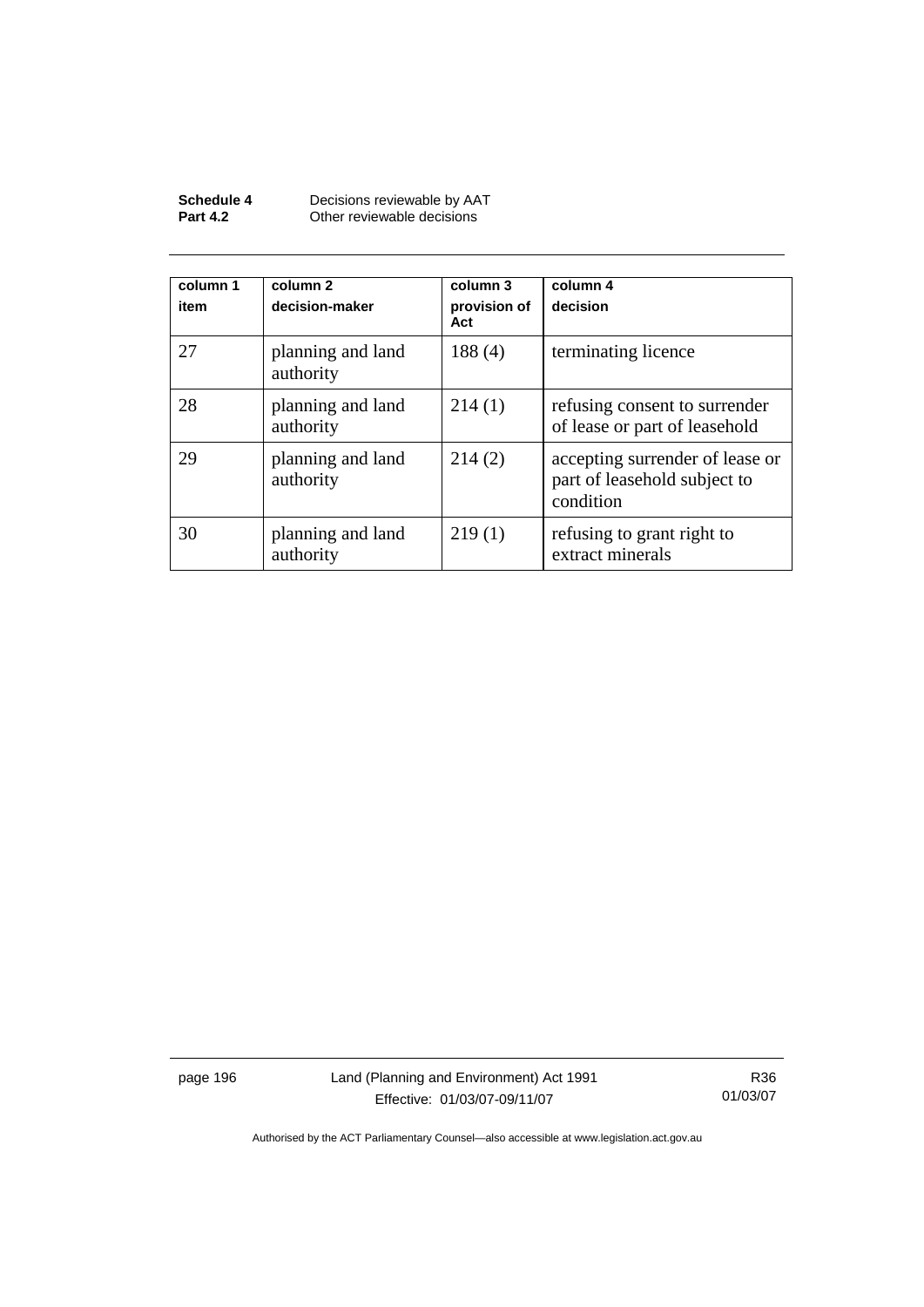| column 1<br>item | column 2<br>decision-maker | column 3<br>provision of Act | column 4<br>decision |
|---|---|---|---|
| 27 | planning and land authority | 188 (4) | terminating licence |
| 28 | planning and land authority | 214 (1) | refusing consent to surrender of lease or part of leasehold |
| 29 | planning and land authority | 214 (2) | accepting surrender of lease or part of leasehold subject to condition |
| 30 | planning and land authority | 219 (1) | refusing to grant right to extract minerals |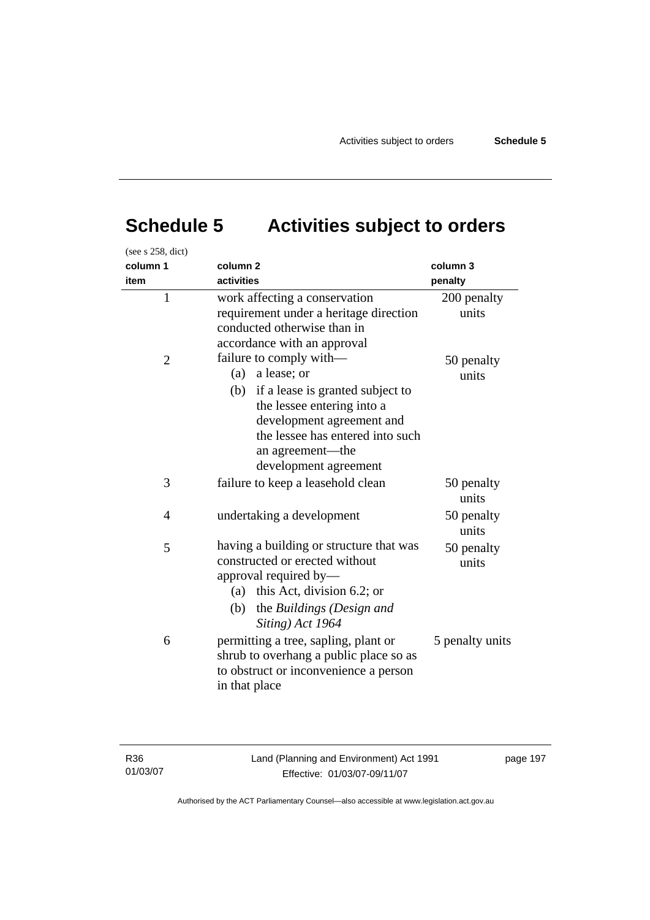# Schedule 5 Activities subject to orders

(see s 258, dict)

| column 1<br>item | column 2<br>activities | column 3<br>penalty |
|---|---|---|
| 1 | work affecting a conservation requirement under a heritage direction conducted otherwise than in accordance with an approval | 200 penalty units |
| 2 | failure to comply with—<br>(a) a lease; or<br>(b) if a lease is granted subject to the lessee entering into a development agreement and the lessee has entered into such an agreement—the development agreement | 50 penalty units |
| 3 | failure to keep a leasehold clean | 50 penalty units |
| 4 | undertaking a development | 50 penalty units |
| 5 | having a building or structure that was constructed or erected without approval required by—<br>(a) this Act, division 6.2; or<br>(b) the *Buildings (Design and Siting) Act 1964* | 50 penalty units |
| 6 | permitting a tree, sapling, plant or shrub to overhang a public place so as to obstruct or inconvenience a person in that place | 5 penalty units |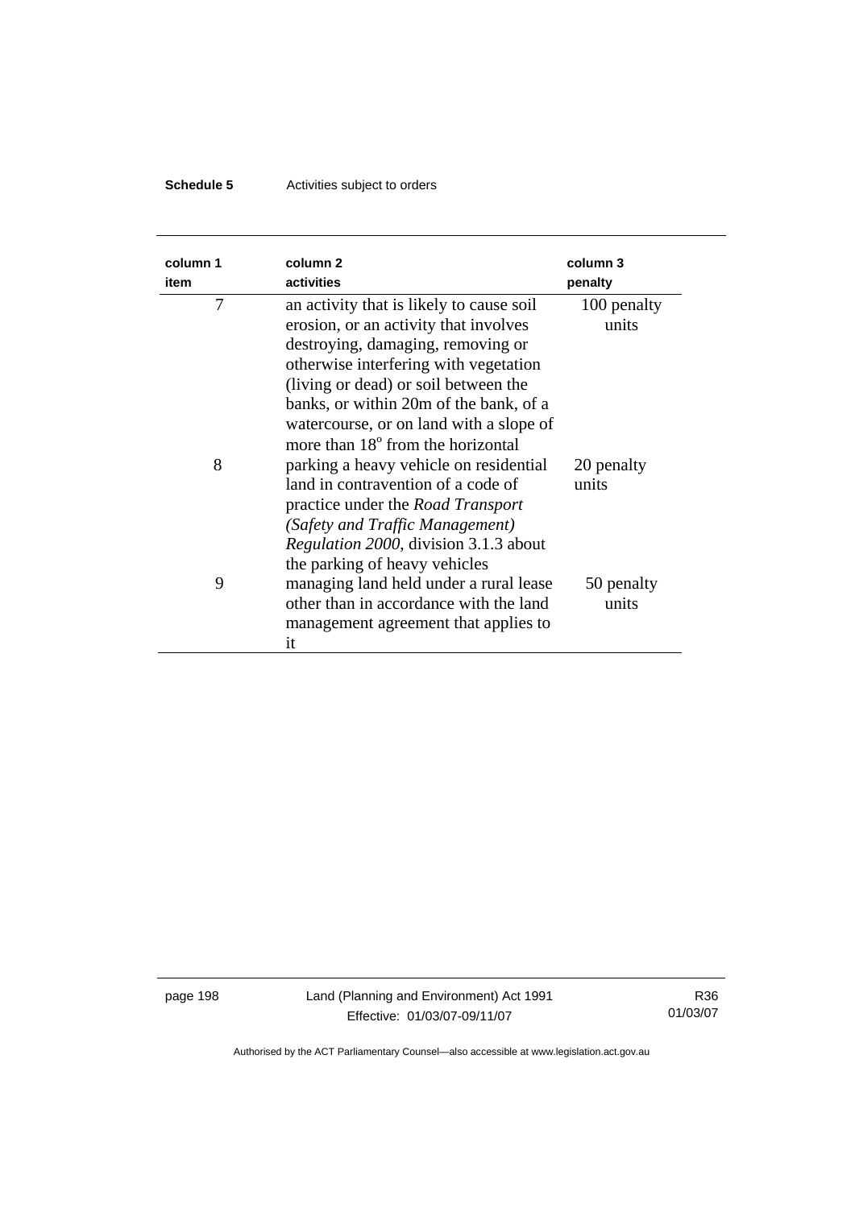| column 1<br>item | column 2<br>activities | column 3<br>penalty |
|---|---|---|
| 7 | an activity that is likely to cause soil erosion, or an activity that involves destroying, damaging, removing or otherwise interfering with vegetation (living or dead) or soil between the banks, or within 20m of the bank, of a watercourse, or on land with a slope of more than 18° from the horizontal | 100 penalty units |
| 8 | parking a heavy vehicle on residential land in contravention of a code of practice under the *Road Transport (Safety and Traffic Management) Regulation 2000*, division 3.1.3 about the parking of heavy vehicles | 20 penalty units |
| 9 | managing land held under a rural lease other than in accordance with the land management agreement that applies to it | 50 penalty units |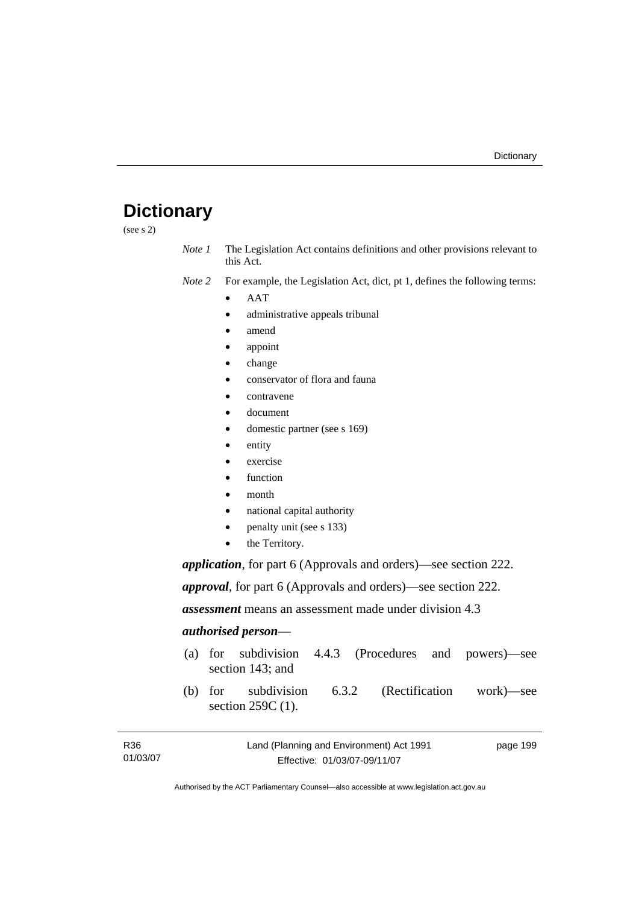# Dictionary

(see s 2)

*Note 1* The Legislation Act contains definitions and other provisions relevant to this Act.

*Note 2* For example, the Legislation Act, dict, pt 1, defines the following terms:

- AAT
- administrative appeals tribunal
- amend
- appoint
- change
- conservator of flora and fauna
- contravene
- document
- domestic partner (see s 169)
- entity
- exercise
- function
- month
- national capital authority
- penalty unit (see s 133)
- the Territory.

***application***, for part 6 (Approvals and orders)—see section 222.

***approval***, for part 6 (Approvals and orders)—see section 222.

***assessment*** means an assessment made under division 4.3

***authorised person***—

(a) for subdivision 4.4.3 (Procedures and powers)—see section 143; and

(b) for subdivision 6.3.2 (Rectification work)—see section 259C (1).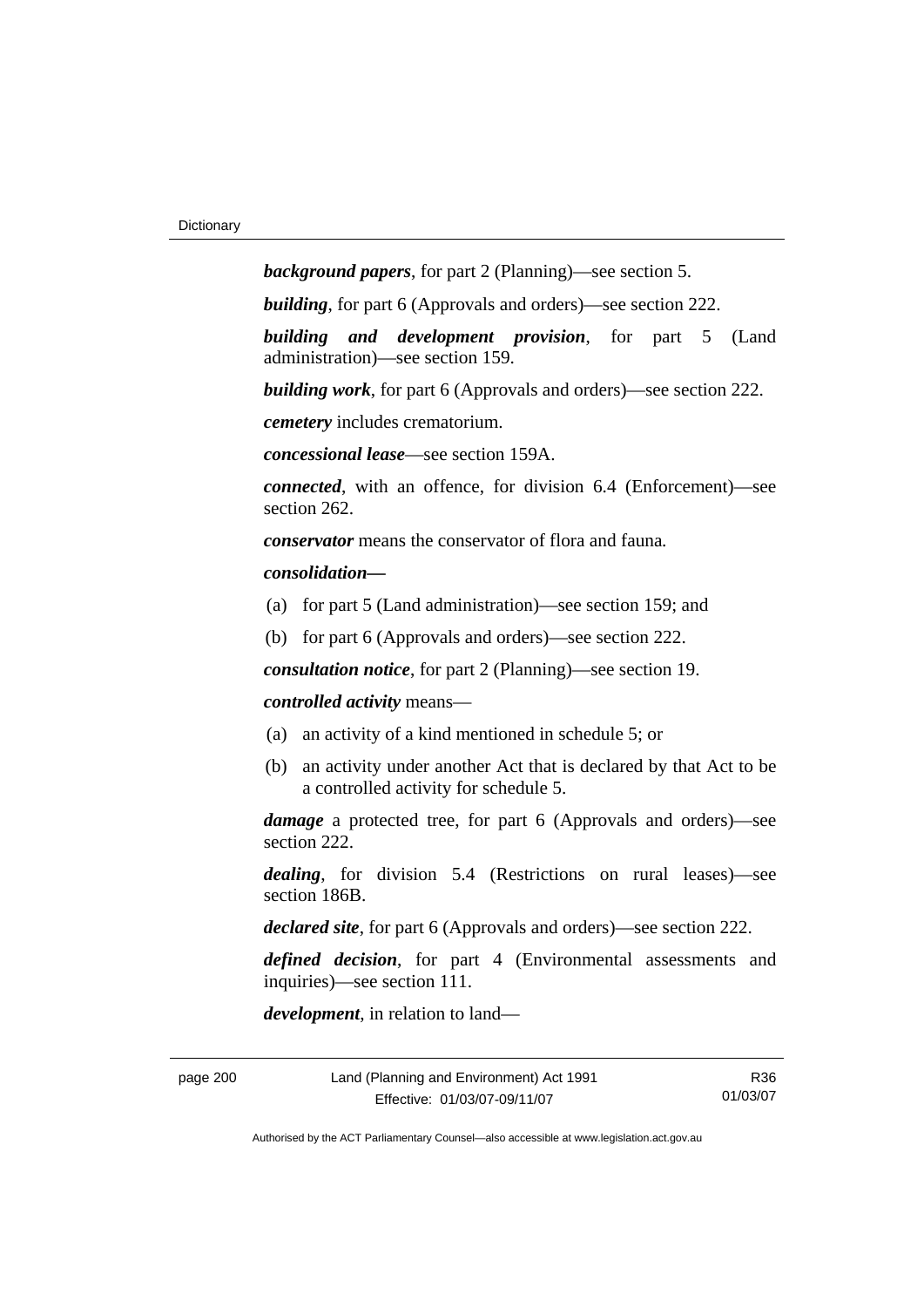***background papers***, for part 2 (Planning)—see section 5.

***building***, for part 6 (Approvals and orders)—see section 222.

***building and development provision***, for part 5 (Land administration)—see section 159.

***building work***, for part 6 (Approvals and orders)—see section 222.

***cemetery*** includes crematorium.

***concessional lease***—see section 159A.

***connected***, with an offence, for division 6.4 (Enforcement)—see section 262.

***conservator*** means the conservator of flora and fauna.

***consolidation—***

(a) for part 5 (Land administration)—see section 159; and

(b) for part 6 (Approvals and orders)—see section 222.

***consultation notice***, for part 2 (Planning)—see section 19.

***controlled activity*** means—

(a) an activity of a kind mentioned in schedule 5; or

(b) an activity under another Act that is declared by that Act to be a controlled activity for schedule 5.

***damage*** a protected tree, for part 6 (Approvals and orders)—see section 222.

***dealing***, for division 5.4 (Restrictions on rural leases)—see section 186B.

***declared site***, for part 6 (Approvals and orders)—see section 222.

***defined decision***, for part 4 (Environmental assessments and inquiries)—see section 111.

***development***, in relation to land—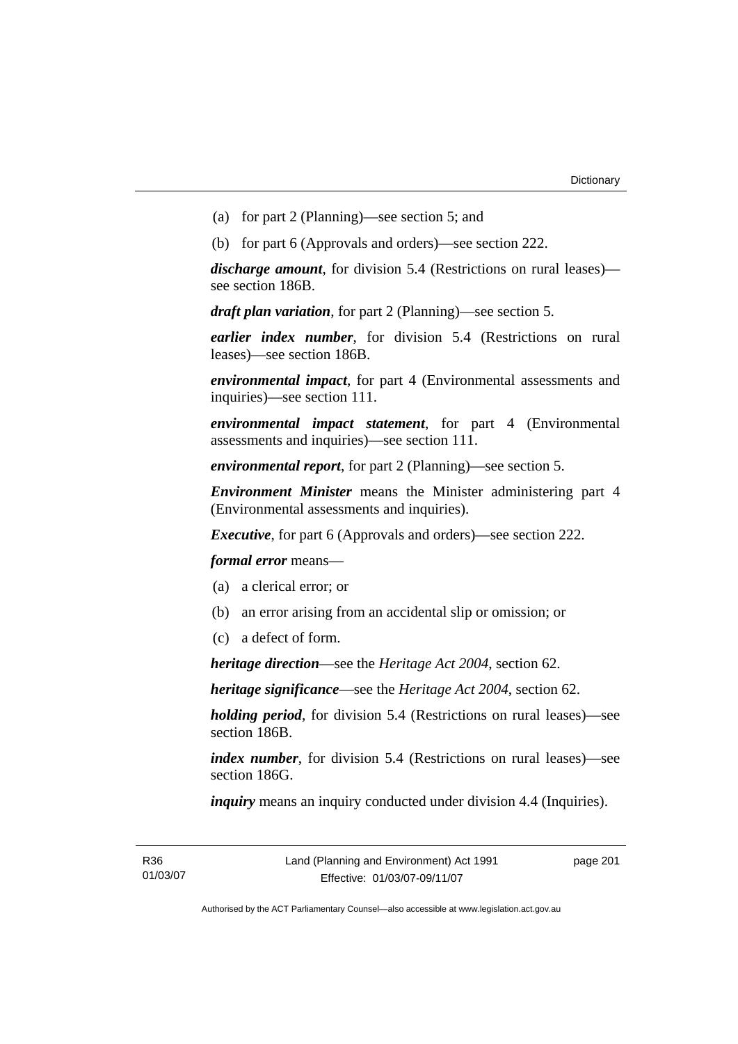(a) for part 2 (Planning)—see section 5; and

(b) for part 6 (Approvals and orders)—see section 222.

***discharge amount***, for division 5.4 (Restrictions on rural leases)—see section 186B.

***draft plan variation***, for part 2 (Planning)—see section 5.

***earlier index number***, for division 5.4 (Restrictions on rural leases)—see section 186B.

***environmental impact***, for part 4 (Environmental assessments and inquiries)—see section 111.

***environmental impact statement***, for part 4 (Environmental assessments and inquiries)—see section 111.

***environmental report***, for part 2 (Planning)—see section 5.

***Environment Minister*** means the Minister administering part 4 (Environmental assessments and inquiries).

***Executive***, for part 6 (Approvals and orders)—see section 222.

***formal error*** means—

(a) a clerical error; or

(b) an error arising from an accidental slip or omission; or

(c) a defect of form.

***heritage direction***—see the *Heritage Act 2004*, section 62.

***heritage significance***—see the *Heritage Act 2004*, section 62.

***holding period***, for division 5.4 (Restrictions on rural leases)—see section 186B.

***index number***, for division 5.4 (Restrictions on rural leases)—see section 186G.

***inquiry*** means an inquiry conducted under division 4.4 (Inquiries).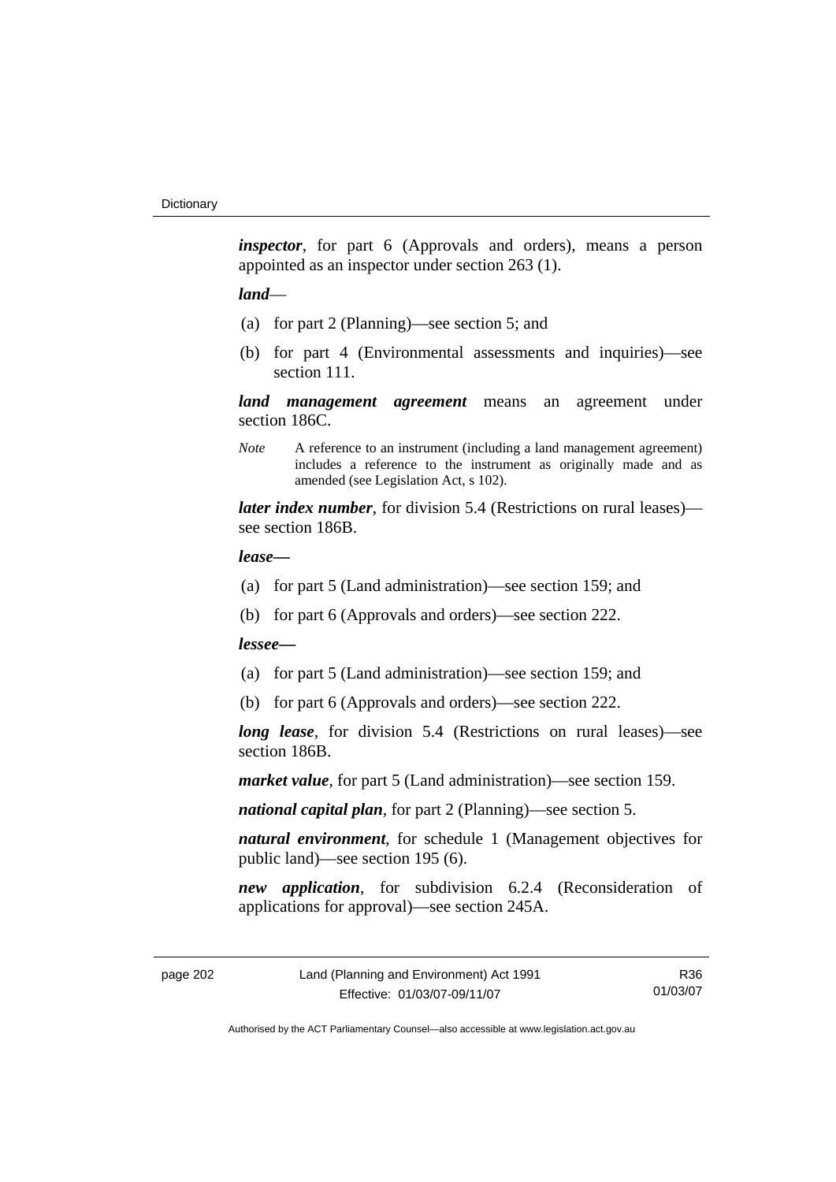***inspector***, for part 6 (Approvals and orders), means a person appointed as an inspector under section 263 (1).

***land***—

(a) for part 2 (Planning)—see section 5; and

(b) for part 4 (Environmental assessments and inquiries)—see section 111.

***land management agreement*** means an agreement under section 186C.

*Note* A reference to an instrument (including a land management agreement) includes a reference to the instrument as originally made and as amended (see Legislation Act, s 102).

***later index number***, for division 5.4 (Restrictions on rural leases)—see section 186B.

***lease—***

(a) for part 5 (Land administration)—see section 159; and

(b) for part 6 (Approvals and orders)—see section 222.

***lessee—***

(a) for part 5 (Land administration)—see section 159; and

(b) for part 6 (Approvals and orders)—see section 222.

***long lease***, for division 5.4 (Restrictions on rural leases)—see section 186B.

***market value***, for part 5 (Land administration)—see section 159.

***national capital plan***, for part 2 (Planning)—see section 5.

***natural environment***, for schedule 1 (Management objectives for public land)—see section 195 (6).

***new application***, for subdivision 6.2.4 (Reconsideration of applications for approval)—see section 245A.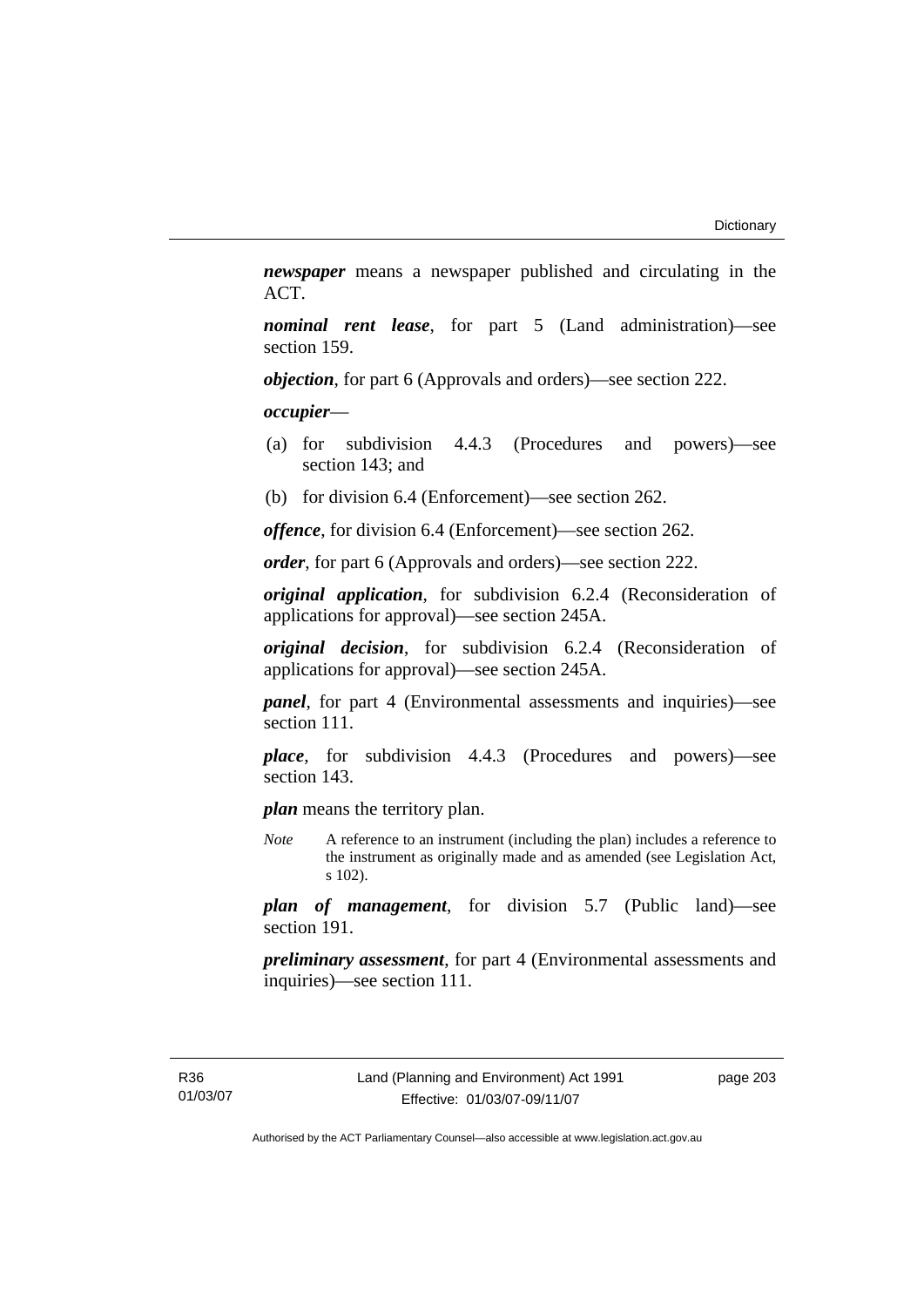***newspaper*** means a newspaper published and circulating in the ACT.

***nominal rent lease***, for part 5 (Land administration)—see section 159.

***objection***, for part 6 (Approvals and orders)—see section 222.

***occupier***—

(a) for subdivision 4.4.3 (Procedures and powers)—see section 143; and

(b) for division 6.4 (Enforcement)—see section 262.

***offence***, for division 6.4 (Enforcement)—see section 262.

***order***, for part 6 (Approvals and orders)—see section 222.

***original application***, for subdivision 6.2.4 (Reconsideration of applications for approval)—see section 245A.

***original decision***, for subdivision 6.2.4 (Reconsideration of applications for approval)—see section 245A.

***panel***, for part 4 (Environmental assessments and inquiries)—see section 111.

***place***, for subdivision 4.4.3 (Procedures and powers)—see section 143.

***plan*** means the territory plan.

*Note* A reference to an instrument (including the plan) includes a reference to the instrument as originally made and as amended (see Legislation Act, s 102).

***plan of management***, for division 5.7 (Public land)—see section 191.

***preliminary assessment***, for part 4 (Environmental assessments and inquiries)—see section 111.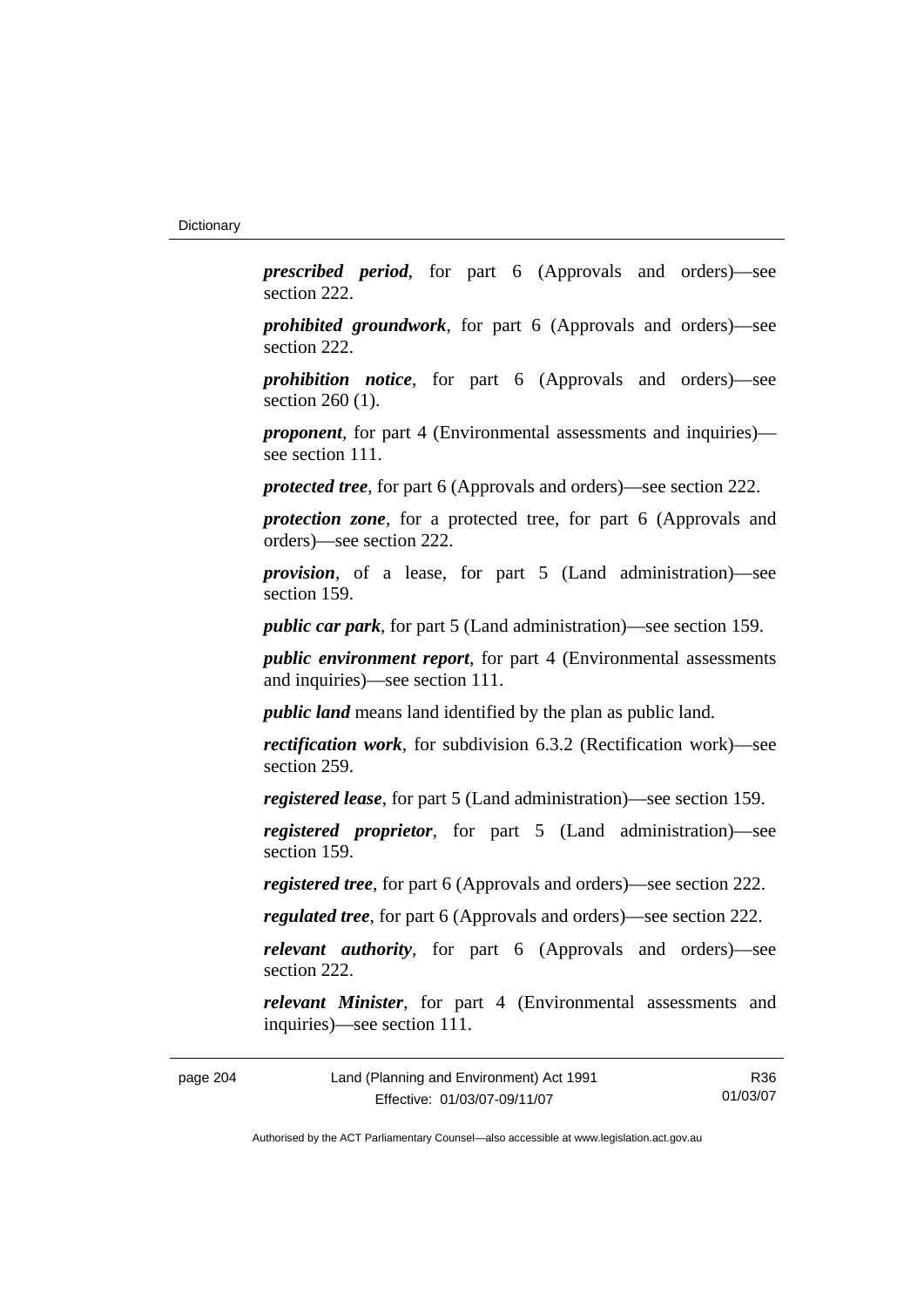***prescribed period***, for part 6 (Approvals and orders)—see section 222.

***prohibited groundwork***, for part 6 (Approvals and orders)—see section 222.

***prohibition notice***, for part 6 (Approvals and orders)—see section 260 (1).

***proponent***, for part 4 (Environmental assessments and inquiries)—see section 111.

***protected tree***, for part 6 (Approvals and orders)—see section 222.

***protection zone***, for a protected tree, for part 6 (Approvals and orders)—see section 222.

***provision***, of a lease, for part 5 (Land administration)—see section 159.

***public car park***, for part 5 (Land administration)—see section 159.

***public environment report***, for part 4 (Environmental assessments and inquiries)—see section 111.

***public land*** means land identified by the plan as public land.

***rectification work***, for subdivision 6.3.2 (Rectification work)—see section 259.

***registered lease***, for part 5 (Land administration)—see section 159.

***registered proprietor***, for part 5 (Land administration)—see section 159.

***registered tree***, for part 6 (Approvals and orders)—see section 222.

***regulated tree***, for part 6 (Approvals and orders)—see section 222.

***relevant authority***, for part 6 (Approvals and orders)—see section 222.

***relevant Minister***, for part 4 (Environmental assessments and inquiries)—see section 111.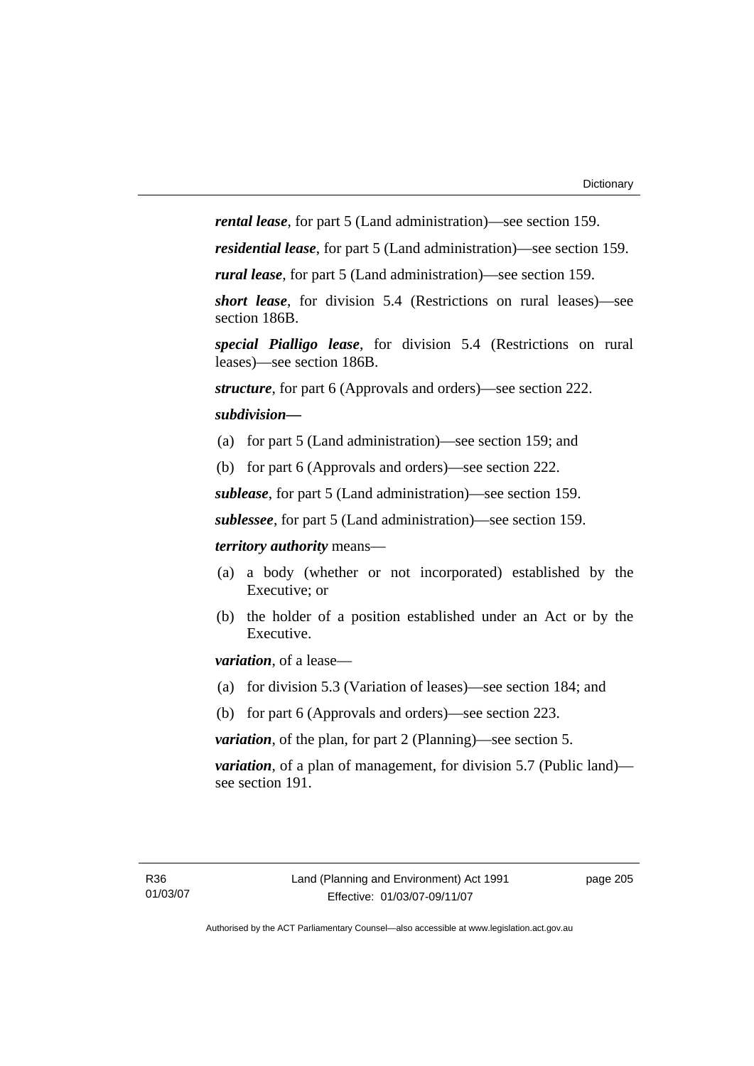***rental lease***, for part 5 (Land administration)—see section 159.

***residential lease***, for part 5 (Land administration)—see section 159.

***rural lease***, for part 5 (Land administration)—see section 159.

***short lease***, for division 5.4 (Restrictions on rural leases)—see section 186B.

***special Pialligo lease***, for division 5.4 (Restrictions on rural leases)—see section 186B.

***structure***, for part 6 (Approvals and orders)—see section 222.

***subdivision—***

(a) for part 5 (Land administration)—see section 159; and

(b) for part 6 (Approvals and orders)—see section 222.

***sublease***, for part 5 (Land administration)—see section 159.

***sublessee***, for part 5 (Land administration)—see section 159.

***territory authority*** means—

(a) a body (whether or not incorporated) established by the Executive; or

(b) the holder of a position established under an Act or by the Executive.

***variation***, of a lease—

(a) for division 5.3 (Variation of leases)—see section 184; and

(b) for part 6 (Approvals and orders)—see section 223.

***variation***, of the plan, for part 2 (Planning)—see section 5.

***variation***, of a plan of management, for division 5.7 (Public land)—see section 191.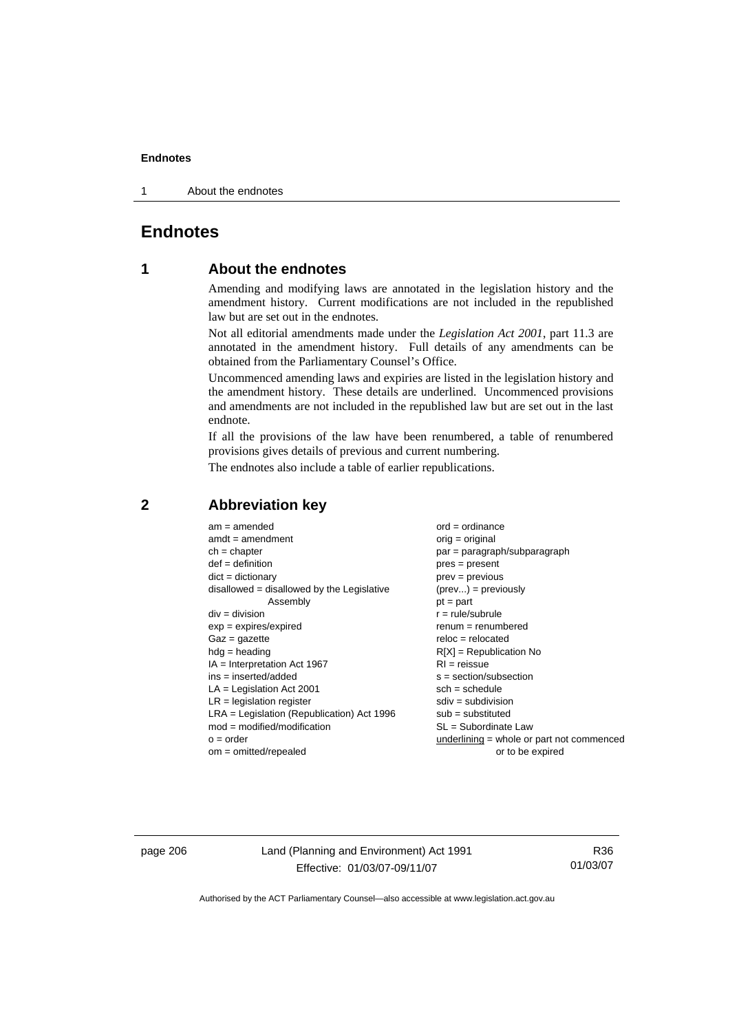# Endnotes

## 1 About the endnotes

Amending and modifying laws are annotated in the legislation history and the amendment history. Current modifications are not included in the republished law but are set out in the endnotes.

Not all editorial amendments made under the *Legislation Act 2001*, part 11.3 are annotated in the amendment history. Full details of any amendments can be obtained from the Parliamentary Counsel's Office.

Uncommenced amending laws and expiries are listed in the legislation history and the amendment history. These details are underlined. Uncommenced provisions and amendments are not included in the republished law but are set out in the last endnote.

If all the provisions of the law have been renumbered, a table of renumbered provisions gives details of previous and current numbering.

The endnotes also include a table of earlier republications.

## 2 Abbreviation key

am = amended
amdt = amendment
ch = chapter
def = definition
dict = dictionary
disallowed = disallowed by the Legislative Assembly
div = division
exp = expires/expired
Gaz = gazette
hdg = heading
IA = Interpretation Act 1967
ins = inserted/added
LA = Legislation Act 2001
LR = legislation register
LRA = Legislation (Republication) Act 1996
mod = modified/modification
o = order
om = omitted/repealed
ord = ordinance
orig = original
par = paragraph/subparagraph
pres = present
prev = previous
(prev...) = previously
pt = part
r = rule/subrule
renum = renumbered
reloc = relocated
R[X] = Republication No
RI = reissue
s = section/subsection
sch = schedule
sdiv = subdivision
sub = substituted
SL = Subordinate Law
underlining = whole or part not commenced or to be expired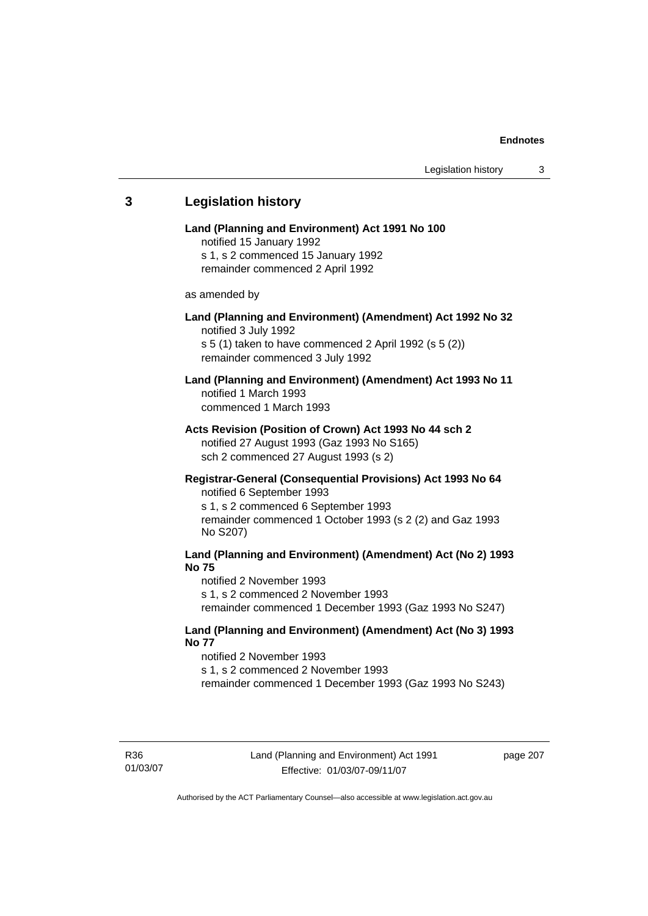## 3 Legislation history

**Land (Planning and Environment) Act 1991 No 100**
notified 15 January 1992
s 1, s 2 commenced 15 January 1992
remainder commenced 2 April 1992

as amended by

**Land (Planning and Environment) (Amendment) Act 1992 No 32**
notified 3 July 1992
s 5 (1) taken to have commenced 2 April 1992 (s 5 (2))
remainder commenced 3 July 1992

**Land (Planning and Environment) (Amendment) Act 1993 No 11**
notified 1 March 1993
commenced 1 March 1993

**Acts Revision (Position of Crown) Act 1993 No 44 sch 2**
notified 27 August 1993 (Gaz 1993 No S165)
sch 2 commenced 27 August 1993 (s 2)

**Registrar-General (Consequential Provisions) Act 1993 No 64**
notified 6 September 1993
s 1, s 2 commenced 6 September 1993
remainder commenced 1 October 1993 (s 2 (2) and Gaz 1993 No S207)

**Land (Planning and Environment) (Amendment) Act (No 2) 1993 No 75**
notified 2 November 1993
s 1, s 2 commenced 2 November 1993
remainder commenced 1 December 1993 (Gaz 1993 No S247)

**Land (Planning and Environment) (Amendment) Act (No 3) 1993 No 77**
notified 2 November 1993
s 1, s 2 commenced 2 November 1993
remainder commenced 1 December 1993 (Gaz 1993 No S243)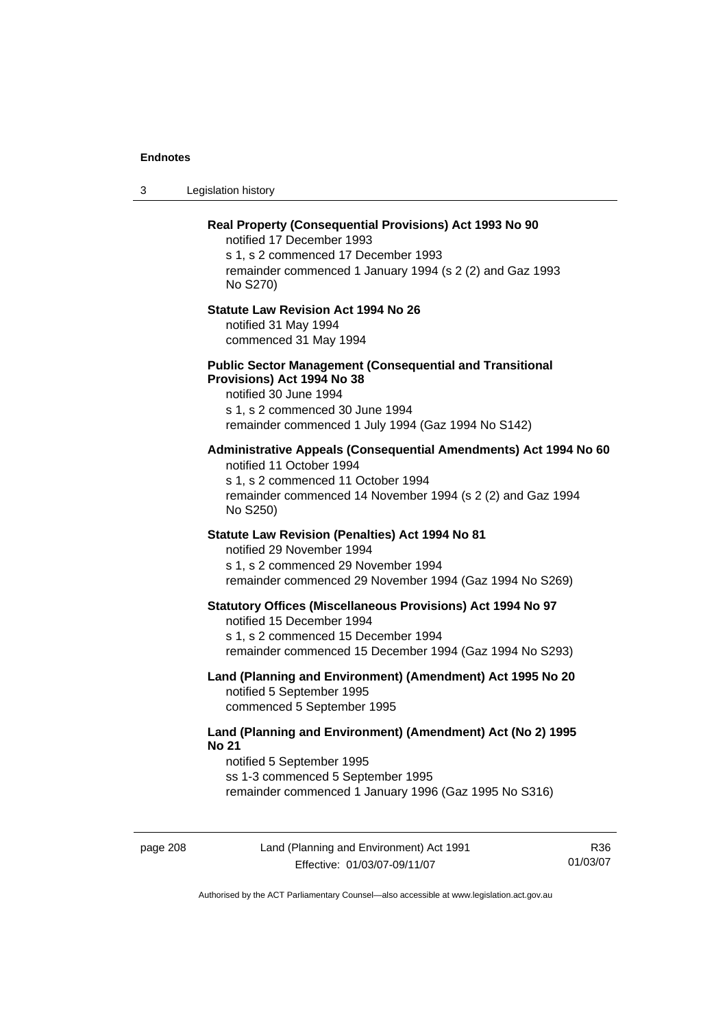**Real Property (Consequential Provisions) Act 1993 No 90**
notified 17 December 1993
s 1, s 2 commenced 17 December 1993
remainder commenced 1 January 1994 (s 2 (2) and Gaz 1993 No S270)

**Statute Law Revision Act 1994 No 26**
notified 31 May 1994
commenced 31 May 1994

**Public Sector Management (Consequential and Transitional Provisions) Act 1994 No 38**
notified 30 June 1994
s 1, s 2 commenced 30 June 1994
remainder commenced 1 July 1994 (Gaz 1994 No S142)

**Administrative Appeals (Consequential Amendments) Act 1994 No 60**
notified 11 October 1994
s 1, s 2 commenced 11 October 1994
remainder commenced 14 November 1994 (s 2 (2) and Gaz 1994 No S250)

**Statute Law Revision (Penalties) Act 1994 No 81**
notified 29 November 1994
s 1, s 2 commenced 29 November 1994
remainder commenced 29 November 1994 (Gaz 1994 No S269)

**Statutory Offices (Miscellaneous Provisions) Act 1994 No 97**
notified 15 December 1994
s 1, s 2 commenced 15 December 1994
remainder commenced 15 December 1994 (Gaz 1994 No S293)

**Land (Planning and Environment) (Amendment) Act 1995 No 20**
notified 5 September 1995
commenced 5 September 1995

**Land (Planning and Environment) (Amendment) Act (No 2) 1995 No 21**
notified 5 September 1995
ss 1-3 commenced 5 September 1995
remainder commenced 1 January 1996 (Gaz 1995 No S316)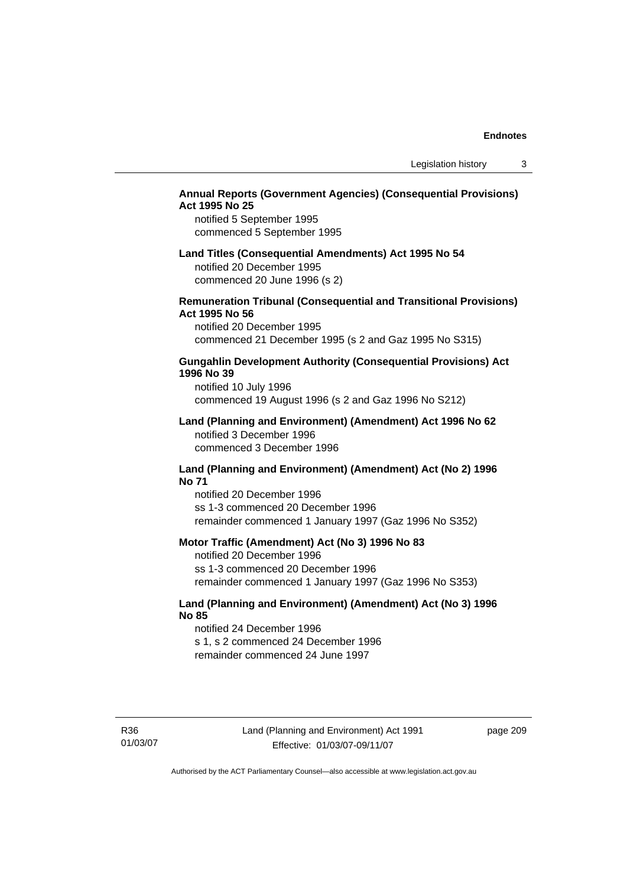**Annual Reports (Government Agencies) (Consequential Provisions) Act 1995 No 25**

notified 5 September 1995
commenced 5 September 1995

**Land Titles (Consequential Amendments) Act 1995 No 54**

notified 20 December 1995
commenced 20 June 1996 (s 2)

**Remuneration Tribunal (Consequential and Transitional Provisions) Act 1995 No 56**

notified 20 December 1995
commenced 21 December 1995 (s 2 and Gaz 1995 No S315)

**Gungahlin Development Authority (Consequential Provisions) Act 1996 No 39**

notified 10 July 1996
commenced 19 August 1996 (s 2 and Gaz 1996 No S212)

**Land (Planning and Environment) (Amendment) Act 1996 No 62**

notified 3 December 1996
commenced 3 December 1996

**Land (Planning and Environment) (Amendment) Act (No 2) 1996 No 71**

notified 20 December 1996
ss 1-3 commenced 20 December 1996
remainder commenced 1 January 1997 (Gaz 1996 No S352)

**Motor Traffic (Amendment) Act (No 3) 1996 No 83**

notified 20 December 1996
ss 1-3 commenced 20 December 1996
remainder commenced 1 January 1997 (Gaz 1996 No S353)

**Land (Planning and Environment) (Amendment) Act (No 3) 1996 No 85**

notified 24 December 1996
s 1, s 2 commenced 24 December 1996
remainder commenced 24 June 1997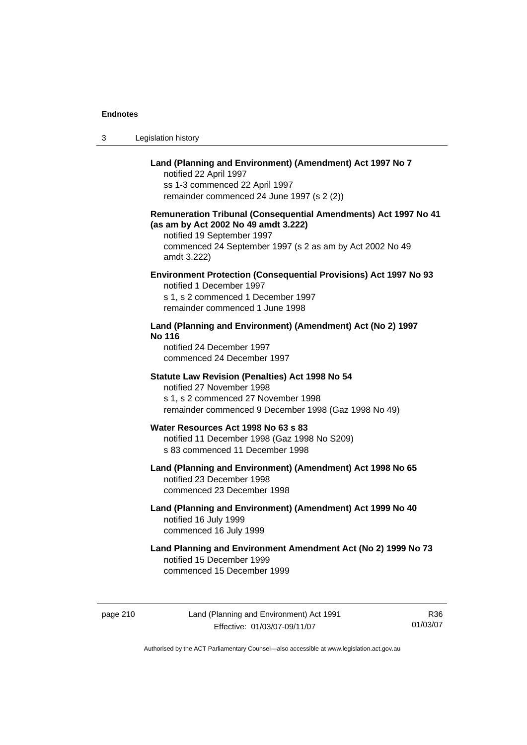**Land (Planning and Environment) (Amendment) Act 1997 No 7**
notified 22 April 1997
ss 1-3 commenced 22 April 1997
remainder commenced 24 June 1997 (s 2 (2))

**Remuneration Tribunal (Consequential Amendments) Act 1997 No 41 (as am by Act 2002 No 49 amdt 3.222)**
notified 19 September 1997
commenced 24 September 1997 (s 2 as am by Act 2002 No 49 amdt 3.222)

**Environment Protection (Consequential Provisions) Act 1997 No 93**
notified 1 December 1997
s 1, s 2 commenced 1 December 1997
remainder commenced 1 June 1998

**Land (Planning and Environment) (Amendment) Act (No 2) 1997 No 116**
notified 24 December 1997
commenced 24 December 1997

**Statute Law Revision (Penalties) Act 1998 No 54**
notified 27 November 1998
s 1, s 2 commenced 27 November 1998
remainder commenced 9 December 1998 (Gaz 1998 No 49)

**Water Resources Act 1998 No 63 s 83**
notified 11 December 1998 (Gaz 1998 No S209)
s 83 commenced 11 December 1998

**Land (Planning and Environment) (Amendment) Act 1998 No 65**
notified 23 December 1998
commenced 23 December 1998

**Land (Planning and Environment) (Amendment) Act 1999 No 40**
notified 16 July 1999
commenced 16 July 1999

**Land Planning and Environment Amendment Act (No 2) 1999 No 73**
notified 15 December 1999
commenced 15 December 1999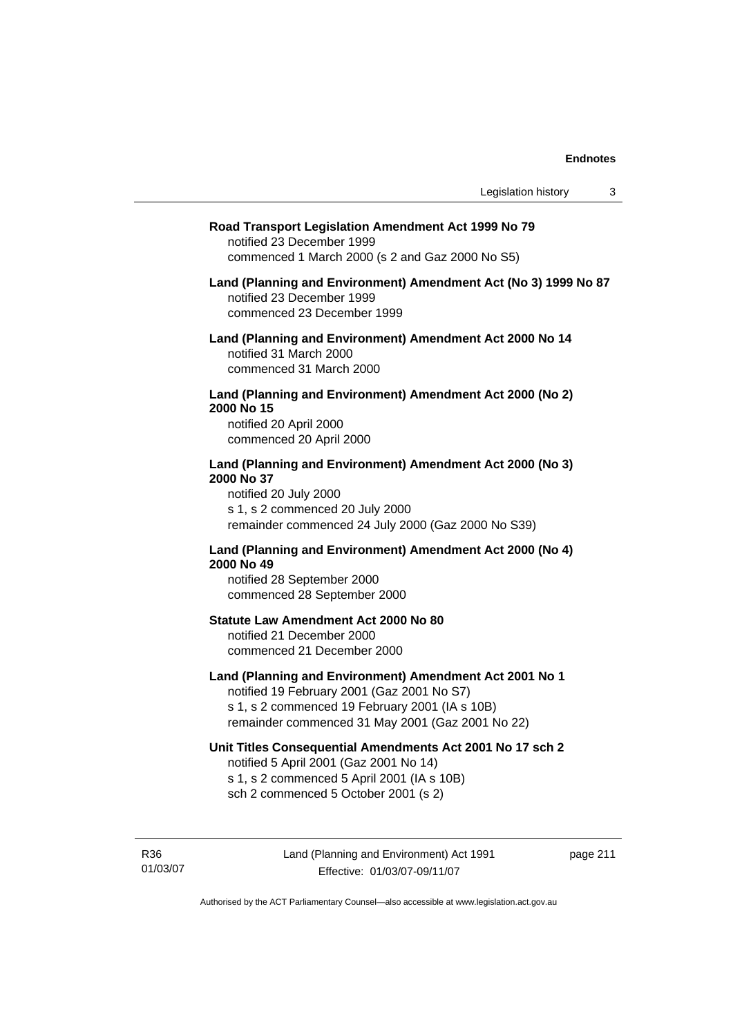**Road Transport Legislation Amendment Act 1999 No 79**
notified 23 December 1999
commenced 1 March 2000 (s 2 and Gaz 2000 No S5)

**Land (Planning and Environment) Amendment Act (No 3) 1999 No 87**
notified 23 December 1999
commenced 23 December 1999

**Land (Planning and Environment) Amendment Act 2000 No 14**
notified 31 March 2000
commenced 31 March 2000

**Land (Planning and Environment) Amendment Act 2000 (No 2) 2000 No 15**
notified 20 April 2000
commenced 20 April 2000

**Land (Planning and Environment) Amendment Act 2000 (No 3) 2000 No 37**
notified 20 July 2000
s 1, s 2 commenced 20 July 2000
remainder commenced 24 July 2000 (Gaz 2000 No S39)

**Land (Planning and Environment) Amendment Act 2000 (No 4) 2000 No 49**
notified 28 September 2000
commenced 28 September 2000

**Statute Law Amendment Act 2000 No 80**
notified 21 December 2000
commenced 21 December 2000

**Land (Planning and Environment) Amendment Act 2001 No 1**
notified 19 February 2001 (Gaz 2001 No S7)
s 1, s 2 commenced 19 February 2001 (IA s 10B)
remainder commenced 31 May 2001 (Gaz 2001 No 22)

**Unit Titles Consequential Amendments Act 2001 No 17 sch 2**
notified 5 April 2001 (Gaz 2001 No 14)
s 1, s 2 commenced 5 April 2001 (IA s 10B)
sch 2 commenced 5 October 2001 (s 2)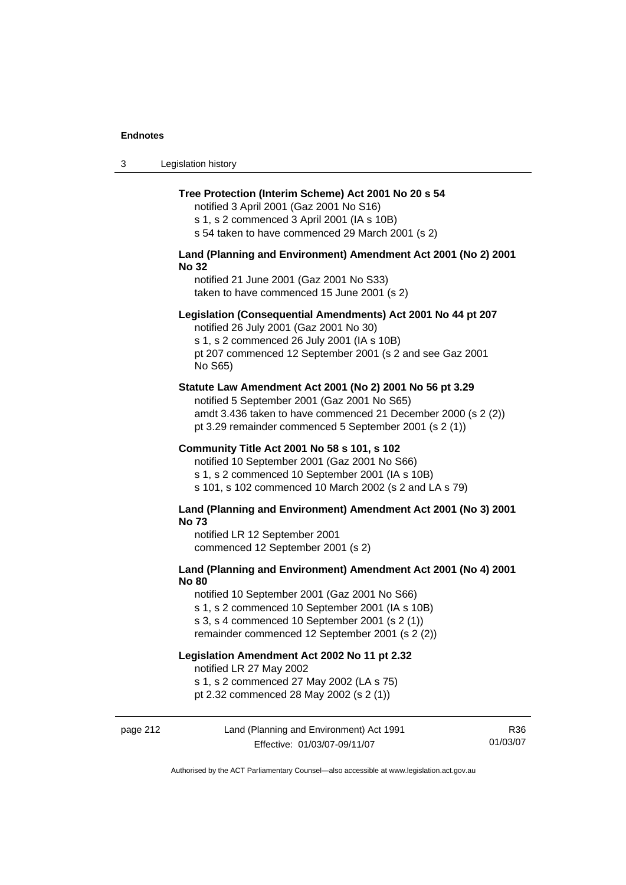**Tree Protection (Interim Scheme) Act 2001 No 20 s 54**

notified 3 April 2001 (Gaz 2001 No S16)
s 1, s 2 commenced 3 April 2001 (IA s 10B)
s 54 taken to have commenced 29 March 2001 (s 2)

**Land (Planning and Environment) Amendment Act 2001 (No 2) 2001 No 32**

notified 21 June 2001 (Gaz 2001 No S33)
taken to have commenced 15 June 2001 (s 2)

**Legislation (Consequential Amendments) Act 2001 No 44 pt 207**

notified 26 July 2001 (Gaz 2001 No 30)
s 1, s 2 commenced 26 July 2001 (IA s 10B)
pt 207 commenced 12 September 2001 (s 2 and see Gaz 2001 No S65)

**Statute Law Amendment Act 2001 (No 2) 2001 No 56 pt 3.29**

notified 5 September 2001 (Gaz 2001 No S65)
amdt 3.436 taken to have commenced 21 December 2000 (s 2 (2))
pt 3.29 remainder commenced 5 September 2001 (s 2 (1))

**Community Title Act 2001 No 58 s 101, s 102**

notified 10 September 2001 (Gaz 2001 No S66)
s 1, s 2 commenced 10 September 2001 (IA s 10B)
s 101, s 102 commenced 10 March 2002 (s 2 and LA s 79)

**Land (Planning and Environment) Amendment Act 2001 (No 3) 2001 No 73**

notified LR 12 September 2001
commenced 12 September 2001 (s 2)

**Land (Planning and Environment) Amendment Act 2001 (No 4) 2001 No 80**

notified 10 September 2001 (Gaz 2001 No S66)
s 1, s 2 commenced 10 September 2001 (IA s 10B)
s 3, s 4 commenced 10 September 2001 (s 2 (1))
remainder commenced 12 September 2001 (s 2 (2))

**Legislation Amendment Act 2002 No 11 pt 2.32**

notified LR 27 May 2002
s 1, s 2 commenced 27 May 2002 (LA s 75)
pt 2.32 commenced 28 May 2002 (s 2 (1))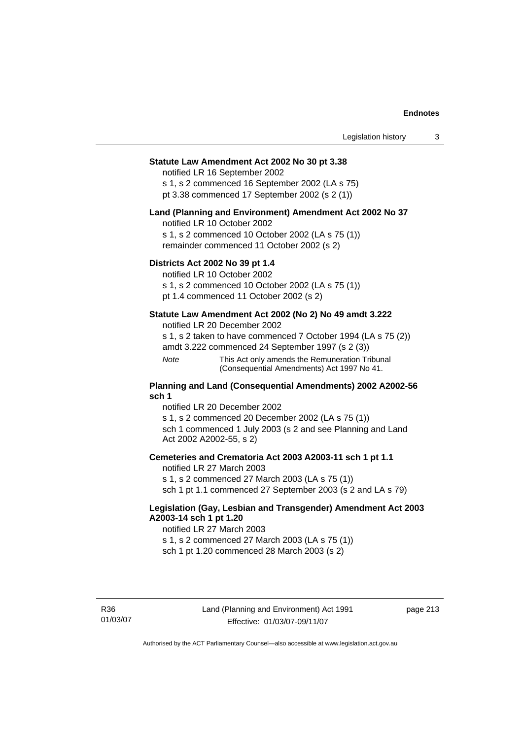**Statute Law Amendment Act 2002 No 30 pt 3.38**

notified LR 16 September 2002

s 1, s 2 commenced 16 September 2002 (LA s 75)

pt 3.38 commenced 17 September 2002 (s 2 (1))

**Land (Planning and Environment) Amendment Act 2002 No 37**

notified LR 10 October 2002

s 1, s 2 commenced 10 October 2002 (LA s 75 (1))

remainder commenced 11 October 2002 (s 2)

**Districts Act 2002 No 39 pt 1.4**

notified LR 10 October 2002

s 1, s 2 commenced 10 October 2002 (LA s 75 (1))

pt 1.4 commenced 11 October 2002 (s 2)

**Statute Law Amendment Act 2002 (No 2) No 49 amdt 3.222**

notified LR 20 December 2002

s 1, s 2 taken to have commenced 7 October 1994 (LA s 75 (2))

amdt 3.222 commenced 24 September 1997 (s 2 (3))

*Note* This Act only amends the Remuneration Tribunal (Consequential Amendments) Act 1997 No 41.

**Planning and Land (Consequential Amendments) 2002 A2002-56 sch 1**

notified LR 20 December 2002

s 1, s 2 commenced 20 December 2002 (LA s 75 (1))

sch 1 commenced 1 July 2003 (s 2 and see Planning and Land Act 2002 A2002-55, s 2)

**Cemeteries and Crematoria Act 2003 A2003-11 sch 1 pt 1.1**

notified LR 27 March 2003

s 1, s 2 commenced 27 March 2003 (LA s 75 (1))

sch 1 pt 1.1 commenced 27 September 2003 (s 2 and LA s 79)

**Legislation (Gay, Lesbian and Transgender) Amendment Act 2003 A2003-14 sch 1 pt 1.20**

notified LR 27 March 2003

s 1, s 2 commenced 27 March 2003 (LA s 75 (1))

sch 1 pt 1.20 commenced 28 March 2003 (s 2)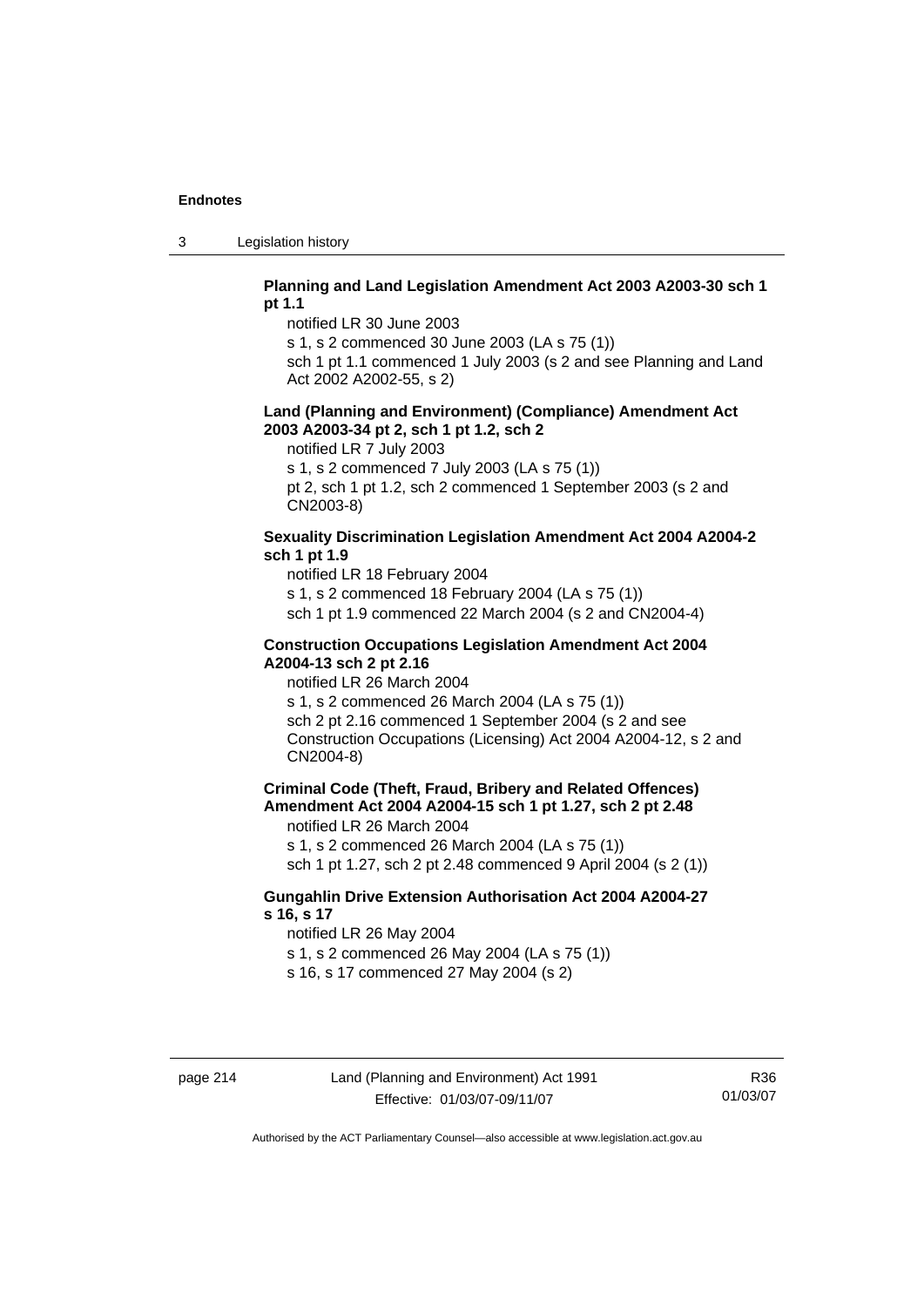**Planning and Land Legislation Amendment Act 2003 A2003-30 sch 1 pt 1.1**

notified LR 30 June 2003

s 1, s 2 commenced 30 June 2003 (LA s 75 (1))

sch 1 pt 1.1 commenced 1 July 2003 (s 2 and see Planning and Land Act 2002 A2002-55, s 2)

**Land (Planning and Environment) (Compliance) Amendment Act 2003 A2003-34 pt 2, sch 1 pt 1.2, sch 2**

notified LR 7 July 2003

s 1, s 2 commenced 7 July 2003 (LA s 75 (1))

pt 2, sch 1 pt 1.2, sch 2 commenced 1 September 2003 (s 2 and CN2003-8)

**Sexuality Discrimination Legislation Amendment Act 2004 A2004-2 sch 1 pt 1.9**

notified LR 18 February 2004

s 1, s 2 commenced 18 February 2004 (LA s 75 (1))

sch 1 pt 1.9 commenced 22 March 2004 (s 2 and CN2004-4)

**Construction Occupations Legislation Amendment Act 2004 A2004-13 sch 2 pt 2.16**

notified LR 26 March 2004

s 1, s 2 commenced 26 March 2004 (LA s 75 (1))

sch 2 pt 2.16 commenced 1 September 2004 (s 2 and see Construction Occupations (Licensing) Act 2004 A2004-12, s 2 and CN2004-8)

**Criminal Code (Theft, Fraud, Bribery and Related Offences) Amendment Act 2004 A2004-15 sch 1 pt 1.27, sch 2 pt 2.48**

notified LR 26 March 2004

s 1, s 2 commenced 26 March 2004 (LA s 75 (1))

sch 1 pt 1.27, sch 2 pt 2.48 commenced 9 April 2004 (s 2 (1))

**Gungahlin Drive Extension Authorisation Act 2004 A2004-27 s 16, s 17**

notified LR 26 May 2004

s 1, s 2 commenced 26 May 2004 (LA s 75 (1))

s 16, s 17 commenced 27 May 2004 (s 2)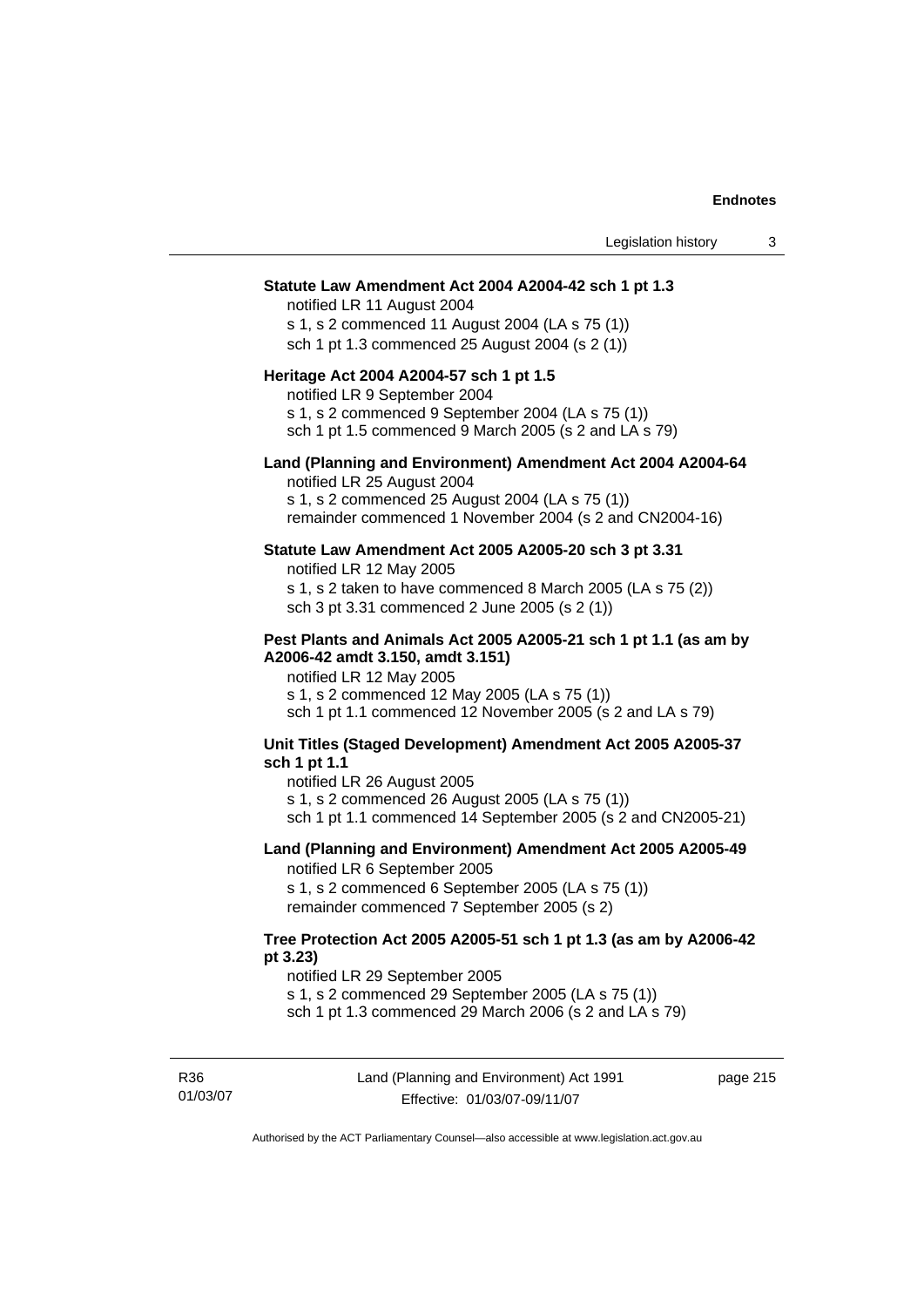**Statute Law Amendment Act 2004 A2004-42 sch 1 pt 1.3**

notified LR 11 August 2004
s 1, s 2 commenced 11 August 2004 (LA s 75 (1))
sch 1 pt 1.3 commenced 25 August 2004 (s 2 (1))

**Heritage Act 2004 A2004-57 sch 1 pt 1.5**

notified LR 9 September 2004
s 1, s 2 commenced 9 September 2004 (LA s 75 (1))
sch 1 pt 1.5 commenced 9 March 2005 (s 2 and LA s 79)

**Land (Planning and Environment) Amendment Act 2004 A2004-64**

notified LR 25 August 2004
s 1, s 2 commenced 25 August 2004 (LA s 75 (1))
remainder commenced 1 November 2004 (s 2 and CN2004-16)

**Statute Law Amendment Act 2005 A2005-20 sch 3 pt 3.31**

notified LR 12 May 2005
s 1, s 2 taken to have commenced 8 March 2005 (LA s 75 (2))
sch 3 pt 3.31 commenced 2 June 2005 (s 2 (1))

**Pest Plants and Animals Act 2005 A2005-21 sch 1 pt 1.1 (as am by A2006-42 amdt 3.150, amdt 3.151)**

notified LR 12 May 2005
s 1, s 2 commenced 12 May 2005 (LA s 75 (1))
sch 1 pt 1.1 commenced 12 November 2005 (s 2 and LA s 79)

**Unit Titles (Staged Development) Amendment Act 2005 A2005-37 sch 1 pt 1.1**

notified LR 26 August 2005
s 1, s 2 commenced 26 August 2005 (LA s 75 (1))
sch 1 pt 1.1 commenced 14 September 2005 (s 2 and CN2005-21)

**Land (Planning and Environment) Amendment Act 2005 A2005-49**

notified LR 6 September 2005
s 1, s 2 commenced 6 September 2005 (LA s 75 (1))
remainder commenced 7 September 2005 (s 2)

**Tree Protection Act 2005 A2005-51 sch 1 pt 1.3 (as am by A2006-42 pt 3.23)**

notified LR 29 September 2005
s 1, s 2 commenced 29 September 2005 (LA s 75 (1))
sch 1 pt 1.3 commenced 29 March 2006 (s 2 and LA s 79)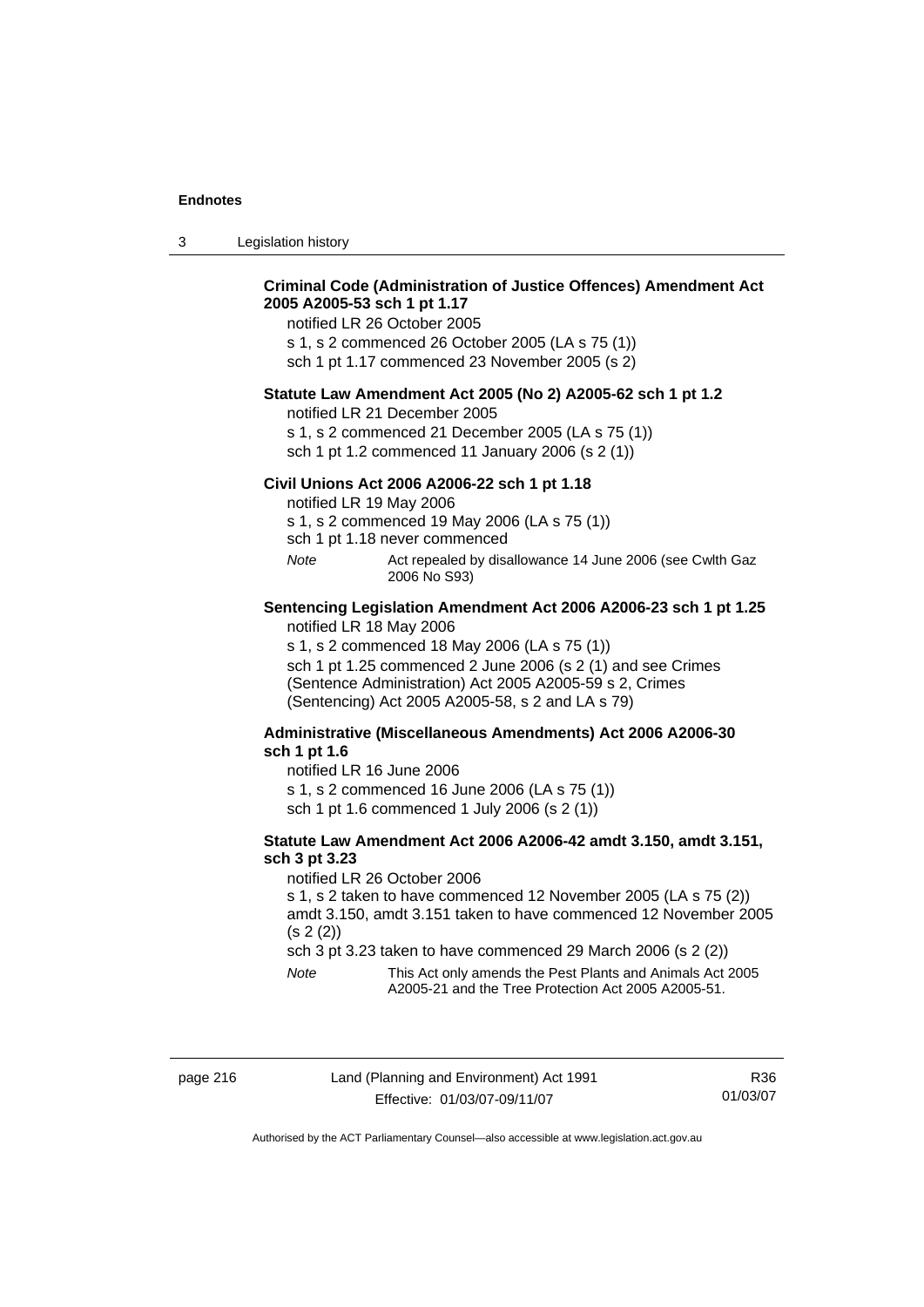**Criminal Code (Administration of Justice Offences) Amendment Act 2005 A2005-53 sch 1 pt 1.17**

notified LR 26 October 2005

s 1, s 2 commenced 26 October 2005 (LA s 75 (1))

sch 1 pt 1.17 commenced 23 November 2005 (s 2)

**Statute Law Amendment Act 2005 (No 2) A2005-62 sch 1 pt 1.2**

notified LR 21 December 2005

s 1, s 2 commenced 21 December 2005 (LA s 75 (1))

sch 1 pt 1.2 commenced 11 January 2006 (s 2 (1))

**Civil Unions Act 2006 A2006-22 sch 1 pt 1.18**

notified LR 19 May 2006

s 1, s 2 commenced 19 May 2006 (LA s 75 (1))

sch 1 pt 1.18 never commenced

*Note* Act repealed by disallowance 14 June 2006 (see Cwlth Gaz 2006 No S93)

**Sentencing Legislation Amendment Act 2006 A2006-23 sch 1 pt 1.25**

notified LR 18 May 2006

s 1, s 2 commenced 18 May 2006 (LA s 75 (1))

sch 1 pt 1.25 commenced 2 June 2006 (s 2 (1) and see Crimes (Sentence Administration) Act 2005 A2005-59 s 2, Crimes (Sentencing) Act 2005 A2005-58, s 2 and LA s 79)

**Administrative (Miscellaneous Amendments) Act 2006 A2006-30 sch 1 pt 1.6**

notified LR 16 June 2006

s 1, s 2 commenced 16 June 2006 (LA s 75 (1))

sch 1 pt 1.6 commenced 1 July 2006 (s 2 (1))

**Statute Law Amendment Act 2006 A2006-42 amdt 3.150, amdt 3.151, sch 3 pt 3.23**

notified LR 26 October 2006

s 1, s 2 taken to have commenced 12 November 2005 (LA s 75 (2))

amdt 3.150, amdt 3.151 taken to have commenced 12 November 2005 (s 2 (2))

sch 3 pt 3.23 taken to have commenced 29 March 2006 (s 2 (2))

*Note* This Act only amends the Pest Plants and Animals Act 2005 A2005-21 and the Tree Protection Act 2005 A2005-51.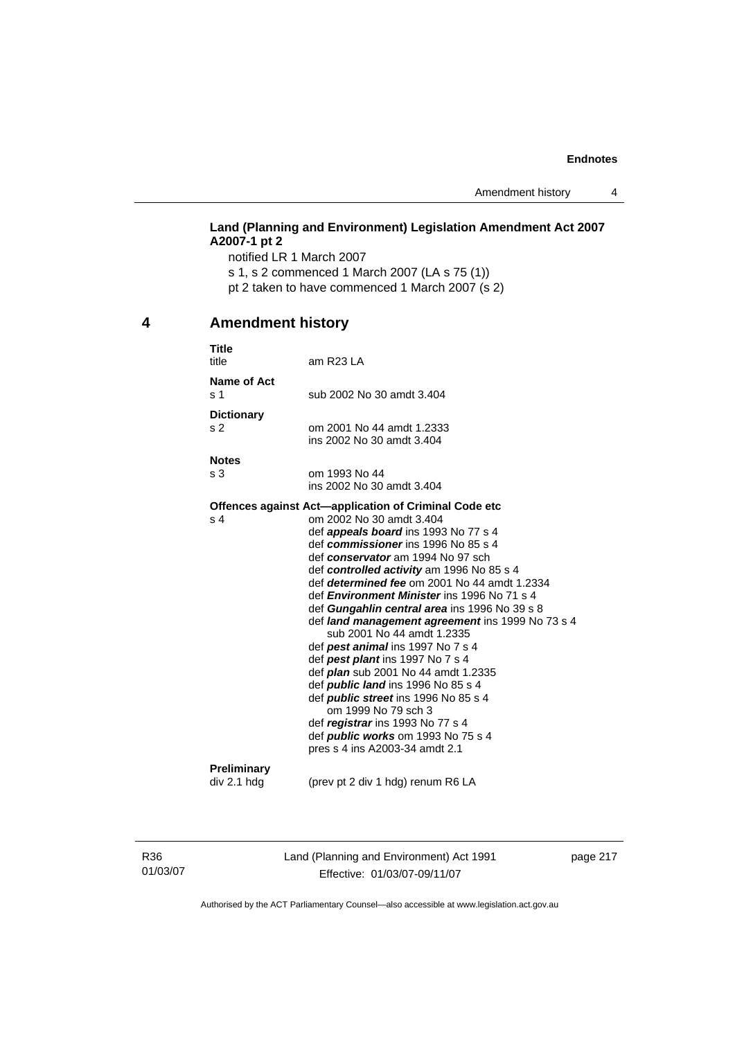**Land (Planning and Environment) Legislation Amendment Act 2007 A2007-1 pt 2**

notified LR 1 March 2007

s 1, s 2 commenced 1 March 2007 (LA s 75 (1))

pt 2 taken to have commenced 1 March 2007 (s 2)

## 4 Amendment history

**Title**

| | |
|---|---|
| title | am R23 LA |

**Name of Act**

| | |
|---|---|
| s 1 | sub 2002 No 30 amdt 3.404 |

**Dictionary**

| | |
|---|---|
| s 2 | om 2001 No 44 amdt 1.2333<br>ins 2002 No 30 amdt 3.404 |

**Notes**

| | |
|---|---|
| s 3 | om 1993 No 44<br>ins 2002 No 30 amdt 3.404 |

**Offences against Act—application of Criminal Code etc**

| | |
|---|---|
| s 4 | om 2002 No 30 amdt 3.404<br>def ***appeals board*** ins 1993 No 77 s 4<br>def ***commissioner*** ins 1996 No 85 s 4<br>def ***conservator*** am 1994 No 97 sch<br>def ***controlled activity*** am 1996 No 85 s 4<br>def ***determined fee*** om 2001 No 44 amdt 1.2334<br>def ***Environment Minister*** ins 1996 No 71 s 4<br>def ***Gungahlin central area*** ins 1996 No 39 s 8<br>def ***land management agreement*** ins 1999 No 73 s 4<br>sub 2001 No 44 amdt 1.2335<br>def ***pest animal*** ins 1997 No 7 s 4<br>def ***pest plant*** ins 1997 No 7 s 4<br>def ***plan*** sub 2001 No 44 amdt 1.2335<br>def ***public land*** ins 1996 No 85 s 4<br>def ***public street*** ins 1996 No 85 s 4<br>om 1999 No 79 sch 3<br>def ***registrar*** ins 1993 No 77 s 4<br>def ***public works*** om 1993 No 75 s 4<br>pres s 4 ins A2003-34 amdt 2.1 |

**Preliminary**

| | |
|---|---|
| div 2.1 hdg | (prev pt 2 div 1 hdg) renum R6 LA |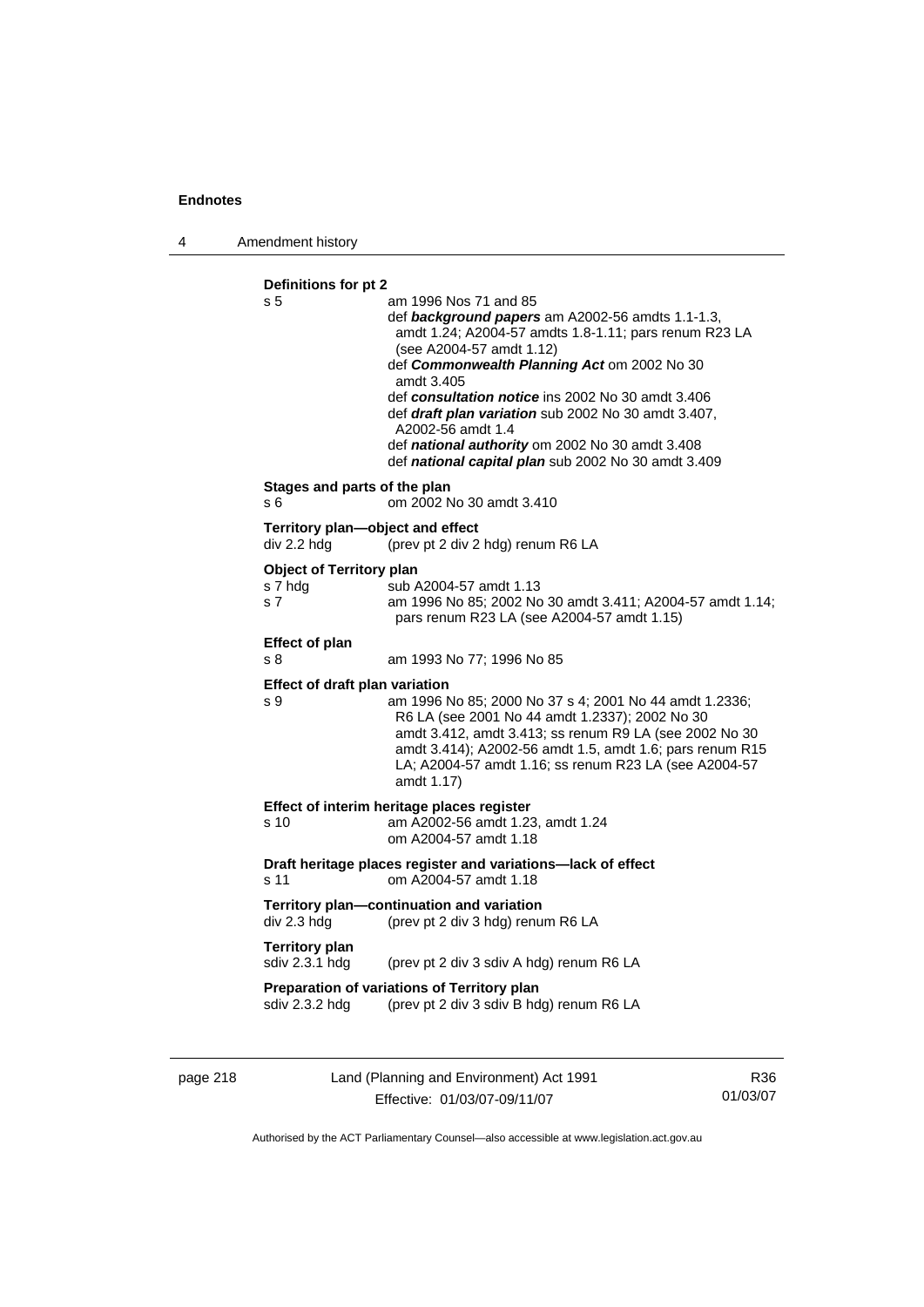**Definitions for pt 2**

s 5 am 1996 Nos 71 and 85
def ***background papers*** am A2002-56 amdts 1.1-1.3, amdt 1.24; A2004-57 amdts 1.8-1.11; pars renum R23 LA (see A2004-57 amdt 1.12)
def ***Commonwealth Planning Act*** om 2002 No 30 amdt 3.405
def ***consultation notice*** ins 2002 No 30 amdt 3.406
def ***draft plan variation*** sub 2002 No 30 amdt 3.407, A2002-56 amdt 1.4
def ***national authority*** om 2002 No 30 amdt 3.408
def ***national capital plan*** sub 2002 No 30 amdt 3.409

**Stages and parts of the plan**

s 6 om 2002 No 30 amdt 3.410

**Territory plan—object and effect**

div 2.2 hdg (prev pt 2 div 2 hdg) renum R6 LA

**Object of Territory plan**

s 7 hdg sub A2004-57 amdt 1.13
s 7 am 1996 No 85; 2002 No 30 amdt 3.411; A2004-57 amdt 1.14; pars renum R23 LA (see A2004-57 amdt 1.15)

**Effect of plan**

s 8 am 1993 No 77; 1996 No 85

**Effect of draft plan variation**

s 9 am 1996 No 85; 2000 No 37 s 4; 2001 No 44 amdt 1.2336; R6 LA (see 2001 No 44 amdt 1.2337); 2002 No 30 amdt 3.412, amdt 3.413; ss renum R9 LA (see 2002 No 30 amdt 3.414); A2002-56 amdt 1.5, amdt 1.6; pars renum R15 LA; A2004-57 amdt 1.16; ss renum R23 LA (see A2004-57 amdt 1.17)

**Effect of interim heritage places register**

s 10 am A2002-56 amdt 1.23, amdt 1.24
om A2004-57 amdt 1.18

**Draft heritage places register and variations—lack of effect**

s 11 om A2004-57 amdt 1.18

**Territory plan—continuation and variation**

div 2.3 hdg (prev pt 2 div 3 hdg) renum R6 LA

**Territory plan**

sdiv 2.3.1 hdg (prev pt 2 div 3 sdiv A hdg) renum R6 LA

**Preparation of variations of Territory plan**

sdiv 2.3.2 hdg (prev pt 2 div 3 sdiv B hdg) renum R6 LA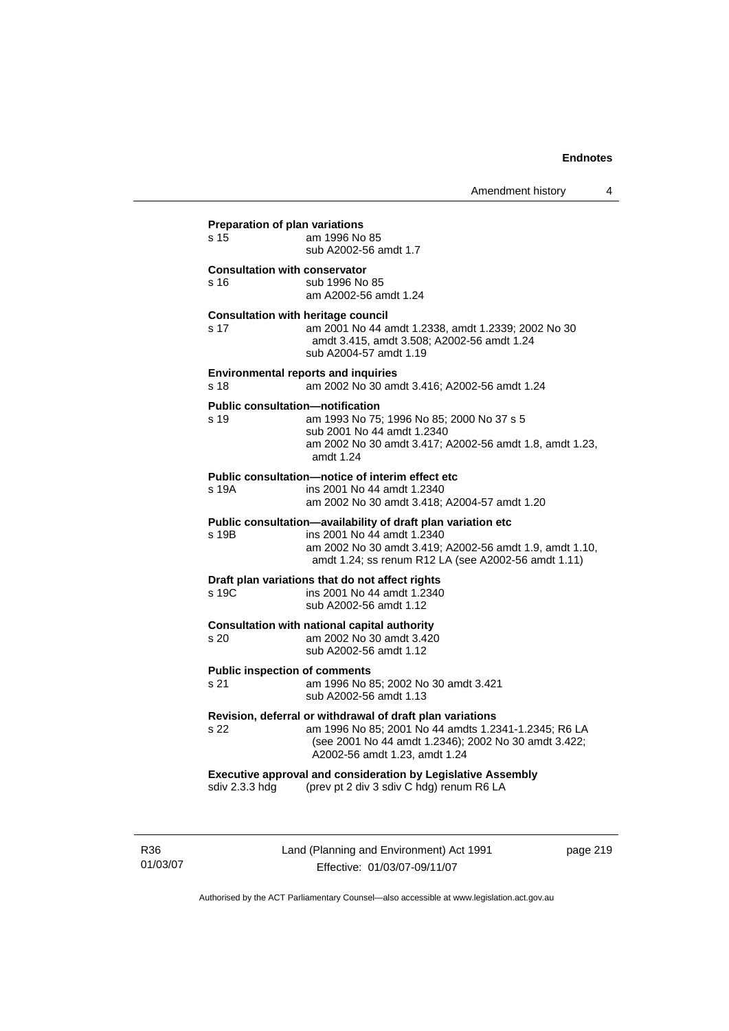**Preparation of plan variations**
s 15 am 1996 No 85
sub A2002-56 amdt 1.7

**Consultation with conservator**
s 16 sub 1996 No 85
am A2002-56 amdt 1.24

**Consultation with heritage council**
s 17 am 2001 No 44 amdt 1.2338, amdt 1.2339; 2002 No 30 amdt 3.415, amdt 3.508; A2002-56 amdt 1.24
sub A2004-57 amdt 1.19

**Environmental reports and inquiries**
s 18 am 2002 No 30 amdt 3.416; A2002-56 amdt 1.24

**Public consultation—notification**
s 19 am 1993 No 75; 1996 No 85; 2000 No 37 s 5
sub 2001 No 44 amdt 1.2340
am 2002 No 30 amdt 3.417; A2002-56 amdt 1.8, amdt 1.23, amdt 1.24

**Public consultation—notice of interim effect etc**
s 19A ins 2001 No 44 amdt 1.2340
am 2002 No 30 amdt 3.418; A2004-57 amdt 1.20

**Public consultation—availability of draft plan variation etc**
s 19B ins 2001 No 44 amdt 1.2340
am 2002 No 30 amdt 3.419; A2002-56 amdt 1.9, amdt 1.10, amdt 1.24; ss renum R12 LA (see A2002-56 amdt 1.11)

**Draft plan variations that do not affect rights**
s 19C ins 2001 No 44 amdt 1.2340
sub A2002-56 amdt 1.12

**Consultation with national capital authority**
s 20 am 2002 No 30 amdt 3.420
sub A2002-56 amdt 1.12

**Public inspection of comments**
s 21 am 1996 No 85; 2002 No 30 amdt 3.421
sub A2002-56 amdt 1.13

**Revision, deferral or withdrawal of draft plan variations**
s 22 am 1996 No 85; 2001 No 44 amdts 1.2341-1.2345; R6 LA (see 2001 No 44 amdt 1.2346); 2002 No 30 amdt 3.422; A2002-56 amdt 1.23, amdt 1.24

**Executive approval and consideration by Legislative Assembly**
sdiv 2.3.3 hdg (prev pt 2 div 3 sdiv C hdg) renum R6 LA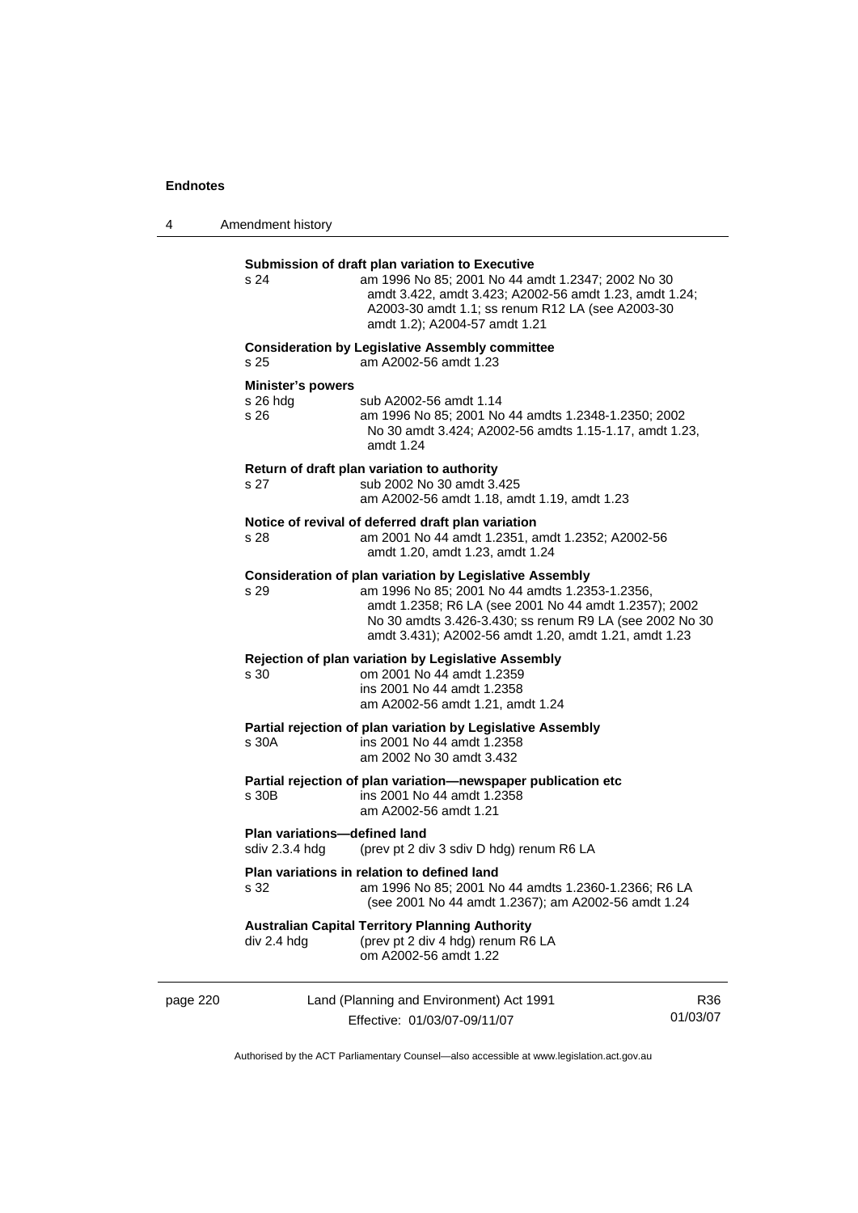**Submission of draft plan variation to Executive**

s 24 am 1996 No 85; 2001 No 44 amdt 1.2347; 2002 No 30 amdt 3.422, amdt 3.423; A2002-56 amdt 1.23, amdt 1.24; A2003-30 amdt 1.1; ss renum R12 LA (see A2003-30 amdt 1.2); A2004-57 amdt 1.21

**Consideration by Legislative Assembly committee**

s 25 am A2002-56 amdt 1.23

**Minister's powers**

s 26 hdg sub A2002-56 amdt 1.14

s 26 am 1996 No 85; 2001 No 44 amdts 1.2348-1.2350; 2002 No 30 amdt 3.424; A2002-56 amdts 1.15-1.17, amdt 1.23, amdt 1.24

**Return of draft plan variation to authority**

s 27 sub 2002 No 30 amdt 3.425
am A2002-56 amdt 1.18, amdt 1.19, amdt 1.23

**Notice of revival of deferred draft plan variation**

s 28 am 2001 No 44 amdt 1.2351, amdt 1.2352; A2002-56 amdt 1.20, amdt 1.23, amdt 1.24

**Consideration of plan variation by Legislative Assembly**

s 29 am 1996 No 85; 2001 No 44 amdts 1.2353-1.2356, amdt 1.2358; R6 LA (see 2001 No 44 amdt 1.2357); 2002 No 30 amdts 3.426-3.430; ss renum R9 LA (see 2002 No 30 amdt 3.431); A2002-56 amdt 1.20, amdt 1.21, amdt 1.23

**Rejection of plan variation by Legislative Assembly**

s 30 om 2001 No 44 amdt 1.2359
ins 2001 No 44 amdt 1.2358
am A2002-56 amdt 1.21, amdt 1.24

**Partial rejection of plan variation by Legislative Assembly**

s 30A ins 2001 No 44 amdt 1.2358
am 2002 No 30 amdt 3.432

**Partial rejection of plan variation—newspaper publication etc**

s 30B ins 2001 No 44 amdt 1.2358
am A2002-56 amdt 1.21

**Plan variations—defined land**

sdiv 2.3.4 hdg (prev pt 2 div 3 sdiv D hdg) renum R6 LA

**Plan variations in relation to defined land**

s 32 am 1996 No 85; 2001 No 44 amdts 1.2360-1.2366; R6 LA (see 2001 No 44 amdt 1.2367); am A2002-56 amdt 1.24

**Australian Capital Territory Planning Authority**

div 2.4 hdg (prev pt 2 div 4 hdg) renum R6 LA
om A2002-56 amdt 1.22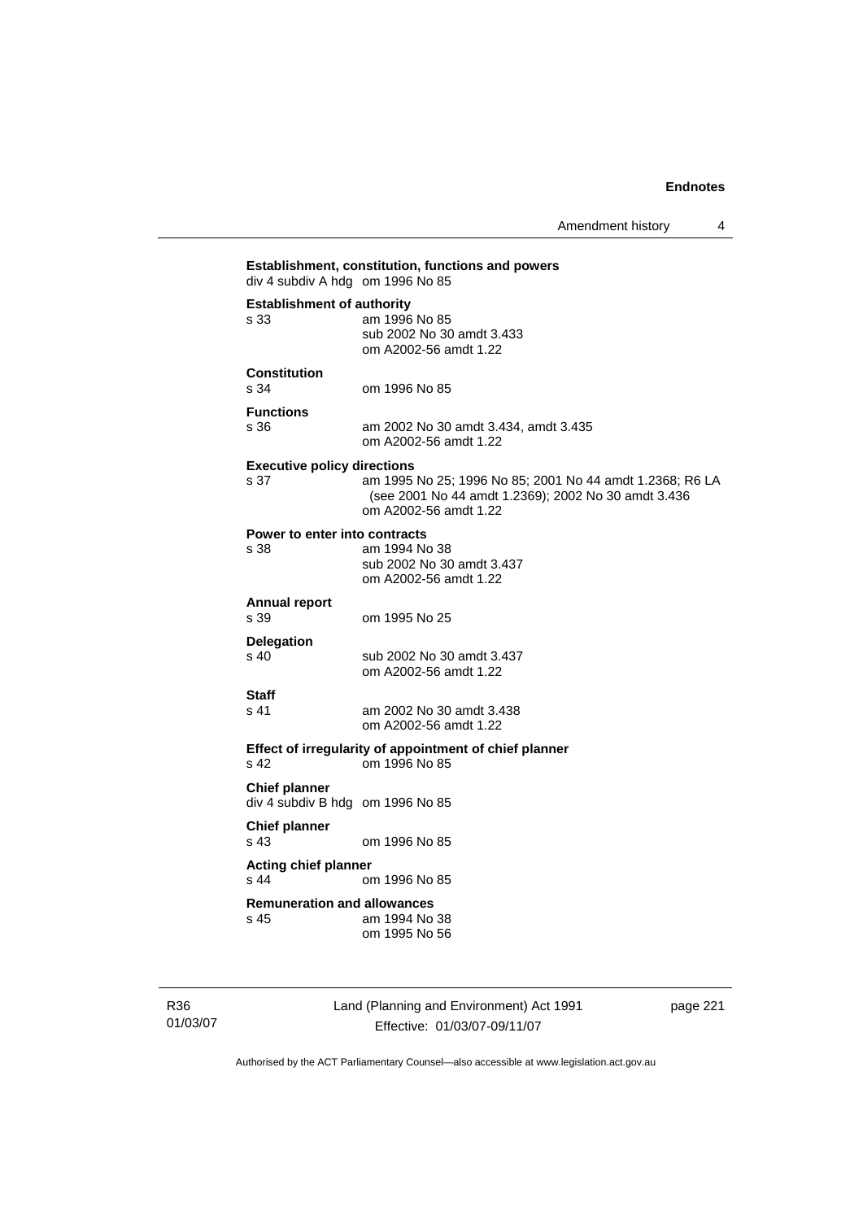**Establishment, constitution, functions and powers**
div 4 subdiv A hdg om 1996 No 85

**Establishment of authority**
s 33 am 1996 No 85
sub 2002 No 30 amdt 3.433
om A2002-56 amdt 1.22

**Constitution**
s 34 om 1996 No 85

**Functions**
s 36 am 2002 No 30 amdt 3.434, amdt 3.435
om A2002-56 amdt 1.22

**Executive policy directions**
s 37 am 1995 No 25; 1996 No 85; 2001 No 44 amdt 1.2368; R6 LA (see 2001 No 44 amdt 1.2369); 2002 No 30 amdt 3.436
om A2002-56 amdt 1.22

**Power to enter into contracts**
s 38 am 1994 No 38
sub 2002 No 30 amdt 3.437
om A2002-56 amdt 1.22

**Annual report**
s 39 om 1995 No 25

**Delegation**
s 40 sub 2002 No 30 amdt 3.437
om A2002-56 amdt 1.22

**Staff**
s 41 am 2002 No 30 amdt 3.438
om A2002-56 amdt 1.22

**Effect of irregularity of appointment of chief planner**
s 42 om 1996 No 85

**Chief planner**
div 4 subdiv B hdg om 1996 No 85

**Chief planner**
s 43 om 1996 No 85

**Acting chief planner**
s 44 om 1996 No 85

**Remuneration and allowances**
s 45 am 1994 No 38
om 1995 No 56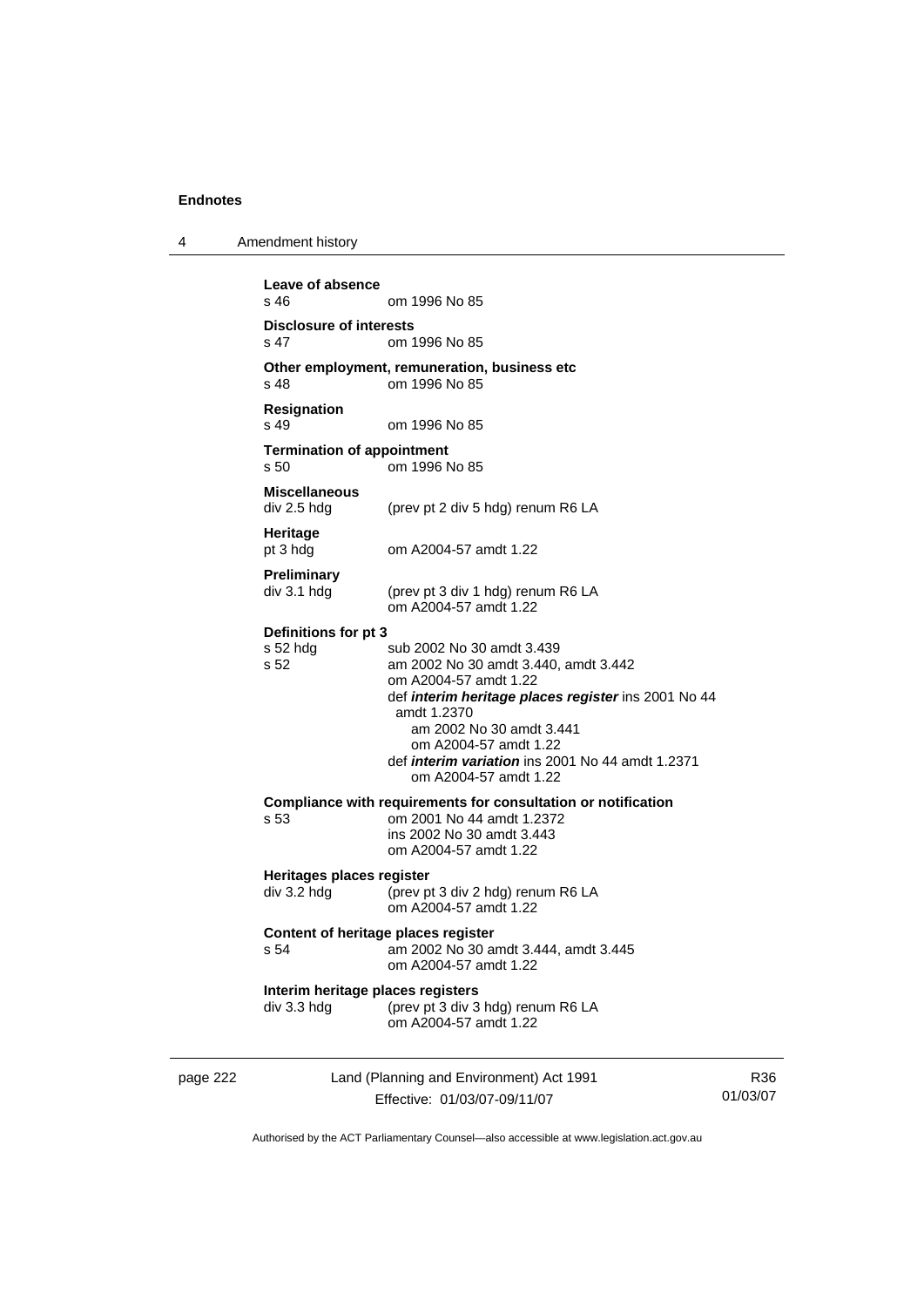**Leave of absence**
s 46 om 1996 No 85

**Disclosure of interests**
s 47 om 1996 No 85

**Other employment, remuneration, business etc**
s 48 om 1996 No 85

**Resignation**
s 49 om 1996 No 85

**Termination of appointment**
s 50 om 1996 No 85

**Miscellaneous**
div 2.5 hdg (prev pt 2 div 5 hdg) renum R6 LA

**Heritage**
pt 3 hdg om A2004-57 amdt 1.22

**Preliminary**
div 3.1 hdg (prev pt 3 div 1 hdg) renum R6 LA
om A2004-57 amdt 1.22

**Definitions for pt 3**
s 52 hdg sub 2002 No 30 amdt 3.439
s 52 am 2002 No 30 amdt 3.440, amdt 3.442
om A2004-57 amdt 1.22
def ***interim heritage places register*** ins 2001 No 44 amdt 1.2370
am 2002 No 30 amdt 3.441
om A2004-57 amdt 1.22
def ***interim variation*** ins 2001 No 44 amdt 1.2371
om A2004-57 amdt 1.22

**Compliance with requirements for consultation or notification**
s 53 om 2001 No 44 amdt 1.2372
ins 2002 No 30 amdt 3.443
om A2004-57 amdt 1.22

**Heritages places register**
div 3.2 hdg (prev pt 3 div 2 hdg) renum R6 LA
om A2004-57 amdt 1.22

**Content of heritage places register**
s 54 am 2002 No 30 amdt 3.444, amdt 3.445
om A2004-57 amdt 1.22

**Interim heritage places registers**
div 3.3 hdg (prev pt 3 div 3 hdg) renum R6 LA
om A2004-57 amdt 1.22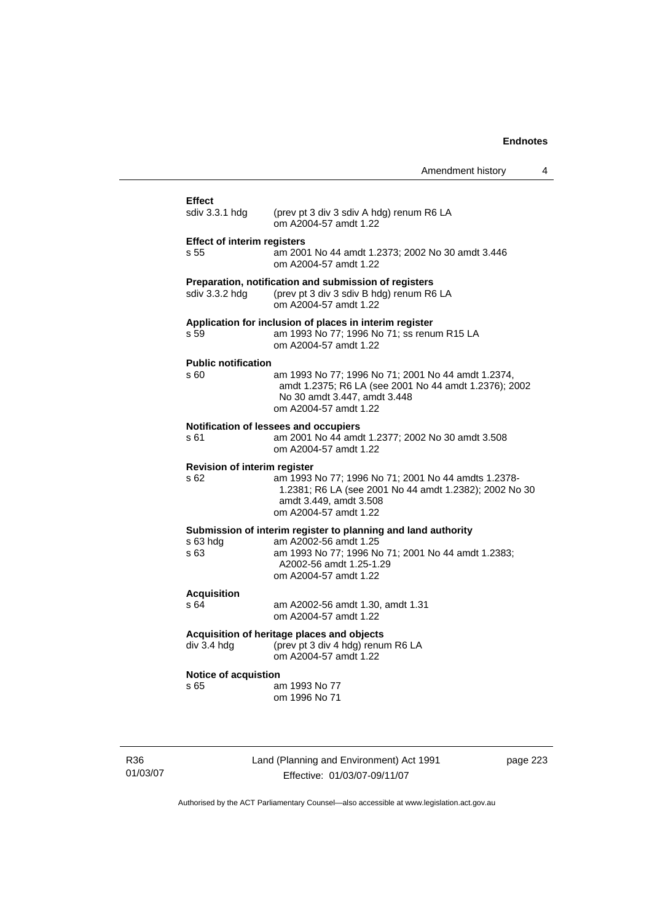**Effect**

sdiv 3.3.1 hdg (prev pt 3 div 3 sdiv A hdg) renum R6 LA
om A2004-57 amdt 1.22

**Effect of interim registers**

s 55 am 2001 No 44 amdt 1.2373; 2002 No 30 amdt 3.446
om A2004-57 amdt 1.22

**Preparation, notification and submission of registers**

sdiv 3.3.2 hdg (prev pt 3 div 3 sdiv B hdg) renum R6 LA
om A2004-57 amdt 1.22

**Application for inclusion of places in interim register**

s 59 am 1993 No 77; 1996 No 71; ss renum R15 LA
om A2004-57 amdt 1.22

**Public notification**

s 60 am 1993 No 77; 1996 No 71; 2001 No 44 amdt 1.2374, amdt 1.2375; R6 LA (see 2001 No 44 amdt 1.2376); 2002 No 30 amdt 3.447, amdt 3.448
om A2004-57 amdt 1.22

**Notification of lessees and occupiers**

s 61 am 2001 No 44 amdt 1.2377; 2002 No 30 amdt 3.508
om A2004-57 amdt 1.22

**Revision of interim register**

s 62 am 1993 No 77; 1996 No 71; 2001 No 44 amdts 1.2378-1.2381; R6 LA (see 2001 No 44 amdt 1.2382); 2002 No 30 amdt 3.449, amdt 3.508
om A2004-57 amdt 1.22

**Submission of interim register to planning and land authority**

s 63 hdg am A2002-56 amdt 1.25

s 63 am 1993 No 77; 1996 No 71; 2001 No 44 amdt 1.2383; A2002-56 amdt 1.25-1.29
om A2004-57 amdt 1.22

**Acquisition**

s 64 am A2002-56 amdt 1.30, amdt 1.31
om A2004-57 amdt 1.22

**Acquisition of heritage places and objects**

div 3.4 hdg (prev pt 3 div 4 hdg) renum R6 LA
om A2004-57 amdt 1.22

**Notice of acquistion**

s 65 am 1993 No 77
om 1996 No 71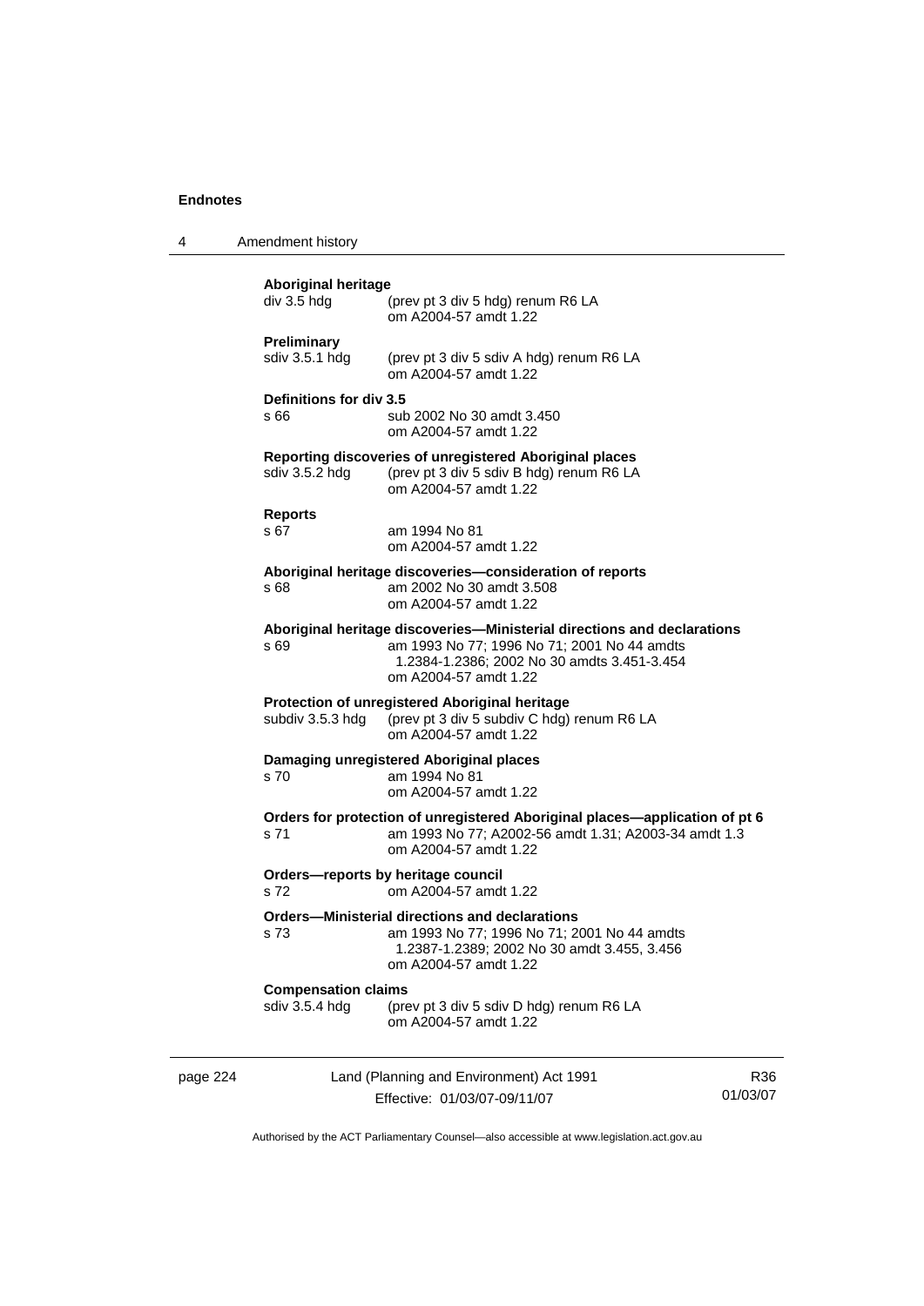**Aboriginal heritage**
div 3.5 hdg (prev pt 3 div 5 hdg) renum R6 LA
om A2004-57 amdt 1.22

**Preliminary**
sdiv 3.5.1 hdg (prev pt 3 div 5 sdiv A hdg) renum R6 LA
om A2004-57 amdt 1.22

**Definitions for div 3.5**
s 66 sub 2002 No 30 amdt 3.450
om A2004-57 amdt 1.22

**Reporting discoveries of unregistered Aboriginal places**
sdiv 3.5.2 hdg (prev pt 3 div 5 sdiv B hdg) renum R6 LA
om A2004-57 amdt 1.22

**Reports**
s 67 am 1994 No 81
om A2004-57 amdt 1.22

**Aboriginal heritage discoveries—consideration of reports**
s 68 am 2002 No 30 amdt 3.508
om A2004-57 amdt 1.22

**Aboriginal heritage discoveries—Ministerial directions and declarations**
s 69 am 1993 No 77; 1996 No 71; 2001 No 44 amdts 1.2384-1.2386; 2002 No 30 amdts 3.451-3.454
om A2004-57 amdt 1.22

**Protection of unregistered Aboriginal heritage**
subdiv 3.5.3 hdg (prev pt 3 div 5 subdiv C hdg) renum R6 LA
om A2004-57 amdt 1.22

**Damaging unregistered Aboriginal places**
s 70 am 1994 No 81
om A2004-57 amdt 1.22

**Orders for protection of unregistered Aboriginal places—application of pt 6**
s 71 am 1993 No 77; A2002-56 amdt 1.31; A2003-34 amdt 1.3
om A2004-57 amdt 1.22

**Orders—reports by heritage council**
s 72 om A2004-57 amdt 1.22

**Orders—Ministerial directions and declarations**
s 73 am 1993 No 77; 1996 No 71; 2001 No 44 amdts 1.2387-1.2389; 2002 No 30 amdt 3.455, 3.456
om A2004-57 amdt 1.22

**Compensation claims**
sdiv 3.5.4 hdg (prev pt 3 div 5 sdiv D hdg) renum R6 LA
om A2004-57 amdt 1.22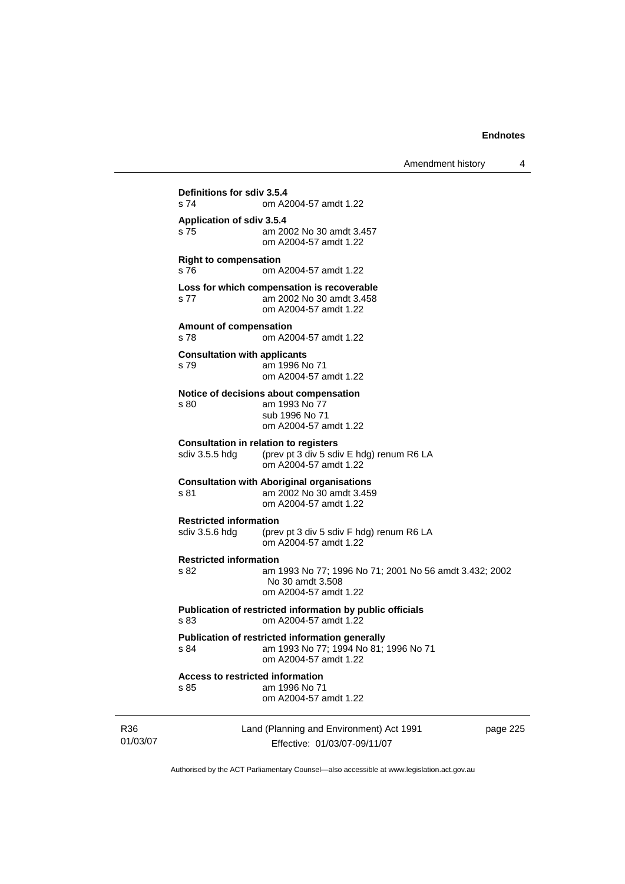**Definitions for sdiv 3.5.4**
s 74 om A2004-57 amdt 1.22

**Application of sdiv 3.5.4**
s 75 am 2002 No 30 amdt 3.457
om A2004-57 amdt 1.22

**Right to compensation**
s 76 om A2004-57 amdt 1.22

**Loss for which compensation is recoverable**
s 77 am 2002 No 30 amdt 3.458
om A2004-57 amdt 1.22

**Amount of compensation**
s 78 om A2004-57 amdt 1.22

**Consultation with applicants**
s 79 am 1996 No 71
om A2004-57 amdt 1.22

**Notice of decisions about compensation**
s 80 am 1993 No 77
sub 1996 No 71
om A2004-57 amdt 1.22

**Consultation in relation to registers**
sdiv 3.5.5 hdg (prev pt 3 div 5 sdiv E hdg) renum R6 LA
om A2004-57 amdt 1.22

**Consultation with Aboriginal organisations**
s 81 am 2002 No 30 amdt 3.459
om A2004-57 amdt 1.22

**Restricted information**
sdiv 3.5.6 hdg (prev pt 3 div 5 sdiv F hdg) renum R6 LA
om A2004-57 amdt 1.22

**Restricted information**
s 82 am 1993 No 77; 1996 No 71; 2001 No 56 amdt 3.432; 2002 No 30 amdt 3.508
om A2004-57 amdt 1.22

**Publication of restricted information by public officials**
s 83 om A2004-57 amdt 1.22

**Publication of restricted information generally**
s 84 am 1993 No 77; 1994 No 81; 1996 No 71
om A2004-57 amdt 1.22

**Access to restricted information**
s 85 am 1996 No 71
om A2004-57 amdt 1.22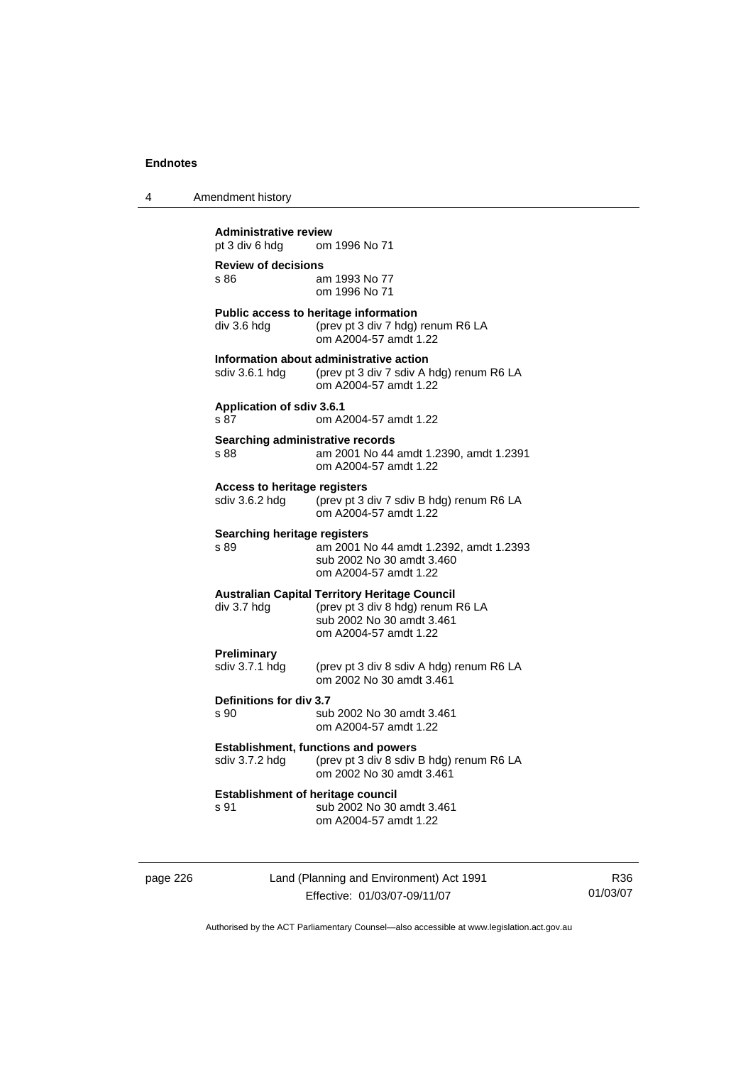**Administrative review**
pt 3 div 6 hdg om 1996 No 71

**Review of decisions**
s 86 am 1993 No 77
om 1996 No 71

**Public access to heritage information**
div 3.6 hdg (prev pt 3 div 7 hdg) renum R6 LA
om A2004-57 amdt 1.22

**Information about administrative action**
sdiv 3.6.1 hdg (prev pt 3 div 7 sdiv A hdg) renum R6 LA
om A2004-57 amdt 1.22

**Application of sdiv 3.6.1**
s 87 om A2004-57 amdt 1.22

**Searching administrative records**
s 88 am 2001 No 44 amdt 1.2390, amdt 1.2391
om A2004-57 amdt 1.22

**Access to heritage registers**
sdiv 3.6.2 hdg (prev pt 3 div 7 sdiv B hdg) renum R6 LA
om A2004-57 amdt 1.22

**Searching heritage registers**
s 89 am 2001 No 44 amdt 1.2392, amdt 1.2393
sub 2002 No 30 amdt 3.460
om A2004-57 amdt 1.22

**Australian Capital Territory Heritage Council**
div 3.7 hdg (prev pt 3 div 8 hdg) renum R6 LA
sub 2002 No 30 amdt 3.461
om A2004-57 amdt 1.22

**Preliminary**
sdiv 3.7.1 hdg (prev pt 3 div 8 sdiv A hdg) renum R6 LA
om 2002 No 30 amdt 3.461

**Definitions for div 3.7**
s 90 sub 2002 No 30 amdt 3.461
om A2004-57 amdt 1.22

**Establishment, functions and powers**
sdiv 3.7.2 hdg (prev pt 3 div 8 sdiv B hdg) renum R6 LA
om 2002 No 30 amdt 3.461

**Establishment of heritage council**
s 91 sub 2002 No 30 amdt 3.461
om A2004-57 amdt 1.22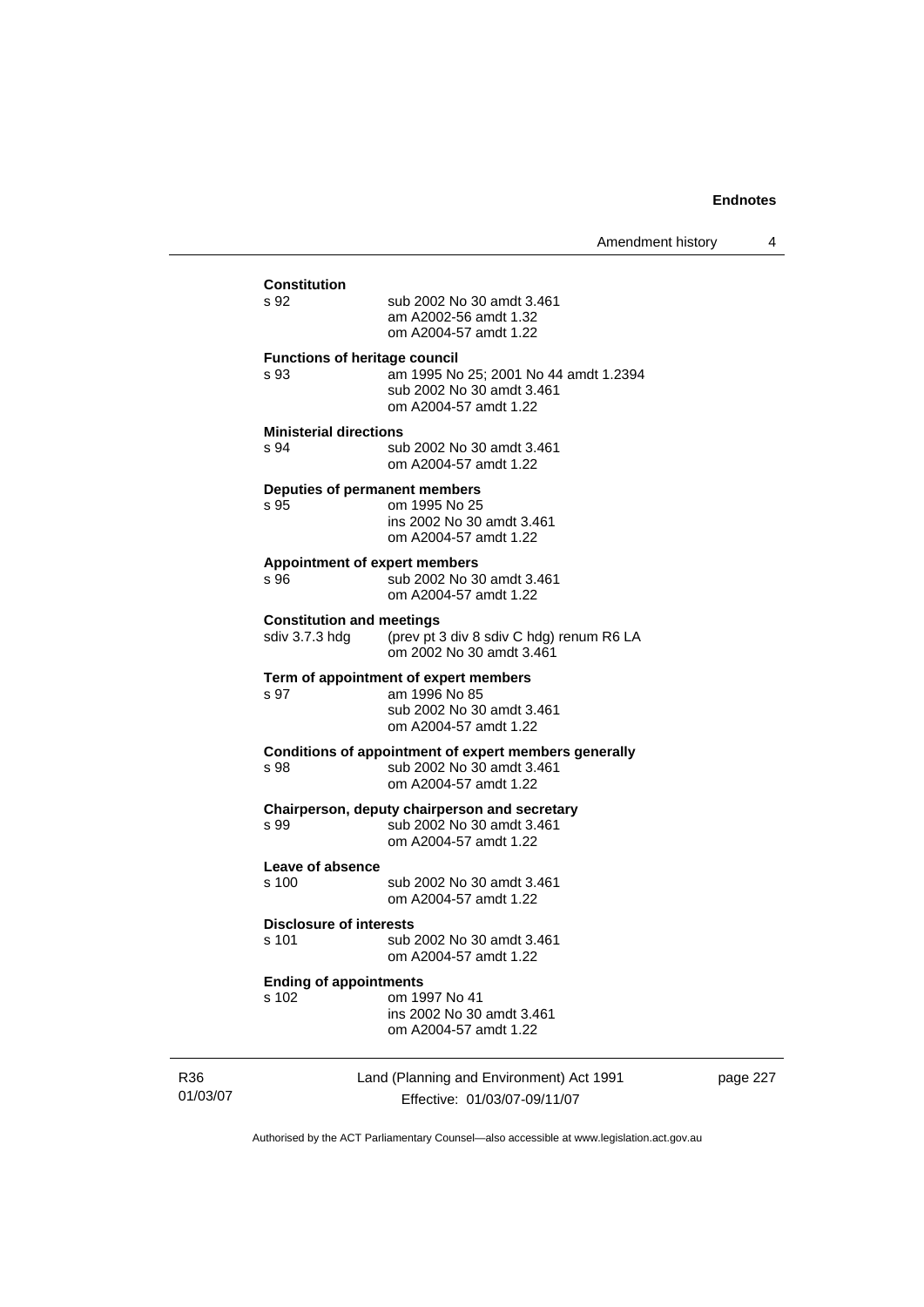**Constitution**

s 92 sub 2002 No 30 amdt 3.461
am A2002-56 amdt 1.32
om A2004-57 amdt 1.22

**Functions of heritage council**

s 93 am 1995 No 25; 2001 No 44 amdt 1.2394
sub 2002 No 30 amdt 3.461
om A2004-57 amdt 1.22

**Ministerial directions**

s 94 sub 2002 No 30 amdt 3.461
om A2004-57 amdt 1.22

**Deputies of permanent members**

s 95 om 1995 No 25
ins 2002 No 30 amdt 3.461
om A2004-57 amdt 1.22

**Appointment of expert members**

s 96 sub 2002 No 30 amdt 3.461
om A2004-57 amdt 1.22

**Constitution and meetings**

sdiv 3.7.3 hdg (prev pt 3 div 8 sdiv C hdg) renum R6 LA
om 2002 No 30 amdt 3.461

**Term of appointment of expert members**

s 97 am 1996 No 85
sub 2002 No 30 amdt 3.461
om A2004-57 amdt 1.22

**Conditions of appointment of expert members generally**

s 98 sub 2002 No 30 amdt 3.461
om A2004-57 amdt 1.22

**Chairperson, deputy chairperson and secretary**

s 99 sub 2002 No 30 amdt 3.461
om A2004-57 amdt 1.22

**Leave of absence**

s 100 sub 2002 No 30 amdt 3.461
om A2004-57 amdt 1.22

**Disclosure of interests**

s 101 sub 2002 No 30 amdt 3.461
om A2004-57 amdt 1.22

**Ending of appointments**

s 102 om 1997 No 41
ins 2002 No 30 amdt 3.461
om A2004-57 amdt 1.22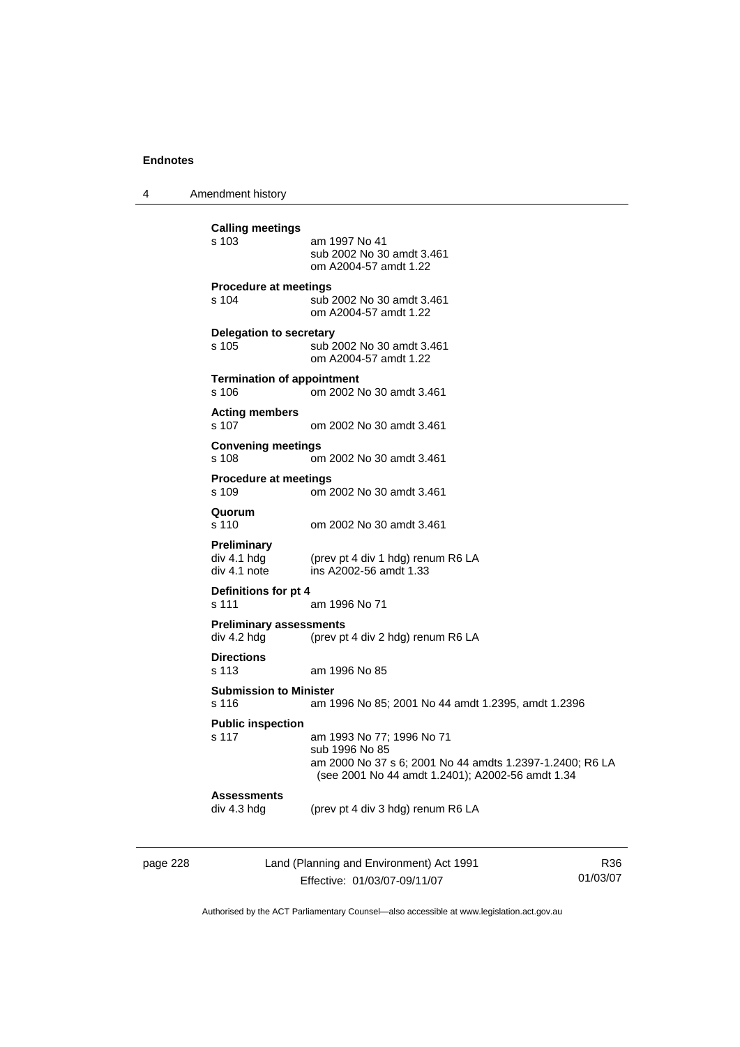**Calling meetings**

| | |
|---|---|
| s 103 | am 1997 No 41<br>sub 2002 No 30 amdt 3.461<br>om A2004-57 amdt 1.22 |

**Procedure at meetings**

| | |
|---|---|
| s 104 | sub 2002 No 30 amdt 3.461<br>om A2004-57 amdt 1.22 |

**Delegation to secretary**

| | |
|---|---|
| s 105 | sub 2002 No 30 amdt 3.461<br>om A2004-57 amdt 1.22 |

**Termination of appointment**

| | |
|---|---|
| s 106 | om 2002 No 30 amdt 3.461 |

**Acting members**

| | |
|---|---|
| s 107 | om 2002 No 30 amdt 3.461 |

**Convening meetings**

| | |
|---|---|
| s 108 | om 2002 No 30 amdt 3.461 |

**Procedure at meetings**

| | |
|---|---|
| s 109 | om 2002 No 30 amdt 3.461 |

**Quorum**

| | |
|---|---|
| s 110 | om 2002 No 30 amdt 3.461 |

**Preliminary**

| | |
|---|---|
| div 4.1 hdg | (prev pt 4 div 1 hdg) renum R6 LA |
| div 4.1 note | ins A2002-56 amdt 1.33 |

**Definitions for pt 4**

| | |
|---|---|
| s 111 | am 1996 No 71 |

**Preliminary assessments**

| | |
|---|---|
| div 4.2 hdg | (prev pt 4 div 2 hdg) renum R6 LA |

**Directions**

| | |
|---|---|
| s 113 | am 1996 No 85 |

**Submission to Minister**

| | |
|---|---|
| s 116 | am 1996 No 85; 2001 No 44 amdt 1.2395, amdt 1.2396 |

**Public inspection**

| | |
|---|---|
| s 117 | am 1993 No 77; 1996 No 71<br>sub 1996 No 85<br>am 2000 No 37 s 6; 2001 No 44 amdts 1.2397-1.2400; R6 LA (see 2001 No 44 amdt 1.2401); A2002-56 amdt 1.34 |

**Assessments**

| | |
|---|---|
| div 4.3 hdg | (prev pt 4 div 3 hdg) renum R6 LA |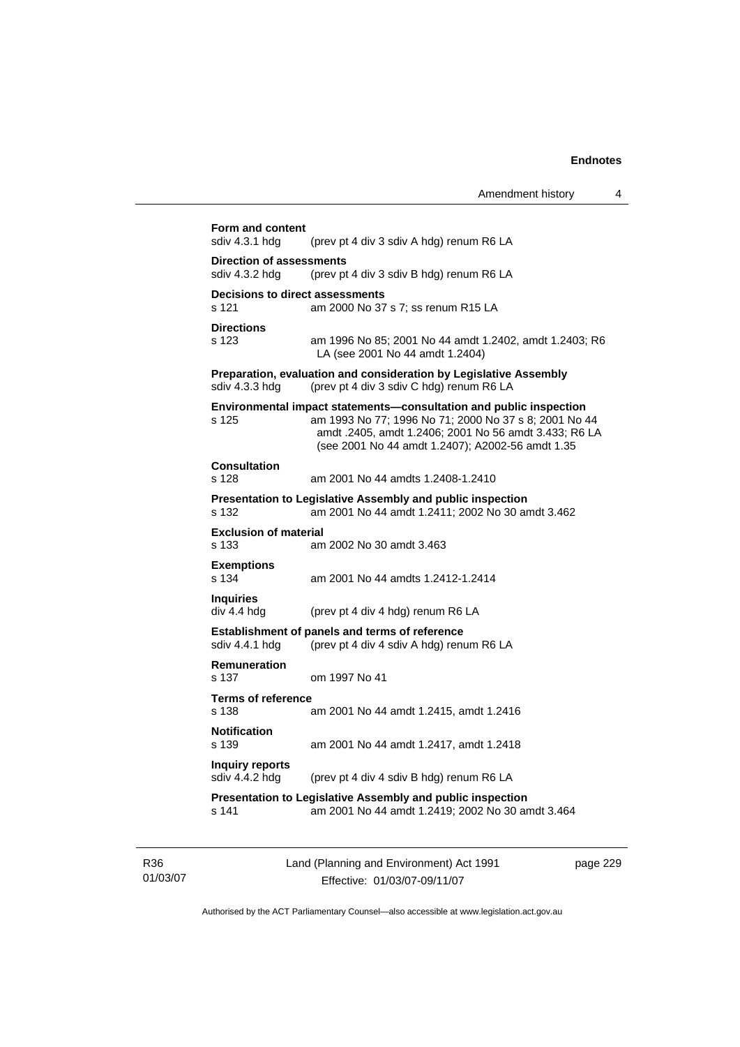**Form and content**
sdiv 4.3.1 hdg (prev pt 4 div 3 sdiv A hdg) renum R6 LA

**Direction of assessments**
sdiv 4.3.2 hdg (prev pt 4 div 3 sdiv B hdg) renum R6 LA

**Decisions to direct assessments**
s 121 am 2000 No 37 s 7; ss renum R15 LA

**Directions**
s 123 am 1996 No 85; 2001 No 44 amdt 1.2402, amdt 1.2403; R6 LA (see 2001 No 44 amdt 1.2404)

**Preparation, evaluation and consideration by Legislative Assembly**
sdiv 4.3.3 hdg (prev pt 4 div 3 sdiv C hdg) renum R6 LA

**Environmental impact statements—consultation and public inspection**
s 125 am 1993 No 77; 1996 No 71; 2000 No 37 s 8; 2001 No 44 amdt .2405, amdt 1.2406; 2001 No 56 amdt 3.433; R6 LA (see 2001 No 44 amdt 1.2407); A2002-56 amdt 1.35

**Consultation**
s 128 am 2001 No 44 amdts 1.2408-1.2410

**Presentation to Legislative Assembly and public inspection**
s 132 am 2001 No 44 amdt 1.2411; 2002 No 30 amdt 3.462

**Exclusion of material**
s 133 am 2002 No 30 amdt 3.463

**Exemptions**
s 134 am 2001 No 44 amdts 1.2412-1.2414

**Inquiries**
div 4.4 hdg (prev pt 4 div 4 hdg) renum R6 LA

**Establishment of panels and terms of reference**
sdiv 4.4.1 hdg (prev pt 4 div 4 sdiv A hdg) renum R6 LA

**Remuneration**
s 137 om 1997 No 41

**Terms of reference**
s 138 am 2001 No 44 amdt 1.2415, amdt 1.2416

**Notification**
s 139 am 2001 No 44 amdt 1.2417, amdt 1.2418

**Inquiry reports**
sdiv 4.4.2 hdg (prev pt 4 div 4 sdiv B hdg) renum R6 LA

**Presentation to Legislative Assembly and public inspection**
s 141 am 2001 No 44 amdt 1.2419; 2002 No 30 amdt 3.464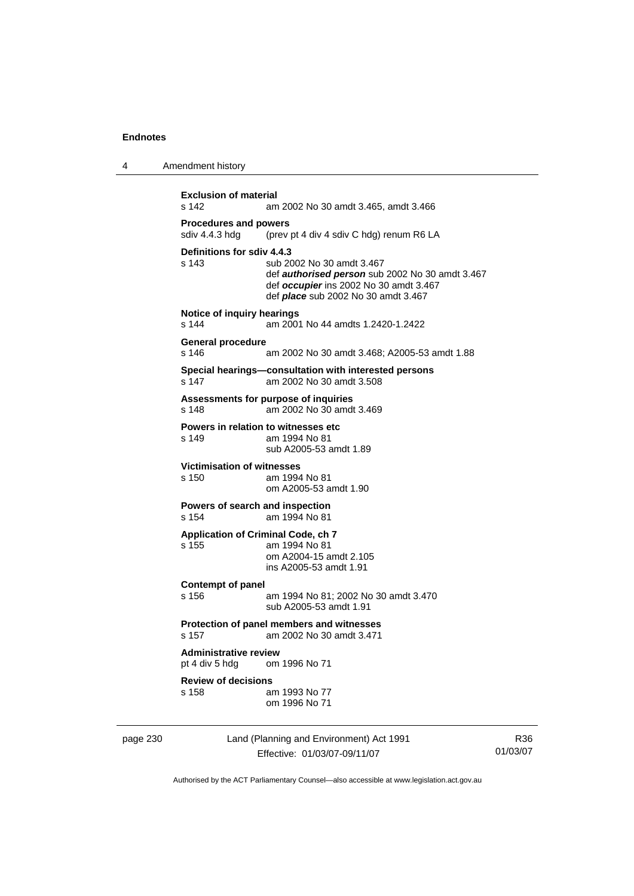**Exclusion of material**
s 142 am 2002 No 30 amdt 3.465, amdt 3.466

**Procedures and powers**
sdiv 4.4.3 hdg (prev pt 4 div 4 sdiv C hdg) renum R6 LA

**Definitions for sdiv 4.4.3**
s 143 sub 2002 No 30 amdt 3.467
def ***authorised person*** sub 2002 No 30 amdt 3.467
def ***occupier*** ins 2002 No 30 amdt 3.467
def ***place*** sub 2002 No 30 amdt 3.467

**Notice of inquiry hearings**
s 144 am 2001 No 44 amdts 1.2420-1.2422

**General procedure**
s 146 am 2002 No 30 amdt 3.468; A2005-53 amdt 1.88

**Special hearings—consultation with interested persons**
s 147 am 2002 No 30 amdt 3.508

**Assessments for purpose of inquiries**
s 148 am 2002 No 30 amdt 3.469

**Powers in relation to witnesses etc**
s 149 am 1994 No 81
sub A2005-53 amdt 1.89

**Victimisation of witnesses**
s 150 am 1994 No 81
om A2005-53 amdt 1.90

**Powers of search and inspection**
s 154 am 1994 No 81

**Application of Criminal Code, ch 7**
s 155 am 1994 No 81
om A2004-15 amdt 2.105
ins A2005-53 amdt 1.91

**Contempt of panel**
s 156 am 1994 No 81; 2002 No 30 amdt 3.470
sub A2005-53 amdt 1.91

**Protection of panel members and witnesses**
s 157 am 2002 No 30 amdt 3.471

**Administrative review**
pt 4 div 5 hdg om 1996 No 71

**Review of decisions**
s 158 am 1993 No 77
om 1996 No 71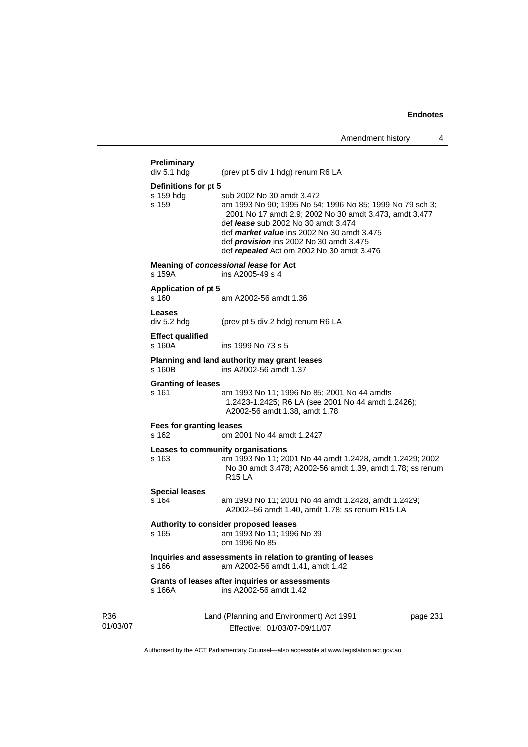**Preliminary**
div 5.1 hdg (prev pt 5 div 1 hdg) renum R6 LA

**Definitions for pt 5**
s 159 hdg sub 2002 No 30 amdt 3.472
s 159 am 1993 No 90; 1995 No 54; 1996 No 85; 1999 No 79 sch 3; 2001 No 17 amdt 2.9; 2002 No 30 amdt 3.473, amdt 3.477
def ***lease*** sub 2002 No 30 amdt 3.474
def ***market value*** ins 2002 No 30 amdt 3.475
def ***provision*** ins 2002 No 30 amdt 3.475
def ***repealed*** Act om 2002 No 30 amdt 3.476

**Meaning of *concessional lease* for Act**
s 159A ins A2005-49 s 4

**Application of pt 5**
s 160 am A2002-56 amdt 1.36

**Leases**
div 5.2 hdg (prev pt 5 div 2 hdg) renum R6 LA

**Effect qualified**
s 160A ins 1999 No 73 s 5

**Planning and land authority may grant leases**
s 160B ins A2002-56 amdt 1.37

**Granting of leases**
s 161 am 1993 No 11; 1996 No 85; 2001 No 44 amdts 1.2423-1.2425; R6 LA (see 2001 No 44 amdt 1.2426); A2002-56 amdt 1.38, amdt 1.78

**Fees for granting leases**
s 162 om 2001 No 44 amdt 1.2427

**Leases to community organisations**
s 163 am 1993 No 11; 2001 No 44 amdt 1.2428, amdt 1.2429; 2002 No 30 amdt 3.478; A2002-56 amdt 1.39, amdt 1.78; ss renum R15 LA

**Special leases**
s 164 am 1993 No 11; 2001 No 44 amdt 1.2428, amdt 1.2429; A2002–56 amdt 1.40, amdt 1.78; ss renum R15 LA

**Authority to consider proposed leases**
s 165 am 1993 No 11; 1996 No 39
om 1996 No 85

**Inquiries and assessments in relation to granting of leases**
s 166 am A2002-56 amdt 1.41, amdt 1.42

**Grants of leases after inquiries or assessments**
s 166A ins A2002-56 amdt 1.42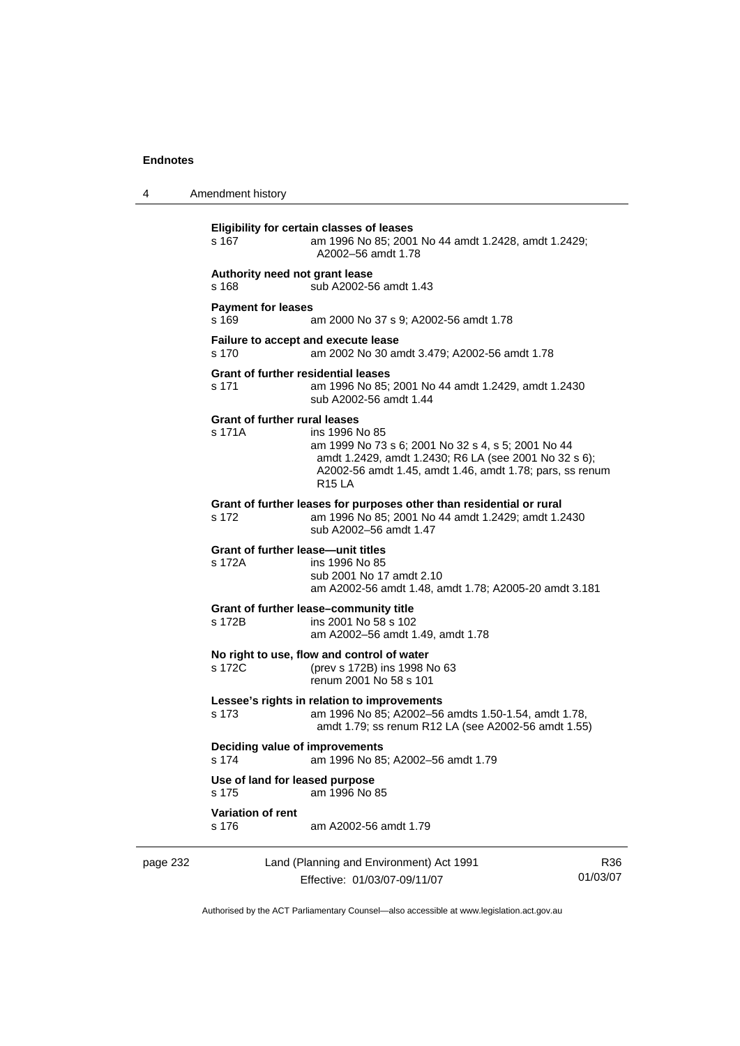**Eligibility for certain classes of leases**

s 167 am 1996 No 85; 2001 No 44 amdt 1.2428, amdt 1.2429; A2002–56 amdt 1.78

**Authority need not grant lease**

s 168 sub A2002-56 amdt 1.43

**Payment for leases**

s 169 am 2000 No 37 s 9; A2002-56 amdt 1.78

**Failure to accept and execute lease**

s 170 am 2002 No 30 amdt 3.479; A2002-56 amdt 1.78

**Grant of further residential leases**

s 171 am 1996 No 85; 2001 No 44 amdt 1.2429, amdt 1.2430
sub A2002-56 amdt 1.44

**Grant of further rural leases**

s 171A ins 1996 No 85
am 1999 No 73 s 6; 2001 No 32 s 4, s 5; 2001 No 44 amdt 1.2429, amdt 1.2430; R6 LA (see 2001 No 32 s 6); A2002-56 amdt 1.45, amdt 1.46, amdt 1.78; pars, ss renum R15 LA

**Grant of further leases for purposes other than residential or rural**

s 172 am 1996 No 85; 2001 No 44 amdt 1.2429; amdt 1.2430
sub A2002–56 amdt 1.47

**Grant of further lease—unit titles**

s 172A ins 1996 No 85
sub 2001 No 17 amdt 2.10
am A2002-56 amdt 1.48, amdt 1.78; A2005-20 amdt 3.181

**Grant of further lease–community title**

s 172B ins 2001 No 58 s 102
am A2002–56 amdt 1.49, amdt 1.78

**No right to use, flow and control of water**

s 172C (prev s 172B) ins 1998 No 63
renum 2001 No 58 s 101

**Lessee's rights in relation to improvements**

s 173 am 1996 No 85; A2002–56 amdts 1.50-1.54, amdt 1.78, amdt 1.79; ss renum R12 LA (see A2002-56 amdt 1.55)

**Deciding value of improvements**

s 174 am 1996 No 85; A2002–56 amdt 1.79

**Use of land for leased purpose**

s 175 am 1996 No 85

**Variation of rent**

s 176 am A2002-56 amdt 1.79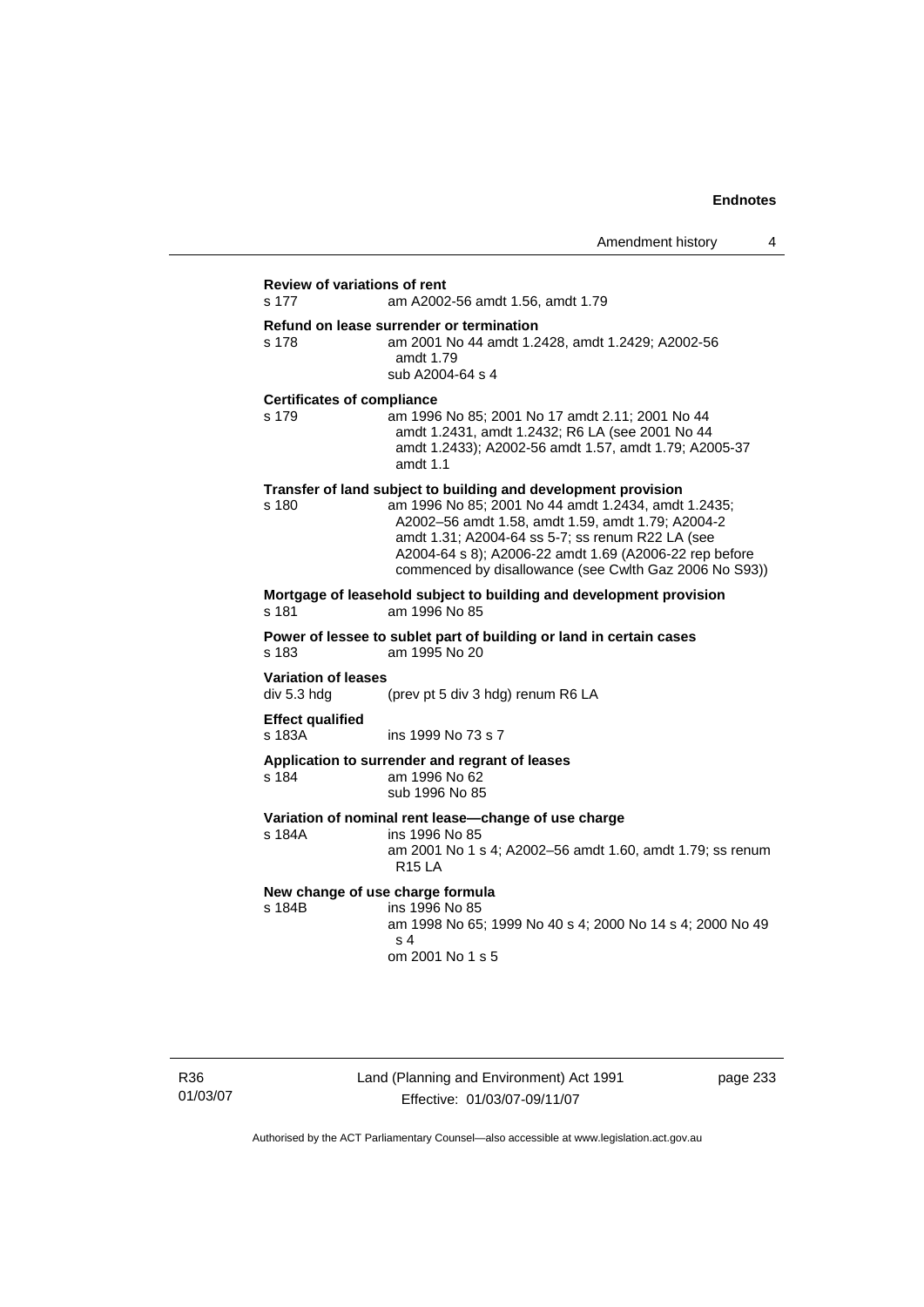**Review of variations of rent**

s 177 am A2002-56 amdt 1.56, amdt 1.79

**Refund on lease surrender or termination**

s 178 am 2001 No 44 amdt 1.2428, amdt 1.2429; A2002-56 amdt 1.79
sub A2004-64 s 4

**Certificates of compliance**

s 179 am 1996 No 85; 2001 No 17 amdt 2.11; 2001 No 44 amdt 1.2431, amdt 1.2432; R6 LA (see 2001 No 44 amdt 1.2433); A2002-56 amdt 1.57, amdt 1.79; A2005-37 amdt 1.1

**Transfer of land subject to building and development provision**

s 180 am 1996 No 85; 2001 No 44 amdt 1.2434, amdt 1.2435; A2002–56 amdt 1.58, amdt 1.59, amdt 1.79; A2004-2 amdt 1.31; A2004-64 ss 5-7; ss renum R22 LA (see A2004-64 s 8); A2006-22 amdt 1.69 (A2006-22 rep before commenced by disallowance (see Cwlth Gaz 2006 No S93))

**Mortgage of leasehold subject to building and development provision**

s 181 am 1996 No 85

**Power of lessee to sublet part of building or land in certain cases**

s 183 am 1995 No 20

**Variation of leases**

div 5.3 hdg (prev pt 5 div 3 hdg) renum R6 LA

**Effect qualified**

s 183A ins 1999 No 73 s 7

**Application to surrender and regrant of leases**

s 184 am 1996 No 62
sub 1996 No 85

**Variation of nominal rent lease—change of use charge**

s 184A ins 1996 No 85
am 2001 No 1 s 4; A2002–56 amdt 1.60, amdt 1.79; ss renum R15 LA

**New change of use charge formula**

s 184B ins 1996 No 85
am 1998 No 65; 1999 No 40 s 4; 2000 No 14 s 4; 2000 No 49 s 4
om 2001 No 1 s 5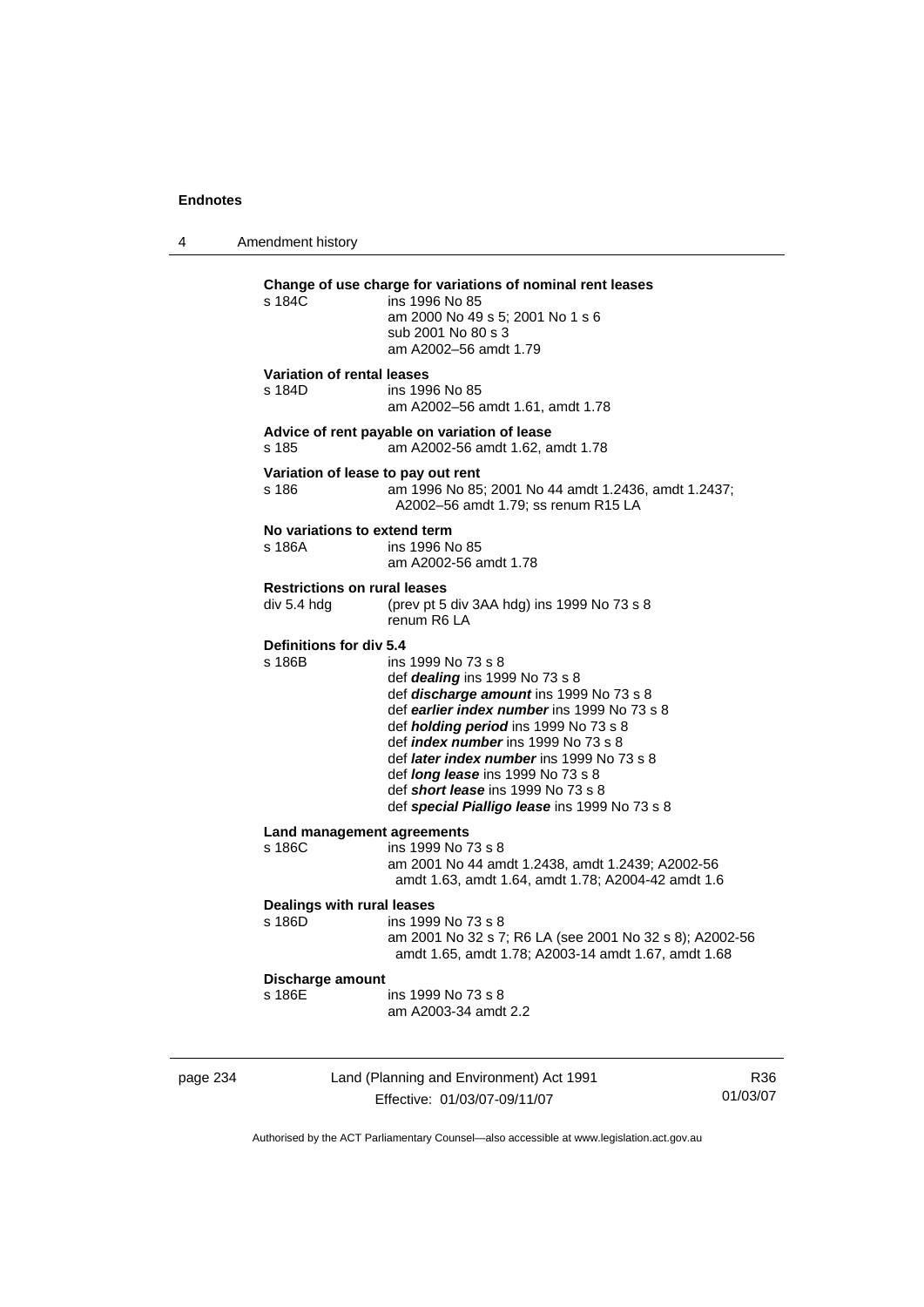**Change of use charge for variations of nominal rent leases**

s 184C ins 1996 No 85
am 2000 No 49 s 5; 2001 No 1 s 6
sub 2001 No 80 s 3
am A2002–56 amdt 1.79

**Variation of rental leases**

s 184D ins 1996 No 85
am A2002–56 amdt 1.61, amdt 1.78

**Advice of rent payable on variation of lease**

s 185 am A2002-56 amdt 1.62, amdt 1.78

**Variation of lease to pay out rent**

s 186 am 1996 No 85; 2001 No 44 amdt 1.2436, amdt 1.2437; A2002–56 amdt 1.79; ss renum R15 LA

**No variations to extend term**

s 186A ins 1996 No 85
am A2002-56 amdt 1.78

**Restrictions on rural leases**

div 5.4 hdg (prev pt 5 div 3AA hdg) ins 1999 No 73 s 8
renum R6 LA

**Definitions for div 5.4**

s 186B ins 1999 No 73 s 8
def ***dealing*** ins 1999 No 73 s 8
def ***discharge amount*** ins 1999 No 73 s 8
def ***earlier index number*** ins 1999 No 73 s 8
def ***holding period*** ins 1999 No 73 s 8
def ***index number*** ins 1999 No 73 s 8
def ***later index number*** ins 1999 No 73 s 8
def ***long lease*** ins 1999 No 73 s 8
def ***short lease*** ins 1999 No 73 s 8
def ***special Pialligo lease*** ins 1999 No 73 s 8

**Land management agreements**

s 186C ins 1999 No 73 s 8
am 2001 No 44 amdt 1.2438, amdt 1.2439; A2002-56 amdt 1.63, amdt 1.64, amdt 1.78; A2004-42 amdt 1.6

**Dealings with rural leases**

s 186D ins 1999 No 73 s 8
am 2001 No 32 s 7; R6 LA (see 2001 No 32 s 8); A2002-56 amdt 1.65, amdt 1.78; A2003-14 amdt 1.67, amdt 1.68

**Discharge amount**

s 186E ins 1999 No 73 s 8
am A2003-34 amdt 2.2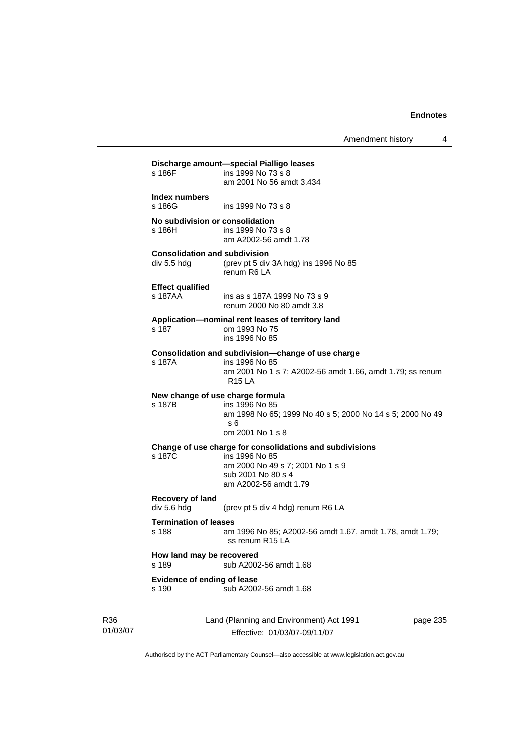**Discharge amount—special Pialligo leases**
s 186F ins 1999 No 73 s 8
am 2001 No 56 amdt 3.434

**Index numbers**
s 186G ins 1999 No 73 s 8

**No subdivision or consolidation**
s 186H ins 1999 No 73 s 8
am A2002-56 amdt 1.78

**Consolidation and subdivision**
div 5.5 hdg (prev pt 5 div 3A hdg) ins 1996 No 85
renum R6 LA

**Effect qualified**
s 187AA ins as s 187A 1999 No 73 s 9
renum 2000 No 80 amdt 3.8

**Application—nominal rent leases of territory land**
s 187 om 1993 No 75
ins 1996 No 85

**Consolidation and subdivision—change of use charge**
s 187A ins 1996 No 85
am 2001 No 1 s 7; A2002-56 amdt 1.66, amdt 1.79; ss renum R15 LA

**New change of use charge formula**
s 187B ins 1996 No 85
am 1998 No 65; 1999 No 40 s 5; 2000 No 14 s 5; 2000 No 49 s 6
om 2001 No 1 s 8

**Change of use charge for consolidations and subdivisions**
s 187C ins 1996 No 85
am 2000 No 49 s 7; 2001 No 1 s 9
sub 2001 No 80 s 4
am A2002-56 amdt 1.79

**Recovery of land**
div 5.6 hdg (prev pt 5 div 4 hdg) renum R6 LA

**Termination of leases**
s 188 am 1996 No 85; A2002-56 amdt 1.67, amdt 1.78, amdt 1.79; ss renum R15 LA

**How land may be recovered**
s 189 sub A2002-56 amdt 1.68

**Evidence of ending of lease**
s 190 sub A2002-56 amdt 1.68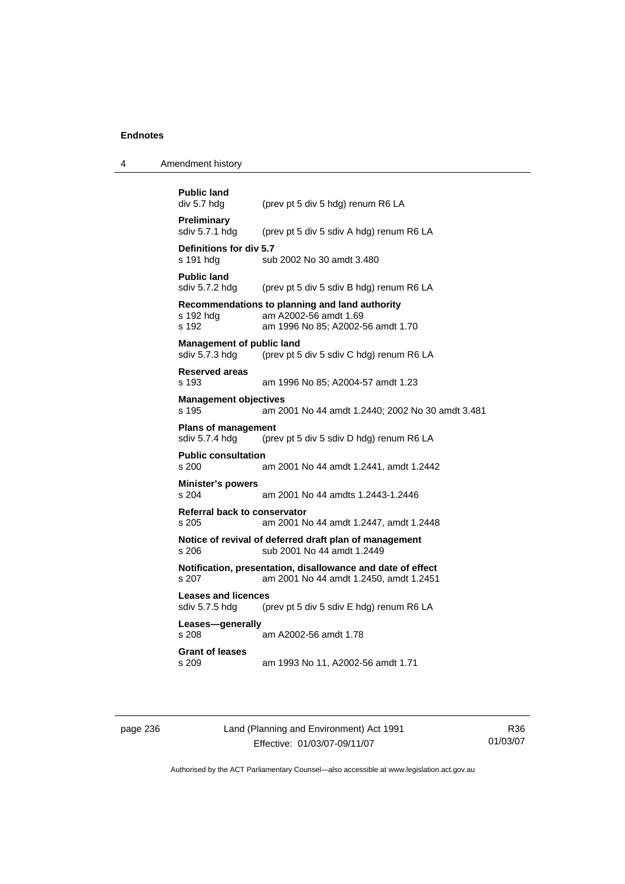**Public land**
div 5.7 hdg (prev pt 5 div 5 hdg) renum R6 LA

**Preliminary**
sdiv 5.7.1 hdg (prev pt 5 div 5 sdiv A hdg) renum R6 LA

**Definitions for div 5.7**
s 191 hdg sub 2002 No 30 amdt 3.480

**Public land**
sdiv 5.7.2 hdg (prev pt 5 div 5 sdiv B hdg) renum R6 LA

**Recommendations to planning and land authority**
s 192 hdg am A2002-56 amdt 1.69
s 192 am 1996 No 85; A2002-56 amdt 1.70

**Management of public land**
sdiv 5.7.3 hdg (prev pt 5 div 5 sdiv C hdg) renum R6 LA

**Reserved areas**
s 193 am 1996 No 85; A2004-57 amdt 1.23

**Management objectives**
s 195 am 2001 No 44 amdt 1.2440; 2002 No 30 amdt 3.481

**Plans of management**
sdiv 5.7.4 hdg (prev pt 5 div 5 sdiv D hdg) renum R6 LA

**Public consultation**
s 200 am 2001 No 44 amdt 1.2441, amdt 1.2442

**Minister's powers**
s 204 am 2001 No 44 amdts 1.2443-1.2446

**Referral back to conservator**
s 205 am 2001 No 44 amdt 1.2447, amdt 1.2448

**Notice of revival of deferred draft plan of management**
s 206 sub 2001 No 44 amdt 1.2449

**Notification, presentation, disallowance and date of effect**
s 207 am 2001 No 44 amdt 1.2450, amdt 1.2451

**Leases and licences**
sdiv 5.7.5 hdg (prev pt 5 div 5 sdiv E hdg) renum R6 LA

**Leases—generally**
s 208 am A2002-56 amdt 1.78

**Grant of leases**
s 209 am 1993 No 11, A2002-56 amdt 1.71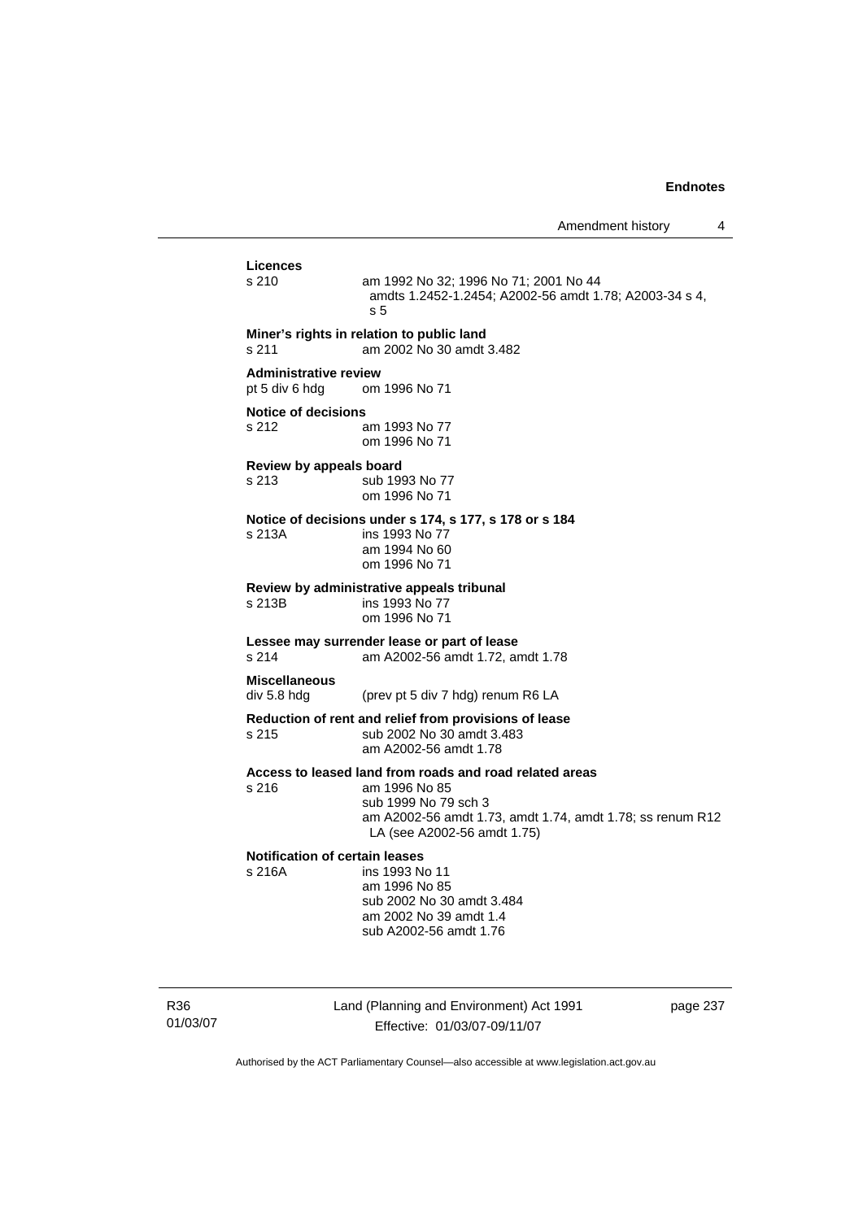**Licences**

s 210 am 1992 No 32; 1996 No 71; 2001 No 44 amdts 1.2452-1.2454; A2002-56 amdt 1.78; A2003-34 s 4, s 5

**Miner's rights in relation to public land**

s 211 am 2002 No 30 amdt 3.482

**Administrative review**

pt 5 div 6 hdg om 1996 No 71

**Notice of decisions**

s 212 am 1993 No 77
om 1996 No 71

**Review by appeals board**

s 213 sub 1993 No 77
om 1996 No 71

**Notice of decisions under s 174, s 177, s 178 or s 184**

s 213A ins 1993 No 77
am 1994 No 60
om 1996 No 71

**Review by administrative appeals tribunal**

s 213B ins 1993 No 77
om 1996 No 71

**Lessee may surrender lease or part of lease**

s 214 am A2002-56 amdt 1.72, amdt 1.78

**Miscellaneous**

div 5.8 hdg (prev pt 5 div 7 hdg) renum R6 LA

**Reduction of rent and relief from provisions of lease**

s 215 sub 2002 No 30 amdt 3.483
am A2002-56 amdt 1.78

**Access to leased land from roads and road related areas**

s 216 am 1996 No 85
sub 1999 No 79 sch 3
am A2002-56 amdt 1.73, amdt 1.74, amdt 1.78; ss renum R12 LA (see A2002-56 amdt 1.75)

**Notification of certain leases**

s 216A ins 1993 No 11
am 1996 No 85
sub 2002 No 30 amdt 3.484
am 2002 No 39 amdt 1.4
sub A2002-56 amdt 1.76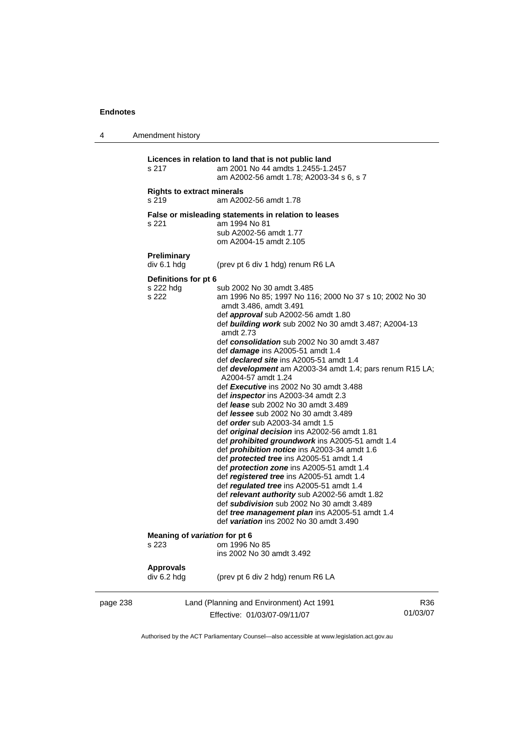**Licences in relation to land that is not public land**

s 217 am 2001 No 44 amdts 1.2455-1.2457
am A2002-56 amdt 1.78; A2003-34 s 6, s 7

**Rights to extract minerals**

s 219 am A2002-56 amdt 1.78

**False or misleading statements in relation to leases**

s 221 am 1994 No 81
sub A2002-56 amdt 1.77
om A2004-15 amdt 2.105

**Preliminary**

div 6.1 hdg (prev pt 6 div 1 hdg) renum R6 LA

**Definitions for pt 6**

s 222 hdg sub 2002 No 30 amdt 3.485

s 222 am 1996 No 85; 1997 No 116; 2000 No 37 s 10; 2002 No 30 amdt 3.486, amdt 3.491
def ***approval*** sub A2002-56 amdt 1.80
def ***building work*** sub 2002 No 30 amdt 3.487; A2004-13 amdt 2.73
def ***consolidation*** sub 2002 No 30 amdt 3.487
def ***damage*** ins A2005-51 amdt 1.4
def ***declared site*** ins A2005-51 amdt 1.4
def ***development*** am A2003-34 amdt 1.4; pars renum R15 LA; A2004-57 amdt 1.24
def ***Executive*** ins 2002 No 30 amdt 3.488
def ***inspector*** ins A2003-34 amdt 2.3
def ***lease*** sub 2002 No 30 amdt 3.489
def ***lessee*** sub 2002 No 30 amdt 3.489
def ***order*** sub A2003-34 amdt 1.5
def ***original decision*** ins A2002-56 amdt 1.81
def ***prohibited groundwork*** ins A2005-51 amdt 1.4
def ***prohibition notice*** ins A2003-34 amdt 1.6
def ***protected tree*** ins A2005-51 amdt 1.4
def ***protection zone*** ins A2005-51 amdt 1.4
def ***registered tree*** ins A2005-51 amdt 1.4
def ***regulated tree*** ins A2005-51 amdt 1.4
def ***relevant authority*** sub A2002-56 amdt 1.82
def ***subdivision*** sub 2002 No 30 amdt 3.489
def ***tree management plan*** ins A2005-51 amdt 1.4
def ***variation*** ins 2002 No 30 amdt 3.490

**Meaning of *variation* for pt 6**

s 223 om 1996 No 85
ins 2002 No 30 amdt 3.492

**Approvals**

div 6.2 hdg (prev pt 6 div 2 hdg) renum R6 LA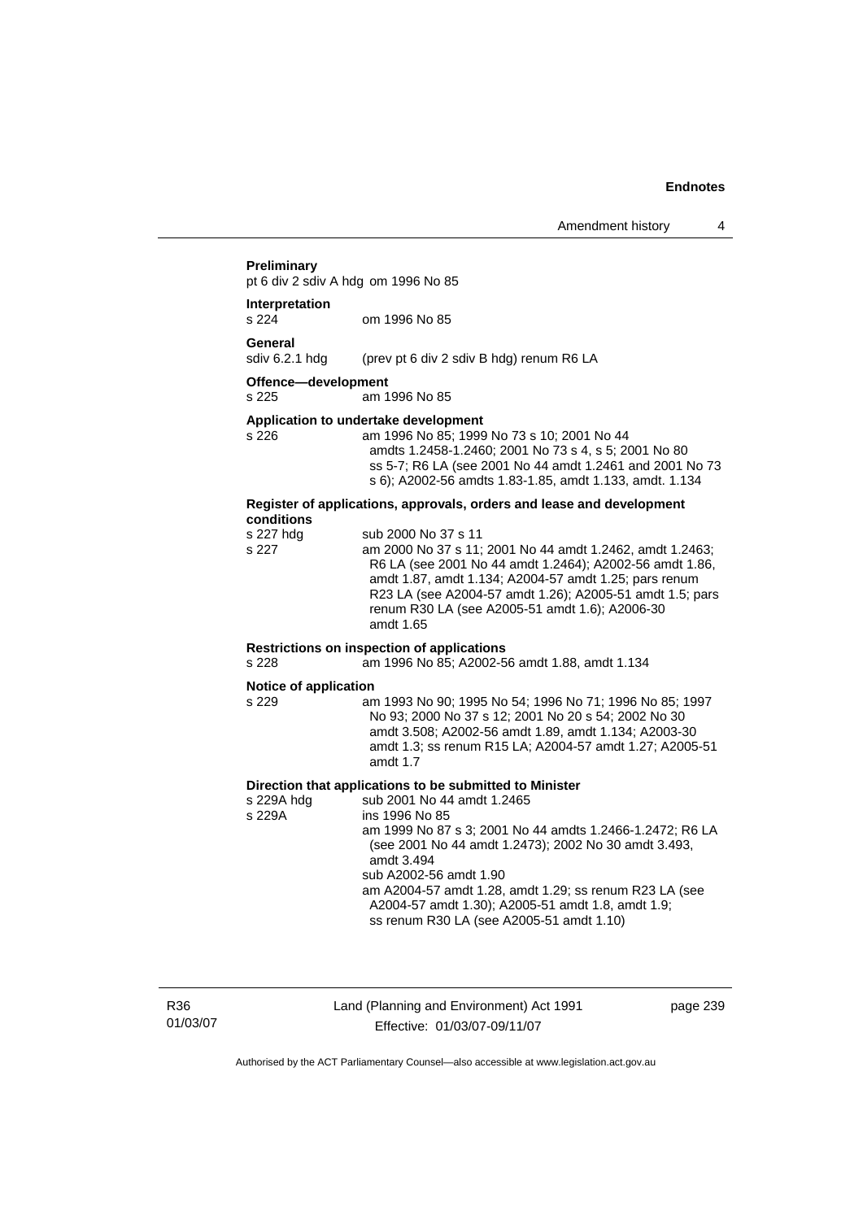**Preliminary**
pt 6 div 2 sdiv A hdg om 1996 No 85

**Interpretation**
s 224 om 1996 No 85

**General**
sdiv 6.2.1 hdg (prev pt 6 div 2 sdiv B hdg) renum R6 LA

**Offence—development**
s 225 am 1996 No 85

**Application to undertake development**
s 226 am 1996 No 85; 1999 No 73 s 10; 2001 No 44 amdts 1.2458-1.2460; 2001 No 73 s 4, s 5; 2001 No 80 ss 5-7; R6 LA (see 2001 No 44 amdt 1.2461 and 2001 No 73 s 6); A2002-56 amdts 1.83-1.85, amdt 1.133, amdt. 1.134

**Register of applications, approvals, orders and lease and development conditions**
s 227 hdg sub 2000 No 37 s 11
s 227 am 2000 No 37 s 11; 2001 No 44 amdt 1.2462, amdt 1.2463; R6 LA (see 2001 No 44 amdt 1.2464); A2002-56 amdt 1.86, amdt 1.87, amdt 1.134; A2004-57 amdt 1.25; pars renum R23 LA (see A2004-57 amdt 1.26); A2005-51 amdt 1.5; pars renum R30 LA (see A2005-51 amdt 1.6); A2006-30 amdt 1.65

**Restrictions on inspection of applications**
s 228 am 1996 No 85; A2002-56 amdt 1.88, amdt 1.134

**Notice of application**
s 229 am 1993 No 90; 1995 No 54; 1996 No 71; 1996 No 85; 1997 No 93; 2000 No 37 s 12; 2001 No 20 s 54; 2002 No 30 amdt 3.508; A2002-56 amdt 1.89, amdt 1.134; A2003-30 amdt 1.3; ss renum R15 LA; A2004-57 amdt 1.27; A2005-51 amdt 1.7

**Direction that applications to be submitted to Minister**
s 229A hdg sub 2001 No 44 amdt 1.2465
s 229A ins 1996 No 85
am 1999 No 87 s 3; 2001 No 44 amdts 1.2466-1.2472; R6 LA (see 2001 No 44 amdt 1.2473); 2002 No 30 amdt 3.493, amdt 3.494
sub A2002-56 amdt 1.90
am A2004-57 amdt 1.28, amdt 1.29; ss renum R23 LA (see A2004-57 amdt 1.30); A2005-51 amdt 1.8, amdt 1.9; ss renum R30 LA (see A2005-51 amdt 1.10)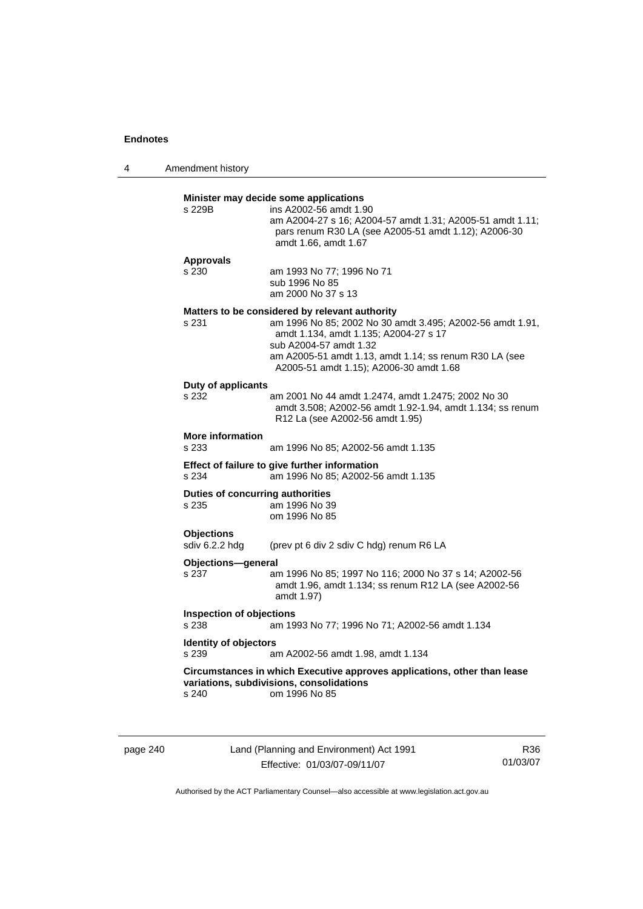**Minister may decide some applications**

s 229B ins A2002-56 amdt 1.90
am A2004-27 s 16; A2004-57 amdt 1.31; A2005-51 amdt 1.11; pars renum R30 LA (see A2005-51 amdt 1.12); A2006-30 amdt 1.66, amdt 1.67

**Approvals**

s 230 am 1993 No 77; 1996 No 71
sub 1996 No 85
am 2000 No 37 s 13

**Matters to be considered by relevant authority**

s 231 am 1996 No 85; 2002 No 30 amdt 3.495; A2002-56 amdt 1.91, amdt 1.134, amdt 1.135; A2004-27 s 17
sub A2004-57 amdt 1.32
am A2005-51 amdt 1.13, amdt 1.14; ss renum R30 LA (see A2005-51 amdt 1.15); A2006-30 amdt 1.68

**Duty of applicants**

s 232 am 2001 No 44 amdt 1.2474, amdt 1.2475; 2002 No 30 amdt 3.508; A2002-56 amdt 1.92-1.94, amdt 1.134; ss renum R12 La (see A2002-56 amdt 1.95)

**More information**

s 233 am 1996 No 85; A2002-56 amdt 1.135

**Effect of failure to give further information**

s 234 am 1996 No 85; A2002-56 amdt 1.135

**Duties of concurring authorities**

s 235 am 1996 No 39
om 1996 No 85

**Objections**

sdiv 6.2.2 hdg (prev pt 6 div 2 sdiv C hdg) renum R6 LA

**Objections—general**

s 237 am 1996 No 85; 1997 No 116; 2000 No 37 s 14; A2002-56 amdt 1.96, amdt 1.134; ss renum R12 LA (see A2002-56 amdt 1.97)

**Inspection of objections**

s 238 am 1993 No 77; 1996 No 71; A2002-56 amdt 1.134

**Identity of objectors**

s 239 am A2002-56 amdt 1.98, amdt 1.134

**Circumstances in which Executive approves applications, other than lease variations, subdivisions, consolidations**

s 240 om 1996 No 85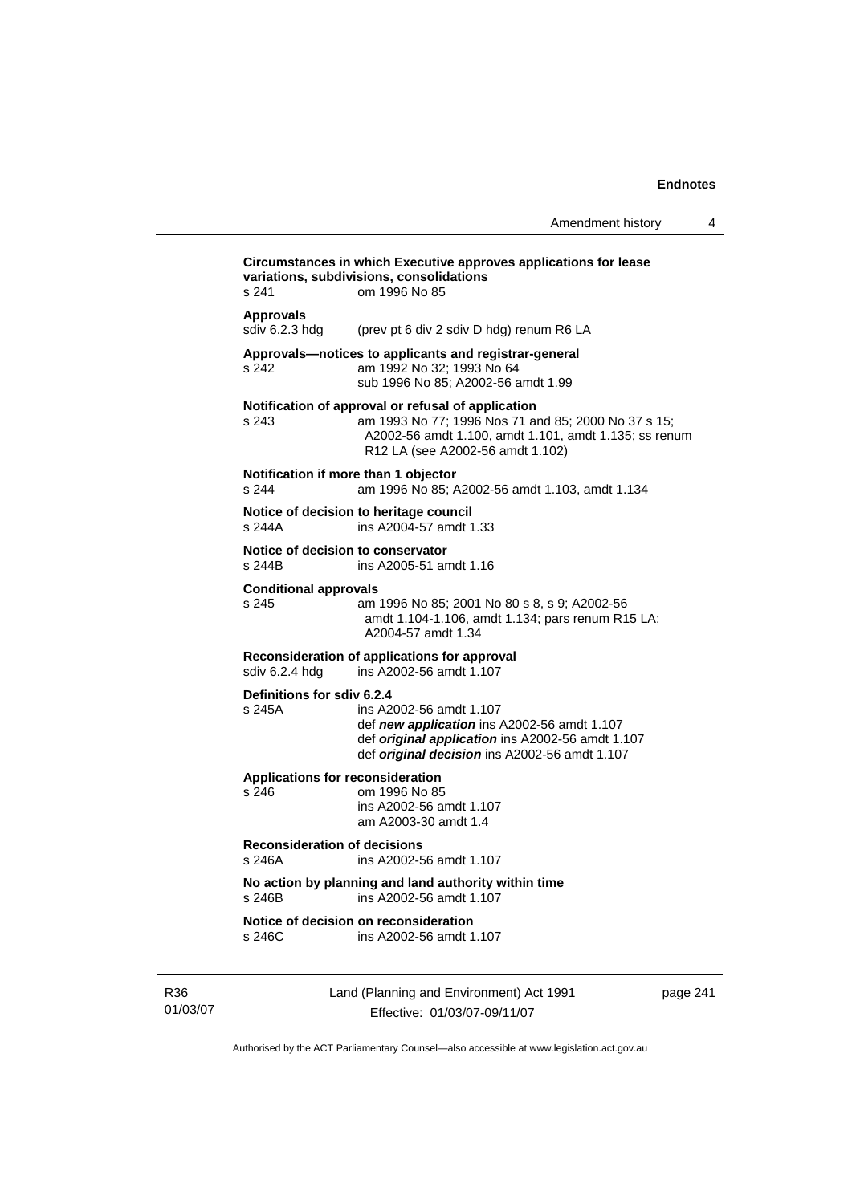**Circumstances in which Executive approves applications for lease variations, subdivisions, consolidations**

s 241 om 1996 No 85

**Approvals**

sdiv 6.2.3 hdg (prev pt 6 div 2 sdiv D hdg) renum R6 LA

**Approvals—notices to applicants and registrar-general**

s 242 am 1992 No 32; 1993 No 64
sub 1996 No 85; A2002-56 amdt 1.99

**Notification of approval or refusal of application**

s 243 am 1993 No 77; 1996 Nos 71 and 85; 2000 No 37 s 15; A2002-56 amdt 1.100, amdt 1.101, amdt 1.135; ss renum R12 LA (see A2002-56 amdt 1.102)

**Notification if more than 1 objector**

s 244 am 1996 No 85; A2002-56 amdt 1.103, amdt 1.134

**Notice of decision to heritage council**

s 244A ins A2004-57 amdt 1.33

**Notice of decision to conservator**

s 244B ins A2005-51 amdt 1.16

**Conditional approvals**

s 245 am 1996 No 85; 2001 No 80 s 8, s 9; A2002-56 amdt 1.104-1.106, amdt 1.134; pars renum R15 LA; A2004-57 amdt 1.34

**Reconsideration of applications for approval**

sdiv 6.2.4 hdg ins A2002-56 amdt 1.107

**Definitions for sdiv 6.2.4**

s 245A ins A2002-56 amdt 1.107
def ***new application*** ins A2002-56 amdt 1.107
def ***original application*** ins A2002-56 amdt 1.107
def ***original decision*** ins A2002-56 amdt 1.107

**Applications for reconsideration**

s 246 om 1996 No 85
ins A2002-56 amdt 1.107
am A2003-30 amdt 1.4

**Reconsideration of decisions**

s 246A ins A2002-56 amdt 1.107

**No action by planning and land authority within time**

s 246B ins A2002-56 amdt 1.107

**Notice of decision on reconsideration**

s 246C ins A2002-56 amdt 1.107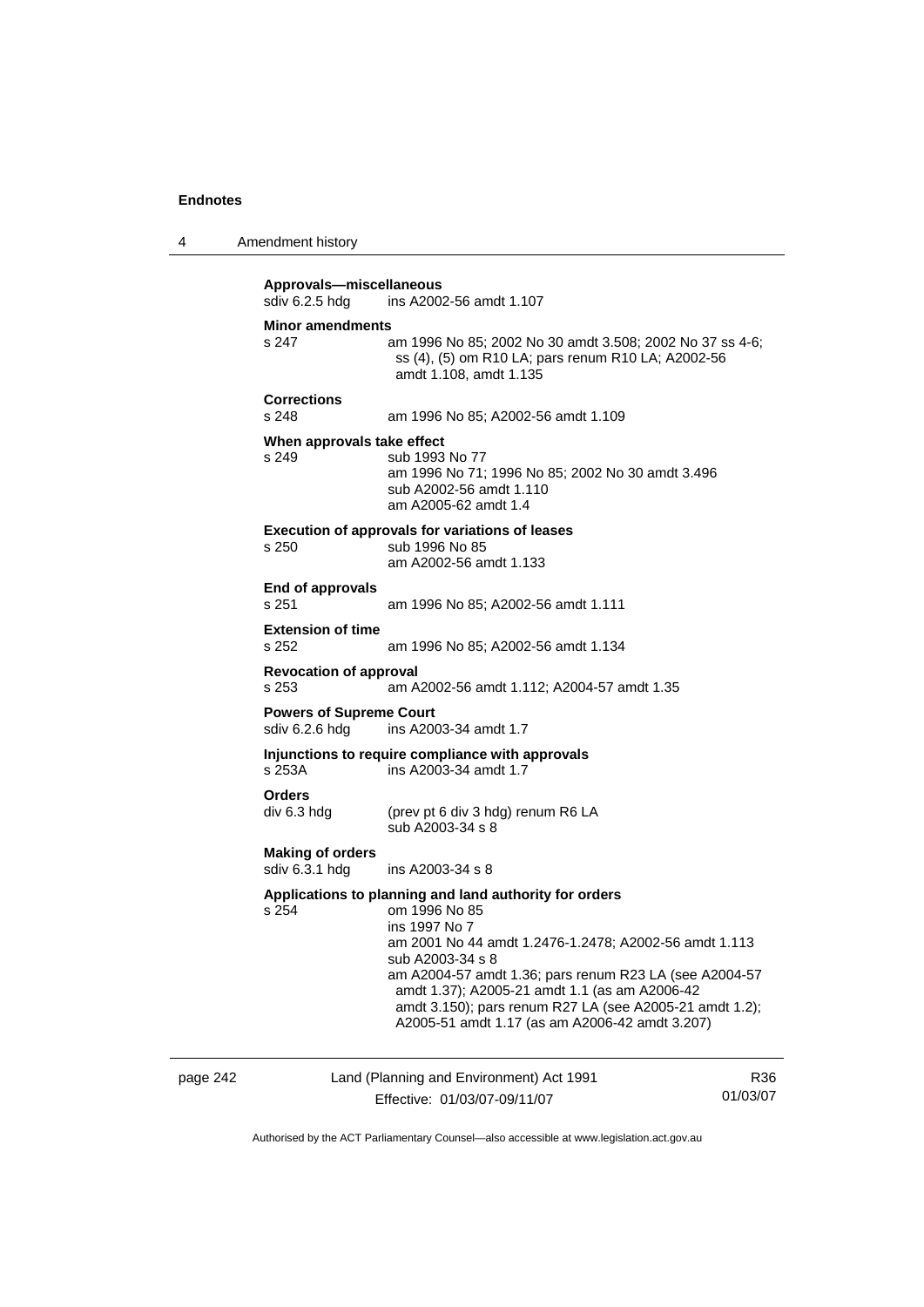**Approvals—miscellaneous**
sdiv 6.2.5 hdg ins A2002-56 amdt 1.107

**Minor amendments**
s 247 am 1996 No 85; 2002 No 30 amdt 3.508; 2002 No 37 ss 4-6; ss (4), (5) om R10 LA; pars renum R10 LA; A2002-56 amdt 1.108, amdt 1.135

**Corrections**
s 248 am 1996 No 85; A2002-56 amdt 1.109

**When approvals take effect**
s 249 sub 1993 No 77
am 1996 No 71; 1996 No 85; 2002 No 30 amdt 3.496
sub A2002-56 amdt 1.110
am A2005-62 amdt 1.4

**Execution of approvals for variations of leases**
s 250 sub 1996 No 85
am A2002-56 amdt 1.133

**End of approvals**
s 251 am 1996 No 85; A2002-56 amdt 1.111

**Extension of time**
s 252 am 1996 No 85; A2002-56 amdt 1.134

**Revocation of approval**
s 253 am A2002-56 amdt 1.112; A2004-57 amdt 1.35

**Powers of Supreme Court**
sdiv 6.2.6 hdg ins A2003-34 amdt 1.7

**Injunctions to require compliance with approvals**
s 253A ins A2003-34 amdt 1.7

**Orders**
div 6.3 hdg (prev pt 6 div 3 hdg) renum R6 LA
sub A2003-34 s 8

**Making of orders**
sdiv 6.3.1 hdg ins A2003-34 s 8

**Applications to planning and land authority for orders**
s 254 om 1996 No 85
ins 1997 No 7
am 2001 No 44 amdt 1.2476-1.2478; A2002-56 amdt 1.113
sub A2003-34 s 8
am A2004-57 amdt 1.36; pars renum R23 LA (see A2004-57 amdt 1.37); A2005-21 amdt 1.1 (as am A2006-42 amdt 3.150); pars renum R27 LA (see A2005-21 amdt 1.2); A2005-51 amdt 1.17 (as am A2006-42 amdt 3.207)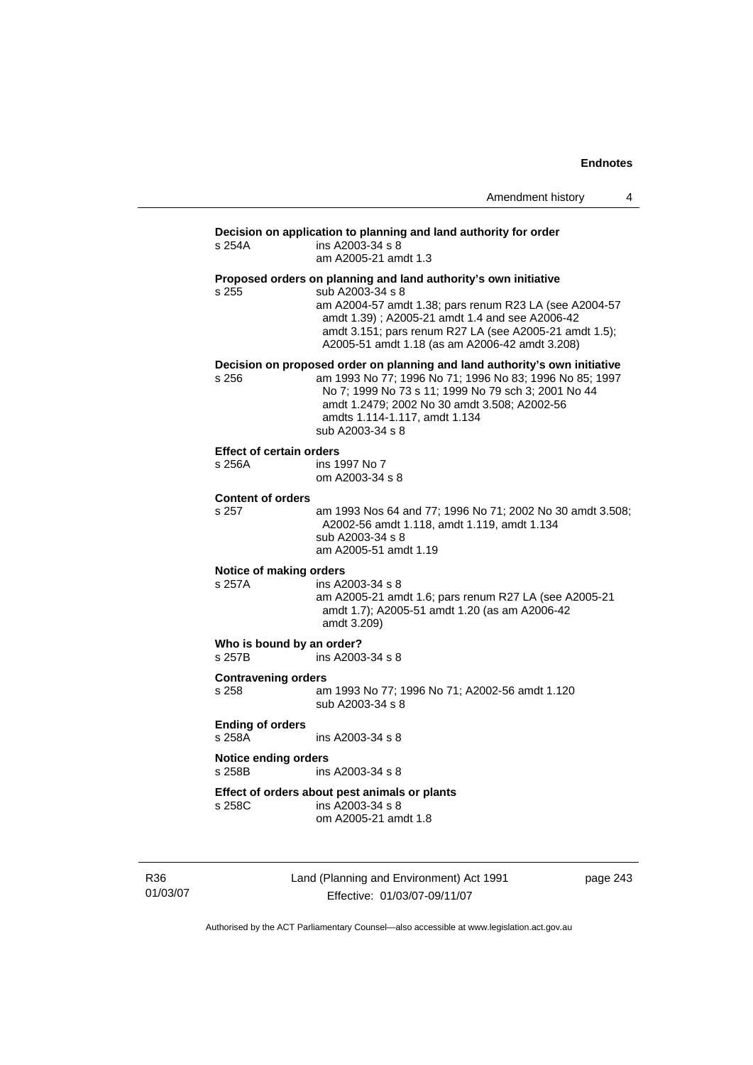**Decision on application to planning and land authority for order**

s 254A ins A2003-34 s 8
am A2005-21 amdt 1.3

**Proposed orders on planning and land authority's own initiative**

s 255 sub A2003-34 s 8
am A2004-57 amdt 1.38; pars renum R23 LA (see A2004-57 amdt 1.39) ; A2005-21 amdt 1.4 and see A2006-42 amdt 3.151; pars renum R27 LA (see A2005-21 amdt 1.5); A2005-51 amdt 1.18 (as am A2006-42 amdt 3.208)

**Decision on proposed order on planning and land authority's own initiative**

s 256 am 1993 No 77; 1996 No 71; 1996 No 83; 1996 No 85; 1997 No 7; 1999 No 73 s 11; 1999 No 79 sch 3; 2001 No 44 amdt 1.2479; 2002 No 30 amdt 3.508; A2002-56 amdts 1.114-1.117, amdt 1.134
sub A2003-34 s 8

**Effect of certain orders**

s 256A ins 1997 No 7
om A2003-34 s 8

**Content of orders**

s 257 am 1993 Nos 64 and 77; 1996 No 71; 2002 No 30 amdt 3.508; A2002-56 amdt 1.118, amdt 1.119, amdt 1.134
sub A2003-34 s 8
am A2005-51 amdt 1.19

**Notice of making orders**

s 257A ins A2003-34 s 8
am A2005-21 amdt 1.6; pars renum R27 LA (see A2005-21 amdt 1.7); A2005-51 amdt 1.20 (as am A2006-42 amdt 3.209)

**Who is bound by an order?**

s 257B ins A2003-34 s 8

**Contravening orders**

s 258 am 1993 No 77; 1996 No 71; A2002-56 amdt 1.120
sub A2003-34 s 8

**Ending of orders**

s 258A ins A2003-34 s 8

**Notice ending orders**

s 258B ins A2003-34 s 8

**Effect of orders about pest animals or plants**

s 258C ins A2003-34 s 8
om A2005-21 amdt 1.8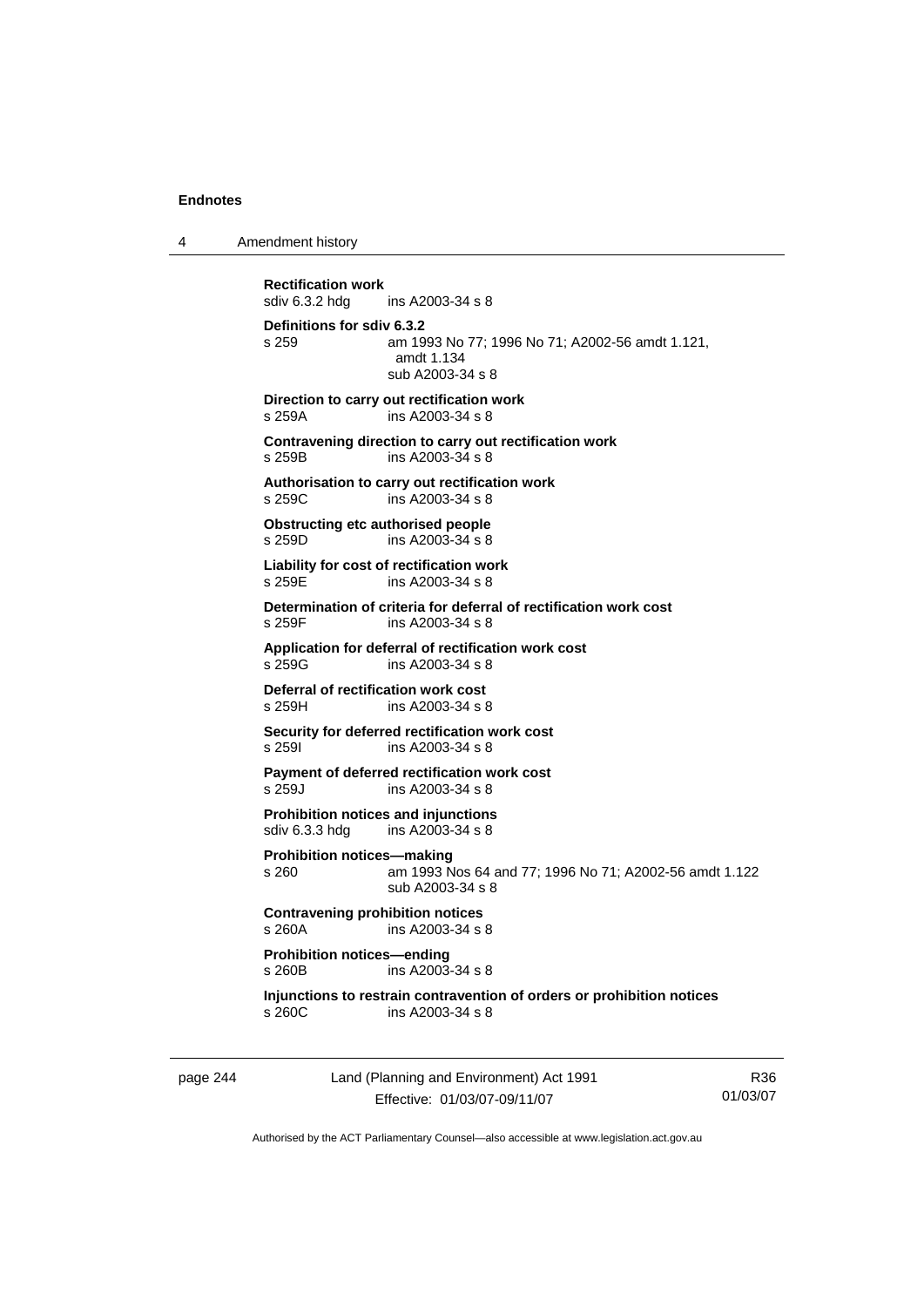**Rectification work**
sdiv 6.3.2 hdg ins A2003-34 s 8

**Definitions for sdiv 6.3.2**
s 259 am 1993 No 77; 1996 No 71; A2002-56 amdt 1.121, amdt 1.134
sub A2003-34 s 8

**Direction to carry out rectification work**
s 259A ins A2003-34 s 8

**Contravening direction to carry out rectification work**
s 259B ins A2003-34 s 8

**Authorisation to carry out rectification work**
s 259C ins A2003-34 s 8

**Obstructing etc authorised people**
s 259D ins A2003-34 s 8

**Liability for cost of rectification work**
s 259E ins A2003-34 s 8

**Determination of criteria for deferral of rectification work cost**
s 259F ins A2003-34 s 8

**Application for deferral of rectification work cost**
s 259G ins A2003-34 s 8

**Deferral of rectification work cost**
s 259H ins A2003-34 s 8

**Security for deferred rectification work cost**
s 259I ins A2003-34 s 8

**Payment of deferred rectification work cost**
s 259J ins A2003-34 s 8

**Prohibition notices and injunctions**
sdiv 6.3.3 hdg ins A2003-34 s 8

**Prohibition notices—making**
s 260 am 1993 Nos 64 and 77; 1996 No 71; A2002-56 amdt 1.122
sub A2003-34 s 8

**Contravening prohibition notices**
s 260A ins A2003-34 s 8

**Prohibition notices—ending**
s 260B ins A2003-34 s 8

**Injunctions to restrain contravention of orders or prohibition notices**
s 260C ins A2003-34 s 8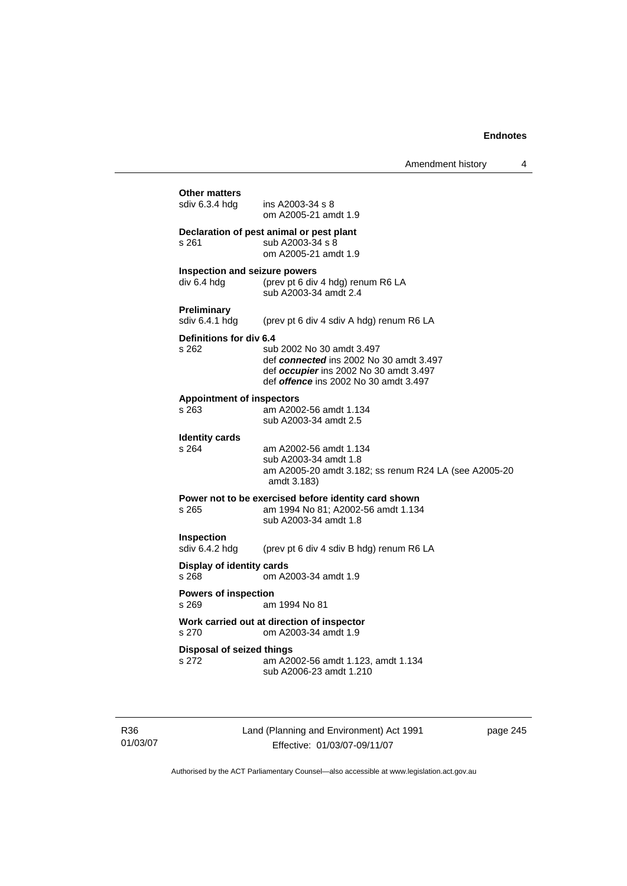**Other matters**
sdiv 6.3.4 hdg ins A2003-34 s 8
om A2005-21 amdt 1.9

**Declaration of pest animal or pest plant**
s 261 sub A2003-34 s 8
om A2005-21 amdt 1.9

**Inspection and seizure powers**
div 6.4 hdg (prev pt 6 div 4 hdg) renum R6 LA
sub A2003-34 amdt 2.4

**Preliminary**
sdiv 6.4.1 hdg (prev pt 6 div 4 sdiv A hdg) renum R6 LA

**Definitions for div 6.4**
s 262 sub 2002 No 30 amdt 3.497
def ***connected*** ins 2002 No 30 amdt 3.497
def ***occupier*** ins 2002 No 30 amdt 3.497
def ***offence*** ins 2002 No 30 amdt 3.497

**Appointment of inspectors**
s 263 am A2002-56 amdt 1.134
sub A2003-34 amdt 2.5

**Identity cards**
s 264 am A2002-56 amdt 1.134
sub A2003-34 amdt 1.8
am A2005-20 amdt 3.182; ss renum R24 LA (see A2005-20 amdt 3.183)

**Power not to be exercised before identity card shown**
s 265 am 1994 No 81; A2002-56 amdt 1.134
sub A2003-34 amdt 1.8

**Inspection**
sdiv 6.4.2 hdg (prev pt 6 div 4 sdiv B hdg) renum R6 LA

**Display of identity cards**
s 268 om A2003-34 amdt 1.9

**Powers of inspection**
s 269 am 1994 No 81

**Work carried out at direction of inspector**
s 270 om A2003-34 amdt 1.9

**Disposal of seized things**
s 272 am A2002-56 amdt 1.123, amdt 1.134
sub A2006-23 amdt 1.210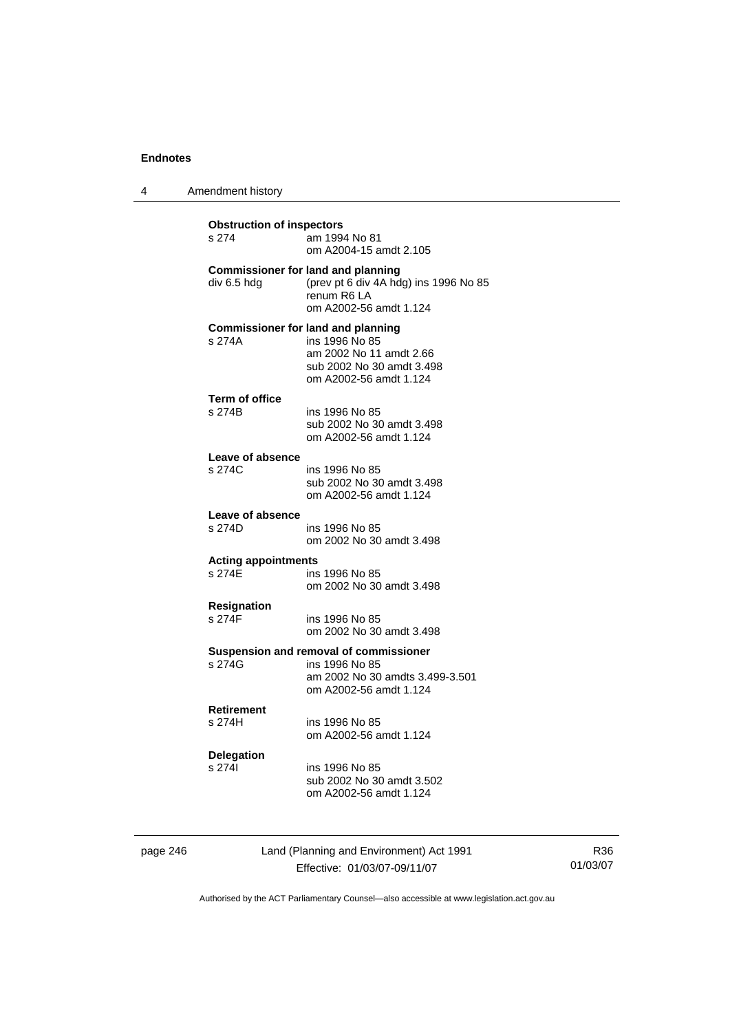**Obstruction of inspectors**

s 274 — am 1994 No 81
om A2004-15 amdt 2.105

**Commissioner for land and planning**

div 6.5 hdg — (prev pt 6 div 4A hdg) ins 1996 No 85
renum R6 LA
om A2002-56 amdt 1.124

**Commissioner for land and planning**

s 274A — ins 1996 No 85
am 2002 No 11 amdt 2.66
sub 2002 No 30 amdt 3.498
om A2002-56 amdt 1.124

**Term of office**

s 274B — ins 1996 No 85
sub 2002 No 30 amdt 3.498
om A2002-56 amdt 1.124

**Leave of absence**

s 274C — ins 1996 No 85
sub 2002 No 30 amdt 3.498
om A2002-56 amdt 1.124

**Leave of absence**

s 274D — ins 1996 No 85
om 2002 No 30 amdt 3.498

**Acting appointments**

s 274E — ins 1996 No 85
om 2002 No 30 amdt 3.498

**Resignation**

s 274F — ins 1996 No 85
om 2002 No 30 amdt 3.498

**Suspension and removal of commissioner**

s 274G — ins 1996 No 85
am 2002 No 30 amdts 3.499-3.501
om A2002-56 amdt 1.124

**Retirement**

s 274H — ins 1996 No 85
om A2002-56 amdt 1.124

**Delegation**

s 274I — ins 1996 No 85
sub 2002 No 30 amdt 3.502
om A2002-56 amdt 1.124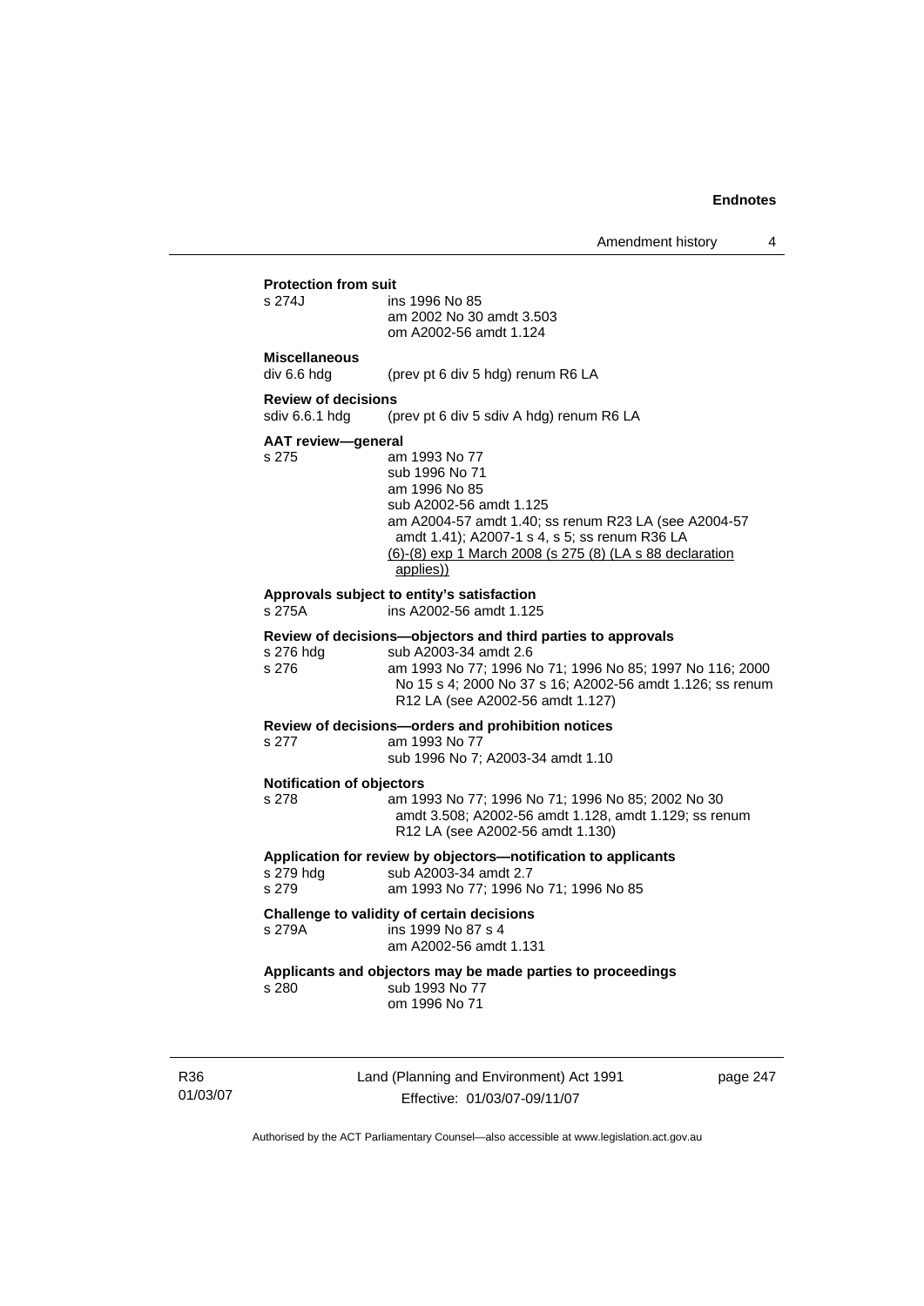**Protection from suit**

s 274J ins 1996 No 85
am 2002 No 30 amdt 3.503
om A2002-56 amdt 1.124

**Miscellaneous**

div 6.6 hdg (prev pt 6 div 5 hdg) renum R6 LA

**Review of decisions**

sdiv 6.6.1 hdg (prev pt 6 div 5 sdiv A hdg) renum R6 LA

**AAT review—general**

s 275 am 1993 No 77
sub 1996 No 71
am 1996 No 85
sub A2002-56 amdt 1.125
am A2004-57 amdt 1.40; ss renum R23 LA (see A2004-57 amdt 1.41); A2007-1 s 4, s 5; ss renum R36 LA
<u>(6)-(8) exp 1 March 2008 (s 275 (8) (LA s 88 declaration applies))</u>

**Approvals subject to entity's satisfaction**

s 275A ins A2002-56 amdt 1.125

**Review of decisions—objectors and third parties to approvals**

s 276 hdg sub A2003-34 amdt 2.6
s 276 am 1993 No 77; 1996 No 71; 1996 No 85; 1997 No 116; 2000 No 15 s 4; 2000 No 37 s 16; A2002-56 amdt 1.126; ss renum R12 LA (see A2002-56 amdt 1.127)

**Review of decisions—orders and prohibition notices**

s 277 am 1993 No 77
sub 1996 No 7; A2003-34 amdt 1.10

**Notification of objectors**

s 278 am 1993 No 77; 1996 No 71; 1996 No 85; 2002 No 30 amdt 3.508; A2002-56 amdt 1.128, amdt 1.129; ss renum R12 LA (see A2002-56 amdt 1.130)

**Application for review by objectors—notification to applicants**

s 279 hdg sub A2003-34 amdt 2.7
s 279 am 1993 No 77; 1996 No 71; 1996 No 85

**Challenge to validity of certain decisions**

s 279A ins 1999 No 87 s 4
am A2002-56 amdt 1.131

**Applicants and objectors may be made parties to proceedings**

s 280 sub 1993 No 77
om 1996 No 71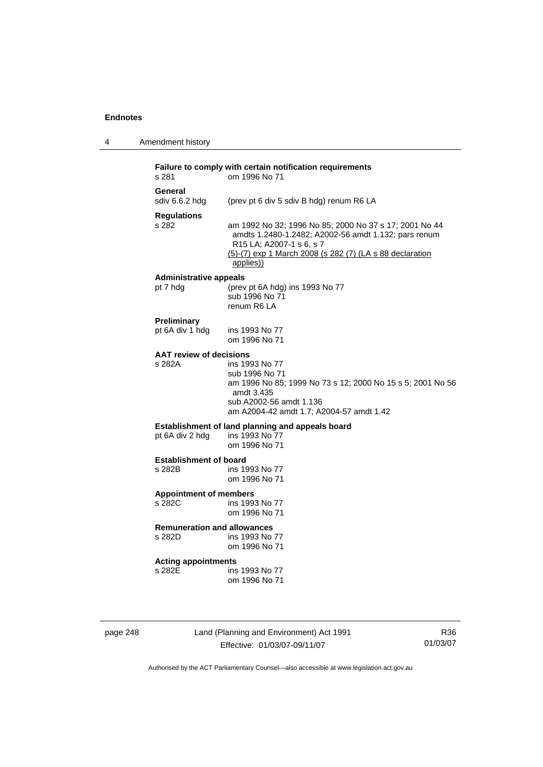**Failure to comply with certain notification requirements**
s 281 om 1996 No 71

**General**
sdiv 6.6.2 hdg (prev pt 6 div 5 sdiv B hdg) renum R6 LA

**Regulations**
s 282 am 1992 No 32; 1996 No 85; 2000 No 37 s 17; 2001 No 44 amdts 1.2480-1.2482; A2002-56 amdt 1.132; pars renum R15 LA; A2007-1 s 6, s 7
(5)-(7) exp 1 March 2008 (s 282 (7) (LA s 88 declaration applies))

**Administrative appeals**
pt 7 hdg (prev pt 6A hdg) ins 1993 No 77
sub 1996 No 71
renum R6 LA

**Preliminary**
pt 6A div 1 hdg ins 1993 No 77
om 1996 No 71

**AAT review of decisions**
s 282A ins 1993 No 77
sub 1996 No 71
am 1996 No 85; 1999 No 73 s 12; 2000 No 15 s 5; 2001 No 56 amdt 3.435
sub A2002-56 amdt 1.136
am A2004-42 amdt 1.7; A2004-57 amdt 1.42

**Establishment of land planning and appeals board**
pt 6A div 2 hdg ins 1993 No 77
om 1996 No 71

**Establishment of board**
s 282B ins 1993 No 77
om 1996 No 71

**Appointment of members**
s 282C ins 1993 No 77
om 1996 No 71

**Remuneration and allowances**
s 282D ins 1993 No 77
om 1996 No 71

**Acting appointments**
s 282E ins 1993 No 77
om 1996 No 71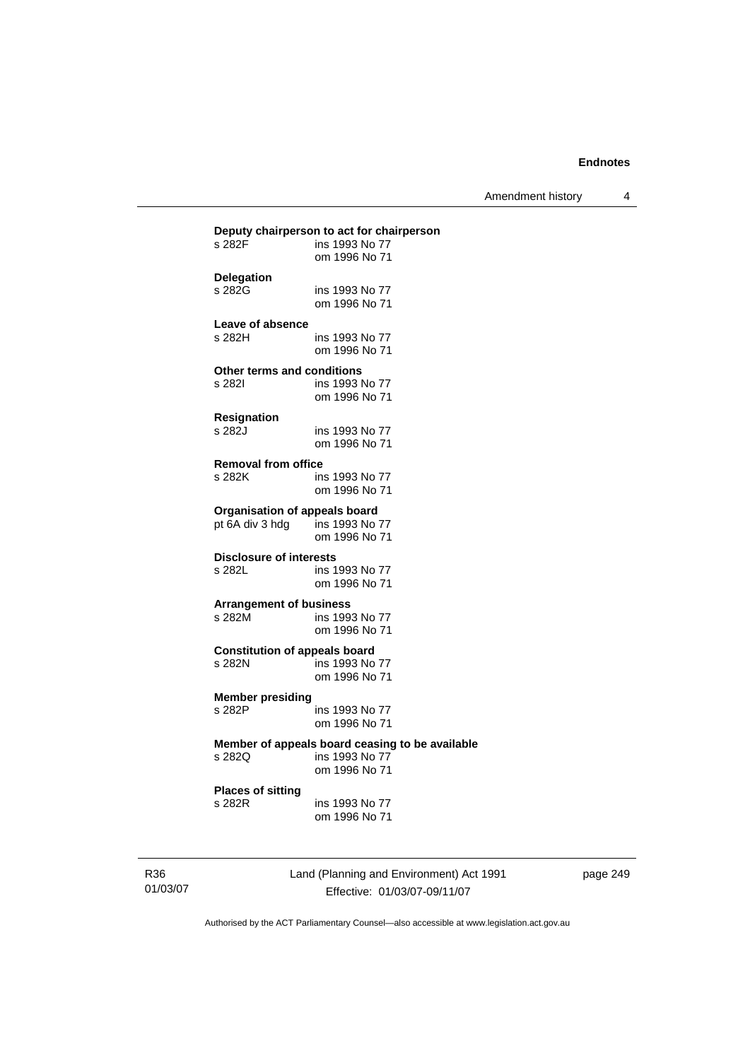**Deputy chairperson to act for chairperson**
s 282F ins 1993 No 77
om 1996 No 71

**Delegation**
s 282G ins 1993 No 77
om 1996 No 71

**Leave of absence**
s 282H ins 1993 No 77
om 1996 No 71

**Other terms and conditions**
s 282I ins 1993 No 77
om 1996 No 71

**Resignation**
s 282J ins 1993 No 77
om 1996 No 71

**Removal from office**
s 282K ins 1993 No 77
om 1996 No 71

**Organisation of appeals board**
pt 6A div 3 hdg ins 1993 No 77
om 1996 No 71

**Disclosure of interests**
s 282L ins 1993 No 77
om 1996 No 71

**Arrangement of business**
s 282M ins 1993 No 77
om 1996 No 71

**Constitution of appeals board**
s 282N ins 1993 No 77
om 1996 No 71

**Member presiding**
s 282P ins 1993 No 77
om 1996 No 71

**Member of appeals board ceasing to be available**
s 282Q ins 1993 No 77
om 1996 No 71

**Places of sitting**
s 282R ins 1993 No 77
om 1996 No 71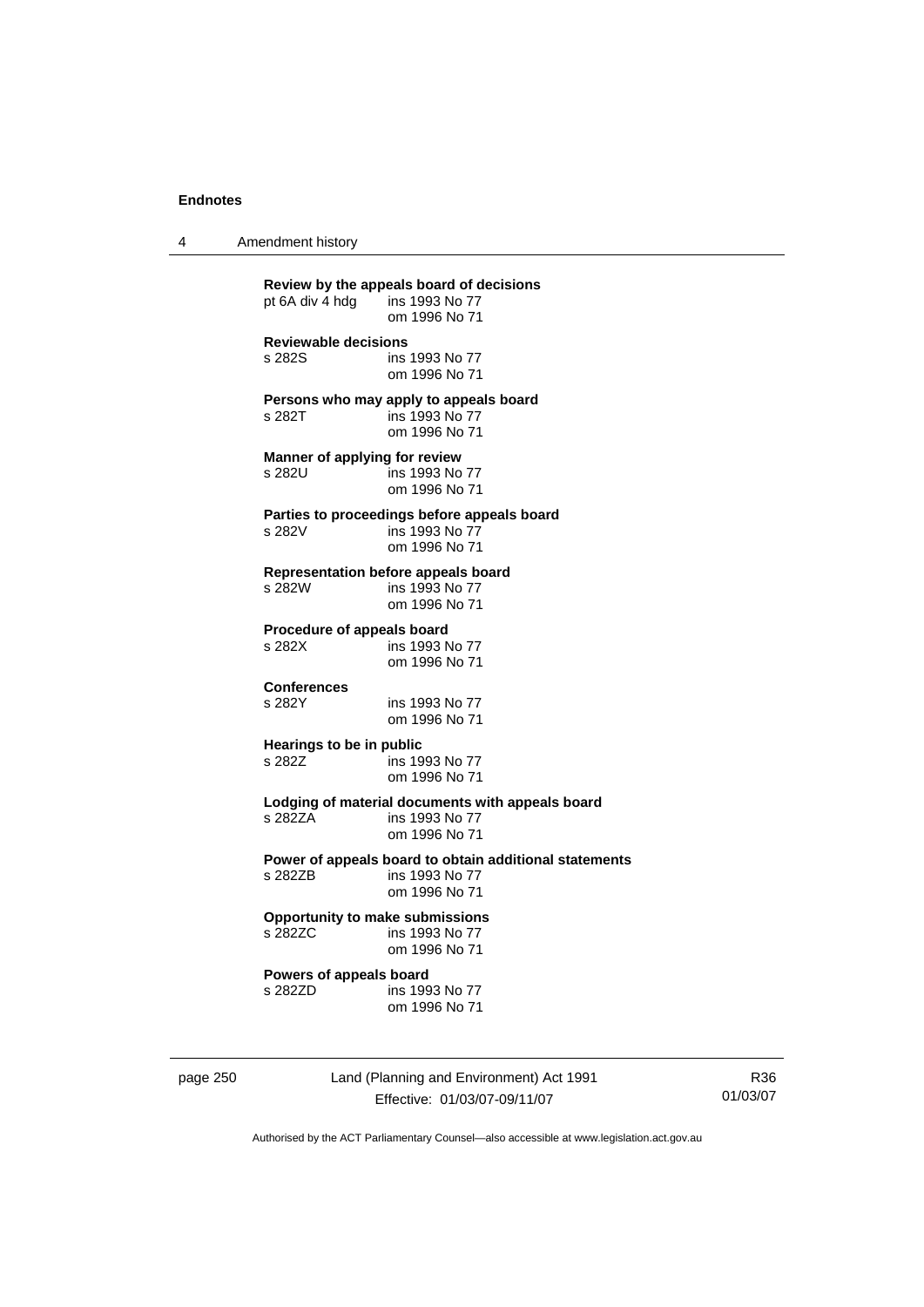**Review by the appeals board of decisions**
pt 6A div 4 hdg ins 1993 No 77
om 1996 No 71

**Reviewable decisions**
s 282S ins 1993 No 77
om 1996 No 71

**Persons who may apply to appeals board**
s 282T ins 1993 No 77
om 1996 No 71

**Manner of applying for review**
s 282U ins 1993 No 77
om 1996 No 71

**Parties to proceedings before appeals board**
s 282V ins 1993 No 77
om 1996 No 71

**Representation before appeals board**
s 282W ins 1993 No 77
om 1996 No 71

**Procedure of appeals board**
s 282X ins 1993 No 77
om 1996 No 71

**Conferences**
s 282Y ins 1993 No 77
om 1996 No 71

**Hearings to be in public**
s 282Z ins 1993 No 77
om 1996 No 71

**Lodging of material documents with appeals board**
s 282ZA ins 1993 No 77
om 1996 No 71

**Power of appeals board to obtain additional statements**
s 282ZB ins 1993 No 77
om 1996 No 71

**Opportunity to make submissions**
s 282ZC ins 1993 No 77
om 1996 No 71

**Powers of appeals board**
s 282ZD ins 1993 No 77
om 1996 No 71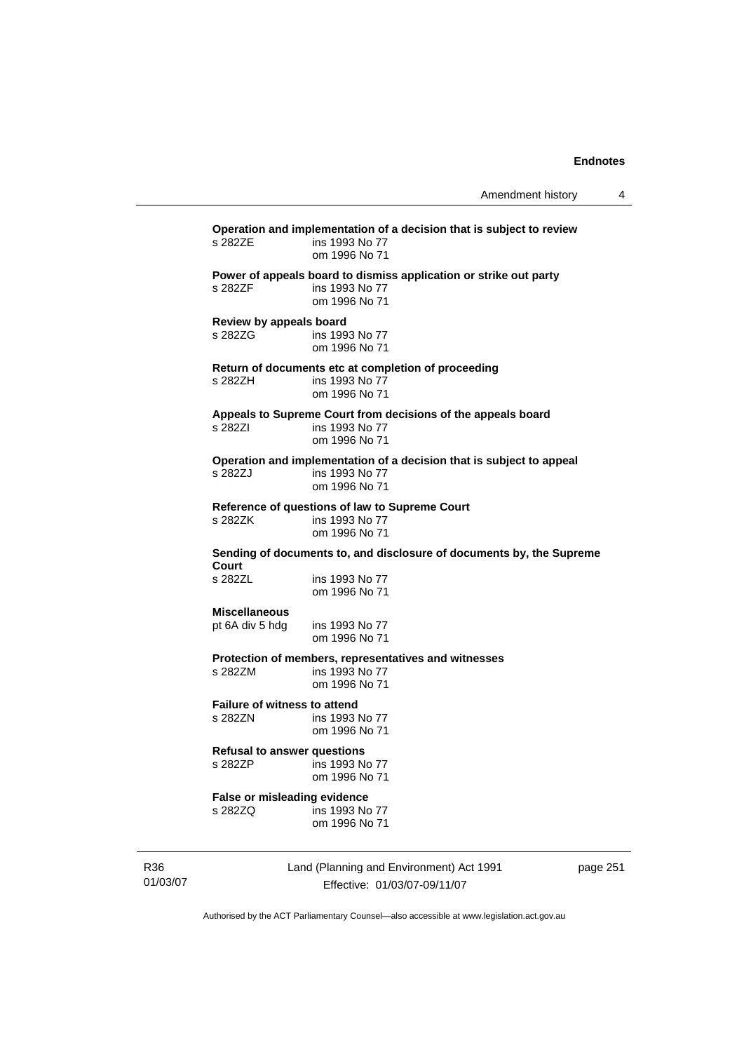**Operation and implementation of a decision that is subject to review**

s 282ZE ins 1993 No 77
om 1996 No 71

**Power of appeals board to dismiss application or strike out party**

s 282ZF ins 1993 No 77
om 1996 No 71

**Review by appeals board**

s 282ZG ins 1993 No 77
om 1996 No 71

**Return of documents etc at completion of proceeding**

s 282ZH ins 1993 No 77
om 1996 No 71

**Appeals to Supreme Court from decisions of the appeals board**

s 282ZI ins 1993 No 77
om 1996 No 71

**Operation and implementation of a decision that is subject to appeal**

s 282ZJ ins 1993 No 77
om 1996 No 71

**Reference of questions of law to Supreme Court**

s 282ZK ins 1993 No 77
om 1996 No 71

**Sending of documents to, and disclosure of documents by, the Supreme Court**

s 282ZL ins 1993 No 77
om 1996 No 71

**Miscellaneous**

pt 6A div 5 hdg ins 1993 No 77
om 1996 No 71

**Protection of members, representatives and witnesses**

s 282ZM ins 1993 No 77
om 1996 No 71

**Failure of witness to attend**

s 282ZN ins 1993 No 77
om 1996 No 71

**Refusal to answer questions**

s 282ZP ins 1993 No 77
om 1996 No 71

**False or misleading evidence**

s 282ZQ ins 1993 No 77
om 1996 No 71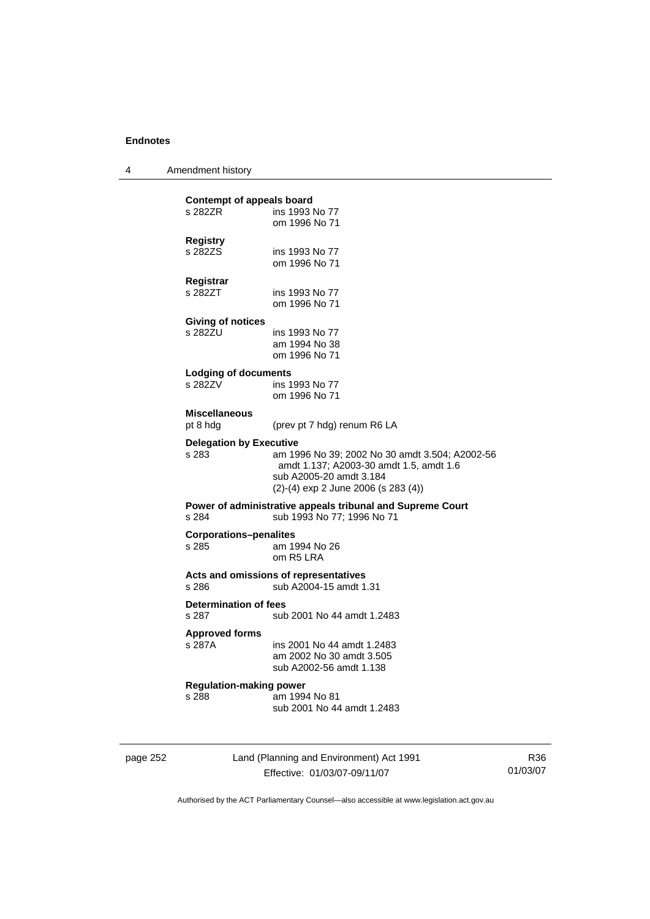**Contempt of appeals board**
s 282ZR ins 1993 No 77
om 1996 No 71

**Registry**
s 282ZS ins 1993 No 77
om 1996 No 71

**Registrar**
s 282ZT ins 1993 No 77
om 1996 No 71

**Giving of notices**
s 282ZU ins 1993 No 77
am 1994 No 38
om 1996 No 71

**Lodging of documents**
s 282ZV ins 1993 No 77
om 1996 No 71

**Miscellaneous**
pt 8 hdg (prev pt 7 hdg) renum R6 LA

**Delegation by Executive**
s 283 am 1996 No 39; 2002 No 30 amdt 3.504; A2002-56 amdt 1.137; A2003-30 amdt 1.5, amdt 1.6
sub A2005-20 amdt 3.184
(2)-(4) exp 2 June 2006 (s 283 (4))

**Power of administrative appeals tribunal and Supreme Court**
s 284 sub 1993 No 77; 1996 No 71

**Corporations–penalites**
s 285 am 1994 No 26
om R5 LRA

**Acts and omissions of representatives**
s 286 sub A2004-15 amdt 1.31

**Determination of fees**
s 287 sub 2001 No 44 amdt 1.2483

**Approved forms**
s 287A ins 2001 No 44 amdt 1.2483
am 2002 No 30 amdt 3.505
sub A2002-56 amdt 1.138

**Regulation-making power**
s 288 am 1994 No 81
sub 2001 No 44 amdt 1.2483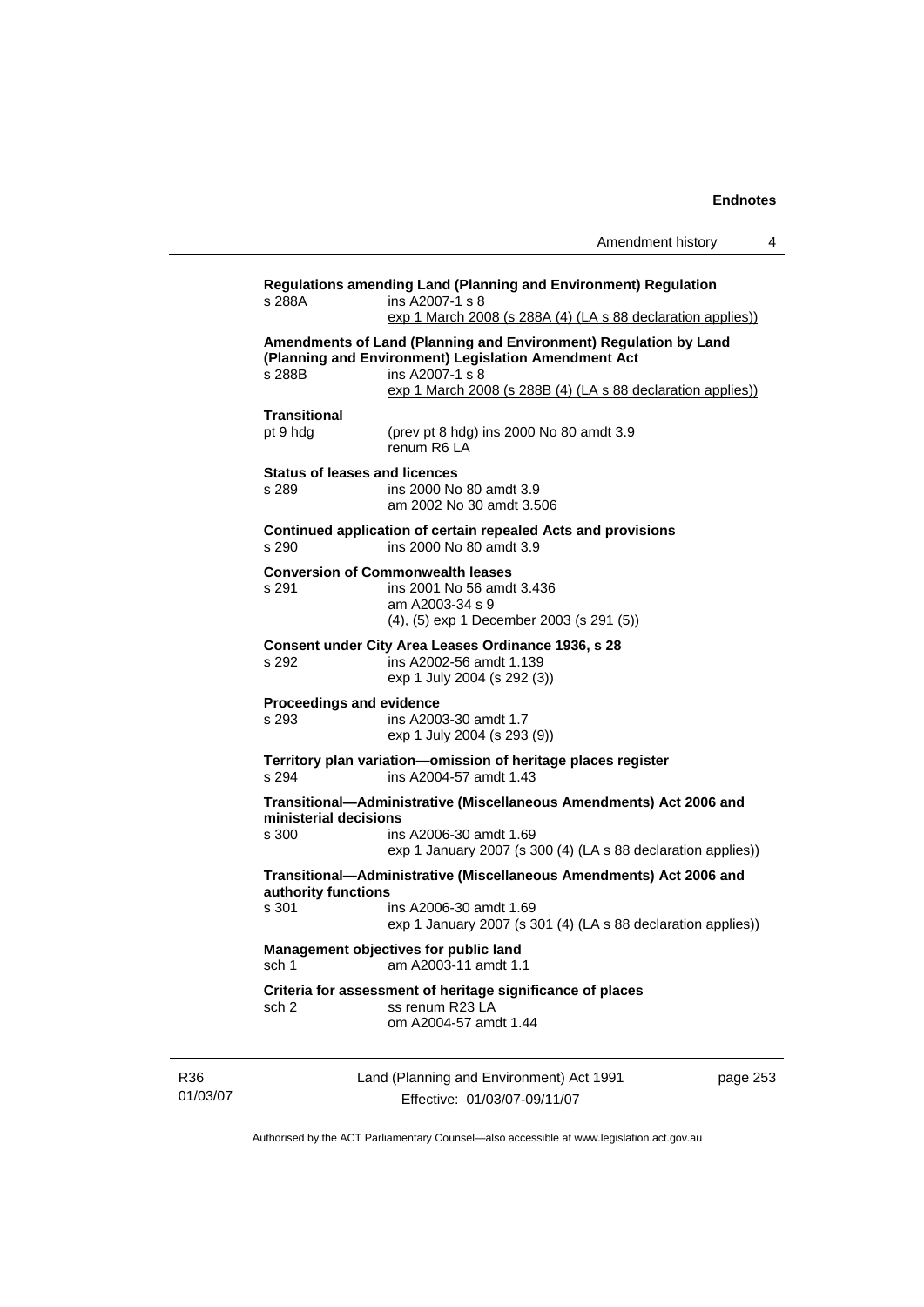**Regulations amending Land (Planning and Environment) Regulation**

s 288A ins A2007-1 s 8
exp 1 March 2008 (s 288A (4) (LA s 88 declaration applies))

**Amendments of Land (Planning and Environment) Regulation by Land (Planning and Environment) Legislation Amendment Act**

s 288B ins A2007-1 s 8
exp 1 March 2008 (s 288B (4) (LA s 88 declaration applies))

**Transitional**

pt 9 hdg (prev pt 8 hdg) ins 2000 No 80 amdt 3.9
renum R6 LA

**Status of leases and licences**

s 289 ins 2000 No 80 amdt 3.9
am 2002 No 30 amdt 3.506

**Continued application of certain repealed Acts and provisions**

s 290 ins 2000 No 80 amdt 3.9

**Conversion of Commonwealth leases**

s 291 ins 2001 No 56 amdt 3.436
am A2003-34 s 9
(4), (5) exp 1 December 2003 (s 291 (5))

**Consent under City Area Leases Ordinance 1936, s 28**

s 292 ins A2002-56 amdt 1.139
exp 1 July 2004 (s 292 (3))

**Proceedings and evidence**

s 293 ins A2003-30 amdt 1.7
exp 1 July 2004 (s 293 (9))

**Territory plan variation—omission of heritage places register**

s 294 ins A2004-57 amdt 1.43

**Transitional—Administrative (Miscellaneous Amendments) Act 2006 and ministerial decisions**

s 300 ins A2006-30 amdt 1.69
exp 1 January 2007 (s 300 (4) (LA s 88 declaration applies))

**Transitional—Administrative (Miscellaneous Amendments) Act 2006 and authority functions**

s 301 ins A2006-30 amdt 1.69
exp 1 January 2007 (s 301 (4) (LA s 88 declaration applies))

**Management objectives for public land**

sch 1 am A2003-11 amdt 1.1

**Criteria for assessment of heritage significance of places**

sch 2 ss renum R23 LA
om A2004-57 amdt 1.44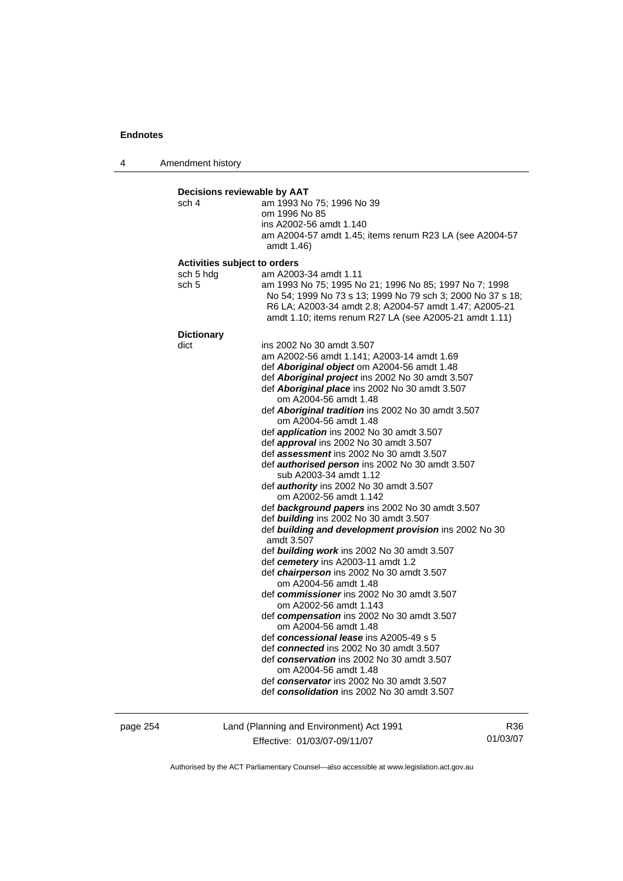**Decisions reviewable by AAT**

sch 4 — am 1993 No 75; 1996 No 39
om 1996 No 85
ins A2002-56 amdt 1.140
am A2004-57 amdt 1.45; items renum R23 LA (see A2004-57 amdt 1.46)

**Activities subject to orders**

sch 5 hdg — am A2003-34 amdt 1.11

sch 5 — am 1993 No 75; 1995 No 21; 1996 No 85; 1997 No 7; 1998 No 54; 1999 No 73 s 13; 1999 No 79 sch 3; 2000 No 37 s 18; R6 LA; A2003-34 amdt 2.8; A2004-57 amdt 1.47; A2005-21 amdt 1.10; items renum R27 LA (see A2005-21 amdt 1.11)

**Dictionary**

dict — ins 2002 No 30 amdt 3.507
am A2002-56 amdt 1.141; A2003-14 amdt 1.69
def ***Aboriginal object*** om A2004-56 amdt 1.48
def ***Aboriginal project*** ins 2002 No 30 amdt 3.507
def ***Aboriginal place*** ins 2002 No 30 amdt 3.507
om A2004-56 amdt 1.48
def ***Aboriginal tradition*** ins 2002 No 30 amdt 3.507
om A2004-56 amdt 1.48
def ***application*** ins 2002 No 30 amdt 3.507
def ***approval*** ins 2002 No 30 amdt 3.507
def ***assessment*** ins 2002 No 30 amdt 3.507
def ***authorised person*** ins 2002 No 30 amdt 3.507
sub A2003-34 amdt 1.12
def ***authority*** ins 2002 No 30 amdt 3.507
om A2002-56 amdt 1.142
def ***background papers*** ins 2002 No 30 amdt 3.507
def ***building*** ins 2002 No 30 amdt 3.507
def ***building and development provision*** ins 2002 No 30 amdt 3.507
def ***building work*** ins 2002 No 30 amdt 3.507
def ***cemetery*** ins A2003-11 amdt 1.2
def ***chairperson*** ins 2002 No 30 amdt 3.507
om A2004-56 amdt 1.48
def ***commissioner*** ins 2002 No 30 amdt 3.507
om A2002-56 amdt 1.143
def ***compensation*** ins 2002 No 30 amdt 3.507
om A2004-56 amdt 1.48
def ***concessional lease*** ins A2005-49 s 5
def ***connected*** ins 2002 No 30 amdt 3.507
def ***conservation*** ins 2002 No 30 amdt 3.507
om A2004-56 amdt 1.48
def ***conservator*** ins 2002 No 30 amdt 3.507
def ***consolidation*** ins 2002 No 30 amdt 3.507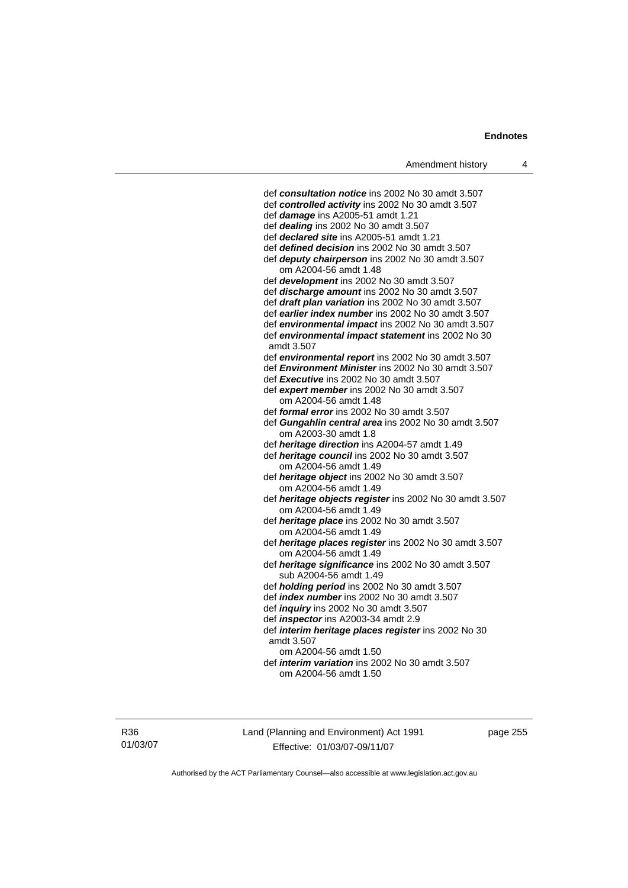def ***consultation notice*** ins 2002 No 30 amdt 3.507
def ***controlled activity*** ins 2002 No 30 amdt 3.507
def ***damage*** ins A2005-51 amdt 1.21
def ***dealing*** ins 2002 No 30 amdt 3.507
def ***declared site*** ins A2005-51 amdt 1.21
def ***defined decision*** ins 2002 No 30 amdt 3.507
def ***deputy chairperson*** ins 2002 No 30 amdt 3.507
  om A2004-56 amdt 1.48
def ***development*** ins 2002 No 30 amdt 3.507
def ***discharge amount*** ins 2002 No 30 amdt 3.507
def ***draft plan variation*** ins 2002 No 30 amdt 3.507
def ***earlier index number*** ins 2002 No 30 amdt 3.507
def ***environmental impact*** ins 2002 No 30 amdt 3.507
def ***environmental impact statement*** ins 2002 No 30 amdt 3.507
def ***environmental report*** ins 2002 No 30 amdt 3.507
def ***Environment Minister*** ins 2002 No 30 amdt 3.507
def ***Executive*** ins 2002 No 30 amdt 3.507
def ***expert member*** ins 2002 No 30 amdt 3.507
  om A2004-56 amdt 1.48
def ***formal error*** ins 2002 No 30 amdt 3.507
def ***Gungahlin central area*** ins 2002 No 30 amdt 3.507
  om A2003-30 amdt 1.8
def ***heritage direction*** ins A2004-57 amdt 1.49
def ***heritage council*** ins 2002 No 30 amdt 3.507
  om A2004-56 amdt 1.49
def ***heritage object*** ins 2002 No 30 amdt 3.507
  om A2004-56 amdt 1.49
def ***heritage objects register*** ins 2002 No 30 amdt 3.507
  om A2004-56 amdt 1.49
def ***heritage place*** ins 2002 No 30 amdt 3.507
  om A2004-56 amdt 1.49
def ***heritage places register*** ins 2002 No 30 amdt 3.507
  om A2004-56 amdt 1.49
def ***heritage significance*** ins 2002 No 30 amdt 3.507
  sub A2004-56 amdt 1.49
def ***holding period*** ins 2002 No 30 amdt 3.507
def ***index number*** ins 2002 No 30 amdt 3.507
def ***inquiry*** ins 2002 No 30 amdt 3.507
def ***inspector*** ins A2003-34 amdt 2.9
def ***interim heritage places register*** ins 2002 No 30 amdt 3.507
  om A2004-56 amdt 1.50
def ***interim variation*** ins 2002 No 30 amdt 3.507
  om A2004-56 amdt 1.50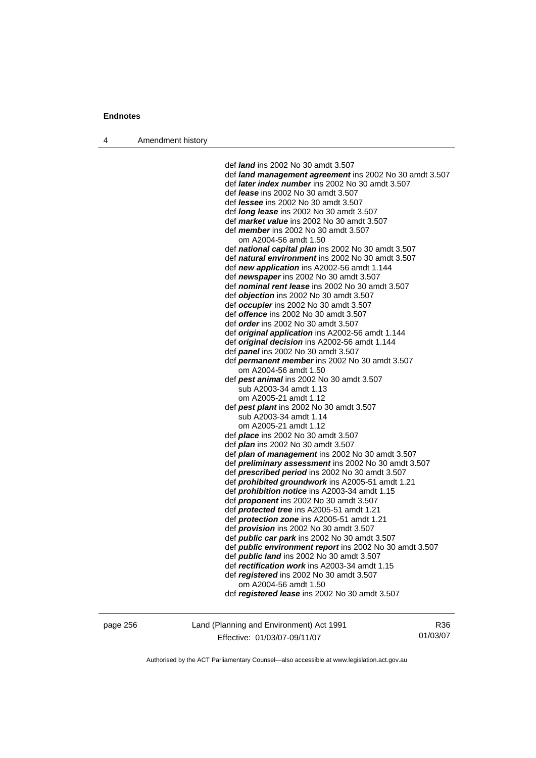def ***land*** ins 2002 No 30 amdt 3.507
def ***land management agreement*** ins 2002 No 30 amdt 3.507
def ***later index number*** ins 2002 No 30 amdt 3.507
def ***lease*** ins 2002 No 30 amdt 3.507
def ***lessee*** ins 2002 No 30 amdt 3.507
def ***long lease*** ins 2002 No 30 amdt 3.507
def ***market value*** ins 2002 No 30 amdt 3.507
def ***member*** ins 2002 No 30 amdt 3.507
  om A2004-56 amdt 1.50
def ***national capital plan*** ins 2002 No 30 amdt 3.507
def ***natural environment*** ins 2002 No 30 amdt 3.507
def ***new application*** ins A2002-56 amdt 1.144
def ***newspaper*** ins 2002 No 30 amdt 3.507
def ***nominal rent lease*** ins 2002 No 30 amdt 3.507
def ***objection*** ins 2002 No 30 amdt 3.507
def ***occupier*** ins 2002 No 30 amdt 3.507
def ***offence*** ins 2002 No 30 amdt 3.507
def ***order*** ins 2002 No 30 amdt 3.507
def ***original application*** ins A2002-56 amdt 1.144
def ***original decision*** ins A2002-56 amdt 1.144
def ***panel*** ins 2002 No 30 amdt 3.507
def ***permanent member*** ins 2002 No 30 amdt 3.507
  om A2004-56 amdt 1.50
def ***pest animal*** ins 2002 No 30 amdt 3.507
  sub A2003-34 amdt 1.13
  om A2005-21 amdt 1.12
def ***pest plant*** ins 2002 No 30 amdt 3.507
  sub A2003-34 amdt 1.14
  om A2005-21 amdt 1.12
def ***place*** ins 2002 No 30 amdt 3.507
def ***plan*** ins 2002 No 30 amdt 3.507
def ***plan of management*** ins 2002 No 30 amdt 3.507
def ***preliminary assessment*** ins 2002 No 30 amdt 3.507
def ***prescribed period*** ins 2002 No 30 amdt 3.507
def ***prohibited groundwork*** ins A2005-51 amdt 1.21
def ***prohibition notice*** ins A2003-34 amdt 1.15
def ***proponent*** ins 2002 No 30 amdt 3.507
def ***protected tree*** ins A2005-51 amdt 1.21
def ***protection zone*** ins A2005-51 amdt 1.21
def ***provision*** ins 2002 No 30 amdt 3.507
def ***public car park*** ins 2002 No 30 amdt 3.507
def ***public environment report*** ins 2002 No 30 amdt 3.507
def ***public land*** ins 2002 No 30 amdt 3.507
def ***rectification work*** ins A2003-34 amdt 1.15
def ***registered*** ins 2002 No 30 amdt 3.507
  om A2004-56 amdt 1.50
def ***registered lease*** ins 2002 No 30 amdt 3.507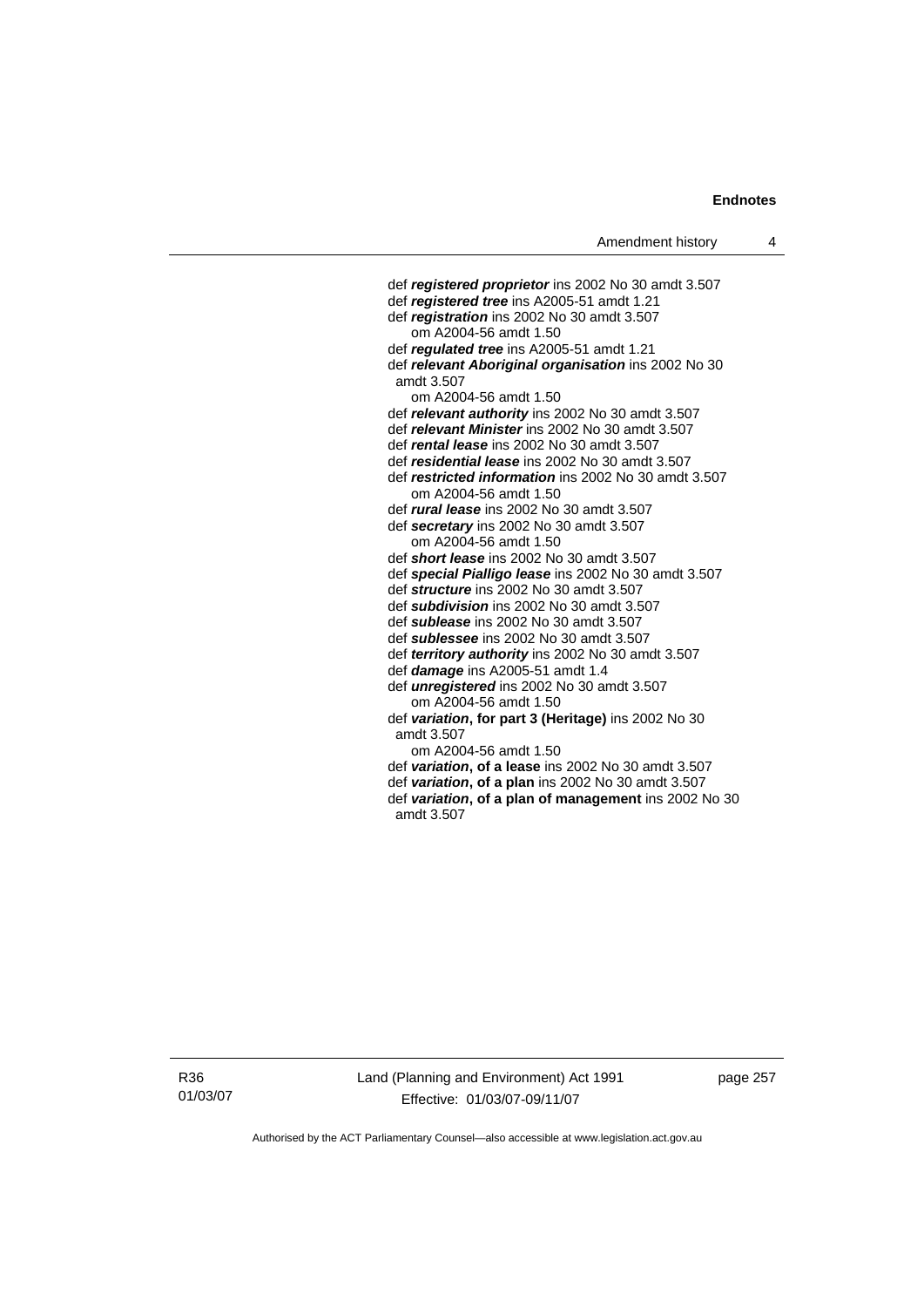def ***registered proprietor*** ins 2002 No 30 amdt 3.507
def ***registered tree*** ins A2005-51 amdt 1.21
def ***registration*** ins 2002 No 30 amdt 3.507
om A2004-56 amdt 1.50
def ***regulated tree*** ins A2005-51 amdt 1.21
def ***relevant Aboriginal organisation*** ins 2002 No 30 amdt 3.507
om A2004-56 amdt 1.50
def ***relevant authority*** ins 2002 No 30 amdt 3.507
def ***relevant Minister*** ins 2002 No 30 amdt 3.507
def ***rental lease*** ins 2002 No 30 amdt 3.507
def ***residential lease*** ins 2002 No 30 amdt 3.507
def ***restricted information*** ins 2002 No 30 amdt 3.507
om A2004-56 amdt 1.50
def ***rural lease*** ins 2002 No 30 amdt 3.507
def ***secretary*** ins 2002 No 30 amdt 3.507
om A2004-56 amdt 1.50
def ***short lease*** ins 2002 No 30 amdt 3.507
def ***special Pialligo lease*** ins 2002 No 30 amdt 3.507
def ***structure*** ins 2002 No 30 amdt 3.507
def ***subdivision*** ins 2002 No 30 amdt 3.507
def ***sublease*** ins 2002 No 30 amdt 3.507
def ***sublessee*** ins 2002 No 30 amdt 3.507
def ***territory authority*** ins 2002 No 30 amdt 3.507
def ***damage*** ins A2005-51 amdt 1.4
def ***unregistered*** ins 2002 No 30 amdt 3.507
om A2004-56 amdt 1.50
def ***variation*, for part 3 (Heritage)** ins 2002 No 30 amdt 3.507
om A2004-56 amdt 1.50
def ***variation*, of a lease** ins 2002 No 30 amdt 3.507
def ***variation*, of a plan** ins 2002 No 30 amdt 3.507
def ***variation*, of a plan of management** ins 2002 No 30 amdt 3.507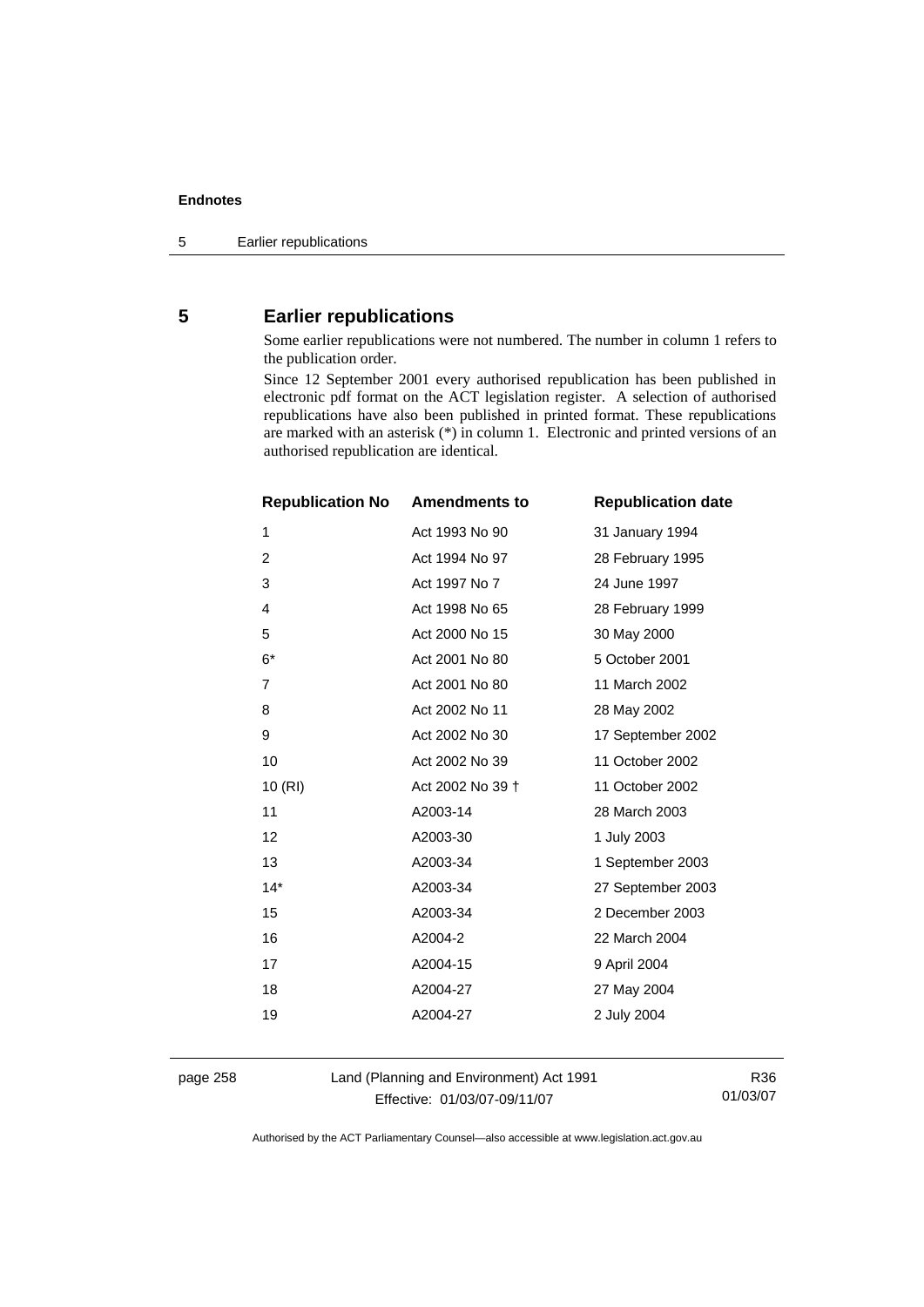## 5 Earlier republications

Some earlier republications were not numbered. The number in column 1 refers to the publication order.

Since 12 September 2001 every authorised republication has been published in electronic pdf format on the ACT legislation register. A selection of authorised republications have also been published in printed format. These republications are marked with an asterisk (*) in column 1. Electronic and printed versions of an authorised republication are identical.

| Republication No | Amendments to | Republication date |
|---|---|---|
| 1 | Act 1993 No 90 | 31 January 1994 |
| 2 | Act 1994 No 97 | 28 February 1995 |
| 3 | Act 1997 No 7 | 24 June 1997 |
| 4 | Act 1998 No 65 | 28 February 1999 |
| 5 | Act 2000 No 15 | 30 May 2000 |
| 6* | Act 2001 No 80 | 5 October 2001 |
| 7 | Act 2001 No 80 | 11 March 2002 |
| 8 | Act 2002 No 11 | 28 May 2002 |
| 9 | Act 2002 No 30 | 17 September 2002 |
| 10 | Act 2002 No 39 | 11 October 2002 |
| 10 (RI) | Act 2002 No 39 † | 11 October 2002 |
| 11 | A2003-14 | 28 March 2003 |
| 12 | A2003-30 | 1 July 2003 |
| 13 | A2003-34 | 1 September 2003 |
| 14* | A2003-34 | 27 September 2003 |
| 15 | A2003-34 | 2 December 2003 |
| 16 | A2004-2 | 22 March 2004 |
| 17 | A2004-15 | 9 April 2004 |
| 18 | A2004-27 | 27 May 2004 |
| 19 | A2004-27 | 2 July 2004 |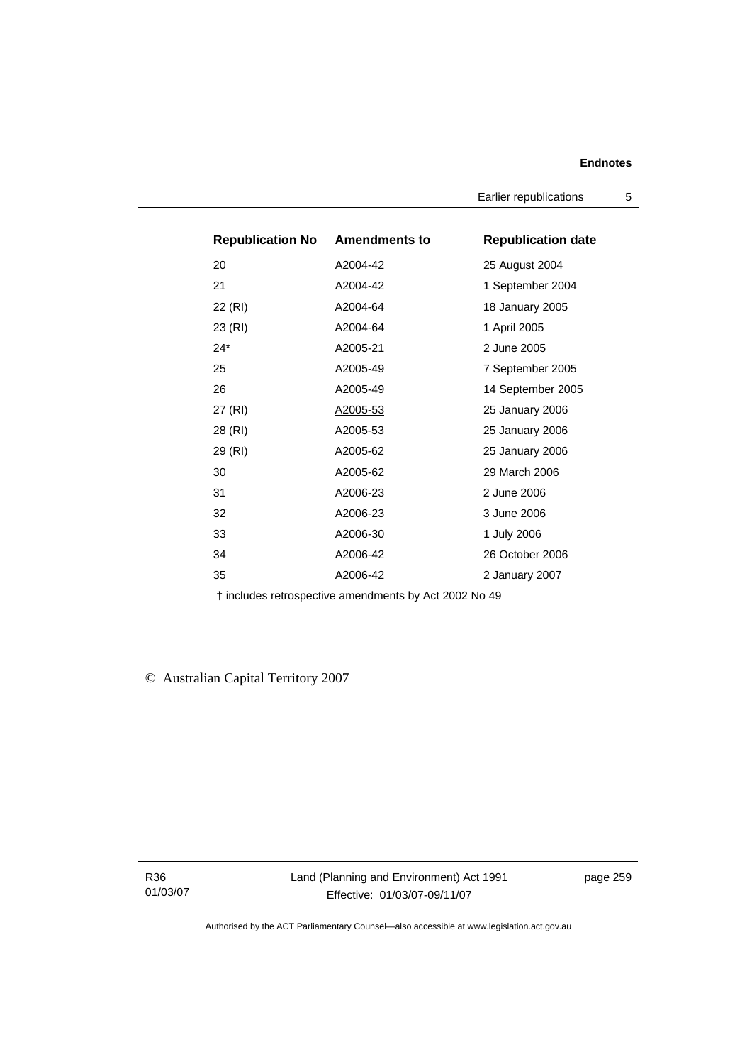| Republication No | Amendments to | Republication date |
|---|---|---|
| 20 | A2004-42 | 25 August 2004 |
| 21 | A2004-42 | 1 September 2004 |
| 22 (RI) | A2004-64 | 18 January 2005 |
| 23 (RI) | A2004-64 | 1 April 2005 |
| 24* | A2005-21 | 2 June 2005 |
| 25 | A2005-49 | 7 September 2005 |
| 26 | A2005-49 | 14 September 2005 |
| 27 (RI) | A2005-53 | 25 January 2006 |
| 28 (RI) | A2005-53 | 25 January 2006 |
| 29 (RI) | A2005-62 | 25 January 2006 |
| 30 | A2005-62 | 29 March 2006 |
| 31 | A2006-23 | 2 June 2006 |
| 32 | A2006-23 | 3 June 2006 |
| 33 | A2006-30 | 1 July 2006 |
| 34 | A2006-42 | 26 October 2006 |
| 35 | A2006-42 | 2 January 2007 |

† includes retrospective amendments by Act 2002 No 49

© Australian Capital Territory 2007